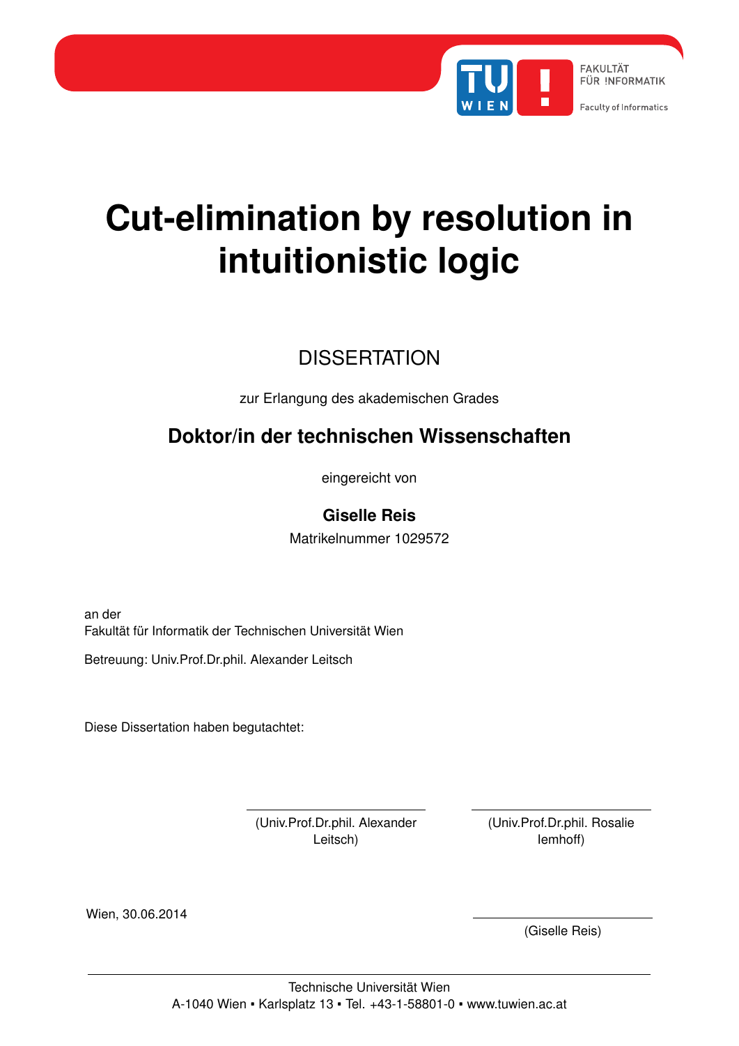FAKULTÄT FÜR !NFORMATIK

Faculty of Informatics

# Cut-elimination by resolution in intuitionistic logic

## DISSERTATION

zur Erlangung des akademischen Grades

**Doktor/in der technischen Wissenschaften**

eingereicht von

**Giselle Reis**

Matrikelnummer 1029572

an der
Fakultät für Informatik der Technischen Universität Wien

Betreuung: Univ.Prof.Dr.phil. Alexander Leitsch

Diese Dissertation haben begutachtet:

(Univ.Prof.Dr.phil. Alexander Leitsch)

(Univ.Prof.Dr.phil. Rosalie Iemhoff)

Wien, 30.06.2014

(Giselle Reis)

Technische Universität Wien
A-1040 Wien ▪ Karlsplatz 13 ▪ Tel. +43-1-58801-0 ▪ www.tuwien.ac.at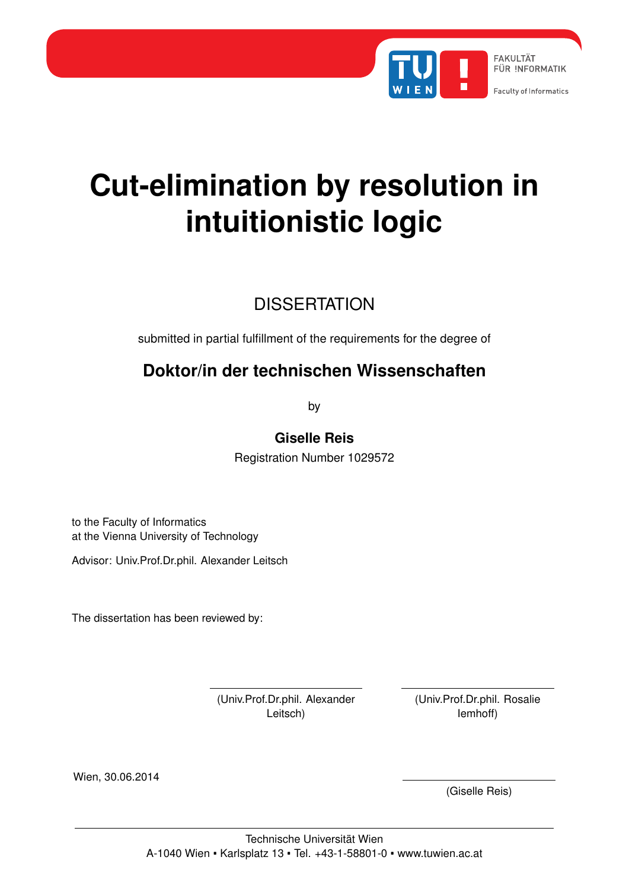FAKULTÄT FÜR !NFORMATIK

Faculty of Informatics

# Cut-elimination by resolution in intuitionistic logic

## DISSERTATION

submitted in partial fulfillment of the requirements for the degree of

**Doktor/in der technischen Wissenschaften**

by

**Giselle Reis**

Registration Number 1029572

to the Faculty of Informatics
at the Vienna University of Technology

Advisor: Univ.Prof.Dr.phil. Alexander Leitsch

The dissertation has been reviewed by:

(Univ.Prof.Dr.phil. Alexander Leitsch) (Univ.Prof.Dr.phil. Rosalie Iemhoff)

Wien, 30.06.2014

(Giselle Reis)

Technische Universität Wien
A-1040 Wien ▪ Karlsplatz 13 ▪ Tel. +43-1-58801-0 ▪ www.tuwien.ac.at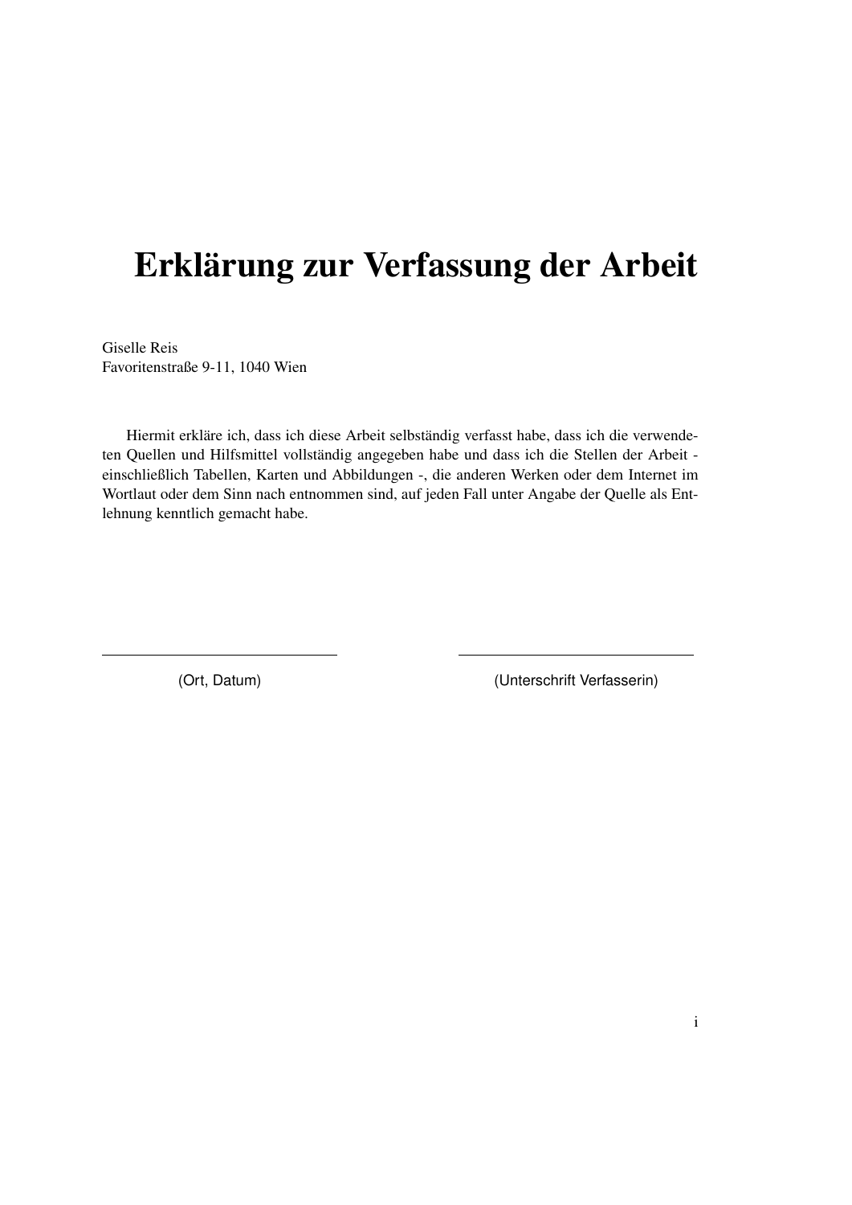# Erklärung zur Verfassung der Arbeit

Giselle Reis
Favoritenstraße 9-11, 1040 Wien

Hiermit erkläre ich, dass ich diese Arbeit selbständig verfasst habe, dass ich die verwendeten Quellen und Hilfsmittel vollständig angegeben habe und dass ich die Stellen der Arbeit - einschließlich Tabellen, Karten und Abbildungen -, die anderen Werken oder dem Internet im Wortlaut oder dem Sinn nach entnommen sind, auf jeden Fall unter Angabe der Quelle als Entlehnung kenntlich gemacht habe.

| ______________________________ | ______________________________ |
|---|---|
| (Ort, Datum) | (Unterschrift Verfasserin) |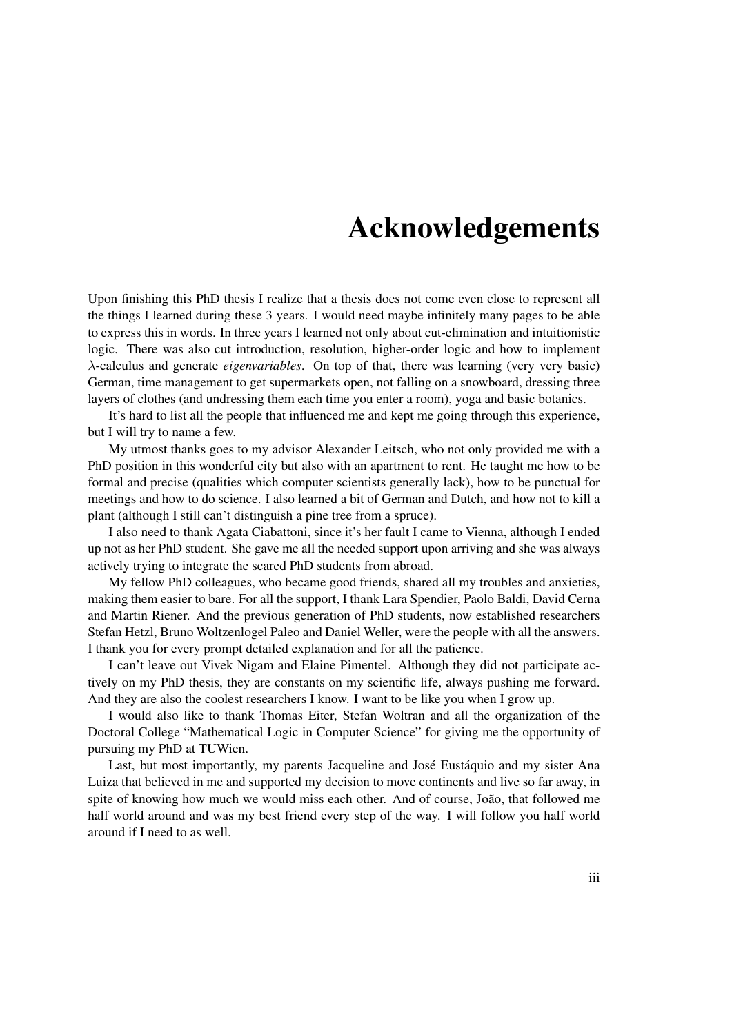# Acknowledgements

Upon finishing this PhD thesis I realize that a thesis does not come even close to represent all the things I learned during these 3 years. I would need maybe infinitely many pages to be able to express this in words. In three years I learned not only about cut-elimination and intuitionistic logic. There was also cut introduction, resolution, higher-order logic and how to implement $\lambda$-calculus and generate *eigenvariables*. On top of that, there was learning (very very basic) German, time management to get supermarkets open, not falling on a snowboard, dressing three layers of clothes (and undressing them each time you enter a room), yoga and basic botanics.

It's hard to list all the people that influenced me and kept me going through this experience, but I will try to name a few.

My utmost thanks goes to my advisor Alexander Leitsch, who not only provided me with a PhD position in this wonderful city but also with an apartment to rent. He taught me how to be formal and precise (qualities which computer scientists generally lack), how to be punctual for meetings and how to do science. I also learned a bit of German and Dutch, and how not to kill a plant (although I still can't distinguish a pine tree from a spruce).

I also need to thank Agata Ciabattoni, since it's her fault I came to Vienna, although I ended up not as her PhD student. She gave me all the needed support upon arriving and she was always actively trying to integrate the scared PhD students from abroad.

My fellow PhD colleagues, who became good friends, shared all my troubles and anxieties, making them easier to bare. For all the support, I thank Lara Spendier, Paolo Baldi, David Cerna and Martin Riener. And the previous generation of PhD students, now established researchers Stefan Hetzl, Bruno Woltzenlogel Paleo and Daniel Weller, were the people with all the answers. I thank you for every prompt detailed explanation and for all the patience.

I can't leave out Vivek Nigam and Elaine Pimentel. Although they did not participate actively on my PhD thesis, they are constants on my scientific life, always pushing me forward. And they are also the coolest researchers I know. I want to be like you when I grow up.

I would also like to thank Thomas Eiter, Stefan Woltran and all the organization of the Doctoral College "Mathematical Logic in Computer Science" for giving me the opportunity of pursuing my PhD at TUWien.

Last, but most importantly, my parents Jacqueline and José Eustáquio and my sister Ana Luiza that believed in me and supported my decision to move continents and live so far away, in spite of knowing how much we would miss each other. And of course, João, that followed me half world around and was my best friend every step of the way. I will follow you half world around if I need to as well.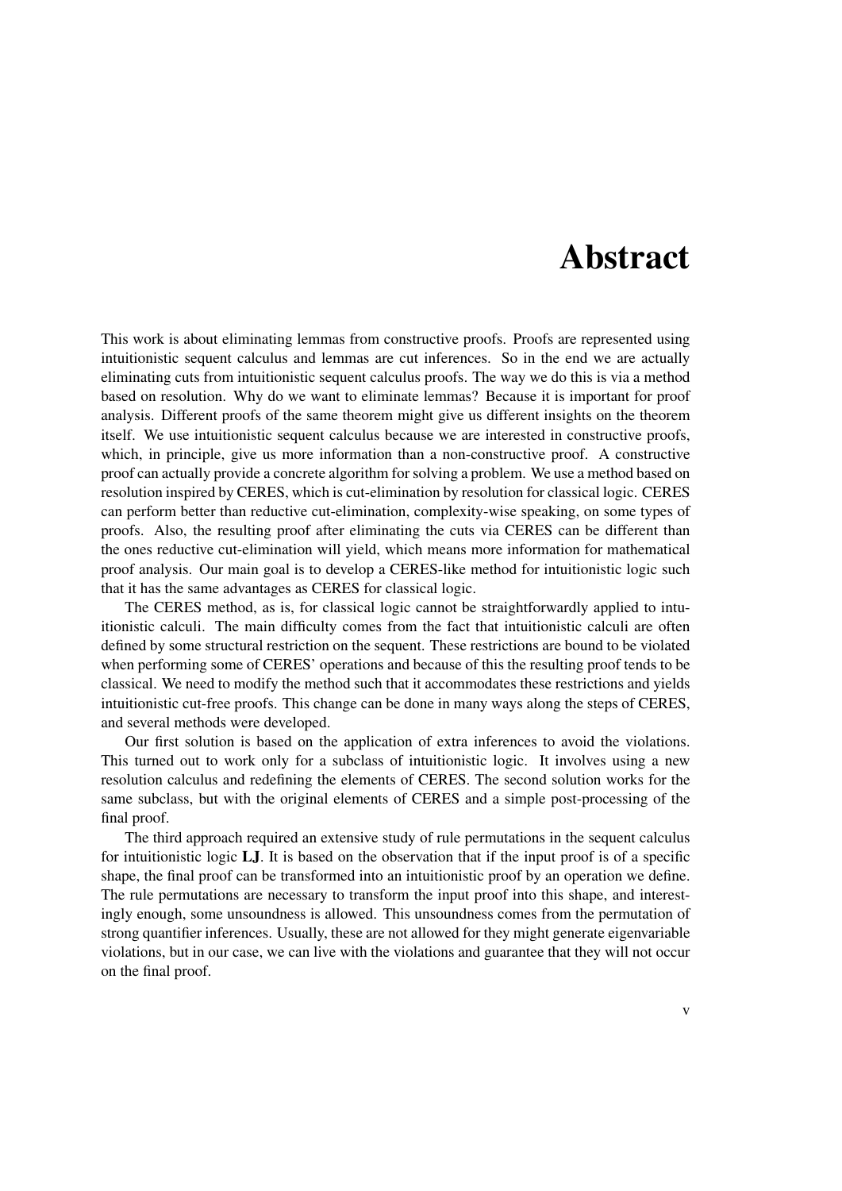# Abstract

This work is about eliminating lemmas from constructive proofs. Proofs are represented using intuitionistic sequent calculus and lemmas are cut inferences. So in the end we are actually eliminating cuts from intuitionistic sequent calculus proofs. The way we do this is via a method based on resolution. Why do we want to eliminate lemmas? Because it is important for proof analysis. Different proofs of the same theorem might give us different insights on the theorem itself. We use intuitionistic sequent calculus because we are interested in constructive proofs, which, in principle, give us more information than a non-constructive proof. A constructive proof can actually provide a concrete algorithm for solving a problem. We use a method based on resolution inspired by CERES, which is cut-elimination by resolution for classical logic. CERES can perform better than reductive cut-elimination, complexity-wise speaking, on some types of proofs. Also, the resulting proof after eliminating the cuts via CERES can be different than the ones reductive cut-elimination will yield, which means more information for mathematical proof analysis. Our main goal is to develop a CERES-like method for intuitionistic logic such that it has the same advantages as CERES for classical logic.

The CERES method, as is, for classical logic cannot be straightforwardly applied to intuitionistic calculi. The main difficulty comes from the fact that intuitionistic calculi are often defined by some structural restriction on the sequent. These restrictions are bound to be violated when performing some of CERES' operations and because of this the resulting proof tends to be classical. We need to modify the method such that it accommodates these restrictions and yields intuitionistic cut-free proofs. This change can be done in many ways along the steps of CERES, and several methods were developed.

Our first solution is based on the application of extra inferences to avoid the violations. This turned out to work only for a subclass of intuitionistic logic. It involves using a new resolution calculus and redefining the elements of CERES. The second solution works for the same subclass, but with the original elements of CERES and a simple post-processing of the final proof.

The third approach required an extensive study of rule permutations in the sequent calculus for intuitionistic logic **LJ**. It is based on the observation that if the input proof is of a specific shape, the final proof can be transformed into an intuitionistic proof by an operation we define. The rule permutations are necessary to transform the input proof into this shape, and interestingly enough, some unsoundness is allowed. This unsoundness comes from the permutation of strong quantifier inferences. Usually, these are not allowed for they might generate eigenvariable violations, but in our case, we can live with the violations and guarantee that they will not occur on the final proof.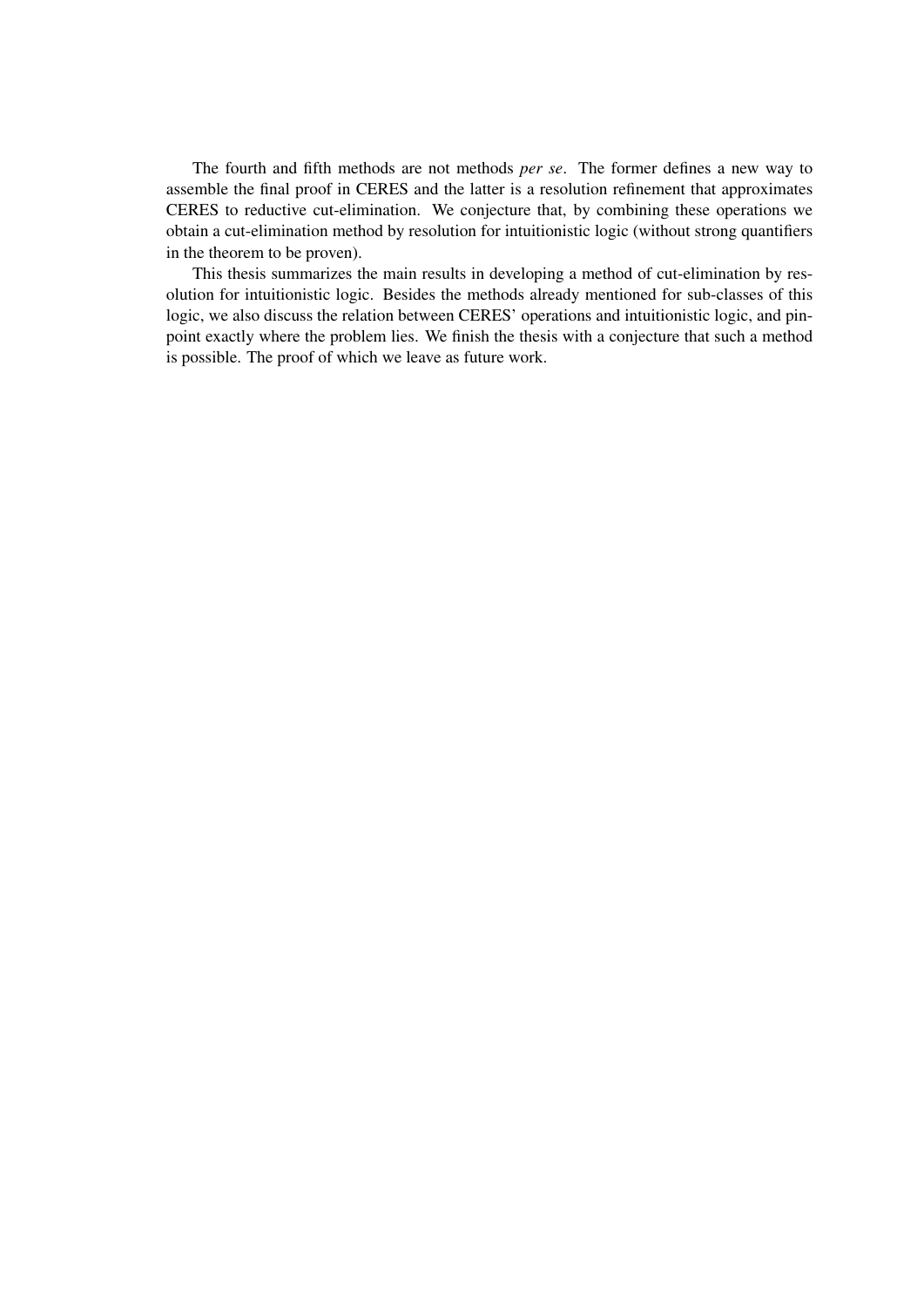The fourth and fifth methods are not methods *per se*. The former defines a new way to assemble the final proof in CERES and the latter is a resolution refinement that approximates CERES to reductive cut-elimination. We conjecture that, by combining these operations we obtain a cut-elimination method by resolution for intuitionistic logic (without strong quantifiers in the theorem to be proven).

This thesis summarizes the main results in developing a method of cut-elimination by resolution for intuitionistic logic. Besides the methods already mentioned for sub-classes of this logic, we also discuss the relation between CERES' operations and intuitionistic logic, and pinpoint exactly where the problem lies. We finish the thesis with a conjecture that such a method is possible. The proof of which we leave as future work.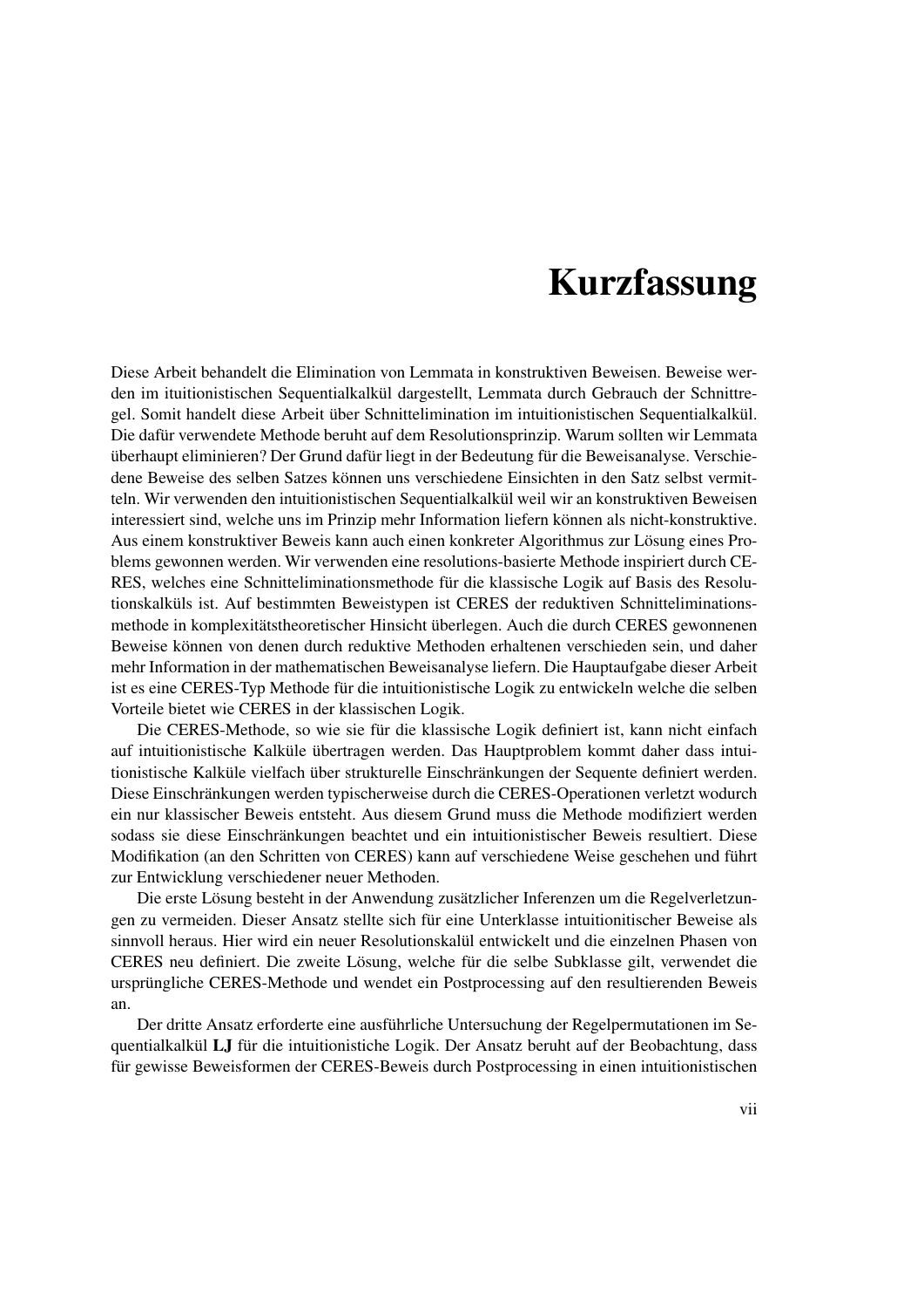# Kurzfassung

Diese Arbeit behandelt die Elimination von Lemmata in konstruktiven Beweisen. Beweise werden im ituitionistischen Sequentialkalkül dargestellt, Lemmata durch Gebrauch der Schnittregel. Somit handelt diese Arbeit über Schnittelimination im intuitionistischen Sequentialkalkül. Die dafür verwendete Methode beruht auf dem Resolutionsprinzip. Warum sollten wir Lemmata überhaupt eliminieren? Der Grund dafür liegt in der Bedeutung für die Beweisanalyse. Verschiedene Beweise des selben Satzes können uns verschiedene Einsichten in den Satz selbst vermitteln. Wir verwenden den intuitionistischen Sequentialkalkül weil wir an konstruktiven Beweisen interessiert sind, welche uns im Prinzip mehr Information liefern können als nicht-konstruktive. Aus einem konstruktiver Beweis kann auch einen konkreter Algorithmus zur Lösung eines Problems gewonnen werden. Wir verwenden eine resolutions-basierte Methode inspiriert durch CERES, welches eine Schnitteliminationsmethode für die klassische Logik auf Basis des Resolutionskalküls ist. Auf bestimmten Beweistypen ist CERES der reduktiven Schnitteliminationsmethode in komplexitätstheoretischer Hinsicht überlegen. Auch die durch CERES gewonnenen Beweise können von denen durch reduktive Methoden erhaltenen verschieden sein, und daher mehr Information in der mathematischen Beweisanalyse liefern. Die Hauptaufgabe dieser Arbeit ist es eine CERES-Typ Methode für die intuitionistische Logik zu entwickeln welche die selben Vorteile bietet wie CERES in der klassischen Logik.

Die CERES-Methode, so wie sie für die klassische Logik definiert ist, kann nicht einfach auf intuitionistische Kalküle übertragen werden. Das Hauptproblem kommt daher dass intuitionistische Kalküle vielfach über strukturelle Einschränkungen der Sequente definiert werden. Diese Einschränkungen werden typischerweise durch die CERES-Operationen verletzt wodurch ein nur klassischer Beweis entsteht. Aus diesem Grund muss die Methode modifiziert werden sodass sie diese Einschränkungen beachtet und ein intuitionistischer Beweis resultiert. Diese Modifikation (an den Schritten von CERES) kann auf verschiedene Weise geschehen und führt zur Entwicklung verschiedener neuer Methoden.

Die erste Lösung besteht in der Anwendung zusätzlicher Inferenzen um die Regelverletzungen zu vermeiden. Dieser Ansatz stellte sich für eine Unterklasse intuitionitischer Beweise als sinnvoll heraus. Hier wird ein neuer Resolutionskalül entwickelt und die einzelnen Phasen von CERES neu definiert. Die zweite Lösung, welche für die selbe Subklasse gilt, verwendet die ursprüngliche CERES-Methode und wendet ein Postprocessing auf den resultierenden Beweis an.

Der dritte Ansatz erforderte eine ausführliche Untersuchung der Regelpermutationen im Sequentialkalkül **LJ** für die intuitionistiche Logik. Der Ansatz beruht auf der Beobachtung, dass für gewisse Beweisformen der CERES-Beweis durch Postprocessing in einen intuitionistischen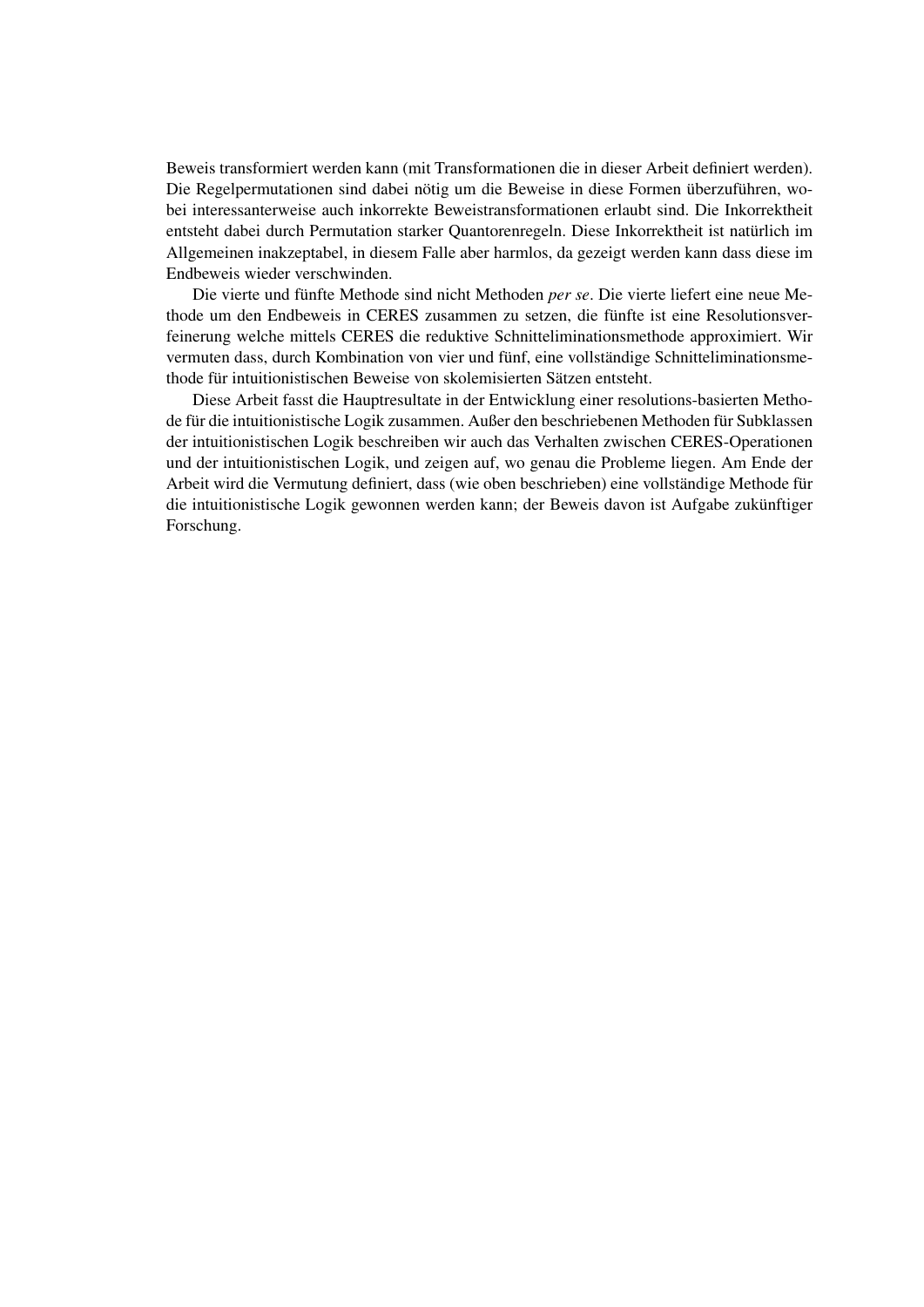Beweis transformiert werden kann (mit Transformationen die in dieser Arbeit definiert werden). Die Regelpermutationen sind dabei nötig um die Beweise in diese Formen überzuführen, wobei interessanterweise auch inkorrekte Beweistransformationen erlaubt sind. Die Inkorrektheit entsteht dabei durch Permutation starker Quantorenregeln. Diese Inkorrektheit ist natürlich im Allgemeinen inakzeptabel, in diesem Falle aber harmlos, da gezeigt werden kann dass diese im Endbeweis wieder verschwinden.

Die vierte und fünfte Methode sind nicht Methoden *per se*. Die vierte liefert eine neue Methode um den Endbeweis in CERES zusammen zu setzen, die fünfte ist eine Resolutionsverfeinerung welche mittels CERES die reduktive Schnitteliminationsmethode approximiert. Wir vermuten dass, durch Kombination von vier und fünf, eine vollständige Schnitteliminationsmethode für intuitionistischen Beweise von skolemisierten Sätzen entsteht.

Diese Arbeit fasst die Hauptresultate in der Entwicklung einer resolutions-basierten Methode für die intuitionistische Logik zusammen. Außer den beschriebenen Methoden für Subklassen der intuitionistischen Logik beschreiben wir auch das Verhalten zwischen CERES-Operationen und der intuitionistischen Logik, und zeigen auf, wo genau die Probleme liegen. Am Ende der Arbeit wird die Vermutung definiert, dass (wie oben beschrieben) eine vollständige Methode für die intuitionistische Logik gewonnen werden kann; der Beweis davon ist Aufgabe zukünftiger Forschung.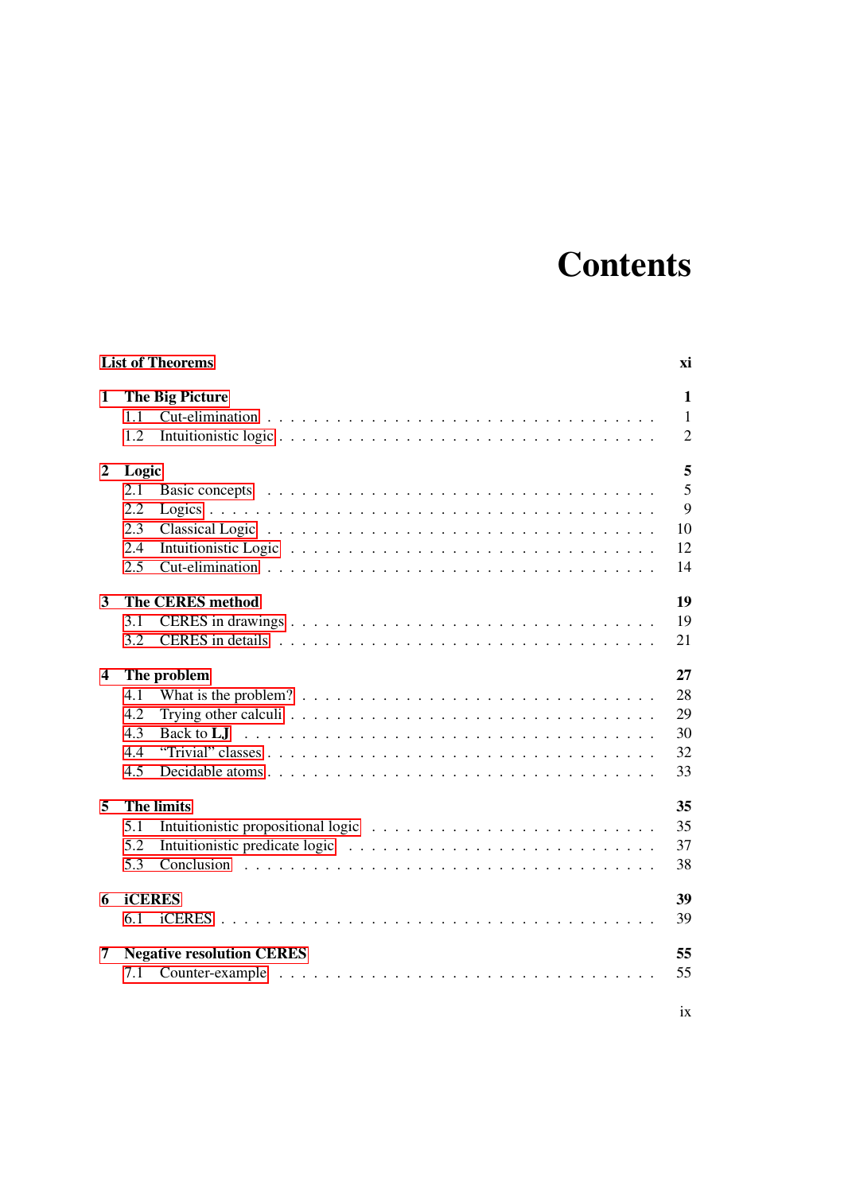# Contents

**List of Theorems** ... **xi**

**1 The Big Picture** ... **1**
- 1.1 Cut-elimination ... 1
- 1.2 Intuitionistic logic ... 2

**2 Logic** ... **5**
- 2.1 Basic concepts ... 5
- 2.2 Logics ... 9
- 2.3 Classical Logic ... 10
- 2.4 Intuitionistic Logic ... 12
- 2.5 Cut-elimination ... 14

**3 The CERES method** ... **19**
- 3.1 CERES in drawings ... 19
- 3.2 CERES in details ... 21

**4 The problem** ... **27**
- 4.1 What is the problem? ... 28
- 4.2 Trying other calculi ... 29
- 4.3 Back to **LJ** ... 30
- 4.4 "Trivial" classes ... 32
- 4.5 Decidable atoms ... 33

**5 The limits** ... **35**
- 5.1 Intuitionistic propositional logic ... 35
- 5.2 Intuitionistic predicate logic ... 37
- 5.3 Conclusion ... 38

**6 iCERES** ... **39**
- 6.1 iCERES ... 39

**7 Negative resolution CERES** ... **55**
- 7.1 Counter-example ... 55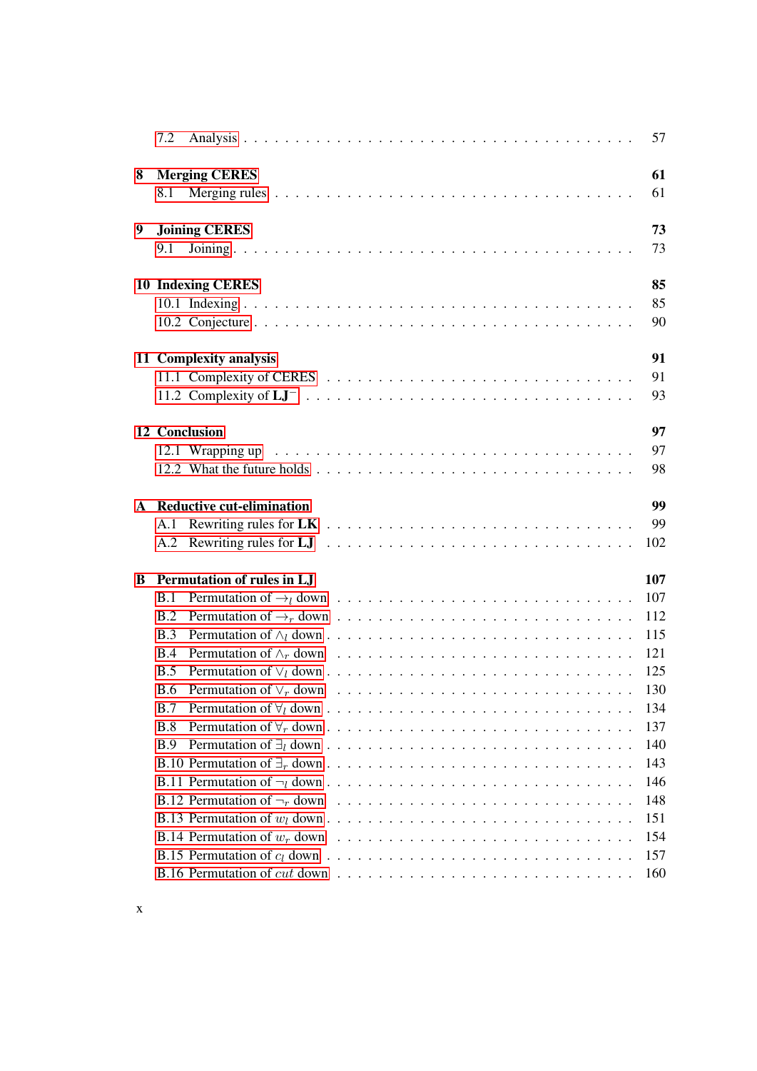7.2 Analysis . . . . . . . . . . . . . . . . . . . . . . . . . . . . . . . 57

**8 Merging CERES** **61**

8.1 Merging rules . . . . . . . . . . . . . . . . . . . . . . . . . . . . 61

**9 Joining CERES** **73**

9.1 Joining . . . . . . . . . . . . . . . . . . . . . . . . . . . . . . . 73

**10 Indexing CERES** **85**

10.1 Indexing . . . . . . . . . . . . . . . . . . . . . . . . . . . . . . 85

10.2 Conjecture . . . . . . . . . . . . . . . . . . . . . . . . . . . . . 90

**11 Complexity analysis** **91**

11.1 Complexity of CERES . . . . . . . . . . . . . . . . . . . . . . . 91

11.2 Complexity of $\mathbf{LJ}^-$ . . . . . . . . . . . . . . . . . . . . . . . . 93

**12 Conclusion** **97**

12.1 Wrapping up . . . . . . . . . . . . . . . . . . . . . . . . . . . . 97

12.2 What the future holds . . . . . . . . . . . . . . . . . . . . . . . 98

**A Reductive cut-elimination** **99**

A.1 Rewriting rules for **LK** . . . . . . . . . . . . . . . . . . . . . . 99

A.2 Rewriting rules for **LJ** . . . . . . . . . . . . . . . . . . . . . . 102

**B Permutation of rules in LJ** **107**

B.1 Permutation of $\rightarrow_l$ down . . . . . . . . . . . . . . . . . . . . . 107

B.2 Permutation of $\rightarrow_r$ down . . . . . . . . . . . . . . . . . . . . . 112

B.3 Permutation of $\wedge_l$ down . . . . . . . . . . . . . . . . . . . . . . 115

B.4 Permutation of $\wedge_r$ down . . . . . . . . . . . . . . . . . . . . . . 121

B.5 Permutation of $\vee_l$ down . . . . . . . . . . . . . . . . . . . . . . 125

B.6 Permutation of $\vee_r$ down . . . . . . . . . . . . . . . . . . . . . . 130

B.7 Permutation of $\forall_l$ down . . . . . . . . . . . . . . . . . . . . . . 134

B.8 Permutation of $\forall_r$ down . . . . . . . . . . . . . . . . . . . . . . 137

B.9 Permutation of $\exists_l$ down . . . . . . . . . . . . . . . . . . . . . . 140

B.10 Permutation of $\exists_r$ down . . . . . . . . . . . . . . . . . . . . . 143

B.11 Permutation of $\neg_l$ down . . . . . . . . . . . . . . . . . . . . . . 146

B.12 Permutation of $\neg_r$ down . . . . . . . . . . . . . . . . . . . . . . 148

B.13 Permutation of $w_l$ down . . . . . . . . . . . . . . . . . . . . . . 151

B.14 Permutation of $w_r$ down . . . . . . . . . . . . . . . . . . . . . . 154

B.15 Permutation of $c_l$ down . . . . . . . . . . . . . . . . . . . . . . 157

B.16 Permutation of $cut$ down . . . . . . . . . . . . . . . . . . . . . . 160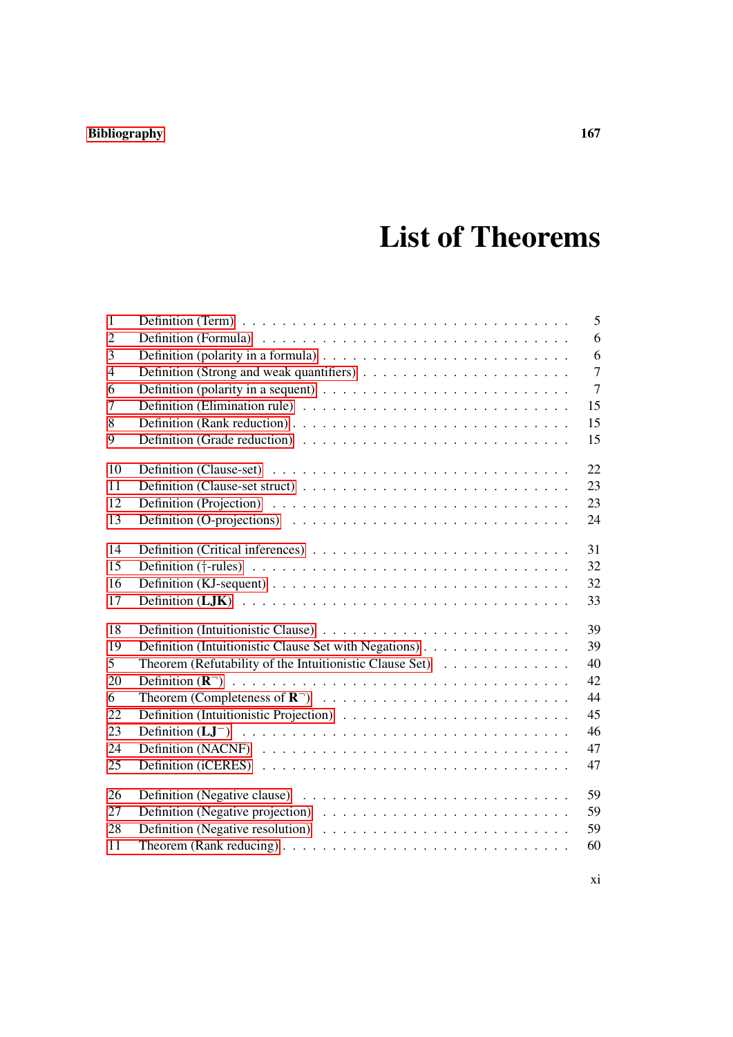# List of Theorems

| | | |
|---|---|---|
| 1 | Definition (Term) | 5 |
| 2 | Definition (Formula) | 6 |
| 3 | Definition (polarity in a formula) | 6 |
| 4 | Definition (Strong and weak quantifiers) | 7 |
| 6 | Definition (polarity in a sequent) | 7 |
| 7 | Definition (Elimination rule) | 15 |
| 8 | Definition (Rank reduction) | 15 |
| 9 | Definition (Grade reduction) | 15 |
| 10 | Definition (Clause-set) | 22 |
| 11 | Definition (Clause-set struct) | 23 |
| 12 | Definition (Projection) | 23 |
| 13 | Definition (O-projections) | 24 |
| 14 | Definition (Critical inferences) | 31 |
| 15 | Definition (†-rules) | 32 |
| 16 | Definition (KJ-sequent) | 32 |
| 17 | Definition (**LJK**) | 33 |
| 18 | Definition (Intuitionistic Clause) | 39 |
| 19 | Definition (Intuitionistic Clause Set with Negations) | 39 |
| 5 | Theorem (Refutability of the Intuitionistic Clause Set) | 40 |
| 20 | Definition ($\mathbf{R}^{-}$) | 42 |
| 6 | Theorem (Completeness of $\mathbf{R}^{-}$) | 44 |
| 22 | Definition (Intuitionistic Projection) | 45 |
| 23 | Definition ($\mathbf{LJ}^{-}$) | 46 |
| 24 | Definition (NACNF) | 47 |
| 25 | Definition (iCERES) | 47 |
| 26 | Definition (Negative clause) | 59 |
| 27 | Definition (Negative projection) | 59 |
| 28 | Definition (Negative resolution) | 59 |
| 11 | Theorem (Rank reducing) | 60 |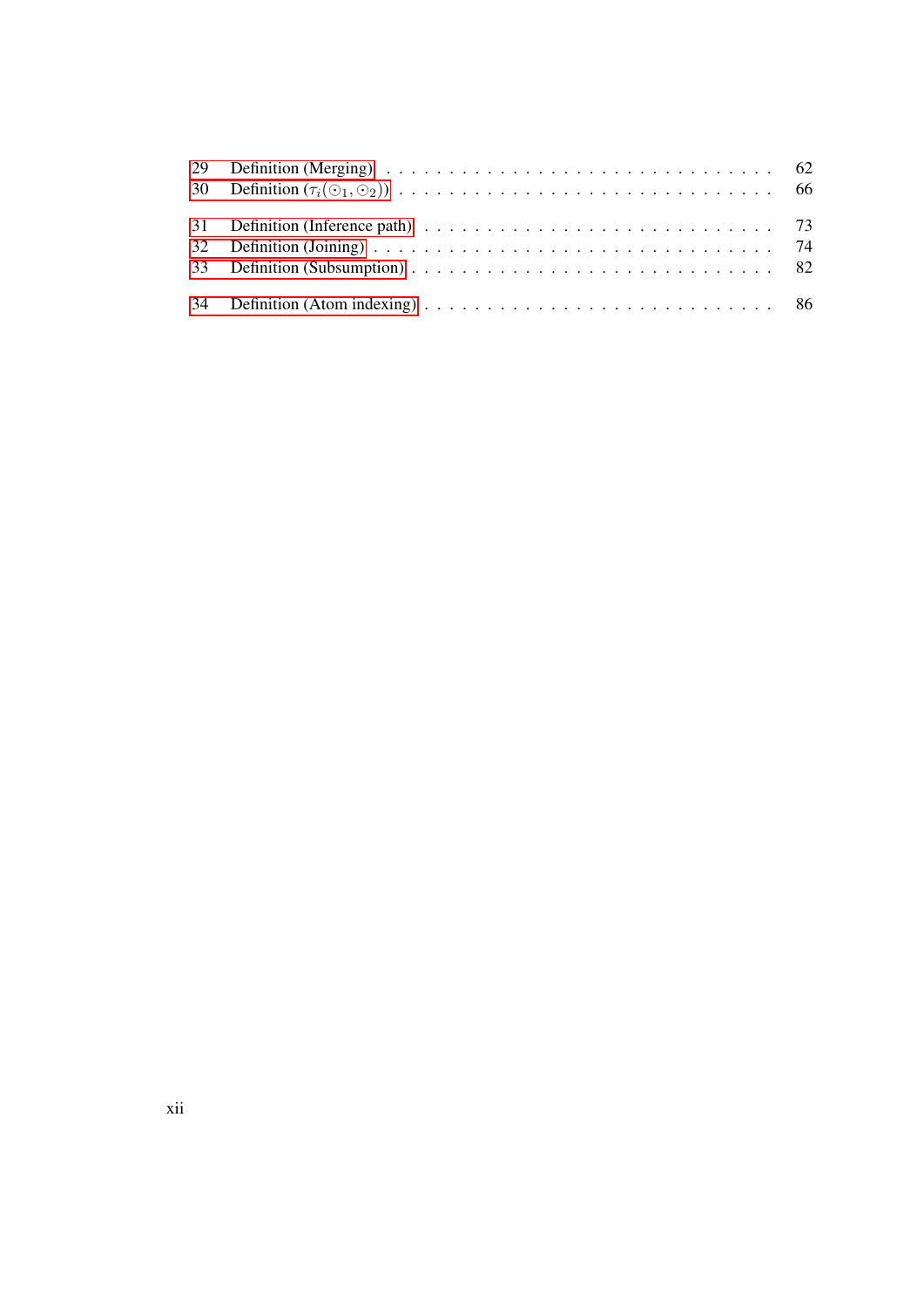| | | |
|---|---|---|
| 29 | Definition (Merging) | 62 |
| 30 | Definition ($\tau_i(\odot_1, \odot_2)$) | 66 |
| 31 | Definition (Inference path) | 73 |
| 32 | Definition (Joining) | 74 |
| 33 | Definition (Subsumption) | 82 |
| 34 | Definition (Atom indexing) | 86 |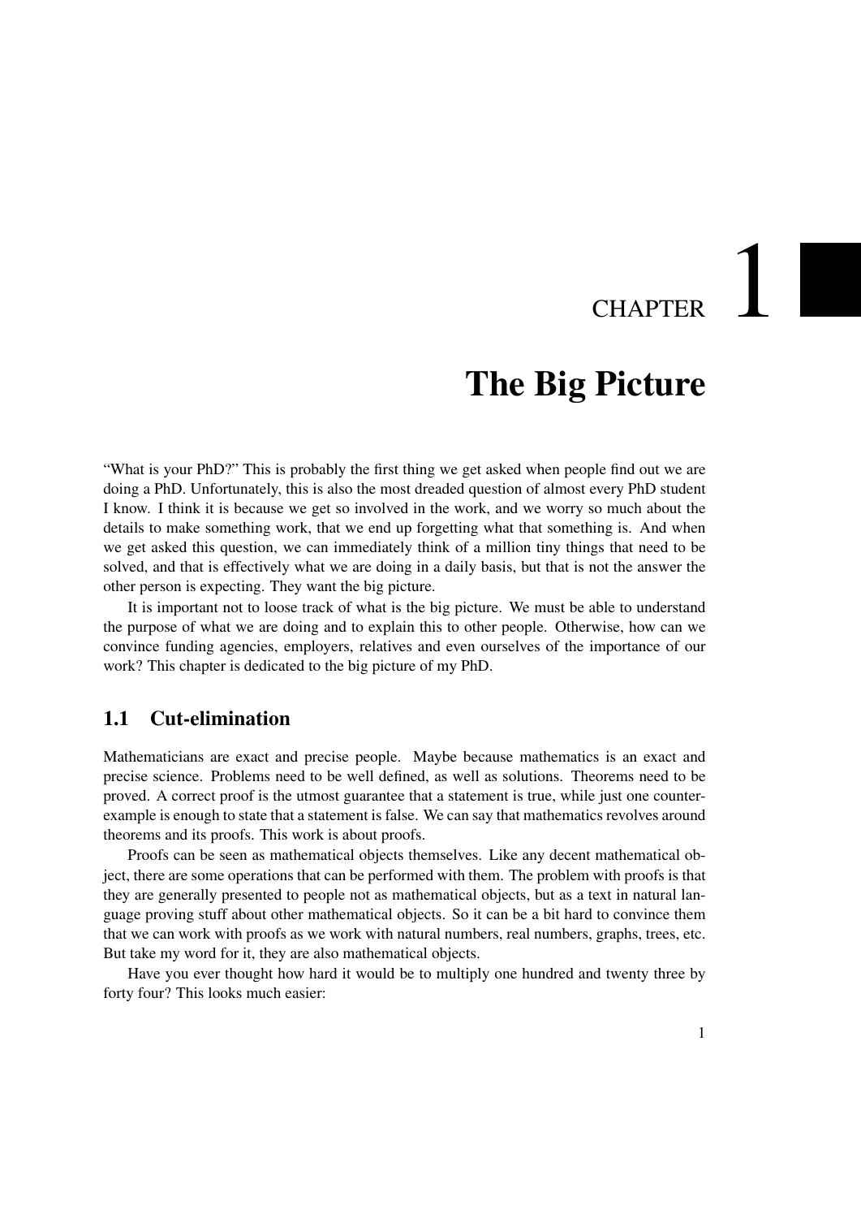# CHAPTER 1

# The Big Picture

"What is your PhD?" This is probably the first thing we get asked when people find out we are doing a PhD. Unfortunately, this is also the most dreaded question of almost every PhD student I know. I think it is because we get so involved in the work, and we worry so much about the details to make something work, that we end up forgetting what that something is. And when we get asked this question, we can immediately think of a million tiny things that need to be solved, and that is effectively what we are doing in a daily basis, but that is not the answer the other person is expecting. They want the big picture.

It is important not to loose track of what is the big picture. We must be able to understand the purpose of what we are doing and to explain this to other people. Otherwise, how can we convince funding agencies, employers, relatives and even ourselves of the importance of our work? This chapter is dedicated to the big picture of my PhD.

## 1.1 Cut-elimination

Mathematicians are exact and precise people. Maybe because mathematics is an exact and precise science. Problems need to be well defined, as well as solutions. Theorems need to be proved. A correct proof is the utmost guarantee that a statement is true, while just one counter-example is enough to state that a statement is false. We can say that mathematics revolves around theorems and its proofs. This work is about proofs.

Proofs can be seen as mathematical objects themselves. Like any decent mathematical object, there are some operations that can be performed with them. The problem with proofs is that they are generally presented to people not as mathematical objects, but as a text in natural language proving stuff about other mathematical objects. So it can be a bit hard to convince them that we can work with proofs as we work with natural numbers, real numbers, graphs, trees, etc. But take my word for it, they are also mathematical objects.

Have you ever thought how hard it would be to multiply one hundred and twenty three by forty four? This looks much easier: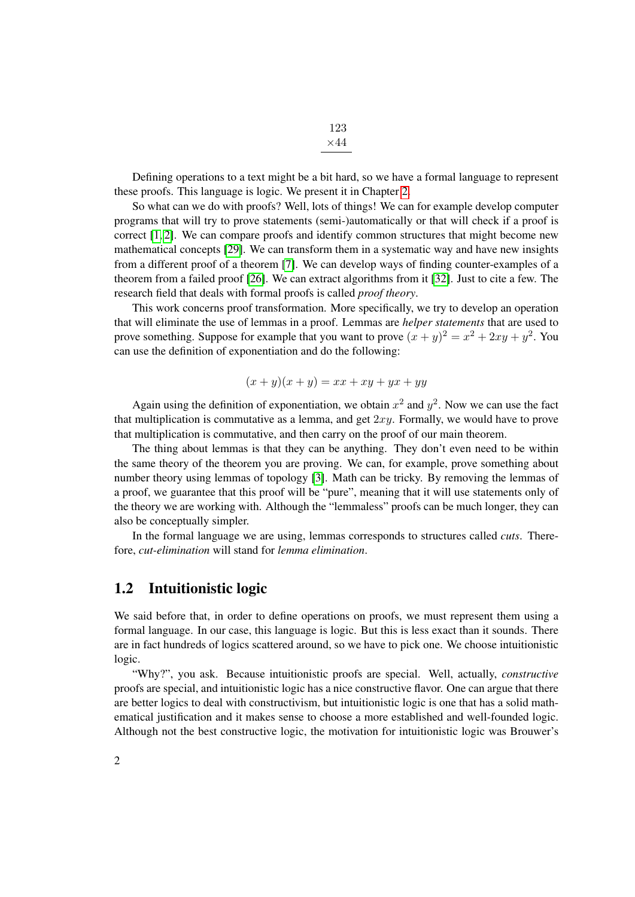$$\begin{array}{r} 123 \\ \times 44 \\ \hline \end{array}$$

Defining operations to a text might be a bit hard, so we have a formal language to represent these proofs. This language is logic. We present it in Chapter 2.

So what can we do with proofs? Well, lots of things! We can for example develop computer programs that will try to prove statements (semi-)automatically or that will check if a proof is correct [1, 2]. We can compare proofs and identify common structures that might become new mathematical concepts [29]. We can transform them in a systematic way and have new insights from a different proof of a theorem [7]. We can develop ways of finding counter-examples of a theorem from a failed proof [26]. We can extract algorithms from it [32]. Just to cite a few. The research field that deals with formal proofs is called *proof theory*.

This work concerns proof transformation. More specifically, we try to develop an operation that will eliminate the use of lemmas in a proof. Lemmas are *helper statements* that are used to prove something. Suppose for example that you want to prove $(x+y)^2 = x^2 + 2xy + y^2$. You can use the definition of exponentiation and do the following:

$$(x+y)(x+y) = xx + xy + yx + yy$$

Again using the definition of exponentiation, we obtain $x^2$ and $y^2$. Now we can use the fact that multiplication is commutative as a lemma, and get $2xy$. Formally, we would have to prove that multiplication is commutative, and then carry on the proof of our main theorem.

The thing about lemmas is that they can be anything. They don't even need to be within the same theory of the theorem you are proving. We can, for example, prove something about number theory using lemmas of topology [3]. Math can be tricky. By removing the lemmas of a proof, we guarantee that this proof will be "pure", meaning that it will use statements only of the theory we are working with. Although the "lemmaless" proofs can be much longer, they can also be conceptually simpler.

In the formal language we are using, lemmas corresponds to structures called *cuts*. Therefore, *cut-elimination* will stand for *lemma elimination*.

## 1.2 Intuitionistic logic

We said before that, in order to define operations on proofs, we must represent them using a formal language. In our case, this language is logic. But this is less exact than it sounds. There are in fact hundreds of logics scattered around, so we have to pick one. We choose intuitionistic logic.

"Why?", you ask. Because intuitionistic proofs are special. Well, actually, *constructive* proofs are special, and intuitionistic logic has a nice constructive flavor. One can argue that there are better logics to deal with constructivism, but intuitionistic logic is one that has a solid mathematical justification and it makes sense to choose a more established and well-founded logic. Although not the best constructive logic, the motivation for intuitionistic logic was Brouwer's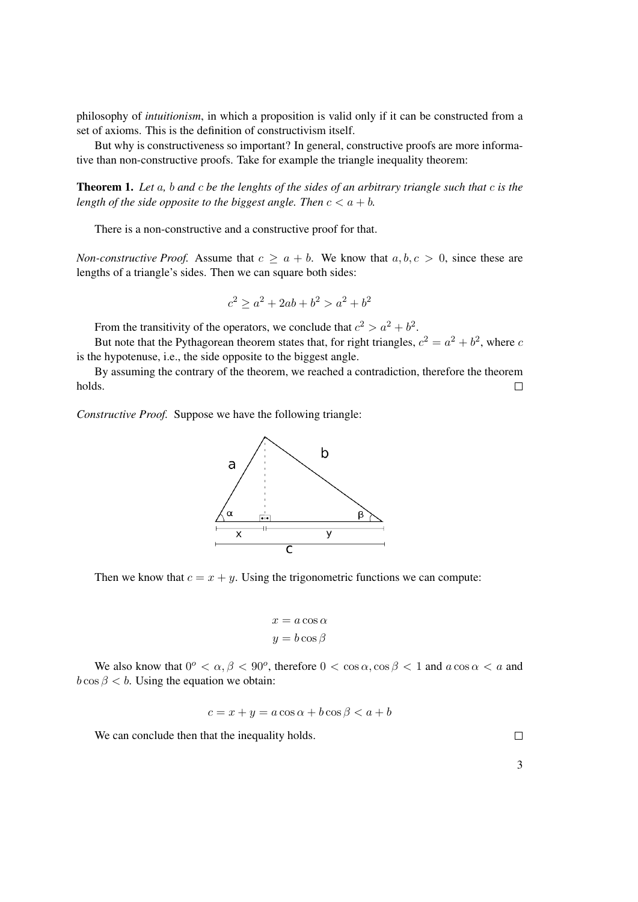philosophy of *intuitionism*, in which a proposition is valid only if it can be constructed from a set of axioms. This is the definition of constructivism itself.

But why is constructiveness so important? In general, constructive proofs are more informative than non-constructive proofs. Take for example the triangle inequality theorem:

**Theorem 1.** *Let $a$, $b$ and $c$ be the lenghts of the sides of an arbitrary triangle such that $c$ is the length of the side opposite to the biggest angle. Then $c < a + b$.*

There is a non-constructive and a constructive proof for that.

*Non-constructive Proof.* Assume that $c \geq a + b$. We know that $a, b, c > 0$, since these are lengths of a triangle's sides. Then we can square both sides:

$$c^2 \geq a^2 + 2ab + b^2 > a^2 + b^2$$

From the transitivity of the operators, we conclude that $c^2 > a^2 + b^2$.

But note that the Pythagorean theorem states that, for right triangles, $c^2 = a^2 + b^2$, where $c$ is the hypotenuse, i.e., the side opposite to the biggest angle.

By assuming the contrary of the theorem, we reached a contradiction, therefore the theorem holds. □

*Constructive Proof.* Suppose we have the following triangle:

Then we know that $c = x + y$. Using the trigonometric functions we can compute:

$$x = a \cos \alpha$$
$$y = b \cos \beta$$

We also know that $0^o < \alpha, \beta < 90^o$, therefore $0 < \cos \alpha, \cos \beta < 1$ and $a \cos \alpha < a$ and $b \cos \beta < b$. Using the equation we obtain:

$$c = x + y = a \cos \alpha + b \cos \beta < a + b$$

We can conclude then that the inequality holds. □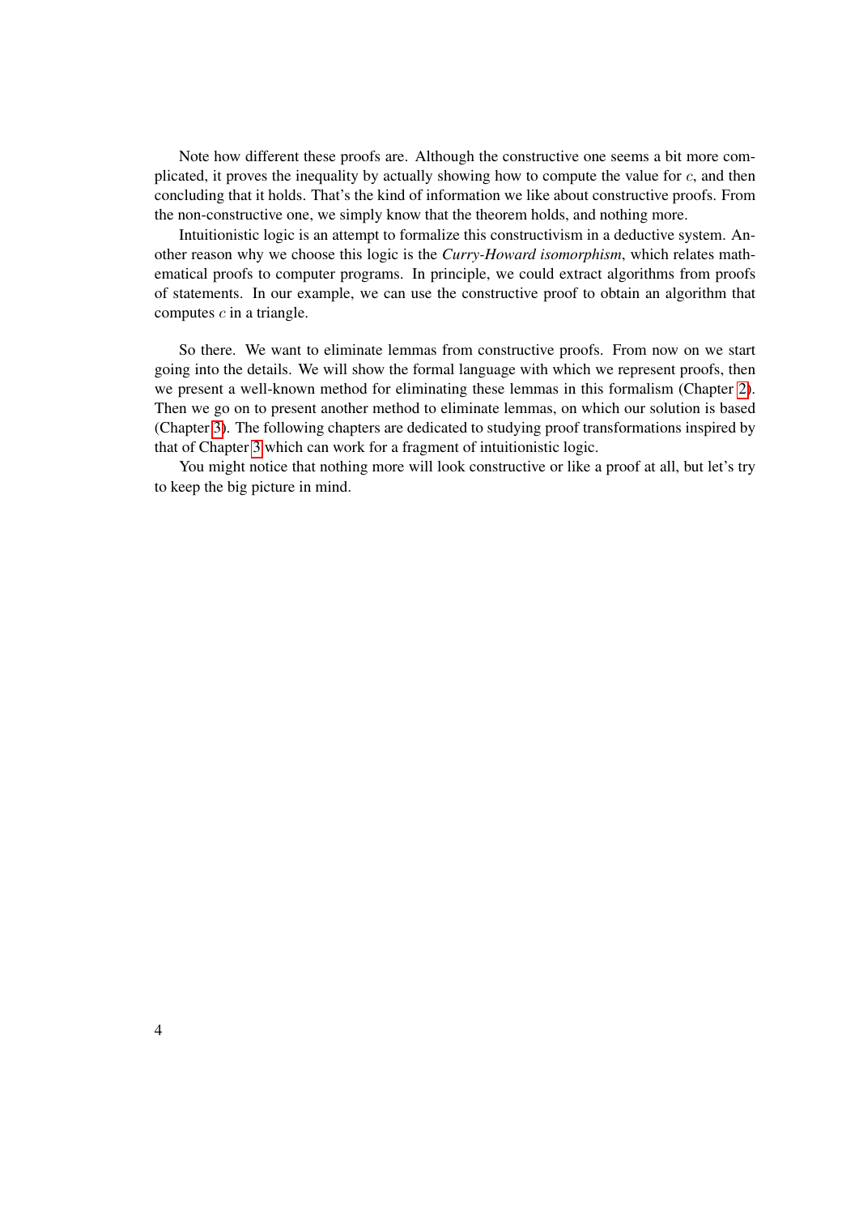Note how different these proofs are. Although the constructive one seems a bit more complicated, it proves the inequality by actually showing how to compute the value for $c$, and then concluding that it holds. That's the kind of information we like about constructive proofs. From the non-constructive one, we simply know that the theorem holds, and nothing more.

Intuitionistic logic is an attempt to formalize this constructivism in a deductive system. Another reason why we choose this logic is the *Curry-Howard isomorphism*, which relates mathematical proofs to computer programs. In principle, we could extract algorithms from proofs of statements. In our example, we can use the constructive proof to obtain an algorithm that computes $c$ in a triangle.

So there. We want to eliminate lemmas from constructive proofs. From now on we start going into the details. We will show the formal language with which we represent proofs, then we present a well-known method for eliminating these lemmas in this formalism (Chapter 2). Then we go on to present another method to eliminate lemmas, on which our solution is based (Chapter 3). The following chapters are dedicated to studying proof transformations inspired by that of Chapter 3 which can work for a fragment of intuitionistic logic.

You might notice that nothing more will look constructive or like a proof at all, but let's try to keep the big picture in mind.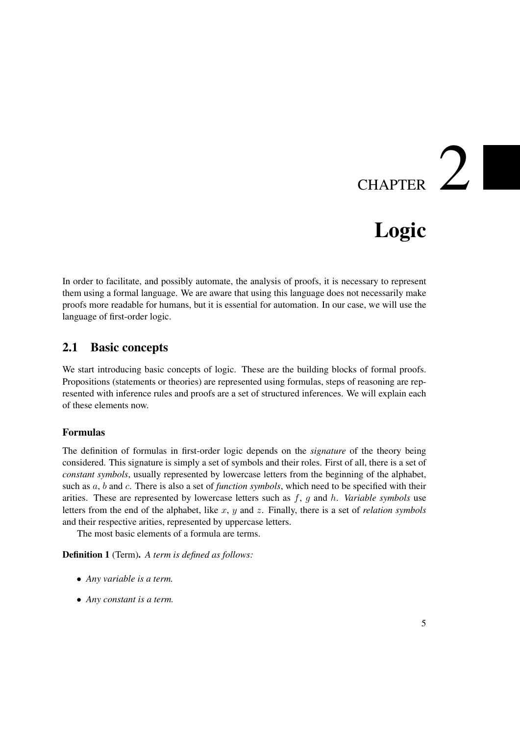# CHAPTER 2

# Logic

In order to facilitate, and possibly automate, the analysis of proofs, it is necessary to represent them using a formal language. We are aware that using this language does not necessarily make proofs more readable for humans, but it is essential for automation. In our case, we will use the language of first-order logic.

## 2.1 Basic concepts

We start introducing basic concepts of logic. These are the building blocks of formal proofs. Propositions (statements or theories) are represented using formulas, steps of reasoning are represented with inference rules and proofs are a set of structured inferences. We will explain each of these elements now.

### Formulas

The definition of formulas in first-order logic depends on the *signature* of the theory being considered. This signature is simply a set of symbols and their roles. First of all, there is a set of *constant symbols*, usually represented by lowercase letters from the beginning of the alphabet, such as $a$, $b$ and $c$. There is also a set of *function symbols*, which need to be specified with their arities. These are represented by lowercase letters such as $f$, $g$ and $h$. *Variable symbols* use letters from the end of the alphabet, like $x$, $y$ and $z$. Finally, there is a set of *relation symbols* and their respective arities, represented by uppercase letters.

The most basic elements of a formula are terms.

**Definition 1** (Term). *A term is defined as follows:*

- *Any variable is a term.*
- *Any constant is a term.*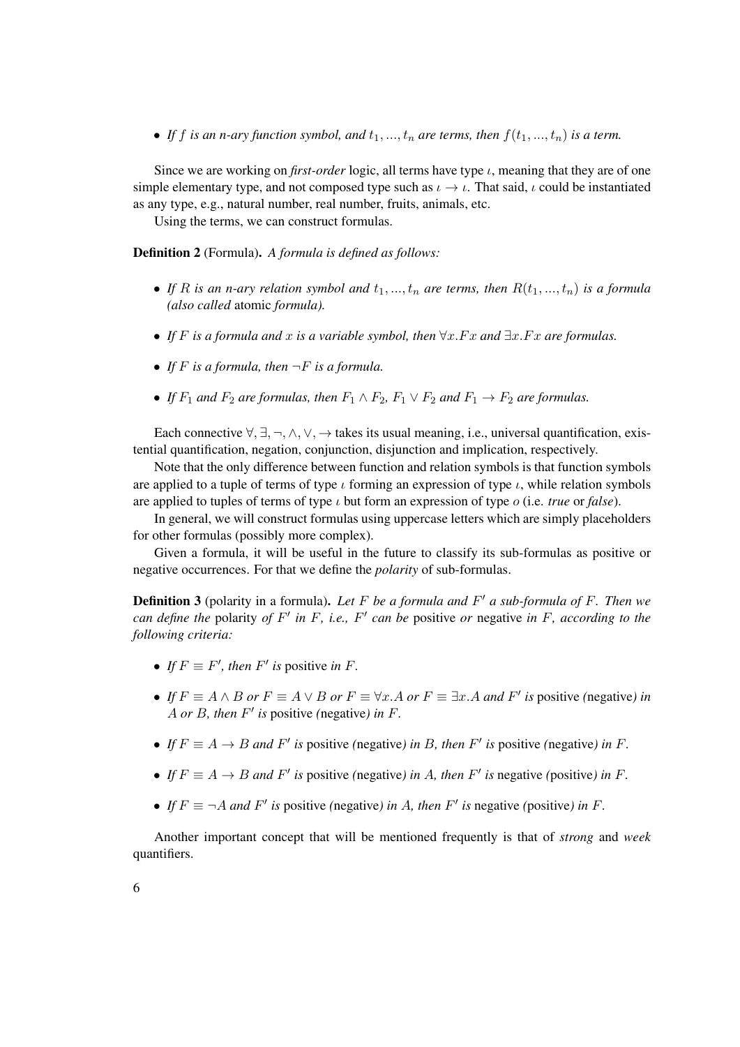- *If $f$ is an n-ary function symbol, and $t_1, ..., t_n$ are terms, then $f(t_1, ..., t_n)$ is a term.*

Since we are working on ***first-order*** logic, all terms have type $\iota$, meaning that they are of one simple elementary type, and not composed type such as $\iota \to \iota$. That said, $\iota$ could be instantiated as any type, e.g., natural number, real number, fruits, animals, etc.

Using the terms, we can construct formulas.

**Definition 2** (Formula)**.** *A formula is defined as follows:*

- *If $R$ is an n-ary relation symbol and $t_1, ..., t_n$ are terms, then $R(t_1, ..., t_n)$ is a formula (also called* atomic *formula).*
- *If $F$ is a formula and $x$ is a variable symbol, then $\forall x.Fx$ and $\exists x.Fx$ are formulas.*
- *If $F$ is a formula, then $\neg F$ is a formula.*
- *If $F_1$ and $F_2$ are formulas, then $F_1 \wedge F_2$, $F_1 \vee F_2$ and $F_1 \to F_2$ are formulas.*

Each connective $\forall, \exists, \neg, \wedge, \vee, \to$ takes its usual meaning, i.e., universal quantification, existential quantification, negation, conjunction, disjunction and implication, respectively.

Note that the only difference between function and relation symbols is that function symbols are applied to a tuple of terms of type $\iota$ forming an expression of type $\iota$, while relation symbols are applied to tuples of terms of type $\iota$ but form an expression of type $o$ (i.e. *true* or *false*).

In general, we will construct formulas using uppercase letters which are simply placeholders for other formulas (possibly more complex).

Given a formula, it will be useful in the future to classify its sub-formulas as positive or negative occurrences. For that we define the *polarity* of sub-formulas.

**Definition 3** (polarity in a formula)**.** *Let $F$ be a formula and $F'$ a sub-formula of $F$. Then we can define the* polarity *of $F'$ in $F$, i.e., $F'$ can be* positive *or* negative *in $F$, according to the following criteria:*

- *If $F \equiv F'$, then $F'$ is* positive *in $F$.*
- *If $F \equiv A \wedge B$ or $F \equiv A \vee B$ or $F \equiv \forall x.A$ or $F \equiv \exists x.A$ and $F'$ is* positive *(*negative*) in $A$ or $B$, then $F'$ is* positive *(*negative*) in $F$.*
- *If $F \equiv A \to B$ and $F'$ is* positive *(*negative*) in $B$, then $F'$ is* positive *(*negative*) in $F$.*
- *If $F \equiv A \to B$ and $F'$ is* positive *(*negative*) in $A$, then $F'$ is* negative *(*positive*) in $F$.*
- *If $F \equiv \neg A$ and $F'$ is* positive *(*negative*) in $A$, then $F'$ is* negative *(*positive*) in $F$.*

Another important concept that will be mentioned frequently is that of *strong* and *week* quantifiers.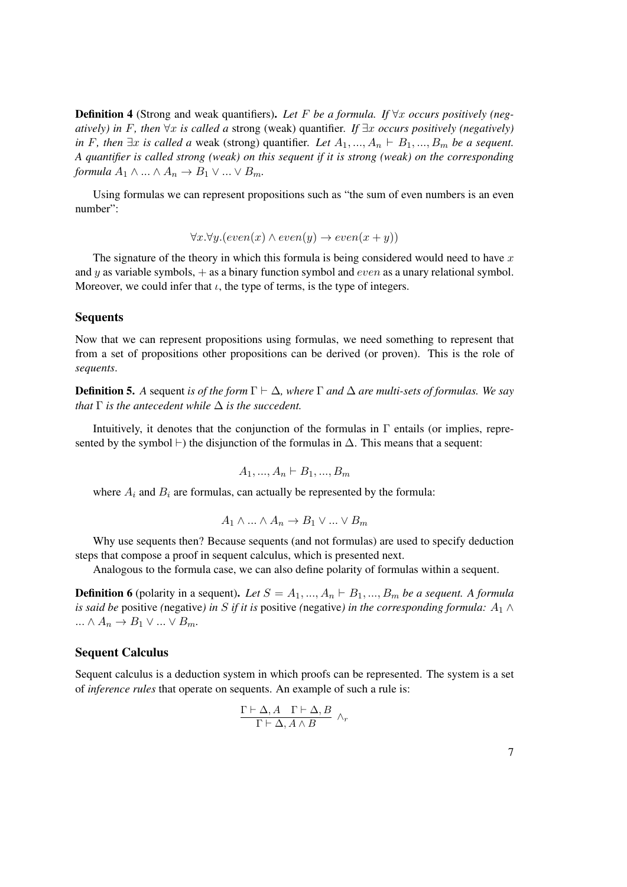**Definition 4** (Strong and weak quantifiers)**.** *Let $F$ be a formula. If $\forall x$ occurs positively (negatively) in $F$, then $\forall x$ is called a* strong (weak) quantifier*. If $\exists x$ occurs positively (negatively) in $F$, then $\exists x$ is called a* weak (strong) quantifier*. Let $A_1, ..., A_n \vdash B_1, ..., B_m$ be a sequent. A quantifier is called strong (weak) on this sequent if it is strong (weak) on the corresponding formula $A_1 \wedge ... \wedge A_n \rightarrow B_1 \vee ... \vee B_m$.*

Using formulas we can represent propositions such as "the sum of even numbers is an even number":

$$\forall x.\forall y.(even(x) \wedge even(y) \rightarrow even(x + y))$$

The signature of the theory in which this formula is being considered would need to have $x$ and $y$ as variable symbols, $+$ as a binary function symbol and $even$ as a unary relational symbol. Moreover, we could infer that $\iota$, the type of terms, is the type of integers.

### Sequents

Now that we can represent propositions using formulas, we need something to represent that from a set of propositions other propositions can be derived (or proven). This is the role of *sequents*.

**Definition 5.** *A* sequent *is of the form $\Gamma \vdash \Delta$, where $\Gamma$ and $\Delta$ are multi-sets of formulas. We say that $\Gamma$ is the antecedent while $\Delta$ is the succedent.*

Intuitively, it denotes that the conjunction of the formulas in $\Gamma$ entails (or implies, represented by the symbol $\vdash$) the disjunction of the formulas in $\Delta$. This means that a sequent:

$$A_1, ..., A_n \vdash B_1, ..., B_m$$

where $A_i$ and $B_i$ are formulas, can actually be represented by the formula:

$$A_1 \wedge ... \wedge A_n \rightarrow B_1 \vee ... \vee B_m$$

Why use sequents then? Because sequents (and not formulas) are used to specify deduction steps that compose a proof in sequent calculus, which is presented next.

Analogous to the formula case, we can also define polarity of formulas within a sequent.

**Definition 6** (polarity in a sequent)**.** *Let $S = A_1, ..., A_n \vdash B_1, ..., B_m$ be a sequent. A formula is said be* positive *(*negative*) in $S$ if it is* positive *(*negative*) in the corresponding formula: $A_1 \wedge ... \wedge A_n \rightarrow B_1 \vee ... \vee B_m$.*

### Sequent Calculus

Sequent calculus is a deduction system in which proofs can be represented. The system is a set of *inference rules* that operate on sequents. An example of such a rule is:

$$\frac{\Gamma \vdash \Delta, A \quad \Gamma \vdash \Delta, B}{\Gamma \vdash \Delta, A \wedge B} \wedge_r$$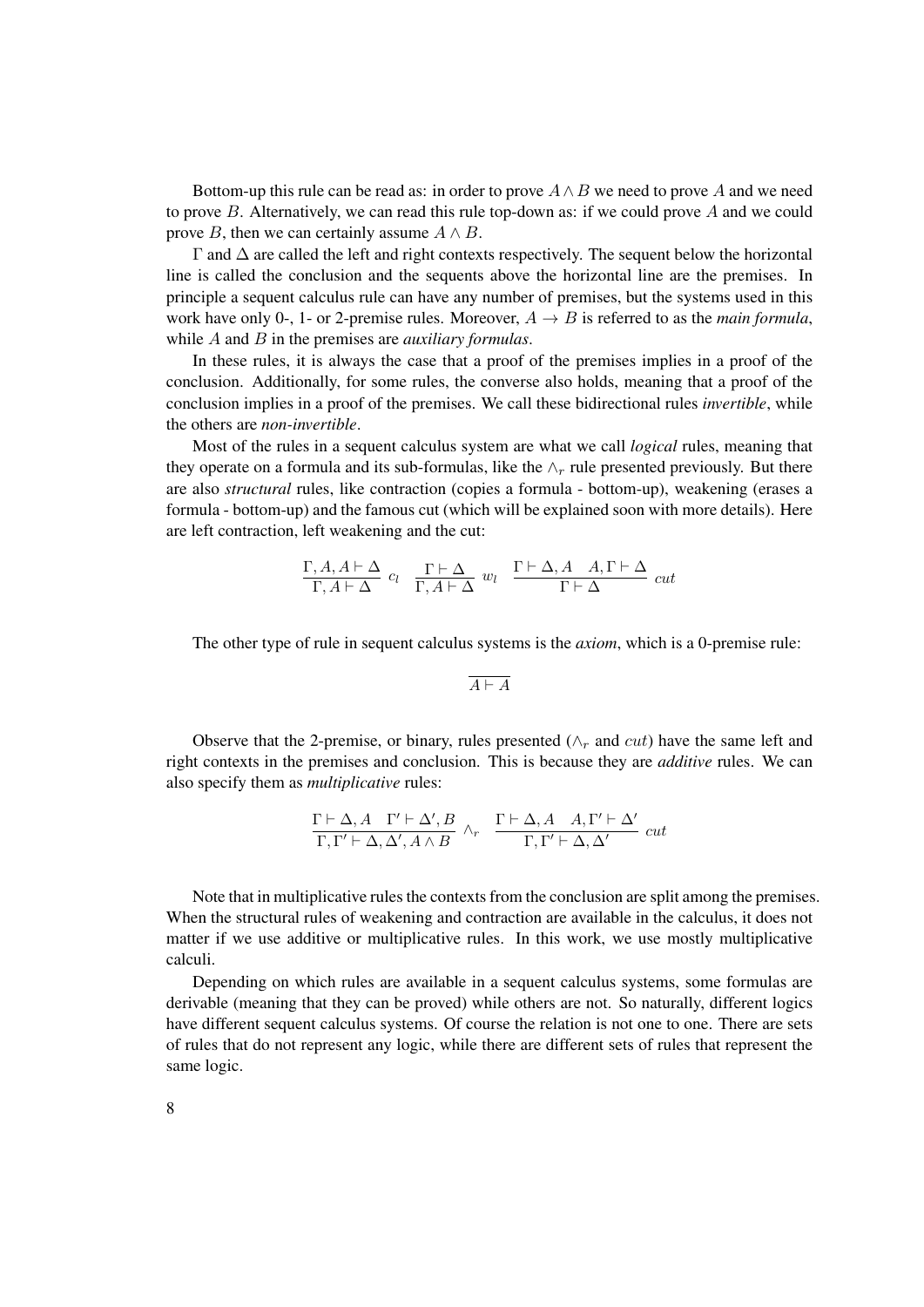Bottom-up this rule can be read as: in order to prove $A \wedge B$ we need to prove $A$ and we need to prove $B$. Alternatively, we can read this rule top-down as: if we could prove $A$ and we could prove $B$, then we can certainly assume $A \wedge B$.

$\Gamma$ and $\Delta$ are called the left and right contexts respectively. The sequent below the horizontal line is called the conclusion and the sequents above the horizontal line are the premises. In principle a sequent calculus rule can have any number of premises, but the systems used in this work have only 0-, 1- or 2-premise rules. Moreover, $A \rightarrow B$ is referred to as the *main formula*, while $A$ and $B$ in the premises are *auxiliary formulas*.

In these rules, it is always the case that a proof of the premises implies in a proof of the conclusion. Additionally, for some rules, the converse also holds, meaning that a proof of the conclusion implies in a proof of the premises. We call these bidirectional rules *invertible*, while the others are *non-invertible*.

Most of the rules in a sequent calculus system are what we call *logical* rules, meaning that they operate on a formula and its sub-formulas, like the $\wedge_r$ rule presented previously. But there are also *structural* rules, like contraction (copies a formula - bottom-up), weakening (erases a formula - bottom-up) and the famous cut (which will be explained soon with more details). Here are left contraction, left weakening and the cut:

$$\frac{\Gamma, A, A \vdash \Delta}{\Gamma, A \vdash \Delta}\ c_l \qquad \frac{\Gamma \vdash \Delta}{\Gamma, A \vdash \Delta}\ w_l \qquad \frac{\Gamma \vdash \Delta, A \quad A, \Gamma \vdash \Delta}{\Gamma \vdash \Delta}\ cut$$

The other type of rule in sequent calculus systems is the *axiom*, which is a 0-premise rule:

$$\frac{}{A \vdash A}$$

Observe that the 2-premise, or binary, rules presented ($\wedge_r$ and $cut$) have the same left and right contexts in the premises and conclusion. This is because they are *additive* rules. We can also specify them as *multiplicative* rules:

$$\frac{\Gamma \vdash \Delta, A \quad \Gamma' \vdash \Delta', B}{\Gamma, \Gamma' \vdash \Delta, \Delta', A \wedge B}\ \wedge_r \qquad \frac{\Gamma \vdash \Delta, A \quad A, \Gamma' \vdash \Delta'}{\Gamma, \Gamma' \vdash \Delta, \Delta'}\ cut$$

Note that in multiplicative rules the contexts from the conclusion are split among the premises. When the structural rules of weakening and contraction are available in the calculus, it does not matter if we use additive or multiplicative rules. In this work, we use mostly multiplicative calculi.

Depending on which rules are available in a sequent calculus systems, some formulas are derivable (meaning that they can be proved) while others are not. So naturally, different logics have different sequent calculus systems. Of course the relation is not one to one. There are sets of rules that do not represent any logic, while there are different sets of rules that represent the same logic.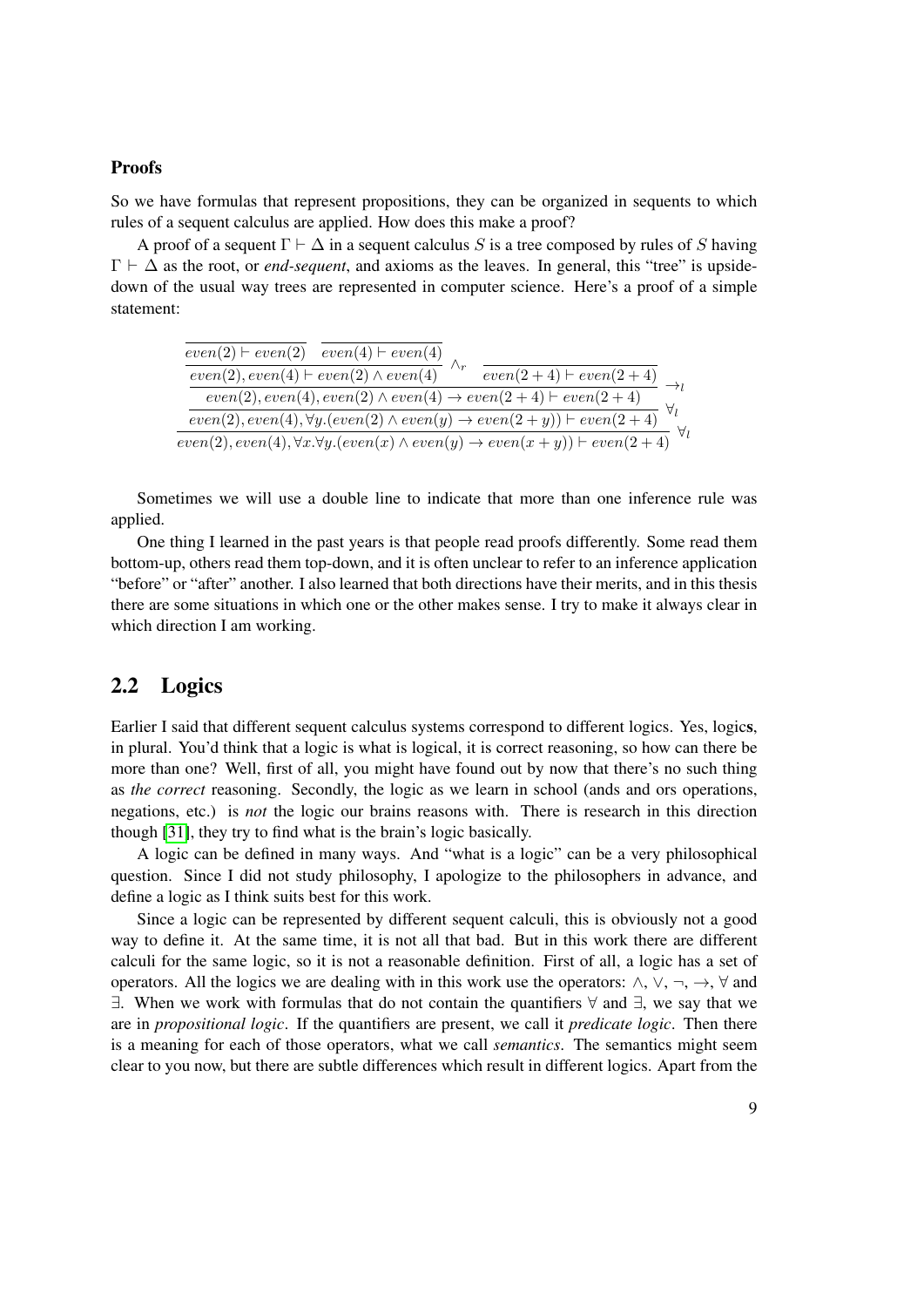**Proofs**

So we have formulas that represent propositions, they can be organized in sequents to which rules of a sequent calculus are applied. How does this make a proof?

A proof of a sequent $\Gamma \vdash \Delta$ in a sequent calculus $S$ is a tree composed by rules of $S$ having $\Gamma \vdash \Delta$ as the root, or *end-sequent*, and axioms as the leaves. In general, this "tree" is upside-down of the usual way trees are represented in computer science. Here's a proof of a simple statement:

$$
\dfrac{\dfrac{\dfrac{\dfrac{\dfrac{\overline{even(2) \vdash even(2)} \quad \overline{even(4) \vdash even(4)}}{even(2), even(4) \vdash even(2) \wedge even(4)} \wedge_r \quad \overline{even(2+4) \vdash even(2+4)}}{even(2), even(4), even(2) \wedge even(4) \rightarrow even(2+4) \vdash even(2+4)} \rightarrow_l}{even(2), even(4), \forall y.(even(2) \wedge even(y) \rightarrow even(2+y)) \vdash even(2+4)} \forall_l}{even(2), even(4), \forall x. \forall y.(even(x) \wedge even(y) \rightarrow even(x+y)) \vdash even(2+4)} \forall_l}{}
$$

Sometimes we will use a double line to indicate that more than one inference rule was applied.

One thing I learned in the past years is that people read proofs differently. Some read them bottom-up, others read them top-down, and it is often unclear to refer to an inference application "before" or "after" another. I also learned that both directions have their merits, and in this thesis there are some situations in which one or the other makes sense. I try to make it always clear in which direction I am working.

## 2.2 Logics

Earlier I said that different sequent calculus systems correspond to different logics. Yes, logic**s**, in plural. You'd think that a logic is what is logical, it is correct reasoning, so how can there be more than one? Well, first of all, you might have found out by now that there's no such thing as *the correct* reasoning. Secondly, the logic as we learn in school (ands and ors operations, negations, etc.) is *not* the logic our brains reasons with. There is research in this direction though [31], they try to find what is the brain's logic basically.

A logic can be defined in many ways. And "what is a logic" can be a very philosophical question. Since I did not study philosophy, I apologize to the philosophers in advance, and define a logic as I think suits best for this work.

Since a logic can be represented by different sequent calculi, this is obviously not a good way to define it. At the same time, it is not all that bad. But in this work there are different calculi for the same logic, so it is not a reasonable definition. First of all, a logic has a set of operators. All the logics we are dealing with in this work use the operators: $\wedge$, $\vee$, $\neg$, $\rightarrow$, $\forall$ and $\exists$. When we work with formulas that do not contain the quantifiers $\forall$ and $\exists$, we say that we are in *propositional logic*. If the quantifiers are present, we call it *predicate logic*. Then there is a meaning for each of those operators, what we call *semantics*. The semantics might seem clear to you now, but there are subtle differences which result in different logics. Apart from the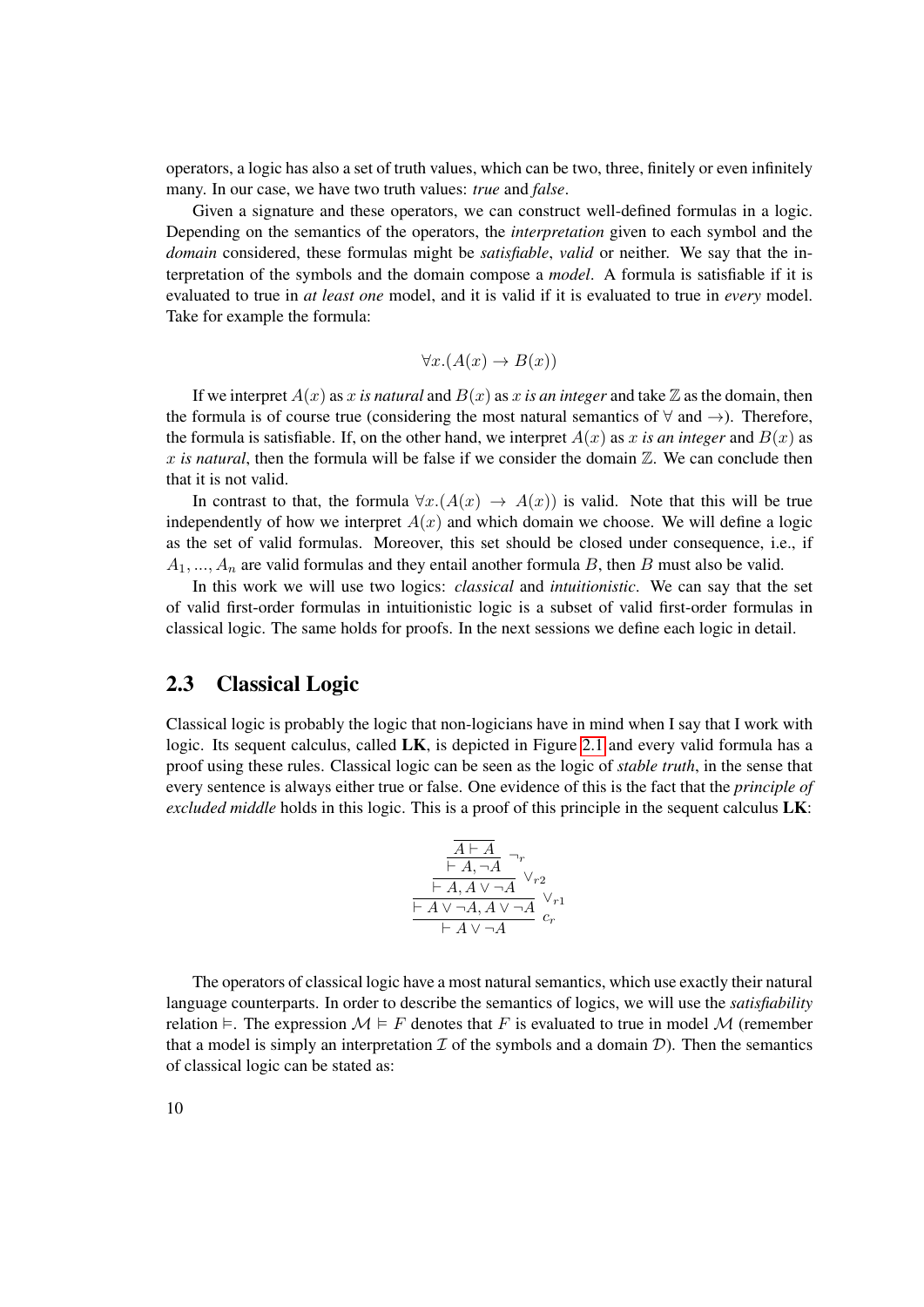operators, a logic has also a set of truth values, which can be two, three, finitely or even infinitely many. In our case, we have two truth values: *true* and *false*.

Given a signature and these operators, we can construct well-defined formulas in a logic. Depending on the semantics of the operators, the *interpretation* given to each symbol and the *domain* considered, these formulas might be *satisfiable*, *valid* or neither. We say that the interpretation of the symbols and the domain compose a *model*. A formula is satisfiable if it is evaluated to true in *at least one* model, and it is valid if it is evaluated to true in *every* model. Take for example the formula:

$$\forall x.(A(x) \rightarrow B(x))$$

If we interpret $A(x)$ as *$x$ is natural* and $B(x)$ as *$x$ is an integer* and take $\mathbb{Z}$ as the domain, then the formula is of course true (considering the most natural semantics of $\forall$ and $\rightarrow$). Therefore, the formula is satisfiable. If, on the other hand, we interpret $A(x)$ as *$x$ is an integer* and $B(x)$ as *$x$ is natural*, then the formula will be false if we consider the domain $\mathbb{Z}$. We can conclude then that it is not valid.

In contrast to that, the formula $\forall x.(A(x) \rightarrow A(x))$ is valid. Note that this will be true independently of how we interpret $A(x)$ and which domain we choose. We will define a logic as the set of valid formulas. Moreover, this set should be closed under consequence, i.e., if $A_1, ..., A_n$ are valid formulas and they entail another formula $B$, then $B$ must also be valid.

In this work we will use two logics: *classical* and *intuitionistic*. We can say that the set of valid first-order formulas in intuitionistic logic is a subset of valid first-order formulas in classical logic. The same holds for proofs. In the next sessions we define each logic in detail.

## 2.3 Classical Logic

Classical logic is probably the logic that non-logicians have in mind when I say that I work with logic. Its sequent calculus, called **LK**, is depicted in Figure 2.1 and every valid formula has a proof using these rules. Classical logic can be seen as the logic of *stable truth*, in the sense that every sentence is always either true or false. One evidence of this is the fact that the *principle of excluded middle* holds in this logic. This is a proof of this principle in the sequent calculus **LK**:

$$\dfrac{\dfrac{\dfrac{\dfrac{\overline{A \vdash A}}{\vdash A, \neg A}\ \neg_r}{\vdash A, A \vee \neg A}\ \vee_{r2}}{\vdash A \vee \neg A, A \vee \neg A}\ \vee_{r1}}{\vdash A \vee \neg A}\ c_r$$

The operators of classical logic have a most natural semantics, which use exactly their natural language counterparts. In order to describe the semantics of logics, we will use the *satisfiability* relation $\vDash$. The expression $\mathcal{M} \vDash F$ denotes that $F$ is evaluated to true in model $\mathcal{M}$ (remember that a model is simply an interpretation $\mathcal{I}$ of the symbols and a domain $\mathcal{D}$). Then the semantics of classical logic can be stated as: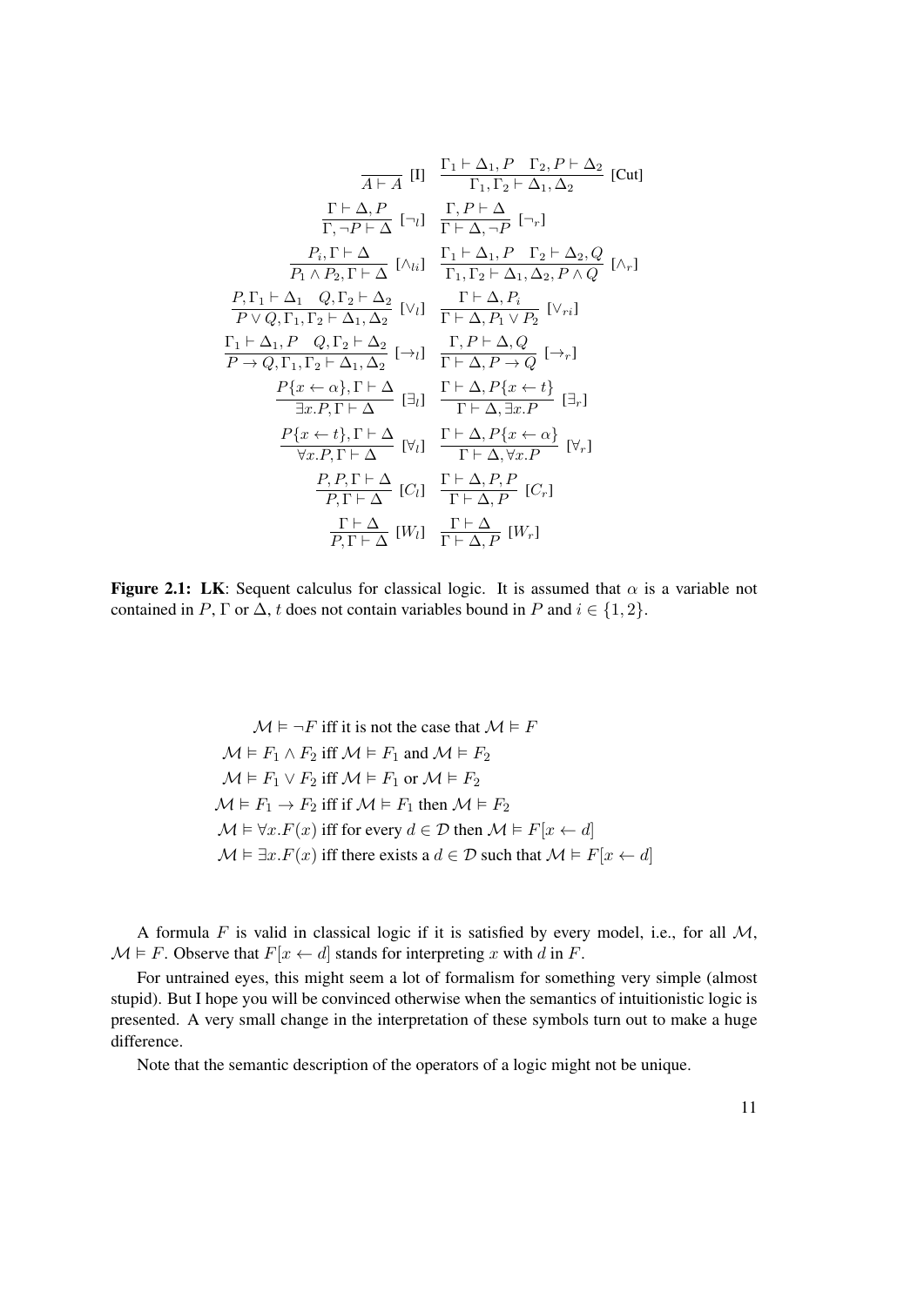$$\frac{}{A \vdash A}\ [\text{I}] \quad \frac{\Gamma_1 \vdash \Delta_1, P \quad \Gamma_2, P \vdash \Delta_2}{\Gamma_1, \Gamma_2 \vdash \Delta_1, \Delta_2}\ [\text{Cut}]$$

$$\frac{\Gamma \vdash \Delta, P}{\Gamma, \neg P \vdash \Delta}\ [\neg_l] \quad \frac{\Gamma, P \vdash \Delta}{\Gamma \vdash \Delta, \neg P}\ [\neg_r]$$

$$\frac{P_i, \Gamma \vdash \Delta}{P_1 \wedge P_2, \Gamma \vdash \Delta}\ [\wedge_{li}] \quad \frac{\Gamma_1 \vdash \Delta_1, P \quad \Gamma_2 \vdash \Delta_2, Q}{\Gamma_1, \Gamma_2 \vdash \Delta_1, \Delta_2, P \wedge Q}\ [\wedge_r]$$

$$\frac{P, \Gamma_1 \vdash \Delta_1 \quad Q, \Gamma_2 \vdash \Delta_2}{P \vee Q, \Gamma_1, \Gamma_2 \vdash \Delta_1, \Delta_2}\ [\vee_l] \quad \frac{\Gamma \vdash \Delta, P_i}{\Gamma \vdash \Delta, P_1 \vee P_2}\ [\vee_{ri}]$$

$$\frac{\Gamma_1 \vdash \Delta_1, P \quad Q, \Gamma_2 \vdash \Delta_2}{P \rightarrow Q, \Gamma_1, \Gamma_2 \vdash \Delta_1, \Delta_2}\ [\rightarrow_l] \quad \frac{\Gamma, P \vdash \Delta, Q}{\Gamma \vdash \Delta, P \rightarrow Q}\ [\rightarrow_r]$$

$$\frac{P\{x \leftarrow \alpha\}, \Gamma \vdash \Delta}{\exists x.P, \Gamma \vdash \Delta}\ [\exists_l] \quad \frac{\Gamma \vdash \Delta, P\{x \leftarrow t\}}{\Gamma \vdash \Delta, \exists x.P}\ [\exists_r]$$

$$\frac{P\{x \leftarrow t\}, \Gamma \vdash \Delta}{\forall x.P, \Gamma \vdash \Delta}\ [\forall_l] \quad \frac{\Gamma \vdash \Delta, P\{x \leftarrow \alpha\}}{\Gamma \vdash \Delta, \forall x.P}\ [\forall_r]$$

$$\frac{P, P, \Gamma \vdash \Delta}{P, \Gamma \vdash \Delta}\ [C_l] \quad \frac{\Gamma \vdash \Delta, P, P}{\Gamma \vdash \Delta, P}\ [C_r]$$

$$\frac{\Gamma \vdash \Delta}{P, \Gamma \vdash \Delta}\ [W_l] \quad \frac{\Gamma \vdash \Delta}{\Gamma \vdash \Delta, P}\ [W_r]$$

**Figure 2.1: LK**: Sequent calculus for classical logic. It is assumed that $\alpha$ is a variable not contained in $P$, $\Gamma$ or $\Delta$, $t$ does not contain variables bound in $P$ and $i \in \{1, 2\}$.

$\mathcal{M} \vDash \neg F$ iff it is not the case that $\mathcal{M} \vDash F$

$\mathcal{M} \vDash F_1 \wedge F_2$ iff $\mathcal{M} \vDash F_1$ and $\mathcal{M} \vDash F_2$

$\mathcal{M} \vDash F_1 \vee F_2$ iff $\mathcal{M} \vDash F_1$ or $\mathcal{M} \vDash F_2$

$\mathcal{M} \vDash F_1 \rightarrow F_2$ iff if $\mathcal{M} \vDash F_1$ then $\mathcal{M} \vDash F_2$

$\mathcal{M} \vDash \forall x.F(x)$ iff for every $d \in \mathcal{D}$ then $\mathcal{M} \vDash F[x \leftarrow d]$

$\mathcal{M} \vDash \exists x.F(x)$ iff there exists a $d \in \mathcal{D}$ such that $\mathcal{M} \vDash F[x \leftarrow d]$

A formula $F$ is valid in classical logic if it is satisfied by every model, i.e., for all $\mathcal{M}$, $\mathcal{M} \vDash F$. Observe that $F[x \leftarrow d]$ stands for interpreting $x$ with $d$ in $F$.

For untrained eyes, this might seem a lot of formalism for something very simple (almost stupid). But I hope you will be convinced otherwise when the semantics of intuitionistic logic is presented. A very small change in the interpretation of these symbols turn out to make a huge difference.

Note that the semantic description of the operators of a logic might not be unique.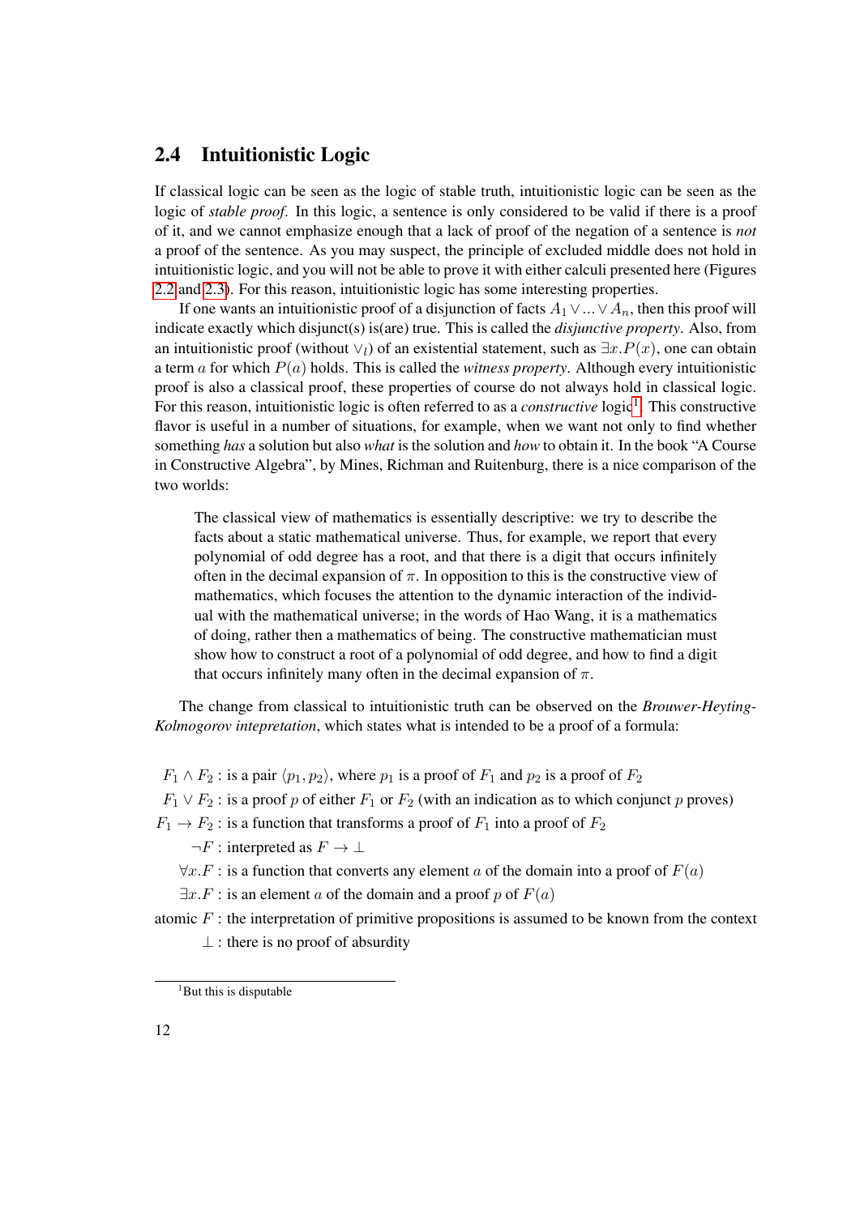## 2.4 Intuitionistic Logic

If classical logic can be seen as the logic of stable truth, intuitionistic logic can be seen as the logic of *stable proof*. In this logic, a sentence is only considered to be valid if there is a proof of it, and we cannot emphasize enough that a lack of proof of the negation of a sentence is *not* a proof of the sentence. As you may suspect, the principle of excluded middle does not hold in intuitionistic logic, and you will not be able to prove it with either calculi presented here (Figures 2.2 and 2.3). For this reason, intuitionistic logic has some interesting properties.

If one wants an intuitionistic proof of a disjunction of facts $A_1 \vee ... \vee A_n$, then this proof will indicate exactly which disjunct(s) is(are) true. This is called the *disjunctive property*. Also, from an intuitionistic proof (without $\vee_l$) of an existential statement, such as $\exists x.P(x)$, one can obtain a term $a$ for which $P(a)$ holds. This is called the *witness property*. Although every intuitionistic proof is also a classical proof, these properties of course do not always hold in classical logic. For this reason, intuitionistic logic is often referred to as a *constructive* logic[1]. This constructive flavor is useful in a number of situations, for example, when we want not only to find whether something *has* a solution but also *what* is the solution and *how* to obtain it. In the book "A Course in Constructive Algebra", by Mines, Richman and Ruitenburg, there is a nice comparison of the two worlds:

> The classical view of mathematics is essentially descriptive: we try to describe the facts about a static mathematical universe. Thus, for example, we report that every polynomial of odd degree has a root, and that there is a digit that occurs infinitely often in the decimal expansion of $\pi$. In opposition to this is the constructive view of mathematics, which focuses the attention to the dynamic interaction of the individual with the mathematical universe; in the words of Hao Wang, it is a mathematics of doing, rather then a mathematics of being. The constructive mathematician must show how to construct a root of a polynomial of odd degree, and how to find a digit that occurs infinitely many often in the decimal expansion of $\pi$.

The change from classical to intuitionistic truth can be observed on the *Brouwer-Heyting-Kolmogorov intepretation*, which states what is intended to be a proof of a formula:

- $F_1 \wedge F_2$ : is a pair $\langle p_1, p_2 \rangle$, where $p_1$ is a proof of $F_1$ and $p_2$ is a proof of $F_2$
- $F_1 \vee F_2$ : is a proof $p$ of either $F_1$ or $F_2$ (with an indication as to which conjunct $p$ proves)
- $F_1 \rightarrow F_2$ : is a function that transforms a proof of $F_1$ into a proof of $F_2$
- $\neg F$ : interpreted as $F \rightarrow \bot$
- $\forall x.F$ : is a function that converts any element $a$ of the domain into a proof of $F(a)$
- $\exists x.F$ : is an element $a$ of the domain and a proof $p$ of $F(a)$
- atomic $F$ : the interpretation of primitive propositions is assumed to be known from the context
- $\bot$ : there is no proof of absurdity

[1] But this is disputable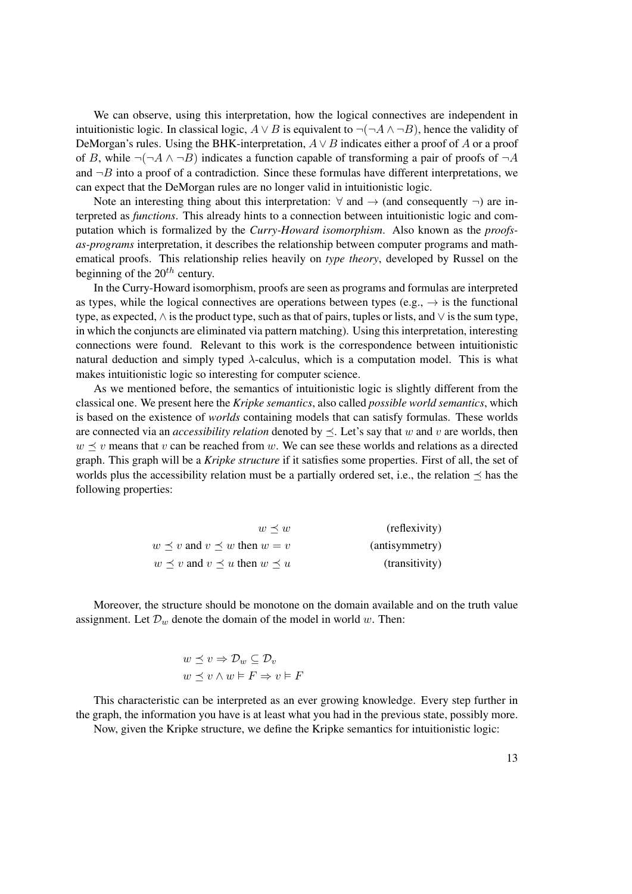We can observe, using this interpretation, how the logical connectives are independent in intuitionistic logic. In classical logic, $A \vee B$ is equivalent to $\neg(\neg A \wedge \neg B)$, hence the validity of DeMorgan's rules. Using the BHK-interpretation, $A \vee B$ indicates either a proof of $A$ or a proof of $B$, while $\neg(\neg A \wedge \neg B)$ indicates a function capable of transforming a pair of proofs of $\neg A$ and $\neg B$ into a proof of a contradiction. Since these formulas have different interpretations, we can expect that the DeMorgan rules are no longer valid in intuitionistic logic.

Note an interesting thing about this interpretation: $\forall$ and $\rightarrow$ (and consequently $\neg$) are interpreted as *functions*. This already hints to a connection between intuitionistic logic and computation which is formalized by the ***Curry-Howard isomorphism***. Also known as the *proofs-as-programs* interpretation, it describes the relationship between computer programs and mathematical proofs. This relationship relies heavily on *type theory*, developed by Russel on the beginning of the $20^{th}$ century.

In the Curry-Howard isomorphism, proofs are seen as programs and formulas are interpreted as types, while the logical connectives are operations between types (e.g., $\rightarrow$ is the functional type, as expected, $\wedge$ is the product type, such as that of pairs, tuples or lists, and $\vee$ is the sum type, in which the conjuncts are eliminated via pattern matching). Using this interpretation, interesting connections were found. Relevant to this work is the correspondence between intuitionistic natural deduction and simply typed $\lambda$-calculus, which is a computation model. This is what makes intuitionistic logic so interesting for computer science.

As we mentioned before, the semantics of intuitionistic logic is slightly different from the classical one. We present here the *Kripke semantics*, also called *possible world semantics*, which is based on the existence of *worlds* containing models that can satisfy formulas. These worlds are connected via an *accessibility relation* denoted by $\preceq$. Let's say that $w$ and $v$ are worlds, then $w \preceq v$ means that $v$ can be reached from $w$. We can see these worlds and relations as a directed graph. This graph will be a *Kripke structure* if it satisfies some properties. First of all, the set of worlds plus the accessibility relation must be a partially ordered set, i.e., the relation $\preceq$ has the following properties:

$$
\begin{array}{rr}
w \preceq w & \text{(reflexivity)} \\
w \preceq v \text{ and } v \preceq w \text{ then } w = v & \text{(antisymmetry)} \\
w \preceq v \text{ and } v \preceq u \text{ then } w \preceq u & \text{(transitivity)}
\end{array}
$$

Moreover, the structure should be monotone on the domain available and on the truth value assignment. Let $\mathcal{D}_w$ denote the domain of the model in world $w$. Then:

$$
\begin{array}{l}
w \preceq v \Rightarrow \mathcal{D}_w \subseteq \mathcal{D}_v \\
w \preceq v \wedge w \vDash F \Rightarrow v \vDash F
\end{array}
$$

This characteristic can be interpreted as an ever growing knowledge. Every step further in the graph, the information you have is at least what you had in the previous state, possibly more.

Now, given the Kripke structure, we define the Kripke semantics for intuitionistic logic: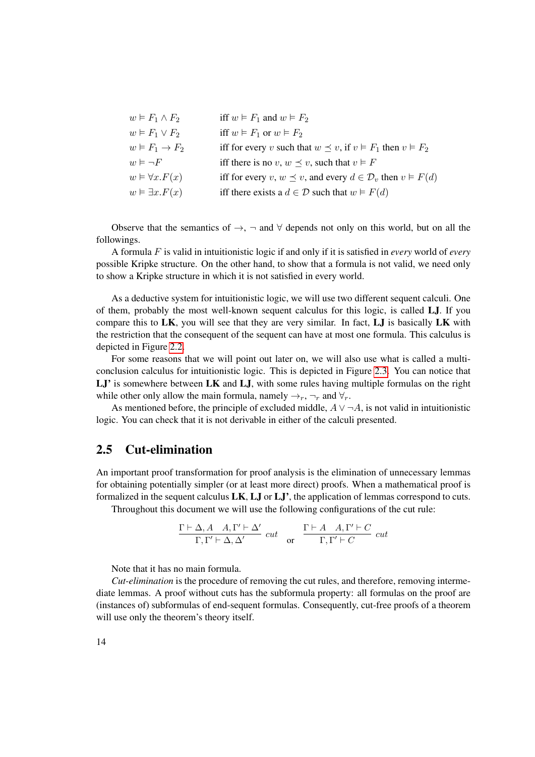| | |
|---|---|
| $w \vDash F_1 \wedge F_2$ | iff $w \vDash F_1$ and $w \vDash F_2$ |
| $w \vDash F_1 \vee F_2$ | iff $w \vDash F_1$ or $w \vDash F_2$ |
| $w \vDash F_1 \rightarrow F_2$ | iff for every $v$ such that $w \preceq v$, if $v \vDash F_1$ then $v \vDash F_2$ |
| $w \vDash \neg F$ | iff there is no $v$, $w \preceq v$, such that $v \vDash F$ |
| $w \vDash \forall x.F(x)$ | iff for every $v$, $w \preceq v$, and every $d \in \mathcal{D}_v$ then $v \vDash F(d)$ |
| $w \vDash \exists x.F(x)$ | iff there exists a $d \in \mathcal{D}$ such that $w \vDash F(d)$ |

Observe that the semantics of $\rightarrow$, $\neg$ and $\forall$ depends not only on this world, but on all the followings.

A formula $F$ is valid in intuitionistic logic if and only if it is satisfied in *every* world of *every* possible Kripke structure. On the other hand, to show that a formula is not valid, we need only to show a Kripke structure in which it is not satisfied in every world.

As a deductive system for intuitionistic logic, we will use two different sequent calculi. One of them, probably the most well-known sequent calculus for this logic, is called **LJ**. If you compare this to **LK**, you will see that they are very similar. In fact, **LJ** is basically **LK** with the restriction that the consequent of the sequent can have at most one formula. This calculus is depicted in Figure 2.2.

For some reasons that we will point out later on, we will also use what is called a multi-conclusion calculus for intuitionistic logic. This is depicted in Figure 2.3. You can notice that **LJ'** is somewhere between **LK** and **LJ**, with some rules having multiple formulas on the right while other only allow the main formula, namely $\rightarrow_r$, $\neg_r$ and $\forall_r$.

As mentioned before, the principle of excluded middle, $A \vee \neg A$, is not valid in intuitionistic logic. You can check that it is not derivable in either of the calculi presented.

## 2.5 Cut-elimination

An important proof transformation for proof analysis is the elimination of unnecessary lemmas for obtaining potentially simpler (or at least more direct) proofs. When a mathematical proof is formalized in the sequent calculus **LK**, **LJ** or **LJ'**, the application of lemmas correspond to cuts.

Throughout this document we will use the following configurations of the cut rule:

$$\frac{\Gamma \vdash \Delta, A \quad A, \Gamma' \vdash \Delta'}{\Gamma, \Gamma' \vdash \Delta, \Delta'}\; cut \qquad \text{or} \qquad \frac{\Gamma \vdash A \quad A, \Gamma' \vdash C}{\Gamma, \Gamma' \vdash C}\; cut$$

Note that it has no main formula.

*Cut-elimination* is the procedure of removing the cut rules, and therefore, removing intermediate lemmas. A proof without cuts has the subformula property: all formulas on the proof are (instances of) subformulas of end-sequent formulas. Consequently, cut-free proofs of a theorem will use only the theorem's theory itself.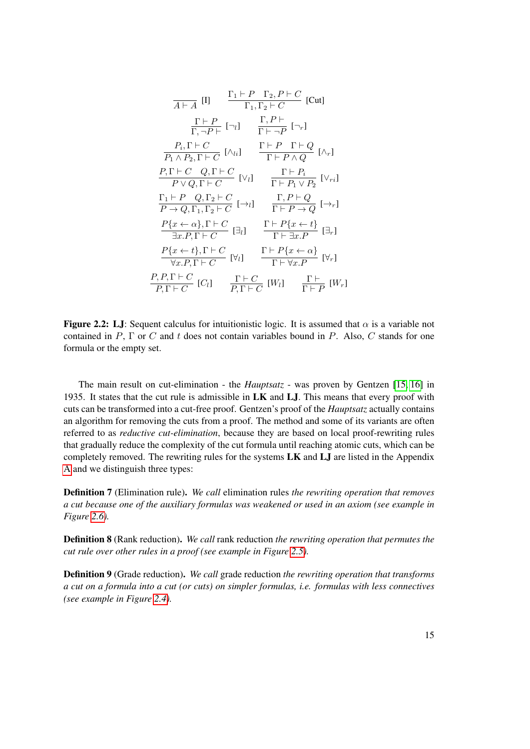$$
\frac{}{A \vdash A}\ [\mathrm{I}] \qquad \frac{\Gamma_1 \vdash P \quad \Gamma_2, P \vdash C}{\Gamma_1, \Gamma_2 \vdash C}\ [\mathrm{Cut}]
$$

$$
\frac{\Gamma \vdash P}{\Gamma, \neg P \vdash}\ [\neg_l] \qquad \frac{\Gamma, P \vdash}{\Gamma \vdash \neg P}\ [\neg_r]
$$

$$
\frac{P_i, \Gamma \vdash C}{P_1 \wedge P_2, \Gamma \vdash C}\ [\wedge_{li}] \qquad \frac{\Gamma \vdash P \quad \Gamma \vdash Q}{\Gamma \vdash P \wedge Q}\ [\wedge_r]
$$

$$
\frac{P, \Gamma \vdash C \quad Q, \Gamma \vdash C}{P \vee Q, \Gamma \vdash C}\ [\vee_l] \qquad \frac{\Gamma \vdash P_i}{\Gamma \vdash P_1 \vee P_2}\ [\vee_{ri}]
$$

$$
\frac{\Gamma_1 \vdash P \quad Q, \Gamma_2 \vdash C}{P \rightarrow Q, \Gamma_1, \Gamma_2 \vdash C}\ [\rightarrow_l] \qquad \frac{\Gamma, P \vdash Q}{\Gamma \vdash P \rightarrow Q}\ [\rightarrow_r]
$$

$$
\frac{P\{x \leftarrow \alpha\}, \Gamma \vdash C}{\exists x.P, \Gamma \vdash C}\ [\exists_l] \qquad \frac{\Gamma \vdash P\{x \leftarrow t\}}{\Gamma \vdash \exists x.P}\ [\exists_r]
$$

$$
\frac{P\{x \leftarrow t\}, \Gamma \vdash C}{\forall x.P, \Gamma \vdash C}\ [\forall_l] \qquad \frac{\Gamma \vdash P\{x \leftarrow \alpha\}}{\Gamma \vdash \forall x.P}\ [\forall_r]
$$

$$
\frac{P, P, \Gamma \vdash C}{P, \Gamma \vdash C}\ [C_l] \qquad \frac{\Gamma \vdash C}{P, \Gamma \vdash C}\ [W_l] \qquad \frac{\Gamma \vdash}{\Gamma \vdash P}\ [W_r]
$$

**Figure 2.2: LJ**: Sequent calculus for intuitionistic logic. It is assumed that $\alpha$ is a variable not contained in $P$, $\Gamma$ or $C$ and $t$ does not contain variables bound in $P$. Also, $C$ stands for one formula or the empty set.

The main result on cut-elimination - the *Hauptsatz* - was proven by Gentzen [15, 16] in 1935. It states that the cut rule is admissible in **LK** and **LJ**. This means that every proof with cuts can be transformed into a cut-free proof. Gentzen's proof of the *Hauptsatz* actually contains an algorithm for removing the cuts from a proof. The method and some of its variants are often referred to as *reductive cut-elimination*, because they are based on local proof-rewriting rules that gradually reduce the complexity of the cut formula until reaching atomic cuts, which can be completely removed. The rewriting rules for the systems **LK** and **LJ** are listed in the Appendix A and we distinguish three types:

**Definition 7** (Elimination rule). *We call* elimination rules *the rewriting operation that removes a cut because one of the auxiliary formulas was weakened or used in an axiom (see example in Figure 2.6).*

**Definition 8** (Rank reduction). *We call* rank reduction *the rewriting operation that permutes the cut rule over other rules in a proof (see example in Figure 2.5).*

**Definition 9** (Grade reduction). *We call* grade reduction *the rewriting operation that transforms a cut on a formula into a cut (or cuts) on simpler formulas, i.e. formulas with less connectives (see example in Figure 2.4).*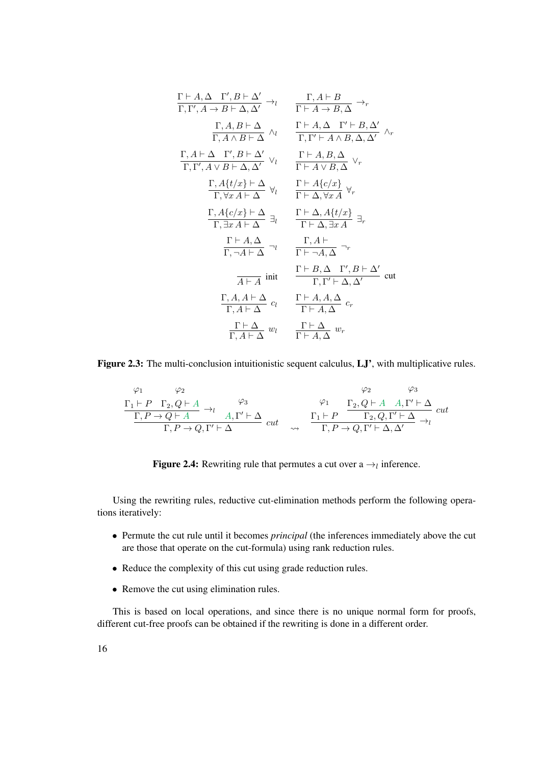$$
\frac{\Gamma \vdash A, \Delta \quad \Gamma', B \vdash \Delta'}{\Gamma, \Gamma', A \rightarrow B \vdash \Delta, \Delta'} \rightarrow_l \qquad \frac{\Gamma, A \vdash B}{\Gamma \vdash A \rightarrow B, \Delta} \rightarrow_r
$$

$$
\frac{\Gamma, A, B \vdash \Delta}{\Gamma, A \wedge B \vdash \Delta} \wedge_l \qquad \frac{\Gamma \vdash A, \Delta \quad \Gamma' \vdash B, \Delta'}{\Gamma, \Gamma' \vdash A \wedge B, \Delta, \Delta'} \wedge_r
$$

$$
\frac{\Gamma, A \vdash \Delta \quad \Gamma', B \vdash \Delta'}{\Gamma, \Gamma', A \vee B \vdash \Delta, \Delta'} \vee_l \qquad \frac{\Gamma \vdash A, B, \Delta}{\Gamma \vdash A \vee B, \Delta} \vee_r
$$

$$
\frac{\Gamma, A\{t/x\} \vdash \Delta}{\Gamma, \forall x\, A \vdash \Delta} \forall_l \qquad \frac{\Gamma \vdash A\{c/x\}}{\Gamma \vdash \Delta, \forall x\, A} \forall_r
$$

$$
\frac{\Gamma, A\{c/x\} \vdash \Delta}{\Gamma, \exists x\, A \vdash \Delta} \exists_l \qquad \frac{\Gamma \vdash \Delta, A\{t/x\}}{\Gamma \vdash \Delta, \exists x\, A} \exists_r
$$

$$
\frac{\Gamma \vdash A, \Delta}{\Gamma, \neg A \vdash \Delta} \neg_l \qquad \frac{\Gamma, A \vdash}{\Gamma \vdash \neg A, \Delta} \neg_r
$$

$$
\frac{}{A \vdash A} \text{init} \qquad \frac{\Gamma \vdash B, \Delta \quad \Gamma', B \vdash \Delta'}{\Gamma, \Gamma' \vdash \Delta, \Delta'} \text{cut}
$$

$$
\frac{\Gamma, A, A \vdash \Delta}{\Gamma, A \vdash \Delta} c_l \qquad \frac{\Gamma \vdash A, A, \Delta}{\Gamma \vdash A, \Delta} c_r
$$

$$
\frac{\Gamma \vdash \Delta}{\Gamma, A \vdash \Delta} w_l \qquad \frac{\Gamma \vdash \Delta}{\Gamma \vdash A, \Delta} w_r
$$

**Figure 2.3:** The multi-conclusion intuitionistic sequent calculus, **LJ'**, with multiplicative rules.

$$
\dfrac{\dfrac{\overset{\varphi_1}{\Gamma_1 \vdash P} \quad \overset{\varphi_2}{\Gamma_2, Q \vdash A}}{\Gamma, P \rightarrow Q \vdash A} \rightarrow_l \quad \overset{\varphi_3}{A, \Gamma' \vdash \Delta}}{\Gamma, P \rightarrow Q, \Gamma' \vdash \Delta} \, cut
\quad \rightsquigarrow \quad
\dfrac{\overset{\varphi_1}{\Gamma_1 \vdash P} \quad \dfrac{\overset{\varphi_2}{\Gamma_2, Q \vdash A} \quad \overset{\varphi_3}{A, \Gamma' \vdash \Delta}}{\Gamma_2, Q, \Gamma' \vdash \Delta} \, cut}{\Gamma, P \rightarrow Q, \Gamma' \vdash \Delta, \Delta'} \rightarrow_l
$$

**Figure 2.4:** Rewriting rule that permutes a cut over a $\rightarrow_l$ inference.

Using the rewriting rules, reductive cut-elimination methods perform the following operations iteratively:

- Permute the cut rule until it becomes *principal* (the inferences immediately above the cut are those that operate on the cut-formula) using rank reduction rules.
- Reduce the complexity of this cut using grade reduction rules.
- Remove the cut using elimination rules.

This is based on local operations, and since there is no unique normal form for proofs, different cut-free proofs can be obtained if the rewriting is done in a different order.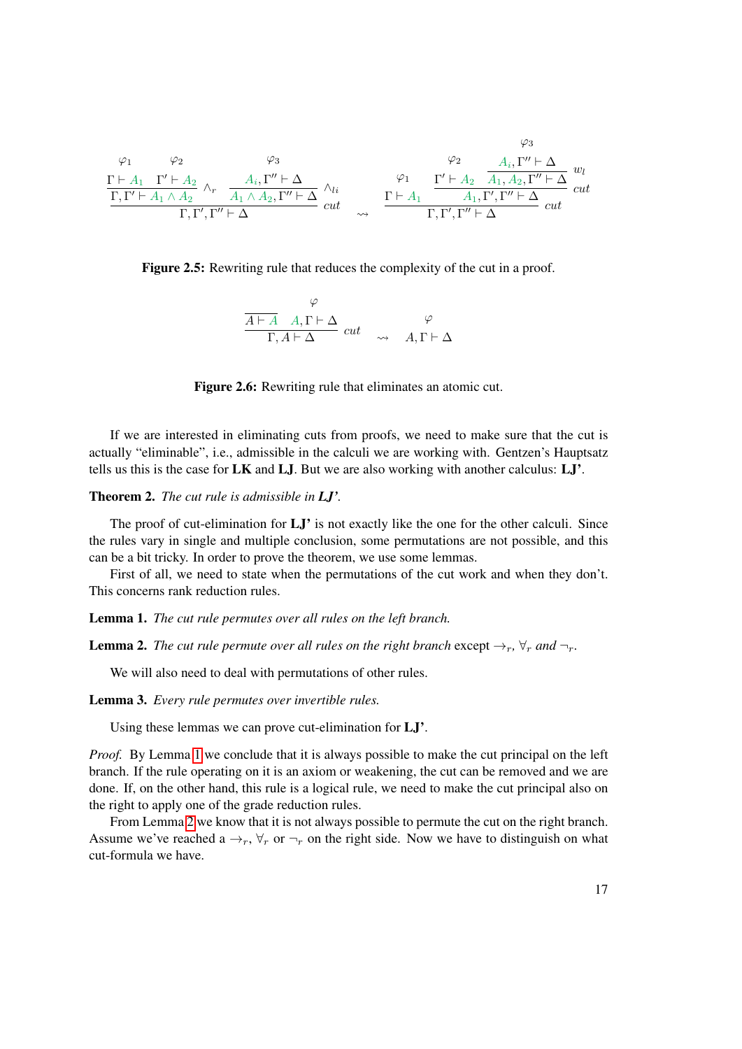$$\dfrac{\dfrac{\overset{\varphi_1}{\Gamma \vdash A_1} \quad \overset{\varphi_2}{\Gamma' \vdash A_2}}{\Gamma, \Gamma' \vdash A_1 \wedge A_2} \wedge_r \qquad \dfrac{\overset{\varphi_3}{A_i, \Gamma'' \vdash \Delta}}{A_1 \wedge A_2, \Gamma'' \vdash \Delta} \wedge_{li}}{\Gamma, \Gamma', \Gamma'' \vdash \Delta} cut \quad \rightsquigarrow \quad \dfrac{\overset{\varphi_1}{\Gamma \vdash A_1} \qquad \dfrac{\overset{\varphi_2}{\Gamma' \vdash A_2} \quad \dfrac{\overset{\varphi_3}{A_i, \Gamma'' \vdash \Delta}}{A_1, A_2, \Gamma'' \vdash \Delta} w_l}{A_1, \Gamma', \Gamma'' \vdash \Delta} cut}{\Gamma, \Gamma', \Gamma'' \vdash \Delta} cut$$

**Figure 2.5:** Rewriting rule that reduces the complexity of the cut in a proof.

$$\dfrac{\overline{A \vdash A} \qquad \overset{\varphi}{A, \Gamma \vdash \Delta}}{\Gamma, A \vdash \Delta} cut \quad \rightsquigarrow \quad \overset{\varphi}{A, \Gamma \vdash \Delta}$$

**Figure 2.6:** Rewriting rule that eliminates an atomic cut.

If we are interested in eliminating cuts from proofs, we need to make sure that the cut is actually "eliminable", i.e., admissible in the calculi we are working with. Gentzen's Hauptsatz tells us this is the case for **LK** and **LJ**. But we are also working with another calculus: **LJ'**.

**Theorem 2.** *The cut rule is admissible in **LJ'**.*

The proof of cut-elimination for **LJ'** is not exactly like the one for the other calculi. Since the rules vary in single and multiple conclusion, some permutations are not possible, and this can be a bit tricky. In order to prove the theorem, we use some lemmas.

First of all, we need to state when the permutations of the cut work and when they don't. This concerns rank reduction rules.

**Lemma 1.** *The cut rule permutes over all rules on the left branch.*

**Lemma 2.** *The cut rule permute over all rules on the right branch* except $\rightarrow_r$, $\forall_r$ *and* $\neg_r$.

We will also need to deal with permutations of other rules.

**Lemma 3.** *Every rule permutes over invertible rules.*

Using these lemmas we can prove cut-elimination for **LJ'**.

*Proof.* By Lemma 1 we conclude that it is always possible to make the cut principal on the left branch. If the rule operating on it is an axiom or weakening, the cut can be removed and we are done. If, on the other hand, this rule is a logical rule, we need to make the cut principal also on the right to apply one of the grade reduction rules.

From Lemma 2 we know that it is not always possible to permute the cut on the right branch. Assume we've reached a $\rightarrow_r$, $\forall_r$ or $\neg_r$ on the right side. Now we have to distinguish on what cut-formula we have.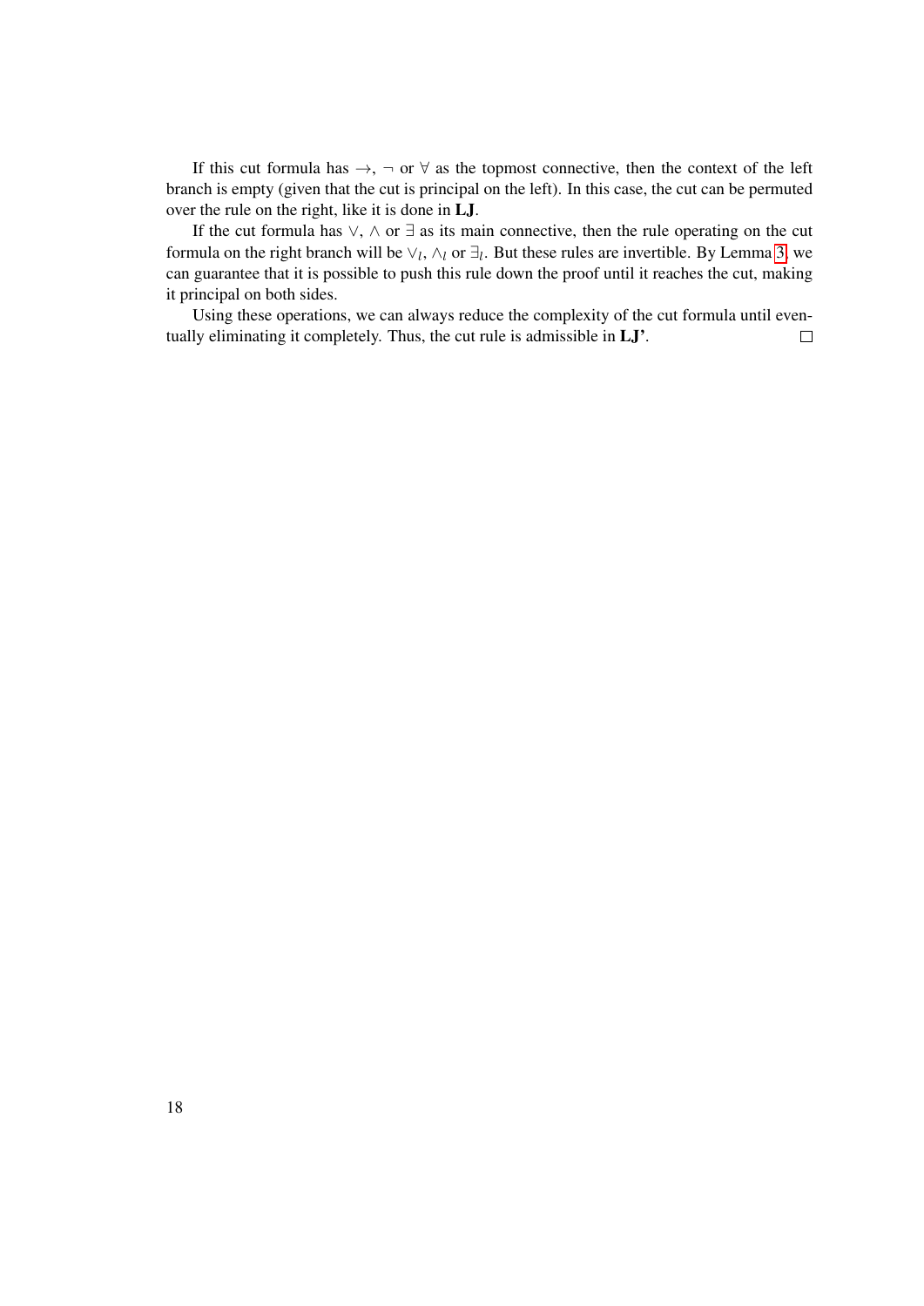If this cut formula has $\rightarrow$, $\neg$ or $\forall$ as the topmost connective, then the context of the left branch is empty (given that the cut is principal on the left). In this case, the cut can be permuted over the rule on the right, like it is done in **LJ**.

If the cut formula has $\vee$, $\wedge$ or $\exists$ as its main connective, then the rule operating on the cut formula on the right branch will be $\vee_l$, $\wedge_l$ or $\exists_l$. But these rules are invertible. By Lemma 3, we can guarantee that it is possible to push this rule down the proof until it reaches the cut, making it principal on both sides.

Using these operations, we can always reduce the complexity of the cut formula until eventually eliminating it completely. Thus, the cut rule is admissible in **LJ'**. □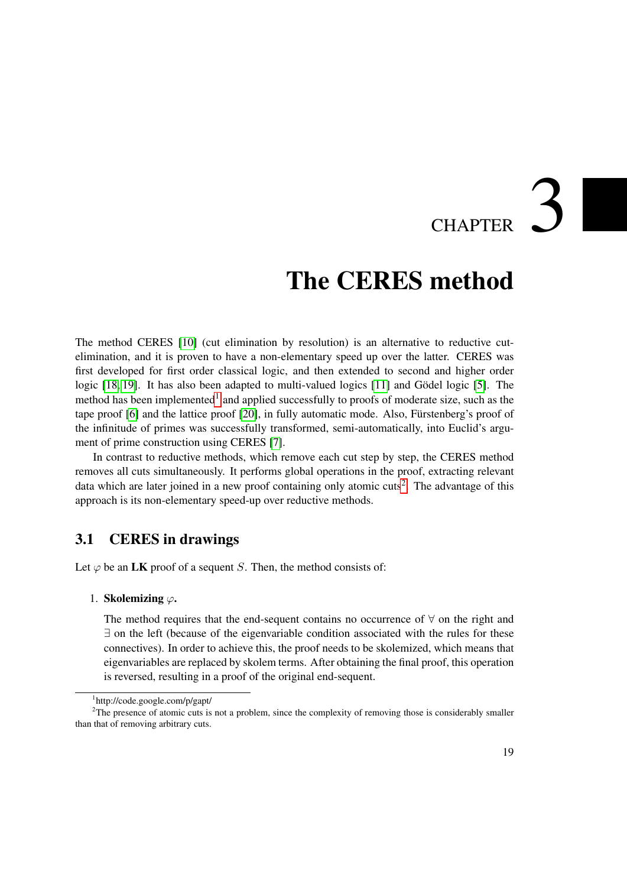# CHAPTER 3

# The CERES method

The method CERES [10] (cut elimination by resolution) is an alternative to reductive cut-elimination, and it is proven to have a non-elementary speed up over the latter. CERES was first developed for first order classical logic, and then extended to second and higher order logic [18, 19]. It has also been adapted to multi-valued logics [11] and Gödel logic [5]. The method has been implemented[1] and applied successfully to proofs of moderate size, such as the tape proof [6] and the lattice proof [20], in fully automatic mode. Also, Fürstenberg's proof of the infinitude of primes was successfully transformed, semi-automatically, into Euclid's argument of prime construction using CERES [7].

In contrast to reductive methods, which remove each cut step by step, the CERES method removes all cuts simultaneously. It performs global operations in the proof, extracting relevant data which are later joined in a new proof containing only atomic cuts[2]. The advantage of this approach is its non-elementary speed-up over reductive methods.

## 3.1 CERES in drawings

Let $\varphi$ be an **LK** proof of a sequent $S$. Then, the method consists of:

1. **Skolemizing $\varphi$.**

   The method requires that the end-sequent contains no occurrence of $\forall$ on the right and $\exists$ on the left (because of the eigenvariable condition associated with the rules for these connectives). In order to achieve this, the proof needs to be skolemized, which means that eigenvariables are replaced by skolem terms. After obtaining the final proof, this operation is reversed, resulting in a proof of the original end-sequent.

[1] http://code.google.com/p/gapt/

[2] The presence of atomic cuts is not a problem, since the complexity of removing those is considerably smaller than that of removing arbitrary cuts.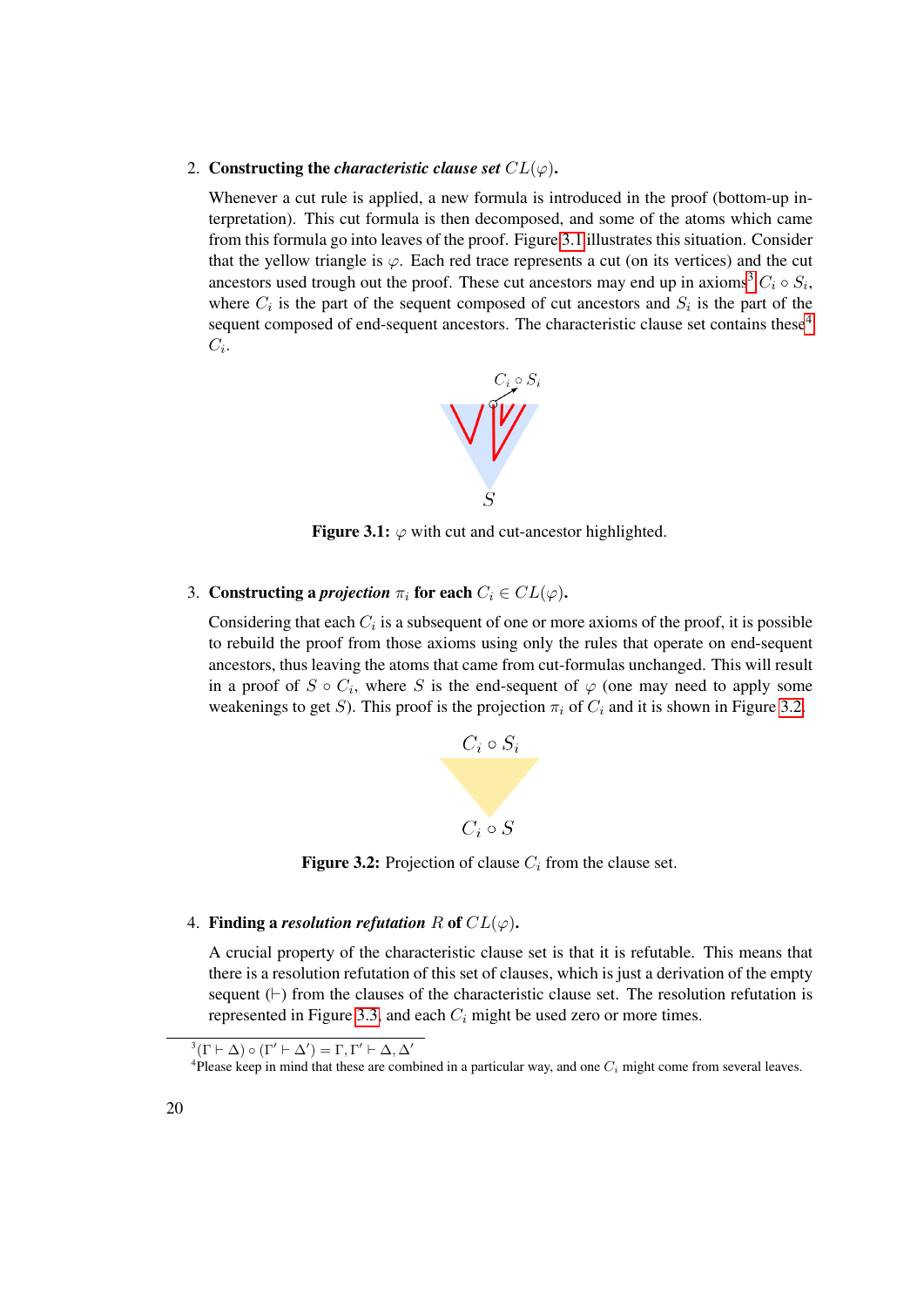2. **Constructing the *characteristic clause set* $CL(\varphi)$.**

   Whenever a cut rule is applied, a new formula is introduced in the proof (bottom-up interpretation). This cut formula is then decomposed, and some of the atoms which came from this formula go into leaves of the proof. Figure 3.1 illustrates this situation. Consider that the yellow triangle is $\varphi$. Each red trace represents a cut (on its vertices) and the cut ancestors used trough out the proof. These cut ancestors may end up in axioms[3] $C_i \circ S_i$, where $C_i$ is the part of the sequent composed of cut ancestors and $S_i$ is the part of the sequent composed of end-sequent ancestors. The characteristic clause set contains these[4] $C_i$.

   **Figure 3.1:** $\varphi$ with cut and cut-ancestor highlighted.

3. **Constructing a *projection* $\pi_i$ for each $C_i \in CL(\varphi)$.**

   Considering that each $C_i$ is a subsequent of one or more axioms of the proof, it is possible to rebuild the proof from those axioms using only the rules that operate on end-sequent ancestors, thus leaving the atoms that came from cut-formulas unchanged. This will result in a proof of $S \circ C_i$, where $S$ is the end-sequent of $\varphi$ (one may need to apply some weakenings to get $S$). This proof is the projection $\pi_i$ of $C_i$ and it is shown in Figure 3.2.

   **Figure 3.2:** Projection of clause $C_i$ from the clause set.

4. **Finding a *resolution refutation* $R$ of $CL(\varphi)$.**

   A crucial property of the characteristic clause set is that it is refutable. This means that there is a resolution refutation of this set of clauses, which is just a derivation of the empty sequent ($\vdash$) from the clauses of the characteristic clause set. The resolution refutation is represented in Figure 3.3, and each $C_i$ might be used zero or more times.

---

[3] $(\Gamma \vdash \Delta) \circ (\Gamma' \vdash \Delta') = \Gamma, \Gamma' \vdash \Delta, \Delta'$

[4] Please keep in mind that these are combined in a particular way, and one $C_i$ might come from several leaves.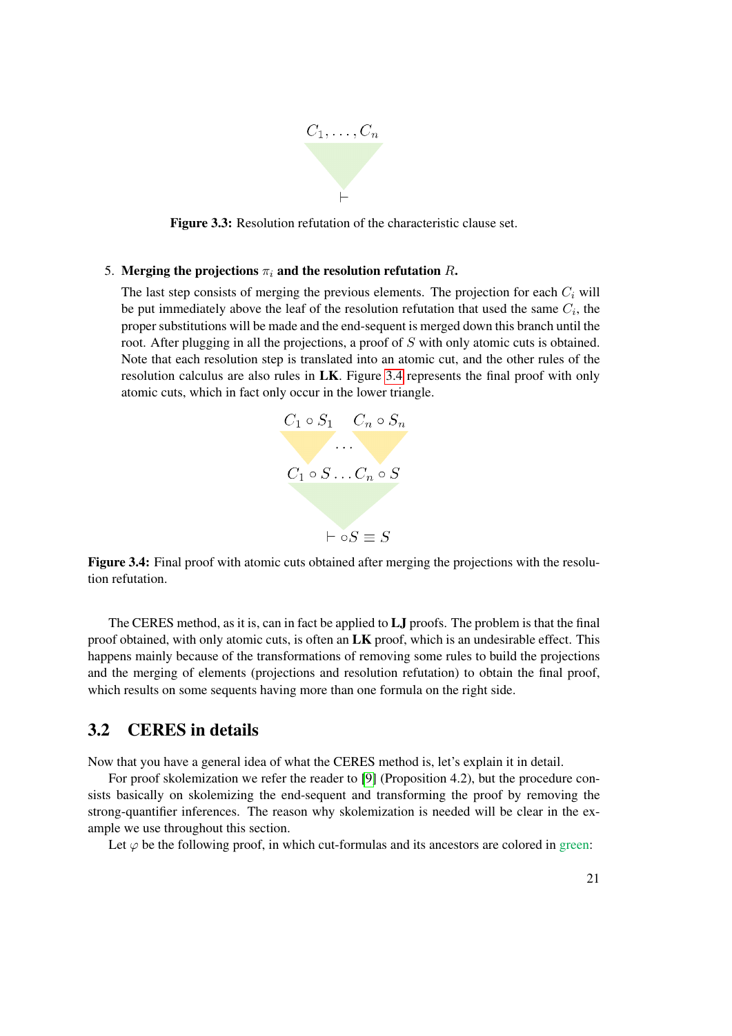$$C_1, \ldots, C_n$$

$$\vdash$$

**Figure 3.3:** Resolution refutation of the characteristic clause set.

5. **Merging the projections $\pi_i$ and the resolution refutation $R$.**

   The last step consists of merging the previous elements. The projection for each $C_i$ will be put immediately above the leaf of the resolution refutation that used the same $C_i$, the proper substitutions will be made and the end-sequent is merged down this branch until the root. After plugging in all the projections, a proof of $S$ with only atomic cuts is obtained. Note that each resolution step is translated into an atomic cut, and the other rules of the resolution calculus are also rules in **LK**. Figure 3.4 represents the final proof with only atomic cuts, which in fact only occur in the lower triangle.

$$C_1 \circ S_1 \quad \ldots \quad C_n \circ S_n$$

$$C_1 \circ S \ldots C_n \circ S$$

$$\vdash \circ S \equiv S$$

**Figure 3.4:** Final proof with atomic cuts obtained after merging the projections with the resolution refutation.

The CERES method, as it is, can in fact be applied to **LJ** proofs. The problem is that the final proof obtained, with only atomic cuts, is often an **LK** proof, which is an undesirable effect. This happens mainly because of the transformations of removing some rules to build the projections and the merging of elements (projections and resolution refutation) to obtain the final proof, which results on some sequents having more than one formula on the right side.

## 3.2 CERES in details

Now that you have a general idea of what the CERES method is, let's explain it in detail.

For proof skolemization we refer the reader to [9] (Proposition 4.2), but the procedure consists basically on skolemizing the end-sequent and transforming the proof by removing the strong-quantifier inferences. The reason why skolemization is needed will be clear in the example we use throughout this section.

Let $\varphi$ be the following proof, in which cut-formulas and its ancestors are colored in green: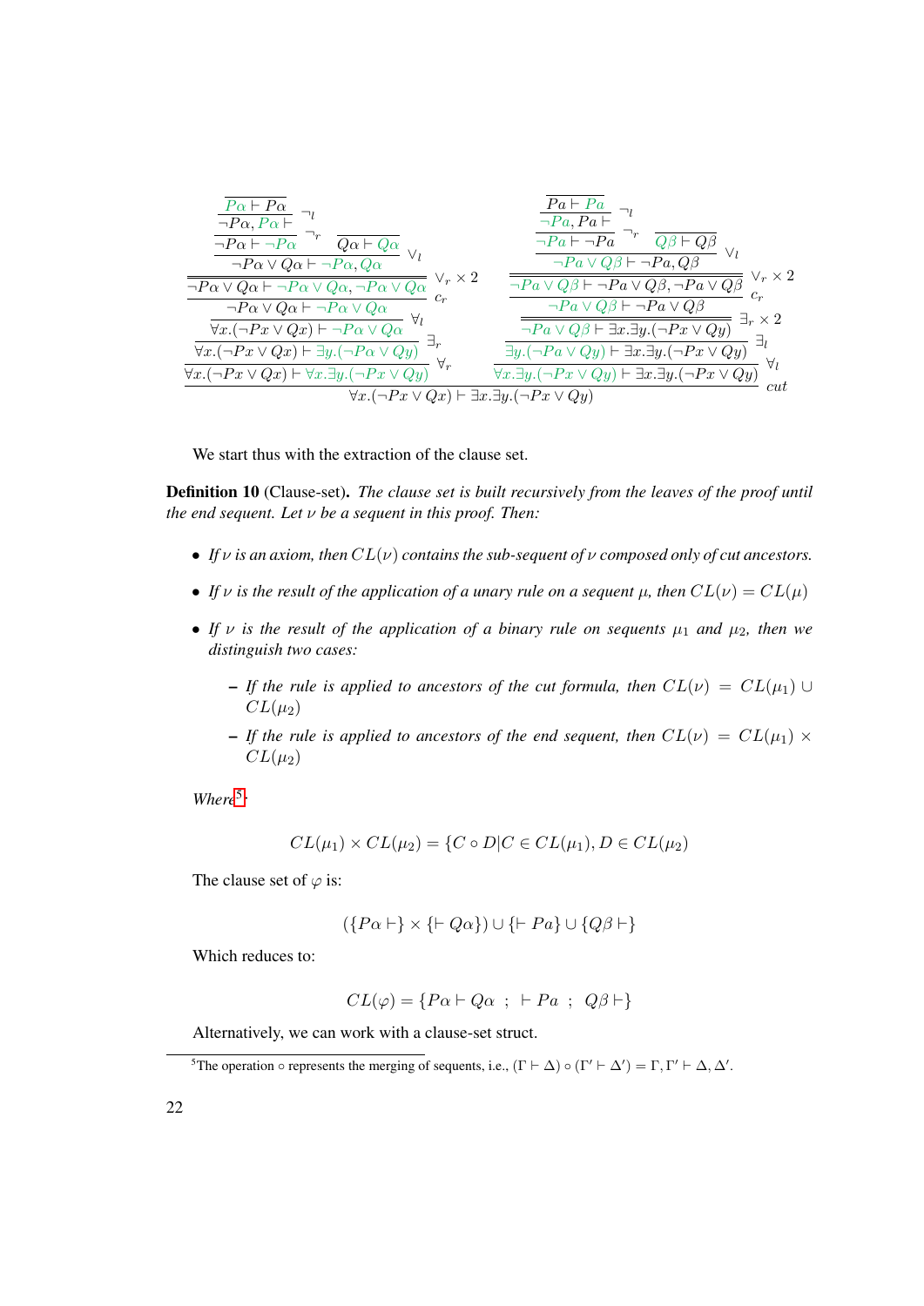$$
\dfrac{\dfrac{\dfrac{\dfrac{\dfrac{\dfrac{\dfrac{\dfrac{\dfrac{P\alpha \vdash P\alpha}{\neg P\alpha, P\alpha \vdash}\neg_l}{\neg P\alpha \vdash \neg P\alpha}\neg_r \quad Q\alpha \vdash Q\alpha}{\neg P\alpha \vee Q\alpha \vdash \neg P\alpha, Q\alpha}\vee_l}{\neg P\alpha \vee Q\alpha \vdash \neg P\alpha \vee Q\alpha, \neg P\alpha \vee Q\alpha}\vee_r \times 2}{\neg P\alpha \vee Q\alpha \vdash \neg P\alpha \vee Q\alpha}c_r}{\forall x.(\neg Px \vee Qx) \vdash \neg P\alpha \vee Q\alpha}\forall_l}{\forall x.(\neg Px \vee Qx) \vdash \exists y.(\neg P\alpha \vee Qy)}\exists_r}{\forall x.(\neg Px \vee Qx) \vdash \forall x.\exists y.(\neg Px \vee Qy)}\forall_r
\quad
\dfrac{\dfrac{\dfrac{\dfrac{\dfrac{\dfrac{\dfrac{\dfrac{Pa \vdash Pa}{\neg Pa, Pa \vdash}\neg_l}{\neg Pa \vdash \neg Pa}\neg_r \quad Q\beta \vdash Q\beta}{\neg Pa \vee Q\beta \vdash \neg Pa, Q\beta}\vee_l}{\neg Pa \vee Q\beta \vdash \neg Pa \vee Q\beta, \neg Pa \vee Q\beta}\vee_r \times 2}{\neg Pa \vee Q\beta \vdash \neg Pa \vee Q\beta}c_r}{\neg Pa \vee Q\beta \vdash \exists x.\exists y.(\neg Px \vee Qy)}\exists_r \times 2}{\exists y.(\neg Pa \vee Qy) \vdash \exists x.\exists y.(\neg Px \vee Qy)}\exists_l}{\forall x.\exists y.(\neg Px \vee Qy) \vdash \exists x.\exists y.(\neg Px \vee Qy)}\forall_l}{\forall x.(\neg Px \vee Qx) \vdash \exists x.\exists y.(\neg Px \vee Qy)}cut
$$

We start thus with the extraction of the clause set.

**Definition 10** (Clause-set)**.** *The clause set is built recursively from the leaves of the proof until the end sequent. Let $\nu$ be a sequent in this proof. Then:*

- *If $\nu$ is an axiom, then $CL(\nu)$ contains the sub-sequent of $\nu$ composed only of cut ancestors.*
- *If $\nu$ is the result of the application of a unary rule on a sequent $\mu$, then $CL(\nu) = CL(\mu)$*
- *If $\nu$ is the result of the application of a binary rule on sequents $\mu_1$ and $\mu_2$, then we distinguish two cases:*
  - *If the rule is applied to ancestors of the cut formula, then $CL(\nu) = CL(\mu_1) \cup CL(\mu_2)$*
  - *If the rule is applied to ancestors of the end sequent, then $CL(\nu) = CL(\mu_1) \times CL(\mu_2)$*

*Where*[5]*:*

$$CL(\mu_1) \times CL(\mu_2) = \{C \circ D | C \in CL(\mu_1), D \in CL(\mu_2)\}$$

The clause set of $\varphi$ is:

$$(\{P\alpha \vdash\} \times \{\vdash Q\alpha\}) \cup \{\vdash Pa\} \cup \{Q\beta \vdash\}$$

Which reduces to:

$$CL(\varphi) = \{P\alpha \vdash Q\alpha \ ; \ \vdash Pa \ ; \ Q\beta \vdash\}$$

Alternatively, we can work with a clause-set struct.

[5]The operation $\circ$ represents the merging of sequents, i.e., $(\Gamma \vdash \Delta) \circ (\Gamma' \vdash \Delta') = \Gamma, \Gamma' \vdash \Delta, \Delta'$.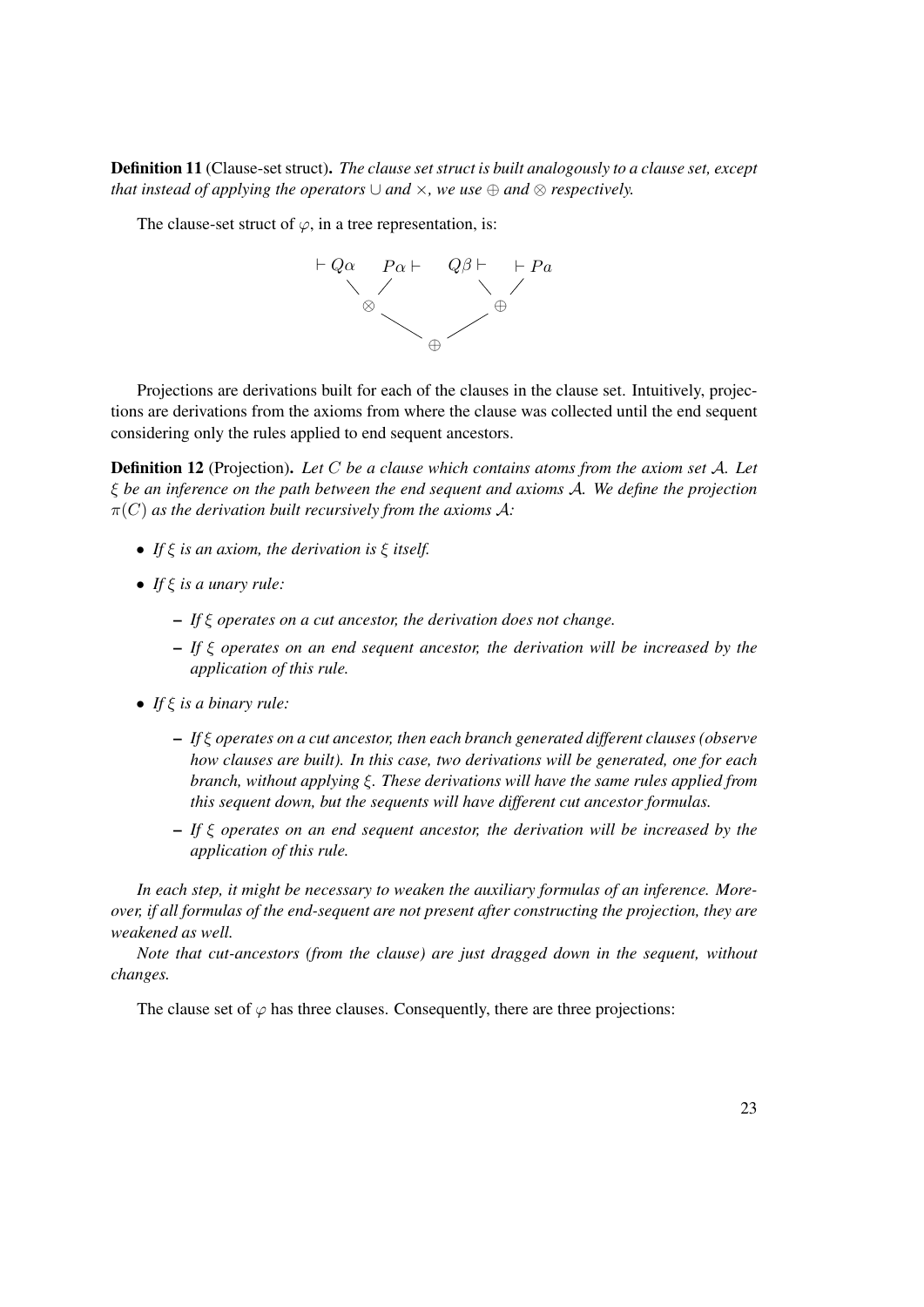**Definition 11** (Clause-set struct)**.** *The clause set struct is built analogously to a clause set, except that instead of applying the operators $\cup$ and $\times$, we use $\oplus$ and $\otimes$ respectively.*

The clause-set struct of $\varphi$, in a tree representation, is:

$$
\begin{array}{ccccccc}
\vdash Q\alpha & & P\alpha \vdash & & Q\beta \vdash & & \vdash Pa \\
& \otimes & & & & \oplus & \\
& & & \oplus & & &
\end{array}
$$

Projections are derivations built for each of the clauses in the clause set. Intuitively, projections are derivations from the axioms from where the clause was collected until the end sequent considering only the rules applied to end sequent ancestors.

**Definition 12** (Projection)**.** *Let $C$ be a clause which contains atoms from the axiom set $\mathcal{A}$. Let $\xi$ be an inference on the path between the end sequent and axioms $\mathcal{A}$. We define the projection $\pi(C)$ as the derivation built recursively from the axioms $\mathcal{A}$:*

- *If $\xi$ is an axiom, the derivation is $\xi$ itself.*
- *If $\xi$ is a unary rule:*
  - *If $\xi$ operates on a cut ancestor, the derivation does not change.*
  - *If $\xi$ operates on an end sequent ancestor, the derivation will be increased by the application of this rule.*
- *If $\xi$ is a binary rule:*
  - *If $\xi$ operates on a cut ancestor, then each branch generated different clauses (observe how clauses are built). In this case, two derivations will be generated, one for each branch, without applying $\xi$. These derivations will have the same rules applied from this sequent down, but the sequents will have different cut ancestor formulas.*
  - *If $\xi$ operates on an end sequent ancestor, the derivation will be increased by the application of this rule.*

*In each step, it might be necessary to weaken the auxiliary formulas of an inference. Moreover, if all formulas of the end-sequent are not present after constructing the projection, they are weakened as well.*

*Note that cut-ancestors (from the clause) are just dragged down in the sequent, without changes.*

The clause set of $\varphi$ has three clauses. Consequently, there are three projections: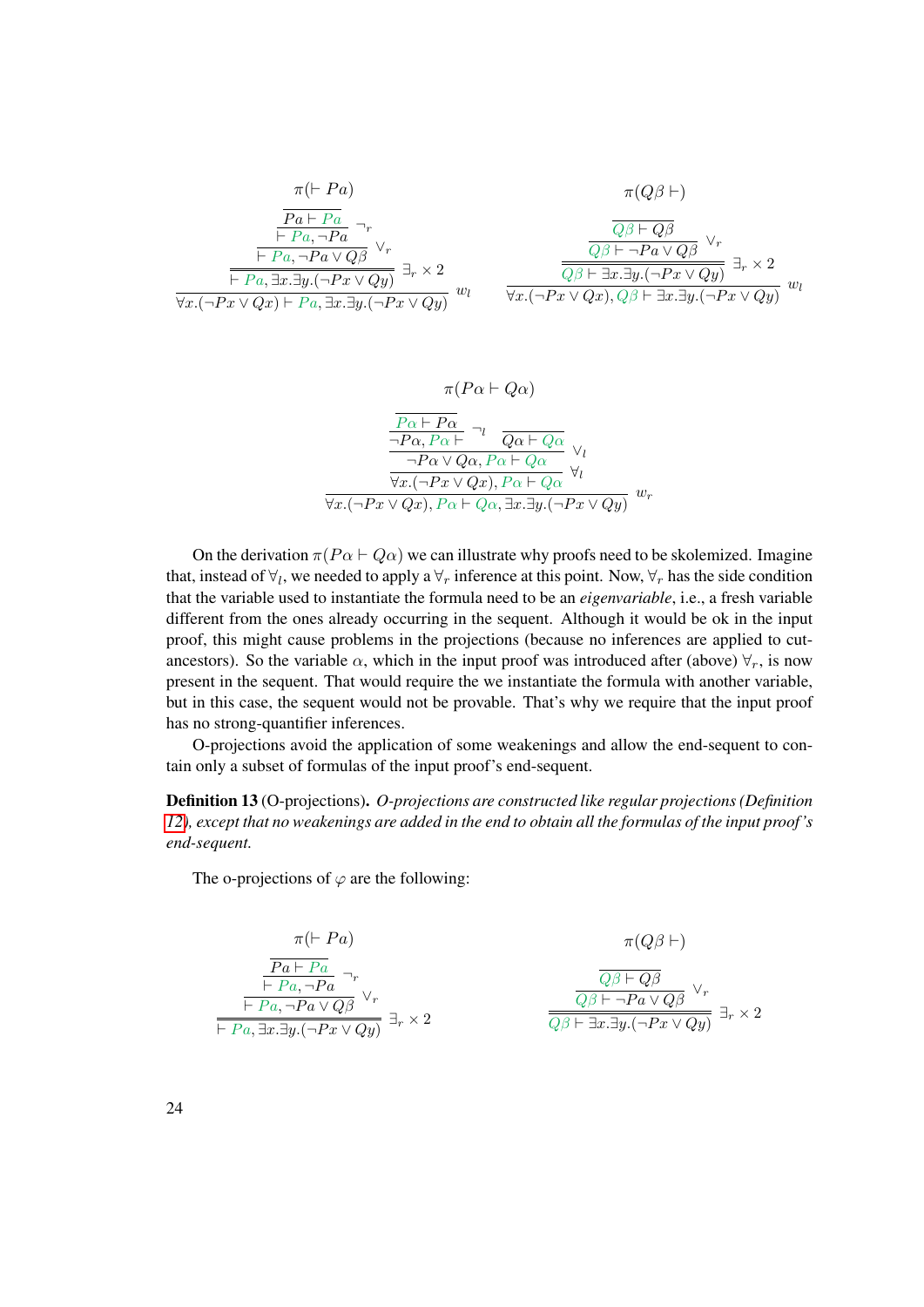$$\pi(\vdash Pa)$$

$$\dfrac{\dfrac{\dfrac{\dfrac{\overline{Pa \vdash Pa}}{\vdash Pa, \neg Pa}\ \neg_r}{\vdash Pa, \neg Pa \lor Q\beta}\ \lor_r}{\vdash Pa, \exists x.\exists y.(\neg Px \lor Qy)}\ \exists_r \times 2}{\forall x.(\neg Px \lor Qx) \vdash Pa, \exists x.\exists y.(\neg Px \lor Qy)}\ w_l$$

$$\pi(Q\beta \vdash)$$

$$\dfrac{\dfrac{\dfrac{\overline{Q\beta \vdash Q\beta}}{Q\beta \vdash \neg Pa \lor Q\beta}\ \lor_r}{Q\beta \vdash \exists x.\exists y.(\neg Px \lor Qy)}\ \exists_r \times 2}{\forall x.(\neg Px \lor Qx), Q\beta \vdash \exists x.\exists y.(\neg Px \lor Qy)}\ w_l$$

$$\pi(P\alpha \vdash Q\alpha)$$

$$\dfrac{\dfrac{\dfrac{\dfrac{\overline{P\alpha \vdash P\alpha}}{\neg P\alpha, P\alpha \vdash}\ \neg_l \quad \overline{Q\alpha \vdash Q\alpha}}{\neg P\alpha \lor Q\alpha, P\alpha \vdash Q\alpha}\ \lor_l}{\forall x.(\neg Px \lor Qx), P\alpha \vdash Q\alpha}\ \forall_l}{\forall x.(\neg Px \lor Qx), P\alpha \vdash Q\alpha, \exists x.\exists y.(\neg Px \lor Qy)}\ w_r$$

On the derivation $\pi(P\alpha \vdash Q\alpha)$ we can illustrate why proofs need to be skolemized. Imagine that, instead of $\forall_l$, we needed to apply a $\forall_r$ inference at this point. Now, $\forall_r$ has the side condition that the variable used to instantiate the formula need to be an *eigenvariable*, i.e., a fresh variable different from the ones already occurring in the sequent. Although it would be ok in the input proof, this might cause problems in the projections (because no inferences are applied to cut-ancestors). So the variable $\alpha$, which in the input proof was introduced after (above) $\forall_r$, is now present in the sequent. That would require the we instantiate the formula with another variable, but in this case, the sequent would not be provable. That's why we require that the input proof has no strong-quantifier inferences.

O-projections avoid the application of some weakenings and allow the end-sequent to contain only a subset of formulas of the input proof's end-sequent.

**Definition 13** (O-projections). *O-projections are constructed like regular projections (Definition 12), except that no weakenings are added in the end to obtain all the formulas of the input proof's end-sequent.*

The o-projections of $\varphi$ are the following:

$$\pi(\vdash Pa)$$

$$\dfrac{\dfrac{\dfrac{\overline{Pa \vdash Pa}}{\vdash Pa, \neg Pa}\ \neg_r}{\vdash Pa, \neg Pa \lor Q\beta}\ \lor_r}{\vdash Pa, \exists x.\exists y.(\neg Px \lor Qy)}\ \exists_r \times 2$$

$$\pi(Q\beta \vdash)$$

$$\dfrac{\dfrac{\overline{Q\beta \vdash Q\beta}}{Q\beta \vdash \neg Pa \lor Q\beta}\ \lor_r}{Q\beta \vdash \exists x.\exists y.(\neg Px \lor Qy)}\ \exists_r \times 2$$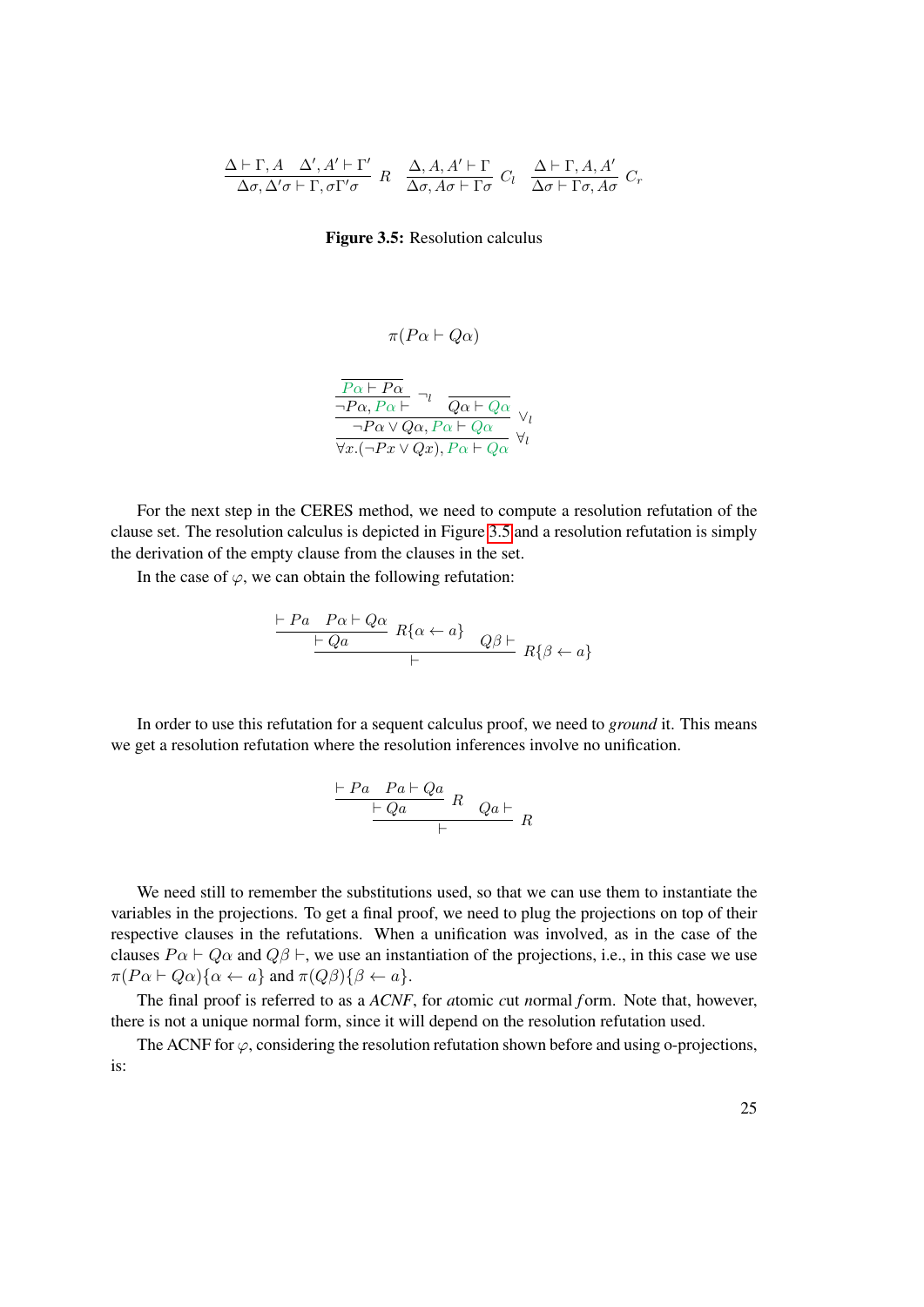$$\frac{\Delta \vdash \Gamma, A \quad \Delta', A' \vdash \Gamma'}{\Delta\sigma, \Delta'\sigma \vdash \Gamma, \sigma\Gamma'\sigma}\ R \quad \frac{\Delta, A, A' \vdash \Gamma}{\Delta\sigma, A\sigma \vdash \Gamma\sigma}\ C_l \quad \frac{\Delta \vdash \Gamma, A, A'}{\Delta\sigma \vdash \Gamma\sigma, A\sigma}\ C_r$$

**Figure 3.5:** Resolution calculus

$$\pi(P\alpha \vdash Q\alpha)$$

$$\cfrac{\cfrac{\cfrac{}{P\alpha \vdash P\alpha}}{\neg P\alpha, P\alpha \vdash}\ \neg_l \quad \cfrac{}{Q\alpha \vdash Q\alpha}}{\cfrac{\neg P\alpha \vee Q\alpha, P\alpha \vdash Q\alpha}{\forall x.(\neg Px \vee Qx), P\alpha \vdash Q\alpha}\ \forall_l}\ \vee_l$$

For the next step in the CERES method, we need to compute a resolution refutation of the clause set. The resolution calculus is depicted in Figure 3.5 and a resolution refutation is simply the derivation of the empty clause from the clauses in the set.

In the case of $\varphi$, we can obtain the following refutation:

$$\cfrac{\cfrac{\vdash Pa \quad P\alpha \vdash Q\alpha}{\vdash Qa}\ R\{\alpha \leftarrow a\} \quad Q\beta \vdash}{\vdash}\ R\{\beta \leftarrow a\}$$

In order to use this refutation for a sequent calculus proof, we need to *ground* it. This means we get a resolution refutation where the resolution inferences involve no unification.

$$\cfrac{\cfrac{\vdash Pa \quad Pa \vdash Qa}{\vdash Qa}\ R \quad Qa \vdash}{\vdash}\ R$$

We need still to remember the substitutions used, so that we can use them to instantiate the variables in the projections. To get a final proof, we need to plug the projections on top of their respective clauses in the refutations. When a unification was involved, as in the case of the clauses $P\alpha \vdash Q\alpha$ and $Q\beta \vdash$, we use an instantiation of the projections, i.e., in this case we use $\pi(P\alpha \vdash Q\alpha)\{\alpha \leftarrow a\}$ and $\pi(Q\beta)\{\beta \leftarrow a\}$.

The final proof is referred to as a *ACNF*, for *a*tomic *c*ut *n*ormal *f*orm. Note that, however, there is not a unique normal form, since it will depend on the resolution refutation used.

The ACNF for $\varphi$, considering the resolution refutation shown before and using o-projections, is: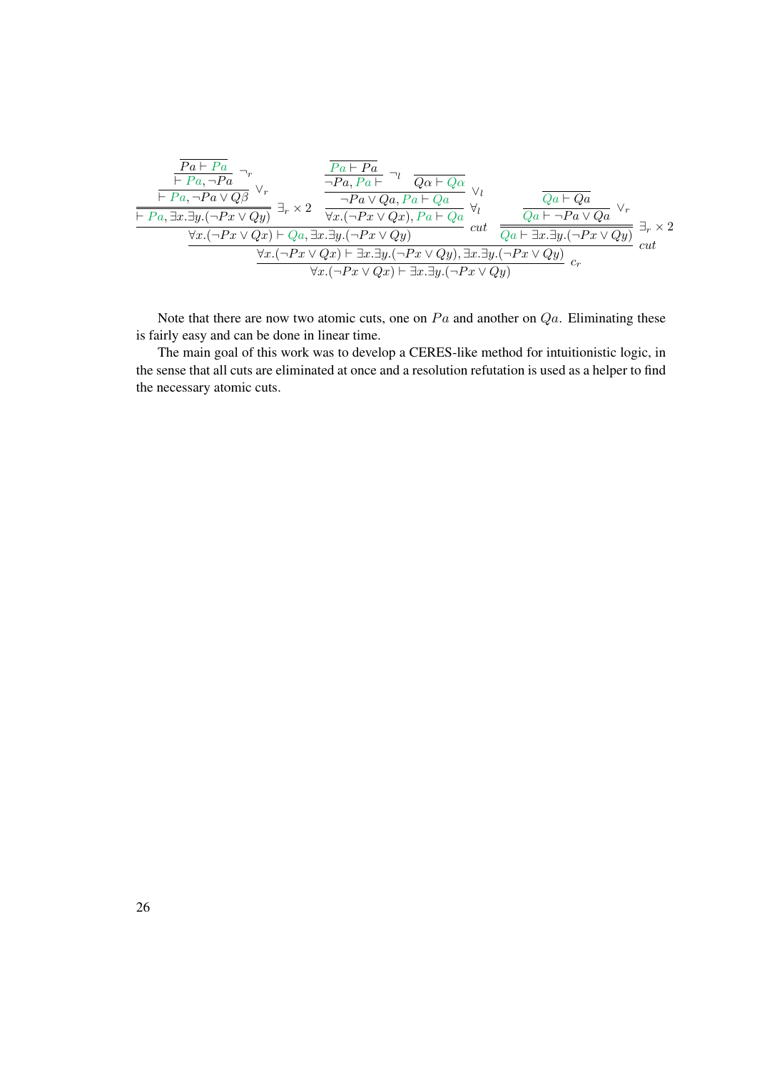$$
\dfrac{
  \dfrac{
    \dfrac{
      \dfrac{
        \dfrac{
          \dfrac{}{Pa \vdash Pa}
        }{\vdash Pa, \neg Pa}\ \neg_r
      }{\vdash Pa, \neg Pa \vee Q\beta}\ \vee_r
    }{\vdash Pa, \exists x.\exists y.(\neg Px \vee Qy)}\ \exists_r \times 2
    \qquad
    \dfrac{
      \dfrac{
        \dfrac{
          \dfrac{}{Pa \vdash Pa}
        }{\neg Pa, Pa \vdash}\ \neg_l
        \qquad
        \dfrac{}{Q\alpha \vdash Q\alpha}
      }{\neg Pa \vee Qa, Pa \vdash Qa}\ \vee_l
    }{\forall x.(\neg Px \vee Qx), Pa \vdash Qa}\ \forall_l
  }{\forall x.(\neg Px \vee Qx) \vdash Qa, \exists x.\exists y.(\neg Px \vee Qy)}\ cut
  \qquad
  \dfrac{
    \dfrac{
      \dfrac{}{Qa \vdash Qa}
    }{Qa \vdash \neg Pa \vee Qa}\ \vee_r
  }{Qa \vdash \exists x.\exists y.(\neg Px \vee Qy)}\ \exists_r \times 2
}{
  \dfrac{\forall x.(\neg Px \vee Qx) \vdash \exists x.\exists y.(\neg Px \vee Qy), \exists x.\exists y.(\neg Px \vee Qy)}{\forall x.(\neg Px \vee Qx) \vdash \exists x.\exists y.(\neg Px \vee Qy)}\ c_r
}\ cut
$$

Note that there are now two atomic cuts, one on $Pa$ and another on $Qa$. Eliminating these is fairly easy and can be done in linear time.

The main goal of this work was to develop a CERES-like method for intuitionistic logic, in the sense that all cuts are eliminated at once and a resolution refutation is used as a helper to find the necessary atomic cuts.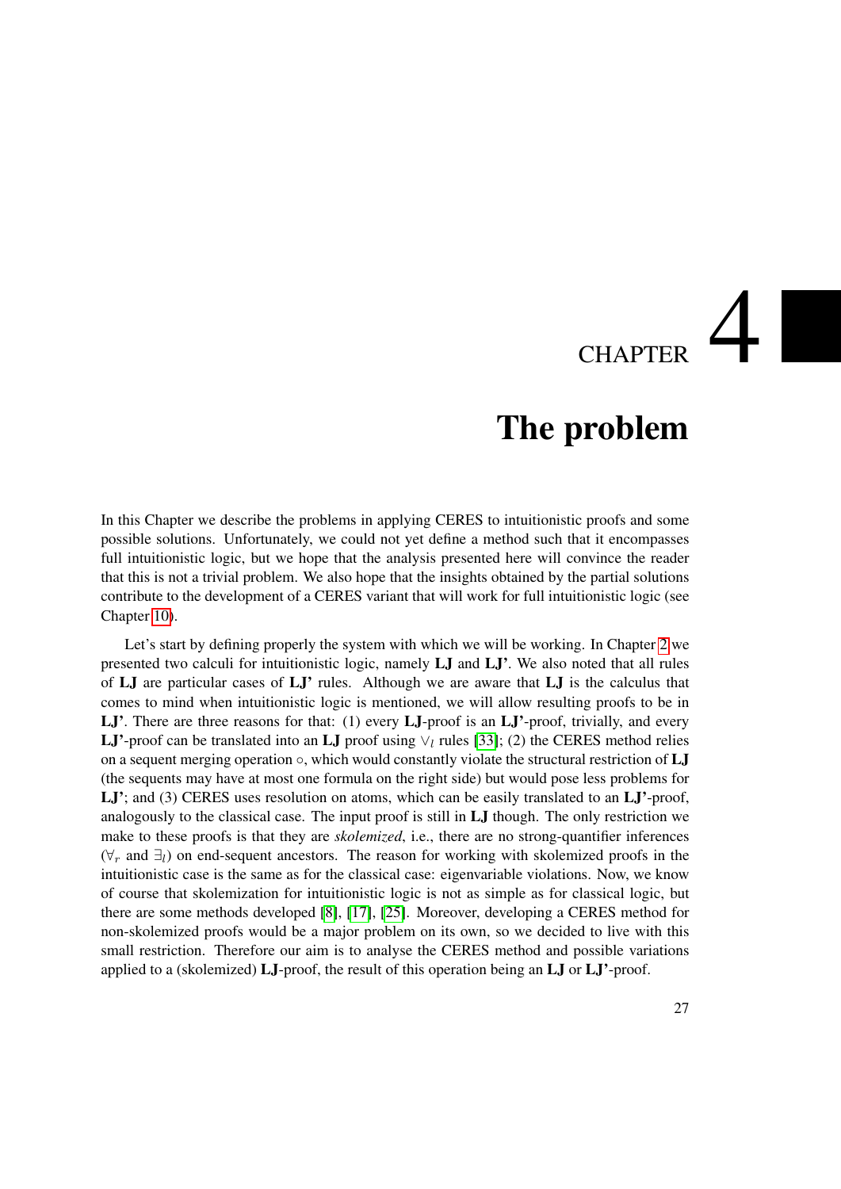# CHAPTER 4

# The problem

In this Chapter we describe the problems in applying CERES to intuitionistic proofs and some possible solutions. Unfortunately, we could not yet define a method such that it encompasses full intuitionistic logic, but we hope that the analysis presented here will convince the reader that this is not a trivial problem. We also hope that the insights obtained by the partial solutions contribute to the development of a CERES variant that will work for full intuitionistic logic (see Chapter 10).

Let's start by defining properly the system with which we will be working. In Chapter 2 we presented two calculi for intuitionistic logic, namely **LJ** and **LJ'**. We also noted that all rules of **LJ** are particular cases of **LJ'** rules. Although we are aware that **LJ** is the calculus that comes to mind when intuitionistic logic is mentioned, we will allow resulting proofs to be in **LJ'**. There are three reasons for that: (1) every **LJ**-proof is an **LJ'**-proof, trivially, and every **LJ'**-proof can be translated into an **LJ** proof using $\vee_l$ rules [33]; (2) the CERES method relies on a sequent merging operation $\circ$, which would constantly violate the structural restriction of **LJ** (the sequents may have at most one formula on the right side) but would pose less problems for **LJ'**; and (3) CERES uses resolution on atoms, which can be easily translated to an **LJ'**-proof, analogously to the classical case. The input proof is still in **LJ** though. The only restriction we make to these proofs is that they are *skolemized*, i.e., there are no strong-quantifier inferences ($\forall_r$ and $\exists_l$) on end-sequent ancestors. The reason for working with skolemized proofs in the intuitionistic case is the same as for the classical case: eigenvariable violations. Now, we know of course that skolemization for intuitionistic logic is not as simple as for classical logic, but there are some methods developed [8], [17], [25]. Moreover, developing a CERES method for non-skolemized proofs would be a major problem on its own, so we decided to live with this small restriction. Therefore our aim is to analyse the CERES method and possible variations applied to a (skolemized) **LJ**-proof, the result of this operation being an **LJ** or **LJ'**-proof.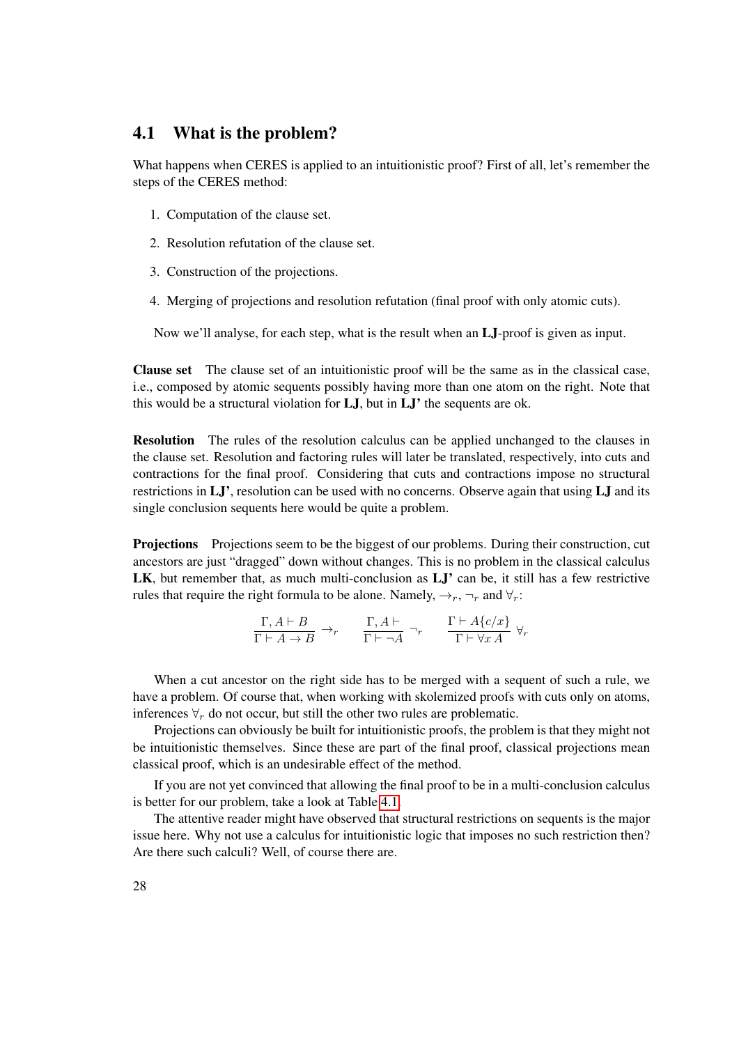## 4.1 What is the problem?

What happens when CERES is applied to an intuitionistic proof? First of all, let's remember the steps of the CERES method:

1. Computation of the clause set.
2. Resolution refutation of the clause set.
3. Construction of the projections.
4. Merging of projections and resolution refutation (final proof with only atomic cuts).

Now we'll analyse, for each step, what is the result when an **LJ**-proof is given as input.

**Clause set** The clause set of an intuitionistic proof will be the same as in the classical case, i.e., composed by atomic sequents possibly having more than one atom on the right. Note that this would be a structural violation for **LJ**, but in **LJ'** the sequents are ok.

**Resolution** The rules of the resolution calculus can be applied unchanged to the clauses in the clause set. Resolution and factoring rules will later be translated, respectively, into cuts and contractions for the final proof. Considering that cuts and contractions impose no structural restrictions in **LJ'**, resolution can be used with no concerns. Observe again that using **LJ** and its single conclusion sequents here would be quite a problem.

**Projections** Projections seem to be the biggest of our problems. During their construction, cut ancestors are just "dragged" down without changes. This is no problem in the classical calculus **LK**, but remember that, as much multi-conclusion as **LJ'** can be, it still has a few restrictive rules that require the right formula to be alone. Namely, $\rightarrow_r$, $\neg_r$ and $\forall_r$:

$$\frac{\Gamma, A \vdash B}{\Gamma \vdash A \rightarrow B} \rightarrow_r \qquad \frac{\Gamma, A \vdash}{\Gamma \vdash \neg A} \neg_r \qquad \frac{\Gamma \vdash A\{c/x\}}{\Gamma \vdash \forall x\, A} \forall_r$$

When a cut ancestor on the right side has to be merged with a sequent of such a rule, we have a problem. Of course that, when working with skolemized proofs with cuts only on atoms, inferences $\forall_r$ do not occur, but still the other two rules are problematic.

Projections can obviously be built for intuitionistic proofs, the problem is that they might not be intuitionistic themselves. Since these are part of the final proof, classical projections mean classical proof, which is an undesirable effect of the method.

If you are not yet convinced that allowing the final proof to be in a multi-conclusion calculus is better for our problem, take a look at Table 4.1.

The attentive reader might have observed that structural restrictions on sequents is the major issue here. Why not use a calculus for intuitionistic logic that imposes no such restriction then? Are there such calculi? Well, of course there are.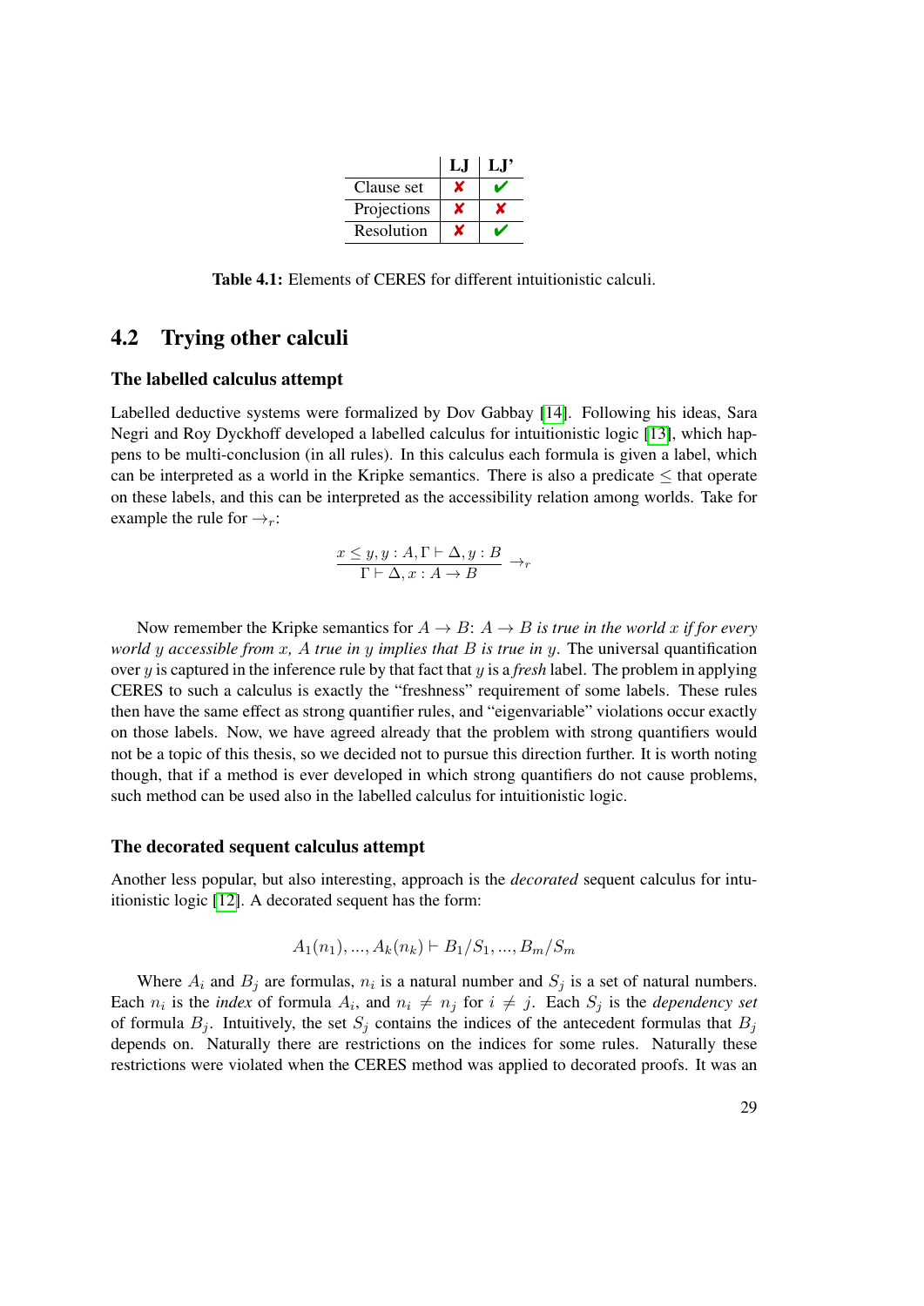| | LJ | LJ' |
|---|---|---|
| Clause set | ✘ | ✔ |
| Projections | ✘ | ✘ |
| Resolution | ✘ | ✔ |

**Table 4.1:** Elements of CERES for different intuitionistic calculi.

## 4.2 Trying other calculi

### The labelled calculus attempt

Labelled deductive systems were formalized by Dov Gabbay [14]. Following his ideas, Sara Negri and Roy Dyckhoff developed a labelled calculus for intuitionistic logic [13], which happens to be multi-conclusion (in all rules). In this calculus each formula is given a label, which can be interpreted as a world in the Kripke semantics. There is also a predicate $\leq$ that operate on these labels, and this can be interpreted as the accessibility relation among worlds. Take for example the rule for $\rightarrow_r$:

$$\frac{x \leq y, y : A, \Gamma \vdash \Delta, y : B}{\Gamma \vdash \Delta, x : A \rightarrow B} \rightarrow_r$$

Now remember the Kripke semantics for $A \rightarrow B$: *$A \rightarrow B$ is true in the world $x$ if for every world $y$ accessible from $x$, $A$ true in $y$ implies that $B$ is true in $y$.* The universal quantification over $y$ is captured in the inference rule by that fact that $y$ is a *fresh* label. The problem in applying CERES to such a calculus is exactly the "freshness" requirement of some labels. These rules then have the same effect as strong quantifier rules, and "eigenvariable" violations occur exactly on those labels. Now, we have agreed already that the problem with strong quantifiers would not be a topic of this thesis, so we decided not to pursue this direction further. It is worth noting though, that if a method is ever developed in which strong quantifiers do not cause problems, such method can be used also in the labelled calculus for intuitionistic logic.

### The decorated sequent calculus attempt

Another less popular, but also interesting, approach is the *decorated* sequent calculus for intuitionistic logic [12]. A decorated sequent has the form:

$$A_1(n_1), ..., A_k(n_k) \vdash B_1/S_1, ..., B_m/S_m$$

Where $A_i$ and $B_j$ are formulas, $n_i$ is a natural number and $S_j$ is a set of natural numbers. Each $n_i$ is the *index* of formula $A_i$, and $n_i \neq n_j$ for $i \neq j$. Each $S_j$ is the *dependency set* of formula $B_j$. Intuitively, the set $S_j$ contains the indices of the antecedent formulas that $B_j$ depends on. Naturally there are restrictions on the indices for some rules. Naturally these restrictions were violated when the CERES method was applied to decorated proofs. It was an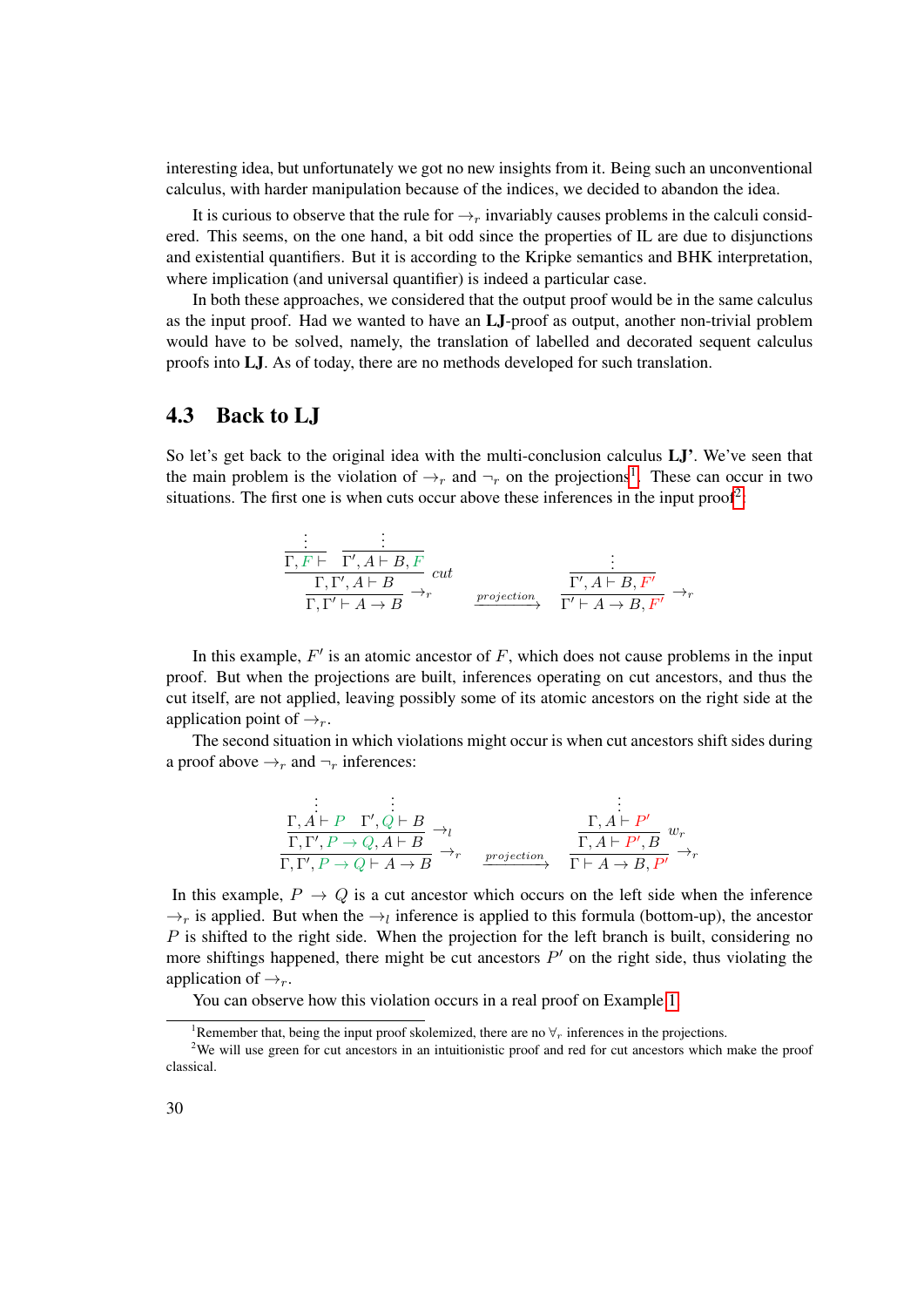interesting idea, but unfortunately we got no new insights from it. Being such an unconventional calculus, with harder manipulation because of the indices, we decided to abandon the idea.

It is curious to observe that the rule for $\rightarrow_r$ invariably causes problems in the calculi considered. This seems, on the one hand, a bit odd since the properties of IL are due to disjunctions and existential quantifiers. But it is according to the Kripke semantics and BHK interpretation, where implication (and universal quantifier) is indeed a particular case.

In both these approaches, we considered that the output proof would be in the same calculus as the input proof. Had we wanted to have an **LJ**-proof as output, another non-trivial problem would have to be solved, namely, the translation of labelled and decorated sequent calculus proofs into **LJ**. As of today, there are no methods developed for such translation.

## 4.3 Back to LJ

So let's get back to the original idea with the multi-conclusion calculus **LJ'**. We've seen that the main problem is the violation of $\rightarrow_r$ and $\neg_r$ on the projections[1]. These can occur in two situations. The first one is when cuts occur above these inferences in the input proof[2]:

$$\dfrac{\dfrac{\dfrac{\vdots}{\Gamma, F \vdash} \quad \dfrac{\vdots}{\Gamma', A \vdash B, F}}{\Gamma, \Gamma', A \vdash B}\ cut}{\Gamma, \Gamma' \vdash A \rightarrow B}\ \rightarrow_r \quad \xrightarrow{projection} \quad \dfrac{\dfrac{\vdots}{\Gamma', A \vdash B, F'}}{\Gamma' \vdash A \rightarrow B, F'}\ \rightarrow_r$$

In this example, $F'$ is an atomic ancestor of $F$, which does not cause problems in the input proof. But when the projections are built, inferences operating on cut ancestors, and thus the cut itself, are not applied, leaving possibly some of its atomic ancestors on the right side at the application point of $\rightarrow_r$.

The second situation in which violations might occur is when cut ancestors shift sides during a proof above $\rightarrow_r$ and $\neg_r$ inferences:

$$\dfrac{\dfrac{\dfrac{\vdots}{\Gamma, A \vdash P} \quad \dfrac{\vdots}{\Gamma', Q \vdash B}}{\Gamma, \Gamma', P \rightarrow Q, A \vdash B}\ \rightarrow_l}{\Gamma, \Gamma', P \rightarrow Q \vdash A \rightarrow B}\ \rightarrow_r \quad \xrightarrow{projection} \quad \dfrac{\dfrac{\dfrac{\vdots}{\Gamma, A \vdash P'}}{\Gamma, A \vdash P', B}\ w_r}{\Gamma \vdash A \rightarrow B, P'}\ \rightarrow_r$$

In this example, $P \rightarrow Q$ is a cut ancestor which occurs on the left side when the inference $\rightarrow_r$ is applied. But when the $\rightarrow_l$ inference is applied to this formula (bottom-up), the ancestor $P$ is shifted to the right side. When the projection for the left branch is built, considering no more shiftings happened, there might be cut ancestors $P'$ on the right side, thus violating the application of $\rightarrow_r$.

You can observe how this violation occurs in a real proof on Example 1.

[1] Remember that, being the input proof skolemized, there are no $\forall_r$ inferences in the projections.

[2] We will use green for cut ancestors in an intuitionistic proof and red for cut ancestors which make the proof classical.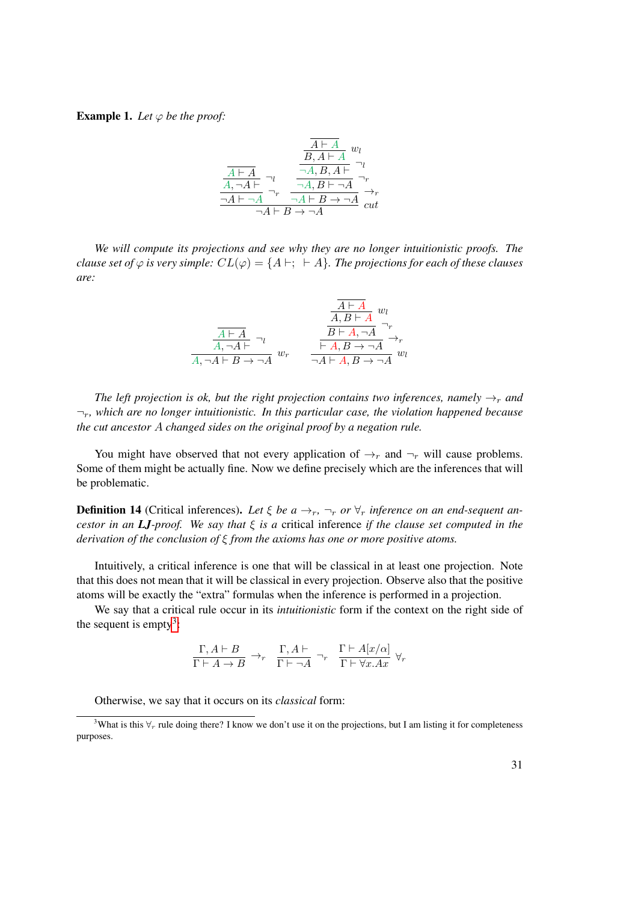**Example 1.** *Let $\varphi$ be the proof:*

$$
\dfrac{\dfrac{\dfrac{}{A \vdash A}}{A, \neg A \vdash}\neg_l}{\neg A \vdash \neg A}\neg_r
\qquad
\dfrac{\dfrac{\dfrac{\dfrac{\dfrac{}{A \vdash A}}{B, A \vdash A}w_l}{\neg A, B, A \vdash}\neg_l}{\neg A, B \vdash \neg A}\neg_r}{\neg A \vdash B \to \neg A}\to_r
$$

$$
\dfrac{\neg A \vdash \neg A \qquad \neg A \vdash B \to \neg A}{\neg A \vdash B \to \neg A}\, cut
$$

*We will compute its projections and see why they are no longer intuitionistic proofs. The clause set of $\varphi$ is very simple: $CL(\varphi) = \{A \vdash; \ \vdash A\}$. The projections for each of these clauses are:*

$$
\dfrac{\dfrac{\dfrac{}{A \vdash A}}{A, \neg A \vdash}\neg_l}{A, \neg A \vdash B \to \neg A}w_r
\qquad
\dfrac{\dfrac{\dfrac{\dfrac{\dfrac{}{A \vdash A}}{A, B \vdash A}w_l}{B \vdash A, \neg A}\neg_r}{\vdash A, B \to \neg A}\to_r}{\neg A \vdash A, B \to \neg A}w_l
$$

*The left projection is ok, but the right projection contains two inferences, namely $\to_r$ and $\neg_r$, which are no longer intuitionistic. In this particular case, the violation happened because the cut ancestor $A$ changed sides on the original proof by a negation rule.*

You might have observed that not every application of $\to_r$ and $\neg_r$ will cause problems. Some of them might be actually fine. Now we define precisely which are the inferences that will be problematic.

**Definition 14** (Critical inferences). *Let $\xi$ be a $\to_r$, $\neg_r$ or $\forall_r$ inference on an end-sequent ancestor in an **LJ**-proof. We say that $\xi$ is a* critical inference *if the clause set computed in the derivation of the conclusion of $\xi$ from the axioms has one or more positive atoms.*

Intuitively, a critical inference is one that will be classical in at least one projection. Note that this does not mean that it will be classical in every projection. Observe also that the positive atoms will be exactly the "extra" formulas when the inference is performed in a projection.

We say that a critical rule occur in its *intuitionistic* form if the context on the right side of the sequent is empty[3]:

$$
\dfrac{\Gamma, A \vdash B}{\Gamma \vdash A \to B}\to_r
\qquad
\dfrac{\Gamma, A \vdash}{\Gamma \vdash \neg A}\neg_r
\qquad
\dfrac{\Gamma \vdash A[x/\alpha]}{\Gamma \vdash \forall x.Ax}\forall_r
$$

Otherwise, we say that it occurs on its *classical* form:

[3] What is this $\forall_r$ rule doing there? I know we don't use it on the projections, but I am listing it for completeness purposes.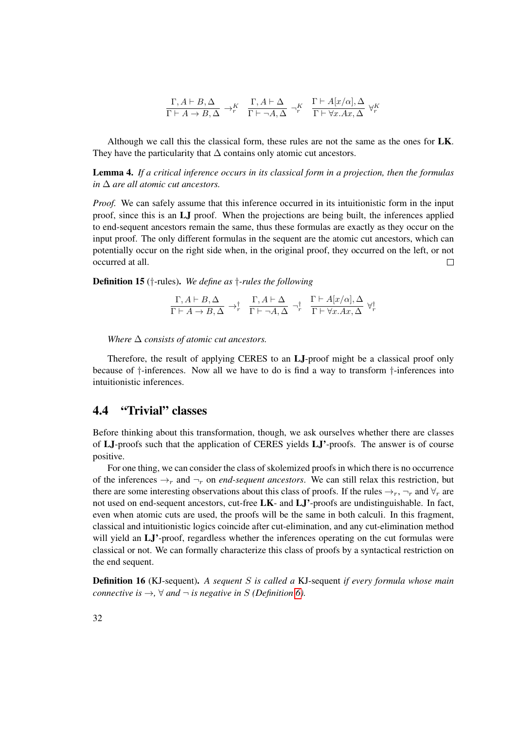$$\frac{\Gamma, A \vdash B, \Delta}{\Gamma \vdash A \to B, \Delta} \to_r^K \quad \frac{\Gamma, A \vdash \Delta}{\Gamma \vdash \neg A, \Delta} \neg_r^K \quad \frac{\Gamma \vdash A[x/\alpha], \Delta}{\Gamma \vdash \forall x.Ax, \Delta} \forall_r^K$$

Although we call this the classical form, these rules are not the same as the ones for **LK**. They have the particularity that $\Delta$ contains only atomic cut ancestors.

**Lemma 4.** *If a critical inference occurs in its classical form in a projection, then the formulas in $\Delta$ are all atomic cut ancestors.*

*Proof.* We can safely assume that this inference occurred in its intuitionistic form in the input proof, since this is an **LJ** proof. When the projections are being built, the inferences applied to end-sequent ancestors remain the same, thus these formulas are exactly as they occur on the input proof. The only different formulas in the sequent are the atomic cut ancestors, which can potentially occur on the right side when, in the original proof, they occurred on the left, or not occurred at all. □

**Definition 15** (†-rules)**.** *We define as †-rules the following*

$$\frac{\Gamma, A \vdash B, \Delta}{\Gamma \vdash A \to B, \Delta} \to_r^\dagger \quad \frac{\Gamma, A \vdash \Delta}{\Gamma \vdash \neg A, \Delta} \neg_r^\dagger \quad \frac{\Gamma \vdash A[x/\alpha], \Delta}{\Gamma \vdash \forall x.Ax, \Delta} \forall_r^\dagger$$

*Where $\Delta$ consists of atomic cut ancestors.*

Therefore, the result of applying CERES to an **LJ**-proof might be a classical proof only because of †-inferences. Now all we have to do is find a way to transform †-inferences into intuitionistic inferences.

## 4.4 "Trivial" classes

Before thinking about this transformation, though, we ask ourselves whether there are classes of **LJ**-proofs such that the application of CERES yields **LJ'**-proofs. The answer is of course positive.

For one thing, we can consider the class of skolemized proofs in which there is no occurrence of the inferences $\to_r$ and $\neg_r$ on *end-sequent ancestors*. We can still relax this restriction, but there are some interesting observations about this class of proofs. If the rules $\to_r$, $\neg_r$ and $\forall_r$ are not used on end-sequent ancestors, cut-free **LK**- and **LJ'**-proofs are undistinguishable. In fact, even when atomic cuts are used, the proofs will be the same in both calculi. In this fragment, classical and intuitionistic logics coincide after cut-elimination, and any cut-elimination method will yield an **LJ'**-proof, regardless whether the inferences operating on the cut formulas were classical or not. We can formally characterize this class of proofs by a syntactical restriction on the end sequent.

**Definition 16** (KJ-sequent)**.** *A sequent $S$ is called a* KJ-sequent *if every formula whose main connective is $\to$, $\forall$ and $\neg$ is negative in $S$ (Definition 6).*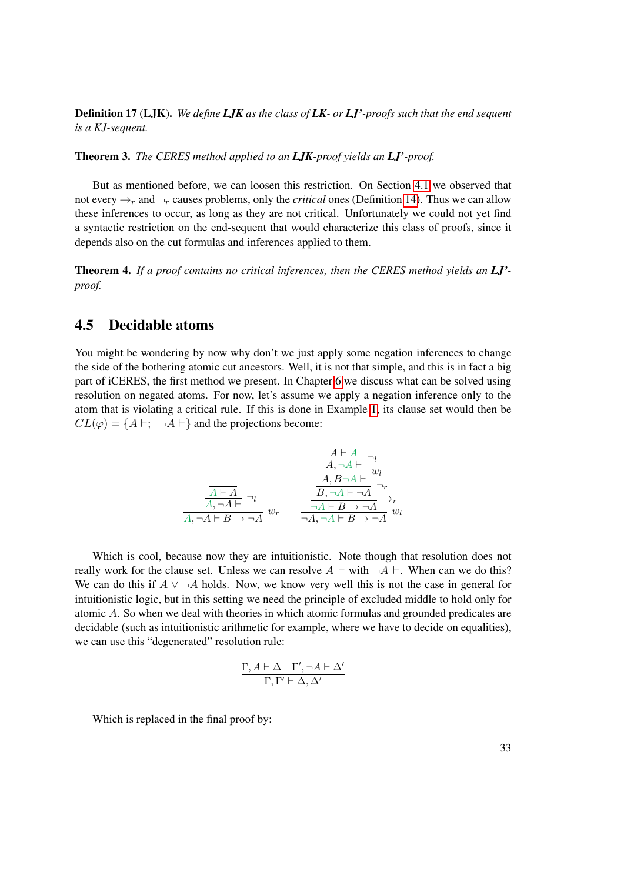**Definition 17 (LJK).** *We define **LJK** as the class of **LK**- or **LJ'**-proofs such that the end sequent is a KJ-sequent.*

**Theorem 3.** *The CERES method applied to an **LJK**-proof yields an **LJ'**-proof.*

But as mentioned before, we can loosen this restriction. On Section 4.1 we observed that not every $\to_r$ and $\neg_r$ causes problems, only the *critical* ones (Definition 14). Thus we can allow these inferences to occur, as long as they are not critical. Unfortunately we could not yet find a syntactic restriction on the end-sequent that would characterize this class of proofs, since it depends also on the cut formulas and inferences applied to them.

**Theorem 4.** *If a proof contains no critical inferences, then the CERES method yields an **LJ'**-proof.*

## 4.5 Decidable atoms

You might be wondering by now why don't we just apply some negation inferences to change the side of the bothering atomic cut ancestors. Well, it is not that simple, and this is in fact a big part of iCERES, the first method we present. In Chapter 6 we discuss what can be solved using resolution on negated atoms. For now, let's assume we apply a negation inference only to the atom that is violating a critical rule. If this is done in Example 1, its clause set would then be $CL(\varphi) = \{A \vdash; \ \ \neg A \vdash\}$ and the projections become:

$$
\dfrac{\dfrac{\overline{A \vdash A}}{A, \neg A \vdash}\,\neg_l}{A, \neg A \vdash B \to \neg A}\,w_r
\qquad
\dfrac{\dfrac{\dfrac{\dfrac{\dfrac{\overline{A \vdash A}}{A, \neg A \vdash}\,\neg_l}{A, B \neg A \vdash}\,w_l}{B, \neg A \vdash \neg A}\,\neg_r}{\neg A \vdash B \to \neg A}\,\to_r}{\neg A, \neg A \vdash B \to \neg A}\,w_l
$$

Which is cool, because now they are intuitionistic. Note though that resolution does not really work for the clause set. Unless we can resolve $A \vdash$ with $\neg A \vdash$. When can we do this? We can do this if $A \vee \neg A$ holds. Now, we know very well this is not the case in general for intuitionistic logic, but in this setting we need the principle of excluded middle to hold only for atomic $A$. So when we deal with theories in which atomic formulas and grounded predicates are decidable (such as intuitionistic arithmetic for example, where we have to decide on equalities), we can use this "degenerated" resolution rule:

$$
\dfrac{\Gamma, A \vdash \Delta \quad \Gamma', \neg A \vdash \Delta'}{\Gamma, \Gamma' \vdash \Delta, \Delta'}
$$

Which is replaced in the final proof by: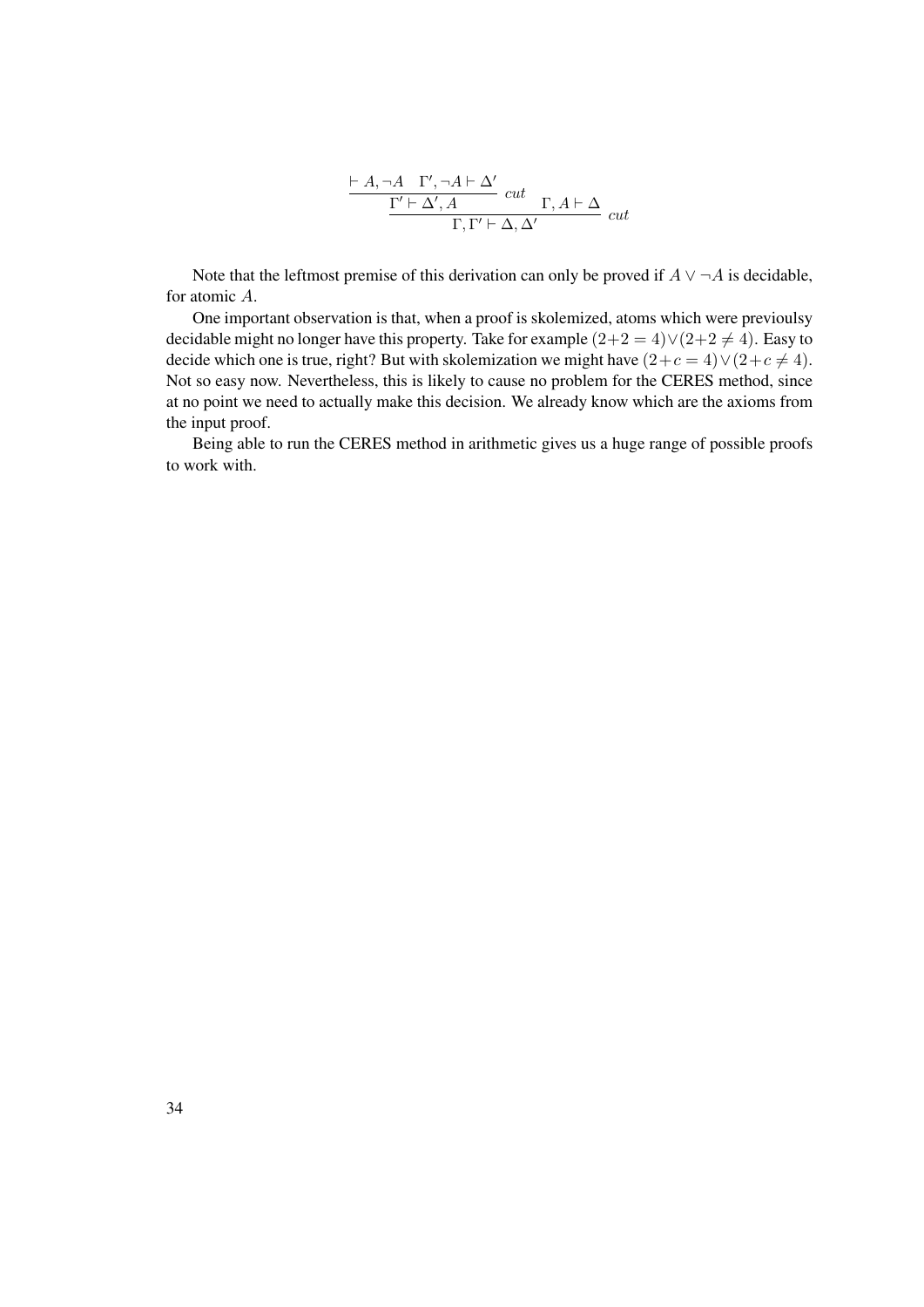$$
\dfrac{\dfrac{\vdash A, \neg A \quad \Gamma', \neg A \vdash \Delta'}{\Gamma' \vdash \Delta', A}\ cut \qquad \Gamma, A \vdash \Delta}{\Gamma, \Gamma' \vdash \Delta, \Delta'}\ cut
$$

Note that the leftmost premise of this derivation can only be proved if $A \vee \neg A$ is decidable, for atomic $A$.

One important observation is that, when a proof is skolemized, atoms which were previoulsy decidable might no longer have this property. Take for example $(2+2 = 4) \vee (2+2 \neq 4)$. Easy to decide which one is true, right? But with skolemization we might have $(2+c = 4) \vee (2+c \neq 4)$. Not so easy now. Nevertheless, this is likely to cause no problem for the CERES method, since at no point we need to actually make this decision. We already know which are the axioms from the input proof.

Being able to run the CERES method in arithmetic gives us a huge range of possible proofs to work with.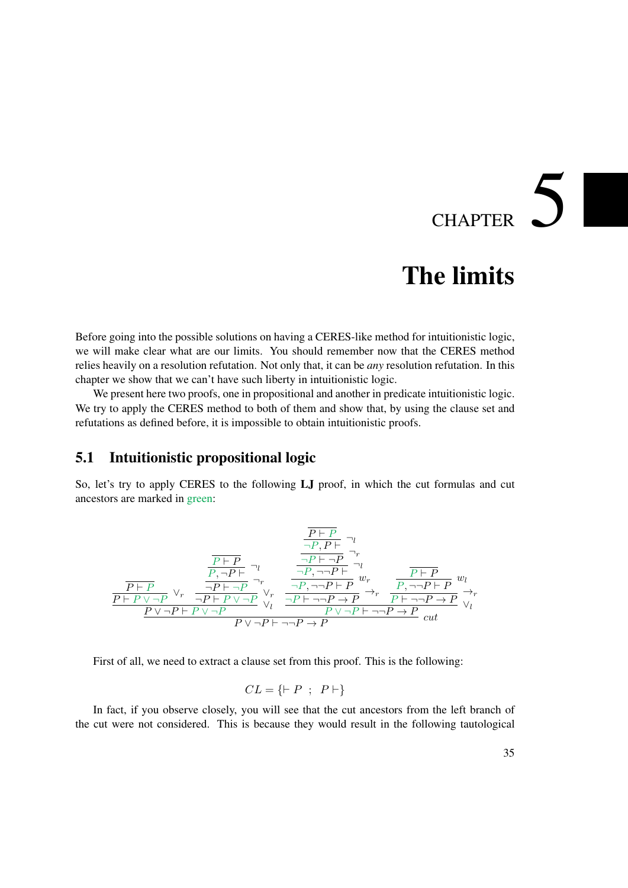# CHAPTER 5

# The limits

Before going into the possible solutions on having a CERES-like method for intuitionistic logic, we will make clear what are our limits. You should remember now that the CERES method relies heavily on a resolution refutation. Not only that, it can be *any* resolution refutation. In this chapter we show that we can't have such liberty in intuitionistic logic.

We present here two proofs, one in propositional and another in predicate intuitionistic logic. We try to apply the CERES method to both of them and show that, by using the clause set and refutations as defined before, it is impossible to obtain intuitionistic proofs.

## 5.1 Intuitionistic propositional logic

So, let's try to apply CERES to the following **LJ** proof, in which the cut formulas and cut ancestors are marked in green:

$$
\dfrac{
\dfrac{
\dfrac{}{P \vdash P}
}{P \vdash P \vee \neg P} \vee_r
\quad
\dfrac{
\dfrac{
\dfrac{
\dfrac{}{P \vdash P}
}{P, \neg P \vdash} \neg_l
}{\neg P \vdash \neg P} \neg_r
}{\neg P \vdash P \vee \neg P} \vee_r
}{P \vee \neg P \vdash P \vee \neg P} \vee_l
\quad
\dfrac{
\dfrac{
\dfrac{
\dfrac{
\dfrac{
\dfrac{
\dfrac{}{P \vdash P}
}{\neg P, P \vdash} \neg_l
}{\neg P \vdash \neg P} \neg_r
}{\neg P, \neg\neg P \vdash} \neg_l
}{\neg P, \neg\neg P \vdash P} w_r
}{\neg P \vdash \neg\neg P \to P} \to_r
\quad
\dfrac{
\dfrac{
\dfrac{}{P \vdash P}
}{P, \neg\neg P \vdash P} w_l
}{P \vdash \neg\neg P \to P} \to_r
}{P \vee \neg P \vdash \neg\neg P \to P} \vee_l
}{P \vee \neg P \vdash \neg\neg P \to P} cut
$$

First of all, we need to extract a clause set from this proof. This is the following:

$$CL = \{\vdash P \ ; \ P \vdash\}$$

In fact, if you observe closely, you will see that the cut ancestors from the left branch of the cut were not considered. This is because they would result in the following tautological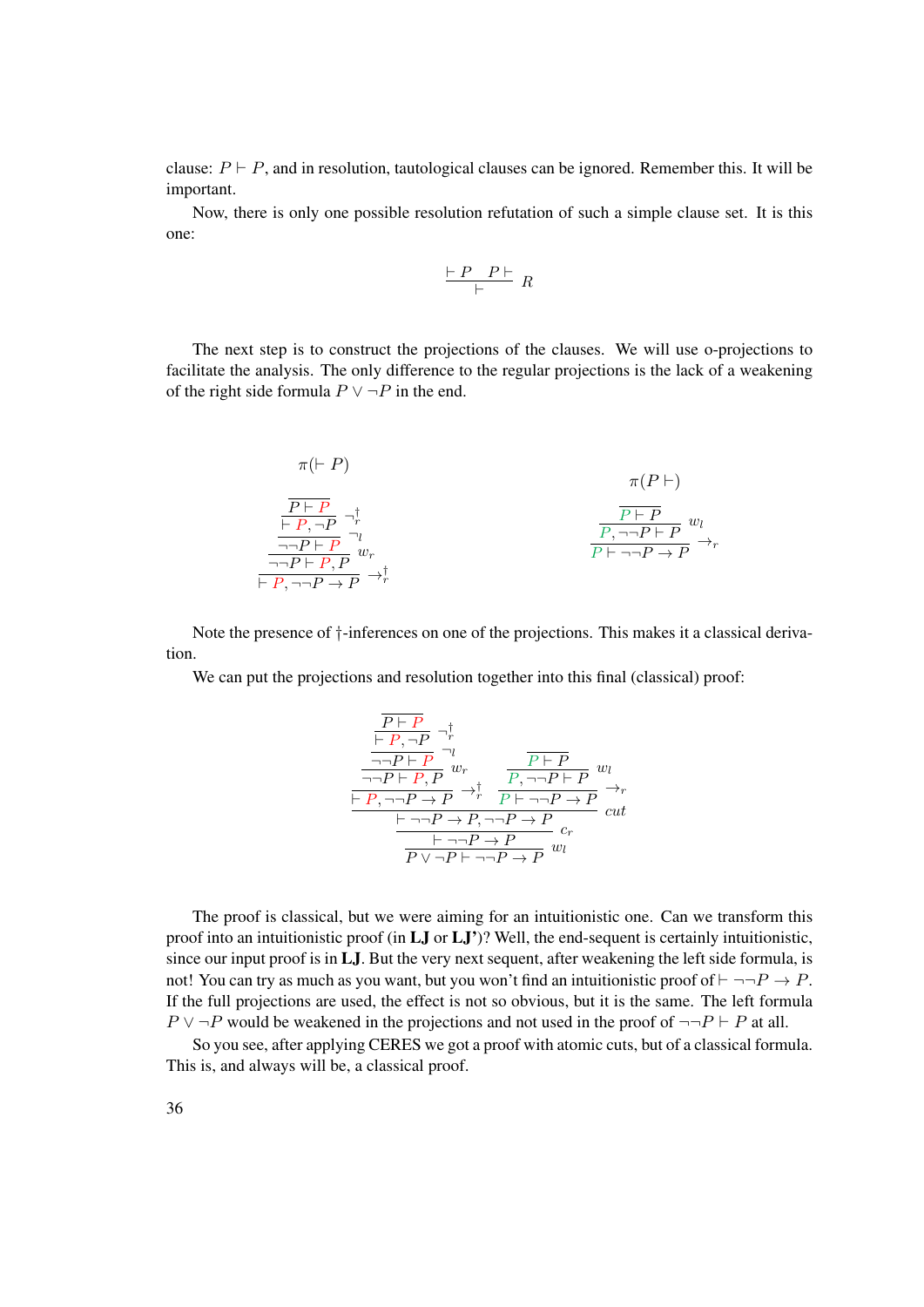clause: $P \vdash P$, and in resolution, tautological clauses can be ignored. Remember this. It will be important.

Now, there is only one possible resolution refutation of such a simple clause set. It is this one:

$$\dfrac{\vdash P \quad P \vdash}{\vdash} \; R$$

The next step is to construct the projections of the clauses. We will use o-projections to facilitate the analysis. The only difference to the regular projections is the lack of a weakening of the right side formula $P \vee \neg P$ in the end.

$$\pi(\vdash P)$$

$$\dfrac{\dfrac{\dfrac{\dfrac{\overline{P \vdash P}}{\vdash P, \neg P}\;\neg_r^\dagger}{\neg\neg P \vdash P}\;\neg_l}{\neg\neg P \vdash P, P}\;w_r}{\vdash P, \neg\neg P \to P}\;\to_r^\dagger$$

$$\pi(P \vdash)$$

$$\dfrac{\dfrac{\overline{P \vdash P}}{P, \neg\neg P \vdash P}\;w_l}{P \vdash \neg\neg P \to P}\;\to_r$$

Note the presence of †-inferences on one of the projections. This makes it a classical derivation.

We can put the projections and resolution together into this final (classical) proof:

$$\dfrac{\dfrac{\dfrac{\dfrac{\dfrac{\dfrac{\dfrac{\overline{P \vdash P}}{\vdash P, \neg P}\;\neg_r^\dagger}{\neg\neg P \vdash P}\;\neg_l}{\neg\neg P \vdash P, P}\;w_r}{\vdash P, \neg\neg P \to P}\;\to_r^\dagger \quad \dfrac{\dfrac{\overline{P \vdash P}}{P, \neg\neg P \vdash P}\;w_l}{P \vdash \neg\neg P \to P}\;\to_r}{\vdash \neg\neg P \to P, \neg\neg P \to P}\;cut}{\vdash \neg\neg P \to P}\;c_r}{P \vee \neg P \vdash \neg\neg P \to P}\;w_l$$

The proof is classical, but we were aiming for an intuitionistic one. Can we transform this proof into an intuitionistic proof (in **LJ** or **LJ'**)? Well, the end-sequent is certainly intuitionistic, since our input proof is in **LJ**. But the very next sequent, after weakening the left side formula, is not! You can try as much as you want, but you won't find an intuitionistic proof of $\vdash \neg\neg P \to P$. If the full projections are used, the effect is not so obvious, but it is the same. The left formula $P \vee \neg P$ would be weakened in the projections and not used in the proof of $\neg\neg P \vdash P$ at all.

So you see, after applying CERES we got a proof with atomic cuts, but of a classical formula. This is, and always will be, a classical proof.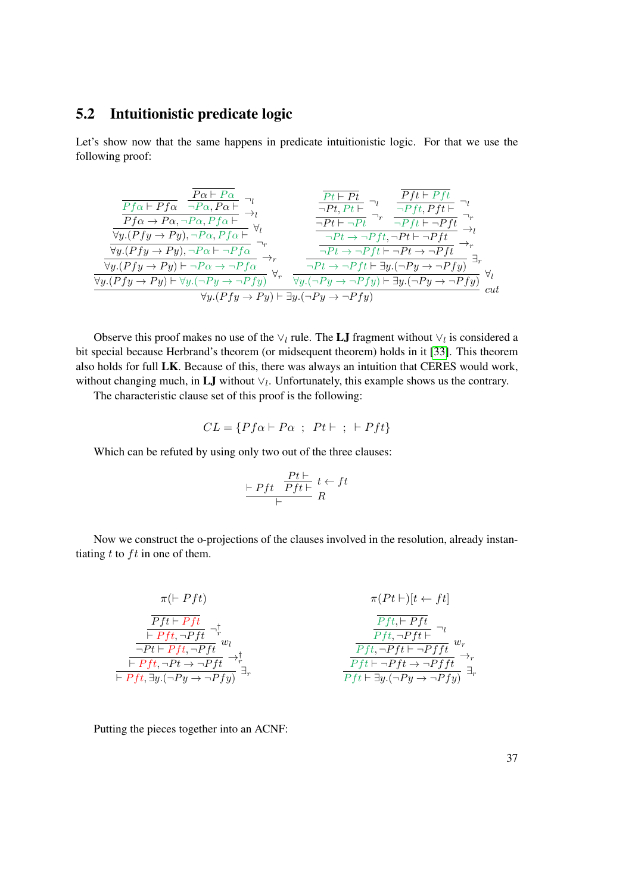## 5.2 Intuitionistic predicate logic

Let's show now that the same happens in predicate intuitionistic logic. For that we use the following proof:

$$
\dfrac{
\dfrac{
\dfrac{
\dfrac{
\dfrac{
\dfrac{Pf\alpha \vdash Pf\alpha \quad \dfrac{P\alpha \vdash P\alpha}{\neg P\alpha, P\alpha \vdash}\neg_l}{Pf\alpha \to P\alpha, \neg P\alpha, Pf\alpha \vdash}\to_l
}{\forall y.(Pfy \to Py), \neg P\alpha, Pf\alpha \vdash}\forall_l
}{\forall y.(Pfy \to Py), \neg P\alpha \vdash \neg Pf\alpha}\neg_r
}{\forall y.(Pfy \to Py) \vdash \neg P\alpha \to \neg Pf\alpha}\to_r
}{\forall y.(Pfy \to Py) \vdash \forall y.(\neg Py \to \neg Pfy)}\forall_r
\quad
\dfrac{
\dfrac{
\dfrac{
\dfrac{
\dfrac{\dfrac{Pt \vdash Pt}{\neg Pt, Pt \vdash}\neg_l}{\neg Pt \vdash \neg Pt}\neg_r \quad \dfrac{\dfrac{Pft \vdash Pft}{\neg Pft, Pft \vdash}\neg_l}{\neg Pft \vdash \neg Pft}\neg_r
}{\neg Pt \to \neg Pft, \neg Pt \vdash \neg Pft}\to_l
}{\neg Pt \to \neg Pft \vdash \neg Pt \to \neg Pft}\to_r
}{\neg Pt \to \neg Pft \vdash \exists y.(\neg Py \to \neg Pfy)}\exists_r
}{\forall y.(\neg Py \to \neg Pfy) \vdash \exists y.(\neg Py \to \neg Pfy)}\forall_l
}{\forall y.(Pfy \to Py) \vdash \exists y.(\neg Py \to \neg Pfy)}\mathit{cut}
$$

Observe this proof makes no use of the $\vee_l$ rule. The **LJ** fragment without $\vee_l$ is considered a bit special because Herbrand's theorem (or midsequent theorem) holds in it [33]. This theorem also holds for full **LK**. Because of this, there was always an intuition that CERES would work, without changing much, in **LJ** without $\vee_l$. Unfortunately, this example shows us the contrary.

The characteristic clause set of this proof is the following:

$$CL = \{Pf\alpha \vdash P\alpha \ ; \ Pt \vdash \ ; \ \vdash Pft\}$$

Which can be refuted by using only two out of the three clauses:

$$
\dfrac{\vdash Pft \quad \dfrac{Pt \vdash}{Pft \vdash}\, t \leftarrow ft}{\vdash}\, R
$$

Now we construct the o-projections of the clauses involved in the resolution, already instantiating $t$ to $ft$ in one of them.

$$\pi(\vdash Pft)$$

$$
\dfrac{
\dfrac{
\dfrac{
\dfrac{Pft \vdash Pft}{\vdash Pft, \neg Pft}\neg_r^{\dagger}
}{\neg Pt \vdash Pft, \neg Pft}w_l
}{\vdash Pft, \neg Pt \to \neg Pft}\to_r^{\dagger}
}{\vdash Pft, \exists y.(\neg Py \to \neg Pfy)}\exists_r
$$

$$\pi(Pt \vdash)[t \leftarrow ft]$$

$$
\dfrac{
\dfrac{
\dfrac{
\dfrac{Pft, \vdash Pft}{Pft, \neg Pft \vdash}\neg_l
}{Pft, \neg Pft \vdash \neg Pfft}w_r
}{Pft \vdash \neg Pft \to \neg Pfft}\to_r
}{Pft \vdash \exists y.(\neg Py \to \neg Pfy)}\exists_r
$$

Putting the pieces together into an ACNF: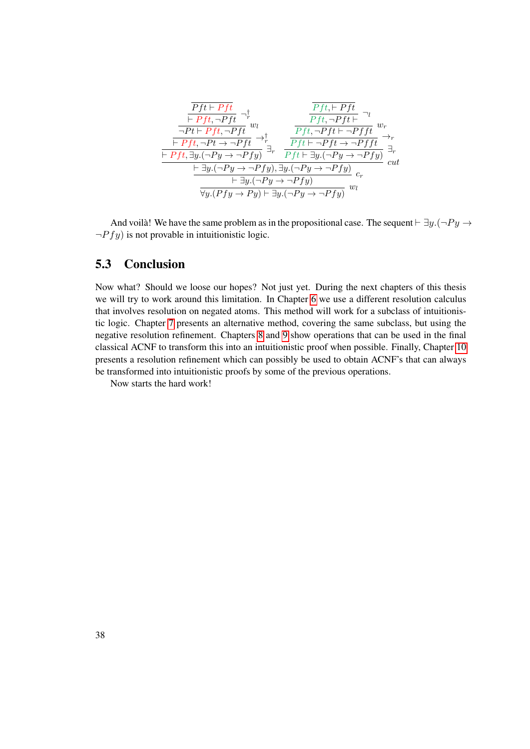$$
\dfrac{\dfrac{\dfrac{\dfrac{\dfrac{\dfrac{}{Pft \vdash Pft}}{\vdash Pft, \neg Pft}\ \neg_r^\dagger}{\neg Pt \vdash Pft, \neg Pft}\ w_l}{\vdash Pft, \neg Pt \rightarrow \neg Pft}\ \rightarrow_r^\dagger}{\vdash Pft, \exists y.(\neg Py \rightarrow \neg Pfy)}\ \exists_r \qquad \dfrac{\dfrac{\dfrac{\dfrac{\dfrac{}{Pft, \vdash Pft}}{Pft, \neg Pft \vdash}\ \neg_l}{Pft, \neg Pft \vdash \neg Pfft}\ w_r}{Pft \vdash \neg Pft \rightarrow \neg Pfft}\ \rightarrow_r}{Pft \vdash \exists y.(\neg Py \rightarrow \neg Pfy)}\ \exists_r}{\dfrac{\dfrac{\vdash \exists y.(\neg Py \rightarrow \neg Pfy), \exists y.(\neg Py \rightarrow \neg Pfy)}{\vdash \exists y.(\neg Py \rightarrow \neg Pfy)}\ c_r}{\forall y.(Pfy \rightarrow Py) \vdash \exists y.(\neg Py \rightarrow \neg Pfy)}\ w_l}\ cut
$$

And voilà! We have the same problem as in the propositional case. The sequent $\vdash \exists y.(\neg Py \rightarrow \neg Pfy)$ is not provable in intuitionistic logic.

## 5.3 Conclusion

Now what? Should we loose our hopes? Not just yet. During the next chapters of this thesis we will try to work around this limitation. In Chapter 6 we use a different resolution calculus that involves resolution on negated atoms. This method will work for a subclass of intuitionistic logic. Chapter 7 presents an alternative method, covering the same subclass, but using the negative resolution refinement. Chapters 8 and 9 show operations that can be used in the final classical ACNF to transform this into an intuitionistic proof when possible. Finally, Chapter 10 presents a resolution refinement which can possibly be used to obtain ACNF's that can always be transformed into intuitionistic proofs by some of the previous operations.

Now starts the hard work!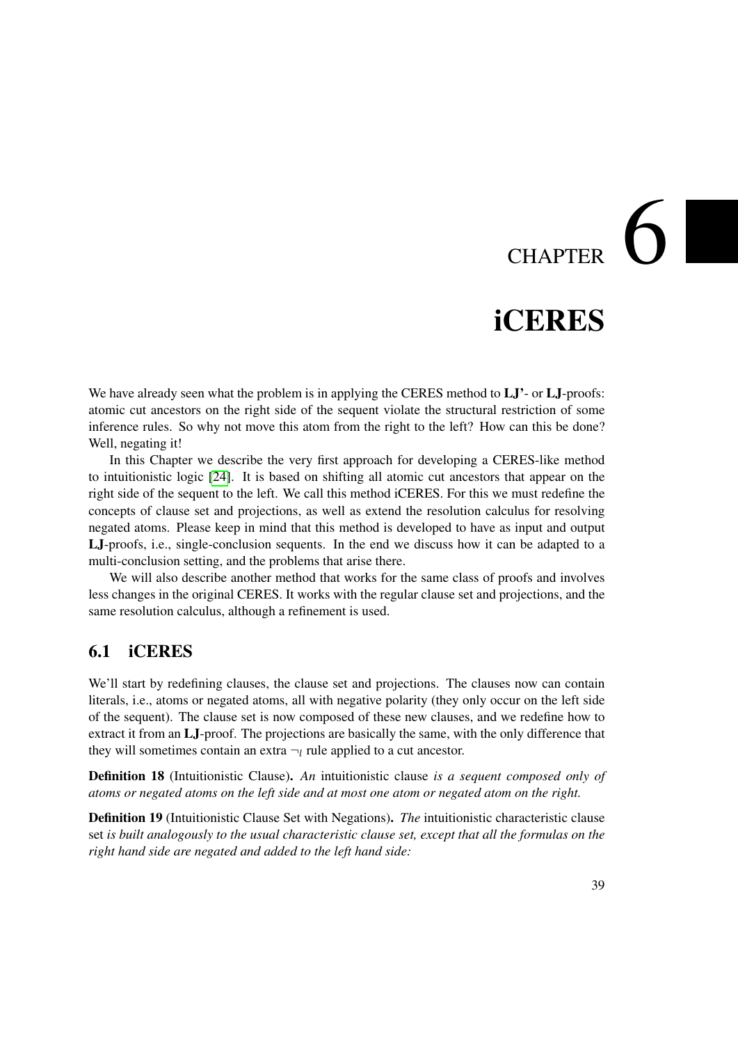# CHAPTER 6

# iCERES

We have already seen what the problem is in applying the CERES method to **LJ'**- or **LJ**-proofs: atomic cut ancestors on the right side of the sequent violate the structural restriction of some inference rules. So why not move this atom from the right to the left? How can this be done? Well, negating it!

In this Chapter we describe the very first approach for developing a CERES-like method to intuitionistic logic [24]. It is based on shifting all atomic cut ancestors that appear on the right side of the sequent to the left. We call this method iCERES. For this we must redefine the concepts of clause set and projections, as well as extend the resolution calculus for resolving negated atoms. Please keep in mind that this method is developed to have as input and output **LJ**-proofs, i.e., single-conclusion sequents. In the end we discuss how it can be adapted to a multi-conclusion setting, and the problems that arise there.

We will also describe another method that works for the same class of proofs and involves less changes in the original CERES. It works with the regular clause set and projections, and the same resolution calculus, although a refinement is used.

## 6.1 iCERES

We'll start by redefining clauses, the clause set and projections. The clauses now can contain literals, i.e., atoms or negated atoms, all with negative polarity (they only occur on the left side of the sequent). The clause set is now composed of these new clauses, and we redefine how to extract it from an **LJ**-proof. The projections are basically the same, with the only difference that they will sometimes contain an extra $\neg_l$ rule applied to a cut ancestor.

**Definition 18** (Intuitionistic Clause)**.** *An* intuitionistic clause *is a sequent composed only of atoms or negated atoms on the left side and at most one atom or negated atom on the right.*

**Definition 19** (Intuitionistic Clause Set with Negations)**.** *The* intuitionistic characteristic clause set *is built analogously to the usual characteristic clause set, except that all the formulas on the right hand side are negated and added to the left hand side:*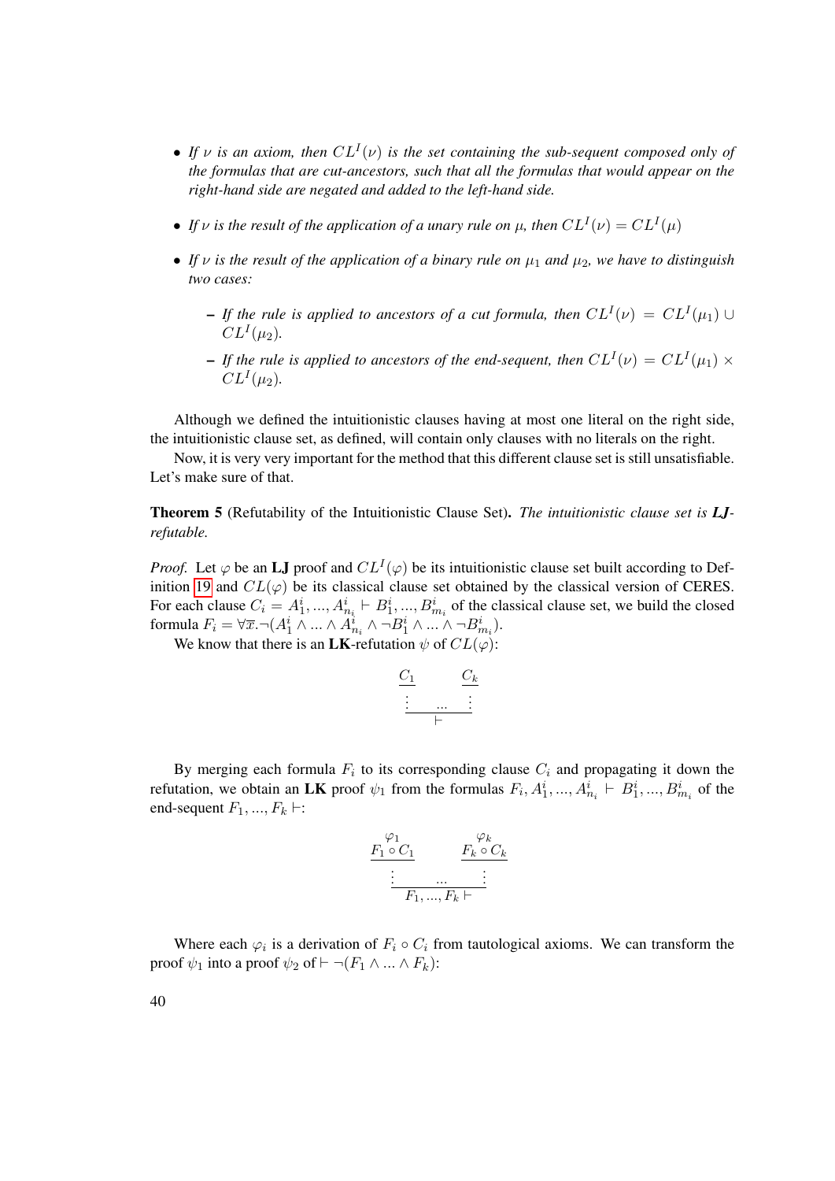- *If $\nu$ is an axiom, then $CL^I(\nu)$ is the set containing the sub-sequent composed only of the formulas that are cut-ancestors, such that all the formulas that would appear on the right-hand side are negated and added to the left-hand side.*
- *If $\nu$ is the result of the application of a unary rule on $\mu$, then $CL^I(\nu) = CL^I(\mu)$*
- *If $\nu$ is the result of the application of a binary rule on $\mu_1$ and $\mu_2$, we have to distinguish two cases:*
  - *If the rule is applied to ancestors of a cut formula, then $CL^I(\nu) = CL^I(\mu_1) \cup CL^I(\mu_2)$.*
  - *If the rule is applied to ancestors of the end-sequent, then $CL^I(\nu) = CL^I(\mu_1) \times CL^I(\mu_2)$.*

Although we defined the intuitionistic clauses having at most one literal on the right side, the intuitionistic clause set, as defined, will contain only clauses with no literals on the right.

Now, it is very very important for the method that this different clause set is still unsatisfiable. Let's make sure of that.

**Theorem 5** (Refutability of the Intuitionistic Clause Set)**.** *The intuitionistic clause set is **LJ**-refutable.*

*Proof.* Let $\varphi$ be an **LJ** proof and $CL^I(\varphi)$ be its intuitionistic clause set built according to Definition 19 and $CL(\varphi)$ be its classical clause set obtained by the classical version of CERES. For each clause $C_i = A_1^i, ..., A_{n_i}^i \vdash B_1^i, ..., B_{m_i}^i$ of the classical clause set, we build the closed formula $F_i = \forall \overline{x}.\neg(A_1^i \wedge ... \wedge A_{n_i}^i \wedge \neg B_1^i \wedge ... \wedge \neg B_{m_i}^i)$.

We know that there is an **LK**-refutation $\psi$ of $CL(\varphi)$:

$$\cfrac{\cfrac{}{C_1} \quad \cfrac{}{C_k}}{\vdots \quad ... \quad \vdots \atop \vdash}$$

By merging each formula $F_i$ to its corresponding clause $C_i$ and propagating it down the refutation, we obtain an **LK** proof $\psi_1$ from the formulas $F_i, A_1^i, ..., A_{n_i}^i \vdash B_1^i, ..., B_{m_i}^i$ of the end-sequent $F_1, ..., F_k \vdash$:

$$\cfrac{\cfrac{\varphi_1}{F_1 \circ C_1} \quad \cfrac{\varphi_k}{F_k \circ C_k}}{\vdots \quad ... \quad \vdots \atop F_1, ..., F_k \vdash}$$

Where each $\varphi_i$ is a derivation of $F_i \circ C_i$ from tautological axioms. We can transform the proof $\psi_1$ into a proof $\psi_2$ of $\vdash \neg(F_1 \wedge ... \wedge F_k)$: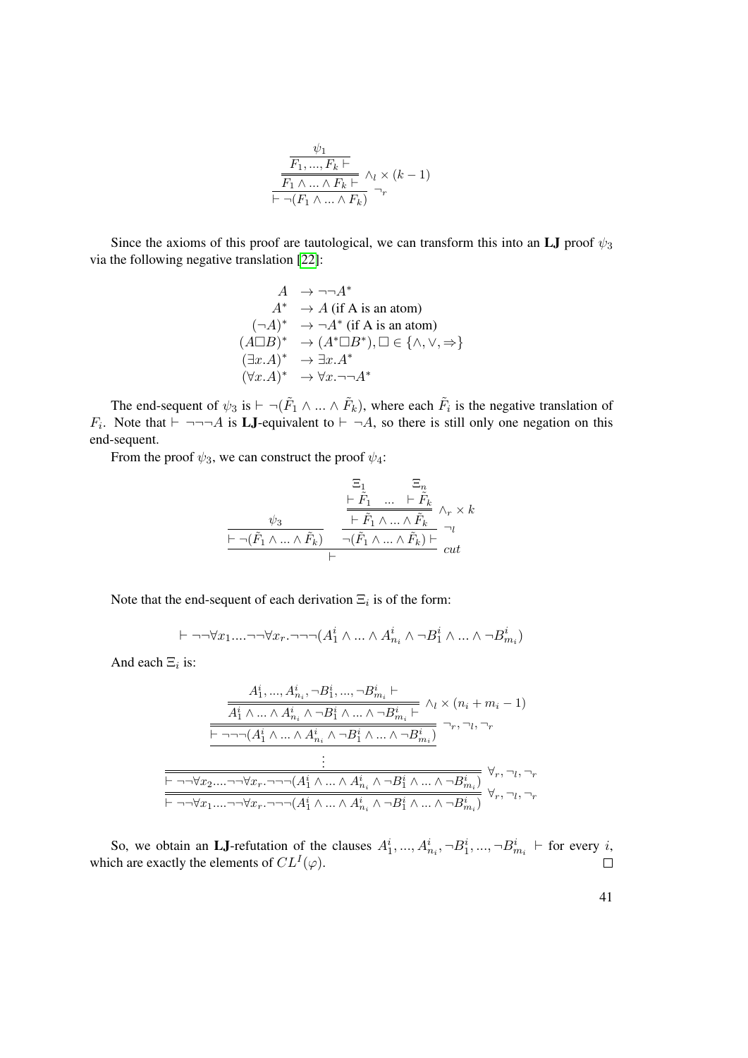$$
\cfrac{\cfrac{\cfrac{\psi_1}{F_1, ..., F_k \vdash}}{F_1 \wedge ... \wedge F_k \vdash} \wedge_l \times (k-1)}{\vdash \neg(F_1 \wedge ... \wedge F_k)} \neg_r
$$

Since the axioms of this proof are tautological, we can transform this into an **LJ** proof $\psi_3$ via the following negative translation [22]:

$$
\begin{array}{ll}
A & \rightarrow \neg\neg A^* \\
A^* & \rightarrow A \text{ (if A is an atom)} \\
(\neg A)^* & \rightarrow \neg A^* \text{ (if A is an atom)} \\
(A \Box B)^* & \rightarrow (A^* \Box B^*), \Box \in \{\wedge, \vee, \Rightarrow\} \\
(\exists x.A)^* & \rightarrow \exists x.A^* \\
(\forall x.A)^* & \rightarrow \forall x.\neg\neg A^*
\end{array}
$$

The end-sequent of $\psi_3$ is $\vdash \neg(\tilde{F}_1 \wedge ... \wedge \tilde{F}_k)$, where each $\tilde{F}_i$ is the negative translation of $F_i$. Note that $\vdash \neg\neg\neg A$ is **LJ**-equivalent to $\vdash \neg A$, so there is still only one negation on this end-sequent.

From the proof $\psi_3$, we can construct the proof $\psi_4$:

$$
\cfrac{\cfrac{\psi_3}{\vdash \neg(\tilde{F}_1 \wedge ... \wedge \tilde{F}_k)} \quad \cfrac{\cfrac{\cfrac{\Xi_1 \quad\quad \Xi_n}{\vdash \tilde{F}_1 \quad ... \quad \vdash \tilde{F}_k}}{\vdash \tilde{F}_1 \wedge ... \wedge \tilde{F}_k} \wedge_r \times k}{\neg(\tilde{F}_1 \wedge ... \wedge \tilde{F}_k) \vdash} \neg_l}{\vdash} cut
$$

Note that the end-sequent of each derivation $\Xi_i$ is of the form:

$$
\vdash \neg\neg\forall x_1 .... \neg\neg\forall x_r . \neg\neg\neg(A_1^i \wedge ... \wedge A_{n_i}^i \wedge \neg B_1^i \wedge ... \wedge \neg B_{m_i}^i)
$$

And each $\Xi_i$ is:

$$
\cfrac{\cfrac{\cfrac{\cfrac{\cfrac{A_1^i, ..., A_{n_i}^i, \neg B_1^i, ..., \neg B_{m_i}^i \vdash}{A_1^i \wedge ... \wedge A_{n_i}^i \wedge \neg B_1^i \wedge ... \wedge \neg B_{m_i}^i \vdash} \wedge_l \times (n_i + m_i - 1)}{\vdash \neg\neg\neg(A_1^i \wedge ... \wedge A_{n_i}^i \wedge \neg B_1^i \wedge ... \wedge \neg B_{m_i}^i)} \neg_r, \neg_l, \neg_r}{\vdots}}{\vdash \neg\neg\forall x_2 .... \neg\neg\forall x_r . \neg\neg\neg(A_1^i \wedge ... \wedge A_{n_i}^i \wedge \neg B_1^i \wedge ... \wedge \neg B_{m_i}^i)} \forall_r, \neg_l, \neg_r}{\vdash \neg\neg\forall x_1 .... \neg\neg\forall x_r . \neg\neg\neg(A_1^i \wedge ... \wedge A_{n_i}^i \wedge \neg B_1^i \wedge ... \wedge \neg B_{m_i}^i)} \forall_r, \neg_l, \neg_r
$$

So, we obtain an **LJ**-refutation of the clauses $A_1^i, ..., A_{n_i}^i, \neg B_1^i, ..., \neg B_{m_i}^i \vdash$ for every $i$, which are exactly the elements of $CL^I(\varphi)$. $\square$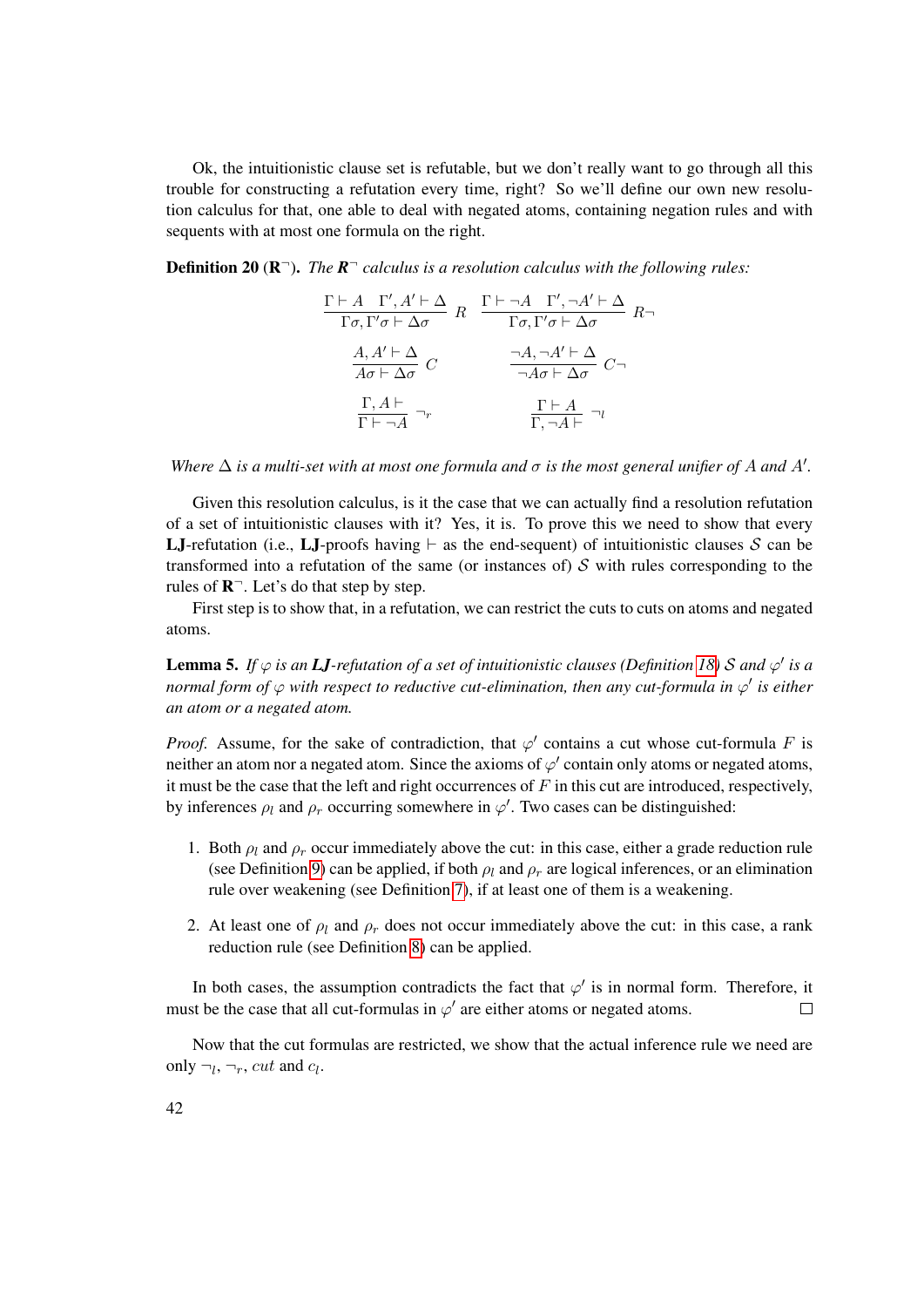Ok, the intuitionistic clause set is refutable, but we don't really want to go through all this trouble for constructing a refutation every time, right? So we'll define our own new resolution calculus for that, one able to deal with negated atoms, containing negation rules and with sequents with at most one formula on the right.

**Definition 20** ($\mathbf{R}^{\neg}$). *The* $\boldsymbol{R}^{\neg}$ *calculus is a resolution calculus with the following rules:*

$$\frac{\Gamma \vdash A \quad \Gamma', A' \vdash \Delta}{\Gamma\sigma, \Gamma'\sigma \vdash \Delta\sigma}\ R \qquad \frac{\Gamma \vdash \neg A \quad \Gamma', \neg A' \vdash \Delta}{\Gamma\sigma, \Gamma'\sigma \vdash \Delta\sigma}\ R\neg$$

$$\frac{A, A' \vdash \Delta}{A\sigma \vdash \Delta\sigma}\ C \qquad \frac{\neg A, \neg A' \vdash \Delta}{\neg A\sigma \vdash \Delta\sigma}\ C\neg$$

$$\frac{\Gamma, A \vdash}{\Gamma \vdash \neg A}\ \neg_r \qquad \frac{\Gamma \vdash A}{\Gamma, \neg A \vdash}\ \neg_l$$

*Where* $\Delta$ *is a multi-set with at most one formula and* $\sigma$ *is the most general unifier of* $A$ *and* $A'$*.*

Given this resolution calculus, is it the case that we can actually find a resolution refutation of a set of intuitionistic clauses with it? Yes, it is. To prove this we need to show that every **LJ**-refutation (i.e., **LJ**-proofs having $\vdash$ as the end-sequent) of intuitionistic clauses $\mathcal{S}$ can be transformed into a refutation of the same (or instances of) $\mathcal{S}$ with rules corresponding to the rules of $\mathbf{R}^{\neg}$. Let's do that step by step.

First step is to show that, in a refutation, we can restrict the cuts to cuts on atoms and negated atoms.

**Lemma 5.** *If* $\varphi$ *is an* ***LJ****-refutation of a set of intuitionistic clauses (Definition 18)* $\mathcal{S}$ *and* $\varphi'$ *is a normal form of* $\varphi$ *with respect to reductive cut-elimination, then any cut-formula in* $\varphi'$ *is either an atom or a negated atom.*

*Proof.* Assume, for the sake of contradiction, that $\varphi'$ contains a cut whose cut-formula $F$ is neither an atom nor a negated atom. Since the axioms of $\varphi'$ contain only atoms or negated atoms, it must be the case that the left and right occurrences of $F$ in this cut are introduced, respectively, by inferences $\rho_l$ and $\rho_r$ occurring somewhere in $\varphi'$. Two cases can be distinguished:

1. Both $\rho_l$ and $\rho_r$ occur immediately above the cut: in this case, either a grade reduction rule (see Definition 9) can be applied, if both $\rho_l$ and $\rho_r$ are logical inferences, or an elimination rule over weakening (see Definition 7), if at least one of them is a weakening.
2. At least one of $\rho_l$ and $\rho_r$ does not occur immediately above the cut: in this case, a rank reduction rule (see Definition 8) can be applied.

In both cases, the assumption contradicts the fact that $\varphi'$ is in normal form. Therefore, it must be the case that all cut-formulas in $\varphi'$ are either atoms or negated atoms. □

Now that the cut formulas are restricted, we show that the actual inference rule we need are only $\neg_l$, $\neg_r$, $cut$ and $c_l$.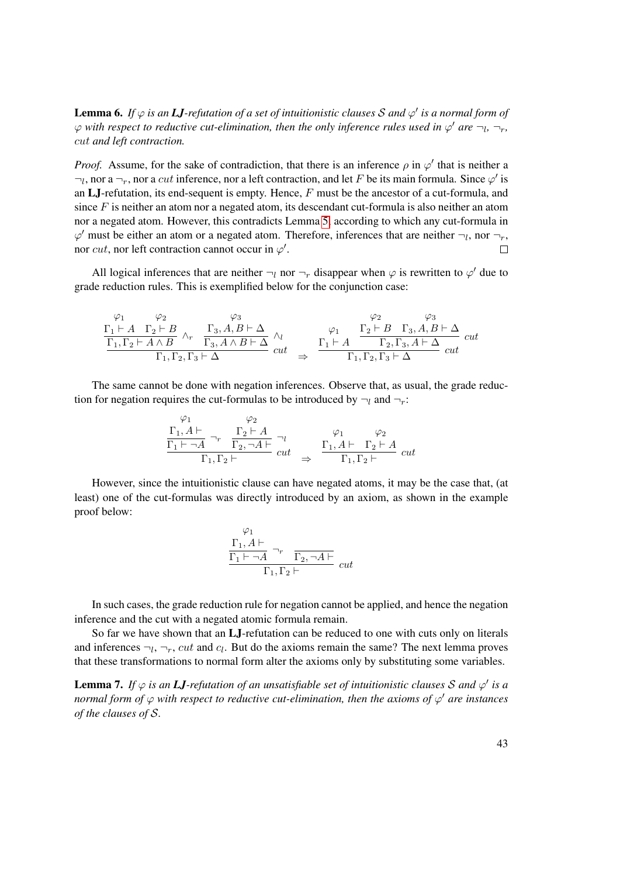**Lemma 6.** *If $\varphi$ is an **LJ**-refutation of a set of intuitionistic clauses $\mathcal{S}$ and $\varphi'$ is a normal form of $\varphi$ with respect to reductive cut-elimination, then the only inference rules used in $\varphi'$ are $\neg_l$, $\neg_r$, $cut$ and left contraction.*

*Proof.* Assume, for the sake of contradiction, that there is an inference $\rho$ in $\varphi'$ that is neither a $\neg_l$, nor a $\neg_r$, nor a $cut$ inference, nor a left contraction, and let $F$ be its main formula. Since $\varphi'$ is an **LJ**-refutation, its end-sequent is empty. Hence, $F$ must be the ancestor of a cut-formula, and since $F$ is neither an atom nor a negated atom, its descendant cut-formula is also neither an atom nor a negated atom. However, this contradicts Lemma 5, according to which any cut-formula in $\varphi'$ must be either an atom or a negated atom. Therefore, inferences that are neither $\neg_l$, nor $\neg_r$, nor $cut$, nor left contraction cannot occur in $\varphi'$. $\square$

All logical inferences that are neither $\neg_l$ nor $\neg_r$ disappear when $\varphi$ is rewritten to $\varphi'$ due to grade reduction rules. This is exemplified below for the conjunction case:

$$
\dfrac{\dfrac{\dfrac{\varphi_1}{\Gamma_1 \vdash A} \quad \dfrac{\varphi_2}{\Gamma_2 \vdash B}}{\Gamma_1, \Gamma_2 \vdash A \wedge B}\ \wedge_r \qquad \dfrac{\dfrac{\varphi_3}{\Gamma_3, A, B \vdash \Delta}}{\Gamma_3, A \wedge B \vdash \Delta}\ \wedge_l}{\Gamma_1, \Gamma_2, \Gamma_3 \vdash \Delta}\ cut
\quad \Rightarrow \quad
\dfrac{\dfrac{\varphi_1}{\Gamma_1 \vdash A} \qquad \dfrac{\dfrac{\varphi_2}{\Gamma_2 \vdash B} \quad \dfrac{\varphi_3}{\Gamma_3, A, B \vdash \Delta}}{\Gamma_2, \Gamma_3, A \vdash \Delta}\ cut}{\Gamma_1, \Gamma_2, \Gamma_3 \vdash \Delta}\ cut
$$

The same cannot be done with negation inferences. Observe that, as usual, the grade reduction for negation requires the cut-formulas to be introduced by $\neg_l$ and $\neg_r$:

$$
\dfrac{\dfrac{\dfrac{\varphi_1}{\Gamma_1, A \vdash}}{\Gamma_1 \vdash \neg A}\ \neg_r \qquad \dfrac{\dfrac{\varphi_2}{\Gamma_2 \vdash A}}{\Gamma_2, \neg A \vdash}\ \neg_l}{\Gamma_1, \Gamma_2 \vdash}\ cut
\quad \Rightarrow \quad
\dfrac{\dfrac{\varphi_1}{\Gamma_1, A \vdash} \quad \dfrac{\varphi_2}{\Gamma_2 \vdash A}}{\Gamma_1, \Gamma_2 \vdash}\ cut
$$

However, since the intuitionistic clause can have negated atoms, it may be the case that, (at least) one of the cut-formulas was directly introduced by an axiom, as shown in the example proof below:

$$
\dfrac{\dfrac{\dfrac{\varphi_1}{\Gamma_1, A \vdash}}{\Gamma_1 \vdash \neg A}\ \neg_r \qquad \overline{\Gamma_2, \neg A \vdash}}{\Gamma_1, \Gamma_2 \vdash}\ cut
$$

In such cases, the grade reduction rule for negation cannot be applied, and hence the negation inference and the cut with a negated atomic formula remain.

So far we have shown that an **LJ**-refutation can be reduced to one with cuts only on literals and inferences $\neg_l$, $\neg_r$, $cut$ and $c_l$. But do the axioms remain the same? The next lemma proves that these transformations to normal form alter the axioms only by substituting some variables.

**Lemma 7.** *If $\varphi$ is an **LJ**-refutation of an unsatisfiable set of intuitionistic clauses $\mathcal{S}$ and $\varphi'$ is a normal form of $\varphi$ with respect to reductive cut-elimination, then the axioms of $\varphi'$ are instances of the clauses of $\mathcal{S}$.*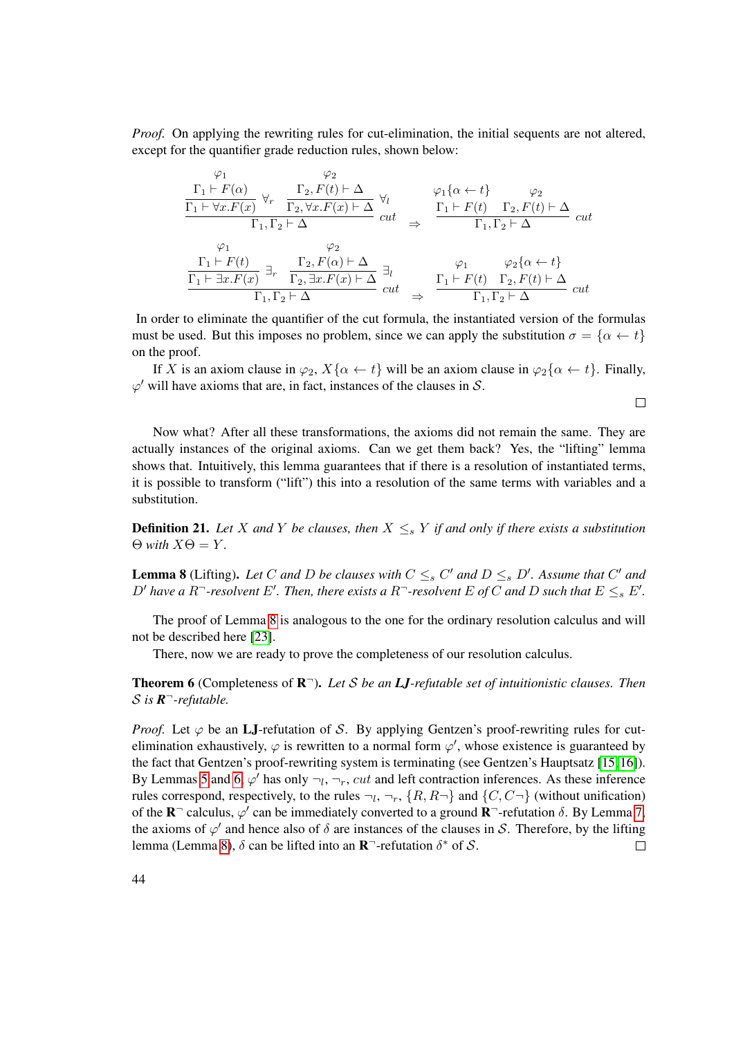*Proof.* On applying the rewriting rules for cut-elimination, the initial sequents are not altered, except for the quantifier grade reduction rules, shown below:

$$\dfrac{\dfrac{\overset{\varphi_1}{\Gamma_1 \vdash F(\alpha)}}{\Gamma_1 \vdash \forall x.F(x)}\,\forall_r \qquad \dfrac{\overset{\varphi_2}{\Gamma_2, F(t) \vdash \Delta}}{\Gamma_2, \forall x.F(x) \vdash \Delta}\,\forall_l}{\Gamma_1, \Gamma_2 \vdash \Delta}\,cut \quad \Rightarrow \quad \dfrac{\overset{\varphi_1\{\alpha \leftarrow t\}}{\Gamma_1 \vdash F(t)} \qquad \overset{\varphi_2}{\Gamma_2, F(t) \vdash \Delta}}{\Gamma_1, \Gamma_2 \vdash \Delta}\,cut$$

$$\dfrac{\dfrac{\overset{\varphi_1}{\Gamma_1 \vdash F(t)}}{\Gamma_1 \vdash \exists x.F(x)}\,\exists_r \qquad \dfrac{\overset{\varphi_2}{\Gamma_2, F(\alpha) \vdash \Delta}}{\Gamma_2, \exists x.F(x) \vdash \Delta}\,\exists_l}{\Gamma_1, \Gamma_2 \vdash \Delta}\,cut \quad \Rightarrow \quad \dfrac{\overset{\varphi_1}{\Gamma_1 \vdash F(t)} \qquad \overset{\varphi_2\{\alpha \leftarrow t\}}{\Gamma_2, F(t) \vdash \Delta}}{\Gamma_1, \Gamma_2 \vdash \Delta}\,cut$$

In order to eliminate the quantifier of the cut formula, the instantiated version of the formulas must be used. But this imposes no problem, since we can apply the substitution $\sigma = \{\alpha \leftarrow t\}$ on the proof.

If $X$ is an axiom clause in $\varphi_2$, $X\{\alpha \leftarrow t\}$ will be an axiom clause in $\varphi_2\{\alpha \leftarrow t\}$. Finally, $\varphi'$ will have axioms that are, in fact, instances of the clauses in $\mathcal{S}$. $\square$

Now what? After all these transformations, the axioms did not remain the same. They are actually instances of the original axioms. Can we get them back? Yes, the "lifting" lemma shows that. Intuitively, this lemma guarantees that if there is a resolution of instantiated terms, it is possible to transform ("lift") this into a resolution of the same terms with variables and a substitution.

**Definition 21.** *Let $X$ and $Y$ be clauses, then $X \leq_s Y$ if and only if there exists a substitution $\Theta$ with $X\Theta = Y$.*

**Lemma 8** (Lifting). *Let $C$ and $D$ be clauses with $C \leq_s C'$ and $D \leq_s D'$. Assume that $C'$ and $D'$ have a $R^{\neg}$-resolvent $E'$. Then, there exists a $R^{\neg}$-resolvent $E$ of $C$ and $D$ such that $E \leq_s E'$.*

The proof of Lemma 8 is analogous to the one for the ordinary resolution calculus and will not be described here [23].

There, now we are ready to prove the completeness of our resolution calculus.

**Theorem 6** (Completeness of $\mathbf{R}^{\neg}$). *Let $\mathcal{S}$ be an **LJ**-refutable set of intuitionistic clauses. Then $\mathcal{S}$ is $\mathbf{R}^{\neg}$-refutable.*

*Proof.* Let $\varphi$ be an **LJ**-refutation of $\mathcal{S}$. By applying Gentzen's proof-rewriting rules for cut-elimination exhaustively, $\varphi$ is rewritten to a normal form $\varphi'$, whose existence is guaranteed by the fact that Gentzen's proof-rewriting system is terminating (see Gentzen's Hauptsatz [15, 16]). By Lemmas 5 and 6, $\varphi'$ has only $\neg_l$, $\neg_r$, $cut$ and left contraction inferences. As these inference rules correspond, respectively, to the rules $\neg_l$, $\neg_r$, $\{R, R\neg\}$ and $\{C, C\neg\}$ (without unification) of the $\mathbf{R}^{\neg}$ calculus, $\varphi'$ can be immediately converted to a ground $\mathbf{R}^{\neg}$-refutation $\delta$. By Lemma 7, the axioms of $\varphi'$ and hence also of $\delta$ are instances of the clauses in $\mathcal{S}$. Therefore, by the lifting lemma (Lemma 8), $\delta$ can be lifted into an $\mathbf{R}^{\neg}$-refutation $\delta^*$ of $\mathcal{S}$. $\square$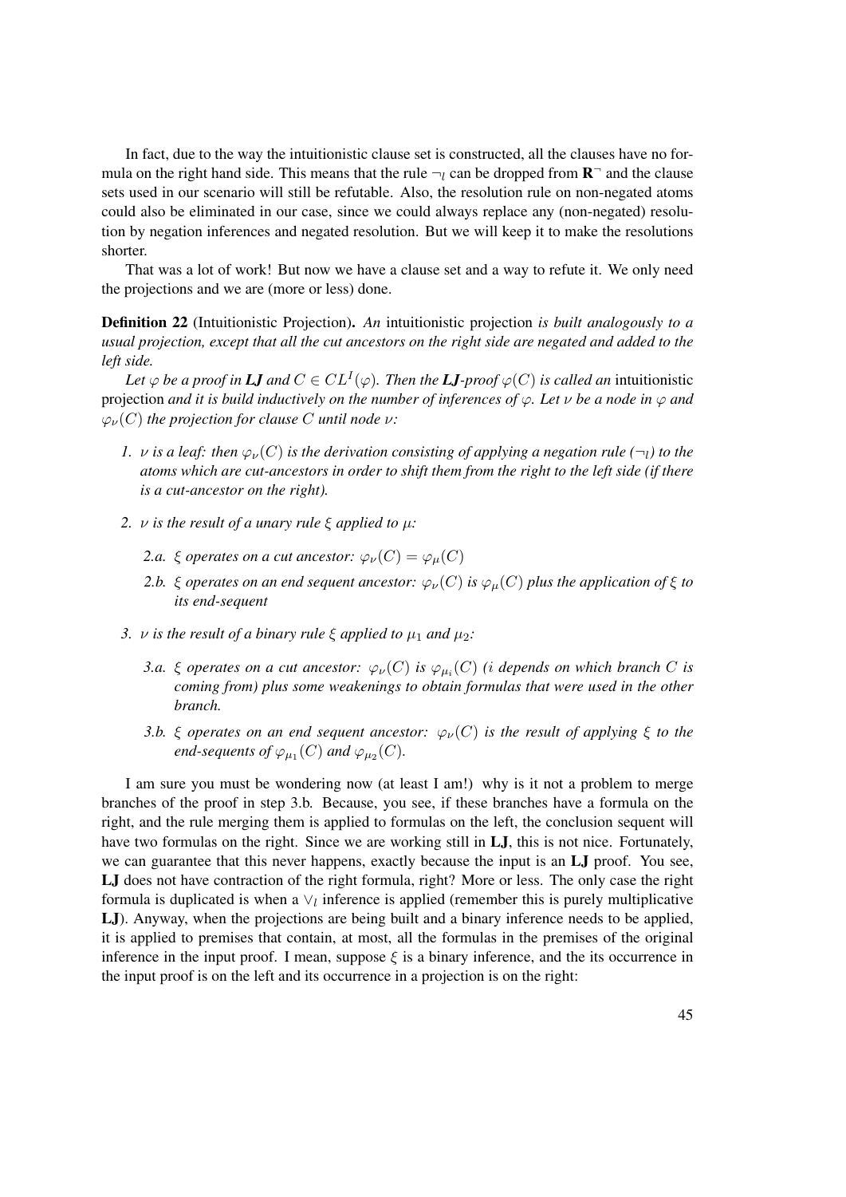In fact, due to the way the intuitionistic clause set is constructed, all the clauses have no formula on the right hand side. This means that the rule $\neg_l$ can be dropped from $\mathbf{R}^{\neg}$ and the clause sets used in our scenario will still be refutable. Also, the resolution rule on non-negated atoms could also be eliminated in our case, since we could always replace any (non-negated) resolution by negation inferences and negated resolution. But we will keep it to make the resolutions shorter.

That was a lot of work! But now we have a clause set and a way to refute it. We only need the projections and we are (more or less) done.

**Definition 22** (Intuitionistic Projection). *An* intuitionistic projection *is built analogously to a usual projection, except that all the cut ancestors on the right side are negated and added to the left side.*

*Let $\varphi$ be a proof in **LJ** and $C \in CL^I(\varphi)$. Then the **LJ**-proof $\varphi(C)$ is called an* intuitionistic projection *and it is build inductively on the number of inferences of $\varphi$. Let $\nu$ be a node in $\varphi$ and $\varphi_\nu(C)$ the projection for clause $C$ until node $\nu$:*

1. *$\nu$ is a leaf: then $\varphi_\nu(C)$ is the derivation consisting of applying a negation rule ($\neg_l$) to the atoms which are cut-ancestors in order to shift them from the right to the left side (if there is a cut-ancestor on the right).*
2. *$\nu$ is the result of a unary rule $\xi$ applied to $\mu$:*
   - *2.a. $\xi$ operates on a cut ancestor: $\varphi_\nu(C) = \varphi_\mu(C)$*
   - *2.b. $\xi$ operates on an end sequent ancestor: $\varphi_\nu(C)$ is $\varphi_\mu(C)$ plus the application of $\xi$ to its end-sequent*
3. *$\nu$ is the result of a binary rule $\xi$ applied to $\mu_1$ and $\mu_2$:*
   - *3.a. $\xi$ operates on a cut ancestor: $\varphi_\nu(C)$ is $\varphi_{\mu_i}(C)$ ($i$ depends on which branch $C$ is coming from) plus some weakenings to obtain formulas that were used in the other branch.*
   - *3.b. $\xi$ operates on an end sequent ancestor: $\varphi_\nu(C)$ is the result of applying $\xi$ to the end-sequents of $\varphi_{\mu_1}(C)$ and $\varphi_{\mu_2}(C)$.*

I am sure you must be wondering now (at least I am!) why is it not a problem to merge branches of the proof in step 3.b. Because, you see, if these branches have a formula on the right, and the rule merging them is applied to formulas on the left, the conclusion sequent will have two formulas on the right. Since we are working still in **LJ**, this is not nice. Fortunately, we can guarantee that this never happens, exactly because the input is an **LJ** proof. You see, **LJ** does not have contraction of the right formula, right? More or less. The only case the right formula is duplicated is when a $\vee_l$ inference is applied (remember this is purely multiplicative **LJ**). Anyway, when the projections are being built and a binary inference needs to be applied, it is applied to premises that contain, at most, all the formulas in the premises of the original inference in the input proof. I mean, suppose $\xi$ is a binary inference, and the its occurrence in the input proof is on the left and its occurrence in a projection is on the right: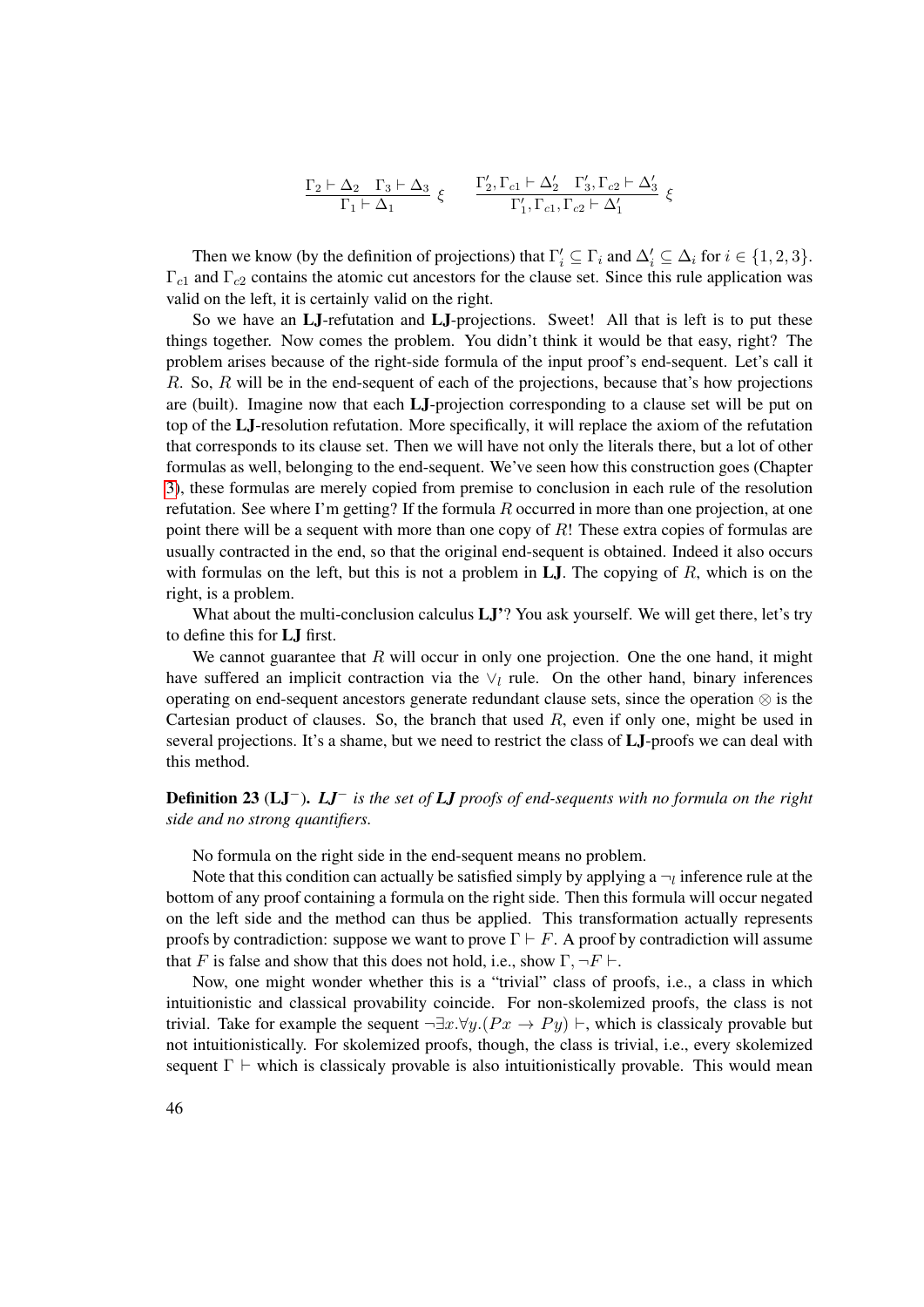$$\frac{\Gamma_2 \vdash \Delta_2 \quad \Gamma_3 \vdash \Delta_3}{\Gamma_1 \vdash \Delta_1}\ \xi \qquad \frac{\Gamma_2', \Gamma_{c1} \vdash \Delta_2' \quad \Gamma_3', \Gamma_{c2} \vdash \Delta_3'}{\Gamma_1', \Gamma_{c1}, \Gamma_{c2} \vdash \Delta_1'}\ \xi$$

Then we know (by the definition of projections) that $\Gamma_i' \subseteq \Gamma_i$ and $\Delta_i' \subseteq \Delta_i$ for $i \in \{1, 2, 3\}$. $\Gamma_{c1}$ and $\Gamma_{c2}$ contains the atomic cut ancestors for the clause set. Since this rule application was valid on the left, it is certainly valid on the right.

So we have an **LJ**-refutation and **LJ**-projections. Sweet! All that is left is to put these things together. Now comes the problem. You didn't think it would be that easy, right? The problem arises because of the right-side formula of the input proof's end-sequent. Let's call it $R$. So, $R$ will be in the end-sequent of each of the projections, because that's how projections are (built). Imagine now that each **LJ**-projection corresponding to a clause set will be put on top of the **LJ**-resolution refutation. More specifically, it will replace the axiom of the refutation that corresponds to its clause set. Then we will have not only the literals there, but a lot of other formulas as well, belonging to the end-sequent. We've seen how this construction goes (Chapter 3), these formulas are merely copied from premise to conclusion in each rule of the resolution refutation. See where I'm getting? If the formula $R$ occurred in more than one projection, at one point there will be a sequent with more than one copy of $R$! These extra copies of formulas are usually contracted in the end, so that the original end-sequent is obtained. Indeed it also occurs with formulas on the left, but this is not a problem in **LJ**. The copying of $R$, which is on the right, is a problem.

What about the multi-conclusion calculus **LJ'**? You ask yourself. We will get there, let's try to define this for **LJ** first.

We cannot guarantee that $R$ will occur in only one projection. One the one hand, it might have suffered an implicit contraction via the $\vee_l$ rule. On the other hand, binary inferences operating on end-sequent ancestors generate redundant clause sets, since the operation $\otimes$ is the Cartesian product of clauses. So, the branch that used $R$, even if only one, might be used in several projections. It's a shame, but we need to restrict the class of **LJ**-proofs we can deal with this method.

**Definition 23** (**LJ**$^-$). ***LJ**$^-$ is the set of **LJ** proofs of end-sequents with no formula on the right side and no strong quantifiers.*

No formula on the right side in the end-sequent means no problem.

Note that this condition can actually be satisfied simply by applying a $\neg_l$ inference rule at the bottom of any proof containing a formula on the right side. Then this formula will occur negated on the left side and the method can thus be applied. This transformation actually represents proofs by contradiction: suppose we want to prove $\Gamma \vdash F$. A proof by contradiction will assume that $F$ is false and show that this does not hold, i.e., show $\Gamma, \neg F \vdash$.

Now, one might wonder whether this is a "trivial" class of proofs, i.e., a class in which intuitionistic and classical provability coincide. For non-skolemized proofs, the class is not trivial. Take for example the sequent $\neg \exists x. \forall y. (Px \to Py) \vdash$, which is classicaly provable but not intuitionistically. For skolemized proofs, though, the class is trivial, i.e., every skolemized sequent $\Gamma \vdash$ which is classicaly provable is also intuitionistically provable. This would mean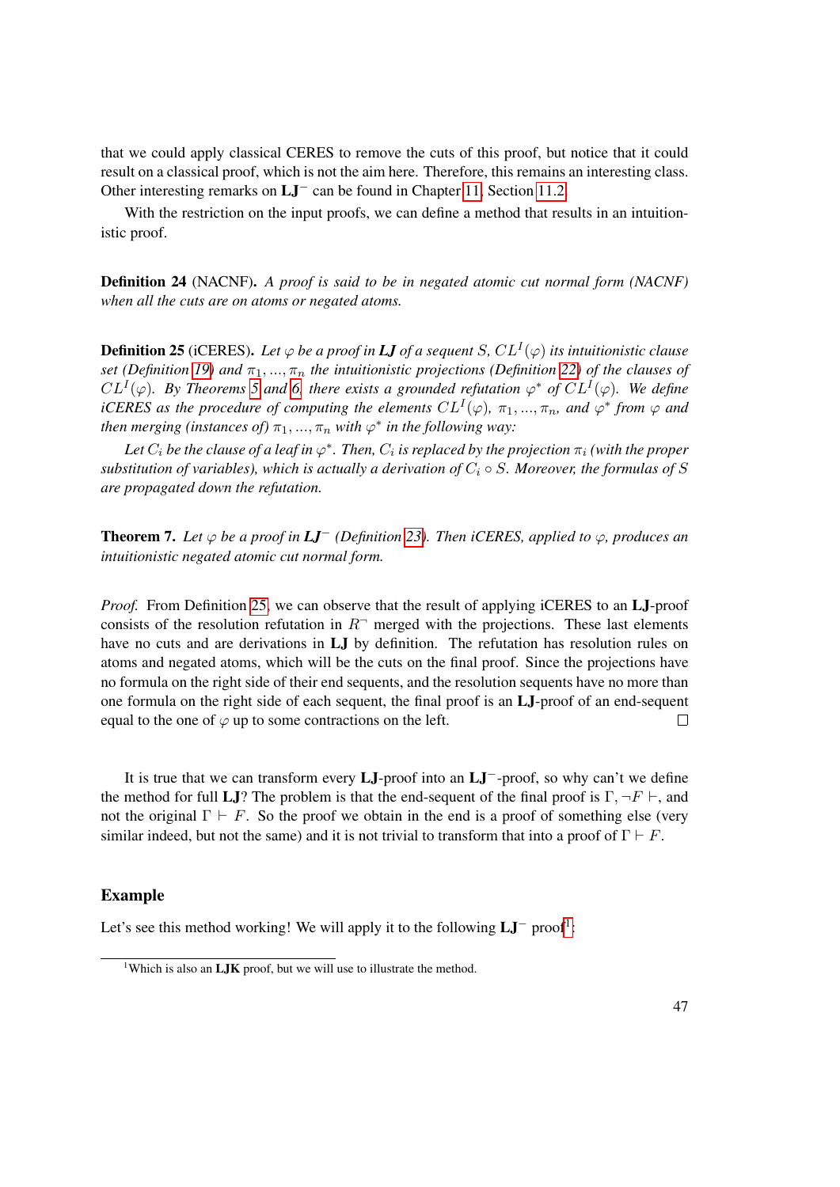that we could apply classical CERES to remove the cuts of this proof, but notice that it could result on a classical proof, which is not the aim here. Therefore, this remains an interesting class. Other interesting remarks on $\mathbf{LJ}^-$ can be found in Chapter 11, Section 11.2.

With the restriction on the input proofs, we can define a method that results in an intuitionistic proof.

**Definition 24** (NACNF). *A proof is said to be in negated atomic cut normal form (NACNF) when all the cuts are on atoms or negated atoms.*

**Definition 25** (iCERES). *Let $\varphi$ be a proof in **LJ** of a sequent $S$, $CL^I(\varphi)$ its intuitionistic clause set (Definition 19) and $\pi_1, ..., \pi_n$ the intuitionistic projections (Definition 22) of the clauses of $CL^I(\varphi)$. By Theorems 5 and 6, there exists a grounded refutation $\varphi^*$ of $CL^I(\varphi)$. We define iCERES as the procedure of computing the elements $CL^I(\varphi)$, $\pi_1, ..., \pi_n$, and $\varphi^*$ from $\varphi$ and then merging (instances of) $\pi_1, ..., \pi_n$ with $\varphi^*$ in the following way:*

*Let $C_i$ be the clause of a leaf in $\varphi^*$. Then, $C_i$ is replaced by the projection $\pi_i$ (with the proper substitution of variables), which is actually a derivation of $C_i \circ S$. Moreover, the formulas of $S$ are propagated down the refutation.*

**Theorem 7.** *Let $\varphi$ be a proof in **LJ**$^-$ (Definition 23). Then iCERES, applied to $\varphi$, produces an intuitionistic negated atomic cut normal form.*

*Proof.* From Definition 25, we can observe that the result of applying iCERES to an **LJ**-proof consists of the resolution refutation in $R^-$ merged with the projections. These last elements have no cuts and are derivations in **LJ** by definition. The refutation has resolution rules on atoms and negated atoms, which will be the cuts on the final proof. Since the projections have no formula on the right side of their end sequents, and the resolution sequents have no more than one formula on the right side of each sequent, the final proof is an **LJ**-proof of an end-sequent equal to the one of $\varphi$ up to some contractions on the left. □

It is true that we can transform every **LJ**-proof into an **LJ**$^-$-proof, so why can't we define the method for full **LJ**? The problem is that the end-sequent of the final proof is $\Gamma, \neg F \vdash$, and not the original $\Gamma \vdash F$. So the proof we obtain in the end is a proof of something else (very similar indeed, but not the same) and it is not trivial to transform that into a proof of $\Gamma \vdash F$.

## Example

Let's see this method working! We will apply it to the following **LJ**$^-$ proof[1]:

[1]Which is also an **LJK** proof, but we will use to illustrate the method.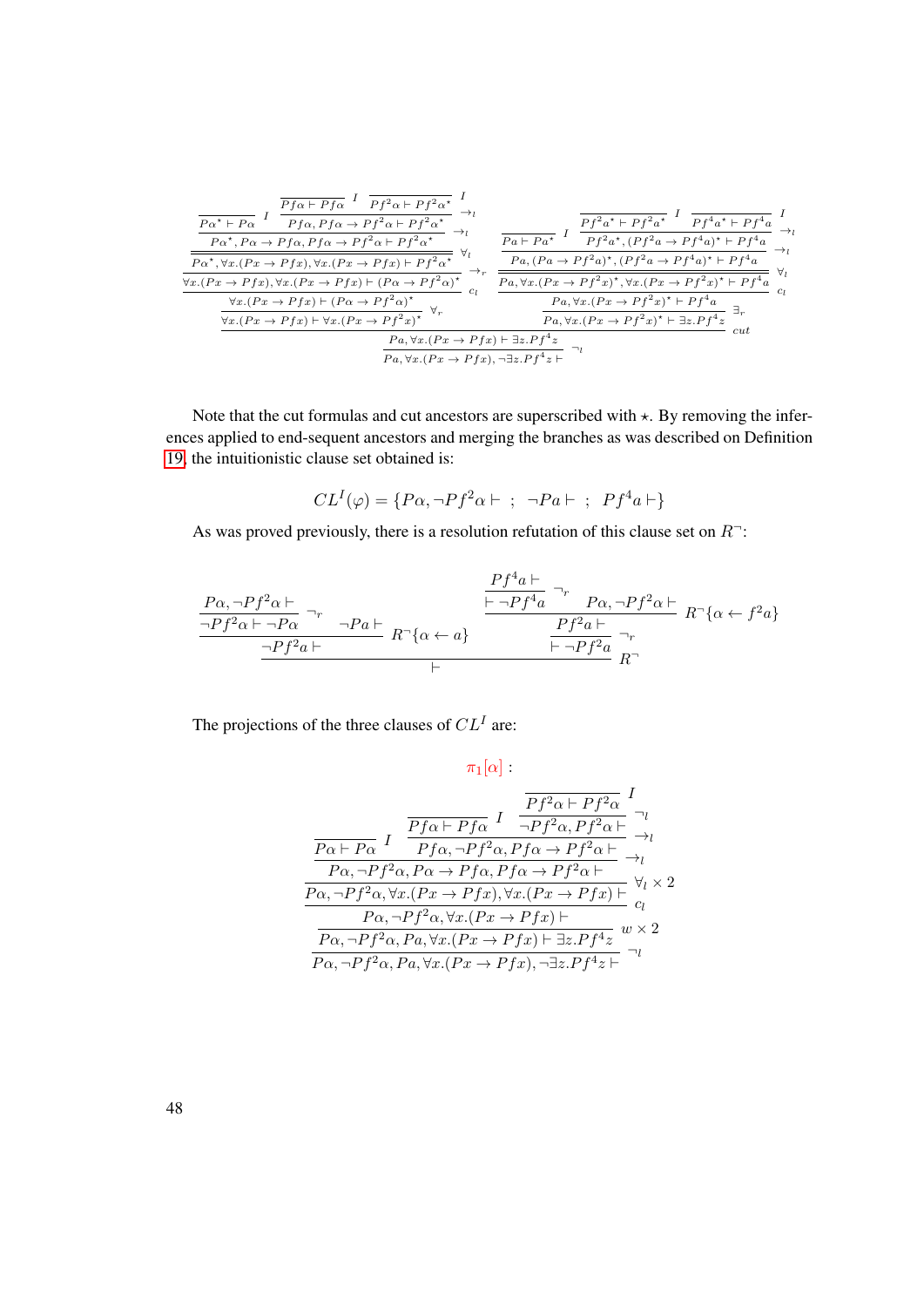$$
\dfrac{
\dfrac{
\dfrac{
\dfrac{P\alpha^\star \vdash P\alpha}{}\,I
\quad
\dfrac{\dfrac{}{Pf\alpha \vdash Pf\alpha}\,I \quad \dfrac{}{Pf^2\alpha \vdash Pf^2\alpha^\star}\,I}{Pf\alpha, Pf\alpha \to Pf^2\alpha \vdash Pf^2\alpha^\star}\,\to_l
}{P\alpha^\star, P\alpha \to Pf\alpha, Pf\alpha \to Pf^2\alpha \vdash Pf^2\alpha^\star}\,\to_l
}{
\dfrac{P\alpha^\star, \forall x.(Px \to Pfx), \forall x.(Px \to Pfx) \vdash Pf^2\alpha^\star}{
\dfrac{\forall x.(Px \to Pfx), \forall x.(Px \to Pfx) \vdash (P\alpha \to Pf^2\alpha)^\star}{
\dfrac{\forall x.(Px \to Pfx) \vdash (P\alpha \to Pf^2\alpha)^\star}{\forall x.(Px \to Pfx) \vdash \forall x.(Px \to Pf^2x)^\star}\,\forall_r
}\,c_l
}\,\to_r
}\,\forall_l
}{}
\quad
\dfrac{
\dfrac{
\dfrac{}{Pa \vdash Pa^\star}\,I
\quad
\dfrac{\dfrac{}{Pf^2a^\star \vdash Pf^2a^\star}\,I \quad \dfrac{}{Pf^4a^\star \vdash Pf^4a}\,I}{Pf^2a^\star, (Pf^2a \to Pf^4a)^\star \vdash Pf^4a}\,\to_l
}{Pa, (Pa \to Pf^2a)^\star, (Pf^2a \to Pf^4a)^\star \vdash Pf^4a}\,\to_l
}{
\dfrac{Pa, \forall x.(Px \to Pf^2x)^\star, \forall x.(Px \to Pf^2x)^\star \vdash Pf^4a}{
\dfrac{Pa, \forall x.(Px \to Pf^2x)^\star \vdash Pf^4a}{Pa, \forall x.(Px \to Pf^2x)^\star \vdash \exists z.Pf^4z}\,\exists_r
}\,c_l
}\,\forall_l
$$

$$
\dfrac{
\dfrac{\forall x.(Px \to Pfx) \vdash \forall x.(Px \to Pf^2x)^\star \qquad Pa, \forall x.(Px \to Pf^2x)^\star \vdash \exists z.Pf^4z}{Pa, \forall x.(Px \to Pfx) \vdash \exists z.Pf^4z}\,cut
}{Pa, \forall x.(Px \to Pfx), \neg\exists z.Pf^4z \vdash}\,\neg_l
$$

Note that the cut formulas and cut ancestors are superscribed with $\star$. By removing the inferences applied to end-sequent ancestors and merging the branches as was described on Definition 19, the intuitionistic clause set obtained is:

$$
CL^I(\varphi) = \{P\alpha, \neg Pf^2\alpha \vdash \ ; \ \neg Pa \vdash \ ; \ Pf^4a \vdash\}
$$

As was proved previously, there is a resolution refutation of this clause set on $R^\neg$:

$$
\dfrac{
\dfrac{\dfrac{P\alpha, \neg Pf^2\alpha \vdash}{\neg Pf^2\alpha \vdash \neg P\alpha}\,\neg_r \quad \neg Pa \vdash}{\neg Pf^2a \vdash}\,R^\neg\{\alpha \leftarrow a\}
\qquad
\dfrac{\dfrac{\dfrac{Pf^4a \vdash}{\vdash \neg Pf^4a}\,\neg_r \quad P\alpha, \neg Pf^2\alpha \vdash}{Pf^2a \vdash}\,R^\neg\{\alpha \leftarrow f^2a\}}{\vdash \neg Pf^2a}\,\neg_r
}{\vdash}\,R^\neg
$$

The projections of the three clauses of $CL^I$ are:

$\pi_1[\alpha]$ :

$$
\dfrac{
\dfrac{
\dfrac{
\dfrac{
\dfrac{\dfrac{}{P\alpha \vdash P\alpha}\,I \quad \dfrac{\dfrac{}{Pf\alpha \vdash Pf\alpha}\,I \quad \dfrac{\dfrac{}{Pf^2\alpha \vdash Pf^2\alpha}\,I}{\neg Pf^2\alpha, Pf^2\alpha \vdash}\,\neg_l}{Pf\alpha, \neg Pf^2\alpha, Pf\alpha \to Pf^2\alpha \vdash}\,\to_l}{P\alpha, \neg Pf^2\alpha, P\alpha \to Pf\alpha, Pf\alpha \to Pf^2\alpha \vdash}\,\to_l
}{P\alpha, \neg Pf^2\alpha, \forall x.(Px \to Pfx), \forall x.(Px \to Pfx) \vdash}\,\forall_l \times 2
}{P\alpha, \neg Pf^2\alpha, \forall x.(Px \to Pfx) \vdash}\,c_l
}{P\alpha, \neg Pf^2\alpha, Pa, \forall x.(Px \to Pfx) \vdash \exists z.Pf^4z}\,w \times 2
}{P\alpha, \neg Pf^2\alpha, Pa, \forall x.(Px \to Pfx), \neg\exists z.Pf^4z \vdash}\,\neg_l
$$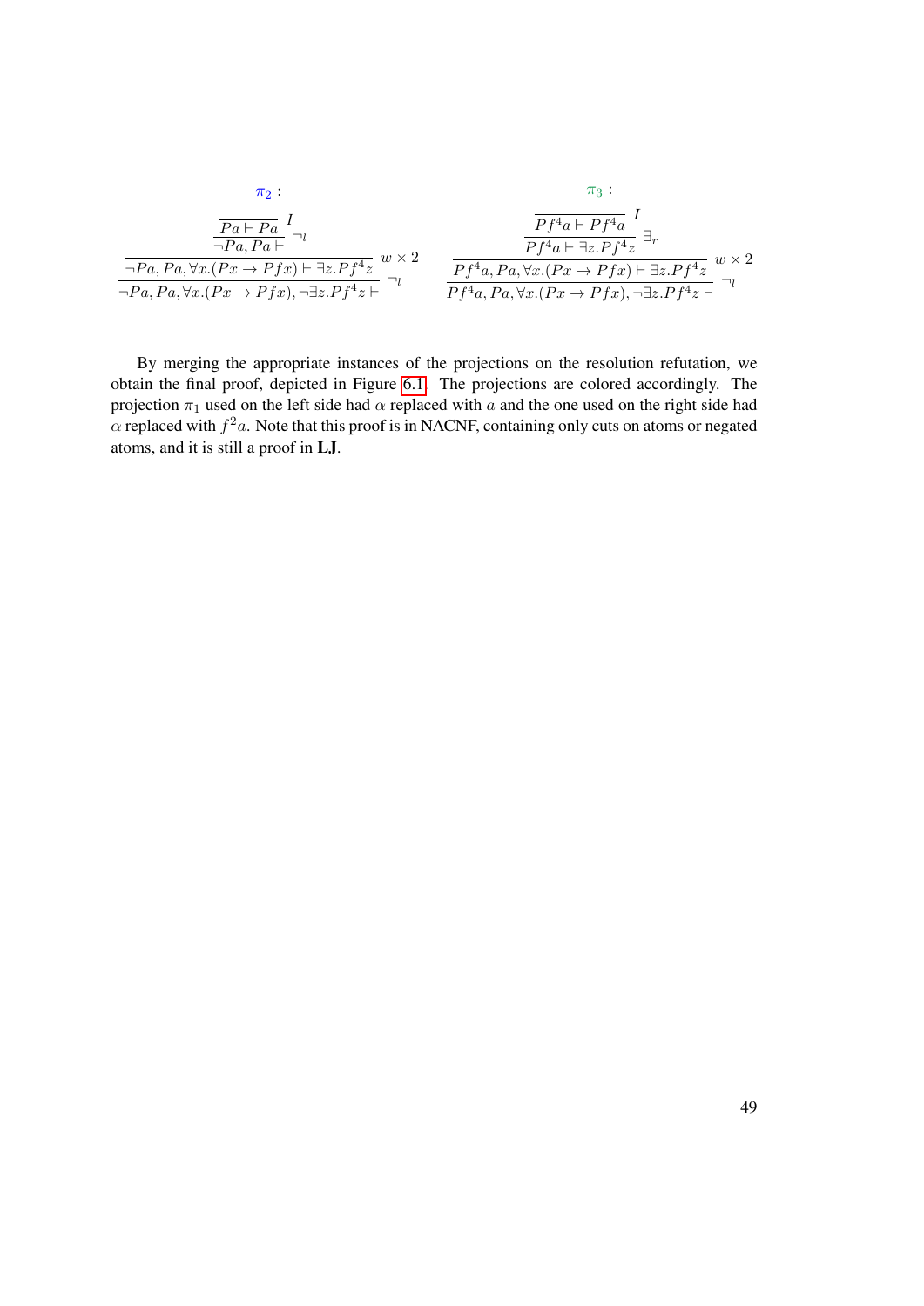$\pi_2$ :

$$
\dfrac{\dfrac{\dfrac{}{Pa \vdash Pa}\ I}{\neg Pa, Pa \vdash}\ \neg_l}{\dfrac{\neg Pa, Pa, \forall x.(Px \to Pfx) \vdash \exists z.Pf^4z}{\neg Pa, Pa, \forall x.(Px \to Pfx), \neg\exists z.Pf^4z \vdash}\ \neg_l}\ w \times 2
$$

$\pi_3$ :

$$
\dfrac{\dfrac{\dfrac{\dfrac{}{Pf^4a \vdash Pf^4a}\ I}{Pf^4a \vdash \exists z.Pf^4z}\ \exists_r}{Pf^4a, Pa, \forall x.(Px \to Pfx) \vdash \exists z.Pf^4z}\ w \times 2}{Pf^4a, Pa, \forall x.(Px \to Pfx), \neg\exists z.Pf^4z \vdash}\ \neg_l
$$

By merging the appropriate instances of the projections on the resolution refutation, we obtain the final proof, depicted in Figure 6.1. The projections are colored accordingly. The projection $\pi_1$ used on the left side had $\alpha$ replaced with $a$ and the one used on the right side had $\alpha$ replaced with $f^2a$. Note that this proof is in NACNF, containing only cuts on atoms or negated atoms, and it is still a proof in **LJ**.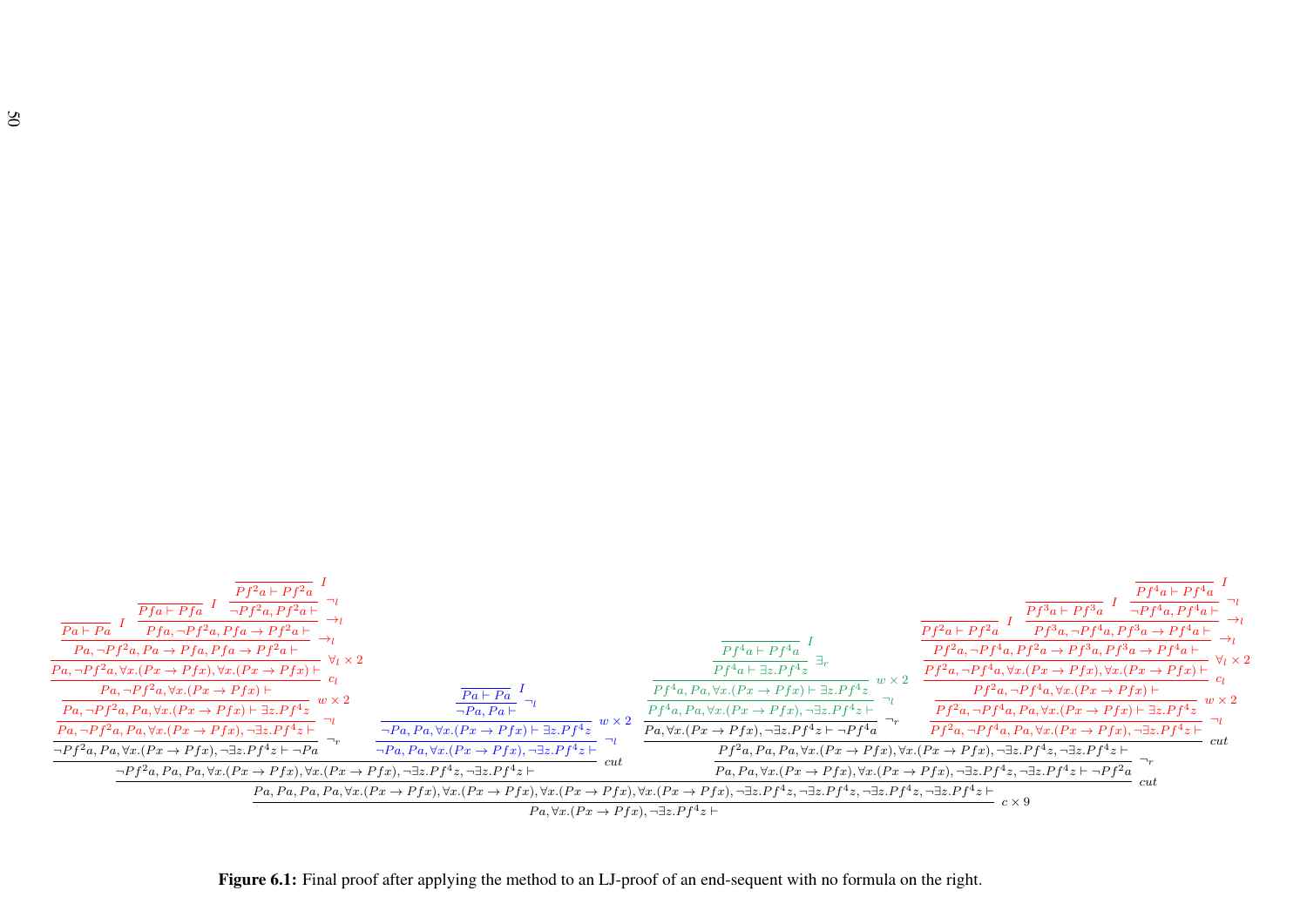**Left subproof (red):**

$$\dfrac{\dfrac{\dfrac{\dfrac{\dfrac{\dfrac{\dfrac{Pa \vdash Pa \quad \dfrac{Pfa \vdash Pfa \quad \dfrac{Pf^2a \vdash Pf^2a}{\neg Pf^2a, Pf^2a \vdash}\neg_l}{Pfa, \neg Pf^2a, Pfa \to Pf^2a \vdash}\to_l}{Pa, \neg Pf^2a, Pa \to Pfa, Pfa \to Pf^2a \vdash}\to_l}{Pa, \neg Pf^2a, \forall x.(Px \to Pfx), \forall x.(Px \to Pfx) \vdash}\forall_l \times 2}{Pa, \neg Pf^2a, \forall x.(Px \to Pfx) \vdash}c_l}{Pa, \neg Pf^2a, Pa, \forall x.(Px \to Pfx) \vdash \exists z.Pf^4z}w \times 2}{Pa, \neg Pf^2a, Pa, \forall x.(Px \to Pfx), \neg \exists z.Pf^4z \vdash}\neg_l}{\neg Pf^2a, Pa, \forall x.(Px \to Pfx), \neg \exists z.Pf^4z \vdash \neg Pa}\neg_r$$

**Blue subproof:**

$$\dfrac{\dfrac{\dfrac{Pa \vdash Pa}{\neg Pa, Pa \vdash}\neg_l}{\neg Pa, Pa, \forall x.(Px \to Pfx) \vdash \exists z.Pf^4z}w \times 2}{\neg Pa, Pa, \forall x.(Px \to Pfx), \neg \exists z.Pf^4z \vdash}\neg_l$$

**Cut of the two:**

$$\neg Pf^2a, Pa, Pa, \forall x.(Px \to Pfx), \forall x.(Px \to Pfx), \neg \exists z.Pf^4z, \neg \exists z.Pf^4z \vdash \quad cut$$

**Green subproof:**

$$\dfrac{\dfrac{\dfrac{\dfrac{Pf^4a \vdash Pf^4a}{Pf^4a \vdash \exists z.Pf^4z}\exists_r}{Pf^4a, Pa, \forall x.(Px \to Pfx) \vdash \exists z.Pf^4z}w \times 2}{Pf^4a, Pa, \forall x.(Px \to Pfx), \neg \exists z.Pf^4z \vdash}\neg_l}{Pa, \forall x.(Px \to Pfx), \neg \exists z.Pf^4z \vdash \neg Pf^4a}\neg_r$$

**Right subproof (red):**

$$\dfrac{\dfrac{\dfrac{\dfrac{\dfrac{\dfrac{Pf^2a \vdash Pf^2a \quad \dfrac{Pf^3a \vdash Pf^3a \quad \dfrac{Pf^4a \vdash Pf^4a}{\neg Pf^4a, Pf^4a \vdash}\neg_l}{Pf^3a, \neg Pf^4a, Pf^3a \to Pf^4a \vdash}\to_l}{Pf^2a, \neg Pf^4a, Pf^2a \to Pf^3a, Pf^3a \to Pf^4a \vdash}\to_l}{Pf^2a, \neg Pf^4a, \forall x.(Px \to Pfx), \forall x.(Px \to Pfx) \vdash}\forall_l \times 2}{Pf^2a, \neg Pf^4a, \forall x.(Px \to Pfx) \vdash}c_l}{Pf^2a, \neg Pf^4a, Pa, \forall x.(Px \to Pfx) \vdash \exists z.Pf^4z}w \times 2}{Pf^2a, \neg Pf^4a, Pa, \forall x.(Px \to Pfx), \neg \exists z.Pf^4z \vdash}\neg_l$$

**Cut of green and right, then negation:**

$$\dfrac{Pf^2a, Pa, Pa, \forall x.(Px \to Pfx), \forall x.(Px \to Pfx), \neg \exists z.Pf^4z, \neg \exists z.Pf^4z \vdash \quad cut}{Pa, Pa, \forall x.(Px \to Pfx), \forall x.(Px \to Pfx), \neg \exists z.Pf^4z, \neg \exists z.Pf^4z \vdash \neg Pf^2a}\neg_r$$

**Final steps:**

$$\dfrac{Pa, Pa, Pa, Pa, \forall x.(Px \to Pfx), \forall x.(Px \to Pfx), \forall x.(Px \to Pfx), \forall x.(Px \to Pfx), \neg \exists z.Pf^4z, \neg \exists z.Pf^4z, \neg \exists z.Pf^4z, \neg \exists z.Pf^4z \vdash \quad cut}{Pa, \forall x.(Px \to Pfx), \neg \exists z.Pf^4z \vdash}c \times 9$$

**Figure 6.1:** Final proof after applying the method to an LJ-proof of an end-sequent with no formula on the right.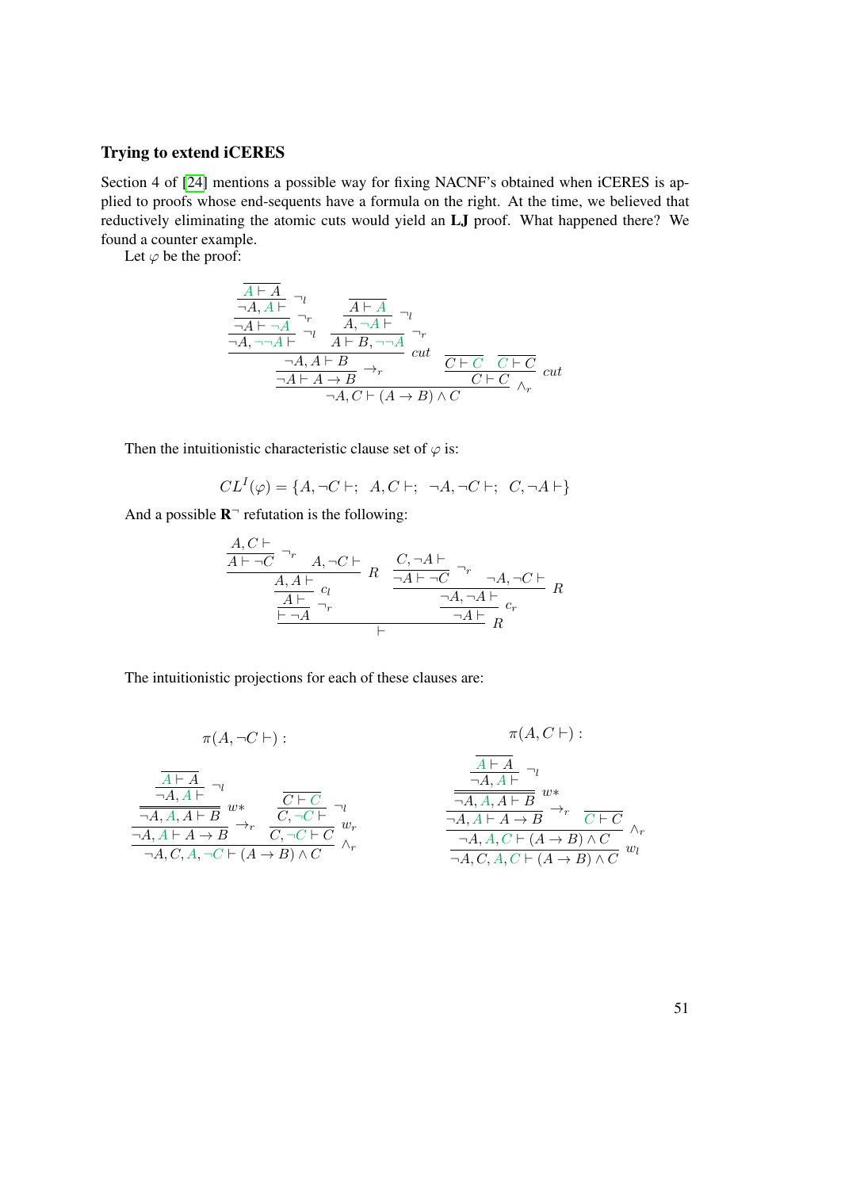### Trying to extend iCERES

Section 4 of [24] mentions a possible way for fixing NACNF's obtained when iCERES is applied to proofs whose end-sequents have a formula on the right. At the time, we believed that reductively eliminating the atomic cuts would yield an **LJ** proof. What happened there? We found a counter example.

Let $\varphi$ be the proof:

$$
\dfrac{\dfrac{\dfrac{\dfrac{\dfrac{\overline{A \vdash A}}{\neg A, A \vdash}\neg_l}{\neg A \vdash \neg\neg A}\neg_r}{\neg A, \neg\neg A \vdash}\neg_l \quad \dfrac{\dfrac{\overline{A \vdash A}}{A, \neg A \vdash}\neg_l}{A \vdash B, \neg\neg A}\neg_r}{\dfrac{\neg A, A \vdash B}{\neg A \vdash A \to B}\to_r}cut \quad \dfrac{\overline{C \vdash C} \quad \overline{C \vdash C}}{C \vdash C}cut}{\neg A, C \vdash (A \to B) \wedge C}\wedge_r
$$

Then the intuitionistic characteristic clause set of $\varphi$ is:

$$CL^I(\varphi) = \{A, \neg C \vdash;\ \ A, C \vdash;\ \ \neg A, \neg C \vdash;\ \ C, \neg A \vdash\}$$

And a possible $\mathbf{R}^{\neg}$ refutation is the following:

$$
\dfrac{\dfrac{\dfrac{\dfrac{\dfrac{A, C \vdash}{A \vdash \neg C}\neg_r \quad A, \neg C \vdash}{A, A \vdash}R}{A \vdash}c_l}{\vdash \neg A}\neg_r \quad \dfrac{\dfrac{\dfrac{\dfrac{C, \neg A \vdash}{\neg A \vdash \neg C}\neg_r \quad \neg A, \neg C \vdash}{\neg A, \neg A \vdash}R}{\neg A \vdash}c_r}{}}{\vdash}R
$$

The intuitionistic projections for each of these clauses are:

$\pi(A, \neg C \vdash)$ :

$$
\dfrac{\dfrac{\dfrac{\dfrac{\overline{A \vdash A}}{\neg A, A \vdash}\neg_l}{\neg A, A, A \vdash B}w*}{\neg A, A \vdash A \to B}\to_r \quad \dfrac{\dfrac{\overline{C \vdash C}}{C, \neg C \vdash}\neg_l}{C, \neg C \vdash C}w_r}{\neg A, C, A, \neg C \vdash (A \to B) \wedge C}\wedge_r
$$

$\pi(A, C \vdash)$ :

$$
\dfrac{\dfrac{\dfrac{\dfrac{\dfrac{\overline{A \vdash A}}{\neg A, A \vdash}\neg_l}{\neg A, A, A \vdash B}w*}{\neg A, A \vdash A \to B}\to_r \quad \overline{C \vdash C}}{\neg A, A, C \vdash (A \to B) \wedge C}\wedge_r}{\neg A, C, A, C \vdash (A \to B) \wedge C}w_l
$$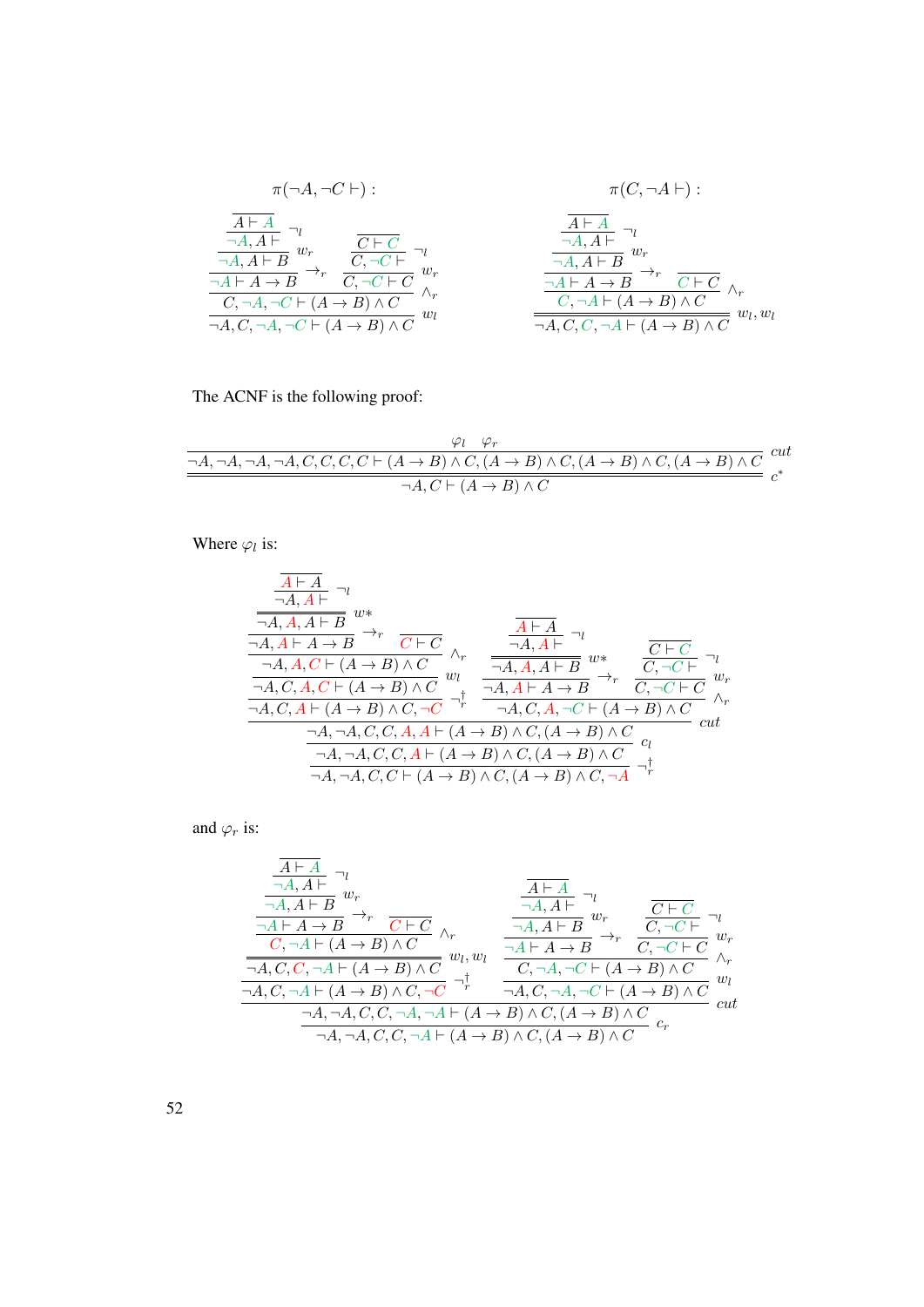$\pi(\neg A, \neg C \vdash)$ :

$$
\dfrac{\dfrac{\dfrac{\dfrac{\dfrac{}{A \vdash A}}{\neg A, A \vdash}\ \neg_l}{\neg A, A \vdash B}\ w_r}{\neg A \vdash A \to B}\ \to_r \quad \dfrac{\dfrac{\dfrac{}{C \vdash C}}{C, \neg C \vdash}\ \neg_l}{C, \neg C \vdash C}\ w_r}{\dfrac{C, \neg A, \neg C \vdash (A \to B) \wedge C}{\neg A, C, \neg A, \neg C \vdash (A \to B) \wedge C}\ w_l}\ \wedge_r
$$

$\pi(C, \neg A \vdash)$ :

$$
\dfrac{\dfrac{\dfrac{\dfrac{\dfrac{}{A \vdash A}}{\neg A, A \vdash}\ \neg_l}{\neg A, A \vdash B}\ w_r}{\neg A \vdash A \to B}\ \to_r \quad \dfrac{}{C \vdash C}}{\dfrac{C, \neg A \vdash (A \to B) \wedge C}{\neg A, C, C, \neg A \vdash (A \to B) \wedge C}\ w_l, w_l}\ \wedge_r
$$

The ACNF is the following proof:

$$
\dfrac{\dfrac{\varphi_l \quad \varphi_r}{\neg A, \neg A, \neg A, \neg A, C, C, C, C \vdash (A \to B) \wedge C, (A \to B) \wedge C, (A \to B) \wedge C, (A \to B) \wedge C}\ cut}{\neg A, C \vdash (A \to B) \wedge C}\ c^*
$$

Where $\varphi_l$ is:

$$
\dfrac{\dfrac{\dfrac{\dfrac{\dfrac{\dfrac{\dfrac{\dfrac{}{A \vdash A}}{\neg A, A \vdash}\ \neg_l}{\neg A, A, A \vdash B}\ w*}{\neg A, A \vdash A \to B}\ \to_r \quad \dfrac{}{C \vdash C}}{\neg A, A, C \vdash (A \to B) \wedge C}\ \wedge_r}{\neg A, C, A, C \vdash (A \to B) \wedge C}\ w_l}{\neg A, C, A \vdash (A \to B) \wedge C, \neg C}\ \neg_r^\dagger \quad \dfrac{\dfrac{\dfrac{\dfrac{\dfrac{}{A \vdash A}}{\neg A, A \vdash}\ \neg_l}{\neg A, A, A \vdash B}\ w*}{\neg A, A \vdash A \to B}\ \to_r \quad \dfrac{\dfrac{\dfrac{}{C \vdash C}}{C, \neg C \vdash}\ \neg_l}{C, \neg C \vdash C}\ w_r}{\neg A, C, A, \neg C \vdash (A \to B) \wedge C}\ \wedge_r}{\dfrac{\dfrac{\neg A, \neg A, C, C, A, A \vdash (A \to B) \wedge C, (A \to B) \wedge C}{\neg A, \neg A, C, C, A \vdash (A \to B) \wedge C, (A \to B) \wedge C}\ c_l}{\neg A, \neg A, C, C \vdash (A \to B) \wedge C, (A \to B) \wedge C, \neg A}\ \neg_r^\dagger}\ cut
$$

and $\varphi_r$ is:

$$
\dfrac{\dfrac{\dfrac{\dfrac{\dfrac{\dfrac{\dfrac{\dfrac{}{A \vdash A}}{\neg A, A \vdash}\ \neg_l}{\neg A, A \vdash B}\ w_r}{\neg A \vdash A \to B}\ \to_r \quad \dfrac{}{C \vdash C}}{C, \neg A \vdash (A \to B) \wedge C}\ \wedge_r}{\neg A, C, C, \neg A \vdash (A \to B) \wedge C}\ w_l, w_l}{\neg A, C, \neg A \vdash (A \to B) \wedge C, \neg C}\ \neg_r^\dagger \quad \dfrac{\dfrac{\dfrac{\dfrac{\dfrac{\dfrac{}{A \vdash A}}{\neg A, A \vdash}\ \neg_l}{\neg A, A \vdash B}\ w_r}{\neg A \vdash A \to B}\ \to_r \quad \dfrac{\dfrac{\dfrac{}{C \vdash C}}{C, \neg C \vdash}\ \neg_l}{C, \neg C \vdash C}\ w_r}{C, \neg A, \neg C \vdash (A \to B) \wedge C}\ \wedge_r}{\neg A, C, \neg A, \neg C \vdash (A \to B) \wedge C}\ w_l}{\dfrac{\neg A, \neg A, C, C, \neg A, \neg A \vdash (A \to B) \wedge C, (A \to B) \wedge C}{\neg A, \neg A, C, C, \neg A \vdash (A \to B) \wedge C, (A \to B) \wedge C}\ c_r}\ cut
$$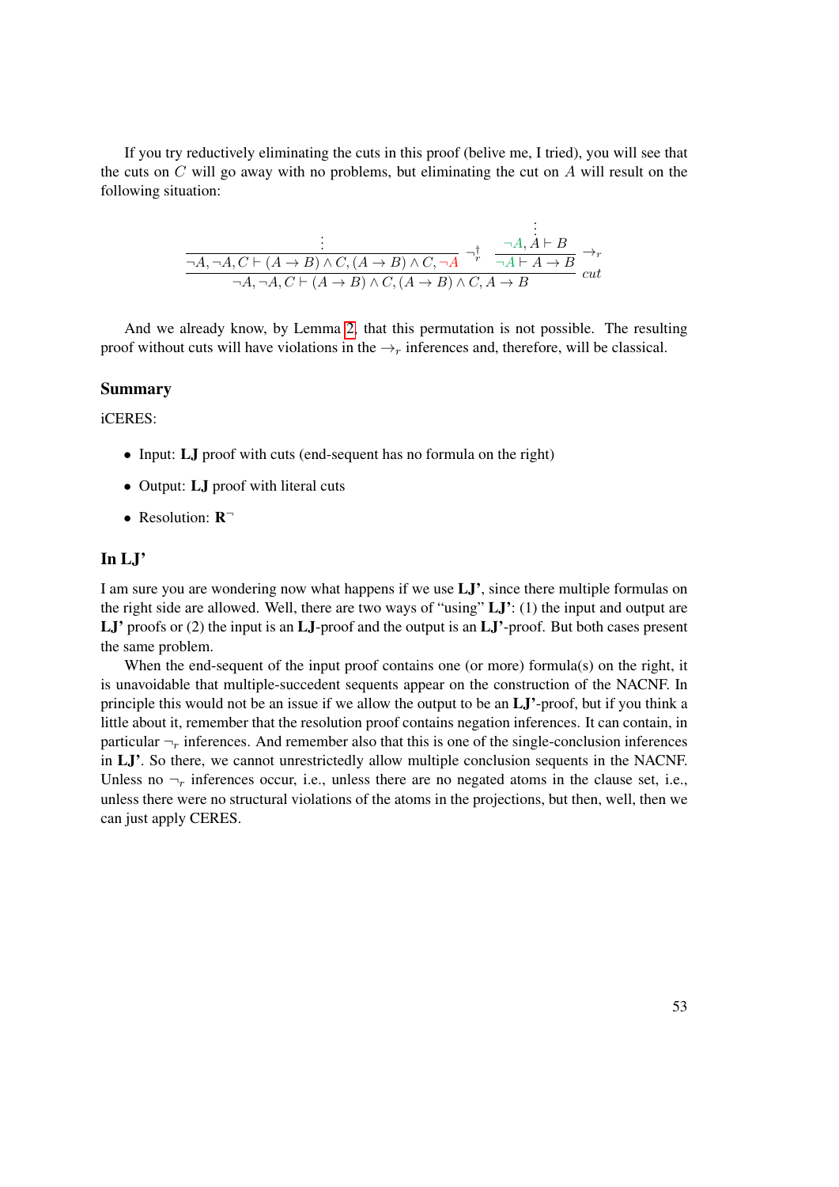If you try reductively eliminating the cuts in this proof (belive me, I tried), you will see that the cuts on $C$ will go away with no problems, but eliminating the cut on $A$ will result on the following situation:

$$
\dfrac{\dfrac{\vdots}{\neg A, \neg A, C \vdash (A \to B) \wedge C, (A \to B) \wedge C, \neg A} \neg_r^{\dagger} \quad \dfrac{\dfrac{\vdots}{\neg A, A \vdash B}}{\neg A \vdash A \to B} \to_r}{\neg A, \neg A, C \vdash (A \to B) \wedge C, (A \to B) \wedge C, A \to B} cut
$$

And we already know, by Lemma 2, that this permutation is not possible. The resulting proof without cuts will have violations in the $\to_r$ inferences and, therefore, will be classical.

### Summary

iCERES:

- Input: **LJ** proof with cuts (end-sequent has no formula on the right)
- Output: **LJ** proof with literal cuts
- Resolution: $\mathbf{R}^{\neg}$

### In LJ'

I am sure you are wondering now what happens if we use **LJ'**, since there multiple formulas on the right side are allowed. Well, there are two ways of "using" **LJ'**: (1) the input and output are **LJ'** proofs or (2) the input is an **LJ**-proof and the output is an **LJ'**-proof. But both cases present the same problem.

When the end-sequent of the input proof contains one (or more) formula(s) on the right, it is unavoidable that multiple-succedent sequents appear on the construction of the NACNF. In principle this would not be an issue if we allow the output to be an **LJ'**-proof, but if you think a little about it, remember that the resolution proof contains negation inferences. It can contain, in particular $\neg_r$ inferences. And remember also that this is one of the single-conclusion inferences in **LJ'**. So there, we cannot unrestrictedly allow multiple conclusion sequents in the NACNF. Unless no $\neg_r$ inferences occur, i.e., unless there are no negated atoms in the clause set, i.e., unless there were no structural violations of the atoms in the projections, but then, well, then we can just apply CERES.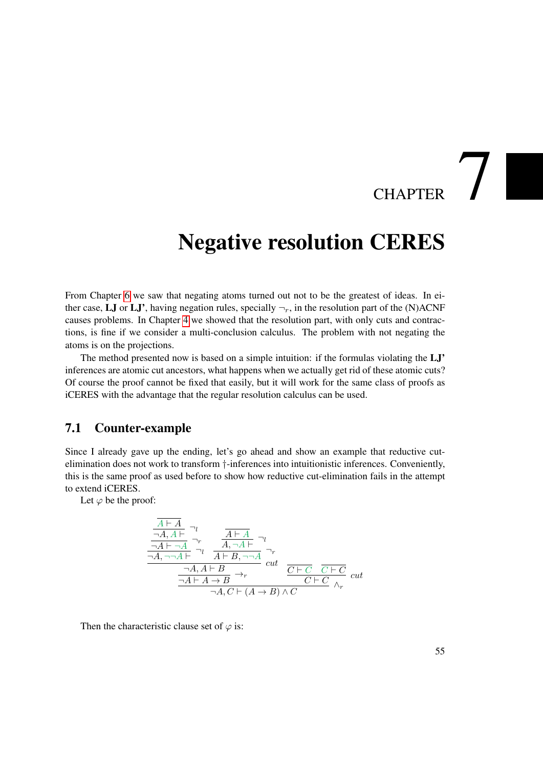# CHAPTER 7

# Negative resolution CERES

From Chapter 6 we saw that negating atoms turned out not to be the greatest of ideas. In either case, **LJ** or **LJ'**, having negation rules, specially $\neg_r$, in the resolution part of the (N)ACNF causes problems. In Chapter 4 we showed that the resolution part, with only cuts and contractions, is fine if we consider a multi-conclusion calculus. The problem with not negating the atoms is on the projections.

The method presented now is based on a simple intuition: if the formulas violating the **LJ'** inferences are atomic cut ancestors, what happens when we actually get rid of these atomic cuts? Of course the proof cannot be fixed that easily, but it will work for the same class of proofs as iCERES with the advantage that the regular resolution calculus can be used.

## 7.1 Counter-example

Since I already gave up the ending, let's go ahead and show an example that reductive cut-elimination does not work to transform †-inferences into intuitionistic inferences. Conveniently, this is the same proof as used before to show how reductive cut-elimination fails in the attempt to extend iCERES.

Let $\varphi$ be the proof:

$$
\dfrac{
  \dfrac{
    \dfrac{
      \dfrac{
        \dfrac{
          \dfrac{\dfrac{}{A \vdash A}}{\neg A, A \vdash}\,\neg_l
        }{\neg A \vdash \neg A}\,\neg_r
      }{\neg A, \neg\neg A \vdash}\,\neg_l
      \qquad
      \dfrac{
        \dfrac{\dfrac{}{A \vdash A}}{A, \neg A \vdash}\,\neg_l
      }{A \vdash B, \neg\neg A}\,\neg_r
    }{\neg A, A \vdash B}\,cut
  }{\neg A \vdash A \to B}\,\to_r
  \qquad
  \dfrac{\dfrac{}{C \vdash C} \qquad \dfrac{}{C \vdash C}}{C \vdash C}\,cut
}{\neg A, C \vdash (A \to B) \land C}\,\land_r
$$

Then the characteristic clause set of $\varphi$ is: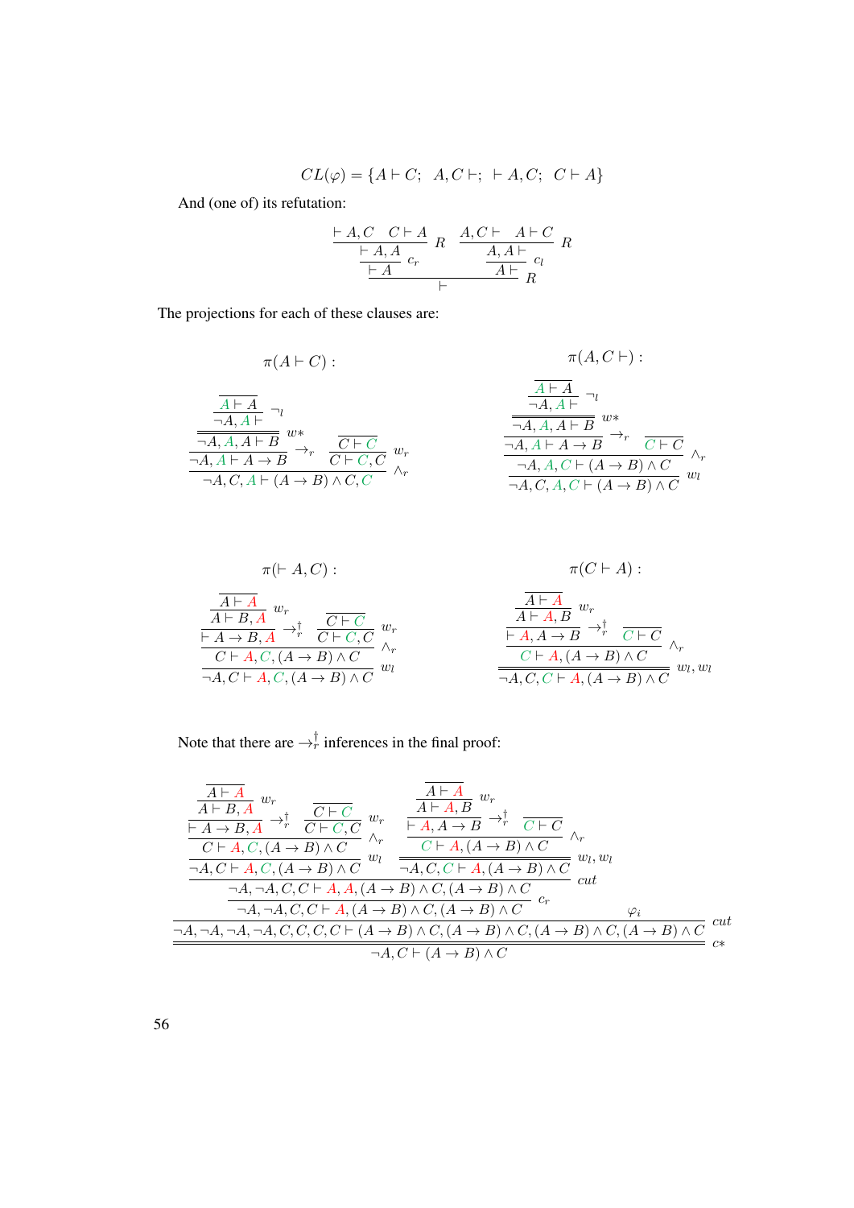$$CL(\varphi) = \{A \vdash C;\;\; A, C \vdash;\;\; \vdash A, C;\;\; C \vdash A\}$$

And (one of) its refutation:

$$\dfrac{\dfrac{\dfrac{\vdash A, C \quad C \vdash A}{\vdash A, A}\, R}{\vdash A}\, c_r \qquad \dfrac{\dfrac{A, C \vdash \quad A \vdash C}{A, A \vdash}\, R}{A \vdash}\, c_l}{\vdash}\, R$$

The projections for each of these clauses are:

$\pi(A \vdash C)$ :

$$\dfrac{\dfrac{\dfrac{\dfrac{\overline{A \vdash A}}{\neg A, A \vdash}\, \neg_l}{\neg A, A, A \vdash B}\, w*}{\neg A, A \vdash A \to B}\, \to_r \qquad \dfrac{\overline{C \vdash C}}{C \vdash C, C}\, w_r}{\neg A, C, A \vdash (A \to B) \wedge C, C}\, \wedge_r$$

$\pi(A, C \vdash)$ :

$$\dfrac{\dfrac{\dfrac{\dfrac{\dfrac{\overline{A \vdash A}}{\neg A, A \vdash}\, \neg_l}{\neg A, A, A \vdash B}\, w*}{\neg A, A \vdash A \to B}\, \to_r \qquad \overline{C \vdash C}}{\neg A, A, C \vdash (A \to B) \wedge C}\, \wedge_r}{\neg A, C, A, C \vdash (A \to B) \wedge C}\, w_l$$

$\pi(\vdash A, C)$ :

$$\dfrac{\dfrac{\dfrac{\dfrac{\overline{A \vdash A}}{A \vdash B, A}\, w_r}{\vdash A \to B, A}\, \to_r^{\dagger} \qquad \dfrac{\overline{C \vdash C}}{C \vdash C, C}\, w_r}{C \vdash A, C, (A \to B) \wedge C}\, \wedge_r}{\neg A, C \vdash A, C, (A \to B) \wedge C}\, w_l$$

$\pi(C \vdash A)$ :

$$\dfrac{\dfrac{\dfrac{\dfrac{\overline{A \vdash A}}{A \vdash A, B}\, w_r}{\vdash A, A \to B}\, \to_r^{\dagger} \qquad \overline{C \vdash C}}{C \vdash A, (A \to B) \wedge C}\, \wedge_r}{\neg A, C, C \vdash A, (A \to B) \wedge C}\, w_l, w_l$$

Note that there are $\to_r^{\dagger}$ inferences in the final proof:

$$\dfrac{\dfrac{\dfrac{\dfrac{\dfrac{\dfrac{\dfrac{\overline{A \vdash A}}{A \vdash B, A}\, w_r}{\vdash A \to B, A}\, \to_r^{\dagger} \quad \dfrac{\overline{C \vdash C}}{C \vdash C, C}\, w_r}{C \vdash A, C, (A \to B) \wedge C}\, \wedge_r}{\neg A, C \vdash A, C, (A \to B) \wedge C}\, w_l \quad \dfrac{\dfrac{\dfrac{\dfrac{\overline{A \vdash A}}{A \vdash A, B}\, w_r}{\vdash A, A \to B}\, \to_r^{\dagger} \quad \overline{C \vdash C}}{C \vdash A, (A \to B) \wedge C}\, \wedge_r}{\neg A, C, C \vdash A, (A \to B) \wedge C}\, w_l, w_l}{\neg A, \neg A, C, C \vdash A, A, (A \to B) \wedge C, (A \to B) \wedge C}\, cut}{\neg A, \neg A, C, C \vdash A, (A \to B) \wedge C, (A \to B) \wedge C}\, c_r \qquad \varphi_i}{\neg A, \neg A, \neg A, \neg A, C, C, C, C \vdash (A \to B) \wedge C, (A \to B) \wedge C, (A \to B) \wedge C, (A \to B) \wedge C}\, cut}{\neg A, C \vdash (A \to B) \wedge C}\, c*$$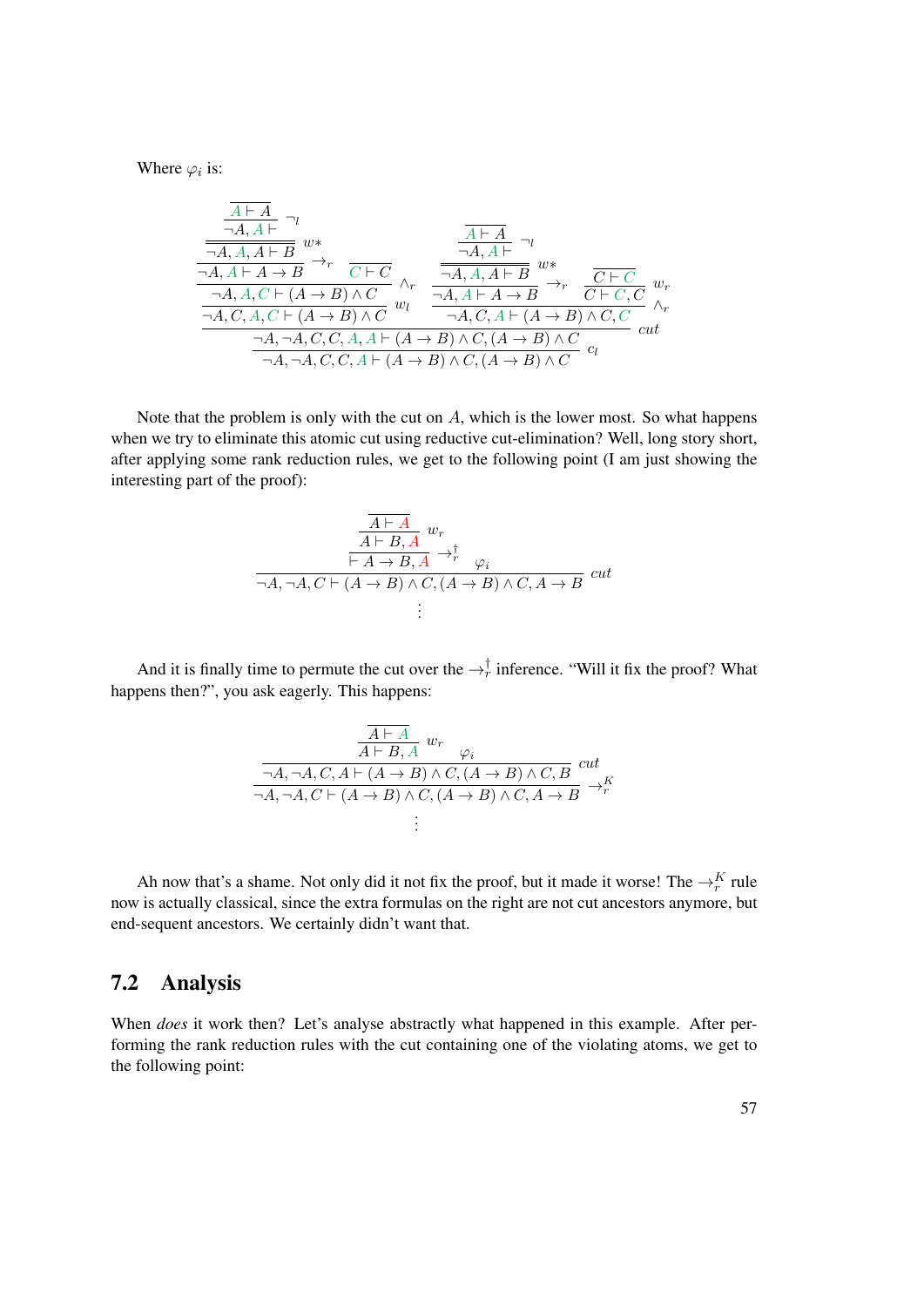Where $\varphi_i$ is:

$$
\dfrac{
\dfrac{
\dfrac{
\dfrac{
\dfrac{\dfrac{}{A \vdash A}}{\neg A, A \vdash}\neg_l
}{\neg A, A, A \vdash B} w*
}{\neg A, A \vdash A \to B} \to_r
\quad
\dfrac{}{C \vdash C}
}{\neg A, A, C \vdash (A \to B) \wedge C} \wedge_r
}{\neg A, C, A, C \vdash (A \to B) \wedge C} w_l
\quad
\dfrac{
\dfrac{
\dfrac{\dfrac{\dfrac{}{A \vdash A}}{\neg A, A \vdash}\neg_l}{\neg A, A, A \vdash B} w*
}{\neg A, A \vdash A \to B} \to_r
\quad
\dfrac{\dfrac{}{C \vdash C}}{C \vdash C, C} w_r
}{\neg A, C, A \vdash (A \to B) \wedge C, C} \wedge_r
}{
\dfrac{\neg A, \neg A, C, C, A, A \vdash (A \to B) \wedge C, (A \to B) \wedge C}{\neg A, \neg A, C, C, A \vdash (A \to B) \wedge C, (A \to B) \wedge C} c_l
} cut
$$

Note that the problem is only with the cut on $A$, which is the lower most. So what happens when we try to eliminate this atomic cut using reductive cut-elimination? Well, long story short, after applying some rank reduction rules, we get to the following point (I am just showing the interesting part of the proof):

$$
\dfrac{
\dfrac{\dfrac{\dfrac{}{A \vdash A}}{A \vdash B, A} w_r}{\vdash A \to B, A} \to_r^{\dagger}
\quad \varphi_i
}{\neg A, \neg A, C \vdash (A \to B) \wedge C, (A \to B) \wedge C, A \to B} cut
$$
$$\vdots$$

And it is finally time to permute the cut over the $\to_r^{\dagger}$ inference. "Will it fix the proof? What happens then?", you ask eagerly. This happens:

$$
\dfrac{
\dfrac{
\dfrac{\dfrac{}{A \vdash A}}{A \vdash B, A} w_r
\quad \varphi_i
}{\neg A, \neg A, C, A \vdash (A \to B) \wedge C, (A \to B) \wedge C, B} cut
}{\neg A, \neg A, C \vdash (A \to B) \wedge C, (A \to B) \wedge C, A \to B} \to_r^K
$$
$$\vdots$$

Ah now that's a shame. Not only did it not fix the proof, but it made it worse! The $\to_r^K$ rule now is actually classical, since the extra formulas on the right are not cut ancestors anymore, but end-sequent ancestors. We certainly didn't want that.

## 7.2 Analysis

When *does* it work then? Let's analyse abstractly what happened in this example. After performing the rank reduction rules with the cut containing one of the violating atoms, we get to the following point: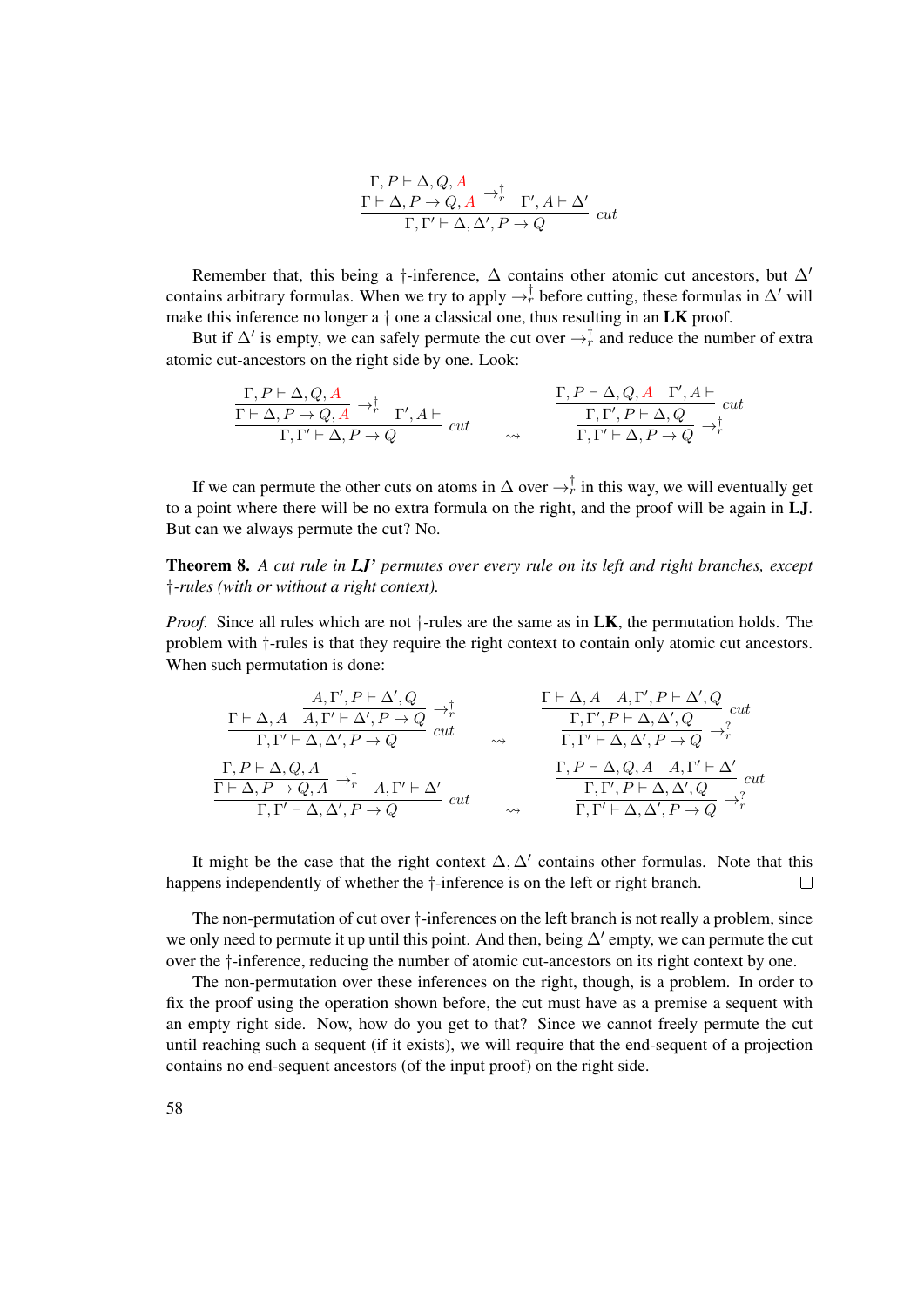$$\dfrac{\dfrac{\Gamma, P \vdash \Delta, Q, A}{\Gamma \vdash \Delta, P \to Q, A} \to_r^\dagger \quad \Gamma', A \vdash \Delta'}{\Gamma, \Gamma' \vdash \Delta, \Delta', P \to Q} \, cut$$

Remember that, this being a †-inference, $\Delta$ contains other atomic cut ancestors, but $\Delta'$ contains arbitrary formulas. When we try to apply $\to_r^\dagger$ before cutting, these formulas in $\Delta'$ will make this inference no longer a † one a classical one, thus resulting in an **LK** proof.

But if $\Delta'$ is empty, we can safely permute the cut over $\to_r^\dagger$ and reduce the number of extra atomic cut-ancestors on the right side by one. Look:

$$\dfrac{\dfrac{\Gamma, P \vdash \Delta, Q, A}{\Gamma \vdash \Delta, P \to Q, A} \to_r^\dagger \quad \Gamma', A \vdash}{\Gamma, \Gamma' \vdash \Delta, P \to Q} \, cut \quad \rightsquigarrow \quad \dfrac{\dfrac{\Gamma, P \vdash \Delta, Q, A \quad \Gamma', A \vdash}{\Gamma, \Gamma', P \vdash \Delta, Q} \, cut}{\Gamma, \Gamma' \vdash \Delta, P \to Q} \to_r^\dagger$$

If we can permute the other cuts on atoms in $\Delta$ over $\to_r^\dagger$ in this way, we will eventually get to a point where there will be no extra formula on the right, and the proof will be again in **LJ**. But can we always permute the cut? No.

**Theorem 8.** *A cut rule in **LJ'** permutes over every rule on its left and right branches, except †-rules (with or without a right context).*

*Proof.* Since all rules which are not †-rules are the same as in **LK**, the permutation holds. The problem with †-rules is that they require the right context to contain only atomic cut ancestors. When such permutation is done:

$$\dfrac{\Gamma \vdash \Delta, A \quad \dfrac{A, \Gamma', P \vdash \Delta', Q}{A, \Gamma' \vdash \Delta', P \to Q} \to_r^\dagger}{\Gamma, \Gamma' \vdash \Delta, \Delta', P \to Q} \, cut \quad \rightsquigarrow \quad \dfrac{\dfrac{\Gamma \vdash \Delta, A \quad A, \Gamma', P \vdash \Delta', Q}{\Gamma, \Gamma', P \vdash \Delta, \Delta', Q} \, cut}{\Gamma, \Gamma' \vdash \Delta, \Delta', P \to Q} \to_r^?$$

$$\dfrac{\dfrac{\Gamma, P \vdash \Delta, Q, A}{\Gamma \vdash \Delta, P \to Q, A} \to_r^\dagger \quad A, \Gamma' \vdash \Delta'}{\Gamma, \Gamma' \vdash \Delta, \Delta', P \to Q} \, cut \quad \rightsquigarrow \quad \dfrac{\dfrac{\Gamma, P \vdash \Delta, Q, A \quad A, \Gamma' \vdash \Delta'}{\Gamma, \Gamma', P \vdash \Delta, \Delta', Q} \, cut}{\Gamma, \Gamma' \vdash \Delta, \Delta', P \to Q} \to_r^?$$

It might be the case that the right context $\Delta, \Delta'$ contains other formulas. Note that this happens independently of whether the †-inference is on the left or right branch. □

The non-permutation of cut over †-inferences on the left branch is not really a problem, since we only need to permute it up until this point. And then, being $\Delta'$ empty, we can permute the cut over the †-inference, reducing the number of atomic cut-ancestors on its right context by one.

The non-permutation over these inferences on the right, though, is a problem. In order to fix the proof using the operation shown before, the cut must have as a premise a sequent with an empty right side. Now, how do you get to that? Since we cannot freely permute the cut until reaching such a sequent (if it exists), we will require that the end-sequent of a projection contains no end-sequent ancestors (of the input proof) on the right side.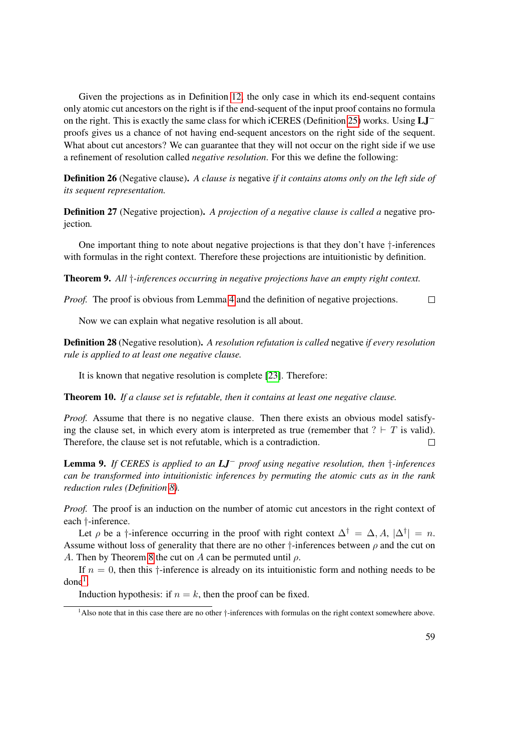Given the projections as in Definition 12, the only case in which its end-sequent contains only atomic cut ancestors on the right is if the end-sequent of the input proof contains no formula on the right. This is exactly the same class for which iCERES (Definition 25) works. Using $\mathbf{LJ}^-$ proofs gives us a chance of not having end-sequent ancestors on the right side of the sequent. What about cut ancestors? We can guarantee that they will not occur on the right side if we use a refinement of resolution called *negative resolution*. For this we define the following:

**Definition 26** (Negative clause)**.** *A clause is* negative *if it contains atoms only on the left side of its sequent representation.*

**Definition 27** (Negative projection)**.** *A projection of a negative clause is called a* negative projection*.*

One important thing to note about negative projections is that they don't have †-inferences with formulas in the right context. Therefore these projections are intuitionistic by definition.

**Theorem 9.** *All †-inferences occurring in negative projections have an empty right context.*

*Proof.* The proof is obvious from Lemma 4 and the definition of negative projections. □

Now we can explain what negative resolution is all about.

**Definition 28** (Negative resolution)**.** *A resolution refutation is called* negative *if every resolution rule is applied to at least one negative clause.*

It is known that negative resolution is complete [23]. Therefore:

**Theorem 10.** *If a clause set is refutable, then it contains at least one negative clause.*

*Proof.* Assume that there is no negative clause. Then there exists an obvious model satisfying the clause set, in which every atom is interpreted as true (remember that $? \vdash T$ is valid). Therefore, the clause set is not refutable, which is a contradiction. □

**Lemma 9.** *If CERES is applied to an $\mathbf{LJ}^-$ proof using negative resolution, then †-inferences can be transformed into intuitionistic inferences by permuting the atomic cuts as in the rank reduction rules (Definition 8).*

*Proof.* The proof is an induction on the number of atomic cut ancestors in the right context of each †-inference.

Let $\rho$ be a †-inference occurring in the proof with right context $\Delta^\dagger = \Delta, A$, $|\Delta^\dagger| = n$. Assume without loss of generality that there are no other †-inferences between $\rho$ and the cut on $A$. Then by Theorem 8 the cut on $A$ can be permuted until $\rho$.

If $n = 0$, then this †-inference is already on its intuitionistic form and nothing needs to be done[1].

Induction hypothesis: if $n = k$, then the proof can be fixed.

[1] Also note that in this case there are no other †-inferences with formulas on the right context somewhere above.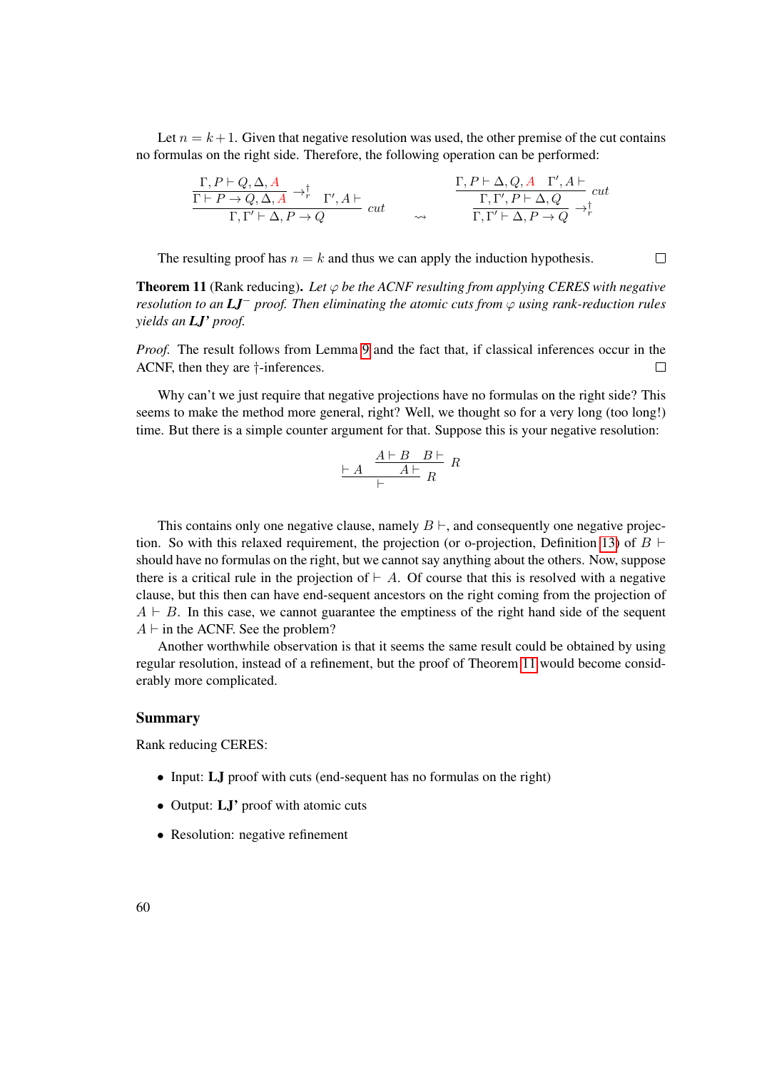Let $n = k+1$. Given that negative resolution was used, the other premise of the cut contains no formulas on the right side. Therefore, the following operation can be performed:

$$
\dfrac{\dfrac{\Gamma, P \vdash Q, \Delta, \color{red}{A}}{\Gamma \vdash P \to Q, \Delta, \color{red}{A}} \to_r^\dagger \quad \Gamma', A \vdash}{\Gamma, \Gamma' \vdash \Delta, P \to Q} \, cut
\quad \rightsquigarrow \quad
\dfrac{\dfrac{\Gamma, P \vdash \Delta, Q, \color{red}{A} \quad \Gamma', A \vdash}{\Gamma, \Gamma', P \vdash \Delta, Q} \, cut}{\Gamma, \Gamma' \vdash \Delta, P \to Q} \to_r^\dagger
$$

The resulting proof has $n = k$ and thus we can apply the induction hypothesis. □

**Theorem 11** (Rank reducing)**.** *Let $\varphi$ be the ACNF resulting from applying CERES with negative resolution to an **LJ**$^-$ proof. Then eliminating the atomic cuts from $\varphi$ using rank-reduction rules yields an **LJ'** proof.*

*Proof.* The result follows from Lemma 9 and the fact that, if classical inferences occur in the ACNF, then they are $\dagger$-inferences. □

Why can't we just require that negative projections have no formulas on the right side? This seems to make the method more general, right? Well, we thought so for a very long (too long!) time. But there is a simple counter argument for that. Suppose this is your negative resolution:

$$
\dfrac{\vdash A \qquad \dfrac{A \vdash B \quad B \vdash}{A \vdash} R}{\vdash} R
$$

This contains only one negative clause, namely $B \vdash$, and consequently one negative projection. So with this relaxed requirement, the projection (or o-projection, Definition 13) of $B \vdash$ should have no formulas on the right, but we cannot say anything about the others. Now, suppose there is a critical rule in the projection of $\vdash A$. Of course that this is resolved with a negative clause, but this then can have end-sequent ancestors on the right coming from the projection of $A \vdash B$. In this case, we cannot guarantee the emptiness of the right hand side of the sequent $A \vdash$ in the ACNF. See the problem?

Another worthwhile observation is that it seems the same result could be obtained by using regular resolution, instead of a refinement, but the proof of Theorem 11 would become considerably more complicated.

### Summary

Rank reducing CERES:

- Input: **LJ** proof with cuts (end-sequent has no formulas on the right)
- Output: **LJ'** proof with atomic cuts
- Resolution: negative refinement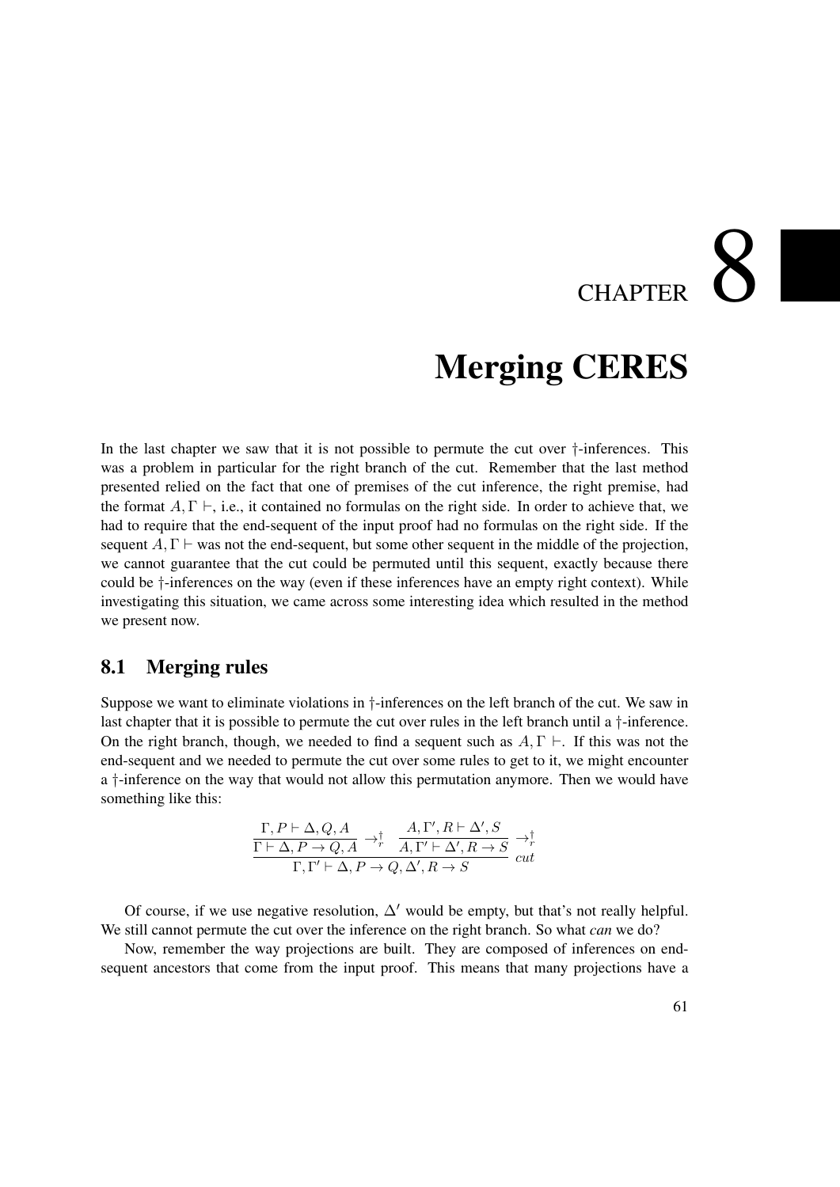# CHAPTER 8

# Merging CERES

In the last chapter we saw that it is not possible to permute the cut over †-inferences. This was a problem in particular for the right branch of the cut. Remember that the last method presented relied on the fact that one of premises of the cut inference, the right premise, had the format $A, \Gamma \vdash$, i.e., it contained no formulas on the right side. In order to achieve that, we had to require that the end-sequent of the input proof had no formulas on the right side. If the sequent $A, \Gamma \vdash$ was not the end-sequent, but some other sequent in the middle of the projection, we cannot guarantee that the cut could be permuted until this sequent, exactly because there could be †-inferences on the way (even if these inferences have an empty right context). While investigating this situation, we came across some interesting idea which resulted in the method we present now.

## 8.1 Merging rules

Suppose we want to eliminate violations in †-inferences on the left branch of the cut. We saw in last chapter that it is possible to permute the cut over rules in the left branch until a †-inference. On the right branch, though, we needed to find a sequent such as $A, \Gamma \vdash$. If this was not the end-sequent and we needed to permute the cut over some rules to get to it, we might encounter a †-inference on the way that would not allow this permutation anymore. Then we would have something like this:

$$\dfrac{\dfrac{\Gamma, P \vdash \Delta, Q, A}{\Gamma \vdash \Delta, P \rightarrow Q, A} \rightarrow_r^\dagger \quad \dfrac{A, \Gamma', R \vdash \Delta', S}{A, \Gamma' \vdash \Delta', R \rightarrow S} \rightarrow_r^\dagger}{\Gamma, \Gamma' \vdash \Delta, P \rightarrow Q, \Delta', R \rightarrow S} \; cut$$

Of course, if we use negative resolution, $\Delta'$ would be empty, but that's not really helpful. We still cannot permute the cut over the inference on the right branch. So what *can* we do?

Now, remember the way projections are built. They are composed of inferences on end-sequent ancestors that come from the input proof. This means that many projections have a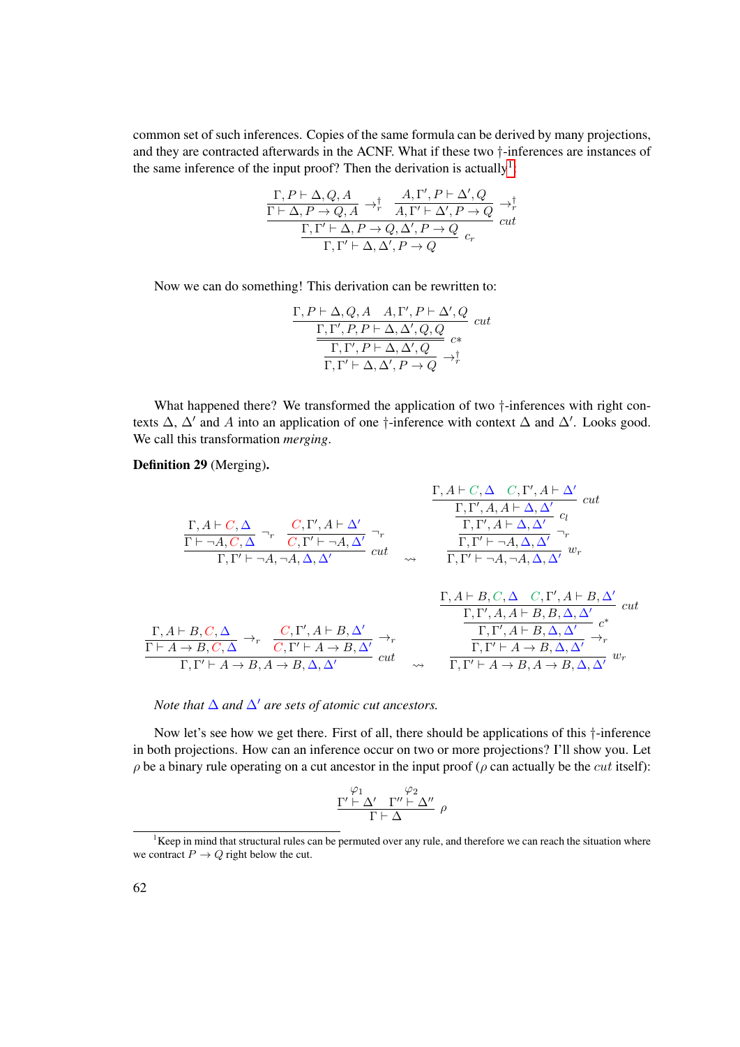common set of such inferences. Copies of the same formula can be derived by many projections, and they are contracted afterwards in the ACNF. What if these two †-inferences are instances of the same inference of the input proof? Then the derivation is actually[1]:

$$\dfrac{\dfrac{\Gamma, P \vdash \Delta, Q, A}{\Gamma \vdash \Delta, P \to Q, A}\ {\to_r^\dagger} \qquad \dfrac{A, \Gamma', P \vdash \Delta', Q}{A, \Gamma' \vdash \Delta', P \to Q}\ {\to_r^\dagger}}{\dfrac{\Gamma, \Gamma' \vdash \Delta, P \to Q, \Delta', P \to Q}{\Gamma, \Gamma' \vdash \Delta, \Delta', P \to Q}\ c_r}\ cut$$

Now we can do something! This derivation can be rewritten to:

$$\dfrac{\dfrac{\dfrac{\Gamma, P \vdash \Delta, Q, A \qquad A, \Gamma', P \vdash \Delta', Q}{\Gamma, \Gamma', P, P \vdash \Delta, \Delta', Q, Q}\ cut}{\Gamma, \Gamma', P \vdash \Delta, \Delta', Q}\ c*}{\Gamma, \Gamma' \vdash \Delta, \Delta', P \to Q}\ {\to_r^\dagger}$$

What happened there? We transformed the application of two †-inferences with right contexts $\Delta$, $\Delta'$ and $A$ into an application of one †-inference with context $\Delta$ and $\Delta'$. Looks good. We call this transformation *merging*.

**Definition 29** (Merging)**.**

$$\dfrac{\dfrac{\Gamma, A \vdash C, \Delta}{\Gamma \vdash \neg A, C, \Delta}\ \neg_r \qquad \dfrac{C, \Gamma', A \vdash \Delta'}{C, \Gamma' \vdash \neg A, \Delta'}\ \neg_r}{\Gamma, \Gamma' \vdash \neg A, \neg A, \Delta, \Delta'}\ cut \quad \rightsquigarrow \quad \dfrac{\dfrac{\dfrac{\dfrac{\Gamma, A \vdash C, \Delta \qquad C, \Gamma', A \vdash \Delta'}{\Gamma, \Gamma', A, A \vdash \Delta, \Delta'}\ cut}{\Gamma, \Gamma', A \vdash \Delta, \Delta'}\ c_l}{\Gamma, \Gamma' \vdash \neg A, \Delta, \Delta'}\ \neg_r}{\Gamma, \Gamma' \vdash \neg A, \neg A, \Delta, \Delta'}\ w_r$$

$$\dfrac{\dfrac{\Gamma, A \vdash B, C, \Delta}{\Gamma \vdash A \to B, C, \Delta}\ {\to_r} \qquad \dfrac{C, \Gamma', A \vdash B, \Delta'}{C, \Gamma' \vdash A \to B, \Delta'}\ {\to_r}}{\Gamma, \Gamma' \vdash A \to B, A \to B, \Delta, \Delta'}\ cut \quad \rightsquigarrow \quad \dfrac{\dfrac{\dfrac{\dfrac{\Gamma, A \vdash B, C, \Delta \qquad C, \Gamma', A \vdash B, \Delta'}{\Gamma, \Gamma', A, A \vdash B, B, \Delta, \Delta'}\ cut}{\Gamma, \Gamma', A \vdash B, \Delta, \Delta'}\ c^*}{\Gamma, \Gamma' \vdash A \to B, \Delta, \Delta'}\ {\to_r}}{\Gamma, \Gamma' \vdash A \to B, A \to B, \Delta, \Delta'}\ w_r$$

*Note that $\Delta$ and $\Delta'$ are sets of atomic cut ancestors.*

Now let's see how we get there. First of all, there should be applications of this †-inference in both projections. How can an inference occur on two or more projections? I'll show you. Let $\rho$ be a binary rule operating on a cut ancestor in the input proof ($\rho$ can actually be the *cut* itself):

$$\dfrac{\overset{\varphi_1}{\Gamma' \vdash \Delta'} \qquad \overset{\varphi_2}{\Gamma'' \vdash \Delta''}}{\Gamma \vdash \Delta}\ \rho$$

[1] Keep in mind that structural rules can be permuted over any rule, and therefore we can reach the situation where we contract $P \to Q$ right below the cut.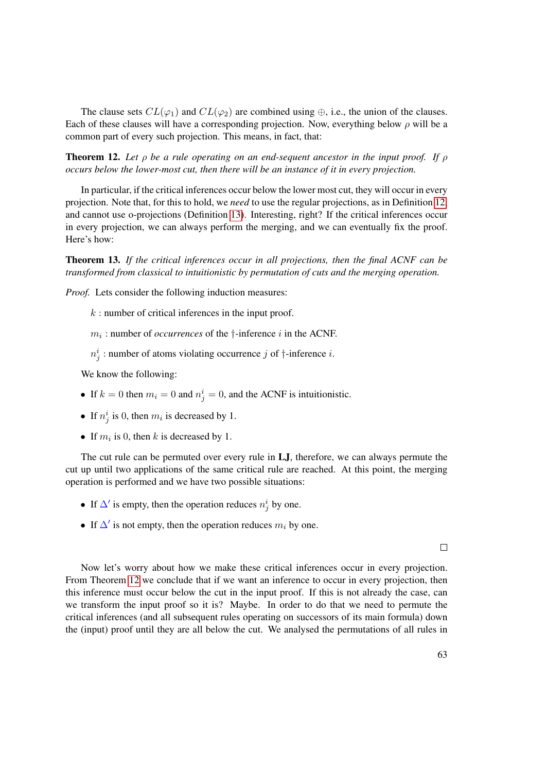The clause sets $CL(\varphi_1)$ and $CL(\varphi_2)$ are combined using $\oplus$, i.e., the union of the clauses. Each of these clauses will have a corresponding projection. Now, everything below $\rho$ will be a common part of every such projection. This means, in fact, that:

**Theorem 12.** *Let $\rho$ be a rule operating on an end-sequent ancestor in the input proof. If $\rho$ occurs below the lower-most cut, then there will be an instance of it in every projection.*

In particular, if the critical inferences occur below the lower most cut, they will occur in every projection. Note that, for this to hold, we *need* to use the regular projections, as in Definition 12, and cannot use o-projections (Definition 13). Interesting, right? If the critical inferences occur in every projection, we can always perform the merging, and we can eventually fix the proof. Here's how:

**Theorem 13.** *If the critical inferences occur in all projections, then the final ACNF can be transformed from classical to intuitionistic by permutation of cuts and the merging operation.*

*Proof.* Lets consider the following induction measures:

$k$ : number of critical inferences in the input proof.

$m_i$ : number of *occurrences* of the $\dagger$-inference $i$ in the ACNF.

$n^i_j$ : number of atoms violating occurrence $j$ of $\dagger$-inference $i$.

We know the following:

- If $k = 0$ then $m_i = 0$ and $n^i_j = 0$, and the ACNF is intuitionistic.
- If $n^i_j$ is 0, then $m_i$ is decreased by 1.
- If $m_i$ is 0, then $k$ is decreased by 1.

The cut rule can be permuted over every rule in **LJ**, therefore, we can always permute the cut up until two applications of the same critical rule are reached. At this point, the merging operation is performed and we have two possible situations:

- If $\Delta'$ is empty, then the operation reduces $n^i_j$ by one.
- If $\Delta'$ is not empty, then the operation reduces $m_i$ by one.

□

Now let's worry about how we make these critical inferences occur in every projection. From Theorem 12 we conclude that if we want an inference to occur in every projection, then this inference must occur below the cut in the input proof. If this is not already the case, can we transform the input proof so it is? Maybe. In order to do that we need to permute the critical inferences (and all subsequent rules operating on successors of its main formula) down the (input) proof until they are all below the cut. We analysed the permutations of all rules in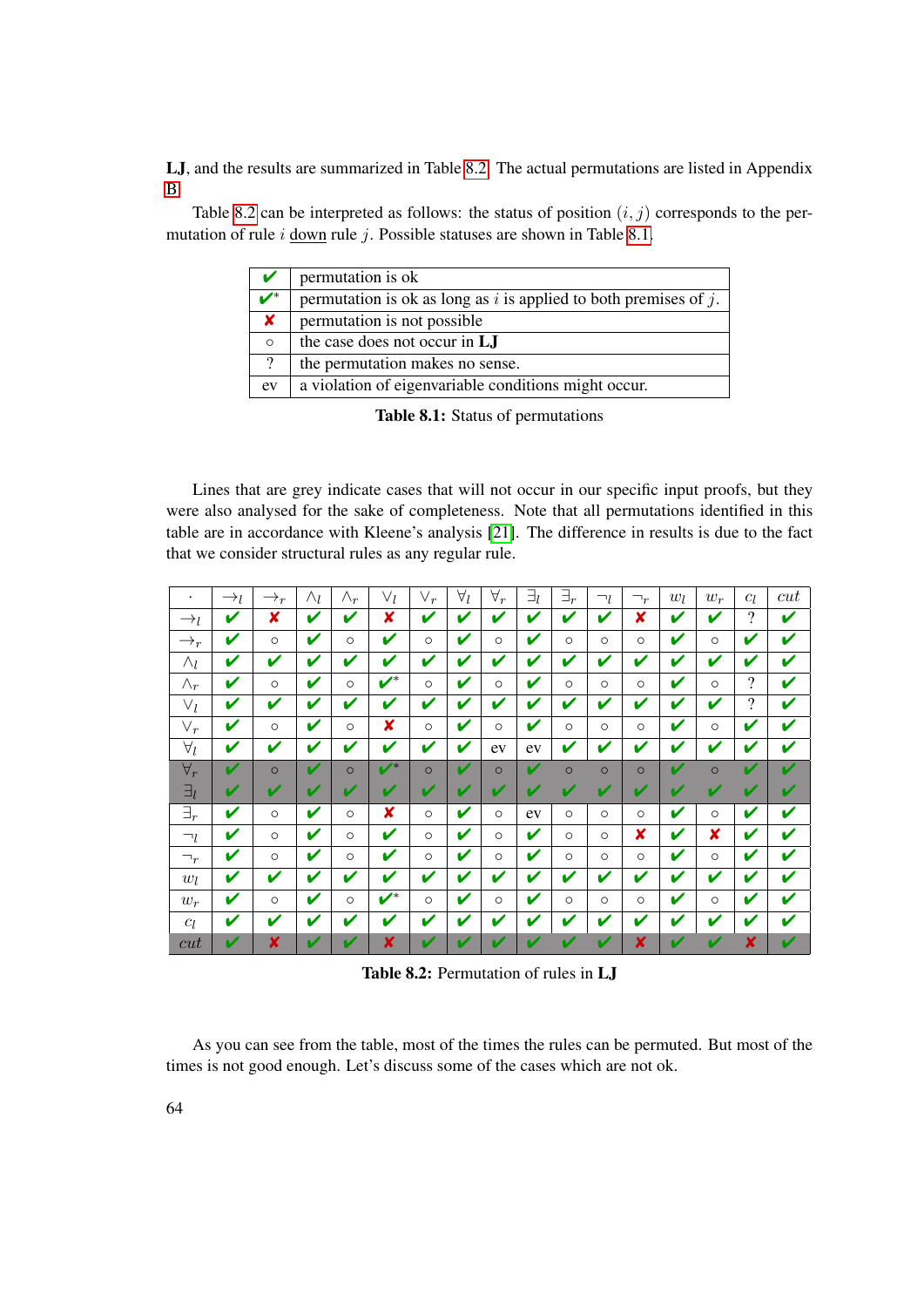**LJ**, and the results are summarized in Table 8.2. The actual permutations are listed in Appendix B.

Table 8.2 can be interpreted as follows: the status of position $(i, j)$ corresponds to the permutation of rule $i$ <u>down</u> rule $j$. Possible statuses are shown in Table 8.1.

| | |
|---|---|
| ✔ | permutation is ok |
| ✔* | permutation is ok as long as $i$ is applied to both premises of $j$. |
| ✘ | permutation is not possible |
| ○ | the case does not occur in **LJ** |
| ? | the permutation makes no sense. |
| ev | a violation of eigenvariable conditions might occur. |

**Table 8.1:** Status of permutations

Lines that are grey indicate cases that will not occur in our specific input proofs, but they were also analysed for the sake of completeness. Note that all permutations identified in this table are in accordance with Kleene's analysis [21]. The difference in results is due to the fact that we consider structural rules as any regular rule.

| $\cdot$ | $\rightarrow_l$ | $\rightarrow_r$ | $\wedge_l$ | $\wedge_r$ | $\vee_l$ | $\vee_r$ | $\forall_l$ | $\forall_r$ | $\exists_l$ | $\exists_r$ | $\neg_l$ | $\neg_r$ | $w_l$ | $w_r$ | $c_l$ | $cut$ |
|---|---|---|---|---|---|---|---|---|---|---|---|---|---|---|---|---|
| $\rightarrow_l$ | ✔ | ✘ | ✔ | ✔ | ✘ | ✔ | ✔ | ✔ | ✔ | ✔ | ✔ | ✘ | ✔ | ✔ | ? | ✔ |
| $\rightarrow_r$ | ✔ | ○ | ✔ | ○ | ✔ | ○ | ✔ | ○ | ✔ | ○ | ○ | ○ | ✔ | ○ | ✔ | ✔ |
| $\wedge_l$ | ✔ | ✔ | ✔ | ✔ | ✔ | ✔ | ✔ | ✔ | ✔ | ✔ | ✔ | ✔ | ✔ | ✔ | ✔ | ✔ |
| $\wedge_r$ | ✔ | ○ | ✔ | ○ | ✔* | ○ | ✔ | ○ | ✔ | ○ | ○ | ○ | ✔ | ○ | ? | ✔ |
| $\vee_l$ | ✔ | ✔ | ✔ | ✔ | ✔ | ✔ | ✔ | ✔ | ✔ | ✔ | ✔ | ✔ | ✔ | ✔ | ? | ✔ |
| $\vee_r$ | ✔ | ○ | ✔ | ○ | ✘ | ○ | ✔ | ○ | ✔ | ○ | ○ | ○ | ✔ | ○ | ✔ | ✔ |
| $\forall_l$ | ✔ | ✔ | ✔ | ✔ | ✔ | ✔ | ✔ | ev | ev | ✔ | ✔ | ✔ | ✔ | ✔ | ✔ | ✔ |
| $\forall_r$ | ✔ | ○ | ✔ | ○ | ✔* | ○ | ✔ | ○ | ✔ | ○ | ○ | ○ | ✔ | ○ | ✔ | ✔ |
| $\exists_l$ | ✔ | ✔ | ✔ | ✔ | ✔ | ✔ | ✔ | ✔ | ✔ | ✔ | ✔ | ✔ | ✔ | ✔ | ✔ | ✔ |
| $\exists_r$ | ✔ | ○ | ✔ | ○ | ✘ | ○ | ✔ | ○ | ev | ○ | ○ | ○ | ✔ | ○ | ✔ | ✔ |
| $\neg_l$ | ✔ | ○ | ✔ | ○ | ✔ | ○ | ✔ | ○ | ✔ | ○ | ○ | ✘ | ✔ | ✘ | ✔ | ✔ |
| $\neg_r$ | ✔ | ○ | ✔ | ○ | ✔ | ○ | ✔ | ○ | ✔ | ○ | ○ | ○ | ✔ | ○ | ✔ | ✔ |
| $w_l$ | ✔ | ✔ | ✔ | ✔ | ✔ | ✔ | ✔ | ✔ | ✔ | ✔ | ✔ | ✔ | ✔ | ✔ | ✔ | ✔ |
| $w_r$ | ✔ | ○ | ✔ | ○ | ✔* | ○ | ✔ | ○ | ✔ | ○ | ○ | ○ | ✔ | ○ | ✔ | ✔ |
| $c_l$ | ✔ | ✔ | ✔ | ✔ | ✔ | ✔ | ✔ | ✔ | ✔ | ✔ | ✔ | ✔ | ✔ | ✔ | ✔ | ✔ |
| $cut$ | ✔ | ✘ | ✔ | ✔ | ✘ | ✔ | ✔ | ✔ | ✔ | ✔ | ✔ | ✘ | ✔ | ✔ | ✘ | ✔ |

**Table 8.2:** Permutation of rules in **LJ**

As you can see from the table, most of the times the rules can be permuted. But most of the times is not good enough. Let's discuss some of the cases which are not ok.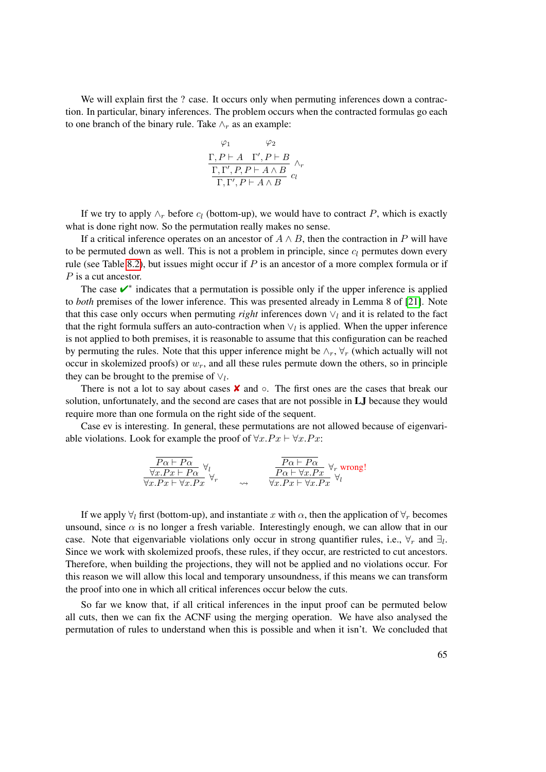We will explain first the ? case. It occurs only when permuting inferences down a contraction. In particular, binary inferences. The problem occurs when the contracted formulas go each to one branch of the binary rule. Take $\wedge_r$ as an example:

$$
\dfrac{\dfrac{\dfrac{\varphi_1}{\Gamma, P \vdash A} \quad \dfrac{\varphi_2}{\Gamma', P \vdash B}}{\Gamma, \Gamma', P, P \vdash A \wedge B} \wedge_r}{\Gamma, \Gamma', P \vdash A \wedge B} \; c_l
$$

If we try to apply $\wedge_r$ before $c_l$ (bottom-up), we would have to contract $P$, which is exactly what is done right now. So the permutation really makes no sense.

If a critical inference operates on an ancestor of $A \wedge B$, then the contraction in $P$ will have to be permuted down as well. This is not a problem in principle, since $c_l$ permutes down every rule (see Table 8.2), but issues might occur if $P$ is an ancestor of a more complex formula or if $P$ is a cut ancestor.

The case ✔* indicates that a permutation is possible only if the upper inference is applied to *both* premises of the lower inference. This was presented already in Lemma 8 of [21]. Note that this case only occurs when permuting *right* inferences down $\vee_l$ and it is related to the fact that the right formula suffers an auto-contraction when $\vee_l$ is applied. When the upper inference is not applied to both premises, it is reasonable to assume that this configuration can be reached by permuting the rules. Note that this upper inference might be $\wedge_r$, $\forall_r$ (which actually will not occur in skolemized proofs) or $w_r$, and all these rules permute down the others, so in principle they can be brought to the premise of $\vee_l$.

There is not a lot to say about cases ✘ and ∘. The first ones are the cases that break our solution, unfortunately, and the second are cases that are not possible in **LJ** because they would require more than one formula on the right side of the sequent.

Case ev is interesting. In general, these permutations are not allowed because of eigenvariable violations. Look for example the proof of $\forall x.Px \vdash \forall x.Px$:

$$
\dfrac{\dfrac{\overline{P\alpha \vdash P\alpha}}{\forall x.Px \vdash P\alpha} \forall_l}{\forall x.Px \vdash \forall x.Px} \forall_r
\quad \rightsquigarrow \quad
\dfrac{\dfrac{\overline{P\alpha \vdash P\alpha}}{P\alpha \vdash \forall x.Px} \forall_r \text{ wrong!}}{\forall x.Px \vdash \forall x.Px} \forall_l
$$

If we apply $\forall_l$ first (bottom-up), and instantiate $x$ with $\alpha$, then the application of $\forall_r$ becomes unsound, since $\alpha$ is no longer a fresh variable. Interestingly enough, we can allow that in our case. Note that eigenvariable violations only occur in strong quantifier rules, i.e., $\forall_r$ and $\exists_l$. Since we work with skolemized proofs, these rules, if they occur, are restricted to cut ancestors. Therefore, when building the projections, they will not be applied and no violations occur. For this reason we will allow this local and temporary unsoundness, if this means we can transform the proof into one in which all critical inferences occur below the cuts.

So far we know that, if all critical inferences in the input proof can be permuted below all cuts, then we can fix the ACNF using the merging operation. We have also analysed the permutation of rules to understand when this is possible and when it isn't. We concluded that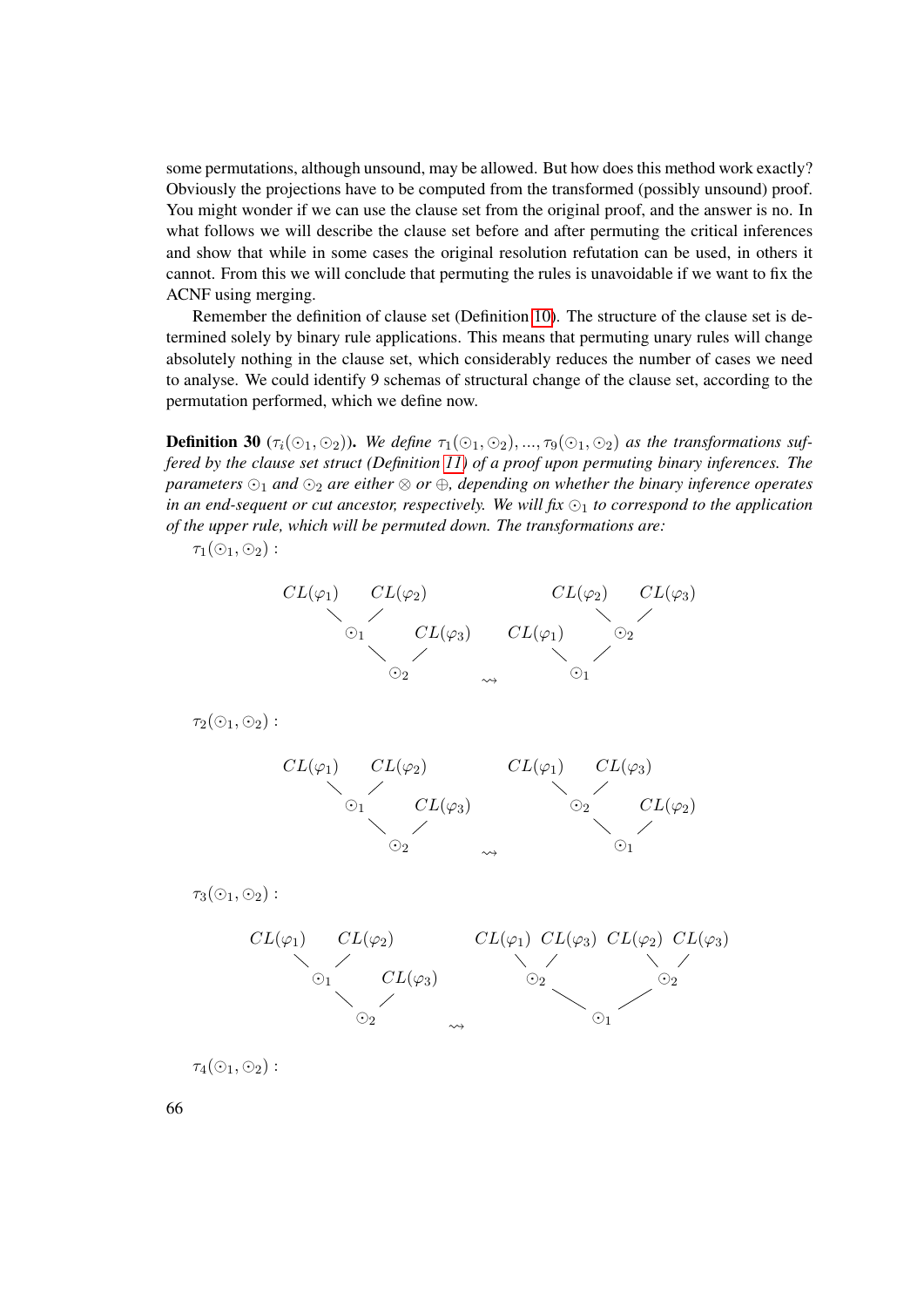some permutations, although unsound, may be allowed. But how does this method work exactly? Obviously the projections have to be computed from the transformed (possibly unsound) proof. You might wonder if we can use the clause set from the original proof, and the answer is no. In what follows we will describe the clause set before and after permuting the critical inferences and show that while in some cases the original resolution refutation can be used, in others it cannot. From this we will conclude that permuting the rules is unavoidable if we want to fix the ACNF using merging.

Remember the definition of clause set (Definition 10). The structure of the clause set is determined solely by binary rule applications. This means that permuting unary rules will change absolutely nothing in the clause set, which considerably reduces the number of cases we need to analyse. We could identify 9 schemas of structural change of the clause set, according to the permutation performed, which we define now.

**Definition 30** ($\tau_i(\odot_1, \odot_2)$)**.** *We define $\tau_1(\odot_1, \odot_2), ..., \tau_9(\odot_1, \odot_2)$ as the transformations suffered by the clause set struct (Definition 11) of a proof upon permuting binary inferences. The parameters $\odot_1$ and $\odot_2$ are either $\otimes$ or $\oplus$, depending on whether the binary inference operates in an end-sequent or cut ancestor, respectively. We will fix $\odot_1$ to correspond to the application of the upper rule, which will be permuted down. The transformations are:*

$\tau_1(\odot_1, \odot_2)$ :

$$(CL(\varphi_1) \odot_1 CL(\varphi_2)) \odot_2 CL(\varphi_3) \quad \rightsquigarrow \quad CL(\varphi_1) \odot_1 (CL(\varphi_2) \odot_2 CL(\varphi_3))$$

$\tau_2(\odot_1, \odot_2)$ :

$$(CL(\varphi_1) \odot_1 CL(\varphi_2)) \odot_2 CL(\varphi_3) \quad \rightsquigarrow \quad (CL(\varphi_1) \odot_2 CL(\varphi_3)) \odot_1 CL(\varphi_2)$$

$\tau_3(\odot_1, \odot_2)$ :

$$(CL(\varphi_1) \odot_1 CL(\varphi_2)) \odot_2 CL(\varphi_3) \quad \rightsquigarrow \quad (CL(\varphi_1) \odot_2 CL(\varphi_3)) \odot_1 (CL(\varphi_2) \odot_2 CL(\varphi_3))$$

$\tau_4(\odot_1, \odot_2)$ :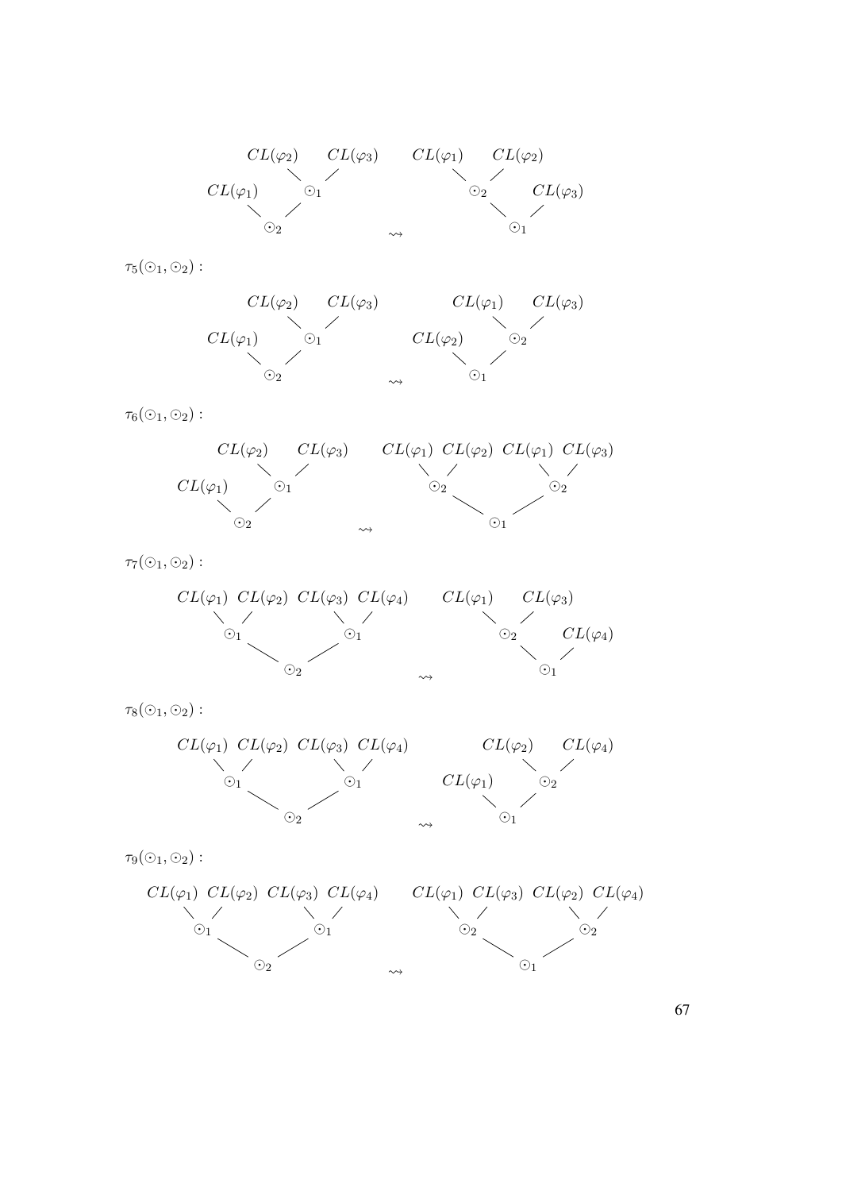$$CL(\varphi_1) \odot_2 (CL(\varphi_2) \odot_1 CL(\varphi_3)) \rightsquigarrow (CL(\varphi_1) \odot_2 CL(\varphi_2)) \odot_1 CL(\varphi_3)$$

$\tau_5(\odot_1, \odot_2)$ :

$$CL(\varphi_1) \odot_2 (CL(\varphi_2) \odot_1 CL(\varphi_3)) \rightsquigarrow CL(\varphi_2) \odot_1 (CL(\varphi_1) \odot_2 CL(\varphi_3))$$

$\tau_6(\odot_1, \odot_2)$ :

$$CL(\varphi_1) \odot_2 (CL(\varphi_2) \odot_1 CL(\varphi_3)) \rightsquigarrow (CL(\varphi_1) \odot_2 CL(\varphi_2)) \odot_1 (CL(\varphi_1) \odot_2 CL(\varphi_3))$$

$\tau_7(\odot_1, \odot_2)$ :

$$(CL(\varphi_1) \odot_1 CL(\varphi_2)) \odot_2 (CL(\varphi_3) \odot_1 CL(\varphi_4)) \rightsquigarrow (CL(\varphi_1) \odot_2 CL(\varphi_3)) \odot_1 CL(\varphi_4)$$

$\tau_8(\odot_1, \odot_2)$ :

$$(CL(\varphi_1) \odot_1 CL(\varphi_2)) \odot_2 (CL(\varphi_3) \odot_1 CL(\varphi_4)) \rightsquigarrow CL(\varphi_1) \odot_1 (CL(\varphi_2) \odot_2 CL(\varphi_4))$$

$\tau_9(\odot_1, \odot_2)$ :

$$(CL(\varphi_1) \odot_1 CL(\varphi_2)) \odot_2 (CL(\varphi_3) \odot_1 CL(\varphi_4)) \rightsquigarrow (CL(\varphi_1) \odot_2 CL(\varphi_3)) \odot_1 (CL(\varphi_2) \odot_2 CL(\varphi_4))$$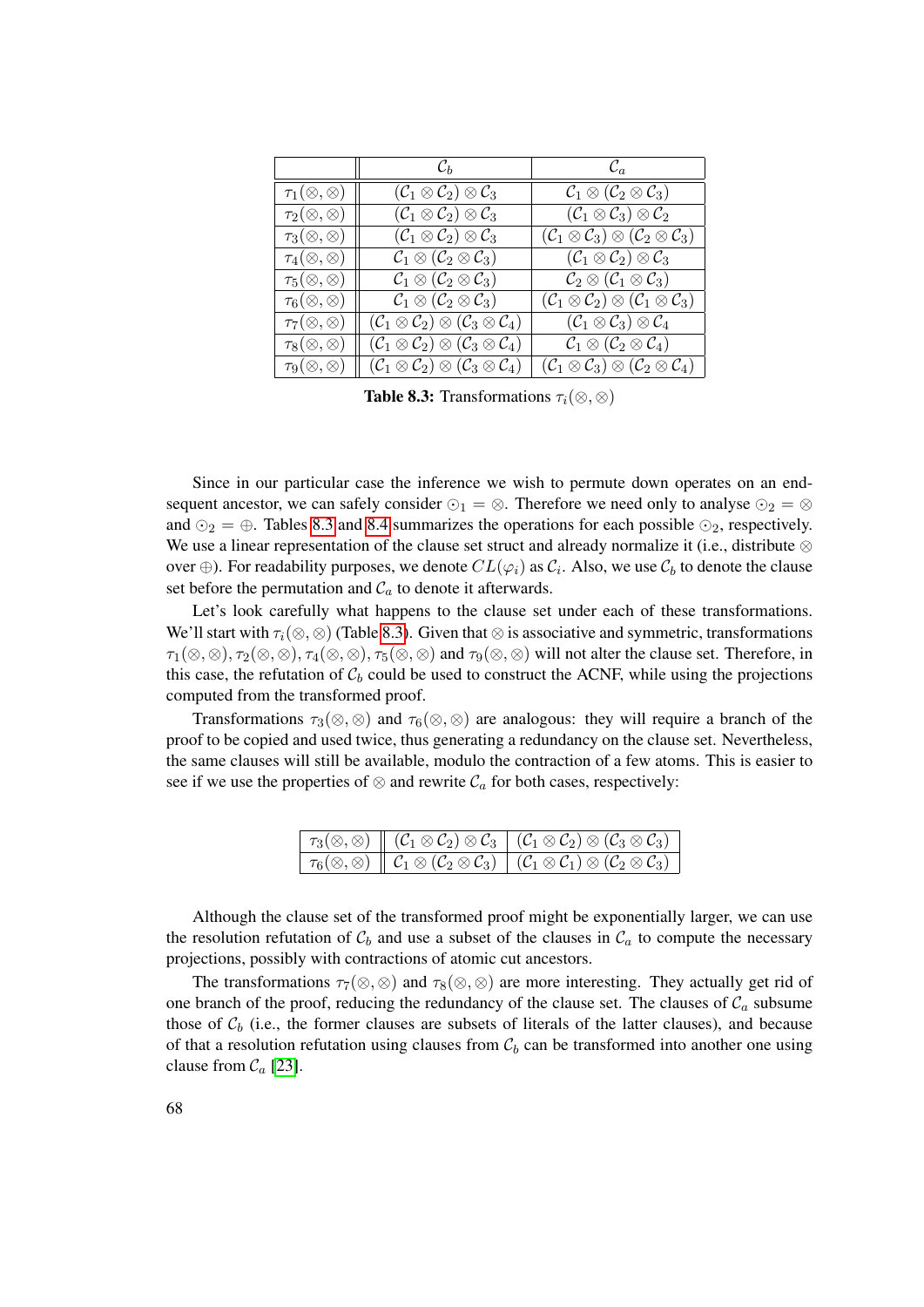|  | $\mathcal{C}_b$ | $\mathcal{C}_a$ |
|---|---|---|
| $\tau_1(\otimes,\otimes)$ | $(\mathcal{C}_1 \otimes \mathcal{C}_2) \otimes \mathcal{C}_3$ | $\mathcal{C}_1 \otimes (\mathcal{C}_2 \otimes \mathcal{C}_3)$ |
| $\tau_2(\otimes,\otimes)$ | $(\mathcal{C}_1 \otimes \mathcal{C}_2) \otimes \mathcal{C}_3$ | $(\mathcal{C}_1 \otimes \mathcal{C}_3) \otimes \mathcal{C}_2$ |
| $\tau_3(\otimes,\otimes)$ | $(\mathcal{C}_1 \otimes \mathcal{C}_2) \otimes \mathcal{C}_3$ | $(\mathcal{C}_1 \otimes \mathcal{C}_3) \otimes (\mathcal{C}_2 \otimes \mathcal{C}_3)$ |
| $\tau_4(\otimes,\otimes)$ | $\mathcal{C}_1 \otimes (\mathcal{C}_2 \otimes \mathcal{C}_3)$ | $(\mathcal{C}_1 \otimes \mathcal{C}_2) \otimes \mathcal{C}_3$ |
| $\tau_5(\otimes,\otimes)$ | $\mathcal{C}_1 \otimes (\mathcal{C}_2 \otimes \mathcal{C}_3)$ | $\mathcal{C}_2 \otimes (\mathcal{C}_1 \otimes \mathcal{C}_3)$ |
| $\tau_6(\otimes,\otimes)$ | $\mathcal{C}_1 \otimes (\mathcal{C}_2 \otimes \mathcal{C}_3)$ | $(\mathcal{C}_1 \otimes \mathcal{C}_2) \otimes (\mathcal{C}_1 \otimes \mathcal{C}_3)$ |
| $\tau_7(\otimes,\otimes)$ | $(\mathcal{C}_1 \otimes \mathcal{C}_2) \otimes (\mathcal{C}_3 \otimes \mathcal{C}_4)$ | $(\mathcal{C}_1 \otimes \mathcal{C}_3) \otimes \mathcal{C}_4$ |
| $\tau_8(\otimes,\otimes)$ | $(\mathcal{C}_1 \otimes \mathcal{C}_2) \otimes (\mathcal{C}_3 \otimes \mathcal{C}_4)$ | $\mathcal{C}_1 \otimes (\mathcal{C}_2 \otimes \mathcal{C}_4)$ |
| $\tau_9(\otimes,\otimes)$ | $(\mathcal{C}_1 \otimes \mathcal{C}_2) \otimes (\mathcal{C}_3 \otimes \mathcal{C}_4)$ | $(\mathcal{C}_1 \otimes \mathcal{C}_3) \otimes (\mathcal{C}_2 \otimes \mathcal{C}_4)$ |

**Table 8.3:** Transformations $\tau_i(\otimes, \otimes)$

Since in our particular case the inference we wish to permute down operates on an end-sequent ancestor, we can safely consider $\odot_1 = \otimes$. Therefore we need only to analyse $\odot_2 = \otimes$ and $\odot_2 = \oplus$. Tables 8.3 and 8.4 summarizes the operations for each possible $\odot_2$, respectively. We use a linear representation of the clause set struct and already normalize it (i.e., distribute $\otimes$ over $\oplus$). For readability purposes, we denote $CL(\varphi_i)$ as $\mathcal{C}_i$. Also, we use $\mathcal{C}_b$ to denote the clause set before the permutation and $\mathcal{C}_a$ to denote it afterwards.

Let's look carefully what happens to the clause set under each of these transformations. We'll start with $\tau_i(\otimes, \otimes)$ (Table 8.3). Given that $\otimes$ is associative and symmetric, transformations $\tau_1(\otimes, \otimes), \tau_2(\otimes, \otimes), \tau_4(\otimes, \otimes), \tau_5(\otimes, \otimes)$ and $\tau_9(\otimes, \otimes)$ will not alter the clause set. Therefore, in this case, the refutation of $\mathcal{C}_b$ could be used to construct the ACNF, while using the projections computed from the transformed proof.

Transformations $\tau_3(\otimes, \otimes)$ and $\tau_6(\otimes, \otimes)$ are analogous: they will require a branch of the proof to be copied and used twice, thus generating a redundancy on the clause set. Nevertheless, the same clauses will still be available, modulo the contraction of a few atoms. This is easier to see if we use the properties of $\otimes$ and rewrite $\mathcal{C}_a$ for both cases, respectively:

|  |  |  |
|---|---|---|
| $\tau_3(\otimes,\otimes)$ | $(\mathcal{C}_1 \otimes \mathcal{C}_2) \otimes \mathcal{C}_3$ | $(\mathcal{C}_1 \otimes \mathcal{C}_2) \otimes (\mathcal{C}_3 \otimes \mathcal{C}_3)$ |
| $\tau_6(\otimes,\otimes)$ | $\mathcal{C}_1 \otimes (\mathcal{C}_2 \otimes \mathcal{C}_3)$ | $(\mathcal{C}_1 \otimes \mathcal{C}_1) \otimes (\mathcal{C}_2 \otimes \mathcal{C}_3)$ |

Although the clause set of the transformed proof might be exponentially larger, we can use the resolution refutation of $\mathcal{C}_b$ and use a subset of the clauses in $\mathcal{C}_a$ to compute the necessary projections, possibly with contractions of atomic cut ancestors.

The transformations $\tau_7(\otimes, \otimes)$ and $\tau_8(\otimes, \otimes)$ are more interesting. They actually get rid of one branch of the proof, reducing the redundancy of the clause set. The clauses of $\mathcal{C}_a$ subsume those of $\mathcal{C}_b$ (i.e., the former clauses are subsets of literals of the latter clauses), and because of that a resolution refutation using clauses from $\mathcal{C}_b$ can be transformed into another one using clause from $\mathcal{C}_a$ [23].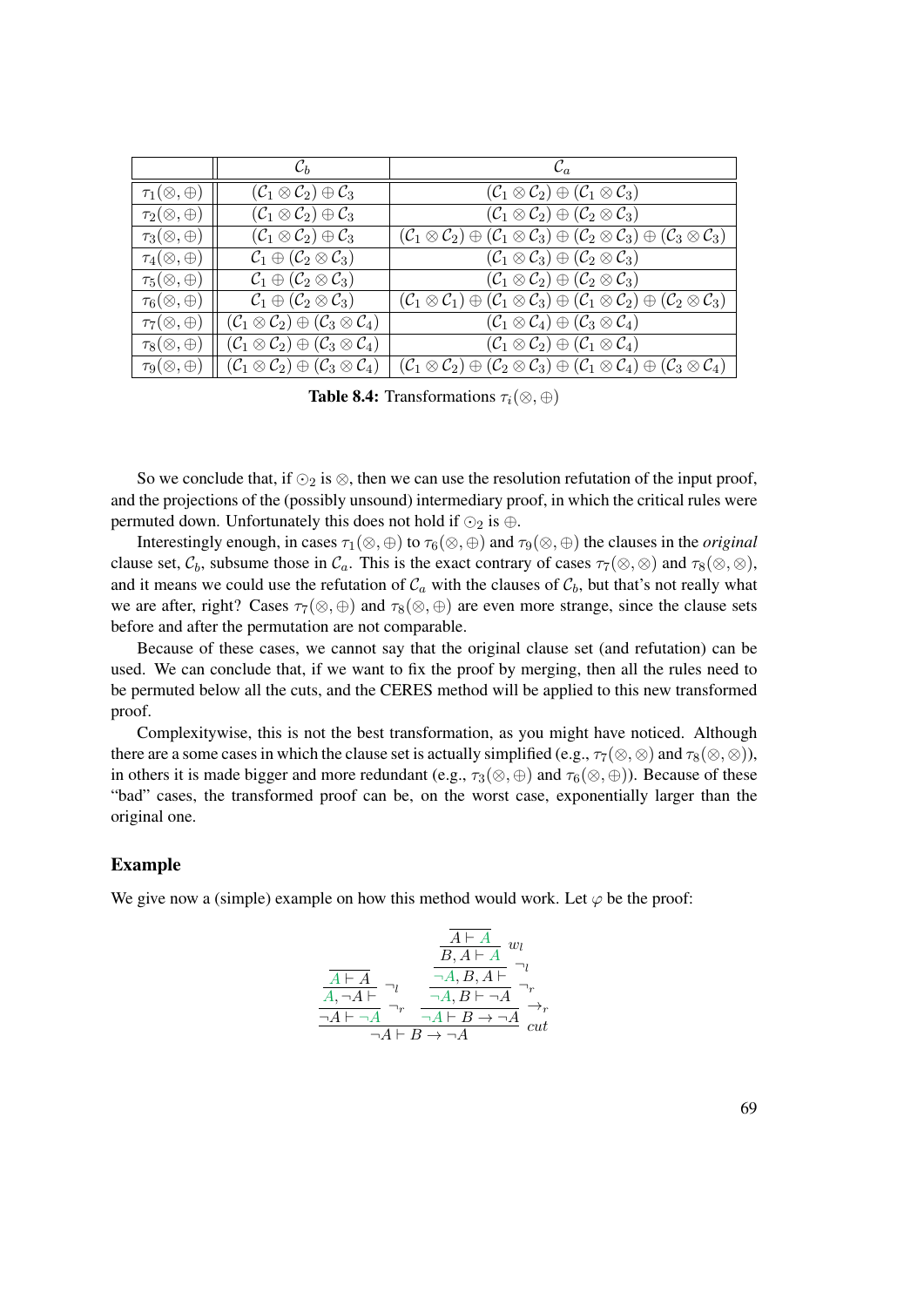| | $\mathcal{C}_b$ | $\mathcal{C}_a$ |
|---|---|---|
| $\tau_1(\otimes,\oplus)$ | $(\mathcal{C}_1 \otimes \mathcal{C}_2) \oplus \mathcal{C}_3$ | $(\mathcal{C}_1 \otimes \mathcal{C}_2) \oplus (\mathcal{C}_1 \otimes \mathcal{C}_3)$ |
| $\tau_2(\otimes,\oplus)$ | $(\mathcal{C}_1 \otimes \mathcal{C}_2) \oplus \mathcal{C}_3$ | $(\mathcal{C}_1 \otimes \mathcal{C}_2) \oplus (\mathcal{C}_2 \otimes \mathcal{C}_3)$ |
| $\tau_3(\otimes,\oplus)$ | $(\mathcal{C}_1 \otimes \mathcal{C}_2) \oplus \mathcal{C}_3$ | $(\mathcal{C}_1 \otimes \mathcal{C}_2) \oplus (\mathcal{C}_1 \otimes \mathcal{C}_3) \oplus (\mathcal{C}_2 \otimes \mathcal{C}_3) \oplus (\mathcal{C}_3 \otimes \mathcal{C}_3)$ |
| $\tau_4(\otimes,\oplus)$ | $\mathcal{C}_1 \oplus (\mathcal{C}_2 \otimes \mathcal{C}_3)$ | $(\mathcal{C}_1 \otimes \mathcal{C}_3) \oplus (\mathcal{C}_2 \otimes \mathcal{C}_3)$ |
| $\tau_5(\otimes,\oplus)$ | $\mathcal{C}_1 \oplus (\mathcal{C}_2 \otimes \mathcal{C}_3)$ | $(\mathcal{C}_1 \otimes \mathcal{C}_2) \oplus (\mathcal{C}_2 \otimes \mathcal{C}_3)$ |
| $\tau_6(\otimes,\oplus)$ | $\mathcal{C}_1 \oplus (\mathcal{C}_2 \otimes \mathcal{C}_3)$ | $(\mathcal{C}_1 \otimes \mathcal{C}_1) \oplus (\mathcal{C}_1 \otimes \mathcal{C}_3) \oplus (\mathcal{C}_1 \otimes \mathcal{C}_2) \oplus (\mathcal{C}_2 \otimes \mathcal{C}_3)$ |
| $\tau_7(\otimes,\oplus)$ | $(\mathcal{C}_1 \otimes \mathcal{C}_2) \oplus (\mathcal{C}_3 \otimes \mathcal{C}_4)$ | $(\mathcal{C}_1 \otimes \mathcal{C}_4) \oplus (\mathcal{C}_3 \otimes \mathcal{C}_4)$ |
| $\tau_8(\otimes,\oplus)$ | $(\mathcal{C}_1 \otimes \mathcal{C}_2) \oplus (\mathcal{C}_3 \otimes \mathcal{C}_4)$ | $(\mathcal{C}_1 \otimes \mathcal{C}_2) \oplus (\mathcal{C}_1 \otimes \mathcal{C}_4)$ |
| $\tau_9(\otimes,\oplus)$ | $(\mathcal{C}_1 \otimes \mathcal{C}_2) \oplus (\mathcal{C}_3 \otimes \mathcal{C}_4)$ | $(\mathcal{C}_1 \otimes \mathcal{C}_2) \oplus (\mathcal{C}_2 \otimes \mathcal{C}_3) \oplus (\mathcal{C}_1 \otimes \mathcal{C}_4) \oplus (\mathcal{C}_3 \otimes \mathcal{C}_4)$ |

**Table 8.4:** Transformations $\tau_i(\otimes,\oplus)$

So we conclude that, if $\odot_2$ is $\otimes$, then we can use the resolution refutation of the input proof, and the projections of the (possibly unsound) intermediary proof, in which the critical rules were permuted down. Unfortunately this does not hold if $\odot_2$ is $\oplus$.

Interestingly enough, in cases $\tau_1(\otimes,\oplus)$ to $\tau_6(\otimes,\oplus)$ and $\tau_9(\otimes,\oplus)$ the clauses in the *original* clause set, $\mathcal{C}_b$, subsume those in $\mathcal{C}_a$. This is the exact contrary of cases $\tau_7(\otimes,\otimes)$ and $\tau_8(\otimes,\otimes)$, and it means we could use the refutation of $\mathcal{C}_a$ with the clauses of $\mathcal{C}_b$, but that's not really what we are after, right? Cases $\tau_7(\otimes,\oplus)$ and $\tau_8(\otimes,\oplus)$ are even more strange, since the clause sets before and after the permutation are not comparable.

Because of these cases, we cannot say that the original clause set (and refutation) can be used. We can conclude that, if we want to fix the proof by merging, then all the rules need to be permuted below all the cuts, and the CERES method will be applied to this new transformed proof.

Complexitywise, this is not the best transformation, as you might have noticed. Although there are a some cases in which the clause set is actually simplified (e.g., $\tau_7(\otimes,\otimes)$ and $\tau_8(\otimes,\otimes)$), in others it is made bigger and more redundant (e.g., $\tau_3(\otimes,\oplus)$ and $\tau_6(\otimes,\oplus)$). Because of these "bad" cases, the transformed proof can be, on the worst case, exponentially larger than the original one.

### Example

We give now a (simple) example on how this method would work. Let $\varphi$ be the proof:

$$\dfrac{\dfrac{\dfrac{A \vdash A}{A, \neg A \vdash}\ \neg_l}{\neg A \vdash \neg A}\ \neg_r \qquad \dfrac{\dfrac{\dfrac{\dfrac{A \vdash A}{B, A \vdash A}\ w_l}{\neg A, B, A \vdash}\ \neg_l}{\neg A, B \vdash \neg A}\ \neg_r}{\neg A \vdash B \to \neg A}\ \to_r}{\neg A \vdash B \to \neg A}\ cut$$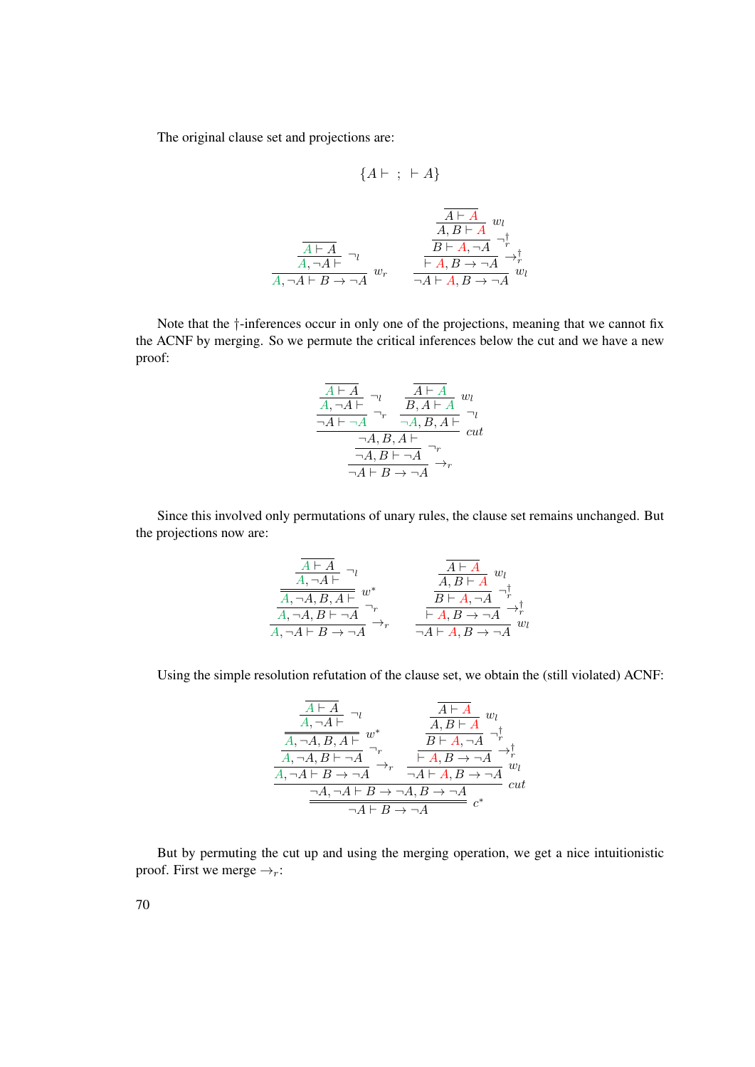The original clause set and projections are:

$$\{A \vdash \ ; \ \vdash A\}$$

$$\dfrac{\dfrac{\dfrac{}{A \vdash A}}{A, \neg A \vdash}\ \neg_l}{A, \neg A \vdash B \to \neg A}\ w_r \qquad \dfrac{\dfrac{\dfrac{\dfrac{\dfrac{}{A \vdash A}}{A, B \vdash A}\ w_l}{B \vdash A, \neg A}\ \neg_r^\dagger}{\vdash A, B \to \neg A}\ \to_r^\dagger}{\neg A \vdash A, B \to \neg A}\ w_l$$

Note that the †-inferences occur in only one of the projections, meaning that we cannot fix the ACNF by merging. So we permute the critical inferences below the cut and we have a new proof:

$$\dfrac{\dfrac{\dfrac{\dfrac{\dfrac{}{A \vdash A}}{A, \neg A \vdash}\ \neg_l}{\neg A \vdash \neg A}\ \neg_r \qquad \dfrac{\dfrac{\dfrac{}{A \vdash A}}{B, A \vdash A}\ w_l}{\neg A, B, A \vdash}\ \neg_l}{\neg A, B, A \vdash}\ cut}{\dfrac{\neg A, B \vdash \neg A}{\neg A \vdash B \to \neg A}\ \to_r}\ \neg_r$$

Since this involved only permutations of unary rules, the clause set remains unchanged. But the projections now are:

$$\dfrac{\dfrac{\dfrac{\dfrac{\dfrac{}{A \vdash A}}{A, \neg A \vdash}\ \neg_l}{A, \neg A, B, A \vdash}\ w^*}{A, \neg A, B \vdash \neg A}\ \neg_r}{A, \neg A \vdash B \to \neg A}\ \to_r \qquad \dfrac{\dfrac{\dfrac{\dfrac{\dfrac{}{A \vdash A}}{A, B \vdash A}\ w_l}{B \vdash A, \neg A}\ \neg_r^\dagger}{\vdash A, B \to \neg A}\ \to_r^\dagger}{\neg A \vdash A, B \to \neg A}\ w_l$$

Using the simple resolution refutation of the clause set, we obtain the (still violated) ACNF:

$$\dfrac{\dfrac{\dfrac{\dfrac{\dfrac{\dfrac{}{A \vdash A}}{A, \neg A \vdash}\ \neg_l}{A, \neg A, B, A \vdash}\ w^*}{A, \neg A, B \vdash \neg A}\ \neg_r}{A, \neg A \vdash B \to \neg A}\ \to_r \qquad \dfrac{\dfrac{\dfrac{\dfrac{\dfrac{}{A \vdash A}}{A, B \vdash A}\ w_l}{B \vdash A, \neg A}\ \neg_r^\dagger}{\vdash A, B \to \neg A}\ \to_r^\dagger}{\neg A \vdash A, B \to \neg A}\ w_l}{\dfrac{\neg A, \neg A \vdash B \to \neg A, B \to \neg A}{\neg A \vdash B \to \neg A}\ c^*}\ cut$$

But by permuting the cut up and using the merging operation, we get a nice intuitionistic proof. First we merge $\to_r$: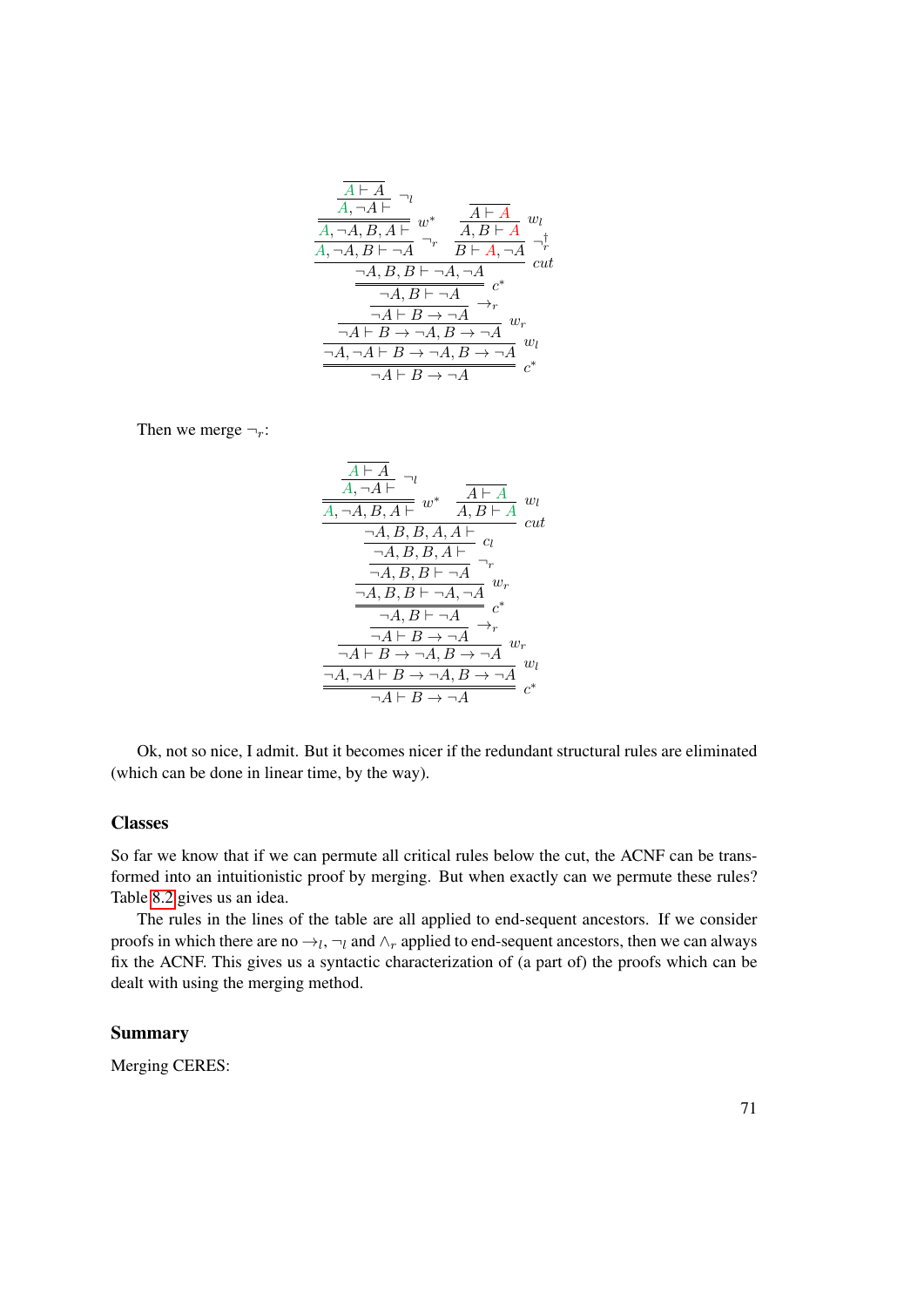$$
\dfrac{\dfrac{\dfrac{\dfrac{A \vdash A}{A, \neg A \vdash}\ \neg_l}{A, \neg A, B, A \vdash}\ w^*}{A, \neg A, B \vdash \neg A}\ \neg_r \qquad \dfrac{\dfrac{A \vdash A}{A, B \vdash A}\ w_l}{B \vdash A, \neg A}\ \neg_r^\dagger}{\dfrac{\dfrac{\dfrac{\dfrac{\dfrac{\neg A, B, B \vdash \neg A, \neg A}{\neg A, B \vdash \neg A}\ c^*}{\neg A \vdash B \to \neg A}\ \to_r}{\neg A \vdash B \to \neg A, B \to \neg A}\ w_r}{\neg A, \neg A \vdash B \to \neg A, B \to \neg A}\ w_l}{\neg A \vdash B \to \neg A}\ c^*}\ cut
$$

Then we merge $\neg_r$:

$$
\dfrac{\dfrac{\dfrac{A \vdash A}{A, \neg A \vdash}\ \neg_l}{A, \neg A, B, A \vdash}\ w^* \qquad \dfrac{A \vdash A}{A, B \vdash A}\ w_l}{\dfrac{\dfrac{\dfrac{\dfrac{\dfrac{\dfrac{\dfrac{\dfrac{\neg A, B, B, A, A \vdash}{\neg A, B, B, A \vdash}\ c_l}{\neg A, B, B \vdash \neg A}\ \neg_r}{\neg A, B, B \vdash \neg A, \neg A}\ w_r}{\neg A, B \vdash \neg A}\ c^*}{\neg A \vdash B \to \neg A}\ \to_r}{\neg A \vdash B \to \neg A, B \to \neg A}\ w_r}{\neg A, \neg A \vdash B \to \neg A, B \to \neg A}\ w_l}{\neg A \vdash B \to \neg A}\ c^*}\ cut
$$

Ok, not so nice, I admit. But it becomes nicer if the redundant structural rules are eliminated (which can be done in linear time, by the way).

### Classes

So far we know that if we can permute all critical rules below the cut, the ACNF can be transformed into an intuitionistic proof by merging. But when exactly can we permute these rules? Table 8.2 gives us an idea.

The rules in the lines of the table are all applied to end-sequent ancestors. If we consider proofs in which there are no $\to_l$, $\neg_l$ and $\wedge_r$ applied to end-sequent ancestors, then we can always fix the ACNF. This gives us a syntactic characterization of (a part of) the proofs which can be dealt with using the merging method.

### Summary

Merging CERES: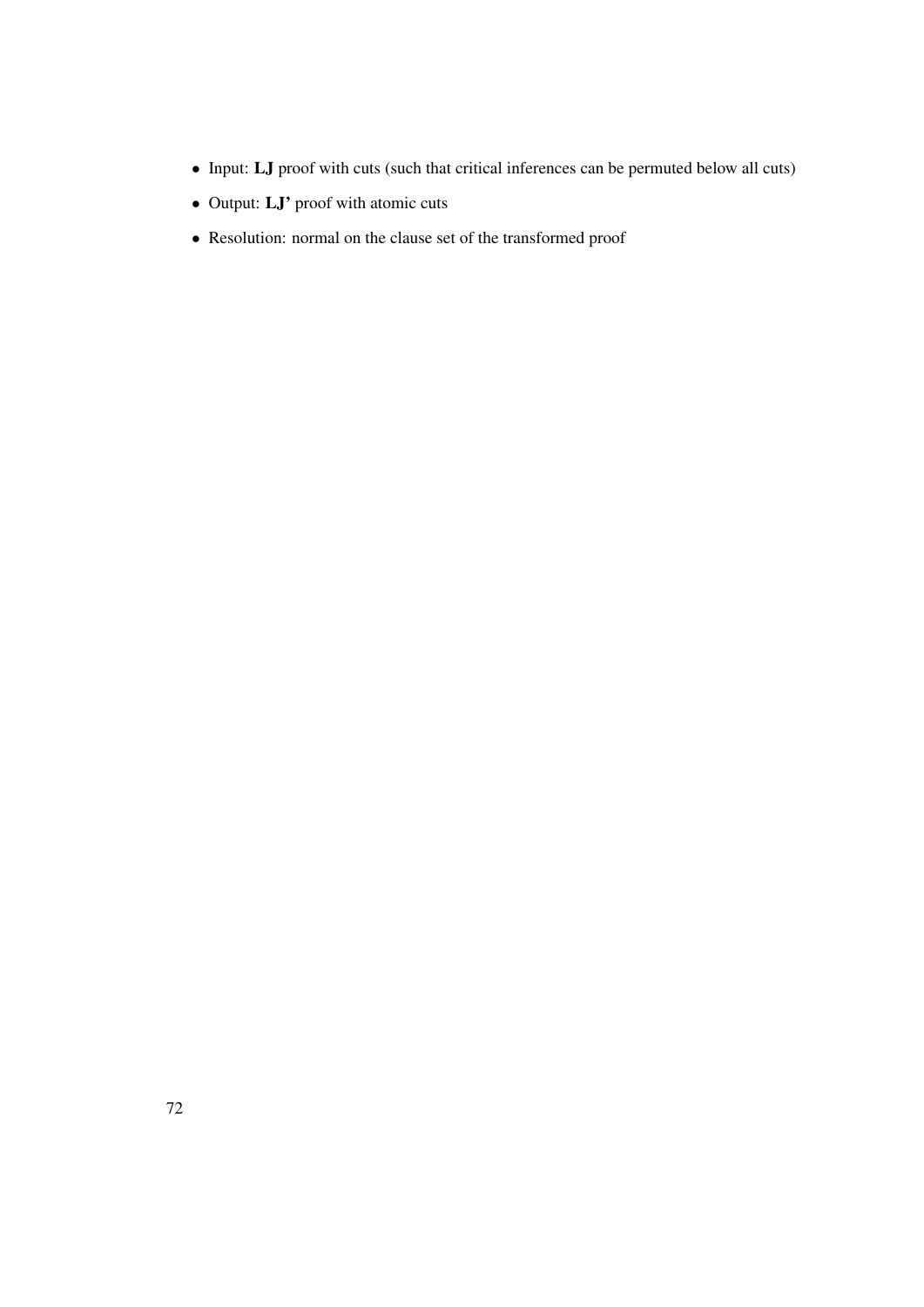- Input: **LJ** proof with cuts (such that critical inferences can be permuted below all cuts)
- Output: **LJ'** proof with atomic cuts
- Resolution: normal on the clause set of the transformed proof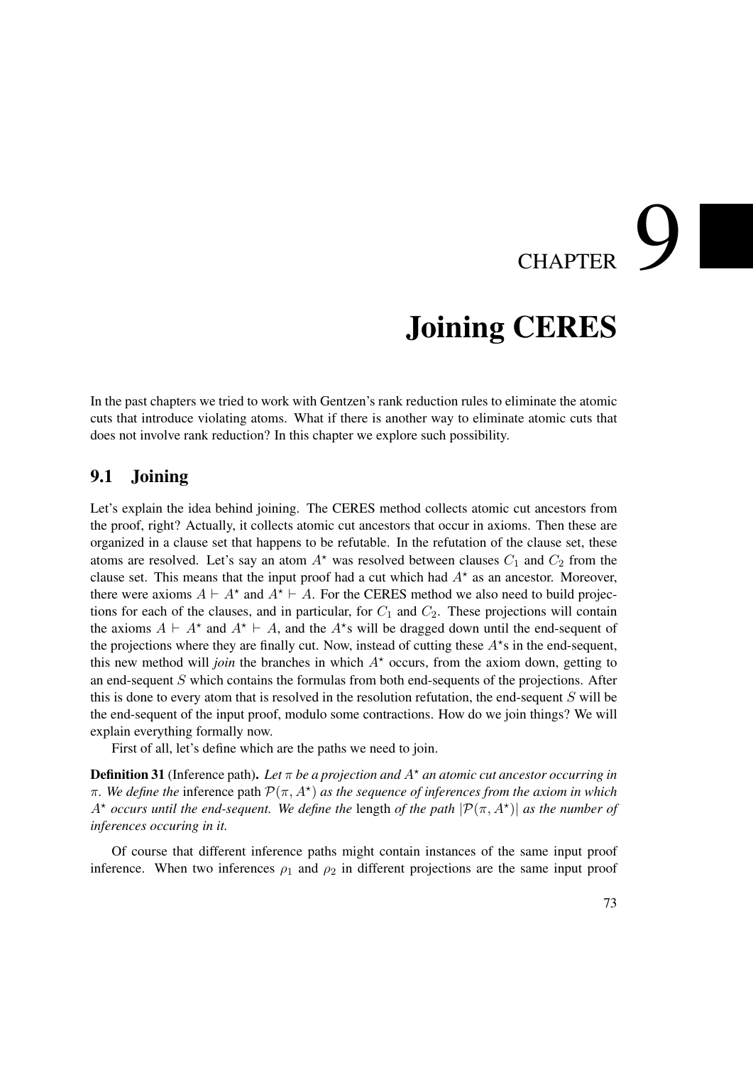# CHAPTER 9

# Joining CERES

In the past chapters we tried to work with Gentzen's rank reduction rules to eliminate the atomic cuts that introduce violating atoms. What if there is another way to eliminate atomic cuts that does not involve rank reduction? In this chapter we explore such possibility.

## 9.1 Joining

Let's explain the idea behind joining. The CERES method collects atomic cut ancestors from the proof, right? Actually, it collects atomic cut ancestors that occur in axioms. Then these are organized in a clause set that happens to be refutable. In the refutation of the clause set, these atoms are resolved. Let's say an atom $A^\star$ was resolved between clauses $C_1$ and $C_2$ from the clause set. This means that the input proof had a cut which had $A^\star$ as an ancestor. Moreover, there were axioms $A \vdash A^\star$ and $A^\star \vdash A$. For the CERES method we also need to build projections for each of the clauses, and in particular, for $C_1$ and $C_2$. These projections will contain the axioms $A \vdash A^\star$ and $A^\star \vdash A$, and the $A^\star$s will be dragged down until the end-sequent of the projections where they are finally cut. Now, instead of cutting these $A^\star$s in the end-sequent, this new method will *join* the branches in which $A^\star$ occurs, from the axiom down, getting to an end-sequent $S$ which contains the formulas from both end-sequents of the projections. After this is done to every atom that is resolved in the resolution refutation, the end-sequent $S$ will be the end-sequent of the input proof, modulo some contractions. How do we join things? We will explain everything formally now.

First of all, let's define which are the paths we need to join.

**Definition 31** (Inference path). *Let $\pi$ be a projection and $A^\star$ an atomic cut ancestor occurring in $\pi$. We define the* inference path $\mathcal{P}(\pi, A^\star)$ *as the sequence of inferences from the axiom in which $A^\star$ occurs until the end-sequent. We define the* length *of the path $|\mathcal{P}(\pi, A^\star)|$ as the number of inferences occuring in it.*

Of course that different inference paths might contain instances of the same input proof inference. When two inferences $\rho_1$ and $\rho_2$ in different projections are the same input proof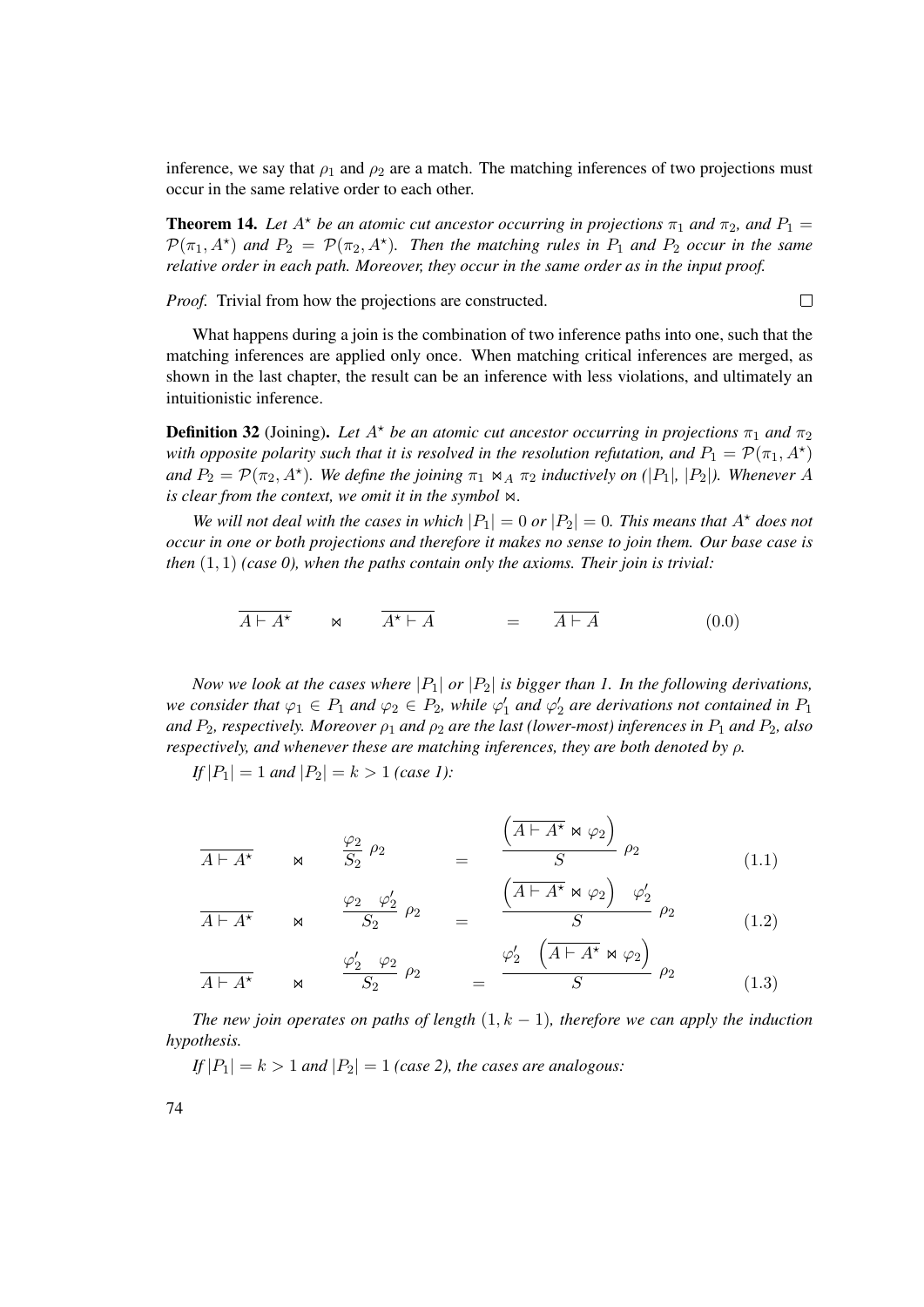inference, we say that $\rho_1$ and $\rho_2$ are a match. The matching inferences of two projections must occur in the same relative order to each other.

**Theorem 14.** *Let $A^\star$ be an atomic cut ancestor occurring in projections $\pi_1$ and $\pi_2$, and $P_1 = \mathcal{P}(\pi_1, A^\star)$ and $P_2 = \mathcal{P}(\pi_2, A^\star)$. Then the matching rules in $P_1$ and $P_2$ occur in the same relative order in each path. Moreover, they occur in the same order as in the input proof.*

*Proof.* Trivial from how the projections are constructed. $\square$

What happens during a join is the combination of two inference paths into one, such that the matching inferences are applied only once. When matching critical inferences are merged, as shown in the last chapter, the result can be an inference with less violations, and ultimately an intuitionistic inference.

**Definition 32** (Joining)**.** *Let $A^\star$ be an atomic cut ancestor occurring in projections $\pi_1$ and $\pi_2$ with opposite polarity such that it is resolved in the resolution refutation, and $P_1 = \mathcal{P}(\pi_1, A^\star)$ and $P_2 = \mathcal{P}(\pi_2, A^\star)$. We define the joining $\pi_1 \bowtie_A \pi_2$ inductively on ($|P_1|$, $|P_2|$). Whenever $A$ is clear from the context, we omit it in the symbol $\bowtie$.*

*We will not deal with the cases in which $|P_1| = 0$ or $|P_2| = 0$. This means that $A^\star$ does not occur in one or both projections and therefore it makes no sense to join them. Our base case is then $(1, 1)$ (case 0), when the paths contain only the axioms. Their join is trivial:*

$$\overline{A \vdash A^\star} \quad \bowtie \quad \overline{A^\star \vdash A} \quad = \quad \overline{A \vdash A} \tag{0.0}$$

*Now we look at the cases where $|P_1|$ or $|P_2|$ is bigger than 1. In the following derivations, we consider that $\varphi_1 \in P_1$ and $\varphi_2 \in P_2$, while $\varphi_1'$ and $\varphi_2'$ are derivations not contained in $P_1$ and $P_2$, respectively. Moreover $\rho_1$ and $\rho_2$ are the last (lower-most) inferences in $P_1$ and $P_2$, also respectively, and whenever these are matching inferences, they are both denoted by $\rho$.*

*If $|P_1| = 1$ and $|P_2| = k > 1$ (case 1):*

$$\overline{A \vdash A^\star} \quad \bowtie \quad \frac{\varphi_2}{S_2}\,\rho_2 \quad = \quad \frac{\left(\overline{A \vdash A^\star} \bowtie \varphi_2\right)}{S}\,\rho_2 \tag{1.1}$$

$$\overline{A \vdash A^\star} \quad \bowtie \quad \frac{\varphi_2 \quad \varphi_2'}{S_2}\,\rho_2 \quad = \quad \frac{\left(\overline{A \vdash A^\star} \bowtie \varphi_2\right) \quad \varphi_2'}{S}\,\rho_2 \tag{1.2}$$

$$\overline{A \vdash A^\star} \quad \bowtie \quad \frac{\varphi_2' \quad \varphi_2}{S_2}\,\rho_2 \quad = \quad \frac{\varphi_2' \quad \left(\overline{A \vdash A^\star} \bowtie \varphi_2\right)}{S}\,\rho_2 \tag{1.3}$$

*The new join operates on paths of length $(1, k-1)$, therefore we can apply the induction hypothesis.*

*If $|P_1| = k > 1$ and $|P_2| = 1$ (case 2), the cases are analogous:*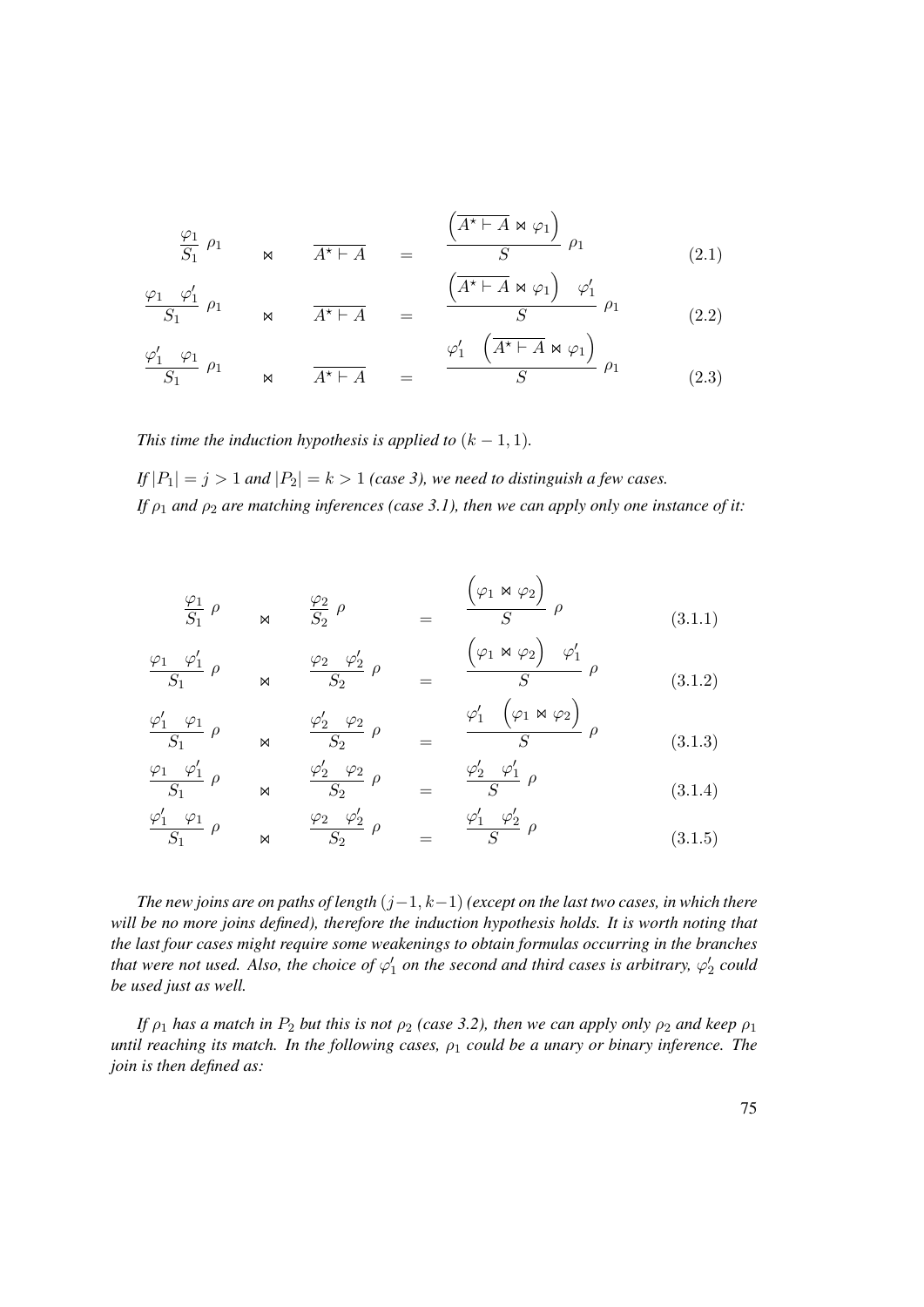$$\frac{\varphi_1}{S_1}\;\rho_1 \quad\bowtie\quad \overline{A^\star \vdash A} \quad=\quad \frac{\left(\overline{A^\star \vdash A} \bowtie \varphi_1\right)}{S}\;\rho_1 \tag{2.1}$$

$$\frac{\varphi_1 \quad \varphi_1'}{S_1}\;\rho_1 \quad\bowtie\quad \overline{A^\star \vdash A} \quad=\quad \frac{\left(\overline{A^\star \vdash A} \bowtie \varphi_1\right) \quad \varphi_1'}{S}\;\rho_1 \tag{2.2}$$

$$\frac{\varphi_1' \quad \varphi_1}{S_1}\;\rho_1 \quad\bowtie\quad \overline{A^\star \vdash A} \quad=\quad \frac{\varphi_1' \quad \left(\overline{A^\star \vdash A} \bowtie \varphi_1\right)}{S}\;\rho_1 \tag{2.3}$$

*This time the induction hypothesis is applied to $(k-1, 1)$.*

*If $|P_1| = j > 1$ and $|P_2| = k > 1$ (case 3), we need to distinguish a few cases.*

*If $\rho_1$ and $\rho_2$ are matching inferences (case 3.1), then we can apply only one instance of it:*

$$\frac{\varphi_1}{S_1}\;\rho \quad\bowtie\quad \frac{\varphi_2}{S_2}\;\rho \quad=\quad \frac{\left(\varphi_1 \bowtie \varphi_2\right)}{S}\;\rho \tag{3.1.1}$$

$$\frac{\varphi_1 \quad \varphi_1'}{S_1}\;\rho \quad\bowtie\quad \frac{\varphi_2 \quad \varphi_2'}{S_2}\;\rho \quad=\quad \frac{\left(\varphi_1 \bowtie \varphi_2\right) \quad \varphi_1'}{S}\;\rho \tag{3.1.2}$$

$$\frac{\varphi_1' \quad \varphi_1}{S_1}\;\rho \quad\bowtie\quad \frac{\varphi_2' \quad \varphi_2}{S_2}\;\rho \quad=\quad \frac{\varphi_1' \quad \left(\varphi_1 \bowtie \varphi_2\right)}{S}\;\rho \tag{3.1.3}$$

$$\frac{\varphi_1 \quad \varphi_1'}{S_1}\;\rho \quad\bowtie\quad \frac{\varphi_2' \quad \varphi_2}{S_2}\;\rho \quad=\quad \frac{\varphi_2' \quad \varphi_1'}{S}\;\rho \tag{3.1.4}$$

$$\frac{\varphi_1' \quad \varphi_1}{S_1}\;\rho \quad\bowtie\quad \frac{\varphi_2 \quad \varphi_2'}{S_2}\;\rho \quad=\quad \frac{\varphi_1' \quad \varphi_2'}{S}\;\rho \tag{3.1.5}$$

*The new joins are on paths of length $(j-1, k-1)$ (except on the last two cases, in which there will be no more joins defined), therefore the induction hypothesis holds. It is worth noting that the last four cases might require some weakenings to obtain formulas occurring in the branches that were not used. Also, the choice of $\varphi_1'$ on the second and third cases is arbitrary, $\varphi_2'$ could be used just as well.*

*If $\rho_1$ has a match in $P_2$ but this is not $\rho_2$ (case 3.2), then we can apply only $\rho_2$ and keep $\rho_1$ until reaching its match. In the following cases, $\rho_1$ could be a unary or binary inference. The join is then defined as:*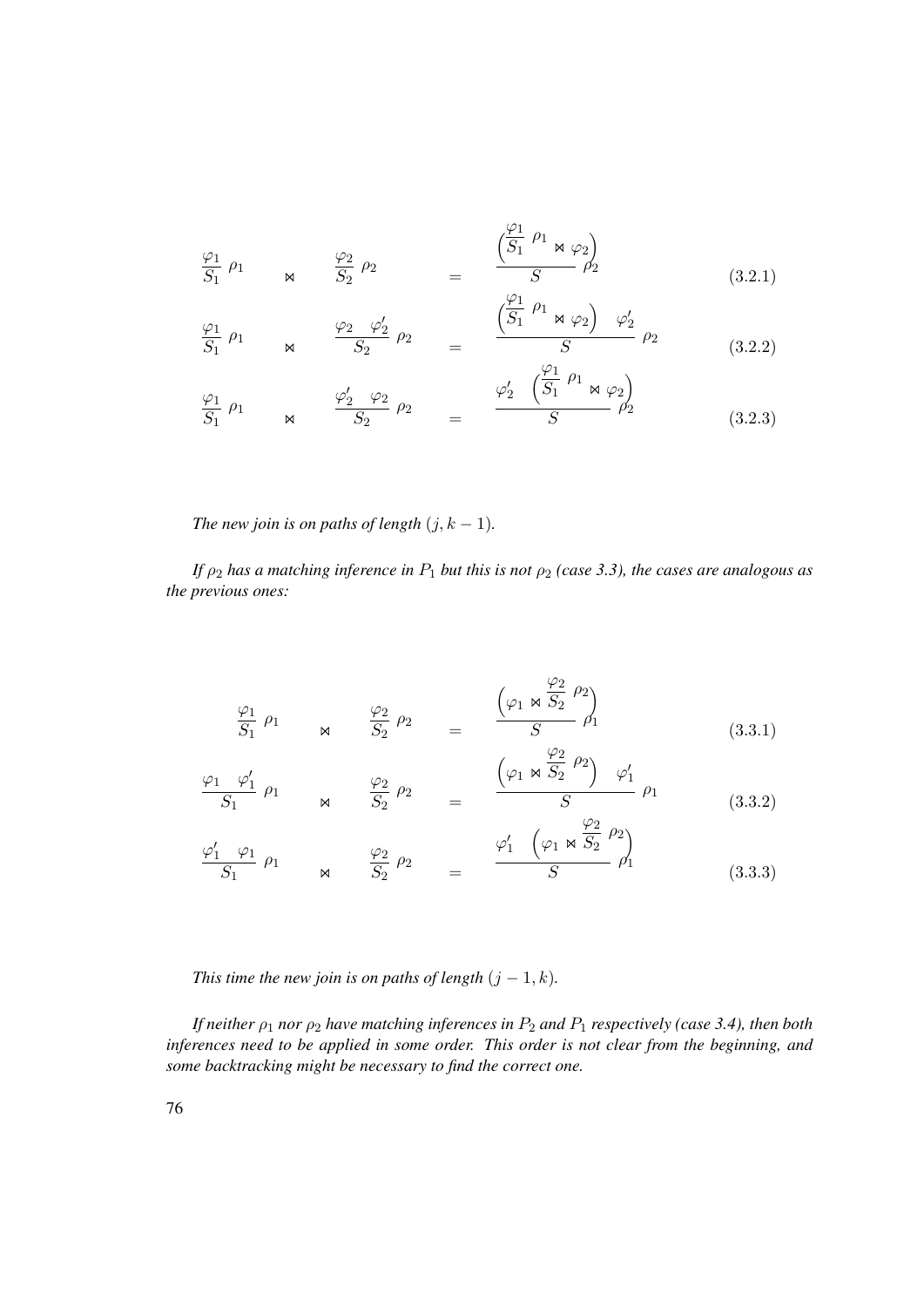$$\frac{\varphi_1}{S_1}\,\rho_1 \quad \bowtie \quad \frac{\varphi_2}{S_2}\,\rho_2 \quad = \quad \frac{\left(\dfrac{\varphi_1}{S_1}\,\rho_1 \bowtie \varphi_2\right)}{S}\,\rho_2 \tag{3.2.1}$$

$$\frac{\varphi_1}{S_1}\,\rho_1 \quad \bowtie \quad \frac{\varphi_2 \quad \varphi_2'}{S_2}\,\rho_2 \quad = \quad \frac{\left(\dfrac{\varphi_1}{S_1}\,\rho_1 \bowtie \varphi_2\right) \quad \varphi_2'}{S}\,\rho_2 \tag{3.2.2}$$

$$\frac{\varphi_1}{S_1}\,\rho_1 \quad \bowtie \quad \frac{\varphi_2' \quad \varphi_2}{S_2}\,\rho_2 \quad = \quad \frac{\varphi_2' \quad \left(\dfrac{\varphi_1}{S_1}\,\rho_1 \bowtie \varphi_2\right)}{S}\,\rho_2 \tag{3.2.3}$$

*The new join is on paths of length $(j, k-1)$.*

*If $\rho_2$ has a matching inference in $P_1$ but this is not $\rho_2$ (case 3.3), the cases are analogous as the previous ones:*

$$\frac{\varphi_1}{S_1}\,\rho_1 \quad \bowtie \quad \frac{\varphi_2}{S_2}\,\rho_2 \quad = \quad \frac{\left(\varphi_1 \bowtie \dfrac{\varphi_2}{S_2}\,\rho_2\right)}{S}\,\rho_1 \tag{3.3.1}$$

$$\frac{\varphi_1 \quad \varphi_1'}{S_1}\,\rho_1 \quad \bowtie \quad \frac{\varphi_2}{S_2}\,\rho_2 \quad = \quad \frac{\left(\varphi_1 \bowtie \dfrac{\varphi_2}{S_2}\,\rho_2\right) \quad \varphi_1'}{S}\,\rho_1 \tag{3.3.2}$$

$$\frac{\varphi_1' \quad \varphi_1}{S_1}\,\rho_1 \quad \bowtie \quad \frac{\varphi_2}{S_2}\,\rho_2 \quad = \quad \frac{\varphi_1' \quad \left(\varphi_1 \bowtie \dfrac{\varphi_2}{S_2}\,\rho_2\right)}{S}\,\rho_1 \tag{3.3.3}$$

*This time the new join is on paths of length $(j-1, k)$.*

*If neither $\rho_1$ nor $\rho_2$ have matching inferences in $P_2$ and $P_1$ respectively (case 3.4), then both inferences need to be applied in some order. This order is not clear from the beginning, and some backtracking might be necessary to find the correct one.*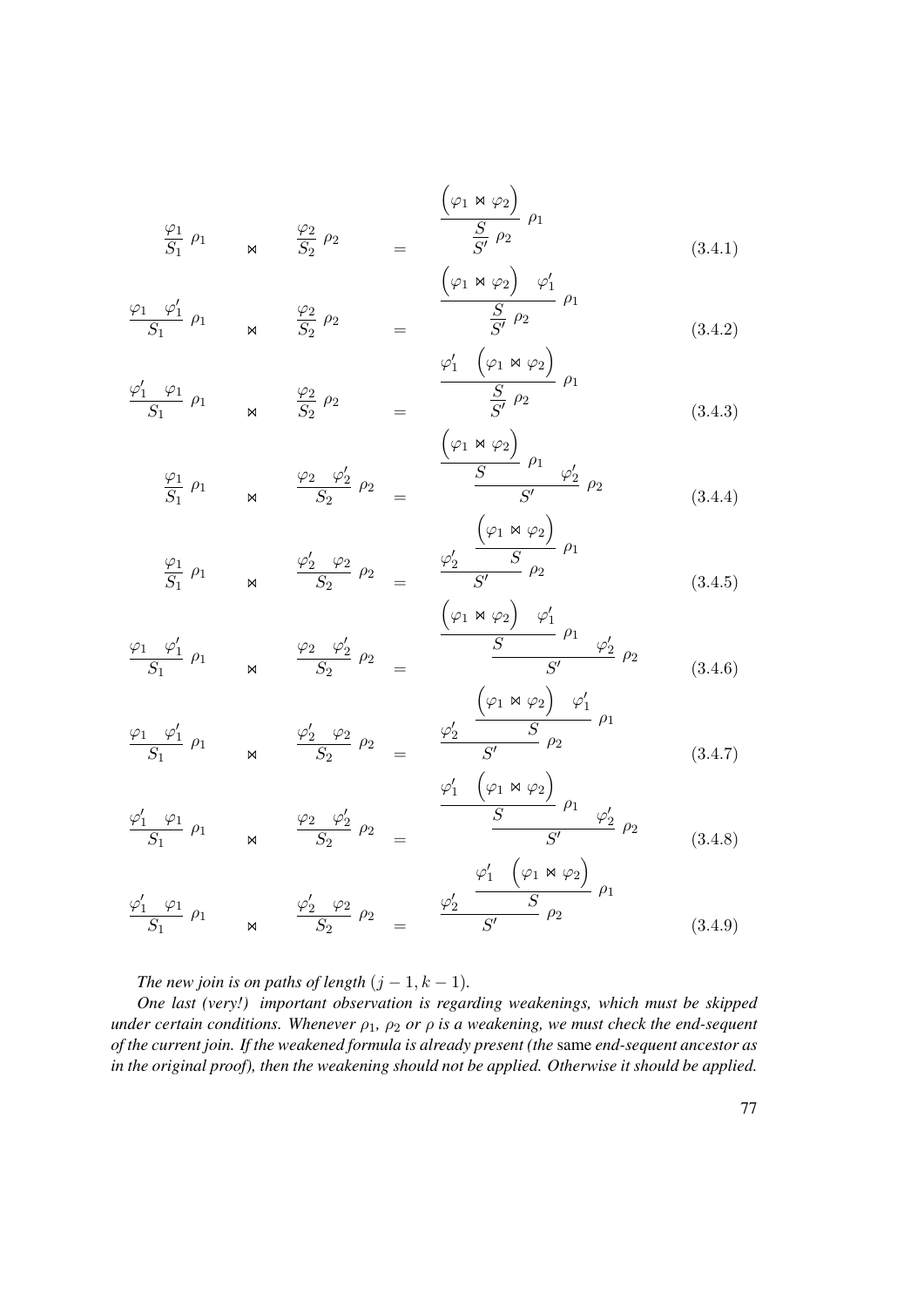$$\frac{\varphi_1}{S_1}\;\rho_1 \quad \bowtie \quad \frac{\varphi_2}{S_2}\;\rho_2 \quad = \quad \cfrac{\cfrac{\left(\varphi_1 \bowtie \varphi_2\right)}{S}\;\rho_1}{S'}\;\rho_2 \tag{3.4.1}$$

$$\frac{\varphi_1 \quad \varphi_1'}{S_1}\;\rho_1 \quad \bowtie \quad \frac{\varphi_2}{S_2}\;\rho_2 \quad = \quad \cfrac{\cfrac{\left(\varphi_1 \bowtie \varphi_2\right) \quad \varphi_1'}{S}\;\rho_1}{S'}\;\rho_2 \tag{3.4.2}$$

$$\frac{\varphi_1' \quad \varphi_1}{S_1}\;\rho_1 \quad \bowtie \quad \frac{\varphi_2}{S_2}\;\rho_2 \quad = \quad \cfrac{\cfrac{\varphi_1' \quad \left(\varphi_1 \bowtie \varphi_2\right)}{S}\;\rho_1}{S'}\;\rho_2 \tag{3.4.3}$$

$$\frac{\varphi_1}{S_1}\;\rho_1 \quad \bowtie \quad \frac{\varphi_2 \quad \varphi_2'}{S_2}\;\rho_2 \quad = \quad \cfrac{\cfrac{\left(\varphi_1 \bowtie \varphi_2\right)}{S}\;\rho_1 \qquad \varphi_2'}{S'}\;\rho_2 \tag{3.4.4}$$

$$\frac{\varphi_1}{S_1}\;\rho_1 \quad \bowtie \quad \frac{\varphi_2' \quad \varphi_2}{S_2}\;\rho_2 \quad = \quad \cfrac{\varphi_2' \qquad \cfrac{\left(\varphi_1 \bowtie \varphi_2\right)}{S}\;\rho_1}{S'}\;\rho_2 \tag{3.4.5}$$

$$\frac{\varphi_1 \quad \varphi_1'}{S_1}\;\rho_1 \quad \bowtie \quad \frac{\varphi_2 \quad \varphi_2'}{S_2}\;\rho_2 \quad = \quad \cfrac{\cfrac{\left(\varphi_1 \bowtie \varphi_2\right) \quad \varphi_1'}{S}\;\rho_1 \qquad \varphi_2'}{S'}\;\rho_2 \tag{3.4.6}$$

$$\frac{\varphi_1 \quad \varphi_1'}{S_1}\;\rho_1 \quad \bowtie \quad \frac{\varphi_2' \quad \varphi_2}{S_2}\;\rho_2 \quad = \quad \cfrac{\varphi_2' \qquad \cfrac{\left(\varphi_1 \bowtie \varphi_2\right) \quad \varphi_1'}{S}\;\rho_1}{S'}\;\rho_2 \tag{3.4.7}$$

$$\frac{\varphi_1' \quad \varphi_1}{S_1}\;\rho_1 \quad \bowtie \quad \frac{\varphi_2 \quad \varphi_2'}{S_2}\;\rho_2 \quad = \quad \cfrac{\cfrac{\varphi_1' \quad \left(\varphi_1 \bowtie \varphi_2\right)}{S}\;\rho_1 \qquad \varphi_2'}{S'}\;\rho_2 \tag{3.4.8}$$

$$\frac{\varphi_1' \quad \varphi_1}{S_1}\;\rho_1 \quad \bowtie \quad \frac{\varphi_2' \quad \varphi_2}{S_2}\;\rho_2 \quad = \quad \cfrac{\varphi_2' \qquad \cfrac{\varphi_1' \quad \left(\varphi_1 \bowtie \varphi_2\right)}{S}\;\rho_1}{S'}\;\rho_2 \tag{3.4.9}$$

*The new join is on paths of length $(j-1, k-1)$.*

*One last (very!) important observation is regarding weakenings, which must be skipped under certain conditions. Whenever $\rho_1$, $\rho_2$ or $\rho$ is a weakening, we must check the end-sequent of the current join. If the weakened formula is already present (the* same *end-sequent ancestor as in the original proof), then the weakening should not be applied. Otherwise it should be applied.*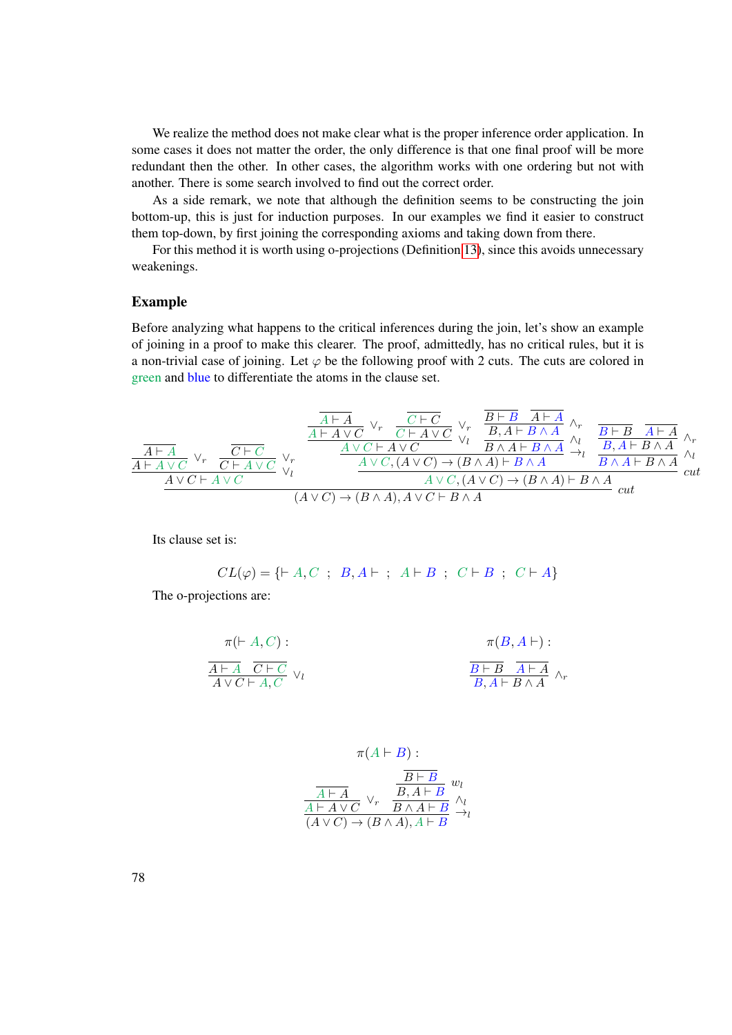We realize the method does not make clear what is the proper inference order application. In some cases it does not matter the order, the only difference is that one final proof will be more redundant then the other. In other cases, the algorithm works with one ordering but not with another. There is some search involved to find out the correct order.

As a side remark, we note that although the definition seems to be constructing the join bottom-up, this is just for induction purposes. In our examples we find it easier to construct them top-down, by first joining the corresponding axioms and taking down from there.

For this method it is worth using o-projections (Definition 13), since this avoids unnecessary weakenings.

### Example

Before analyzing what happens to the critical inferences during the join, let's show an example of joining in a proof to make this clearer. The proof, admittedly, has no critical rules, but it is a non-trivial case of joining. Let $\varphi$ be the following proof with 2 cuts. The cuts are colored in green and blue to differentiate the atoms in the clause set.

$$
\dfrac{
\dfrac{
\dfrac{\overline{A \vdash A}}{A \vdash A \vee C}\vee_r
\quad
\dfrac{\overline{C \vdash C}}{C \vdash A \vee C}\vee_r
}{A \vee C \vdash A \vee C}\vee_l
\quad
\dfrac{
\dfrac{
\dfrac{
\dfrac{\overline{A \vdash A}}{A \vdash A \vee C}\vee_r
\quad
\dfrac{\overline{C \vdash C}}{C \vdash A \vee C}\vee_r
}{A \vee C \vdash A \vee C}\vee_l
\quad
\dfrac{\dfrac{\overline{B \vdash B} \quad \overline{A \vdash A}}{B, A \vdash B \wedge A}\wedge_r}{B \wedge A \vdash B \wedge A}\wedge_l
}{A \vee C, (A \vee C) \to (B \wedge A) \vdash B \wedge A}\to_l
\quad
\dfrac{\dfrac{\overline{B \vdash B} \quad \overline{A \vdash A}}{B, A \vdash B \wedge A}\wedge_r}{B \wedge A \vdash B \wedge A}\wedge_l
}{A \vee C, (A \vee C) \to (B \wedge A) \vdash B \wedge A}cut
}{(A \vee C) \to (B \wedge A), A \vee C \vdash B \wedge A}cut
$$

Its clause set is:

$$CL(\varphi) = \{\vdash A, C \;;\; B, A \vdash \;;\; A \vdash B \;;\; C \vdash B \;;\; C \vdash A\}$$

The o-projections are:

$\pi(\vdash A, C)$:

$$\dfrac{\overline{A \vdash A} \quad \overline{C \vdash C}}{A \vee C \vdash A, C}\vee_l$$

$\pi(B, A \vdash)$:

$$\dfrac{\overline{B \vdash B} \quad \overline{A \vdash A}}{B, A \vdash B \wedge A}\wedge_r$$

$\pi(A \vdash B)$:

$$\dfrac{\dfrac{\overline{A \vdash A}}{A \vdash A \vee C}\vee_r \quad \dfrac{\dfrac{\overline{B \vdash B}}{B, A \vdash B}w_l}{B \wedge A \vdash B}\wedge_l}{(A \vee C) \to (B \wedge A), A \vdash B}\to_l$$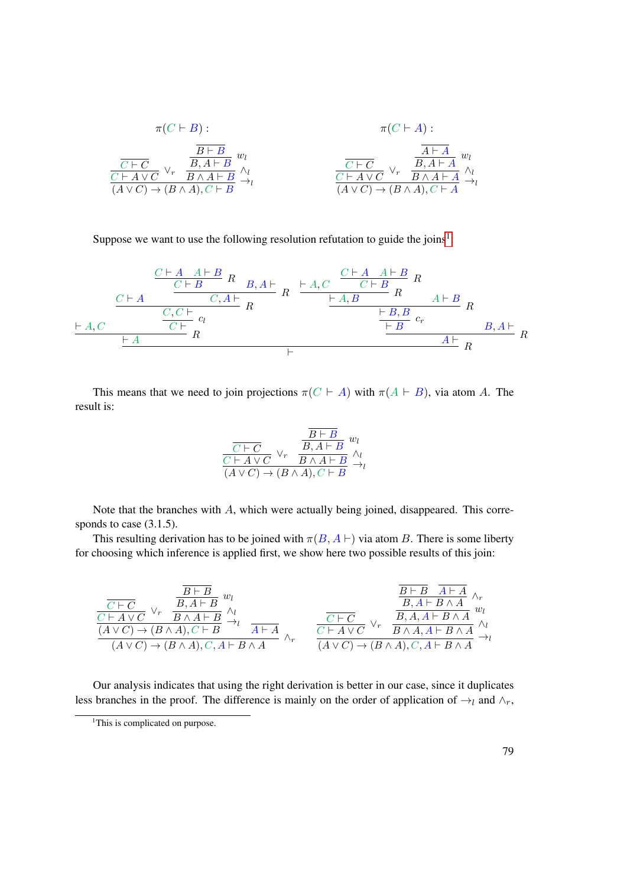$\pi(C \vdash B)$ :

$$\dfrac{\dfrac{\overline{C \vdash C}}{C \vdash A \vee C}\vee_r \quad \dfrac{\dfrac{\overline{B \vdash B}}{B, A \vdash B} w_l}{B \wedge A \vdash B} \wedge_l}{(A \vee C) \to (B \wedge A), C \vdash B} \to_l$$

$\pi(C \vdash A)$ :

$$\dfrac{\dfrac{\overline{C \vdash C}}{C \vdash A \vee C}\vee_r \quad \dfrac{\dfrac{\overline{A \vdash A}}{B, A \vdash A} w_l}{B \wedge A \vdash A} \wedge_l}{(A \vee C) \to (B \wedge A), C \vdash A} \to_l$$

Suppose we want to use the following resolution refutation to guide the joins[1]

$$\dfrac{\vdash A, C \qquad \dfrac{C \vdash A \qquad \dfrac{\dfrac{\dfrac{C \vdash A \quad A \vdash B}{C \vdash B} R \quad B, A \vdash}{C, A \vdash} R}{\dfrac{C, C \vdash}{C \vdash} c_l} R}{\vdash A} R \qquad \dfrac{\dfrac{\dfrac{\dfrac{\vdash A, C \quad \dfrac{C \vdash A \quad A \vdash B}{C \vdash B} R}{\vdash A, B} R \quad A \vdash B}{\dfrac{\vdash B, B}{\vdash B} c_r} R \quad B, A \vdash}{A \vdash} R}{\vdash}$$

This means that we need to join projections $\pi(C \vdash A)$ with $\pi(A \vdash B)$, via atom $A$. The result is:

$$\dfrac{\dfrac{\overline{C \vdash C}}{C \vdash A \vee C}\vee_r \quad \dfrac{\dfrac{\overline{B \vdash B}}{B, A \vdash B} w_l}{B \wedge A \vdash B} \wedge_l}{(A \vee C) \to (B \wedge A), C \vdash B} \to_l$$

Note that the branches with $A$, which were actually being joined, disappeared. This corresponds to case (3.1.5).

This resulting derivation has to be joined with $\pi(B, A \vdash)$ via atom $B$. There is some liberty for choosing which inference is applied first, we show here two possible results of this join:

$$\dfrac{\dfrac{\dfrac{\overline{C \vdash C}}{C \vdash A \vee C}\vee_r \quad \dfrac{\dfrac{\overline{B \vdash B}}{B, A \vdash B} w_l}{B \wedge A \vdash B} \wedge_l}{(A \vee C) \to (B \wedge A), C \vdash B} \to_l \qquad \overline{A \vdash A}}{(A \vee C) \to (B \wedge A), C, A \vdash B \wedge A} \wedge_r$$

$$\dfrac{\dfrac{\overline{C \vdash C}}{C \vdash A \vee C}\vee_r \quad \dfrac{\dfrac{\dfrac{\overline{B \vdash B} \quad \overline{A \vdash A}}{B, A \vdash B \wedge A} \wedge_r}{B, A, A \vdash B \wedge A} w_l}{B \wedge A, A \vdash B \wedge A} \wedge_l}{(A \vee C) \to (B \wedge A), C, A \vdash B \wedge A} \to_l$$

Our analysis indicates that using the right derivation is better in our case, since it duplicates less branches in the proof. The difference is mainly on the order of application of $\to_l$ and $\wedge_r$,

[1] This is complicated on purpose.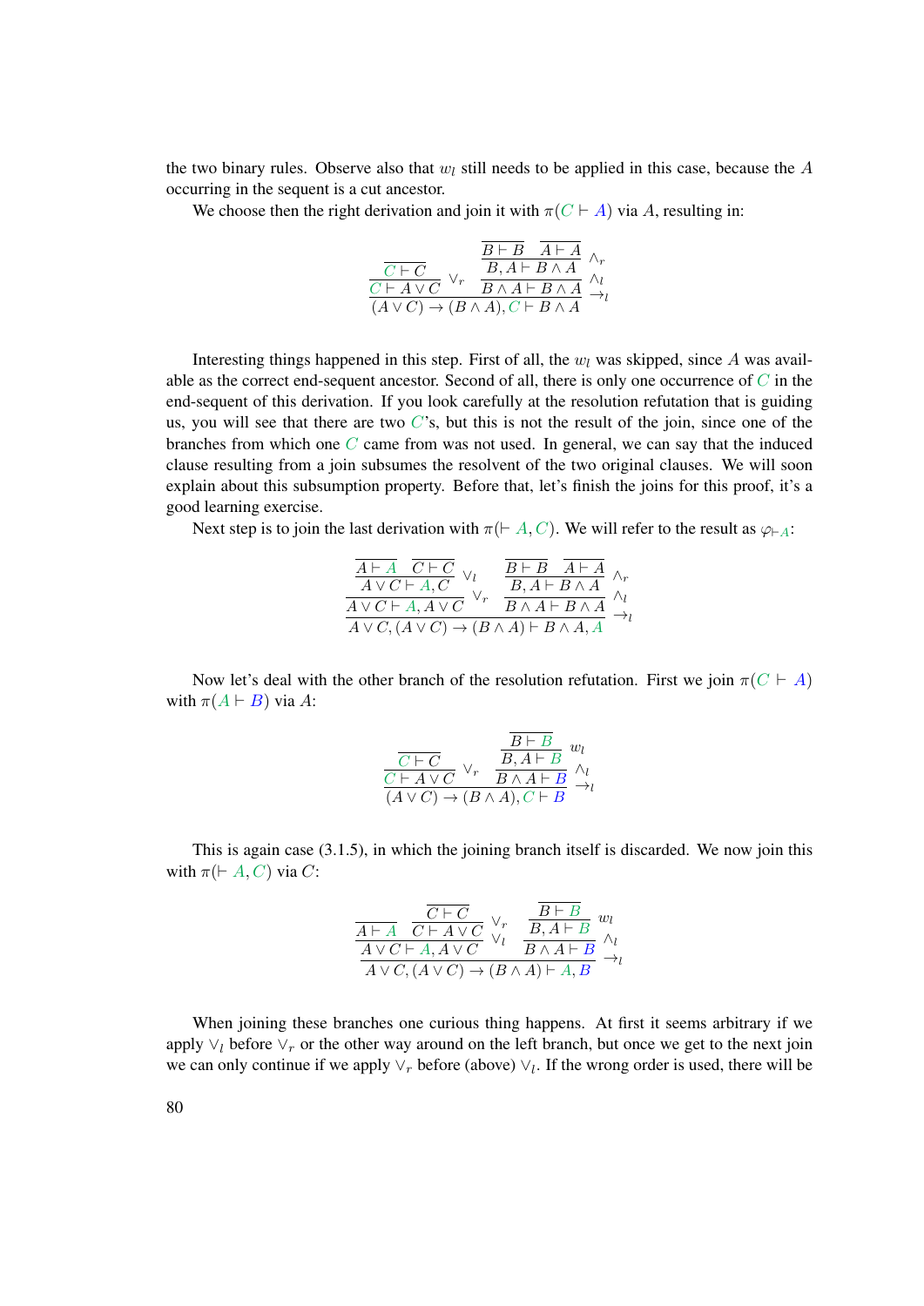the two binary rules. Observe also that $w_l$ still needs to be applied in this case, because the $A$ occurring in the sequent is a cut ancestor.

We choose then the right derivation and join it with $\pi(C \vdash A)$ via $A$, resulting in:

$$\dfrac{\dfrac{\overline{C \vdash C}}{C \vdash A \vee C}\vee_r \qquad \dfrac{\dfrac{\overline{B \vdash B} \quad \overline{A \vdash A}}{B, A \vdash B \wedge A}\wedge_r}{B \wedge A \vdash B \wedge A}\wedge_l}{(A \vee C) \to (B \wedge A), C \vdash B \wedge A}\to_l$$

Interesting things happened in this step. First of all, the $w_l$ was skipped, since $A$ was available as the correct end-sequent ancestor. Second of all, there is only one occurrence of $C$ in the end-sequent of this derivation. If you look carefully at the resolution refutation that is guiding us, you will see that there are two $C$'s, but this is not the result of the join, since one of the branches from which one $C$ came from was not used. In general, we can say that the induced clause resulting from a join subsumes the resolvent of the two original clauses. We will soon explain about this subsumption property. Before that, let's finish the joins for this proof, it's a good learning exercise.

Next step is to join the last derivation with $\pi(\vdash A, C)$. We will refer to the result as $\varphi_{\vdash A}$:

$$\dfrac{\dfrac{\dfrac{\overline{A \vdash A} \quad \overline{C \vdash C}}{A \vee C \vdash A, C}\vee_l}{A \vee C \vdash A, A \vee C}\vee_r \qquad \dfrac{\dfrac{\overline{B \vdash B} \quad \overline{A \vdash A}}{B, A \vdash B \wedge A}\wedge_r}{B \wedge A \vdash B \wedge A}\wedge_l}{A \vee C, (A \vee C) \to (B \wedge A) \vdash B \wedge A, A}\to_l$$

Now let's deal with the other branch of the resolution refutation. First we join $\pi(C \vdash A)$ with $\pi(A \vdash B)$ via $A$:

$$\dfrac{\dfrac{\overline{C \vdash C}}{C \vdash A \vee C}\vee_r \qquad \dfrac{\dfrac{\overline{B \vdash B}}{B, A \vdash B}w_l}{B \wedge A \vdash B}\wedge_l}{(A \vee C) \to (B \wedge A), C \vdash B}\to_l$$

This is again case (3.1.5), in which the joining branch itself is discarded. We now join this with $\pi(\vdash A, C)$ via $C$:

$$\dfrac{\dfrac{\overline{A \vdash A} \quad \dfrac{\overline{C \vdash C}}{C \vdash A \vee C}\vee_r}{A \vee C \vdash A, A \vee C}\vee_l \qquad \dfrac{\dfrac{\overline{B \vdash B}}{B, A \vdash B}w_l}{B \wedge A \vdash B}\wedge_l}{A \vee C, (A \vee C) \to (B \wedge A) \vdash A, B}\to_l$$

When joining these branches one curious thing happens. At first it seems arbitrary if we apply $\vee_l$ before $\vee_r$ or the other way around on the left branch, but once we get to the next join we can only continue if we apply $\vee_r$ before (above) $\vee_l$. If the wrong order is used, there will be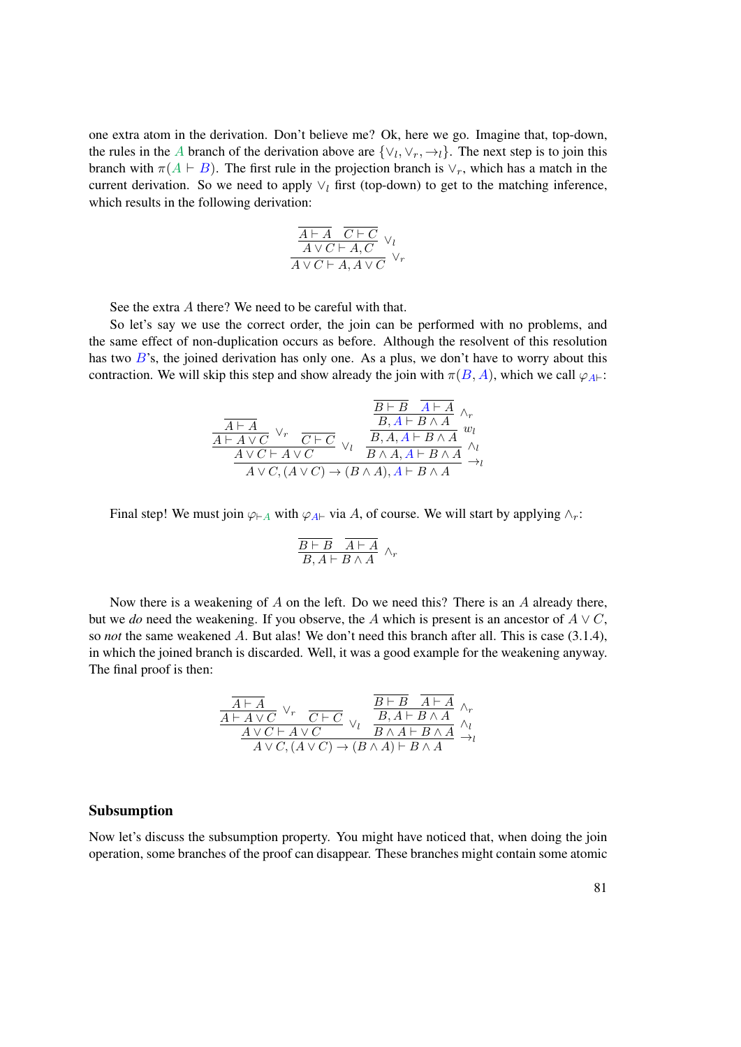one extra atom in the derivation. Don't believe me? Ok, here we go. Imagine that, top-down, the rules in the $A$ branch of the derivation above are $\{\vee_l, \vee_r, \to_l\}$. The next step is to join this branch with $\pi(A \vdash B)$. The first rule in the projection branch is $\vee_r$, which has a match in the current derivation. So we need to apply $\vee_l$ first (top-down) to get to the matching inference, which results in the following derivation:

$$\dfrac{\dfrac{\overline{A \vdash A} \quad \overline{C \vdash C}}{A \vee C \vdash A, C}\ \vee_l}{A \vee C \vdash A, A \vee C}\ \vee_r$$

See the extra $A$ there? We need to be careful with that.

So let's say we use the correct order, the join can be performed with no problems, and the same effect of non-duplication occurs as before. Although the resolvent of this resolution has two $B$'s, the joined derivation has only one. As a plus, we don't have to worry about this contraction. We will skip this step and show already the join with $\pi(B, A)$, which we call $\varphi_{A\vdash}$:

$$\dfrac{\dfrac{\dfrac{\overline{A \vdash A}}{A \vdash A \vee C}\ \vee_r \quad \overline{C \vdash C}}{A \vee C \vdash A \vee C}\ \vee_l \quad \dfrac{\dfrac{\dfrac{\overline{B \vdash B} \quad \overline{A \vdash A}}{B, A \vdash B \wedge A}\ \wedge_r}{B, A, A \vdash B \wedge A}\ w_l}{B \wedge A, A \vdash B \wedge A}\ \wedge_l}{A \vee C, (A \vee C) \to (B \wedge A), A \vdash B \wedge A}\ \to_l$$

Final step! We must join $\varphi_{\vdash A}$ with $\varphi_{A\vdash}$ via $A$, of course. We will start by applying $\wedge_r$:

$$\dfrac{\overline{B \vdash B} \quad \overline{A \vdash A}}{B, A \vdash B \wedge A}\ \wedge_r$$

Now there is a weakening of $A$ on the left. Do we need this? There is an $A$ already there, but we *do* need the weakening. If you observe, the $A$ which is present is an ancestor of $A \vee C$, so *not* the same weakened $A$. But alas! We don't need this branch after all. This is case (3.1.4), in which the joined branch is discarded. Well, it was a good example for the weakening anyway. The final proof is then:

$$\dfrac{\dfrac{\dfrac{\overline{A \vdash A}}{A \vdash A \vee C}\ \vee_r \quad \overline{C \vdash C}}{A \vee C \vdash A \vee C}\ \vee_l \quad \dfrac{\dfrac{\overline{B \vdash B} \quad \overline{A \vdash A}}{B, A \vdash B \wedge A}\ \wedge_r}{B \wedge A \vdash B \wedge A}\ \wedge_l}{A \vee C, (A \vee C) \to (B \wedge A) \vdash B \wedge A}\ \to_l$$

### Subsumption

Now let's discuss the subsumption property. You might have noticed that, when doing the join operation, some branches of the proof can disappear. These branches might contain some atomic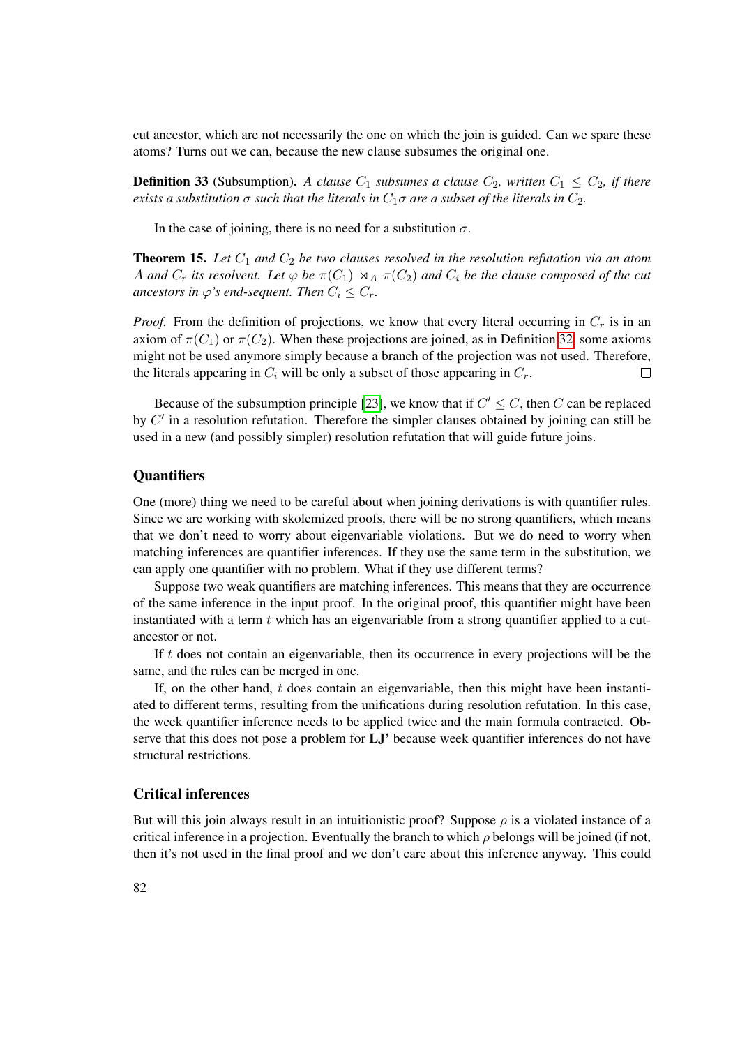cut ancestor, which are not necessarily the one on which the join is guided. Can we spare these atoms? Turns out we can, because the new clause subsumes the original one.

**Definition 33** (Subsumption). *A clause $C_1$ subsumes a clause $C_2$, written $C_1 \leq C_2$, if there exists a substitution $\sigma$ such that the literals in $C_1\sigma$ are a subset of the literals in $C_2$.*

In the case of joining, there is no need for a substitution $\sigma$.

**Theorem 15.** *Let $C_1$ and $C_2$ be two clauses resolved in the resolution refutation via an atom $A$ and $C_r$ its resolvent. Let $\varphi$ be $\pi(C_1) \bowtie_A \pi(C_2)$ and $C_i$ be the clause composed of the cut ancestors in $\varphi$'s end-sequent. Then $C_i \leq C_r$.*

*Proof.* From the definition of projections, we know that every literal occurring in $C_r$ is in an axiom of $\pi(C_1)$ or $\pi(C_2)$. When these projections are joined, as in Definition 32, some axioms might not be used anymore simply because a branch of the projection was not used. Therefore, the literals appearing in $C_i$ will be only a subset of those appearing in $C_r$. $\square$

Because of the subsumption principle [23], we know that if $C' \leq C$, then $C$ can be replaced by $C'$ in a resolution refutation. Therefore the simpler clauses obtained by joining can still be used in a new (and possibly simpler) resolution refutation that will guide future joins.

### Quantifiers

One (more) thing we need to be careful about when joining derivations is with quantifier rules. Since we are working with skolemized proofs, there will be no strong quantifiers, which means that we don't need to worry about eigenvariable violations. But we do need to worry when matching inferences are quantifier inferences. If they use the same term in the substitution, we can apply one quantifier with no problem. What if they use different terms?

Suppose two weak quantifiers are matching inferences. This means that they are occurrence of the same inference in the input proof. In the original proof, this quantifier might have been instantiated with a term $t$ which has an eigenvariable from a strong quantifier applied to a cut-ancestor or not.

If $t$ does not contain an eigenvariable, then its occurrence in every projections will be the same, and the rules can be merged in one.

If, on the other hand, $t$ does contain an eigenvariable, then this might have been instantiated to different terms, resulting from the unifications during resolution refutation. In this case, the week quantifier inference needs to be applied twice and the main formula contracted. Observe that this does not pose a problem for **LJ'** because week quantifier inferences do not have structural restrictions.

### Critical inferences

But will this join always result in an intuitionistic proof? Suppose $\rho$ is a violated instance of a critical inference in a projection. Eventually the branch to which $\rho$ belongs will be joined (if not, then it's not used in the final proof and we don't care about this inference anyway. This could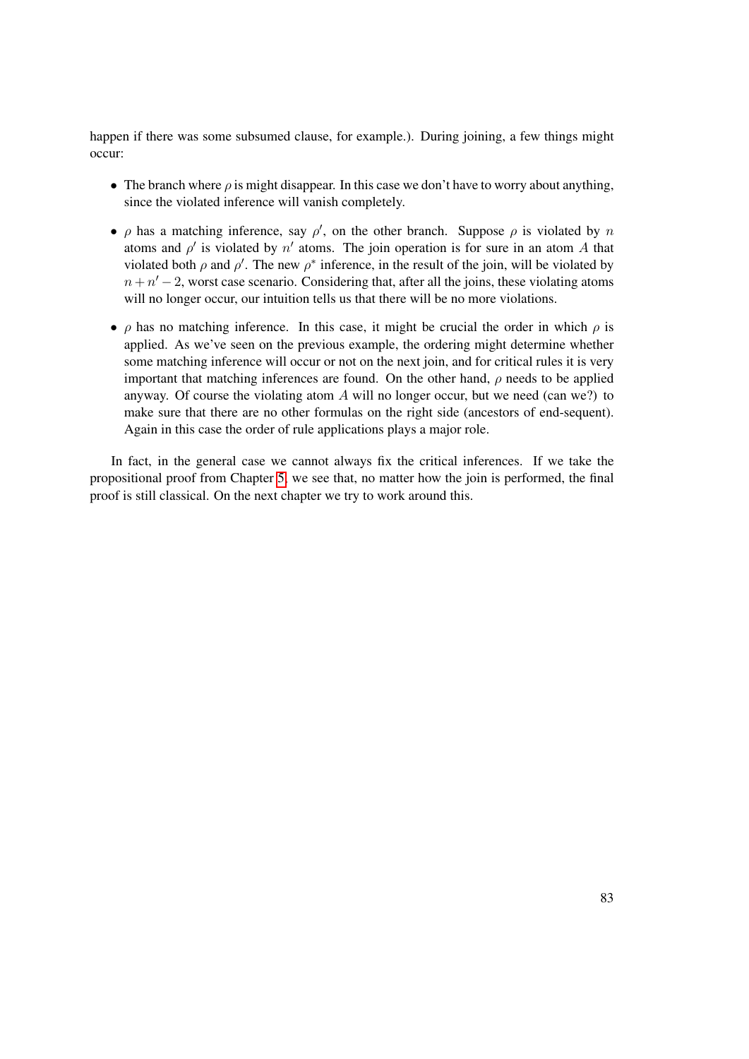happen if there was some subsumed clause, for example.). During joining, a few things might occur:

- The branch where $\rho$ is might disappear. In this case we don't have to worry about anything, since the violated inference will vanish completely.
- $\rho$ has a matching inference, say $\rho'$, on the other branch. Suppose $\rho$ is violated by $n$ atoms and $\rho'$ is violated by $n'$ atoms. The join operation is for sure in an atom $A$ that violated both $\rho$ and $\rho'$. The new $\rho^*$ inference, in the result of the join, will be violated by $n + n' - 2$, worst case scenario. Considering that, after all the joins, these violating atoms will no longer occur, our intuition tells us that there will be no more violations.
- $\rho$ has no matching inference. In this case, it might be crucial the order in which $\rho$ is applied. As we've seen on the previous example, the ordering might determine whether some matching inference will occur or not on the next join, and for critical rules it is very important that matching inferences are found. On the other hand, $\rho$ needs to be applied anyway. Of course the violating atom $A$ will no longer occur, but we need (can we?) to make sure that there are no other formulas on the right side (ancestors of end-sequent). Again in this case the order of rule applications plays a major role.

In fact, in the general case we cannot always fix the critical inferences. If we take the propositional proof from Chapter 5, we see that, no matter how the join is performed, the final proof is still classical. On the next chapter we try to work around this.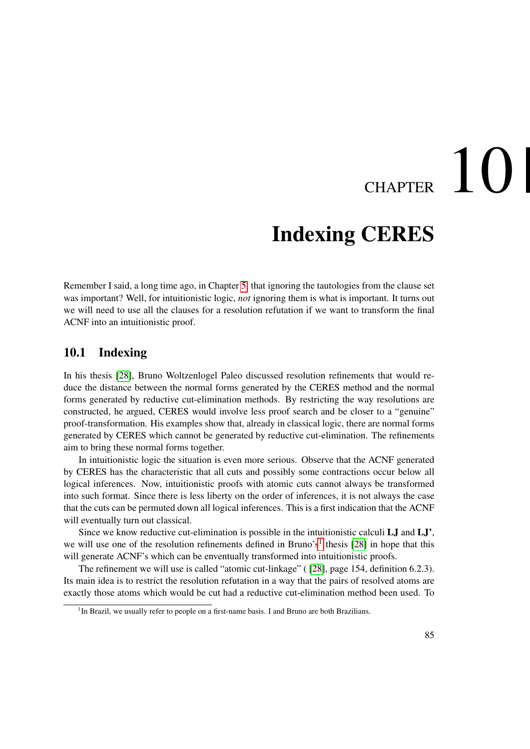# CHAPTER 10

# Indexing CERES

Remember I said, a long time ago, in Chapter 5, that ignoring the tautologies from the clause set was important? Well, for intuitionistic logic, *not* ignoring them is what is important. It turns out we will need to use all the clauses for a resolution refutation if we want to transform the final ACNF into an intuitionistic proof.

## 10.1 Indexing

In his thesis [28], Bruno Woltzenlogel Paleo discussed resolution refinements that would reduce the distance between the normal forms generated by the CERES method and the normal forms generated by reductive cut-elimination methods. By restricting the way resolutions are constructed, he argued, CERES would involve less proof search and be closer to a "genuine" proof-transformation. His examples show that, already in classical logic, there are normal forms generated by CERES which cannot be generated by reductive cut-elimination. The refinements aim to bring these normal forms together.

In intuitionistic logic the situation is even more serious. Observe that the ACNF generated by CERES has the characteristic that all cuts and possibly some contractions occur below all logical inferences. Now, intuitionistic proofs with atomic cuts cannot always be transformed into such format. Since there is less liberty on the order of inferences, it is not always the case that the cuts can be permuted down all logical inferences. This is a first indication that the ACNF will eventually turn out classical.

Since we know reductive cut-elimination is possible in the intuitionistic calculi **LJ** and **LJ'**, we will use one of the resolution refinements defined in Bruno's[1] thesis [28] in hope that this will generate ACNF's which can be enventually transformed into intuitionistic proofs.

The refinement we will use is called "atomic cut-linkage" ( [28], page 154, definition 6.2.3). Its main idea is to restrict the resolution refutation in a way that the pairs of resolved atoms are exactly those atoms which would be cut had a reductive cut-elimination method been used. To

[1] In Brazil, we usually refer to people on a first-name basis. I and Bruno are both Brazilians.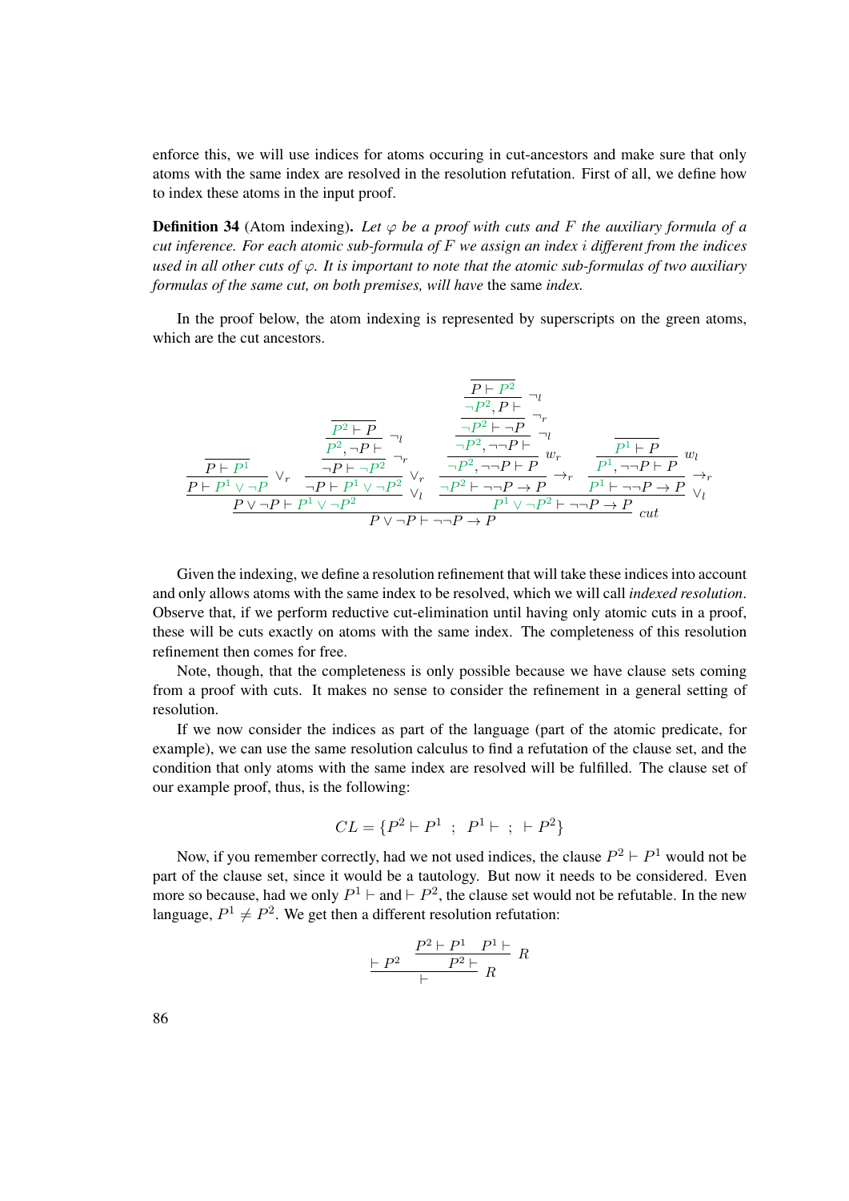enforce this, we will use indices for atoms occuring in cut-ancestors and make sure that only atoms with the same index are resolved in the resolution refutation. First of all, we define how to index these atoms in the input proof.

**Definition 34** (Atom indexing)**.** *Let $\varphi$ be a proof with cuts and $F$ the auxiliary formula of a cut inference. For each atomic sub-formula of $F$ we assign an index $i$ different from the indices used in all other cuts of $\varphi$. It is important to note that the atomic sub-formulas of two auxiliary formulas of the same cut, on both premises, will have* the same *index.*

In the proof below, the atom indexing is represented by superscripts on the green atoms, which are the cut ancestors.

$$
\dfrac{
\dfrac{
\dfrac{}{P \vdash P^1}
}{P \vdash P^1 \vee \neg P} \vee_r
\quad
\dfrac{
\dfrac{
\dfrac{
\dfrac{}{P^2 \vdash P}
}{P^2, \neg P \vdash} \neg_l
}{\neg P \vdash \neg P^2} \neg_r
}{\neg P \vdash P^1 \vee \neg P^2} \vee_r
}{P \vee \neg P \vdash P^1 \vee \neg P^2} \vee_l
\quad
\dfrac{
\dfrac{
\dfrac{
\dfrac{
\dfrac{
\dfrac{
\dfrac{}{P \vdash P^2}
}{\neg P^2, P \vdash} \neg_l
}{\neg P^2 \vdash \neg P} \neg_r
}{\neg P^2, \neg\neg P \vdash} \neg_l
}{\neg P^2, \neg\neg P \vdash P} w_r
}{\neg P^2 \vdash \neg\neg P \to P} \to_r
\quad
\dfrac{
\dfrac{
\dfrac{}{P^1 \vdash P}
}{P^1, \neg\neg P \vdash P} w_l
}{P^1 \vdash \neg\neg P \to P} \to_r
}{P^1 \vee \neg P^2 \vdash \neg\neg P \to P} \vee_l
}{P \vee \neg P \vdash \neg\neg P \to P} cut
$$

Given the indexing, we define a resolution refinement that will take these indices into account and only allows atoms with the same index to be resolved, which we will call *indexed resolution*. Observe that, if we perform reductive cut-elimination until having only atomic cuts in a proof, these will be cuts exactly on atoms with the same index. The completeness of this resolution refinement then comes for free.

Note, though, that the completeness is only possible because we have clause sets coming from a proof with cuts. It makes no sense to consider the refinement in a general setting of resolution.

If we now consider the indices as part of the language (part of the atomic predicate, for example), we can use the same resolution calculus to find a refutation of the clause set, and the condition that only atoms with the same index are resolved will be fulfilled. The clause set of our example proof, thus, is the following:

$$
CL = \{P^2 \vdash P^1 \;\; ; \;\; P^1 \vdash \;\; ; \;\; \vdash P^2\}
$$

Now, if you remember correctly, had we not used indices, the clause $P^2 \vdash P^1$ would not be part of the clause set, since it would be a tautology. But now it needs to be considered. Even more so because, had we only $P^1 \vdash$ and $\vdash P^2$, the clause set would not be refutable. In the new language, $P^1 \neq P^2$. We get then a different resolution refutation:

$$
\dfrac{\vdash P^2 \quad \dfrac{P^2 \vdash P^1 \quad P^1 \vdash}{P^2 \vdash} R}{\vdash} R
$$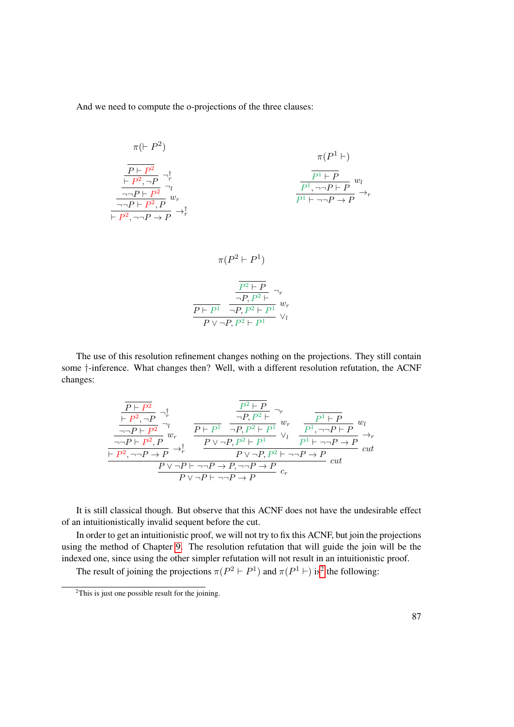And we need to compute the o-projections of the three clauses:

$\pi(\vdash P^2)$

$$
\dfrac{\dfrac{\dfrac{\dfrac{\overline{P \vdash P^2}}{\vdash P^2, \neg P}\ \neg_r^\dagger}{\neg\neg P \vdash P^2}\ \neg_l}{\neg\neg P \vdash P^2, P}\ w_r}{\vdash P^2, \neg\neg P \to P}\ \to_r^\dagger
$$

$\pi(P^1 \vdash)$

$$
\dfrac{\dfrac{\overline{P^1 \vdash P}}{P^1, \neg\neg P \vdash P}\ w_l}{P^1 \vdash \neg\neg P \to P}\ \to_r
$$

$\pi(P^2 \vdash P^1)$

$$
\dfrac{\overline{P \vdash P^1} \qquad \dfrac{\dfrac{\overline{P^2 \vdash P}}{\neg P, P^2 \vdash}\ \neg_r}{\neg P, P^2 \vdash P^1}\ w_r}{P \vee \neg P, P^2 \vdash P^1}\ \vee_l
$$

The use of this resolution refinement changes nothing on the projections. They still contain some †-inference. What changes then? Well, with a different resolution refutation, the ACNF changes:

$$
\dfrac{\dfrac{\dfrac{\dfrac{\dfrac{\dfrac{\overline{P \vdash P^2}}{\vdash P^2, \neg P}\ \neg_r^\dagger}{\neg\neg P \vdash P^2}\ \neg_l}{\neg\neg P \vdash P^2, P}\ w_r}{\vdash P^2, \neg\neg P \to P}\ \to_r^\dagger \qquad \dfrac{\dfrac{\overline{P \vdash P^1} \qquad \dfrac{\dfrac{\overline{P^2 \vdash P}}{\neg P, P^2 \vdash}\ \neg_r}{\neg P, P^2 \vdash P^1}\ w_r}{P \vee \neg P, P^2 \vdash P^1}\ \vee_l \qquad \dfrac{\dfrac{\overline{P^1 \vdash P}}{P^1, \neg\neg P \vdash P}\ w_l}{P^1 \vdash \neg\neg P \to P}\ \to_r}{P \vee \neg P, P^2 \vdash \neg\neg P \to P}\ cut}{P \vee \neg P \vdash \neg\neg P \to P, \neg\neg P \to P}\ cut}{P \vee \neg P \vdash \neg\neg P \to P}\ c_r
$$

It is still classical though. But observe that this ACNF does not have the undesirable effect of an intuitionistically invalid sequent before the cut.

In order to get an intuitionistic proof, we will not try to fix this ACNF, but join the projections using the method of Chapter 9. The resolution refutation that will guide the join will be the indexed one, since using the other simpler refutation will not result in an intuitionistic proof.

The result of joining the projections $\pi(P^2 \vdash P^1)$ and $\pi(P^1 \vdash)$ is[2] the following:

[2] This is just one possible result for the joining.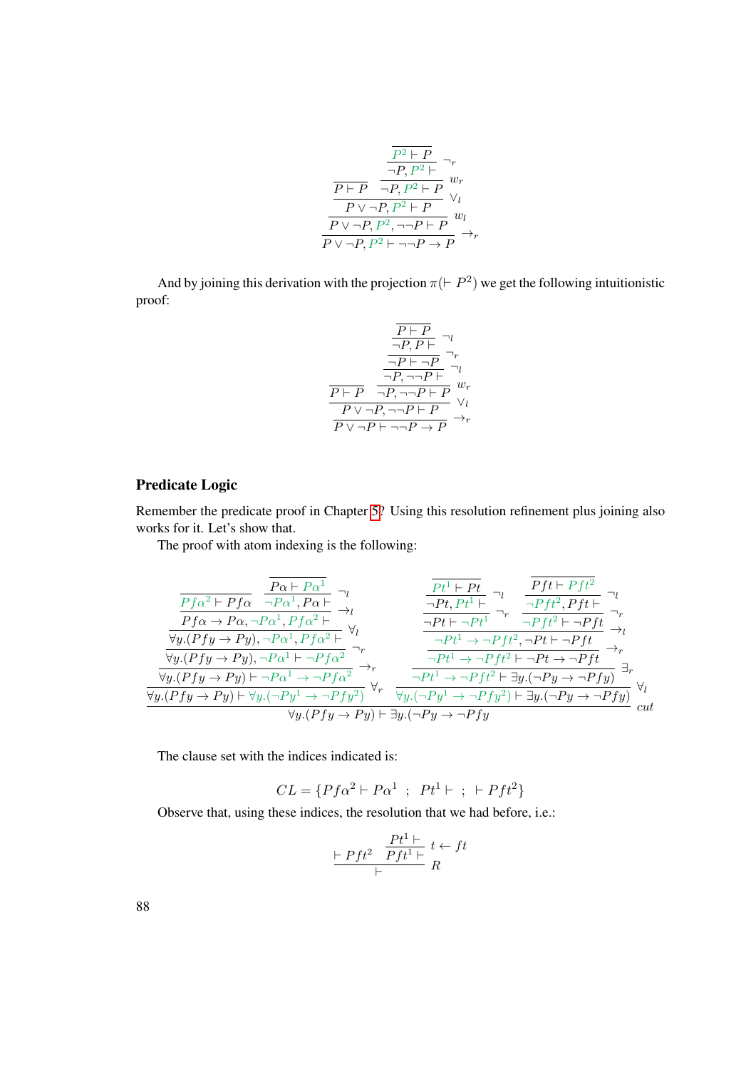$$
\dfrac{
  \dfrac{}{P \vdash P}
  \qquad
  \dfrac{
    \dfrac{
      \dfrac{}{P^2 \vdash P}
    }{\neg P, P^2 \vdash}\ \neg_r
  }{\neg P, P^2 \vdash P}\ w_r
}{
  \dfrac{
    \dfrac{P \vee \neg P, P^2 \vdash P}{P \vee \neg P, P^2, \neg\neg P \vdash P}\ w_l
  }{P \vee \neg P, P^2 \vdash \neg\neg P \to P}\ \to_r
}\ \vee_l
$$

And by joining this derivation with the projection $\pi(\vdash P^2)$ we get the following intuitionistic proof:

$$
\dfrac{
  \dfrac{
    \dfrac{}{P \vdash P}
    \qquad
    \dfrac{
      \dfrac{
        \dfrac{
          \dfrac{
            \dfrac{}{P \vdash P}
          }{\neg P, P \vdash}\ \neg_l
        }{\neg P \vdash \neg P}\ \neg_r
      }{\neg P, \neg\neg P \vdash}\ \neg_l
    }{\neg P, \neg\neg P \vdash P}\ w_r
  }{P \vee \neg P, \neg\neg P \vdash P}\ \vee_l
}{P \vee \neg P \vdash \neg\neg P \to P}\ \to_r
$$

### Predicate Logic

Remember the predicate proof in Chapter 5? Using this resolution refinement plus joining also works for it. Let's show that.

The proof with atom indexing is the following:

$$
\dfrac{
  \dfrac{
    \dfrac{
      \dfrac{
        \dfrac{
          \dfrac{
            \dfrac{}{Pf\alpha^2 \vdash Pf\alpha}
            \quad
            \dfrac{\dfrac{}{P\alpha \vdash P\alpha^1}}{\neg P\alpha^1, P\alpha \vdash}\ \neg_l
          }{Pf\alpha \to P\alpha, \neg P\alpha^1, Pf\alpha^2 \vdash}\ \to_l
        }{\forall y.(Pfy \to Py), \neg P\alpha^1, Pf\alpha^2 \vdash}\ \forall_l
      }{\forall y.(Pfy \to Py), \neg P\alpha^1 \vdash \neg Pf\alpha^2}\ \neg_r
    }{\forall y.(Pfy \to Py) \vdash \neg P\alpha^1 \to \neg Pf\alpha^2}\ \to_r
  }{\forall y.(Pfy \to Py) \vdash \forall y.(\neg Py^1 \to \neg Pfy^2)}\ \forall_r
  \qquad
  \dfrac{
    \dfrac{
      \dfrac{
        \dfrac{
          \dfrac{\dfrac{\dfrac{}{Pt^1 \vdash Pt}}{\neg Pt, Pt^1 \vdash}\ \neg_l}{\neg Pt \vdash \neg Pt^1}\ \neg_r
          \quad
          \dfrac{\dfrac{\dfrac{}{Pft \vdash Pft^2}}{\neg Pft^2, Pft \vdash}\ \neg_l}{\neg Pft^2 \vdash \neg Pft}\ \neg_r
        }{\neg Pt^1 \to \neg Pft^2, \neg Pt \vdash \neg Pft}\ \to_l
      }{\neg Pt^1 \to \neg Pft^2 \vdash \neg Pt \to \neg Pft}\ \to_r
    }{\neg Pt^1 \to \neg Pft^2 \vdash \exists y.(\neg Py \to \neg Pfy)}\ \exists_r
  }{\forall y.(\neg Py^1 \to \neg Pfy^2) \vdash \exists y.(\neg Py \to \neg Pfy)}\ \forall_l
}{\forall y.(Pfy \to Py) \vdash \exists y.(\neg Py \to \neg Pfy}\ cut
$$

The clause set with the indices indicated is:

$$
CL = \{Pf\alpha^2 \vdash P\alpha^1 \;\; ; \;\; Pt^1 \vdash \;\; ; \;\; \vdash Pft^2\}
$$

Observe that, using these indices, the resolution that we had before, i.e.:

$$
\dfrac{\vdash Pft^2 \qquad \dfrac{Pt^1 \vdash}{Pft^1 \vdash}\ t \leftarrow ft}{\vdash}\ R
$$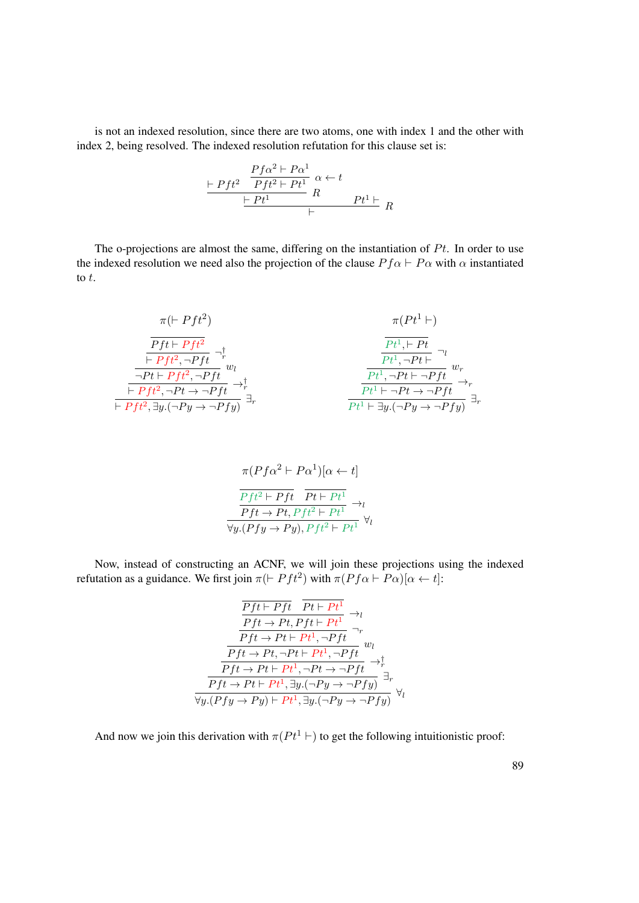is not an indexed resolution, since there are two atoms, one with index 1 and the other with index 2, being resolved. The indexed resolution refutation for this clause set is:

$$
\dfrac{\vdash Pft^2 \qquad \dfrac{\dfrac{Pf\alpha^2 \vdash P\alpha^1}{Pft^2 \vdash Pt^1}\ \alpha \leftarrow t}{}\ R}{\dfrac{\vdash Pt^1 \qquad\qquad Pt^1 \vdash}{\vdash}\ R}
$$

The o-projections are almost the same, differing on the instantiation of $Pt$. In order to use the indexed resolution we need also the projection of the clause $Pf\alpha \vdash P\alpha$ with $\alpha$ instantiated to $t$.

$\pi(\vdash Pft^2)$

$$
\dfrac{\dfrac{\dfrac{\dfrac{\overline{Pft \vdash Pft^2}}{\vdash Pft^2, \neg Pft}\ \neg_r^\dagger}{\neg Pt \vdash Pft^2, \neg Pft}\ w_l}{\vdash Pft^2, \neg Pt \to \neg Pft}\ \to_r^\dagger}{\vdash Pft^2, \exists y.(\neg Py \to \neg Pfy)}\ \exists_r
$$

$\pi(Pt^1 \vdash)$

$$
\dfrac{\dfrac{\dfrac{\dfrac{\overline{Pt^1, \vdash Pt}}{Pt^1, \neg Pt \vdash}\ \neg_l}{Pt^1, \neg Pt \vdash \neg Pft}\ w_r}{Pt^1 \vdash \neg Pt \to \neg Pft}\ \to_r}{Pt^1 \vdash \exists y.(\neg Py \to \neg Pfy)}\ \exists_r
$$

$\pi(Pf\alpha^2 \vdash P\alpha^1)[\alpha \leftarrow t]$

$$
\dfrac{\dfrac{\overline{Pft^2 \vdash Pft} \qquad \overline{Pt \vdash Pt^1}}{Pft \to Pt, Pft^2 \vdash Pt^1}\ \to_l}{\forall y.(Pfy \to Py), Pft^2 \vdash Pt^1}\ \forall_l
$$

Now, instead of constructing an ACNF, we will join these projections using the indexed refutation as a guidance. We first join $\pi(\vdash Pft^2)$ with $\pi(Pf\alpha \vdash P\alpha)[\alpha \leftarrow t]$:

$$
\dfrac{\dfrac{\dfrac{\dfrac{\dfrac{\dfrac{\overline{Pft \vdash Pft} \qquad \overline{Pt \vdash Pt^1}}{Pft \to Pt, Pft \vdash Pt^1}\ \to_l}{Pft \to Pt \vdash Pt^1, \neg Pft}\ \neg_r}{Pft \to Pt, \neg Pt \vdash Pt^1, \neg Pft}\ w_l}{Pft \to Pt \vdash Pt^1, \neg Pt \to \neg Pft}\ \to_r^\dagger}{Pft \to Pt \vdash Pt^1, \exists y.(\neg Py \to \neg Pfy)}\ \exists_r}{\forall y.(Pfy \to Py) \vdash Pt^1, \exists y.(\neg Py \to \neg Pfy)}\ \forall_l
$$

And now we join this derivation with $\pi(Pt^1 \vdash)$ to get the following intuitionistic proof: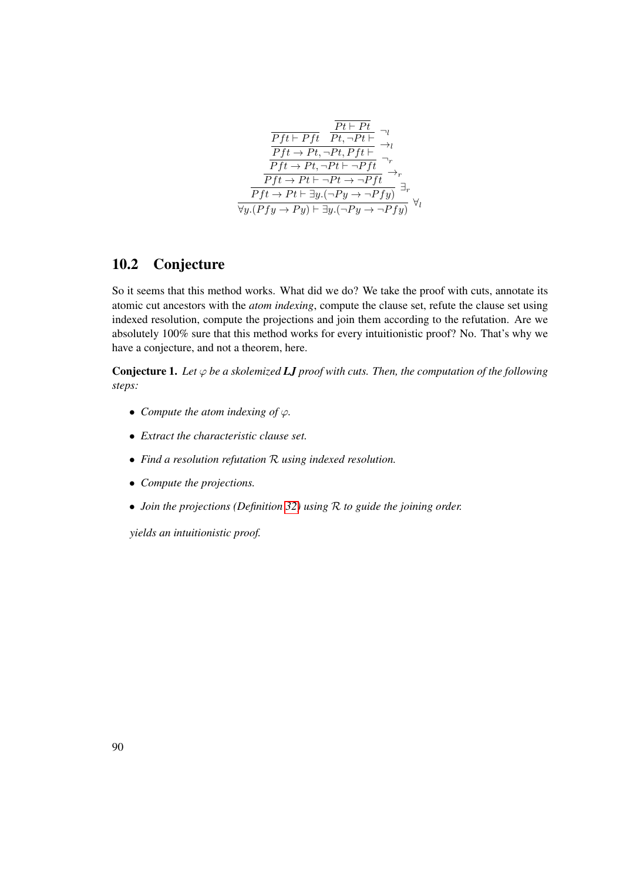$$
\cfrac{\cfrac{\cfrac{\cfrac{\cfrac{Pft \vdash Pft \quad \cfrac{\overline{Pt \vdash Pt}}{Pt, \neg Pt \vdash} \neg_l}{Pft \to Pt, \neg Pt, Pft \vdash} \to_l}{Pft \to Pt, \neg Pt \vdash \neg Pft} \neg_r}{Pft \to Pt \vdash \neg Pt \to \neg Pft} \to_r}{Pft \to Pt \vdash \exists y.(\neg Py \to \neg Pfy)} \exists_r}{\forall y.(Pfy \to Py) \vdash \exists y.(\neg Py \to \neg Pfy)} \forall_l
$$

## 10.2 Conjecture

So it seems that this method works. What did we do? We take the proof with cuts, annotate its atomic cut ancestors with the *atom indexing*, compute the clause set, refute the clause set using indexed resolution, compute the projections and join them according to the refutation. Are we absolutely 100% sure that this method works for every intuitionistic proof? No. That's why we have a conjecture, and not a theorem, here.

**Conjecture 1.** *Let $\varphi$ be a skolemized **LJ** proof with cuts. Then, the computation of the following steps:*

- *Compute the atom indexing of $\varphi$.*
- *Extract the characteristic clause set.*
- *Find a resolution refutation $\mathcal{R}$ using indexed resolution.*
- *Compute the projections.*
- *Join the projections (Definition 32) using $\mathcal{R}$ to guide the joining order.*

*yields an intuitionistic proof.*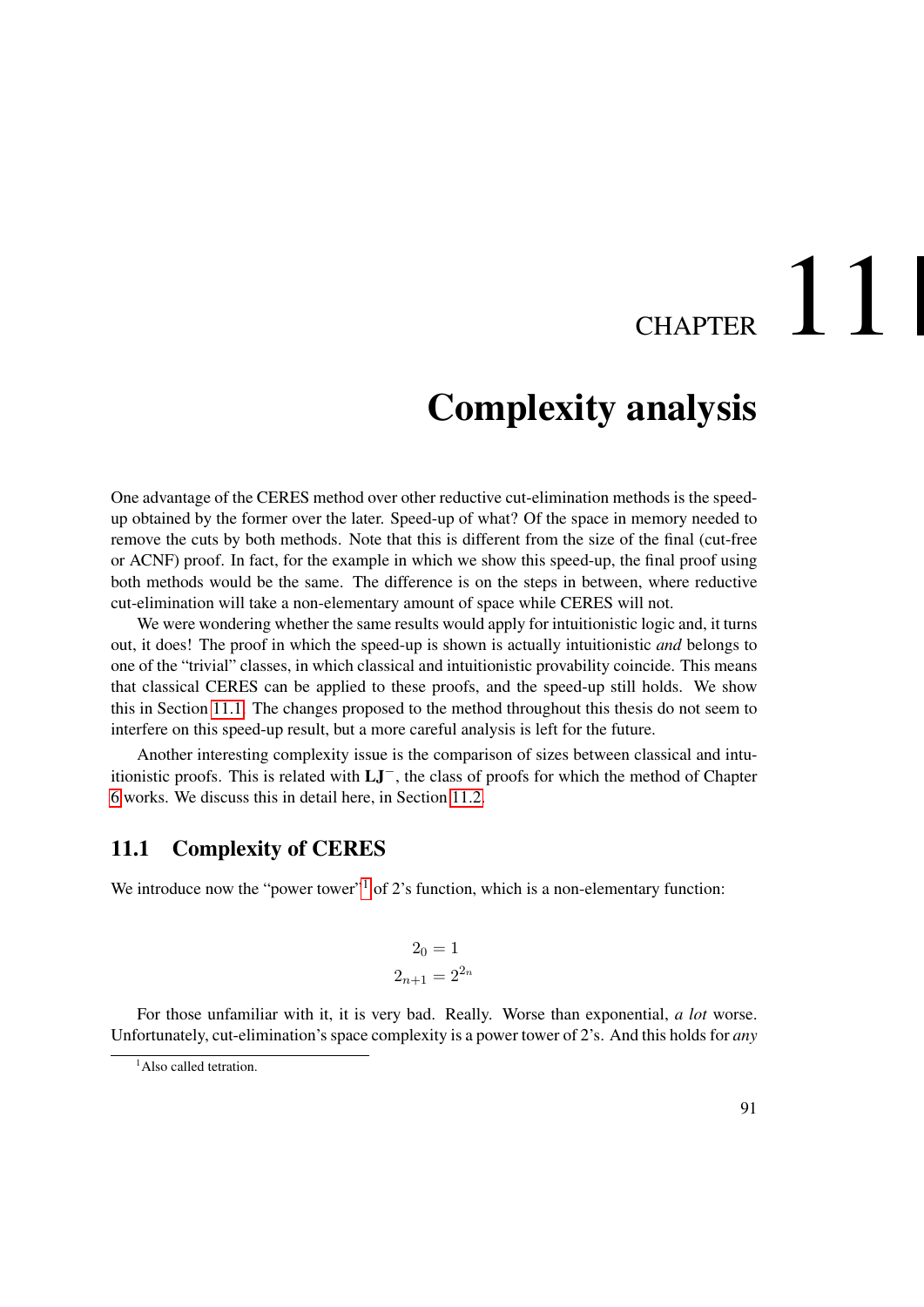# CHAPTER 11

# Complexity analysis

One advantage of the CERES method over other reductive cut-elimination methods is the speed-up obtained by the former over the later. Speed-up of what? Of the space in memory needed to remove the cuts by both methods. Note that this is different from the size of the final (cut-free or ACNF) proof. In fact, for the example in which we show this speed-up, the final proof using both methods would be the same. The difference is on the steps in between, where reductive cut-elimination will take a non-elementary amount of space while CERES will not.

We were wondering whether the same results would apply for intuitionistic logic and, it turns out, it does! The proof in which the speed-up is shown is actually intuitionistic *and* belongs to one of the "trivial" classes, in which classical and intuitionistic provability coincide. This means that classical CERES can be applied to these proofs, and the speed-up still holds. We show this in Section 11.1. The changes proposed to the method throughout this thesis do not seem to interfere on this speed-up result, but a more careful analysis is left for the future.

Another interesting complexity issue is the comparison of sizes between classical and intuitionistic proofs. This is related with $\mathbf{LJ}^-$, the class of proofs for which the method of Chapter 6 works. We discuss this in detail here, in Section 11.2.

## 11.1 Complexity of CERES

We introduce now the "power tower"[1] of 2's function, which is a non-elementary function:

$$
\begin{aligned}
2_0 &= 1 \\
2_{n+1} &= 2^{2_n}
\end{aligned}
$$

For those unfamiliar with it, it is very bad. Really. Worse than exponential, *a lot* worse. Unfortunately, cut-elimination's space complexity is a power tower of 2's. And this holds for *any*

[1] Also called tetration.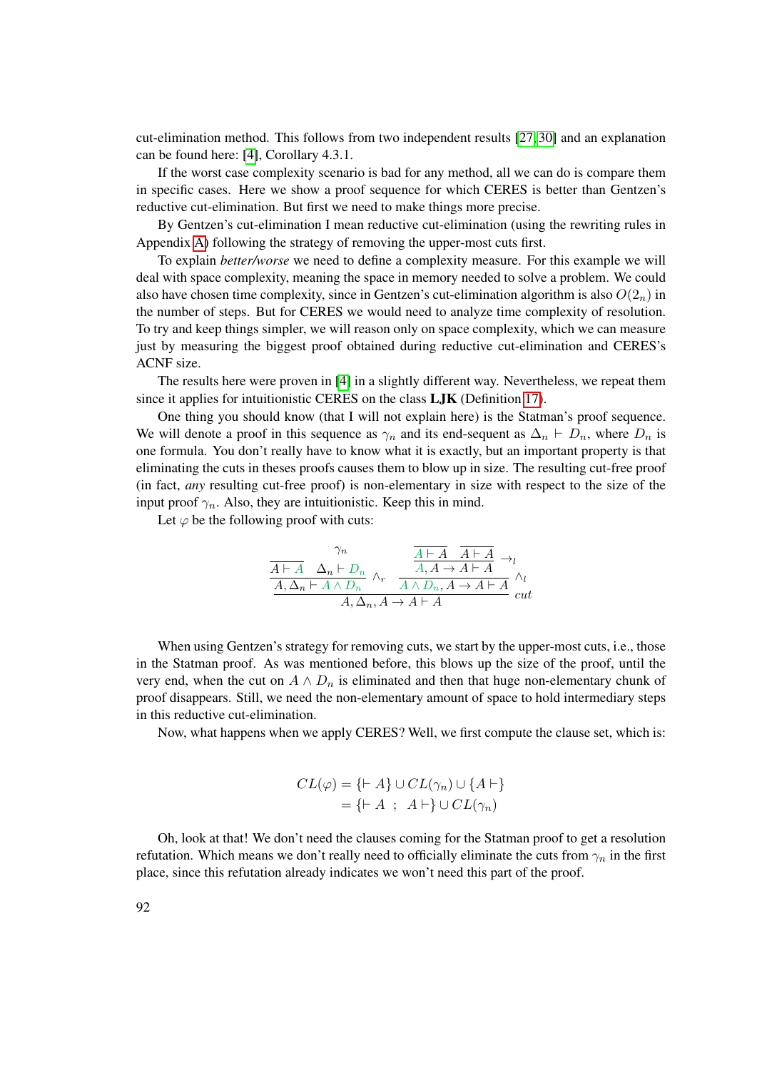cut-elimination method. This follows from two independent results [27, 30] and an explanation can be found here: [4], Corollary 4.3.1.

If the worst case complexity scenario is bad for any method, all we can do is compare them in specific cases. Here we show a proof sequence for which CERES is better than Gentzen's reductive cut-elimination. But first we need to make things more precise.

By Gentzen's cut-elimination I mean reductive cut-elimination (using the rewriting rules in Appendix A) following the strategy of removing the upper-most cuts first.

To explain *better/worse* we need to define a complexity measure. For this example we will deal with space complexity, meaning the space in memory needed to solve a problem. We could also have chosen time complexity, since in Gentzen's cut-elimination algorithm is also $O(2_n)$ in the number of steps. But for CERES we would need to analyze time complexity of resolution. To try and keep things simpler, we will reason only on space complexity, which we can measure just by measuring the biggest proof obtained during reductive cut-elimination and CERES's ACNF size.

The results here were proven in [4] in a slightly different way. Nevertheless, we repeat them since it applies for intuitionistic CERES on the class **LJK** (Definition 17).

One thing you should know (that I will not explain here) is the Statman's proof sequence. We will denote a proof in this sequence as $\gamma_n$ and its end-sequent as $\Delta_n \vdash D_n$, where $D_n$ is one formula. You don't really have to know what it is exactly, but an important property is that eliminating the cuts in theses proofs causes them to blow up in size. The resulting cut-free proof (in fact, *any* resulting cut-free proof) is non-elementary in size with respect to the size of the input proof $\gamma_n$. Also, they are intuitionistic. Keep this in mind.

Let $\varphi$ be the following proof with cuts:

$$
\dfrac{
  \dfrac{
    \overline{A \vdash A}
    \quad
    \overset{\gamma_n}{\Delta_n \vdash D_n}
  }{A, \Delta_n \vdash A \wedge D_n}\ \wedge_r
  \qquad
  \dfrac{
    \dfrac{
      \overline{A \vdash A}
      \quad
      \overline{A \vdash A}
    }{A, A \to A \vdash A}\ \to_l
  }{A \wedge D_n, A \to A \vdash A}\ \wedge_l
}{A, \Delta_n, A \to A \vdash A}\ cut
$$

When using Gentzen's strategy for removing cuts, we start by the upper-most cuts, i.e., those in the Statman proof. As was mentioned before, this blows up the size of the proof, until the very end, when the cut on $A \wedge D_n$ is eliminated and then that huge non-elementary chunk of proof disappears. Still, we need the non-elementary amount of space to hold intermediary steps in this reductive cut-elimination.

Now, what happens when we apply CERES? Well, we first compute the clause set, which is:

$$
\begin{aligned}
CL(\varphi) &= \{\vdash A\} \cup CL(\gamma_n) \cup \{A \vdash\} \\
&= \{\vdash A \ \ ; \ \ A \vdash\} \cup CL(\gamma_n)
\end{aligned}
$$

Oh, look at that! We don't need the clauses coming for the Statman proof to get a resolution refutation. Which means we don't really need to officially eliminate the cuts from $\gamma_n$ in the first place, since this refutation already indicates we won't need this part of the proof.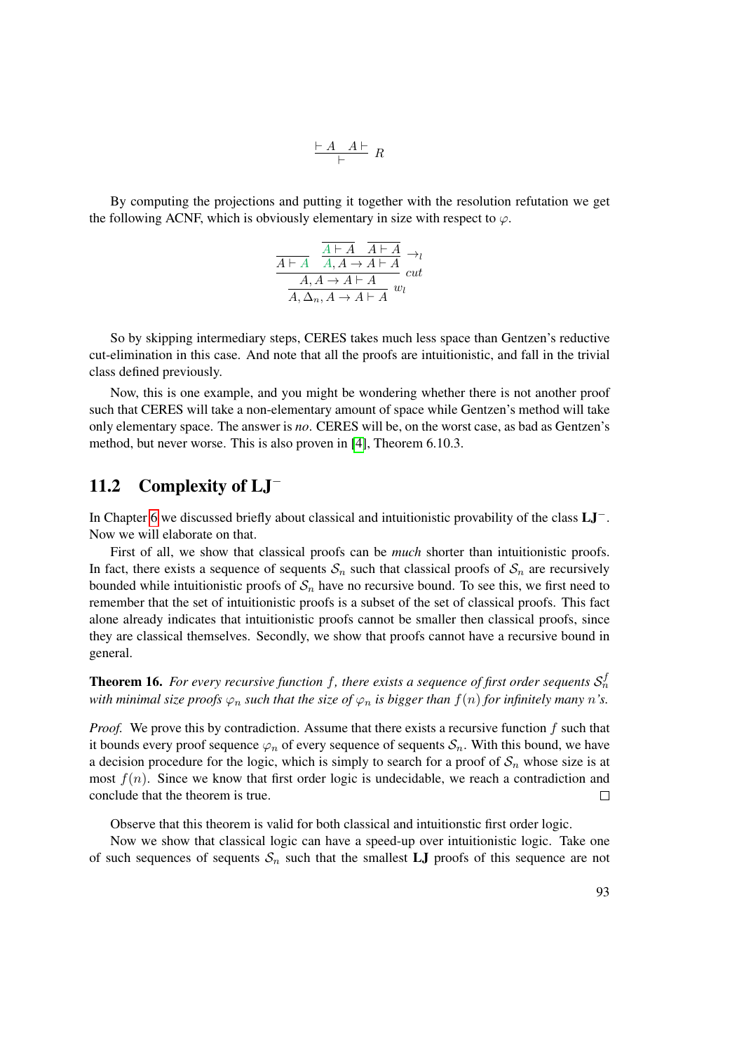$$\frac{\vdash A \quad A \vdash}{\vdash} R$$

By computing the projections and putting it together with the resolution refutation we get the following ACNF, which is obviously elementary in size with respect to $\varphi$.

$$\dfrac{\dfrac{}{A \vdash A} \quad \dfrac{\dfrac{}{A \vdash A} \quad \dfrac{}{A \vdash A}}{A, A \to A \vdash A} \to_l}{\dfrac{A, A \to A \vdash A}{A, \Delta_n, A \to A \vdash A} w_l} cut$$

So by skipping intermediary steps, CERES takes much less space than Gentzen's reductive cut-elimination in this case. And note that all the proofs are intuitionistic, and fall in the trivial class defined previously.

Now, this is one example, and you might be wondering whether there is not another proof such that CERES will take a non-elementary amount of space while Gentzen's method will take only elementary space. The answer is *no*. CERES will be, on the worst case, as bad as Gentzen's method, but never worse. This is also proven in [4], Theorem 6.10.3.

## 11.2 Complexity of $\mathbf{LJ}^-$

In Chapter 6 we discussed briefly about classical and intuitionistic provability of the class $\mathbf{LJ}^-$. Now we will elaborate on that.

First of all, we show that classical proofs can be *much* shorter than intuitionistic proofs. In fact, there exists a sequence of sequents $\mathcal{S}_n$ such that classical proofs of $\mathcal{S}_n$ are recursively bounded while intuitionistic proofs of $\mathcal{S}_n$ have no recursive bound. To see this, we first need to remember that the set of intuitionistic proofs is a subset of the set of classical proofs. This fact alone already indicates that intuitionistic proofs cannot be smaller then classical proofs, since they are classical themselves. Secondly, we show that proofs cannot have a recursive bound in general.

**Theorem 16.** *For every recursive function $f$, there exists a sequence of first order sequents $\mathcal{S}_n^f$ with minimal size proofs $\varphi_n$ such that the size of $\varphi_n$ is bigger than $f(n)$ for infinitely many $n$'s.*

*Proof.* We prove this by contradiction. Assume that there exists a recursive function $f$ such that it bounds every proof sequence $\varphi_n$ of every sequence of sequents $\mathcal{S}_n$. With this bound, we have a decision procedure for the logic, which is simply to search for a proof of $\mathcal{S}_n$ whose size is at most $f(n)$. Since we know that first order logic is undecidable, we reach a contradiction and conclude that the theorem is true. □

Observe that this theorem is valid for both classical and intuitionstic first order logic.

Now we show that classical logic can have a speed-up over intuitionistic logic. Take one of such sequences of sequents $\mathcal{S}_n$ such that the smallest $\mathbf{LJ}$ proofs of this sequence are not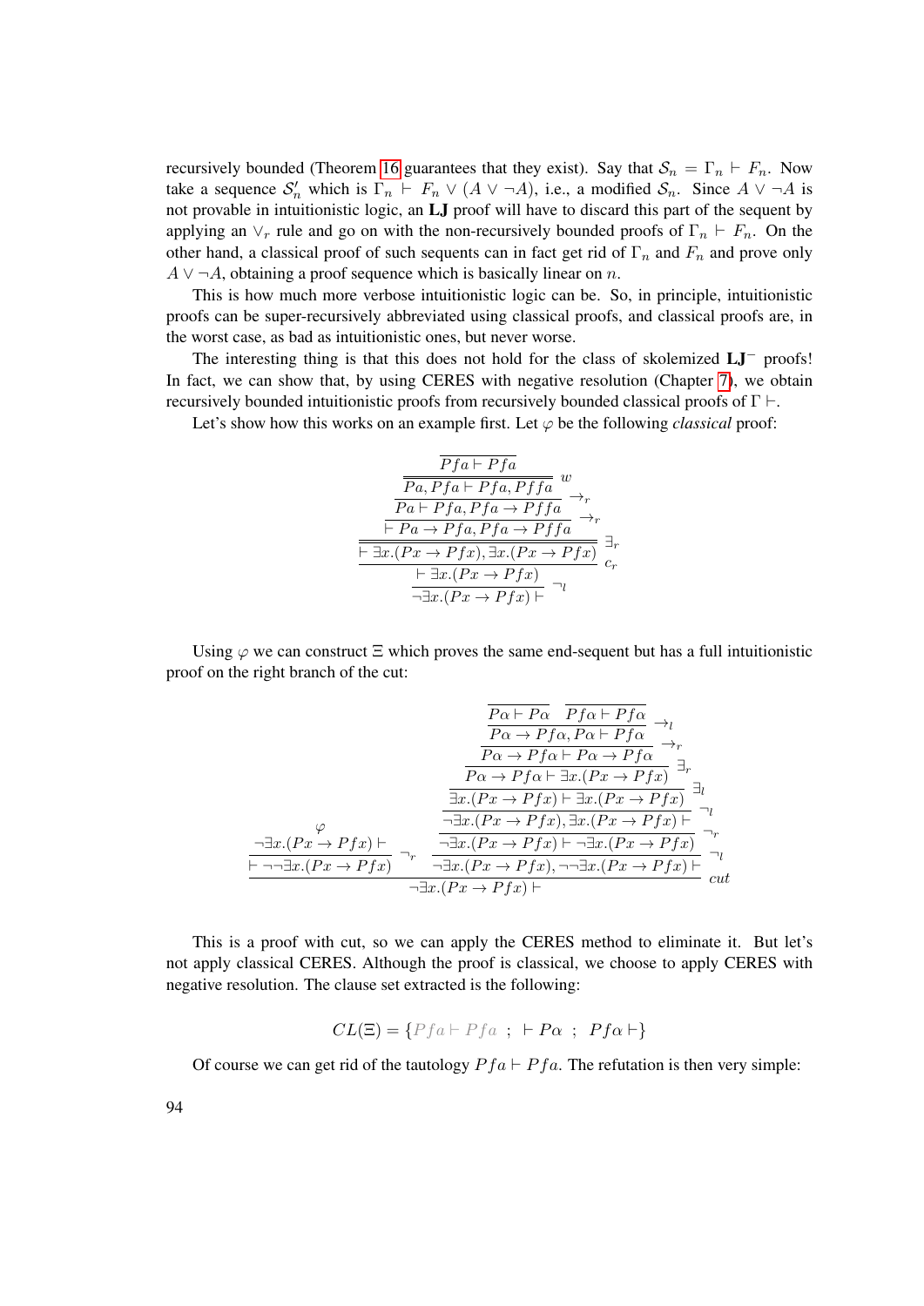recursively bounded (Theorem 16 guarantees that they exist). Say that $\mathcal{S}_n = \Gamma_n \vdash F_n$. Now take a sequence $\mathcal{S}'_n$ which is $\Gamma_n \vdash F_n \vee (A \vee \neg A)$, i.e., a modified $\mathcal{S}_n$. Since $A \vee \neg A$ is not provable in intuitionistic logic, an **LJ** proof will have to discard this part of the sequent by applying an $\vee_r$ rule and go on with the non-recursively bounded proofs of $\Gamma_n \vdash F_n$. On the other hand, a classical proof of such sequents can in fact get rid of $\Gamma_n$ and $F_n$ and prove only $A \vee \neg A$, obtaining a proof sequence which is basically linear on $n$.

This is how much more verbose intuitionistic logic can be. So, in principle, intuitionistic proofs can be super-recursively abbreviated using classical proofs, and classical proofs are, in the worst case, as bad as intuitionistic ones, but never worse.

The interesting thing is that this does not hold for the class of skolemized $\mathbf{LJ}^-$ proofs! In fact, we can show that, by using CERES with negative resolution (Chapter 7), we obtain recursively bounded intuitionistic proofs from recursively bounded classical proofs of $\Gamma \vdash$.

Let's show how this works on an example first. Let $\varphi$ be the following *classical* proof:

$$
\dfrac{\dfrac{\dfrac{\dfrac{\dfrac{\dfrac{\dfrac{}{Pfa \vdash Pfa}}{Pa, Pfa \vdash Pfa, Pffa}\ w}{Pa \vdash Pfa, Pfa \to Pffa}\ \to_r}{\vdash Pa \to Pfa, Pfa \to Pffa}\ \to_r}{\vdash \exists x.(Px \to Pfx), \exists x.(Px \to Pfx)}\ \exists_r}{\vdash \exists x.(Px \to Pfx)}\ c_r}{\neg\exists x.(Px \to Pfx) \vdash}\ \neg_l
$$

Using $\varphi$ we can construct $\Xi$ which proves the same end-sequent but has a full intuitionistic proof on the right branch of the cut:

$$
\dfrac{\dfrac{\dfrac{\varphi}{\neg\exists x.(Px \to Pfx) \vdash}}{\vdash \neg\neg\exists x.(Px \to Pfx)}\ \neg_r \quad \dfrac{\dfrac{\dfrac{\dfrac{\dfrac{\dfrac{\dfrac{\overline{P\alpha \vdash P\alpha} \quad \overline{Pf\alpha \vdash Pf\alpha}}{P\alpha \to Pf\alpha, P\alpha \vdash Pf\alpha}\ \to_l}{P\alpha \to Pf\alpha \vdash P\alpha \to Pf\alpha}\ \to_r}{P\alpha \to Pf\alpha \vdash \exists x.(Px \to Pfx)}\ \exists_r}{\exists x.(Px \to Pfx) \vdash \exists x.(Px \to Pfx)}\ \exists_l}{\neg\exists x.(Px \to Pfx), \exists x.(Px \to Pfx) \vdash}\ \neg_l}{\neg\exists x.(Px \to Pfx) \vdash \neg\exists x.(Px \to Pfx)}\ \neg_r}{\neg\exists x.(Px \to Pfx), \neg\neg\exists x.(Px \to Pfx) \vdash}\ \neg_l}{\neg\exists x.(Px \to Pfx) \vdash}\ cut
$$

This is a proof with cut, so we can apply the CERES method to eliminate it. But let's not apply classical CERES. Although the proof is classical, we choose to apply CERES with negative resolution. The clause set extracted is the following:

$$
CL(\Xi) = \{Pfa \vdash Pfa \ ; \ \vdash P\alpha \ ; \ Pf\alpha \vdash\}
$$

Of course we can get rid of the tautology $Pfa \vdash Pfa$. The refutation is then very simple: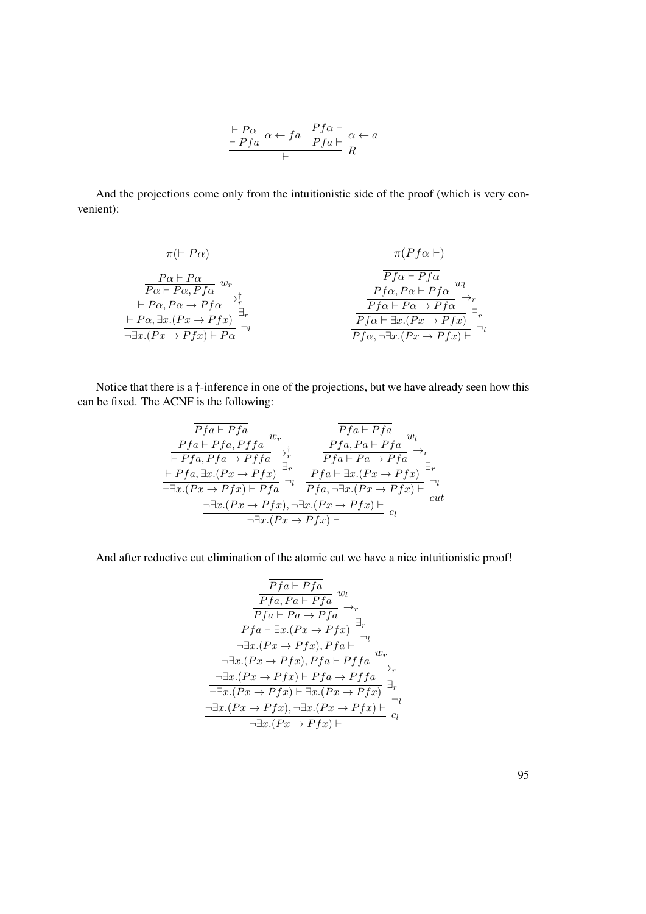$$\dfrac{\dfrac{\vdash P\alpha}{\vdash Pfa}\ \alpha \leftarrow fa \quad \dfrac{Pf\alpha \vdash}{Pfa \vdash}\ \alpha \leftarrow a}{\vdash}\ R$$

And the projections come only from the intuitionistic side of the proof (which is very convenient):

$$\pi(\vdash P\alpha) \qquad\qquad\qquad\qquad \pi(Pf\alpha \vdash)$$

$$\dfrac{\dfrac{\dfrac{\dfrac{\overline{P\alpha \vdash P\alpha}}{P\alpha \vdash P\alpha, Pf\alpha}\ w_r}{\vdash P\alpha, P\alpha \to Pf\alpha}\ \to_r^{\dagger}}{\vdash P\alpha, \exists x.(Px \to Pfx)}\ \exists_r}{\neg\exists x.(Px \to Pfx) \vdash P\alpha}\ \neg_l
\qquad
\dfrac{\dfrac{\dfrac{\dfrac{\overline{Pf\alpha \vdash Pf\alpha}}{Pf\alpha, P\alpha \vdash Pf\alpha}\ w_l}{Pf\alpha \vdash P\alpha \to Pf\alpha}\ \to_r}{Pf\alpha \vdash \exists x.(Px \to Pfx)}\ \exists_r}{Pf\alpha, \neg\exists x.(Px \to Pfx) \vdash}\ \neg_l$$

Notice that there is a $\dagger$-inference in one of the projections, but we have already seen how this can be fixed. The ACNF is the following:

$$\dfrac{\dfrac{\dfrac{\dfrac{\dfrac{\dfrac{\overline{Pfa \vdash Pfa}}{Pfa \vdash Pfa, Pffa}\ w_r}{\vdash Pfa, Pfa \to Pffa}\ \to_r^{\dagger}}{\vdash Pfa, \exists x.(Px \to Pfx)}\ \exists_r}{\neg\exists x.(Px \to Pfx) \vdash Pfa}\ \neg_l
\quad
\dfrac{\dfrac{\dfrac{\dfrac{\overline{Pfa \vdash Pfa}}{Pfa, Pa \vdash Pfa}\ w_l}{Pfa \vdash Pa \to Pfa}\ \to_r}{Pfa \vdash \exists x.(Px \to Pfx)}\ \exists_r}{Pfa, \neg\exists x.(Px \to Pfx) \vdash}\ \neg_l}{\neg\exists x.(Px \to Pfx), \neg\exists x.(Px \to Pfx) \vdash}\ cut}{\neg\exists x.(Px \to Pfx) \vdash}\ c_l$$

And after reductive cut elimination of the atomic cut we have a nice intuitionistic proof!

$$\dfrac{\dfrac{\dfrac{\dfrac{\dfrac{\dfrac{\dfrac{\dfrac{\overline{Pfa \vdash Pfa}}{Pfa, Pa \vdash Pfa}\ w_l}{Pfa \vdash Pa \to Pfa}\ \to_r}{Pfa \vdash \exists x.(Px \to Pfx)}\ \exists_r}{\neg\exists x.(Px \to Pfx), Pfa \vdash}\ \neg_l}{\neg\exists x.(Px \to Pfx), Pfa \vdash Pffa}\ w_r}{\neg\exists x.(Px \to Pfx) \vdash Pfa \to Pffa}\ \to_r}{\neg\exists x.(Px \to Pfx) \vdash \exists x.(Px \to Pfx)}\ \exists_r}{\neg\exists x.(Px \to Pfx), \neg\exists x.(Px \to Pfx) \vdash}\ \neg_l}{\neg\exists x.(Px \to Pfx) \vdash}\ c_l$$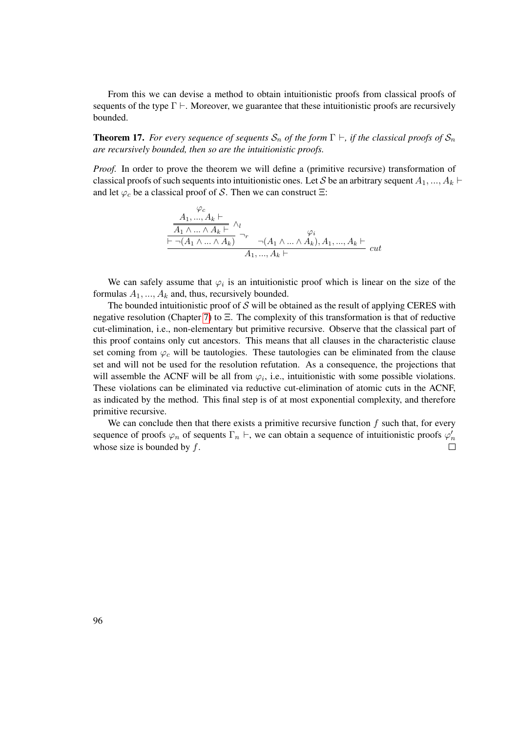From this we can devise a method to obtain intuitionistic proofs from classical proofs of sequents of the type $\Gamma \vdash$. Moreover, we guarantee that these intuitionistic proofs are recursively bounded.

**Theorem 17.** *For every sequence of sequents $\mathcal{S}_n$ of the form $\Gamma \vdash$, if the classical proofs of $\mathcal{S}_n$ are recursively bounded, then so are the intuitionistic proofs.*

*Proof.* In order to prove the theorem we will define a (primitive recursive) transformation of classical proofs of such sequents into intuitionistic ones. Let $\mathcal{S}$ be an arbitrary sequent $A_1, ..., A_k \vdash$ and let $\varphi_c$ be a classical proof of $\mathcal{S}$. Then we can construct $\Xi$:

$$
\dfrac{\dfrac{\dfrac{\overset{\varphi_c}{A_1, ..., A_k \vdash}}{A_1 \wedge ... \wedge A_k \vdash}\ \wedge_l}{\vdash \neg(A_1 \wedge ... \wedge A_k)}\ \neg_r \qquad \overset{\varphi_i}{\neg(A_1 \wedge ... \wedge A_k), A_1, ..., A_k \vdash}}{A_1, ..., A_k \vdash}\ cut
$$

We can safely assume that $\varphi_i$ is an intuitionistic proof which is linear on the size of the formulas $A_1, ..., A_k$ and, thus, recursively bounded.

The bounded intuitionistic proof of $\mathcal{S}$ will be obtained as the result of applying CERES with negative resolution (Chapter 7) to $\Xi$. The complexity of this transformation is that of reductive cut-elimination, i.e., non-elementary but primitive recursive. Observe that the classical part of this proof contains only cut ancestors. This means that all clauses in the characteristic clause set coming from $\varphi_c$ will be tautologies. These tautologies can be eliminated from the clause set and will not be used for the resolution refutation. As a consequence, the projections that will assemble the ACNF will be all from $\varphi_i$, i.e., intuitionistic with some possible violations. These violations can be eliminated via reductive cut-elimination of atomic cuts in the ACNF, as indicated by the method. This final step is of at most exponential complexity, and therefore primitive recursive.

We can conclude then that there exists a primitive recursive function $f$ such that, for every sequence of proofs $\varphi_n$ of sequents $\Gamma_n \vdash$, we can obtain a sequence of intuitionistic proofs $\varphi'_n$ whose size is bounded by $f$. □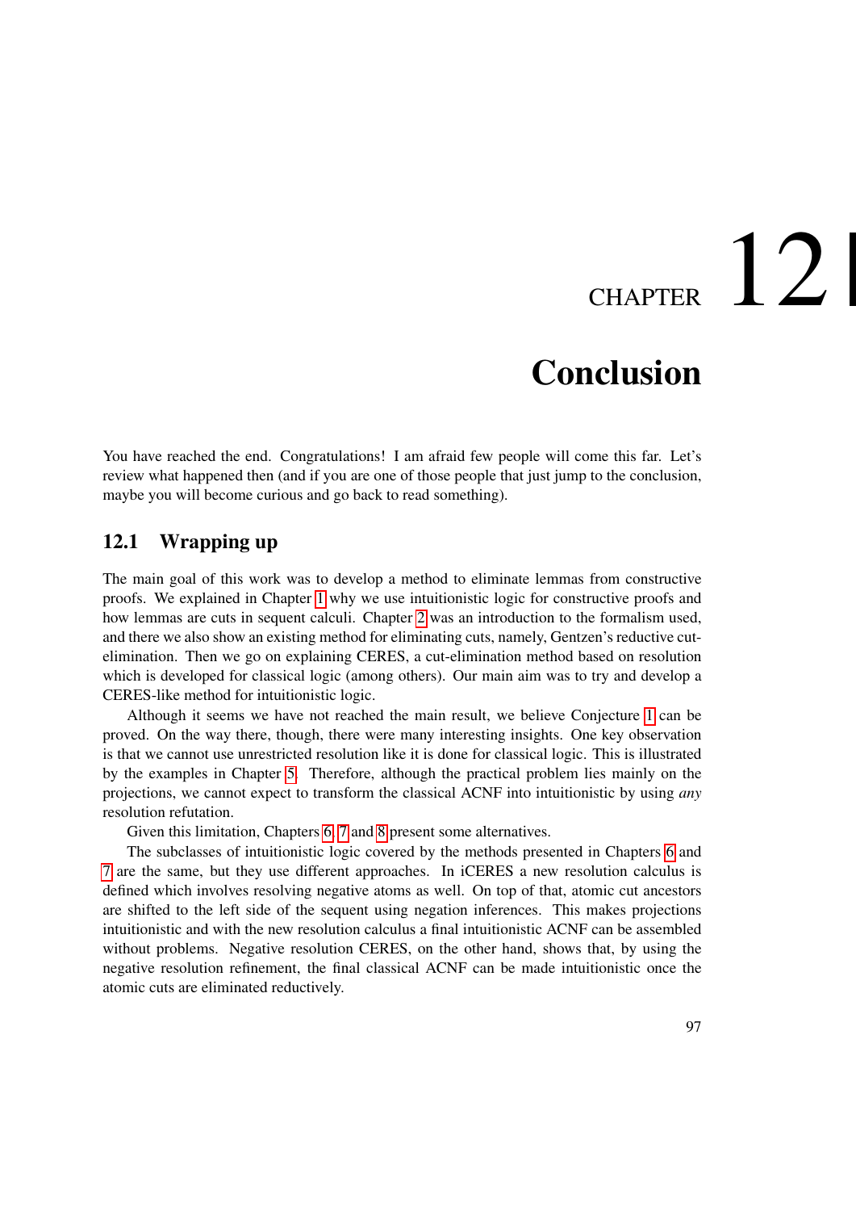# CHAPTER 12

# Conclusion

You have reached the end. Congratulations! I am afraid few people will come this far. Let's review what happened then (and if you are one of those people that just jump to the conclusion, maybe you will become curious and go back to read something).

## 12.1 Wrapping up

The main goal of this work was to develop a method to eliminate lemmas from constructive proofs. We explained in Chapter 1 why we use intuitionistic logic for constructive proofs and how lemmas are cuts in sequent calculi. Chapter 2 was an introduction to the formalism used, and there we also show an existing method for eliminating cuts, namely, Gentzen's reductive cut-elimination. Then we go on explaining CERES, a cut-elimination method based on resolution which is developed for classical logic (among others). Our main aim was to try and develop a CERES-like method for intuitionistic logic.

Although it seems we have not reached the main result, we believe Conjecture 1 can be proved. On the way there, though, there were many interesting insights. One key observation is that we cannot use unrestricted resolution like it is done for classical logic. This is illustrated by the examples in Chapter 5. Therefore, although the practical problem lies mainly on the projections, we cannot expect to transform the classical ACNF into intuitionistic by using *any* resolution refutation.

Given this limitation, Chapters 6, 7 and 8 present some alternatives.

The subclasses of intuitionistic logic covered by the methods presented in Chapters 6 and 7 are the same, but they use different approaches. In iCERES a new resolution calculus is defined which involves resolving negative atoms as well. On top of that, atomic cut ancestors are shifted to the left side of the sequent using negation inferences. This makes projections intuitionistic and with the new resolution calculus a final intuitionistic ACNF can be assembled without problems. Negative resolution CERES, on the other hand, shows that, by using the negative resolution refinement, the final classical ACNF can be made intuitionistic once the atomic cuts are eliminated reductively.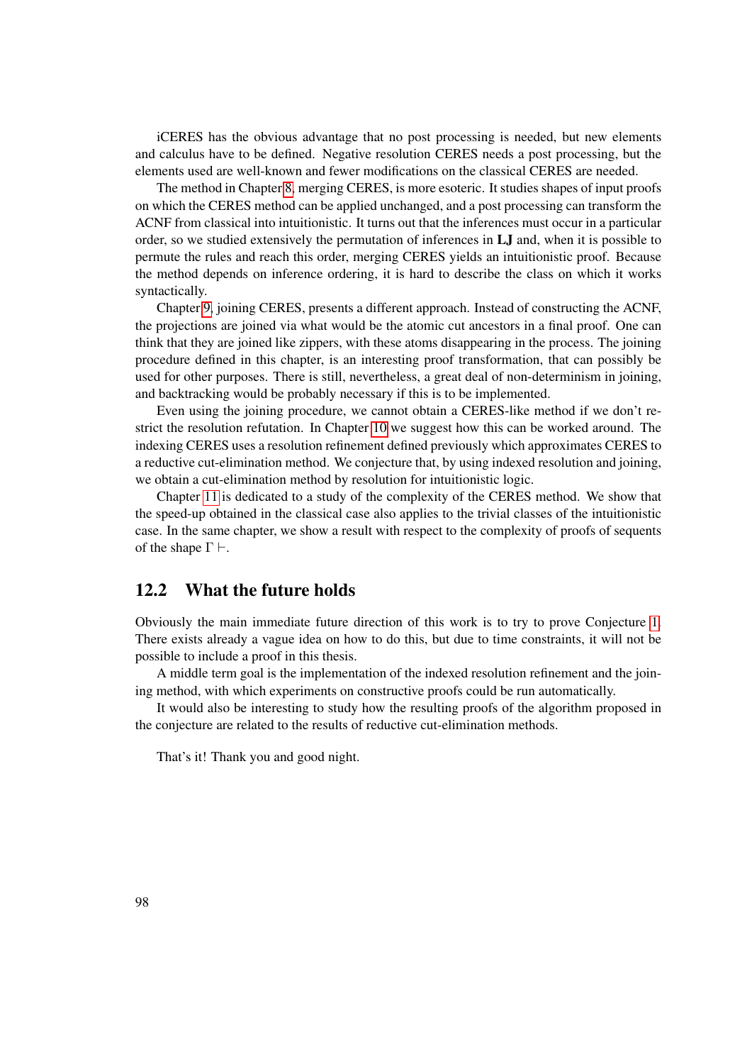iCERES has the obvious advantage that no post processing is needed, but new elements and calculus have to be defined. Negative resolution CERES needs a post processing, but the elements used are well-known and fewer modifications on the classical CERES are needed.

The method in Chapter 8, merging CERES, is more esoteric. It studies shapes of input proofs on which the CERES method can be applied unchanged, and a post processing can transform the ACNF from classical into intuitionistic. It turns out that the inferences must occur in a particular order, so we studied extensively the permutation of inferences in **LJ** and, when it is possible to permute the rules and reach this order, merging CERES yields an intuitionistic proof. Because the method depends on inference ordering, it is hard to describe the class on which it works syntactically.

Chapter 9, joining CERES, presents a different approach. Instead of constructing the ACNF, the projections are joined via what would be the atomic cut ancestors in a final proof. One can think that they are joined like zippers, with these atoms disappearing in the process. The joining procedure defined in this chapter, is an interesting proof transformation, that can possibly be used for other purposes. There is still, nevertheless, a great deal of non-determinism in joining, and backtracking would be probably necessary if this is to be implemented.

Even using the joining procedure, we cannot obtain a CERES-like method if we don't restrict the resolution refutation. In Chapter 10 we suggest how this can be worked around. The indexing CERES uses a resolution refinement defined previously which approximates CERES to a reductive cut-elimination method. We conjecture that, by using indexed resolution and joining, we obtain a cut-elimination method by resolution for intuitionistic logic.

Chapter 11 is dedicated to a study of the complexity of the CERES method. We show that the speed-up obtained in the classical case also applies to the trivial classes of the intuitionistic case. In the same chapter, we show a result with respect to the complexity of proofs of sequents of the shape $\Gamma \vdash$.

## 12.2 What the future holds

Obviously the main immediate future direction of this work is to try to prove Conjecture 1. There exists already a vague idea on how to do this, but due to time constraints, it will not be possible to include a proof in this thesis.

A middle term goal is the implementation of the indexed resolution refinement and the joining method, with which experiments on constructive proofs could be run automatically.

It would also be interesting to study how the resulting proofs of the algorithm proposed in the conjecture are related to the results of reductive cut-elimination methods.

That's it! Thank you and good night.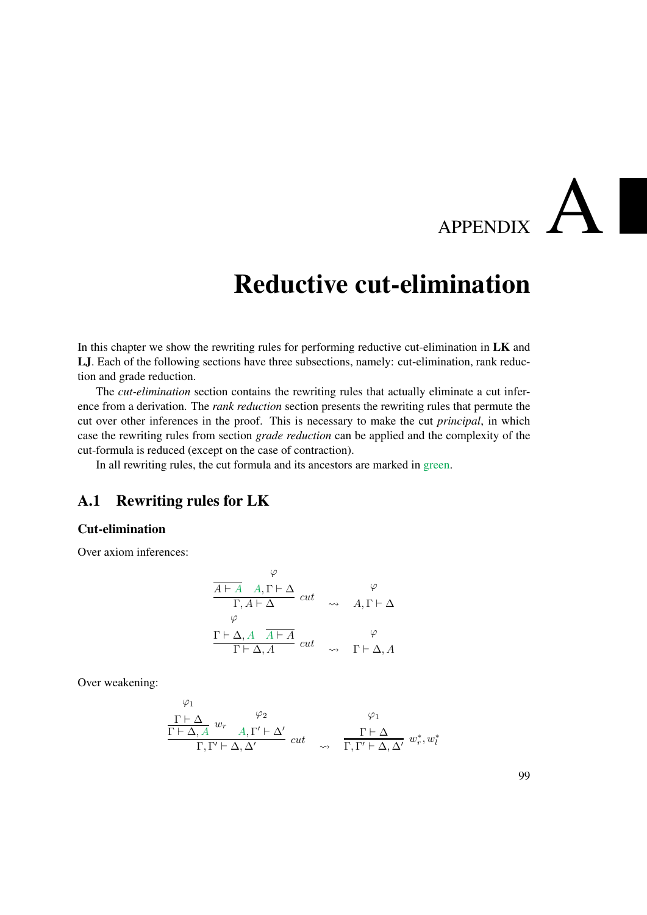# APPENDIX A

# Reductive cut-elimination

In this chapter we show the rewriting rules for performing reductive cut-elimination in **LK** and **LJ**. Each of the following sections have three subsections, namely: cut-elimination, rank reduction and grade reduction.

The *cut-elimination* section contains the rewriting rules that actually eliminate a cut inference from a derivation. The *rank reduction* section presents the rewriting rules that permute the cut over other inferences in the proof. This is necessary to make the cut *principal*, in which case the rewriting rules from section *grade reduction* can be applied and the complexity of the cut-formula is reduced (except on the case of contraction).

In all rewriting rules, the cut formula and its ancestors are marked in green.

## A.1 Rewriting rules for LK

### Cut-elimination

Over axiom inferences:

$$\dfrac{\overline{A \vdash A} \qquad \overset{\varphi}{A, \Gamma \vdash \Delta}}{\Gamma, A \vdash \Delta}\ cut \quad \rightsquigarrow \quad \overset{\varphi}{A, \Gamma \vdash \Delta}$$

$$\dfrac{\overset{\varphi}{\Gamma \vdash \Delta, A} \qquad \overline{A \vdash A}}{\Gamma \vdash \Delta, A}\ cut \quad \rightsquigarrow \quad \overset{\varphi}{\Gamma \vdash \Delta, A}$$

Over weakening:

$$\dfrac{\dfrac{\overset{\varphi_1}{\Gamma \vdash \Delta}}{\Gamma \vdash \Delta, A}\ w_r \qquad \overset{\varphi_2}{A, \Gamma' \vdash \Delta'}}{\Gamma, \Gamma' \vdash \Delta, \Delta'}\ cut \quad \rightsquigarrow \quad \dfrac{\overset{\varphi_1}{\Gamma \vdash \Delta}}{\Gamma, \Gamma' \vdash \Delta, \Delta'}\ w_r^*, w_l^*$$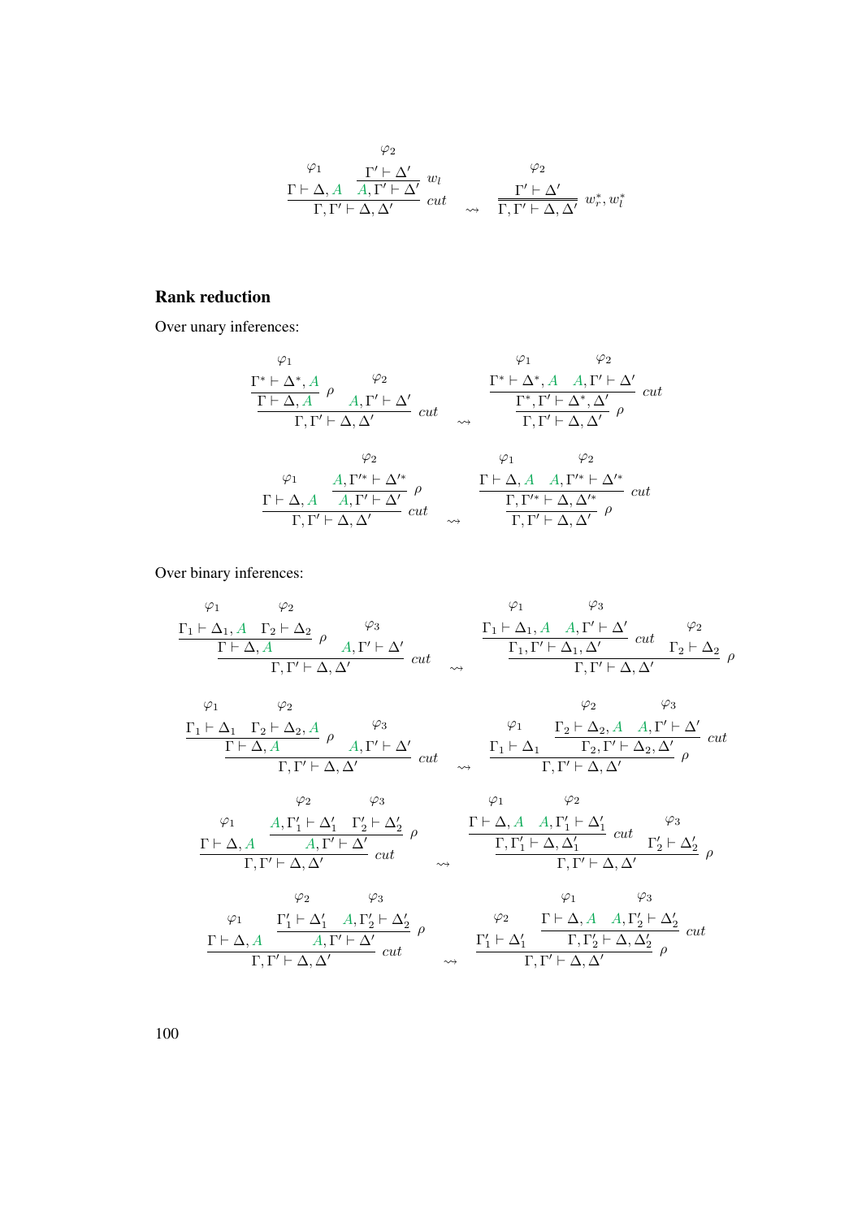$$
\dfrac{\overset{\varphi_1}{\Gamma \vdash \Delta, A} \quad \dfrac{\overset{\varphi_2}{\Gamma' \vdash \Delta'}}{A, \Gamma' \vdash \Delta'}\, w_l}{\Gamma, \Gamma' \vdash \Delta, \Delta'}\, cut \quad \rightsquigarrow \quad \dfrac{\overset{\varphi_2}{\Gamma' \vdash \Delta'}}{\Gamma, \Gamma' \vdash \Delta, \Delta'}\, w_r^*, w_l^*
$$

## Rank reduction

Over unary inferences:

$$
\dfrac{\dfrac{\overset{\varphi_1}{\Gamma^* \vdash \Delta^*, A}}{\Gamma \vdash \Delta, A}\, \rho \quad \overset{\varphi_2}{A, \Gamma' \vdash \Delta'}}{\Gamma, \Gamma' \vdash \Delta, \Delta'}\, cut \quad \rightsquigarrow \quad \dfrac{\dfrac{\overset{\varphi_1}{\Gamma^* \vdash \Delta^*, A} \quad \overset{\varphi_2}{A, \Gamma' \vdash \Delta'}}{\Gamma^*, \Gamma' \vdash \Delta^*, \Delta'}\, cut}{\Gamma, \Gamma' \vdash \Delta, \Delta'}\, \rho
$$

$$
\dfrac{\overset{\varphi_1}{\Gamma \vdash \Delta, A} \quad \dfrac{\overset{\varphi_2}{A, \Gamma'^* \vdash \Delta'^*}}{A, \Gamma' \vdash \Delta'}\, \rho}{\Gamma, \Gamma' \vdash \Delta, \Delta'}\, cut \quad \rightsquigarrow \quad \dfrac{\dfrac{\overset{\varphi_1}{\Gamma \vdash \Delta, A} \quad \overset{\varphi_2}{A, \Gamma'^* \vdash \Delta'^*}}{\Gamma, \Gamma'^* \vdash \Delta, \Delta'^*}\, cut}{\Gamma, \Gamma' \vdash \Delta, \Delta'}\, \rho
$$

Over binary inferences:

$$
\dfrac{\dfrac{\overset{\varphi_1}{\Gamma_1 \vdash \Delta_1, A} \quad \overset{\varphi_2}{\Gamma_2 \vdash \Delta_2}}{\Gamma \vdash \Delta, A}\, \rho \quad \overset{\varphi_3}{A, \Gamma' \vdash \Delta'}}{\Gamma, \Gamma' \vdash \Delta, \Delta'}\, cut \quad \rightsquigarrow \quad \dfrac{\dfrac{\overset{\varphi_1}{\Gamma_1 \vdash \Delta_1, A} \quad \overset{\varphi_3}{A, \Gamma' \vdash \Delta'}}{\Gamma_1, \Gamma' \vdash \Delta_1, \Delta'}\, cut \quad \overset{\varphi_2}{\Gamma_2 \vdash \Delta_2}}{\Gamma, \Gamma' \vdash \Delta, \Delta'}\, \rho
$$

$$
\dfrac{\dfrac{\overset{\varphi_1}{\Gamma_1 \vdash \Delta_1} \quad \overset{\varphi_2}{\Gamma_2 \vdash \Delta_2, A}}{\Gamma \vdash \Delta, A}\, \rho \quad \overset{\varphi_3}{A, \Gamma' \vdash \Delta'}}{\Gamma, \Gamma' \vdash \Delta, \Delta'}\, cut \quad \rightsquigarrow \quad \dfrac{\overset{\varphi_1}{\Gamma_1 \vdash \Delta_1} \quad \dfrac{\overset{\varphi_2}{\Gamma_2 \vdash \Delta_2, A} \quad \overset{\varphi_3}{A, \Gamma' \vdash \Delta'}}{\Gamma_2, \Gamma' \vdash \Delta_2, \Delta'}\, cut}{\Gamma, \Gamma' \vdash \Delta, \Delta'}\, \rho
$$

$$
\dfrac{\overset{\varphi_1}{\Gamma \vdash \Delta, A} \quad \dfrac{\overset{\varphi_2}{A, \Gamma'_1 \vdash \Delta'_1} \quad \overset{\varphi_3}{\Gamma'_2 \vdash \Delta'_2}}{A, \Gamma' \vdash \Delta'}\, \rho}{\Gamma, \Gamma' \vdash \Delta, \Delta'}\, cut \quad \rightsquigarrow \quad \dfrac{\dfrac{\overset{\varphi_1}{\Gamma \vdash \Delta, A} \quad \overset{\varphi_2}{A, \Gamma'_1 \vdash \Delta'_1}}{\Gamma, \Gamma'_1 \vdash \Delta, \Delta'_1}\, cut \quad \overset{\varphi_3}{\Gamma'_2 \vdash \Delta'_2}}{\Gamma, \Gamma' \vdash \Delta, \Delta'}\, \rho
$$

$$
\dfrac{\overset{\varphi_1}{\Gamma \vdash \Delta, A} \quad \dfrac{\overset{\varphi_2}{\Gamma'_1 \vdash \Delta'_1} \quad \overset{\varphi_3}{A, \Gamma'_2 \vdash \Delta'_2}}{A, \Gamma' \vdash \Delta'}\, \rho}{\Gamma, \Gamma' \vdash \Delta, \Delta'}\, cut \quad \rightsquigarrow \quad \dfrac{\overset{\varphi_2}{\Gamma'_1 \vdash \Delta'_1} \quad \dfrac{\overset{\varphi_1}{\Gamma \vdash \Delta, A} \quad \overset{\varphi_3}{A, \Gamma'_2 \vdash \Delta'_2}}{\Gamma, \Gamma'_2 \vdash \Delta, \Delta'_2}\, cut}{\Gamma, \Gamma' \vdash \Delta, \Delta'}\, \rho
$$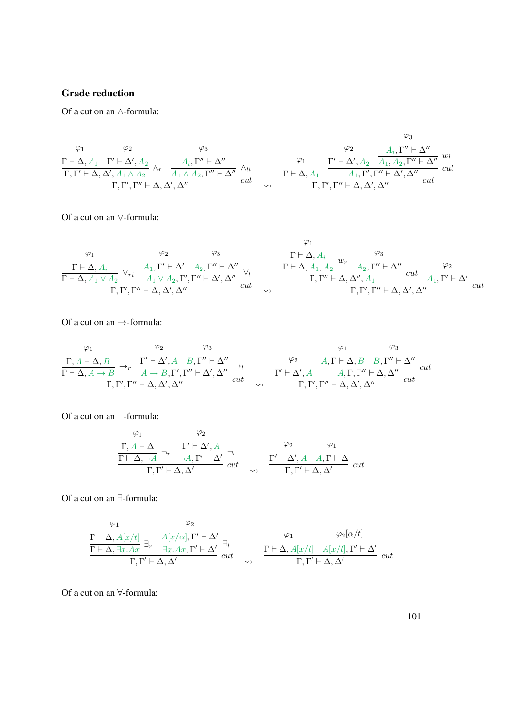## Grade reduction

Of a cut on an $\wedge$-formula:

$$
\dfrac{\dfrac{\dfrac{\varphi_1}{\Gamma \vdash \Delta, A_1} \quad \dfrac{\varphi_2}{\Gamma' \vdash \Delta', A_2}}{\Gamma, \Gamma' \vdash \Delta, \Delta', A_1 \wedge A_2}\ \wedge_r \qquad \dfrac{\dfrac{\varphi_3}{A_i, \Gamma'' \vdash \Delta''}}{A_1 \wedge A_2, \Gamma'' \vdash \Delta''}\ \wedge_{li}}{\Gamma, \Gamma', \Gamma'' \vdash \Delta, \Delta', \Delta''}\ cut
\quad \rightsquigarrow \quad
\dfrac{\dfrac{\varphi_1}{\Gamma \vdash \Delta, A_1} \qquad \dfrac{\dfrac{\varphi_2}{\Gamma' \vdash \Delta', A_2} \quad \dfrac{\dfrac{\varphi_3}{A_i, \Gamma'' \vdash \Delta''}}{A_1, A_2, \Gamma'' \vdash \Delta''}\ w_l}{A_1, \Gamma', \Gamma'' \vdash \Delta', \Delta''}\ cut}{\Gamma, \Gamma', \Gamma'' \vdash \Delta, \Delta', \Delta''}\ cut
$$

Of a cut on an $\vee$-formula:

$$
\dfrac{\dfrac{\dfrac{\varphi_1}{\Gamma \vdash \Delta, A_i}}{\Gamma \vdash \Delta, A_1 \vee A_2}\ \vee_{ri} \qquad \dfrac{\dfrac{\varphi_2}{A_1, \Gamma' \vdash \Delta'} \quad \dfrac{\varphi_3}{A_2, \Gamma'' \vdash \Delta''}}{A_1 \vee A_2, \Gamma', \Gamma'' \vdash \Delta', \Delta''}\ \vee_l}{\Gamma, \Gamma', \Gamma'' \vdash \Delta, \Delta', \Delta''}\ cut
\quad \rightsquigarrow \quad
\dfrac{\dfrac{\dfrac{\dfrac{\varphi_1}{\Gamma \vdash \Delta, A_i}}{\Gamma \vdash \Delta, A_1, A_2}\ w_r \quad \dfrac{\varphi_3}{A_2, \Gamma'' \vdash \Delta''}}{\Gamma, \Gamma'' \vdash \Delta, \Delta'', A_1}\ cut \qquad \dfrac{\varphi_2}{A_1, \Gamma' \vdash \Delta'}}{\Gamma, \Gamma', \Gamma'' \vdash \Delta, \Delta', \Delta''}\ cut
$$

Of a cut on an $\rightarrow$-formula:

$$
\dfrac{\dfrac{\dfrac{\varphi_1}{\Gamma, A \vdash \Delta, B}}{\Gamma \vdash \Delta, A \rightarrow B}\ \rightarrow_r \qquad \dfrac{\dfrac{\varphi_2}{\Gamma' \vdash \Delta', A} \quad \dfrac{\varphi_3}{B, \Gamma'' \vdash \Delta''}}{A \rightarrow B, \Gamma', \Gamma'' \vdash \Delta', \Delta''}\ \rightarrow_l}{\Gamma, \Gamma', \Gamma'' \vdash \Delta, \Delta', \Delta''}\ cut
\quad \rightsquigarrow \quad
\dfrac{\dfrac{\varphi_2}{\Gamma' \vdash \Delta', A} \qquad \dfrac{\dfrac{\varphi_1}{A, \Gamma \vdash \Delta, B} \quad \dfrac{\varphi_3}{B, \Gamma'' \vdash \Delta''}}{A, \Gamma, \Gamma'' \vdash \Delta, \Delta''}\ cut}{\Gamma, \Gamma', \Gamma'' \vdash \Delta, \Delta', \Delta''}\ cut
$$

Of a cut on an $\neg$-formula:

$$
\dfrac{\dfrac{\dfrac{\varphi_1}{\Gamma, A \vdash \Delta}}{\Gamma \vdash \Delta, \neg A}\ \neg_r \qquad \dfrac{\dfrac{\varphi_2}{\Gamma' \vdash \Delta', A}}{\neg A, \Gamma' \vdash \Delta'}\ \neg_l}{\Gamma, \Gamma' \vdash \Delta, \Delta'}\ cut
\quad \rightsquigarrow \quad
\dfrac{\dfrac{\varphi_2}{\Gamma' \vdash \Delta', A} \qquad \dfrac{\varphi_1}{A, \Gamma \vdash \Delta}}{\Gamma, \Gamma' \vdash \Delta, \Delta'}\ cut
$$

Of a cut on an $\exists$-formula:

$$
\dfrac{\dfrac{\dfrac{\varphi_1}{\Gamma \vdash \Delta, A[x/t]}}{\Gamma \vdash \Delta, \exists x.Ax}\ \exists_r \qquad \dfrac{\dfrac{\varphi_2}{A[x/\alpha], \Gamma' \vdash \Delta'}}{\exists x.Ax, \Gamma' \vdash \Delta'}\ \exists_l}{\Gamma, \Gamma' \vdash \Delta, \Delta'}\ cut
\quad \rightsquigarrow \quad
\dfrac{\dfrac{\varphi_1}{\Gamma \vdash \Delta, A[x/t]} \qquad \dfrac{\varphi_2[\alpha/t]}{A[x/t], \Gamma' \vdash \Delta'}}{\Gamma, \Gamma' \vdash \Delta, \Delta'}\ cut
$$

Of a cut on an $\forall$-formula: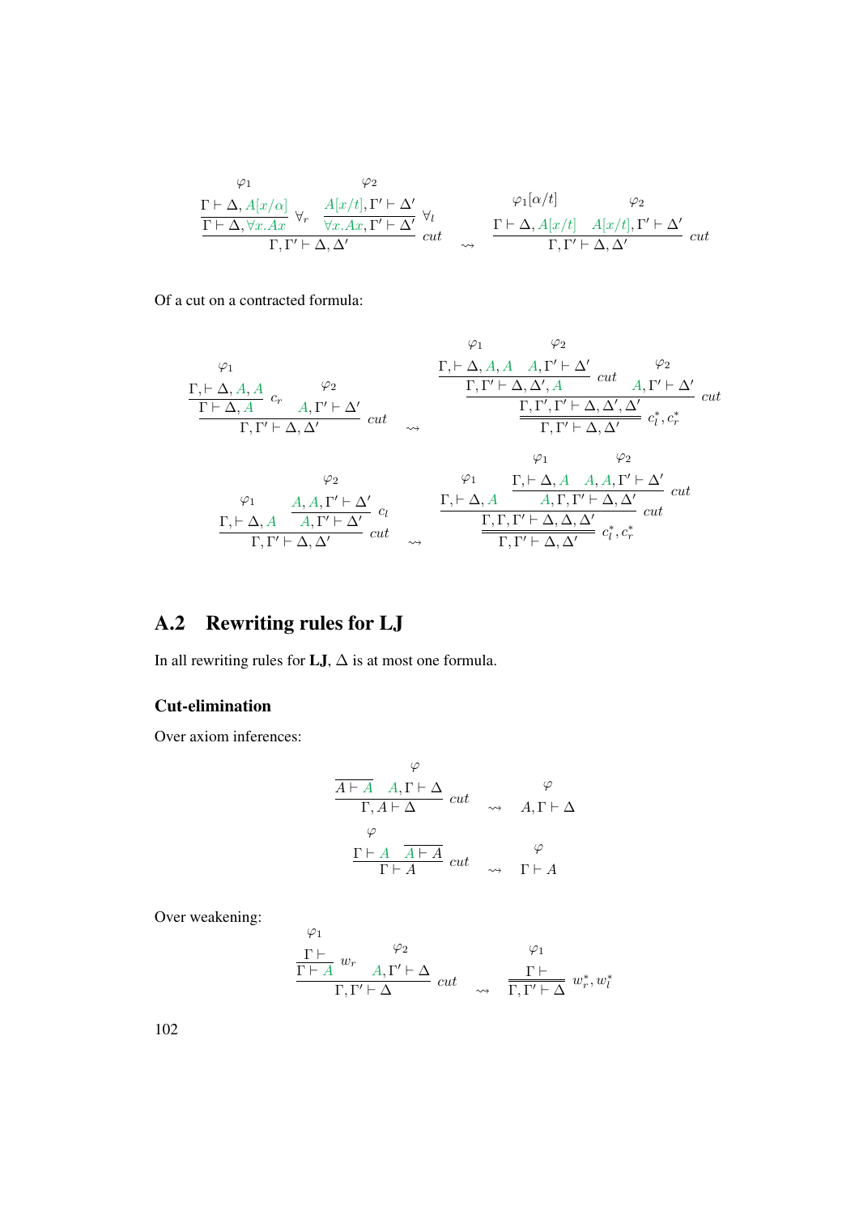$$
\dfrac{\dfrac{\begin{matrix}\varphi_1\\ \Gamma \vdash \Delta, A[x/\alpha]\end{matrix}}{\Gamma \vdash \Delta, \forall x.Ax}\ \forall_r \quad \dfrac{\begin{matrix}\varphi_2\\ A[x/t], \Gamma' \vdash \Delta'\end{matrix}}{\forall x.Ax, \Gamma' \vdash \Delta'}\ \forall_l}{\Gamma, \Gamma' \vdash \Delta, \Delta'}\ cut \quad \rightsquigarrow \quad \dfrac{\begin{matrix}\varphi_1[\alpha/t]\\ \Gamma \vdash \Delta, A[x/t]\end{matrix} \quad \begin{matrix}\varphi_2\\ A[x/t], \Gamma' \vdash \Delta'\end{matrix}}{\Gamma, \Gamma' \vdash \Delta, \Delta'}\ cut
$$

Of a cut on a contracted formula:

$$
\dfrac{\dfrac{\begin{matrix}\varphi_1\\ \Gamma, \vdash \Delta, A, A\end{matrix}}{\Gamma \vdash \Delta, A}\ c_r \quad \begin{matrix}\varphi_2\\ A, \Gamma' \vdash \Delta'\end{matrix}}{\Gamma, \Gamma' \vdash \Delta, \Delta'}\ cut \quad \rightsquigarrow \quad \dfrac{\dfrac{\dfrac{\begin{matrix}\varphi_1\\ \Gamma, \vdash \Delta, A, A\end{matrix} \quad \begin{matrix}\varphi_2\\ A, \Gamma' \vdash \Delta'\end{matrix}}{\Gamma, \Gamma' \vdash \Delta, \Delta', A}\ cut \quad \begin{matrix}\varphi_2\\ A, \Gamma' \vdash \Delta'\end{matrix}}{\Gamma, \Gamma', \Gamma' \vdash \Delta, \Delta', \Delta'}\ cut}{\Gamma, \Gamma' \vdash \Delta, \Delta'}\ c_l^*, c_r^*
$$

$$
\dfrac{\begin{matrix}\varphi_1\\ \Gamma, \vdash \Delta, A\end{matrix} \quad \dfrac{\begin{matrix}\varphi_2\\ A, A, \Gamma' \vdash \Delta'\end{matrix}}{A, \Gamma' \vdash \Delta'}\ c_l}{\Gamma, \Gamma' \vdash \Delta, \Delta'}\ cut \quad \rightsquigarrow \quad \dfrac{\dfrac{\begin{matrix}\varphi_1\\ \Gamma, \vdash \Delta, A\end{matrix} \quad \dfrac{\begin{matrix}\varphi_1\\ \Gamma, \vdash \Delta, A\end{matrix} \quad \begin{matrix}\varphi_2\\ A, A, \Gamma' \vdash \Delta'\end{matrix}}{A, \Gamma, \Gamma' \vdash \Delta, \Delta'}\ cut}{\Gamma, \Gamma, \Gamma' \vdash \Delta, \Delta, \Delta'}\ cut}{\Gamma, \Gamma' \vdash \Delta, \Delta'}\ c_l^*, c_r^*
$$

## A.2 Rewriting rules for LJ

In all rewriting rules for **LJ**, $\Delta$ is at most one formula.

### Cut-elimination

Over axiom inferences:

$$
\dfrac{\overline{A \vdash A} \quad \begin{matrix}\varphi\\ A, \Gamma \vdash \Delta\end{matrix}}{\Gamma, A \vdash \Delta}\ cut \quad \rightsquigarrow \quad \begin{matrix}\varphi\\ A, \Gamma \vdash \Delta\end{matrix}
$$

$$
\dfrac{\begin{matrix}\varphi\\ \Gamma \vdash A\end{matrix} \quad \overline{A \vdash A}}{\Gamma \vdash A}\ cut \quad \rightsquigarrow \quad \begin{matrix}\varphi\\ \Gamma \vdash A\end{matrix}
$$

Over weakening:

$$
\dfrac{\dfrac{\begin{matrix}\varphi_1\\ \Gamma \vdash\end{matrix}}{\Gamma \vdash A}\ w_r \quad \begin{matrix}\varphi_2\\ A, \Gamma' \vdash \Delta\end{matrix}}{\Gamma, \Gamma' \vdash \Delta}\ cut \quad \rightsquigarrow \quad \dfrac{\begin{matrix}\varphi_1\\ \Gamma \vdash\end{matrix}}{\Gamma, \Gamma' \vdash \Delta}\ w_r^*, w_l^*
$$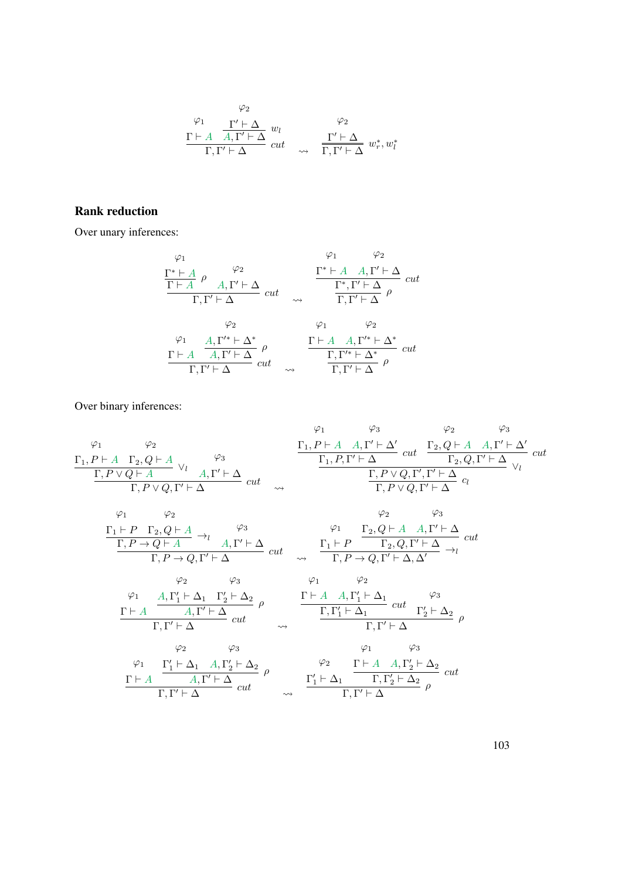$$
\dfrac{\overset{\varphi_1}{\Gamma \vdash A} \quad \dfrac{\overset{\varphi_2}{\Gamma' \vdash \Delta}}{A, \Gamma' \vdash \Delta}\, w_l}{\Gamma, \Gamma' \vdash \Delta}\, cut \quad \rightsquigarrow \quad \dfrac{\overset{\varphi_2}{\Gamma' \vdash \Delta}}{\Gamma, \Gamma' \vdash \Delta}\, w_r^*, w_l^*
$$

### Rank reduction

Over unary inferences:

$$
\dfrac{\dfrac{\overset{\varphi_1}{\Gamma^* \vdash A}}{\Gamma \vdash A}\, \rho \quad \overset{\varphi_2}{A, \Gamma' \vdash \Delta}}{\Gamma, \Gamma' \vdash \Delta}\, cut \quad \rightsquigarrow \quad \dfrac{\dfrac{\overset{\varphi_1}{\Gamma^* \vdash A} \quad \overset{\varphi_2}{A, \Gamma' \vdash \Delta}}{\Gamma^*, \Gamma' \vdash \Delta}\, cut}{\Gamma, \Gamma' \vdash \Delta}\, \rho
$$

$$
\dfrac{\overset{\varphi_1}{\Gamma \vdash A} \quad \dfrac{\overset{\varphi_2}{A, \Gamma'^* \vdash \Delta^*}}{A, \Gamma' \vdash \Delta}\, \rho}{\Gamma, \Gamma' \vdash \Delta}\, cut \quad \rightsquigarrow \quad \dfrac{\dfrac{\overset{\varphi_1}{\Gamma \vdash A} \quad \overset{\varphi_2}{A, \Gamma'^* \vdash \Delta^*}}{\Gamma, \Gamma'^* \vdash \Delta^*}\, cut}{\Gamma, \Gamma' \vdash \Delta}\, \rho
$$

Over binary inferences:

$$
\dfrac{\dfrac{\overset{\varphi_1}{\Gamma_1, P \vdash A} \quad \overset{\varphi_2}{\Gamma_2, Q \vdash A}}{\Gamma, P \vee Q \vdash A}\, \vee_l \quad \overset{\varphi_3}{A, \Gamma' \vdash \Delta}}{\Gamma, P \vee Q, \Gamma' \vdash \Delta}\, cut \quad \rightsquigarrow \quad \dfrac{\dfrac{\dfrac{\overset{\varphi_1}{\Gamma_1, P \vdash A} \quad \overset{\varphi_3}{A, \Gamma' \vdash \Delta'}}{\Gamma_1, P, \Gamma' \vdash \Delta}\, cut \quad \dfrac{\overset{\varphi_2}{\Gamma_2, Q \vdash A} \quad \overset{\varphi_3}{A, \Gamma' \vdash \Delta'}}{\Gamma_2, Q, \Gamma' \vdash \Delta}\, cut}{\Gamma, P \vee Q, \Gamma', \Gamma' \vdash \Delta}\, \vee_l}{\Gamma, P \vee Q, \Gamma' \vdash \Delta}\, c_l
$$

$$
\dfrac{\dfrac{\overset{\varphi_1}{\Gamma_1 \vdash P} \quad \overset{\varphi_2}{\Gamma_2, Q \vdash A}}{\Gamma, P \rightarrow Q \vdash A}\, \rightarrow_l \quad \overset{\varphi_3}{A, \Gamma' \vdash \Delta}}{\Gamma, P \rightarrow Q, \Gamma' \vdash \Delta}\, cut \quad \rightsquigarrow \quad \dfrac{\overset{\varphi_1}{\Gamma_1 \vdash P} \quad \dfrac{\overset{\varphi_2}{\Gamma_2, Q \vdash A} \quad \overset{\varphi_3}{A, \Gamma' \vdash \Delta}}{\Gamma_2, Q, \Gamma' \vdash \Delta}\, cut}{\Gamma, P \rightarrow Q, \Gamma' \vdash \Delta, \Delta'}\, \rightarrow_l
$$

$$
\dfrac{\overset{\varphi_1}{\Gamma \vdash A} \quad \dfrac{\overset{\varphi_2}{A, \Gamma_1' \vdash \Delta_1} \quad \overset{\varphi_3}{\Gamma_2' \vdash \Delta_2}}{A, \Gamma' \vdash \Delta}\, \rho}{\Gamma, \Gamma' \vdash \Delta}\, cut \quad \rightsquigarrow \quad \dfrac{\dfrac{\overset{\varphi_1}{\Gamma \vdash A} \quad \overset{\varphi_2}{A, \Gamma_1' \vdash \Delta_1}}{\Gamma, \Gamma_1' \vdash \Delta_1}\, cut \quad \overset{\varphi_3}{\Gamma_2' \vdash \Delta_2}}{\Gamma, \Gamma' \vdash \Delta}\, \rho
$$

$$
\dfrac{\overset{\varphi_1}{\Gamma \vdash A} \quad \dfrac{\overset{\varphi_2}{\Gamma_1' \vdash \Delta_1} \quad \overset{\varphi_3}{A, \Gamma_2' \vdash \Delta_2}}{A, \Gamma' \vdash \Delta}\, \rho}{\Gamma, \Gamma' \vdash \Delta}\, cut \quad \rightsquigarrow \quad \dfrac{\overset{\varphi_2}{\Gamma_1' \vdash \Delta_1} \quad \dfrac{\overset{\varphi_1}{\Gamma \vdash A} \quad \overset{\varphi_3}{A, \Gamma_2' \vdash \Delta_2}}{\Gamma, \Gamma_2' \vdash \Delta_2}\, cut}{\Gamma, \Gamma' \vdash \Delta}\, \rho
$$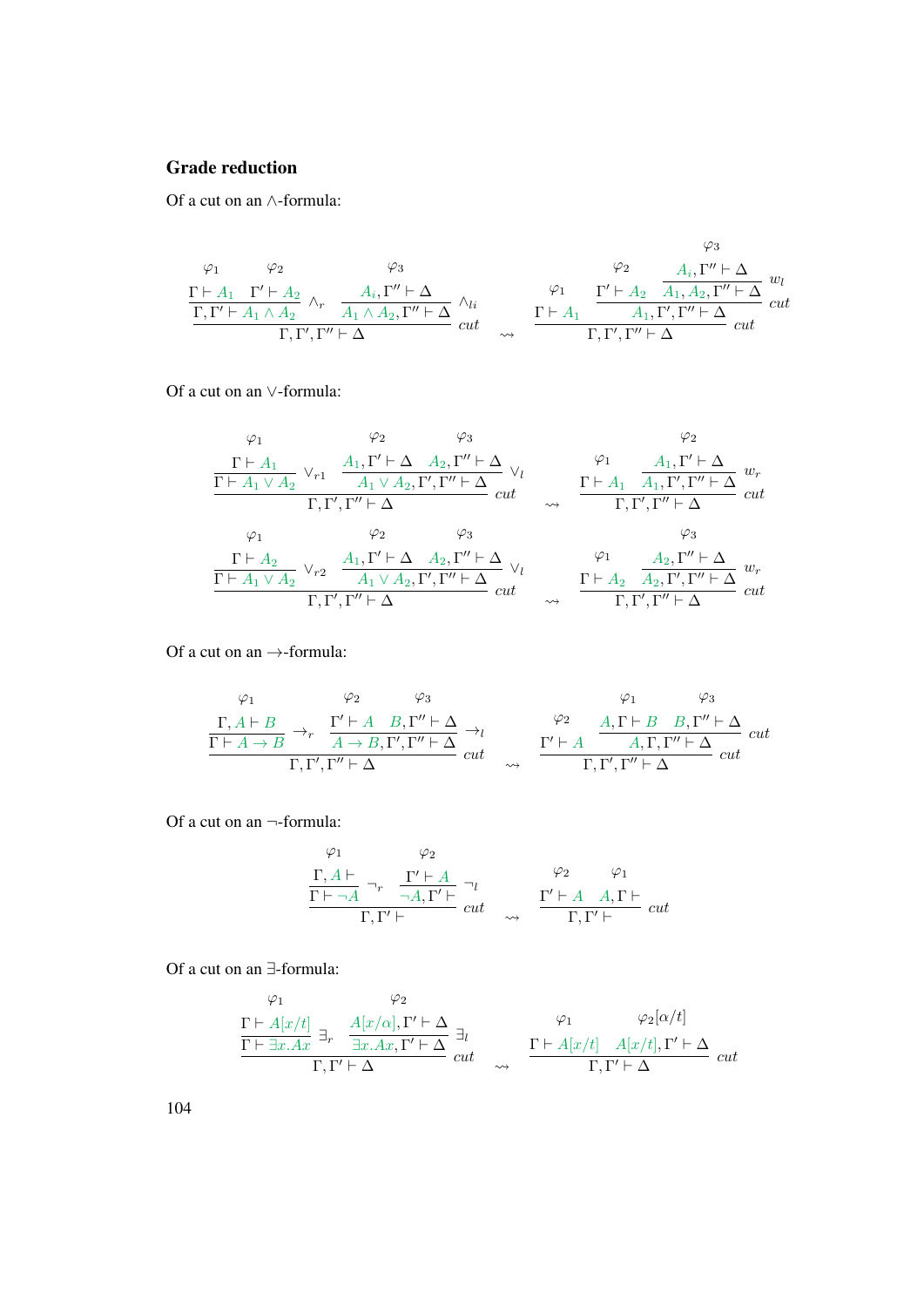**Grade reduction**

Of a cut on an $\wedge$-formula:

$$
\dfrac{\dfrac{\dfrac{\varphi_1}{\Gamma \vdash A_1} \quad \dfrac{\varphi_2}{\Gamma' \vdash A_2}}{\Gamma, \Gamma' \vdash A_1 \wedge A_2} \wedge_r \quad \dfrac{\dfrac{\varphi_3}{A_i, \Gamma'' \vdash \Delta}}{A_1 \wedge A_2, \Gamma'' \vdash \Delta} \wedge_{li}}{\Gamma, \Gamma', \Gamma'' \vdash \Delta} \; cut
\quad \rightsquigarrow \quad
\dfrac{\dfrac{\varphi_1}{\Gamma \vdash A_1} \quad \dfrac{\dfrac{\varphi_2}{\Gamma' \vdash A_2} \quad \dfrac{\dfrac{\varphi_3}{A_i, \Gamma'' \vdash \Delta}}{A_1, A_2, \Gamma'' \vdash \Delta} w_l}{A_1, \Gamma', \Gamma'' \vdash \Delta} \; cut}{\Gamma, \Gamma', \Gamma'' \vdash \Delta} \; cut
$$

Of a cut on an $\vee$-formula:

$$
\dfrac{\dfrac{\dfrac{\varphi_1}{\Gamma \vdash A_1}}{\Gamma \vdash A_1 \vee A_2} \vee_{r1} \quad \dfrac{\dfrac{\varphi_2}{A_1, \Gamma' \vdash \Delta} \quad \dfrac{\varphi_3}{A_2, \Gamma'' \vdash \Delta}}{A_1 \vee A_2, \Gamma', \Gamma'' \vdash \Delta} \vee_l}{\Gamma, \Gamma', \Gamma'' \vdash \Delta} \; cut
\quad \rightsquigarrow \quad
\dfrac{\dfrac{\varphi_1}{\Gamma \vdash A_1} \quad \dfrac{\dfrac{\varphi_2}{A_1, \Gamma' \vdash \Delta}}{A_1, \Gamma', \Gamma'' \vdash \Delta} w_r}{\Gamma, \Gamma', \Gamma'' \vdash \Delta} \; cut
$$

$$
\dfrac{\dfrac{\dfrac{\varphi_1}{\Gamma \vdash A_2}}{\Gamma \vdash A_1 \vee A_2} \vee_{r2} \quad \dfrac{\dfrac{\varphi_2}{A_1, \Gamma' \vdash \Delta} \quad \dfrac{\varphi_3}{A_2, \Gamma'' \vdash \Delta}}{A_1 \vee A_2, \Gamma', \Gamma'' \vdash \Delta} \vee_l}{\Gamma, \Gamma', \Gamma'' \vdash \Delta} \; cut
\quad \rightsquigarrow \quad
\dfrac{\dfrac{\varphi_1}{\Gamma \vdash A_2} \quad \dfrac{\dfrac{\varphi_3}{A_2, \Gamma'' \vdash \Delta}}{A_2, \Gamma', \Gamma'' \vdash \Delta} w_r}{\Gamma, \Gamma', \Gamma'' \vdash \Delta} \; cut
$$

Of a cut on an $\rightarrow$-formula:

$$
\dfrac{\dfrac{\dfrac{\varphi_1}{\Gamma, A \vdash B}}{\Gamma \vdash A \rightarrow B} \rightarrow_r \quad \dfrac{\dfrac{\varphi_2}{\Gamma' \vdash A} \quad \dfrac{\varphi_3}{B, \Gamma'' \vdash \Delta}}{A \rightarrow B, \Gamma', \Gamma'' \vdash \Delta} \rightarrow_l}{\Gamma, \Gamma', \Gamma'' \vdash \Delta} \; cut
\quad \rightsquigarrow \quad
\dfrac{\dfrac{\varphi_2}{\Gamma' \vdash A} \quad \dfrac{\dfrac{\varphi_1}{A, \Gamma \vdash B} \quad \dfrac{\varphi_3}{B, \Gamma'' \vdash \Delta}}{A, \Gamma, \Gamma'' \vdash \Delta} \; cut}{\Gamma, \Gamma', \Gamma'' \vdash \Delta} \; cut
$$

Of a cut on an $\neg$-formula:

$$
\dfrac{\dfrac{\dfrac{\varphi_1}{\Gamma, A \vdash}}{\Gamma \vdash \neg A} \neg_r \quad \dfrac{\dfrac{\varphi_2}{\Gamma' \vdash A}}{\neg A, \Gamma' \vdash} \neg_l}{\Gamma, \Gamma' \vdash} \; cut
\quad \rightsquigarrow \quad
\dfrac{\dfrac{\varphi_2}{\Gamma' \vdash A} \quad \dfrac{\varphi_1}{A, \Gamma \vdash}}{\Gamma, \Gamma' \vdash} \; cut
$$

Of a cut on an $\exists$-formula:

$$
\dfrac{\dfrac{\dfrac{\varphi_1}{\Gamma \vdash A[x/t]}}{\Gamma \vdash \exists x.Ax} \exists_r \quad \dfrac{\dfrac{\varphi_2}{A[x/\alpha], \Gamma' \vdash \Delta}}{\exists x.Ax, \Gamma' \vdash \Delta} \exists_l}{\Gamma, \Gamma' \vdash \Delta} \; cut
\quad \rightsquigarrow \quad
\dfrac{\dfrac{\varphi_1}{\Gamma \vdash A[x/t]} \quad \dfrac{\varphi_2[\alpha/t]}{A[x/t], \Gamma' \vdash \Delta}}{\Gamma, \Gamma' \vdash \Delta} \; cut
$$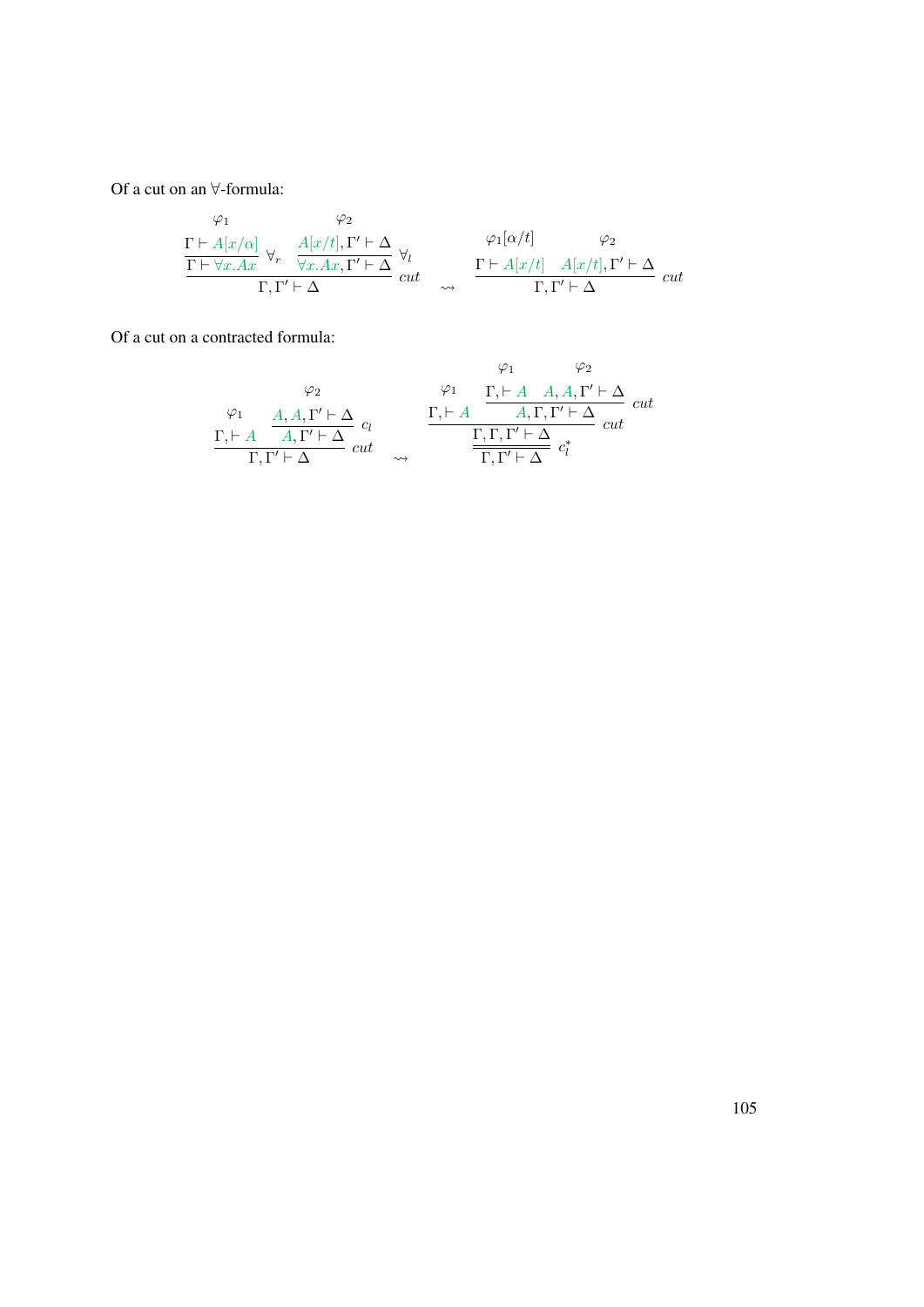Of a cut on an ∀-formula:

$$
\dfrac{\dfrac{\overset{\varphi_1}{\Gamma \vdash A[x/\alpha]}}{\Gamma \vdash \forall x.Ax}\ \forall_r \quad \dfrac{\overset{\varphi_2}{A[x/t], \Gamma' \vdash \Delta}}{\forall x.Ax, \Gamma' \vdash \Delta}\ \forall_l}{\Gamma, \Gamma' \vdash \Delta}\ cut
\quad \rightsquigarrow \quad
\dfrac{\overset{\varphi_1[\alpha/t]}{\Gamma \vdash A[x/t]} \quad \overset{\varphi_2}{A[x/t], \Gamma' \vdash \Delta}}{\Gamma, \Gamma' \vdash \Delta}\ cut
$$

Of a cut on a contracted formula:

$$
\dfrac{\overset{\varphi_1}{\Gamma, \vdash A} \quad \dfrac{\overset{\varphi_2}{A, A, \Gamma' \vdash \Delta}}{A, \Gamma' \vdash \Delta}\ c_l}{\Gamma, \Gamma' \vdash \Delta}\ cut
\quad \rightsquigarrow \quad
\dfrac{\dfrac{\overset{\varphi_1}{\Gamma, \vdash A} \quad \dfrac{\overset{\varphi_1}{\Gamma, \vdash A} \quad \overset{\varphi_2}{A, A, \Gamma' \vdash \Delta}}{A, \Gamma, \Gamma' \vdash \Delta}\ cut}{\Gamma, \Gamma, \Gamma' \vdash \Delta}\ cut}{\Gamma, \Gamma' \vdash \Delta}\ c_l^*
$$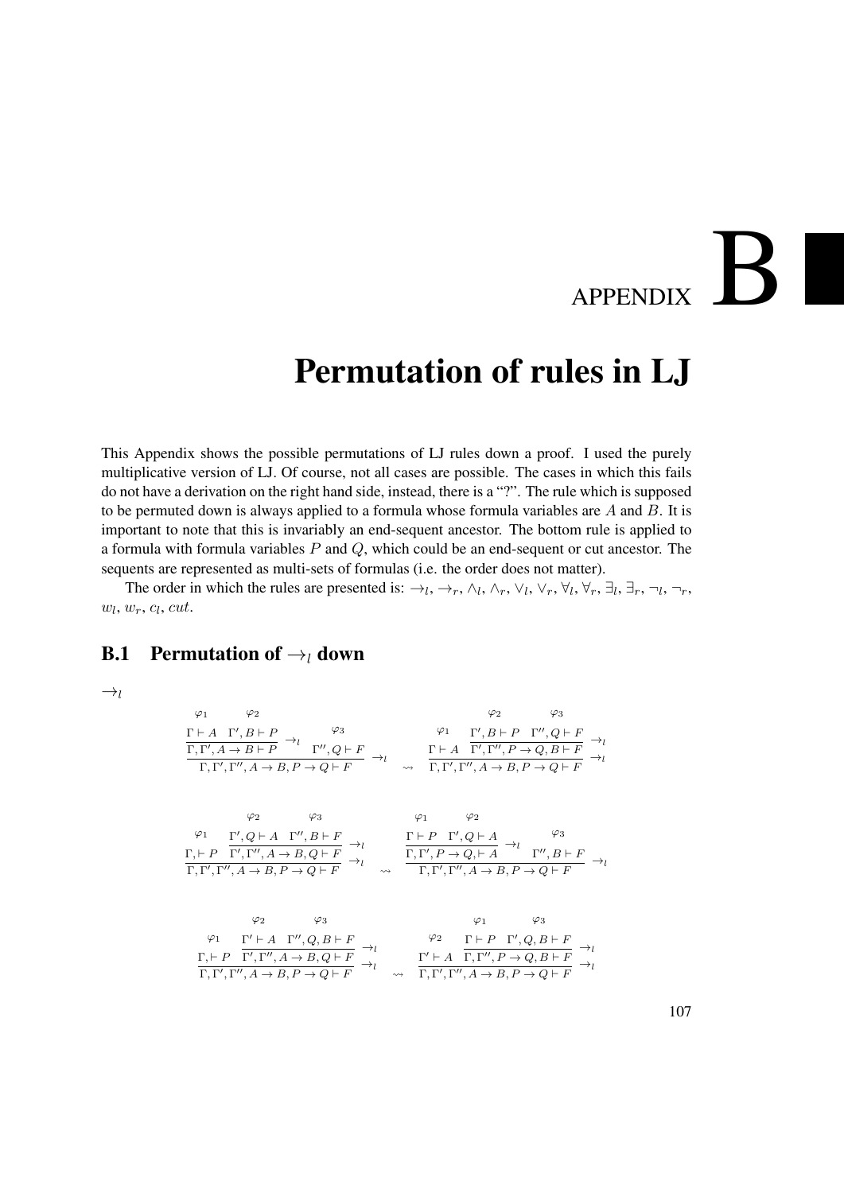# APPENDIX B

# Permutation of rules in LJ

This Appendix shows the possible permutations of LJ rules down a proof. I used the purely multiplicative version of LJ. Of course, not all cases are possible. The cases in which this fails do not have a derivation on the right hand side, instead, there is a "?". The rule which is supposed to be permuted down is always applied to a formula whose formula variables are $A$ and $B$. It is important to note that this is invariably an end-sequent ancestor. The bottom rule is applied to a formula with formula variables $P$ and $Q$, which could be an end-sequent or cut ancestor. The sequents are represented as multi-sets of formulas (i.e. the order does not matter).

The order in which the rules are presented is: $\rightarrow_l$, $\rightarrow_r$, $\wedge_l$, $\wedge_r$, $\vee_l$, $\vee_r$, $\forall_l$, $\forall_r$, $\exists_l$, $\exists_r$, $\neg_l$, $\neg_r$, $w_l$, $w_r$, $c_l$, $cut$.

## B.1 Permutation of $\rightarrow_l$ down

$\rightarrow_l$

$$\dfrac{\dfrac{\overset{\varphi_1}{\Gamma \vdash A} \quad \overset{\varphi_2}{\Gamma', B \vdash P}}{\Gamma, \Gamma', A \rightarrow B \vdash P} \rightarrow_l \quad \overset{\varphi_3}{\Gamma'', Q \vdash F}}{\Gamma, \Gamma', \Gamma'', A \rightarrow B, P \rightarrow Q \vdash F} \rightarrow_l \quad \rightsquigarrow \quad \dfrac{\overset{\varphi_1}{\Gamma \vdash A} \quad \dfrac{\overset{\varphi_2}{\Gamma', B \vdash P} \quad \overset{\varphi_3}{\Gamma'', Q \vdash F}}{\Gamma', \Gamma'', P \rightarrow Q, B \vdash F} \rightarrow_l}{\Gamma, \Gamma', \Gamma'', A \rightarrow B, P \rightarrow Q \vdash F} \rightarrow_l$$

$$\dfrac{\overset{\varphi_1}{\Gamma, \vdash P} \quad \dfrac{\overset{\varphi_2}{\Gamma', Q \vdash A} \quad \overset{\varphi_3}{\Gamma'', B \vdash F}}{\Gamma', \Gamma'', A \rightarrow B, Q \vdash F} \rightarrow_l}{\Gamma, \Gamma', \Gamma'', A \rightarrow B, P \rightarrow Q \vdash F} \rightarrow_l \quad \rightsquigarrow \quad \dfrac{\dfrac{\overset{\varphi_1}{\Gamma \vdash P} \quad \overset{\varphi_2}{\Gamma', Q \vdash A}}{\Gamma, \Gamma', P \rightarrow Q, \vdash A} \rightarrow_l \quad \overset{\varphi_3}{\Gamma'', B \vdash F}}{\Gamma, \Gamma', \Gamma'', A \rightarrow B, P \rightarrow Q \vdash F} \rightarrow_l$$

$$\dfrac{\overset{\varphi_1}{\Gamma, \vdash P} \quad \dfrac{\overset{\varphi_2}{\Gamma' \vdash A} \quad \overset{\varphi_3}{\Gamma'', Q, B \vdash F}}{\Gamma', \Gamma'', A \rightarrow B, Q \vdash F} \rightarrow_l}{\Gamma, \Gamma', \Gamma'', A \rightarrow B, P \rightarrow Q \vdash F} \rightarrow_l \quad \rightsquigarrow \quad \dfrac{\overset{\varphi_2}{\Gamma' \vdash A} \quad \dfrac{\overset{\varphi_1}{\Gamma \vdash P} \quad \overset{\varphi_3}{\Gamma', Q, B \vdash F}}{\Gamma, \Gamma'', P \rightarrow Q, B \vdash F} \rightarrow_l}{\Gamma, \Gamma', \Gamma'', A \rightarrow B, P \rightarrow Q \vdash F} \rightarrow_l$$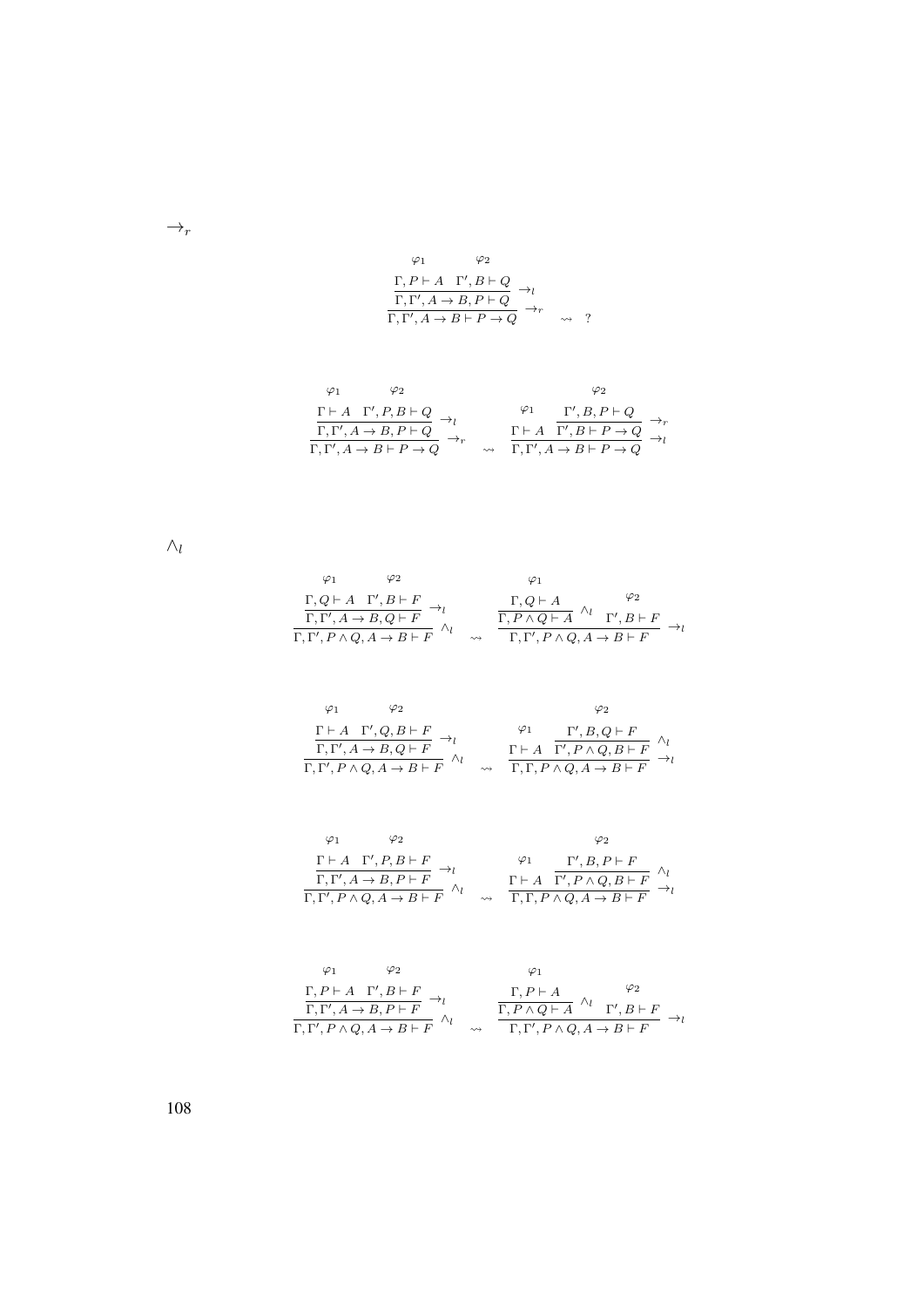$\rightarrow_r$

$$\dfrac{\dfrac{\overset{\varphi_1}{\Gamma, P \vdash A} \quad \overset{\varphi_2}{\Gamma', B \vdash Q}}{\Gamma, \Gamma', A \rightarrow B, P \vdash Q} \rightarrow_l}{\Gamma, \Gamma', A \rightarrow B \vdash P \rightarrow Q} \rightarrow_r \quad \rightsquigarrow \quad ?$$

$$\dfrac{\dfrac{\overset{\varphi_1}{\Gamma \vdash A} \quad \overset{\varphi_2}{\Gamma', P, B \vdash Q}}{\Gamma, \Gamma', A \rightarrow B, P \vdash Q} \rightarrow_l}{\Gamma, \Gamma', A \rightarrow B \vdash P \rightarrow Q} \rightarrow_r \quad \rightsquigarrow \quad \dfrac{\overset{\varphi_1}{\Gamma \vdash A} \quad \dfrac{\overset{\varphi_2}{\Gamma', B, P \vdash Q}}{\Gamma', B \vdash P \rightarrow Q} \rightarrow_r}{\Gamma, \Gamma', A \rightarrow B \vdash P \rightarrow Q} \rightarrow_l$$

$\wedge_l$

$$\dfrac{\dfrac{\overset{\varphi_1}{\Gamma, Q \vdash A} \quad \overset{\varphi_2}{\Gamma', B \vdash F}}{\Gamma, \Gamma', A \rightarrow B, Q \vdash F} \rightarrow_l}{\Gamma, \Gamma', P \wedge Q, A \rightarrow B \vdash F} \wedge_l \quad \rightsquigarrow \quad \dfrac{\dfrac{\overset{\varphi_1}{\Gamma, Q \vdash A}}{\Gamma, P \wedge Q \vdash A} \wedge_l \quad \overset{\varphi_2}{\Gamma', B \vdash F}}{\Gamma, \Gamma', P \wedge Q, A \rightarrow B \vdash F} \rightarrow_l$$

$$\dfrac{\dfrac{\overset{\varphi_1}{\Gamma \vdash A} \quad \overset{\varphi_2}{\Gamma', Q, B \vdash F}}{\Gamma, \Gamma', A \rightarrow B, Q \vdash F} \rightarrow_l}{\Gamma, \Gamma', P \wedge Q, A \rightarrow B \vdash F} \wedge_l \quad \rightsquigarrow \quad \dfrac{\overset{\varphi_1}{\Gamma \vdash A} \quad \dfrac{\overset{\varphi_2}{\Gamma', B, Q \vdash F}}{\Gamma', P \wedge Q, B \vdash F} \wedge_l}{\Gamma, \Gamma, P \wedge Q, A \rightarrow B \vdash F} \rightarrow_l$$

$$\dfrac{\dfrac{\overset{\varphi_1}{\Gamma \vdash A} \quad \overset{\varphi_2}{\Gamma', P, B \vdash F}}{\Gamma, \Gamma', A \rightarrow B, P \vdash F} \rightarrow_l}{\Gamma, \Gamma', P \wedge Q, A \rightarrow B \vdash F} \wedge_l \quad \rightsquigarrow \quad \dfrac{\overset{\varphi_1}{\Gamma \vdash A} \quad \dfrac{\overset{\varphi_2}{\Gamma', B, P \vdash F}}{\Gamma', P \wedge Q, B \vdash F} \wedge_l}{\Gamma, \Gamma, P \wedge Q, A \rightarrow B \vdash F} \rightarrow_l$$

$$\dfrac{\dfrac{\overset{\varphi_1}{\Gamma, P \vdash A} \quad \overset{\varphi_2}{\Gamma', B \vdash F}}{\Gamma, \Gamma', A \rightarrow B, P \vdash F} \rightarrow_l}{\Gamma, \Gamma', P \wedge Q, A \rightarrow B \vdash F} \wedge_l \quad \rightsquigarrow \quad \dfrac{\dfrac{\overset{\varphi_1}{\Gamma, P \vdash A}}{\Gamma, P \wedge Q \vdash A} \wedge_l \quad \overset{\varphi_2}{\Gamma', B \vdash F}}{\Gamma, \Gamma', P \wedge Q, A \rightarrow B \vdash F} \rightarrow_l$$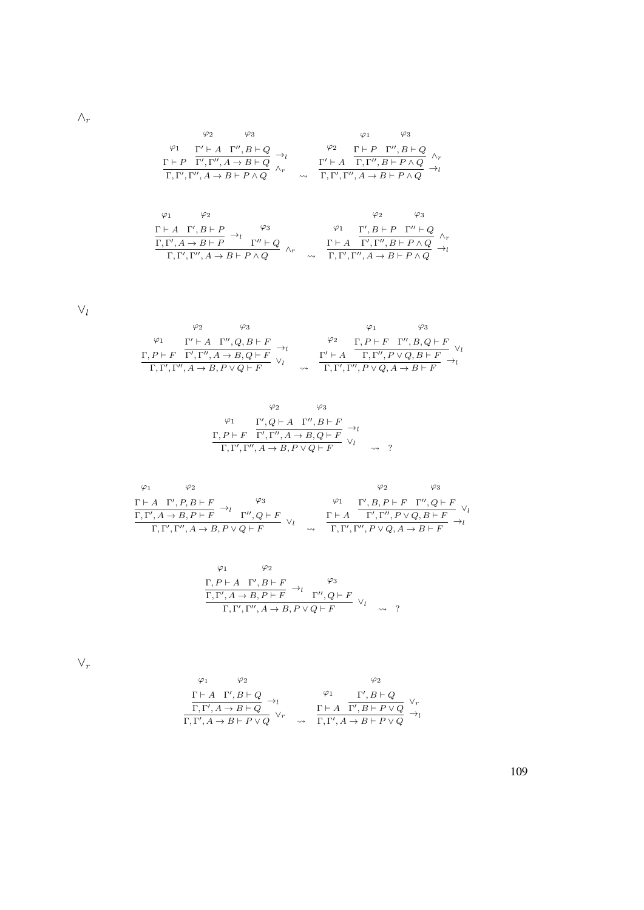$\wedge_r$

$$\dfrac{\dfrac{\varphi_1}{\Gamma \vdash P} \quad \dfrac{\dfrac{\varphi_2}{\Gamma' \vdash A} \quad \dfrac{\varphi_3}{\Gamma'', B \vdash Q}}{\Gamma', \Gamma'', A \to B \vdash Q} \to_l}{\Gamma, \Gamma', \Gamma'', A \to B \vdash P \wedge Q} \wedge_r \quad \rightsquigarrow \quad \dfrac{\dfrac{\varphi_2}{\Gamma' \vdash A} \quad \dfrac{\dfrac{\varphi_1}{\Gamma \vdash P} \quad \dfrac{\varphi_3}{\Gamma'', B \vdash Q}}{\Gamma, \Gamma'', B \vdash P \wedge Q} \wedge_r}{\Gamma, \Gamma', \Gamma'', A \to B \vdash P \wedge Q} \to_l$$

$$\dfrac{\dfrac{\dfrac{\varphi_1}{\Gamma \vdash A} \quad \dfrac{\varphi_2}{\Gamma', B \vdash P}}{\Gamma, \Gamma', A \to B \vdash P} \to_l \quad \dfrac{\varphi_3}{\Gamma'' \vdash Q}}{\Gamma, \Gamma', \Gamma'', A \to B \vdash P \wedge Q} \wedge_r \quad \rightsquigarrow \quad \dfrac{\dfrac{\varphi_1}{\Gamma \vdash A} \quad \dfrac{\dfrac{\varphi_2}{\Gamma', B \vdash P} \quad \dfrac{\varphi_3}{\Gamma'' \vdash Q}}{\Gamma', \Gamma'', B \vdash P \wedge Q} \wedge_r}{\Gamma, \Gamma', \Gamma'', A \to B \vdash P \wedge Q} \to_l$$

$\vee_l$

$$\dfrac{\dfrac{\varphi_1}{\Gamma, P \vdash F} \quad \dfrac{\dfrac{\varphi_2}{\Gamma' \vdash A} \quad \dfrac{\varphi_3}{\Gamma'', Q, B \vdash F}}{\Gamma', \Gamma'', A \to B, Q \vdash F} \to_l}{\Gamma, \Gamma', \Gamma'', A \to B, P \vee Q \vdash F} \vee_l \quad \rightsquigarrow \quad \dfrac{\dfrac{\varphi_2}{\Gamma' \vdash A} \quad \dfrac{\dfrac{\varphi_1}{\Gamma, P \vdash F} \quad \dfrac{\varphi_3}{\Gamma'', B, Q \vdash F}}{\Gamma, \Gamma'', P \vee Q, B \vdash F} \vee_l}{\Gamma, \Gamma', \Gamma'', P \vee Q, A \to B \vdash F} \to_l$$

$$\dfrac{\dfrac{\varphi_1}{\Gamma, P \vdash F} \quad \dfrac{\dfrac{\varphi_2}{\Gamma', Q \vdash A} \quad \dfrac{\varphi_3}{\Gamma'', B \vdash F}}{\Gamma', \Gamma'', A \to B, Q \vdash F} \to_l}{\Gamma, \Gamma', \Gamma'', A \to B, P \vee Q \vdash F} \vee_l \quad \rightsquigarrow \quad ?$$

$$\dfrac{\dfrac{\dfrac{\varphi_1}{\Gamma \vdash A} \quad \dfrac{\varphi_2}{\Gamma', P, B \vdash F}}{\Gamma, \Gamma', A \to B, P \vdash F} \to_l \quad \dfrac{\varphi_3}{\Gamma'', Q \vdash F}}{\Gamma, \Gamma', \Gamma'', A \to B, P \vee Q \vdash F} \vee_l \quad \rightsquigarrow \quad \dfrac{\dfrac{\varphi_1}{\Gamma \vdash A} \quad \dfrac{\dfrac{\varphi_2}{\Gamma', B, P \vdash F} \quad \dfrac{\varphi_3}{\Gamma'', Q \vdash F}}{\Gamma', \Gamma'', P \vee Q, B \vdash F} \vee_l}{\Gamma, \Gamma', \Gamma'', P \vee Q, A \to B \vdash F} \to_l$$

$$\dfrac{\dfrac{\dfrac{\varphi_1}{\Gamma, P \vdash A} \quad \dfrac{\varphi_2}{\Gamma', B \vdash F}}{\Gamma, \Gamma', A \to B, P \vdash F} \to_l \quad \dfrac{\varphi_3}{\Gamma'', Q \vdash F}}{\Gamma, \Gamma', \Gamma'', A \to B, P \vee Q \vdash F} \vee_l \quad \rightsquigarrow \quad ?$$

$\vee_r$

$$\dfrac{\dfrac{\dfrac{\varphi_1}{\Gamma \vdash A} \quad \dfrac{\varphi_2}{\Gamma', B \vdash Q}}{\Gamma, \Gamma', A \to B \vdash Q} \to_l}{\Gamma, \Gamma', A \to B \vdash P \vee Q} \vee_r \quad \rightsquigarrow \quad \dfrac{\dfrac{\varphi_1}{\Gamma \vdash A} \quad \dfrac{\dfrac{\varphi_2}{\Gamma', B \vdash Q}}{\Gamma', B \vdash P \vee Q} \vee_r}{\Gamma, \Gamma', A \to B \vdash P \vee Q} \to_l$$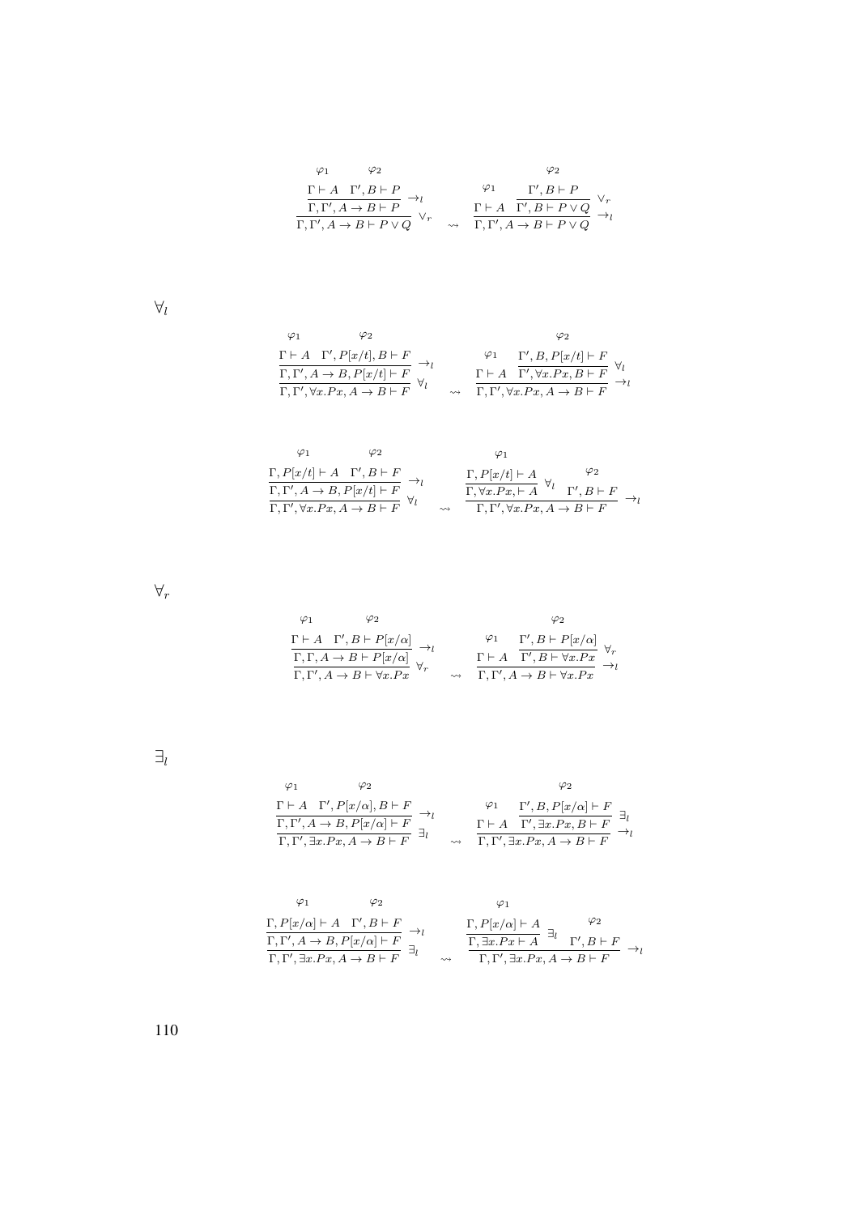$$
\dfrac{\dfrac{\overset{\varphi_1}{\Gamma \vdash A} \quad \overset{\varphi_2}{\Gamma', B \vdash P}}{\Gamma, \Gamma', A \to B \vdash P} \to_l}{\Gamma, \Gamma', A \to B \vdash P \vee Q} \vee_r
\quad \rightsquigarrow \quad
\dfrac{\overset{\varphi_1}{\Gamma \vdash A} \quad \dfrac{\overset{\varphi_2}{\Gamma', B \vdash P}}{\Gamma', B \vdash P \vee Q} \vee_r}{\Gamma, \Gamma', A \to B \vdash P \vee Q} \to_l
$$

$\forall_l$

$$
\dfrac{\dfrac{\overset{\varphi_1}{\Gamma \vdash A} \quad \overset{\varphi_2}{\Gamma', P[x/t], B \vdash F}}{\Gamma, \Gamma', A \to B, P[x/t] \vdash F} \to_l}{\Gamma, \Gamma', \forall x.Px, A \to B \vdash F} \forall_l
\quad \rightsquigarrow \quad
\dfrac{\overset{\varphi_1}{\Gamma \vdash A} \quad \dfrac{\overset{\varphi_2}{\Gamma', B, P[x/t] \vdash F}}{\Gamma', \forall x.Px, B \vdash F} \forall_l}{\Gamma, \Gamma', \forall x.Px, A \to B \vdash F} \to_l
$$

$$
\dfrac{\dfrac{\overset{\varphi_1}{\Gamma, P[x/t] \vdash A} \quad \overset{\varphi_2}{\Gamma', B \vdash F}}{\Gamma, \Gamma', A \to B, P[x/t] \vdash F} \to_l}{\Gamma, \Gamma', \forall x.Px, A \to B \vdash F} \forall_l
\quad \rightsquigarrow \quad
\dfrac{\dfrac{\overset{\varphi_1}{\Gamma, P[x/t] \vdash A}}{\Gamma, \forall x.Px, \vdash A} \forall_l \quad \overset{\varphi_2}{\Gamma', B \vdash F}}{\Gamma, \Gamma', \forall x.Px, A \to B \vdash F} \to_l
$$

$\forall_r$

$$
\dfrac{\dfrac{\overset{\varphi_1}{\Gamma \vdash A} \quad \overset{\varphi_2}{\Gamma', B \vdash P[x/\alpha]}}{\Gamma, \Gamma, A \to B \vdash P[x/\alpha]} \to_l}{\Gamma, \Gamma', A \to B \vdash \forall x.Px} \forall_r
\quad \rightsquigarrow \quad
\dfrac{\overset{\varphi_1}{\Gamma \vdash A} \quad \dfrac{\overset{\varphi_2}{\Gamma', B \vdash P[x/\alpha]}}{\Gamma', B \vdash \forall x.Px} \forall_r}{\Gamma, \Gamma', A \to B \vdash \forall x.Px} \to_l
$$

$\exists_l$

$$
\dfrac{\dfrac{\overset{\varphi_1}{\Gamma \vdash A} \quad \overset{\varphi_2}{\Gamma', P[x/\alpha], B \vdash F}}{\Gamma, \Gamma', A \to B, P[x/\alpha] \vdash F} \to_l}{\Gamma, \Gamma', \exists x.Px, A \to B \vdash F} \exists_l
\quad \rightsquigarrow \quad
\dfrac{\overset{\varphi_1}{\Gamma \vdash A} \quad \dfrac{\overset{\varphi_2}{\Gamma', B, P[x/\alpha] \vdash F}}{\Gamma', \exists x.Px, B \vdash F} \exists_l}{\Gamma, \Gamma', \exists x.Px, A \to B \vdash F} \to_l
$$

$$
\dfrac{\dfrac{\overset{\varphi_1}{\Gamma, P[x/\alpha] \vdash A} \quad \overset{\varphi_2}{\Gamma', B \vdash F}}{\Gamma, \Gamma', A \to B, P[x/\alpha] \vdash F} \to_l}{\Gamma, \Gamma', \exists x.Px, A \to B \vdash F} \exists_l
\quad \rightsquigarrow \quad
\dfrac{\dfrac{\overset{\varphi_1}{\Gamma, P[x/\alpha] \vdash A}}{\Gamma, \exists x.Px \vdash A} \exists_l \quad \overset{\varphi_2}{\Gamma', B \vdash F}}{\Gamma, \Gamma', \exists x.Px, A \to B \vdash F} \to_l
$$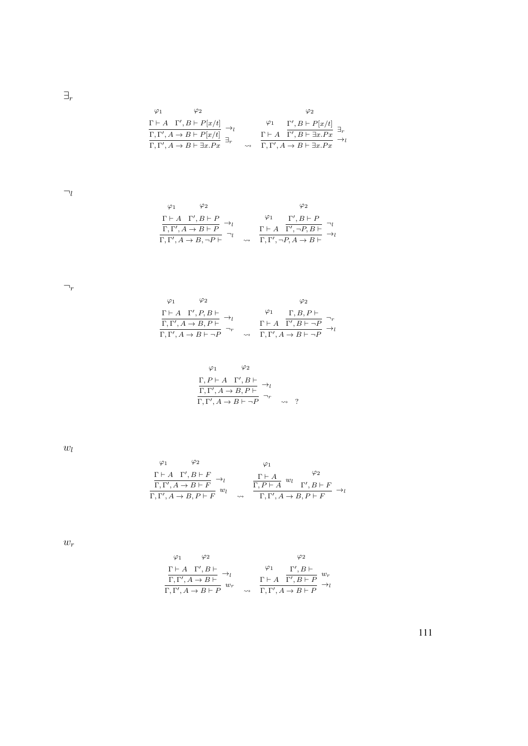$\exists_r$

$$\dfrac{\dfrac{\overset{\varphi_1}{\Gamma \vdash A} \quad \overset{\varphi_2}{\Gamma', B \vdash P[x/t]}}{\Gamma, \Gamma', A \to B \vdash P[x/t]} \to_l}{\Gamma, \Gamma', A \to B \vdash \exists x.Px} \exists_r \quad \rightsquigarrow \quad \dfrac{\overset{\varphi_1}{\Gamma \vdash A} \quad \dfrac{\overset{\varphi_2}{\Gamma', B \vdash P[x/t]}}{\Gamma', B \vdash \exists x.Px} \exists_r}{\Gamma, \Gamma', A \to B \vdash \exists x.Px} \to_l$$

$\neg_l$

$$\dfrac{\dfrac{\overset{\varphi_1}{\Gamma \vdash A} \quad \overset{\varphi_2}{\Gamma', B \vdash P}}{\Gamma, \Gamma', A \to B \vdash P} \to_l}{\Gamma, \Gamma', A \to B, \neg P \vdash} \neg_l \quad \rightsquigarrow \quad \dfrac{\overset{\varphi_1}{\Gamma \vdash A} \quad \dfrac{\overset{\varphi_2}{\Gamma', B \vdash P}}{\Gamma', \neg P, B \vdash} \neg_l}{\Gamma, \Gamma', \neg P, A \to B \vdash} \to_l$$

$\neg_r$

$$\dfrac{\dfrac{\overset{\varphi_1}{\Gamma \vdash A} \quad \overset{\varphi_2}{\Gamma', P, B \vdash}}{\Gamma, \Gamma', A \to B, P \vdash} \to_l}{\Gamma, \Gamma', A \to B \vdash \neg P} \neg_r \quad \rightsquigarrow \quad \dfrac{\overset{\varphi_1}{\Gamma \vdash A} \quad \dfrac{\overset{\varphi_2}{\Gamma, B, P \vdash}}{\Gamma', B \vdash \neg P} \neg_r}{\Gamma, \Gamma', A \to B \vdash \neg P} \to_l$$

$$\dfrac{\dfrac{\overset{\varphi_1}{\Gamma, P \vdash A} \quad \overset{\varphi_2}{\Gamma', B \vdash}}{\Gamma, \Gamma', A \to B, P \vdash} \to_l}{\Gamma, \Gamma', A \to B \vdash \neg P} \neg_r \quad \rightsquigarrow \quad ?$$

$w_l$

$$\dfrac{\dfrac{\overset{\varphi_1}{\Gamma \vdash A} \quad \overset{\varphi_2}{\Gamma', B \vdash F}}{\Gamma, \Gamma', A \to B \vdash F} \to_l}{\Gamma, \Gamma', A \to B, P \vdash F} w_l \quad \rightsquigarrow \quad \dfrac{\dfrac{\overset{\varphi_1}{\Gamma \vdash A}}{\Gamma, P \vdash A} w_l \quad \overset{\varphi_2}{\Gamma', B \vdash F}}{\Gamma, \Gamma', A \to B, P \vdash F} \to_l$$

$w_r$

$$\dfrac{\dfrac{\overset{\varphi_1}{\Gamma \vdash A} \quad \overset{\varphi_2}{\Gamma', B \vdash}}{\Gamma, \Gamma', A \to B \vdash} \to_l}{\Gamma, \Gamma', A \to B \vdash P} w_r \quad \rightsquigarrow \quad \dfrac{\overset{\varphi_1}{\Gamma \vdash A} \quad \dfrac{\overset{\varphi_2}{\Gamma', B \vdash}}{\Gamma', B \vdash P} w_r}{\Gamma, \Gamma', A \to B \vdash P} \to_l$$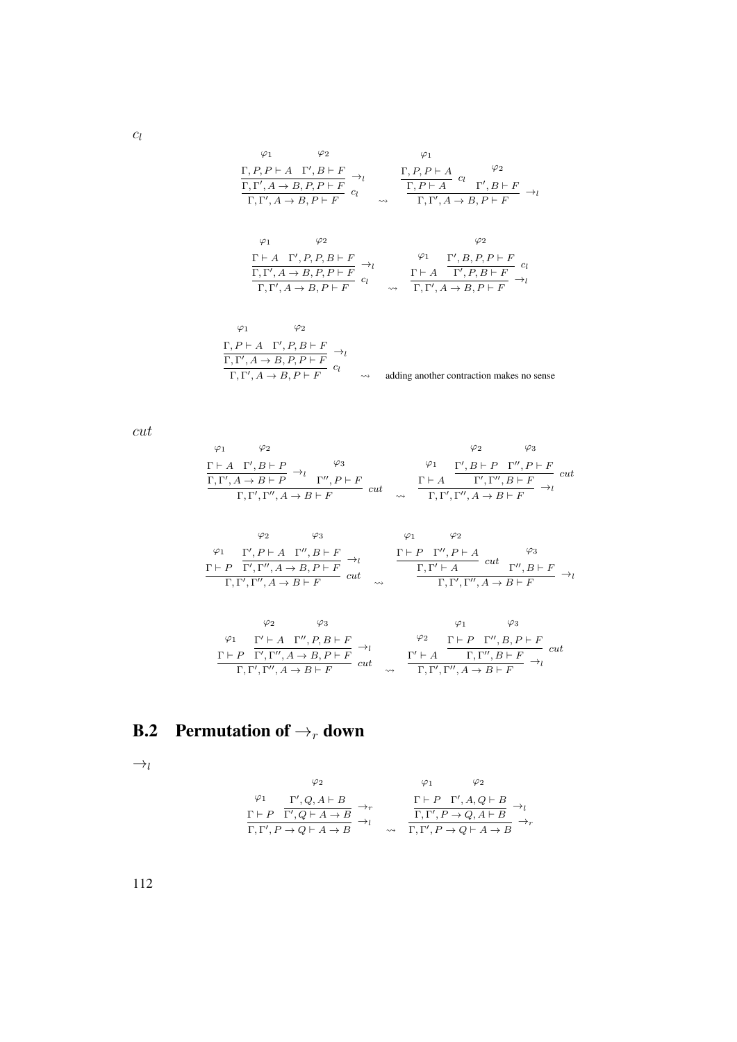$c_l$

$$\dfrac{\dfrac{\overset{\varphi_1}{\Gamma, P, P \vdash A} \quad \overset{\varphi_2}{\Gamma', B \vdash F}}{\Gamma, \Gamma', A \to B, P, P \vdash F}\ \to_l}{\Gamma, \Gamma', A \to B, P \vdash F}\ c_l \quad \rightsquigarrow \quad \dfrac{\dfrac{\overset{\varphi_1}{\Gamma, P, P \vdash A}}{\Gamma, P \vdash A}\ c_l \quad \overset{\varphi_2}{\Gamma', B \vdash F}}{\Gamma, \Gamma', A \to B, P \vdash F}\ \to_l$$

$$\dfrac{\dfrac{\overset{\varphi_1}{\Gamma \vdash A} \quad \overset{\varphi_2}{\Gamma', P, P, B \vdash F}}{\Gamma, \Gamma', A \to B, P, P \vdash F}\ \to_l}{\Gamma, \Gamma', A \to B, P \vdash F}\ c_l \quad \rightsquigarrow \quad \dfrac{\overset{\varphi_1}{\Gamma \vdash A} \quad \dfrac{\overset{\varphi_2}{\Gamma', B, P, P \vdash F}}{\Gamma', P, B \vdash F}\ c_l}{\Gamma, \Gamma', A \to B, P \vdash F}\ \to_l$$

$$\dfrac{\dfrac{\overset{\varphi_1}{\Gamma, P \vdash A} \quad \overset{\varphi_2}{\Gamma', P, B \vdash F}}{\Gamma, \Gamma', A \to B, P, P \vdash F}\ \to_l}{\Gamma, \Gamma', A \to B, P \vdash F}\ c_l \quad \rightsquigarrow \quad \text{adding another contraction makes no sense}$$

$cut$

$$\dfrac{\dfrac{\overset{\varphi_1}{\Gamma \vdash A} \quad \overset{\varphi_2}{\Gamma', B \vdash P}}{\Gamma, \Gamma', A \to B \vdash P}\ \to_l \quad \overset{\varphi_3}{\Gamma'', P \vdash F}}{\Gamma, \Gamma', \Gamma'', A \to B \vdash F}\ cut \quad \rightsquigarrow \quad \dfrac{\overset{\varphi_1}{\Gamma \vdash A} \quad \dfrac{\overset{\varphi_2}{\Gamma', B \vdash P} \quad \overset{\varphi_3}{\Gamma'', P \vdash F}}{\Gamma', \Gamma'', B \vdash F}\ cut}{\Gamma, \Gamma', \Gamma'', A \to B \vdash F}\ \to_l$$

$$\dfrac{\overset{\varphi_1}{\Gamma \vdash P} \quad \dfrac{\overset{\varphi_2}{\Gamma', P \vdash A} \quad \overset{\varphi_3}{\Gamma'', B \vdash F}}{\Gamma', \Gamma'', A \to B, P \vdash F}\ \to_l}{\Gamma, \Gamma', \Gamma'', A \to B \vdash F}\ cut \quad \rightsquigarrow \quad \dfrac{\dfrac{\overset{\varphi_1}{\Gamma \vdash P} \quad \overset{\varphi_2}{\Gamma'', P \vdash A}}{\Gamma, \Gamma' \vdash A}\ cut \quad \overset{\varphi_3}{\Gamma'', B \vdash F}}{\Gamma, \Gamma', \Gamma'', A \to B \vdash F}\ \to_l$$

$$\dfrac{\overset{\varphi_1}{\Gamma \vdash P} \quad \dfrac{\overset{\varphi_2}{\Gamma' \vdash A} \quad \overset{\varphi_3}{\Gamma'', P, B \vdash F}}{\Gamma', \Gamma'', A \to B, P \vdash F}\ \to_l}{\Gamma, \Gamma', \Gamma'', A \to B \vdash F}\ cut \quad \rightsquigarrow \quad \dfrac{\overset{\varphi_2}{\Gamma' \vdash A} \quad \dfrac{\overset{\varphi_1}{\Gamma \vdash P} \quad \overset{\varphi_3}{\Gamma'', B, P \vdash F}}{\Gamma, \Gamma'', B \vdash F}\ cut}{\Gamma, \Gamma', \Gamma'', A \to B \vdash F}\ \to_l$$

## B.2 Permutation of $\to_r$ down

$\to_l$

$$\dfrac{\overset{\varphi_1}{\Gamma \vdash P} \quad \dfrac{\overset{\varphi_2}{\Gamma', Q, A \vdash B}}{\Gamma', Q \vdash A \to B}\ \to_r}{\Gamma, \Gamma', P \to Q \vdash A \to B}\ \to_l \quad \rightsquigarrow \quad \dfrac{\dfrac{\overset{\varphi_1}{\Gamma \vdash P} \quad \overset{\varphi_2}{\Gamma', A, Q \vdash B}}{\Gamma, \Gamma', P \to Q, A \vdash B}\ \to_l}{\Gamma, \Gamma', P \to Q \vdash A \to B}\ \to_r$$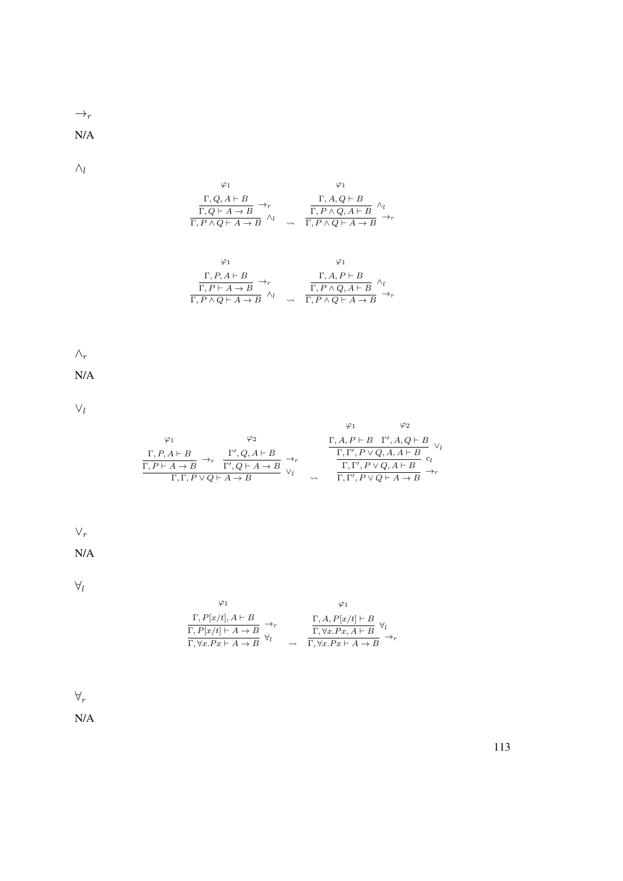$\rightarrow_r$

N/A

$\wedge_l$

$$
\dfrac{\dfrac{\overset{\varphi_1}{\Gamma, Q, A \vdash B}}{\Gamma, Q \vdash A \rightarrow B} \rightarrow_r}{\Gamma, P \wedge Q \vdash A \rightarrow B} \wedge_l \quad \rightsquigarrow \quad \dfrac{\dfrac{\overset{\varphi_1}{\Gamma, A, Q \vdash B}}{\Gamma, P \wedge Q, A \vdash B} \wedge_l}{\Gamma, P \wedge Q \vdash A \rightarrow B} \rightarrow_r
$$

$$
\dfrac{\dfrac{\overset{\varphi_1}{\Gamma, P, A \vdash B}}{\Gamma, P \vdash A \rightarrow B} \rightarrow_r}{\Gamma, P \wedge Q \vdash A \rightarrow B} \wedge_l \quad \rightsquigarrow \quad \dfrac{\dfrac{\overset{\varphi_1}{\Gamma, A, P \vdash B}}{\Gamma, P \wedge Q, A \vdash B} \wedge_l}{\Gamma, P \wedge Q \vdash A \rightarrow B} \rightarrow_r
$$

$\wedge_r$

N/A

$\vee_l$

$$
\dfrac{\dfrac{\overset{\varphi_1}{\Gamma, P, A \vdash B}}{\Gamma, P \vdash A \rightarrow B} \rightarrow_r \quad \dfrac{\overset{\varphi_2}{\Gamma', Q, A \vdash B}}{\Gamma', Q \vdash A \rightarrow B} \rightarrow_r}{\Gamma, \Gamma, P \vee Q \vdash A \rightarrow B} \vee_l \quad \rightsquigarrow \quad \dfrac{\dfrac{\dfrac{\overset{\varphi_1}{\Gamma, A, P \vdash B} \quad \overset{\varphi_2}{\Gamma', A, Q \vdash B}}{\Gamma, \Gamma', P \vee Q, A, A \vdash B} \vee_l}{\Gamma, \Gamma', P \vee Q, A \vdash B} c_l}{\Gamma, \Gamma', P \vee Q \vdash A \rightarrow B} \rightarrow_r
$$

$\vee_r$

N/A

$\forall_l$

$$
\dfrac{\dfrac{\overset{\varphi_1}{\Gamma, P[x/t], A \vdash B}}{\Gamma, P[x/t] \vdash A \rightarrow B} \rightarrow_r}{\Gamma, \forall x.Px \vdash A \rightarrow B} \forall_l \quad \rightsquigarrow \quad \dfrac{\dfrac{\overset{\varphi_1}{\Gamma, A, P[x/t] \vdash B}}{\Gamma, \forall x.Px, A \vdash B} \forall_l}{\Gamma, \forall x.Px \vdash A \rightarrow B} \rightarrow_r
$$

$\forall_r$

N/A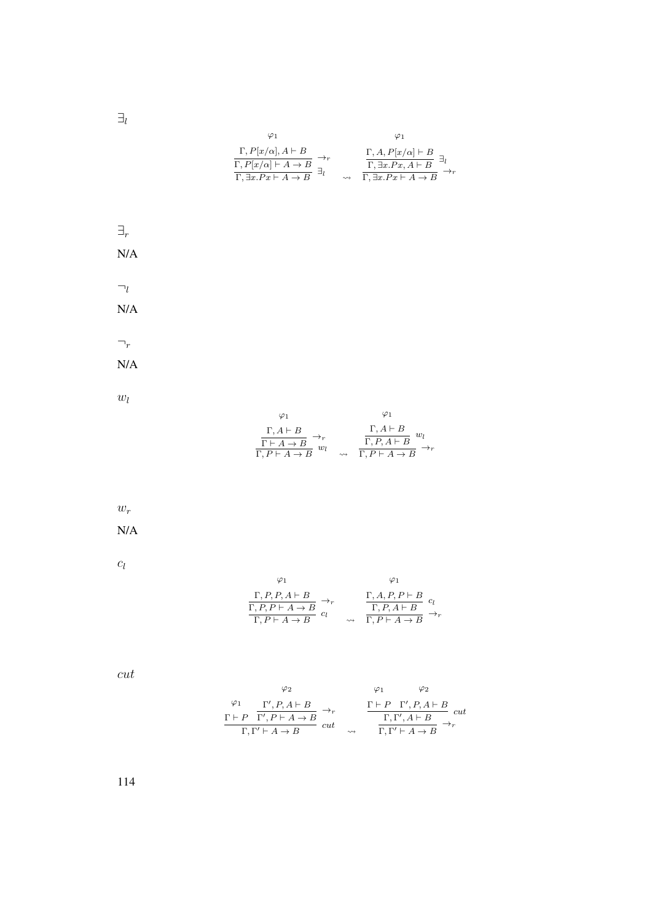$\exists_l$

$$
\dfrac{\dfrac{\begin{matrix}\varphi_1\\ \Gamma, P[x/\alpha], A \vdash B\end{matrix}}{\Gamma, P[x/\alpha] \vdash A \to B}\ \to_r}{\Gamma, \exists x.Px \vdash A \to B}\ \exists_l
\quad \rightsquigarrow \quad
\dfrac{\dfrac{\begin{matrix}\varphi_1\\ \Gamma, A, P[x/\alpha] \vdash B\end{matrix}}{\Gamma, \exists x.Px, A \vdash B}\ \exists_l}{\Gamma, \exists x.Px \vdash A \to B}\ \to_r
$$

$\exists_r$

N/A

$\neg_l$

N/A

$\neg_r$

N/A

$w_l$

$$
\dfrac{\dfrac{\begin{matrix}\varphi_1\\ \Gamma, A \vdash B\end{matrix}}{\Gamma \vdash A \to B}\ \to_r}{\Gamma, P \vdash A \to B}\ w_l
\quad \rightsquigarrow \quad
\dfrac{\dfrac{\begin{matrix}\varphi_1\\ \Gamma, A \vdash B\end{matrix}}{\Gamma, P, A \vdash B}\ w_l}{\Gamma, P \vdash A \to B}\ \to_r
$$

$w_r$

N/A

$c_l$

$$
\dfrac{\dfrac{\begin{matrix}\varphi_1\\ \Gamma, P, P, A \vdash B\end{matrix}}{\Gamma, P, P \vdash A \to B}\ \to_r}{\Gamma, P \vdash A \to B}\ c_l
\quad \rightsquigarrow \quad
\dfrac{\dfrac{\begin{matrix}\varphi_1\\ \Gamma, A, P, P \vdash B\end{matrix}}{\Gamma, P, A \vdash B}\ c_l}{\Gamma, P \vdash A \to B}\ \to_r
$$

$cut$

$$
\dfrac{\begin{matrix}\varphi_1\\ \Gamma \vdash P\end{matrix} \quad \dfrac{\begin{matrix}\varphi_2\\ \Gamma', P, A \vdash B\end{matrix}}{\Gamma', P \vdash A \to B}\ \to_r}{\Gamma, \Gamma' \vdash A \to B}\ cut
\quad \rightsquigarrow \quad
\dfrac{\dfrac{\begin{matrix}\varphi_1\\ \Gamma \vdash P\end{matrix} \quad \begin{matrix}\varphi_2\\ \Gamma', P, A \vdash B\end{matrix}}{\Gamma, \Gamma', A \vdash B}\ cut}{\Gamma, \Gamma' \vdash A \to B}\ \to_r
$$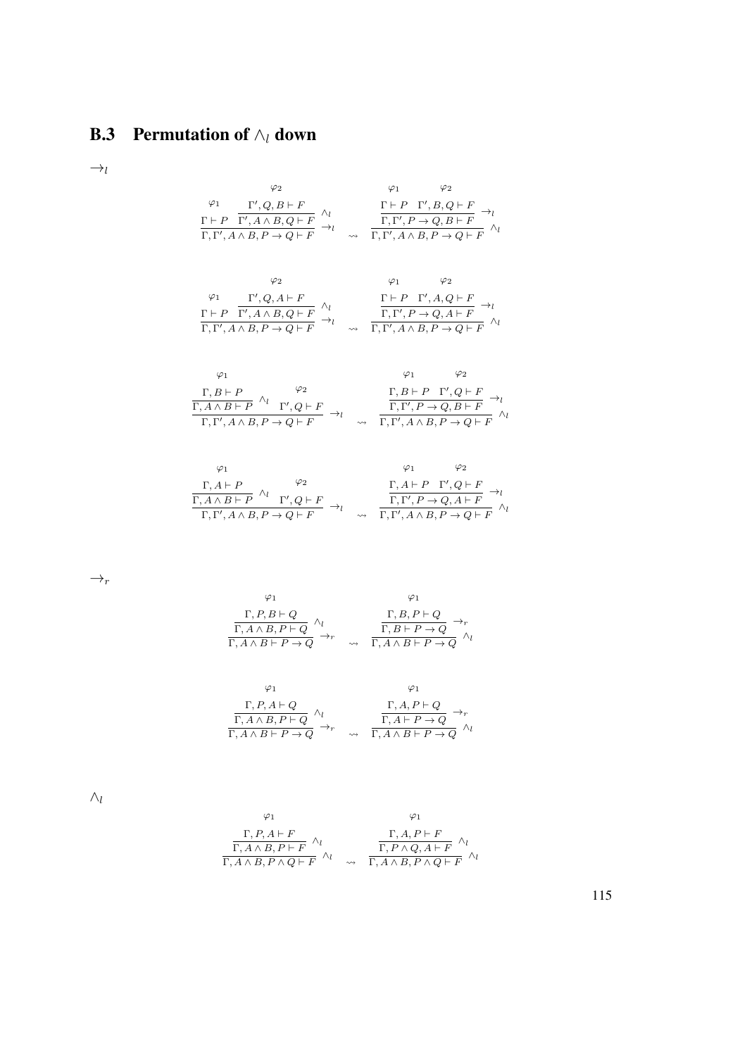## B.3 Permutation of $\wedge_l$ down

$\rightarrow_l$

$$\dfrac{\dfrac{}{\Gamma \vdash P}\varphi_1 \quad \dfrac{\dfrac{\varphi_2}{\Gamma', Q, B \vdash F}}{\Gamma', A \wedge B, Q \vdash F}\wedge_l}{\Gamma, \Gamma', A \wedge B, P \rightarrow Q \vdash F}\rightarrow_l \quad \rightsquigarrow \quad \dfrac{\dfrac{\overset{\varphi_1}{\Gamma \vdash P} \quad \overset{\varphi_2}{\Gamma', B, Q \vdash F}}{\Gamma, \Gamma', P \rightarrow Q, B \vdash F}\rightarrow_l}{\Gamma, \Gamma', A \wedge B, P \rightarrow Q \vdash F}\wedge_l$$

$$\dfrac{\dfrac{}{\Gamma \vdash P}\varphi_1 \quad \dfrac{\dfrac{\varphi_2}{\Gamma', Q, A \vdash F}}{\Gamma', A \wedge B, Q \vdash F}\wedge_l}{\Gamma, \Gamma', A \wedge B, P \rightarrow Q \vdash F}\rightarrow_l \quad \rightsquigarrow \quad \dfrac{\dfrac{\overset{\varphi_1}{\Gamma \vdash P} \quad \overset{\varphi_2}{\Gamma', A, Q \vdash F}}{\Gamma, \Gamma', P \rightarrow Q, A \vdash F}\rightarrow_l}{\Gamma, \Gamma', A \wedge B, P \rightarrow Q \vdash F}\wedge_l$$

$$\dfrac{\dfrac{\overset{\varphi_1}{\Gamma, B \vdash P}}{\Gamma, A \wedge B \vdash P}\wedge_l \quad \overset{\varphi_2}{\Gamma', Q \vdash F}}{\Gamma, \Gamma', A \wedge B, P \rightarrow Q \vdash F}\rightarrow_l \quad \rightsquigarrow \quad \dfrac{\dfrac{\overset{\varphi_1}{\Gamma, B \vdash P} \quad \overset{\varphi_2}{\Gamma', Q \vdash F}}{\Gamma, \Gamma', P \rightarrow Q, B \vdash F}\rightarrow_l}{\Gamma, \Gamma', A \wedge B, P \rightarrow Q \vdash F}\wedge_l$$

$$\dfrac{\dfrac{\overset{\varphi_1}{\Gamma, A \vdash P}}{\Gamma, A \wedge B \vdash P}\wedge_l \quad \overset{\varphi_2}{\Gamma', Q \vdash F}}{\Gamma, \Gamma', A \wedge B, P \rightarrow Q \vdash F}\rightarrow_l \quad \rightsquigarrow \quad \dfrac{\dfrac{\overset{\varphi_1}{\Gamma, A \vdash P} \quad \overset{\varphi_2}{\Gamma', Q \vdash F}}{\Gamma, \Gamma', P \rightarrow Q, A \vdash F}\rightarrow_l}{\Gamma, \Gamma', A \wedge B, P \rightarrow Q \vdash F}\wedge_l$$

$\rightarrow_r$

$$\dfrac{\dfrac{\overset{\varphi_1}{\Gamma, P, B \vdash Q}}{\Gamma, A \wedge B, P \vdash Q}\wedge_l}{\Gamma, A \wedge B \vdash P \rightarrow Q}\rightarrow_r \quad \rightsquigarrow \quad \dfrac{\dfrac{\overset{\varphi_1}{\Gamma, B, P \vdash Q}}{\Gamma, B \vdash P \rightarrow Q}\rightarrow_r}{\Gamma, A \wedge B \vdash P \rightarrow Q}\wedge_l$$

$$\dfrac{\dfrac{\overset{\varphi_1}{\Gamma, P, A \vdash Q}}{\Gamma, A \wedge B, P \vdash Q}\wedge_l}{\Gamma, A \wedge B \vdash P \rightarrow Q}\rightarrow_r \quad \rightsquigarrow \quad \dfrac{\dfrac{\overset{\varphi_1}{\Gamma, A, P \vdash Q}}{\Gamma, A \vdash P \rightarrow Q}\rightarrow_r}{\Gamma, A \wedge B \vdash P \rightarrow Q}\wedge_l$$

$\wedge_l$

$$\dfrac{\dfrac{\overset{\varphi_1}{\Gamma, P, A \vdash F}}{\Gamma, A \wedge B, P \vdash F}\wedge_l}{\Gamma, A \wedge B, P \wedge Q \vdash F}\wedge_l \quad \rightsquigarrow \quad \dfrac{\dfrac{\overset{\varphi_1}{\Gamma, A, P \vdash F}}{\Gamma, P \wedge Q, A \vdash F}\wedge_l}{\Gamma, A \wedge B, P \wedge Q \vdash F}\wedge_l$$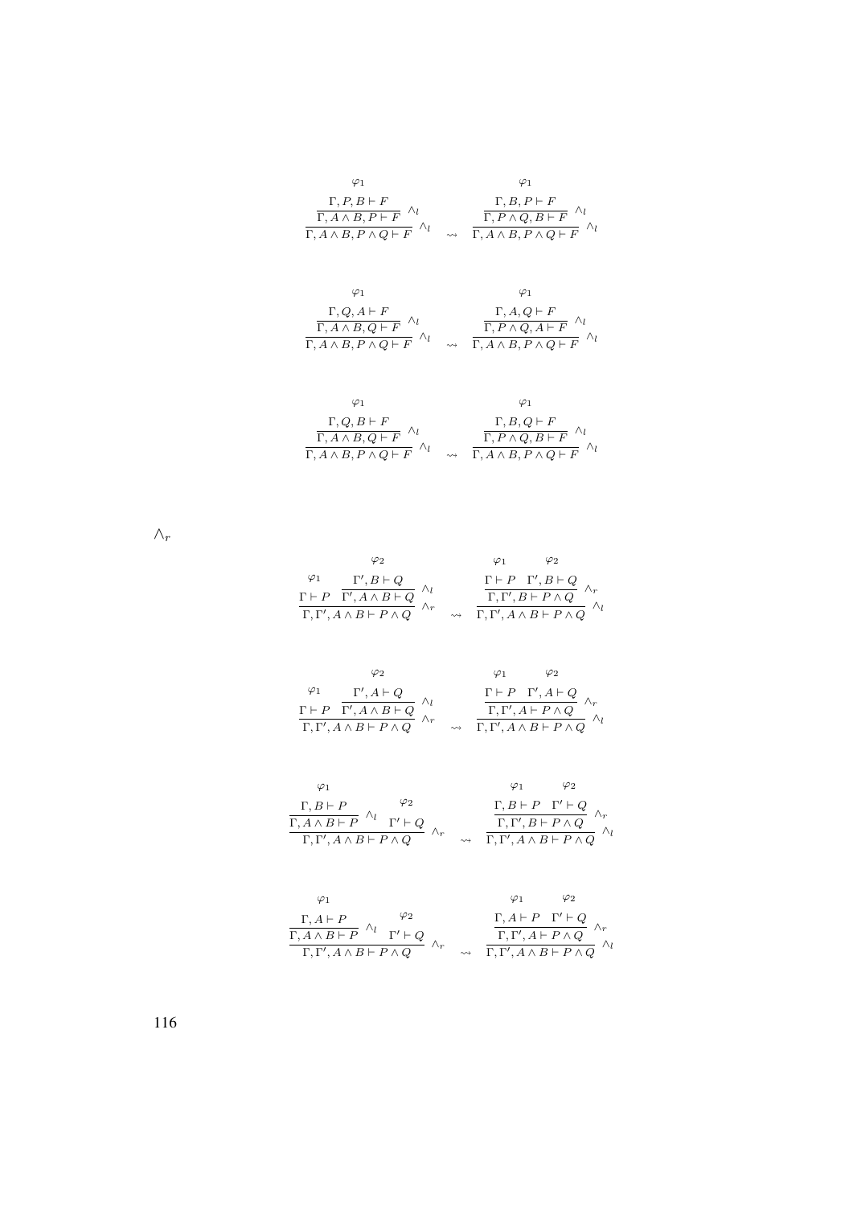$$\dfrac{\dfrac{\dfrac{\varphi_1}{\Gamma, P, B \vdash F}}{\Gamma, A \wedge B, P \vdash F}\ \wedge_l}{\Gamma, A \wedge B, P \wedge Q \vdash F}\ \wedge_l \quad \rightsquigarrow \quad \dfrac{\dfrac{\dfrac{\varphi_1}{\Gamma, B, P \vdash F}}{\Gamma, P \wedge Q, B \vdash F}\ \wedge_l}{\Gamma, A \wedge B, P \wedge Q \vdash F}\ \wedge_l$$

$$\dfrac{\dfrac{\dfrac{\varphi_1}{\Gamma, Q, A \vdash F}}{\Gamma, A \wedge B, Q \vdash F}\ \wedge_l}{\Gamma, A \wedge B, P \wedge Q \vdash F}\ \wedge_l \quad \rightsquigarrow \quad \dfrac{\dfrac{\dfrac{\varphi_1}{\Gamma, A, Q \vdash F}}{\Gamma, P \wedge Q, A \vdash F}\ \wedge_l}{\Gamma, A \wedge B, P \wedge Q \vdash F}\ \wedge_l$$

$$\dfrac{\dfrac{\dfrac{\varphi_1}{\Gamma, Q, B \vdash F}}{\Gamma, A \wedge B, Q \vdash F}\ \wedge_l}{\Gamma, A \wedge B, P \wedge Q \vdash F}\ \wedge_l \quad \rightsquigarrow \quad \dfrac{\dfrac{\dfrac{\varphi_1}{\Gamma, B, Q \vdash F}}{\Gamma, P \wedge Q, B \vdash F}\ \wedge_l}{\Gamma, A \wedge B, P \wedge Q \vdash F}\ \wedge_l$$

$\wedge_r$

$$\dfrac{\dfrac{\varphi_1}{\Gamma \vdash P} \quad \dfrac{\dfrac{\varphi_2}{\Gamma', B \vdash Q}}{\Gamma', A \wedge B \vdash Q}\ \wedge_l}{\Gamma, \Gamma', A \wedge B \vdash P \wedge Q}\ \wedge_r \quad \rightsquigarrow \quad \dfrac{\dfrac{\dfrac{\varphi_1}{\Gamma \vdash P} \quad \dfrac{\varphi_2}{\Gamma', B \vdash Q}}{\Gamma, \Gamma', B \vdash P \wedge Q}\ \wedge_r}{\Gamma, \Gamma', A \wedge B \vdash P \wedge Q}\ \wedge_l$$

$$\dfrac{\dfrac{\varphi_1}{\Gamma \vdash P} \quad \dfrac{\dfrac{\varphi_2}{\Gamma', A \vdash Q}}{\Gamma', A \wedge B \vdash Q}\ \wedge_l}{\Gamma, \Gamma', A \wedge B \vdash P \wedge Q}\ \wedge_r \quad \rightsquigarrow \quad \dfrac{\dfrac{\dfrac{\varphi_1}{\Gamma \vdash P} \quad \dfrac{\varphi_2}{\Gamma', A \vdash Q}}{\Gamma, \Gamma', A \vdash P \wedge Q}\ \wedge_r}{\Gamma, \Gamma', A \wedge B \vdash P \wedge Q}\ \wedge_l$$

$$\dfrac{\dfrac{\dfrac{\varphi_1}{\Gamma, B \vdash P}}{\Gamma, A \wedge B \vdash P}\ \wedge_l \quad \dfrac{\varphi_2}{\Gamma' \vdash Q}}{\Gamma, \Gamma', A \wedge B \vdash P \wedge Q}\ \wedge_r \quad \rightsquigarrow \quad \dfrac{\dfrac{\dfrac{\varphi_1}{\Gamma, B \vdash P} \quad \dfrac{\varphi_2}{\Gamma' \vdash Q}}{\Gamma, \Gamma', B \vdash P \wedge Q}\ \wedge_r}{\Gamma, \Gamma', A \wedge B \vdash P \wedge Q}\ \wedge_l$$

$$\dfrac{\dfrac{\dfrac{\varphi_1}{\Gamma, A \vdash P}}{\Gamma, A \wedge B \vdash P}\ \wedge_l \quad \dfrac{\varphi_2}{\Gamma' \vdash Q}}{\Gamma, \Gamma', A \wedge B \vdash P \wedge Q}\ \wedge_r \quad \rightsquigarrow \quad \dfrac{\dfrac{\dfrac{\varphi_1}{\Gamma, A \vdash P} \quad \dfrac{\varphi_2}{\Gamma' \vdash Q}}{\Gamma, \Gamma', A \vdash P \wedge Q}\ \wedge_r}{\Gamma, \Gamma', A \wedge B \vdash P \wedge Q}\ \wedge_l$$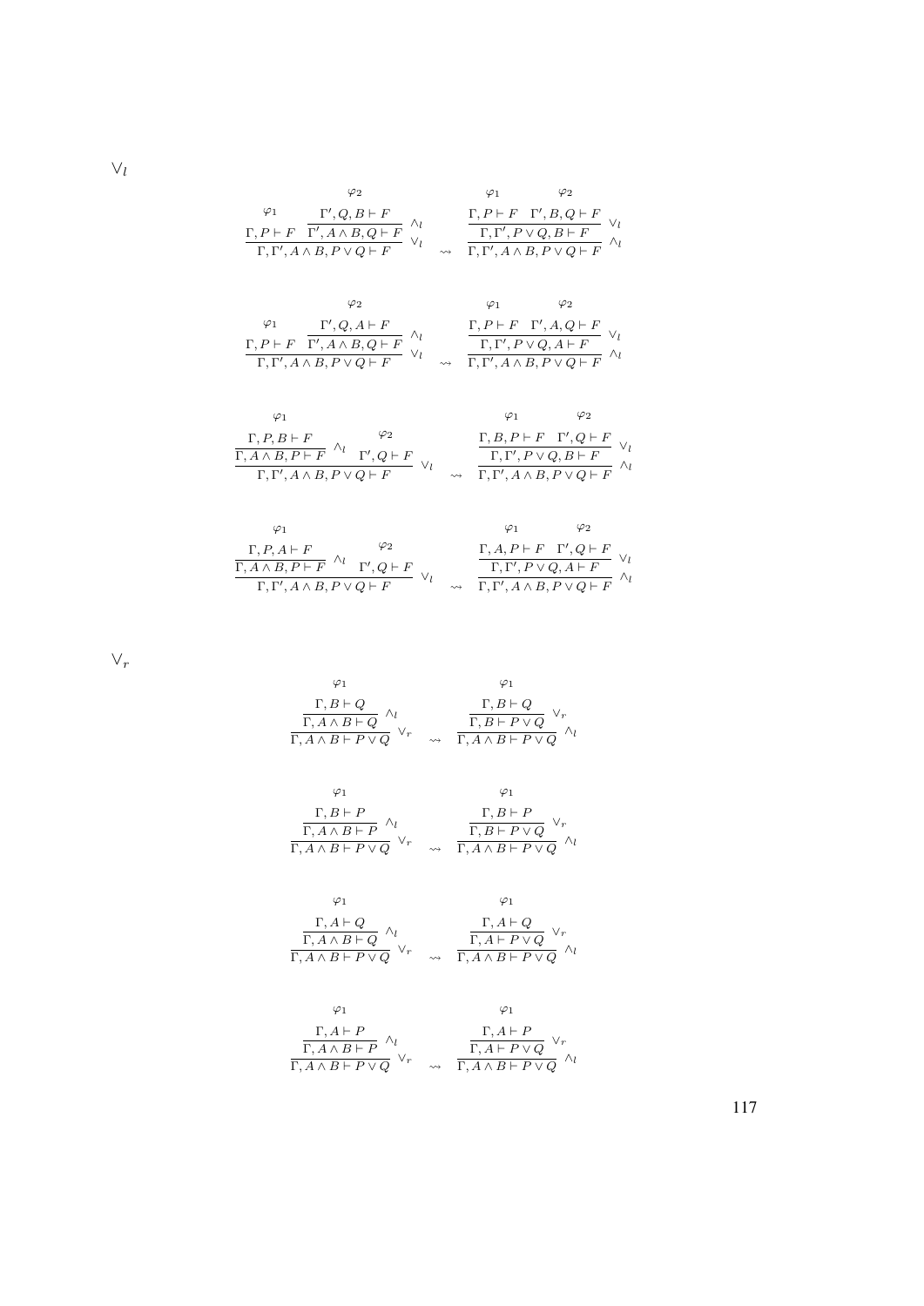$\vee_l$

$$\dfrac{\dfrac{\varphi_1}{\Gamma, P \vdash F} \quad \dfrac{\dfrac{\varphi_2}{\Gamma', Q, B \vdash F}}{\Gamma', A \wedge B, Q \vdash F}\ \wedge_l}{\Gamma, \Gamma', A \wedge B, P \vee Q \vdash F}\ \vee_l \quad \rightsquigarrow \quad \dfrac{\dfrac{\dfrac{\varphi_1}{\Gamma, P \vdash F} \quad \dfrac{\varphi_2}{\Gamma', B, Q \vdash F}}{\Gamma, \Gamma', P \vee Q, B \vdash F}\ \vee_l}{\Gamma, \Gamma', A \wedge B, P \vee Q \vdash F}\ \wedge_l$$

$$\dfrac{\dfrac{\varphi_1}{\Gamma, P \vdash F} \quad \dfrac{\dfrac{\varphi_2}{\Gamma', Q, A \vdash F}}{\Gamma', A \wedge B, Q \vdash F}\ \wedge_l}{\Gamma, \Gamma', A \wedge B, P \vee Q \vdash F}\ \vee_l \quad \rightsquigarrow \quad \dfrac{\dfrac{\dfrac{\varphi_1}{\Gamma, P \vdash F} \quad \dfrac{\varphi_2}{\Gamma', A, Q \vdash F}}{\Gamma, \Gamma', P \vee Q, A \vdash F}\ \vee_l}{\Gamma, \Gamma', A \wedge B, P \vee Q \vdash F}\ \wedge_l$$

$$\dfrac{\dfrac{\dfrac{\varphi_1}{\Gamma, P, B \vdash F}}{\Gamma, A \wedge B, P \vdash F}\ \wedge_l \quad \dfrac{\varphi_2}{\Gamma', Q \vdash F}}{\Gamma, \Gamma', A \wedge B, P \vee Q \vdash F}\ \vee_l \quad \rightsquigarrow \quad \dfrac{\dfrac{\dfrac{\varphi_1}{\Gamma, B, P \vdash F} \quad \dfrac{\varphi_2}{\Gamma', Q \vdash F}}{\Gamma, \Gamma', P \vee Q, B \vdash F}\ \vee_l}{\Gamma, \Gamma', A \wedge B, P \vee Q \vdash F}\ \wedge_l$$

$$\dfrac{\dfrac{\dfrac{\varphi_1}{\Gamma, P, A \vdash F}}{\Gamma, A \wedge B, P \vdash F}\ \wedge_l \quad \dfrac{\varphi_2}{\Gamma', Q \vdash F}}{\Gamma, \Gamma', A \wedge B, P \vee Q \vdash F}\ \vee_l \quad \rightsquigarrow \quad \dfrac{\dfrac{\dfrac{\varphi_1}{\Gamma, A, P \vdash F} \quad \dfrac{\varphi_2}{\Gamma', Q \vdash F}}{\Gamma, \Gamma', P \vee Q, A \vdash F}\ \vee_l}{\Gamma, \Gamma', A \wedge B, P \vee Q \vdash F}\ \wedge_l$$

$\vee_r$

$$\dfrac{\dfrac{\dfrac{\varphi_1}{\Gamma, B \vdash Q}}{\Gamma, A \wedge B \vdash Q}\ \wedge_l}{\Gamma, A \wedge B \vdash P \vee Q}\ \vee_r \quad \rightsquigarrow \quad \dfrac{\dfrac{\dfrac{\varphi_1}{\Gamma, B \vdash Q}}{\Gamma, B \vdash P \vee Q}\ \vee_r}{\Gamma, A \wedge B \vdash P \vee Q}\ \wedge_l$$

$$\dfrac{\dfrac{\dfrac{\varphi_1}{\Gamma, B \vdash P}}{\Gamma, A \wedge B \vdash P}\ \wedge_l}{\Gamma, A \wedge B \vdash P \vee Q}\ \vee_r \quad \rightsquigarrow \quad \dfrac{\dfrac{\dfrac{\varphi_1}{\Gamma, B \vdash P}}{\Gamma, B \vdash P \vee Q}\ \vee_r}{\Gamma, A \wedge B \vdash P \vee Q}\ \wedge_l$$

$$\dfrac{\dfrac{\dfrac{\varphi_1}{\Gamma, A \vdash Q}}{\Gamma, A \wedge B \vdash Q}\ \wedge_l}{\Gamma, A \wedge B \vdash P \vee Q}\ \vee_r \quad \rightsquigarrow \quad \dfrac{\dfrac{\dfrac{\varphi_1}{\Gamma, A \vdash Q}}{\Gamma, A \vdash P \vee Q}\ \vee_r}{\Gamma, A \wedge B \vdash P \vee Q}\ \wedge_l$$

$$\dfrac{\dfrac{\dfrac{\varphi_1}{\Gamma, A \vdash P}}{\Gamma, A \wedge B \vdash P}\ \wedge_l}{\Gamma, A \wedge B \vdash P \vee Q}\ \vee_r \quad \rightsquigarrow \quad \dfrac{\dfrac{\dfrac{\varphi_1}{\Gamma, A \vdash P}}{\Gamma, A \vdash P \vee Q}\ \vee_r}{\Gamma, A \wedge B \vdash P \vee Q}\ \wedge_l$$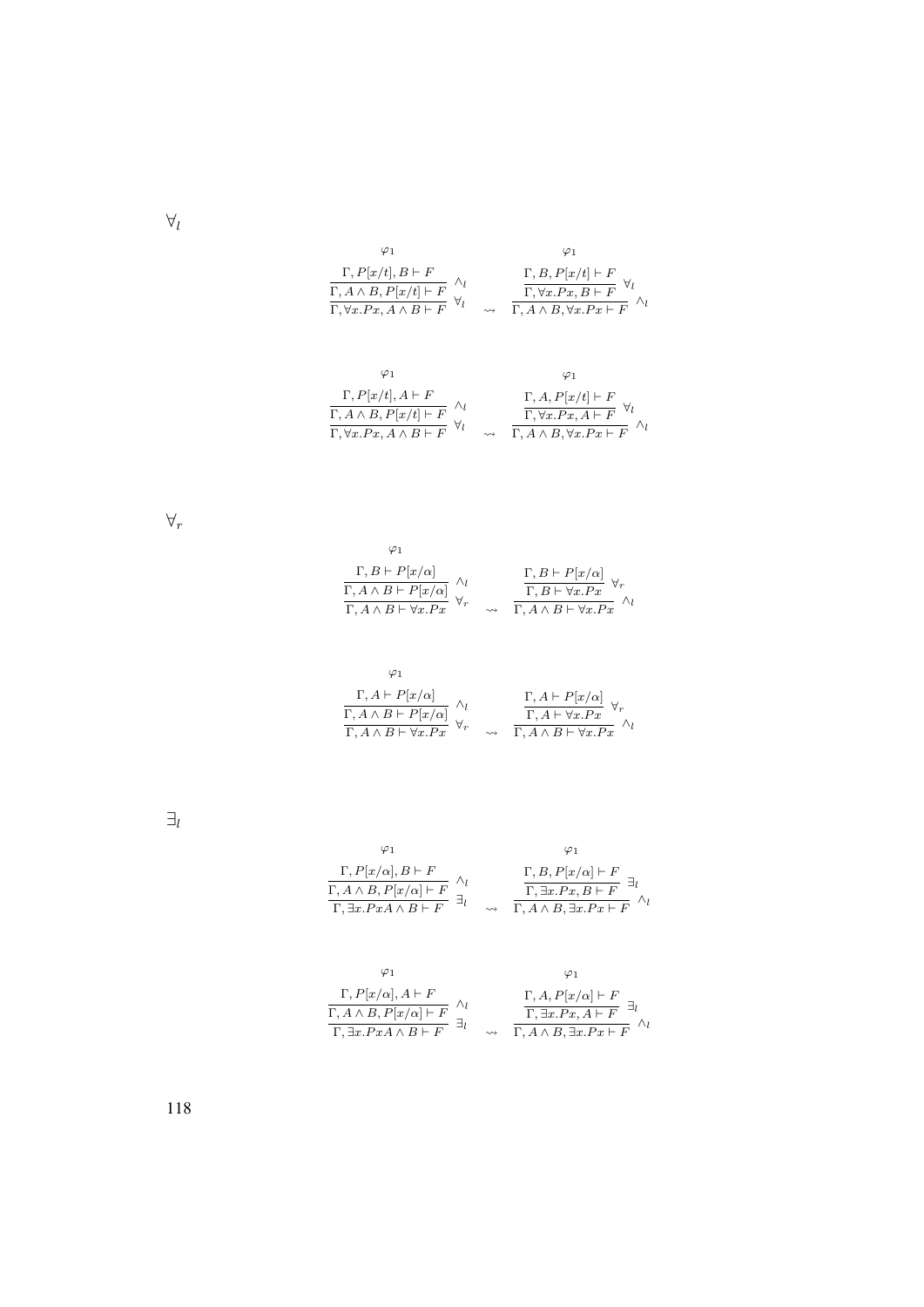$\forall_l$

$$
\dfrac{\dfrac{\overset{\varphi_1}{\Gamma, P[x/t], B \vdash F}}{\Gamma, A \wedge B, P[x/t] \vdash F}\ \wedge_l}{\Gamma, \forall x.Px, A \wedge B \vdash F}\ \forall_l
\quad \rightsquigarrow \quad
\dfrac{\dfrac{\overset{\varphi_1}{\Gamma, B, P[x/t] \vdash F}}{\Gamma, \forall x.Px, B \vdash F}\ \forall_l}{\Gamma, A \wedge B, \forall x.Px \vdash F}\ \wedge_l
$$

$$
\dfrac{\dfrac{\overset{\varphi_1}{\Gamma, P[x/t], A \vdash F}}{\Gamma, A \wedge B, P[x/t] \vdash F}\ \wedge_l}{\Gamma, \forall x.Px, A \wedge B \vdash F}\ \forall_l
\quad \rightsquigarrow \quad
\dfrac{\dfrac{\overset{\varphi_1}{\Gamma, A, P[x/t] \vdash F}}{\Gamma, \forall x.Px, A \vdash F}\ \forall_l}{\Gamma, A \wedge B, \forall x.Px \vdash F}\ \wedge_l
$$

$\forall_r$

$$
\dfrac{\dfrac{\overset{\varphi_1}{\Gamma, B \vdash P[x/\alpha]}}{\Gamma, A \wedge B \vdash P[x/\alpha]}\ \wedge_l}{\Gamma, A \wedge B \vdash \forall x.Px}\ \forall_r
\quad \rightsquigarrow \quad
\dfrac{\dfrac{\Gamma, B \vdash P[x/\alpha]}{\Gamma, B \vdash \forall x.Px}\ \forall_r}{\Gamma, A \wedge B \vdash \forall x.Px}\ \wedge_l
$$

$$
\dfrac{\dfrac{\overset{\varphi_1}{\Gamma, A \vdash P[x/\alpha]}}{\Gamma, A \wedge B \vdash P[x/\alpha]}\ \wedge_l}{\Gamma, A \wedge B \vdash \forall x.Px}\ \forall_r
\quad \rightsquigarrow \quad
\dfrac{\dfrac{\Gamma, A \vdash P[x/\alpha]}{\Gamma, A \vdash \forall x.Px}\ \forall_r}{\Gamma, A \wedge B \vdash \forall x.Px}\ \wedge_l
$$

$\exists_l$

$$
\dfrac{\dfrac{\overset{\varphi_1}{\Gamma, P[x/\alpha], B \vdash F}}{\Gamma, A \wedge B, P[x/\alpha] \vdash F}\ \wedge_l}{\Gamma, \exists x.Px A \wedge B \vdash F}\ \exists_l
\quad \rightsquigarrow \quad
\dfrac{\dfrac{\overset{\varphi_1}{\Gamma, B, P[x/\alpha] \vdash F}}{\Gamma, \exists x.Px, B \vdash F}\ \exists_l}{\Gamma, A \wedge B, \exists x.Px \vdash F}\ \wedge_l
$$

$$
\dfrac{\dfrac{\overset{\varphi_1}{\Gamma, P[x/\alpha], A \vdash F}}{\Gamma, A \wedge B, P[x/\alpha] \vdash F}\ \wedge_l}{\Gamma, \exists x.Px A \wedge B \vdash F}\ \exists_l
\quad \rightsquigarrow \quad
\dfrac{\dfrac{\overset{\varphi_1}{\Gamma, A, P[x/\alpha] \vdash F}}{\Gamma, \exists x.Px, A \vdash F}\ \exists_l}{\Gamma, A \wedge B, \exists x.Px \vdash F}\ \wedge_l
$$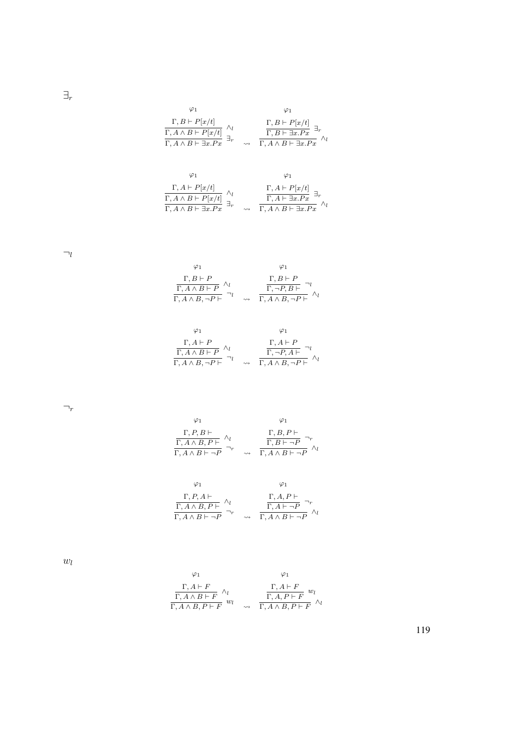$\exists_r$

$$\dfrac{\dfrac{\begin{array}{c}\varphi_1\\ \Gamma, B \vdash P[x/t]\end{array}}{\Gamma, A \wedge B \vdash P[x/t]}\ \wedge_l}{\Gamma, A \wedge B \vdash \exists x.Px}\ \exists_r \quad \rightsquigarrow \quad \dfrac{\dfrac{\begin{array}{c}\varphi_1\\ \Gamma, B \vdash P[x/t]\end{array}}{\Gamma, B \vdash \exists x.Px}\ \exists_r}{\Gamma, A \wedge B \vdash \exists x.Px}\ \wedge_l$$

$$\dfrac{\dfrac{\begin{array}{c}\varphi_1\\ \Gamma, A \vdash P[x/t]\end{array}}{\Gamma, A \wedge B \vdash P[x/t]}\ \wedge_l}{\Gamma, A \wedge B \vdash \exists x.Px}\ \exists_r \quad \rightsquigarrow \quad \dfrac{\dfrac{\begin{array}{c}\varphi_1\\ \Gamma, A \vdash P[x/t]\end{array}}{\Gamma, A \vdash \exists x.Px}\ \exists_r}{\Gamma, A \wedge B \vdash \exists x.Px}\ \wedge_l$$

$\neg_l$

$$\dfrac{\dfrac{\begin{array}{c}\varphi_1\\ \Gamma, B \vdash P\end{array}}{\Gamma, A \wedge B \vdash P}\ \wedge_l}{\Gamma, A \wedge B, \neg P \vdash}\ \neg_l \quad \rightsquigarrow \quad \dfrac{\dfrac{\begin{array}{c}\varphi_1\\ \Gamma, B \vdash P\end{array}}{\Gamma, \neg P, B \vdash}\ \neg_l}{\Gamma, A \wedge B, \neg P \vdash}\ \wedge_l$$

$$\dfrac{\dfrac{\begin{array}{c}\varphi_1\\ \Gamma, A \vdash P\end{array}}{\Gamma, A \wedge B \vdash P}\ \wedge_l}{\Gamma, A \wedge B, \neg P \vdash}\ \neg_l \quad \rightsquigarrow \quad \dfrac{\dfrac{\begin{array}{c}\varphi_1\\ \Gamma, A \vdash P\end{array}}{\Gamma, \neg P, A \vdash}\ \neg_l}{\Gamma, A \wedge B, \neg P \vdash}\ \wedge_l$$

$\neg_r$

$$\dfrac{\dfrac{\begin{array}{c}\varphi_1\\ \Gamma, P, B \vdash\end{array}}{\Gamma, A \wedge B, P \vdash}\ \wedge_l}{\Gamma, A \wedge B \vdash \neg P}\ \neg_r \quad \rightsquigarrow \quad \dfrac{\dfrac{\begin{array}{c}\varphi_1\\ \Gamma, B, P \vdash\end{array}}{\Gamma, B \vdash \neg P}\ \neg_r}{\Gamma, A \wedge B \vdash \neg P}\ \wedge_l$$

$$\dfrac{\dfrac{\begin{array}{c}\varphi_1\\ \Gamma, P, A \vdash\end{array}}{\Gamma, A \wedge B, P \vdash}\ \wedge_l}{\Gamma, A \wedge B \vdash \neg P}\ \neg_r \quad \rightsquigarrow \quad \dfrac{\dfrac{\begin{array}{c}\varphi_1\\ \Gamma, A, P \vdash\end{array}}{\Gamma, A \vdash \neg P}\ \neg_r}{\Gamma, A \wedge B \vdash \neg P}\ \wedge_l$$

$w_l$

$$\dfrac{\dfrac{\begin{array}{c}\varphi_1\\ \Gamma, A \vdash F\end{array}}{\Gamma, A \wedge B \vdash F}\ \wedge_l}{\Gamma, A \wedge B, P \vdash F}\ w_l \quad \rightsquigarrow \quad \dfrac{\dfrac{\begin{array}{c}\varphi_1\\ \Gamma, A \vdash F\end{array}}{\Gamma, A, P \vdash F}\ w_l}{\Gamma, A \wedge B, P \vdash F}\ \wedge_l$$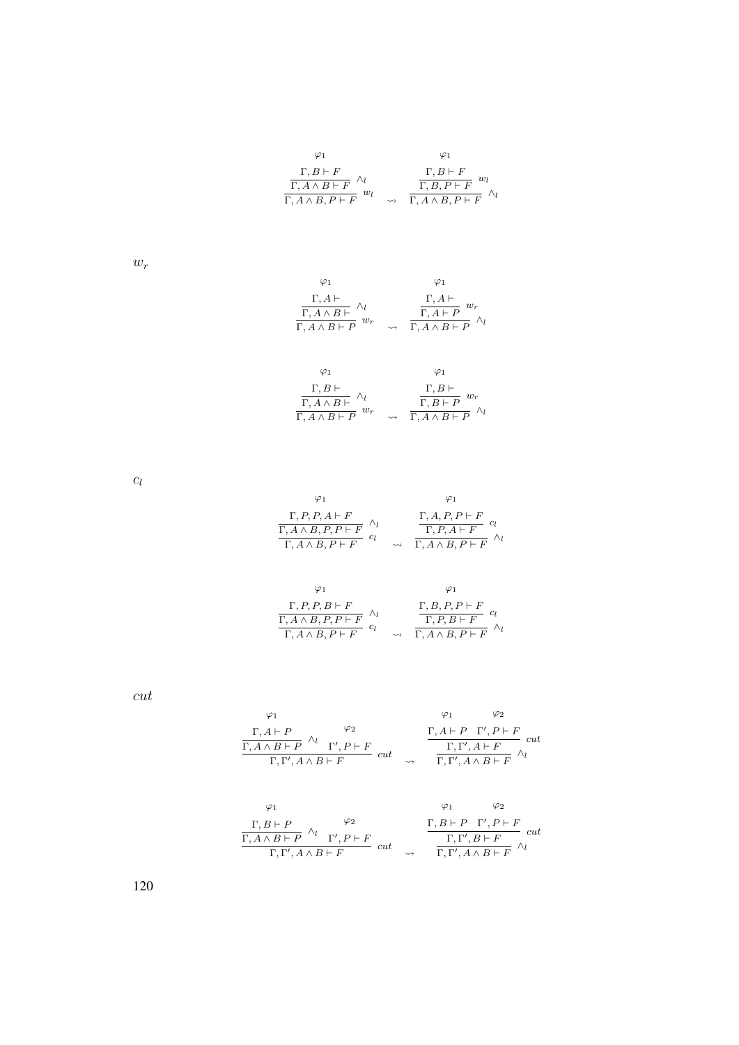$$
\dfrac{\dfrac{\overset{\varphi_1}{\Gamma, B \vdash F}}{\Gamma, A \wedge B \vdash F}\ \wedge_l}{\Gamma, A \wedge B, P \vdash F}\ w_l
\quad \rightsquigarrow \quad
\dfrac{\dfrac{\overset{\varphi_1}{\Gamma, B \vdash F}}{\Gamma, B, P \vdash F}\ w_l}{\Gamma, A \wedge B, P \vdash F}\ \wedge_l
$$

$w_r$

$$
\dfrac{\dfrac{\overset{\varphi_1}{\Gamma, A \vdash}}{\Gamma, A \wedge B \vdash}\ \wedge_l}{\Gamma, A \wedge B \vdash P}\ w_r
\quad \rightsquigarrow \quad
\dfrac{\dfrac{\overset{\varphi_1}{\Gamma, A \vdash}}{\Gamma, A \vdash P}\ w_r}{\Gamma, A \wedge B \vdash P}\ \wedge_l
$$

$$
\dfrac{\dfrac{\overset{\varphi_1}{\Gamma, B \vdash}}{\Gamma, A \wedge B \vdash}\ \wedge_l}{\Gamma, A \wedge B \vdash P}\ w_r
\quad \rightsquigarrow \quad
\dfrac{\dfrac{\overset{\varphi_1}{\Gamma, B \vdash}}{\Gamma, B \vdash P}\ w_r}{\Gamma, A \wedge B \vdash P}\ \wedge_l
$$

$c_l$

$$
\dfrac{\dfrac{\overset{\varphi_1}{\Gamma, P, P, A \vdash F}}{\Gamma, A \wedge B, P, P \vdash F}\ \wedge_l}{\Gamma, A \wedge B, P \vdash F}\ c_l
\quad \rightsquigarrow \quad
\dfrac{\dfrac{\overset{\varphi_1}{\Gamma, A, P, P \vdash F}}{\Gamma, P, A \vdash F}\ c_l}{\Gamma, A \wedge B, P \vdash F}\ \wedge_l
$$

$$
\dfrac{\dfrac{\overset{\varphi_1}{\Gamma, P, P, B \vdash F}}{\Gamma, A \wedge B, P, P \vdash F}\ \wedge_l}{\Gamma, A \wedge B, P \vdash F}\ c_l
\quad \rightsquigarrow \quad
\dfrac{\dfrac{\overset{\varphi_1}{\Gamma, B, P, P \vdash F}}{\Gamma, P, B \vdash F}\ c_l}{\Gamma, A \wedge B, P \vdash F}\ \wedge_l
$$

$cut$

$$
\dfrac{\dfrac{\overset{\varphi_1}{\Gamma, A \vdash P}}{\Gamma, A \wedge B \vdash P}\ \wedge_l \quad \overset{\varphi_2}{\Gamma', P \vdash F}}{\Gamma, \Gamma', A \wedge B \vdash F}\ cut
\quad \rightsquigarrow \quad
\dfrac{\dfrac{\overset{\varphi_1}{\Gamma, A \vdash P} \quad \overset{\varphi_2}{\Gamma', P \vdash F}}{\Gamma, \Gamma', A \vdash F}\ cut}{\Gamma, \Gamma', A \wedge B \vdash F}\ \wedge_l
$$

$$
\dfrac{\dfrac{\overset{\varphi_1}{\Gamma, B \vdash P}}{\Gamma, A \wedge B \vdash P}\ \wedge_l \quad \overset{\varphi_2}{\Gamma', P \vdash F}}{\Gamma, \Gamma', A \wedge B \vdash F}\ cut
\quad \rightsquigarrow \quad
\dfrac{\dfrac{\overset{\varphi_1}{\Gamma, B \vdash P} \quad \overset{\varphi_2}{\Gamma', P \vdash F}}{\Gamma, \Gamma', B \vdash F}\ cut}{\Gamma, \Gamma', A \wedge B \vdash F}\ \wedge_l
$$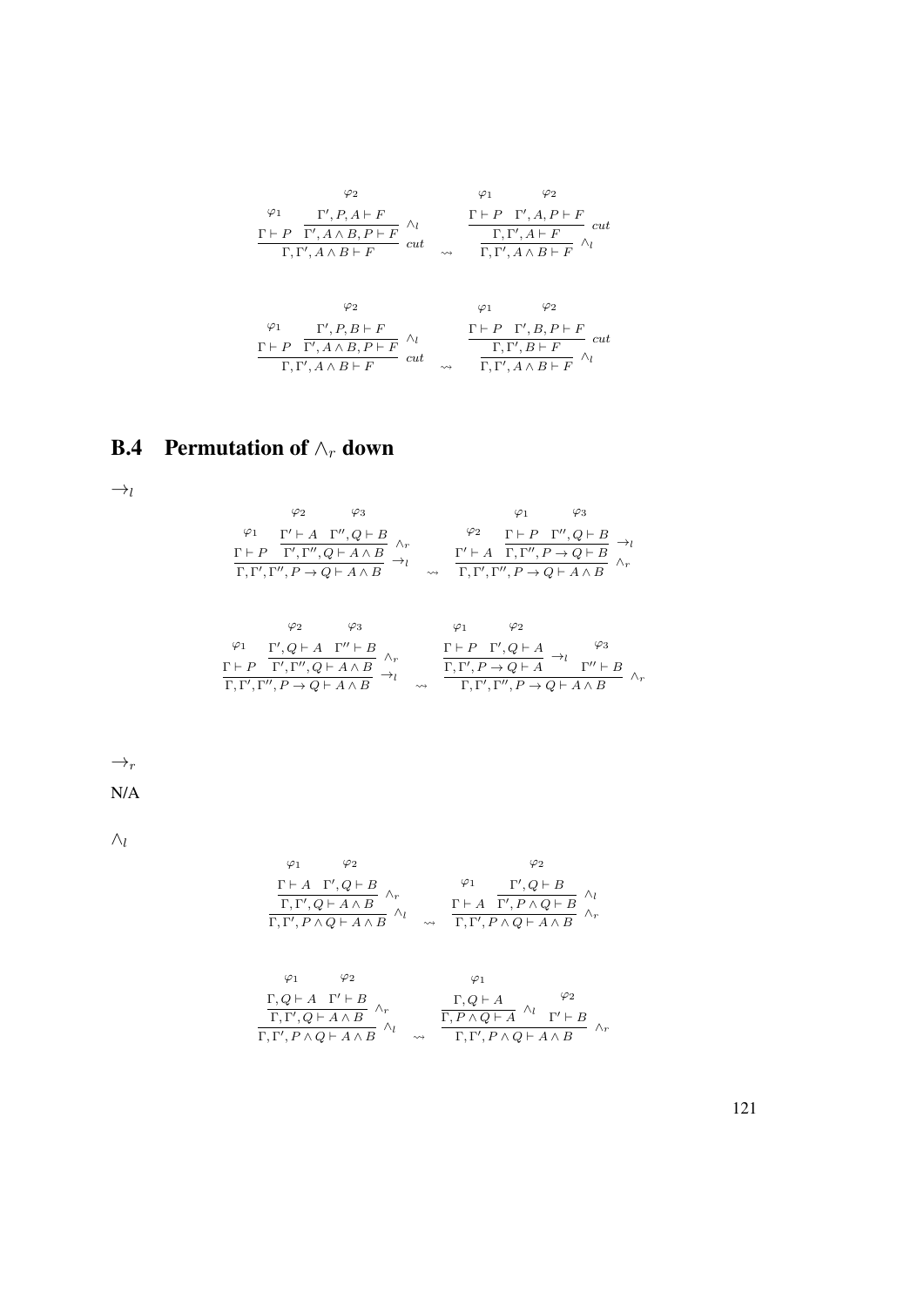$$\dfrac{\overset{\varphi_1}{\Gamma \vdash P} \quad \dfrac{\overset{\varphi_2}{\Gamma', P, A \vdash F}}{\Gamma', A \wedge B, P \vdash F}\ \wedge_l}{\Gamma, \Gamma', A \wedge B \vdash F}\ cut \quad \rightsquigarrow \quad \dfrac{\dfrac{\overset{\varphi_1}{\Gamma \vdash P} \quad \overset{\varphi_2}{\Gamma', A, P \vdash F}}{\Gamma, \Gamma', A \vdash F}\ cut}{\Gamma, \Gamma', A \wedge B \vdash F}\ \wedge_l$$

$$\dfrac{\overset{\varphi_1}{\Gamma \vdash P} \quad \dfrac{\overset{\varphi_2}{\Gamma', P, B \vdash F}}{\Gamma', A \wedge B, P \vdash F}\ \wedge_l}{\Gamma, \Gamma', A \wedge B \vdash F}\ cut \quad \rightsquigarrow \quad \dfrac{\dfrac{\overset{\varphi_1}{\Gamma \vdash P} \quad \overset{\varphi_2}{\Gamma', B, P \vdash F}}{\Gamma, \Gamma', B \vdash F}\ cut}{\Gamma, \Gamma', A \wedge B \vdash F}\ \wedge_l$$

## B.4 Permutation of $\wedge_r$ down

$\rightarrow_l$

$$\dfrac{\overset{\varphi_1}{\Gamma \vdash P} \quad \dfrac{\overset{\varphi_2}{\Gamma' \vdash A} \quad \overset{\varphi_3}{\Gamma'', Q \vdash B}}{\Gamma', \Gamma'', Q \vdash A \wedge B}\ \wedge_r}{\Gamma, \Gamma', \Gamma'', P \to Q \vdash A \wedge B}\ \rightarrow_l \quad \rightsquigarrow \quad \dfrac{\overset{\varphi_2}{\Gamma' \vdash A} \quad \dfrac{\overset{\varphi_1}{\Gamma \vdash P} \quad \overset{\varphi_3}{\Gamma'', Q \vdash B}}{\Gamma, \Gamma'', P \to Q \vdash B}\ \rightarrow_l}{\Gamma, \Gamma', \Gamma'', P \to Q \vdash A \wedge B}\ \wedge_r$$

$$\dfrac{\overset{\varphi_1}{\Gamma \vdash P} \quad \dfrac{\overset{\varphi_2}{\Gamma', Q \vdash A} \quad \overset{\varphi_3}{\Gamma'' \vdash B}}{\Gamma', \Gamma'', Q \vdash A \wedge B}\ \wedge_r}{\Gamma, \Gamma', \Gamma'', P \to Q \vdash A \wedge B}\ \rightarrow_l \quad \rightsquigarrow \quad \dfrac{\dfrac{\overset{\varphi_1}{\Gamma \vdash P} \quad \overset{\varphi_2}{\Gamma', Q \vdash A}}{\Gamma, \Gamma', P \to Q \vdash A}\ \rightarrow_l \quad \overset{\varphi_3}{\Gamma'' \vdash B}}{\Gamma, \Gamma', \Gamma'', P \to Q \vdash A \wedge B}\ \wedge_r$$

$\rightarrow_r$

N/A

$\wedge_l$

$$\dfrac{\dfrac{\overset{\varphi_1}{\Gamma \vdash A} \quad \overset{\varphi_2}{\Gamma', Q \vdash B}}{\Gamma, \Gamma', Q \vdash A \wedge B}\ \wedge_r}{\Gamma, \Gamma', P \wedge Q \vdash A \wedge B}\ \wedge_l \quad \rightsquigarrow \quad \dfrac{\overset{\varphi_1}{\Gamma \vdash A} \quad \dfrac{\overset{\varphi_2}{\Gamma', Q \vdash B}}{\Gamma', P \wedge Q \vdash B}\ \wedge_l}{\Gamma, \Gamma', P \wedge Q \vdash A \wedge B}\ \wedge_r$$

$$\dfrac{\dfrac{\overset{\varphi_1}{\Gamma, Q \vdash A} \quad \overset{\varphi_2}{\Gamma' \vdash B}}{\Gamma, \Gamma', Q \vdash A \wedge B}\ \wedge_r}{\Gamma, \Gamma', P \wedge Q \vdash A \wedge B}\ \wedge_l \quad \rightsquigarrow \quad \dfrac{\dfrac{\overset{\varphi_1}{\Gamma, Q \vdash A}}{\Gamma, P \wedge Q \vdash A}\ \wedge_l \quad \overset{\varphi_2}{\Gamma' \vdash B}}{\Gamma, \Gamma', P \wedge Q \vdash A \wedge B}\ \wedge_r$$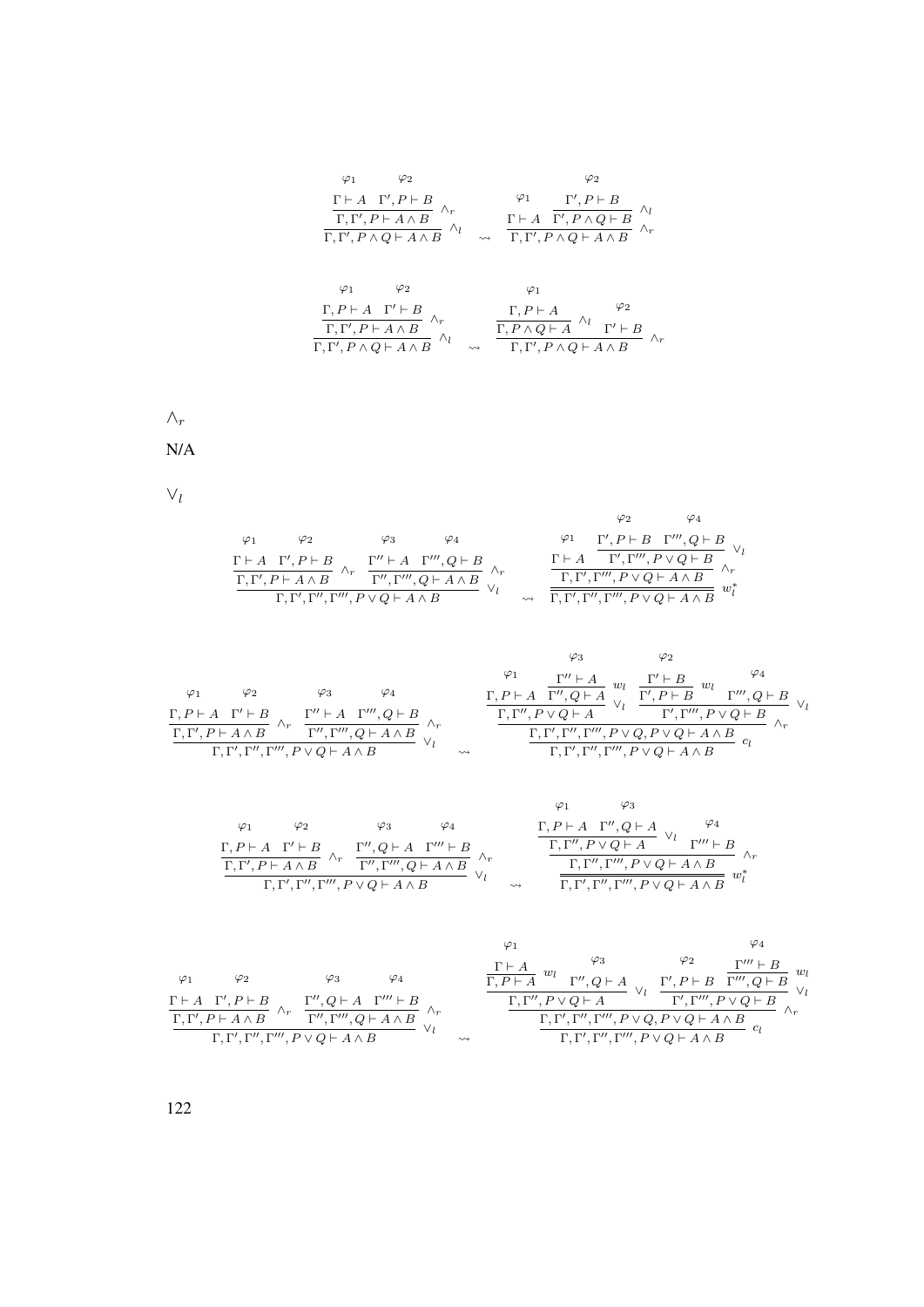$$
\dfrac{\dfrac{\overset{\varphi_1}{\Gamma \vdash A} \quad \overset{\varphi_2}{\Gamma', P \vdash B}}{\Gamma, \Gamma', P \vdash A \wedge B}\,\wedge_r}{\Gamma, \Gamma', P \wedge Q \vdash A \wedge B}\,\wedge_l
\quad \rightsquigarrow \quad
\dfrac{\overset{\varphi_1}{\Gamma \vdash A} \quad \dfrac{\overset{\varphi_2}{\Gamma', P \vdash B}}{\Gamma', P \wedge Q \vdash B}\,\wedge_l}{\Gamma, \Gamma', P \wedge Q \vdash A \wedge B}\,\wedge_r
$$

$$
\dfrac{\dfrac{\overset{\varphi_1}{\Gamma, P \vdash A} \quad \overset{\varphi_2}{\Gamma' \vdash B}}{\Gamma, \Gamma', P \vdash A \wedge B}\,\wedge_r}{\Gamma, \Gamma', P \wedge Q \vdash A \wedge B}\,\wedge_l
\quad \rightsquigarrow \quad
\dfrac{\dfrac{\overset{\varphi_1}{\Gamma, P \vdash A}}{\Gamma, P \wedge Q \vdash A}\,\wedge_l \quad \overset{\varphi_2}{\Gamma' \vdash B}}{\Gamma, \Gamma', P \wedge Q \vdash A \wedge B}\,\wedge_r
$$

$\wedge_r$

N/A

$\vee_l$

$$
\dfrac{\dfrac{\overset{\varphi_1}{\Gamma \vdash A} \quad \overset{\varphi_2}{\Gamma', P \vdash B}}{\Gamma, \Gamma', P \vdash A \wedge B}\,\wedge_r \quad \dfrac{\overset{\varphi_3}{\Gamma'' \vdash A} \quad \overset{\varphi_4}{\Gamma''', Q \vdash B}}{\Gamma'', \Gamma''', Q \vdash A \wedge B}\,\wedge_r}{\Gamma, \Gamma', \Gamma'', \Gamma''', P \vee Q \vdash A \wedge B}\,\vee_l
\quad \rightsquigarrow \quad
\dfrac{\dfrac{\overset{\varphi_1}{\Gamma \vdash A} \quad \dfrac{\overset{\varphi_2}{\Gamma', P \vdash B} \quad \overset{\varphi_4}{\Gamma''', Q \vdash B}}{\Gamma', \Gamma''', P \vee Q \vdash B}\,\vee_l}{\Gamma, \Gamma', \Gamma''', P \vee Q \vdash A \wedge B}\,\wedge_r}{\Gamma, \Gamma', \Gamma'', \Gamma''', P \vee Q \vdash A \wedge B}\,w_l^*
$$

$$
\dfrac{\dfrac{\overset{\varphi_1}{\Gamma, P \vdash A} \quad \overset{\varphi_2}{\Gamma' \vdash B}}{\Gamma, \Gamma', P \vdash A \wedge B}\,\wedge_r \quad \dfrac{\overset{\varphi_3}{\Gamma'' \vdash A} \quad \overset{\varphi_4}{\Gamma''', Q \vdash B}}{\Gamma'', \Gamma''', Q \vdash A \wedge B}\,\wedge_r}{\Gamma, \Gamma', \Gamma'', \Gamma''', P \vee Q \vdash A \wedge B}\,\vee_l
\quad \rightsquigarrow \quad
\dfrac{\dfrac{\dfrac{\overset{\varphi_1}{\Gamma, P \vdash A} \quad \dfrac{\overset{\varphi_3}{\Gamma'' \vdash A}}{\Gamma'', Q \vdash A}\,w_l}{\Gamma, \Gamma'', P \vee Q \vdash A}\,\vee_l \quad \dfrac{\dfrac{\overset{\varphi_2}{\Gamma' \vdash B}}{\Gamma', P \vdash B}\,w_l \quad \overset{\varphi_4}{\Gamma''', Q \vdash B}}{\Gamma', \Gamma''', P \vee Q \vdash B}\,\vee_l}{\Gamma, \Gamma', \Gamma'', \Gamma''', P \vee Q, P \vee Q \vdash A \wedge B}\,\wedge_r}{\Gamma, \Gamma', \Gamma'', \Gamma''', P \vee Q \vdash A \wedge B}\,c_l
$$

$$
\dfrac{\dfrac{\overset{\varphi_1}{\Gamma, P \vdash A} \quad \overset{\varphi_2}{\Gamma' \vdash B}}{\Gamma, \Gamma', P \vdash A \wedge B}\,\wedge_r \quad \dfrac{\overset{\varphi_3}{\Gamma'', Q \vdash A} \quad \overset{\varphi_4}{\Gamma''' \vdash B}}{\Gamma'', \Gamma''', Q \vdash A \wedge B}\,\wedge_r}{\Gamma, \Gamma', \Gamma'', \Gamma''', P \vee Q \vdash A \wedge B}\,\vee_l
\quad \rightsquigarrow \quad
\dfrac{\dfrac{\dfrac{\overset{\varphi_1}{\Gamma, P \vdash A} \quad \overset{\varphi_3}{\Gamma'', Q \vdash A}}{\Gamma, \Gamma'', P \vee Q \vdash A}\,\vee_l \quad \overset{\varphi_4}{\Gamma''' \vdash B}}{\Gamma, \Gamma'', \Gamma''', P \vee Q \vdash A \wedge B}\,\wedge_r}{\Gamma, \Gamma', \Gamma'', \Gamma''', P \vee Q \vdash A \wedge B}\,w_l^*
$$

$$
\dfrac{\dfrac{\overset{\varphi_1}{\Gamma \vdash A} \quad \overset{\varphi_2}{\Gamma', P \vdash B}}{\Gamma, \Gamma', P \vdash A \wedge B}\,\wedge_r \quad \dfrac{\overset{\varphi_3}{\Gamma'', Q \vdash A} \quad \overset{\varphi_4}{\Gamma''' \vdash B}}{\Gamma'', \Gamma''', Q \vdash A \wedge B}\,\wedge_r}{\Gamma, \Gamma', \Gamma'', \Gamma''', P \vee Q \vdash A \wedge B}\,\vee_l
\quad \rightsquigarrow \quad
\dfrac{\dfrac{\dfrac{\dfrac{\overset{\varphi_1}{\Gamma \vdash A}}{\Gamma, P \vdash A}\,w_l \quad \overset{\varphi_3}{\Gamma'', Q \vdash A}}{\Gamma, \Gamma'', P \vee Q \vdash A}\,\vee_l \quad \dfrac{\overset{\varphi_2}{\Gamma', P \vdash B} \quad \dfrac{\overset{\varphi_4}{\Gamma''' \vdash B}}{\Gamma''', Q \vdash B}\,w_l}{\Gamma', \Gamma''', P \vee Q \vdash B}\,\vee_l}{\Gamma, \Gamma', \Gamma'', \Gamma''', P \vee Q, P \vee Q \vdash A \wedge B}\,\wedge_r}{\Gamma, \Gamma', \Gamma'', \Gamma''', P \vee Q \vdash A \wedge B}\,c_l
$$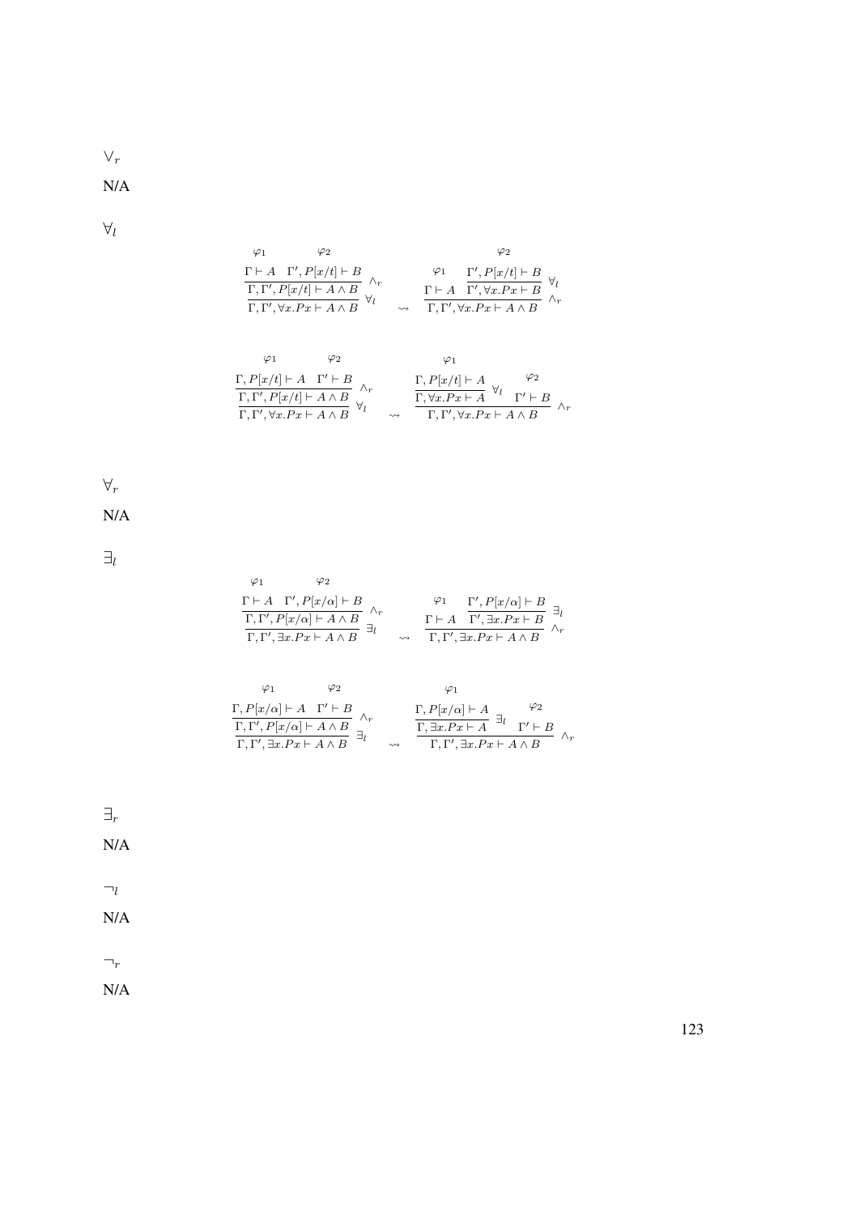$\vee_r$

N/A

$\forall_l$

$$
\dfrac{\dfrac{\overset{\varphi_1}{\Gamma \vdash A} \quad \overset{\varphi_2}{\Gamma', P[x/t] \vdash B}}{\Gamma, \Gamma', P[x/t] \vdash A \wedge B}\ \wedge_r}{\Gamma, \Gamma', \forall x.Px \vdash A \wedge B}\ \forall_l
\quad \rightsquigarrow \quad
\dfrac{\overset{\varphi_1}{\Gamma \vdash A} \quad \dfrac{\overset{\varphi_2}{\Gamma', P[x/t] \vdash B}}{\Gamma', \forall x.Px \vdash B}\ \forall_l}{\Gamma, \Gamma', \forall x.Px \vdash A \wedge B}\ \wedge_r
$$

$$
\dfrac{\dfrac{\overset{\varphi_1}{\Gamma, P[x/t] \vdash A} \quad \overset{\varphi_2}{\Gamma' \vdash B}}{\Gamma, \Gamma', P[x/t] \vdash A \wedge B}\ \wedge_r}{\Gamma, \Gamma', \forall x.Px \vdash A \wedge B}\ \forall_l
\quad \rightsquigarrow \quad
\dfrac{\dfrac{\overset{\varphi_1}{\Gamma, P[x/t] \vdash A}}{\Gamma, \forall x.Px \vdash A}\ \forall_l \quad \overset{\varphi_2}{\Gamma' \vdash B}}{\Gamma, \Gamma', \forall x.Px \vdash A \wedge B}\ \wedge_r
$$

$\forall_r$

N/A

$\exists_l$

$$
\dfrac{\dfrac{\overset{\varphi_1}{\Gamma \vdash A} \quad \overset{\varphi_2}{\Gamma', P[x/\alpha] \vdash B}}{\Gamma, \Gamma', P[x/\alpha] \vdash A \wedge B}\ \wedge_r}{\Gamma, \Gamma', \exists x.Px \vdash A \wedge B}\ \exists_l
\quad \rightsquigarrow \quad
\dfrac{\overset{\varphi_1}{\Gamma \vdash A} \quad \dfrac{\overset{\varphi_2}{\Gamma', P[x/\alpha] \vdash B}}{\Gamma', \exists x.Px \vdash B}\ \exists_l}{\Gamma, \Gamma', \exists x.Px \vdash A \wedge B}\ \wedge_r
$$

$$
\dfrac{\dfrac{\overset{\varphi_1}{\Gamma, P[x/\alpha] \vdash A} \quad \overset{\varphi_2}{\Gamma' \vdash B}}{\Gamma, \Gamma', P[x/\alpha] \vdash A \wedge B}\ \wedge_r}{\Gamma, \Gamma', \exists x.Px \vdash A \wedge B}\ \exists_l
\quad \rightsquigarrow \quad
\dfrac{\dfrac{\overset{\varphi_1}{\Gamma, P[x/\alpha] \vdash A}}{\Gamma, \exists x.Px \vdash A}\ \exists_l \quad \overset{\varphi_2}{\Gamma' \vdash B}}{\Gamma, \Gamma', \exists x.Px \vdash A \wedge B}\ \wedge_r
$$

$\exists_r$

N/A

$\neg_l$

N/A

$\neg_r$

N/A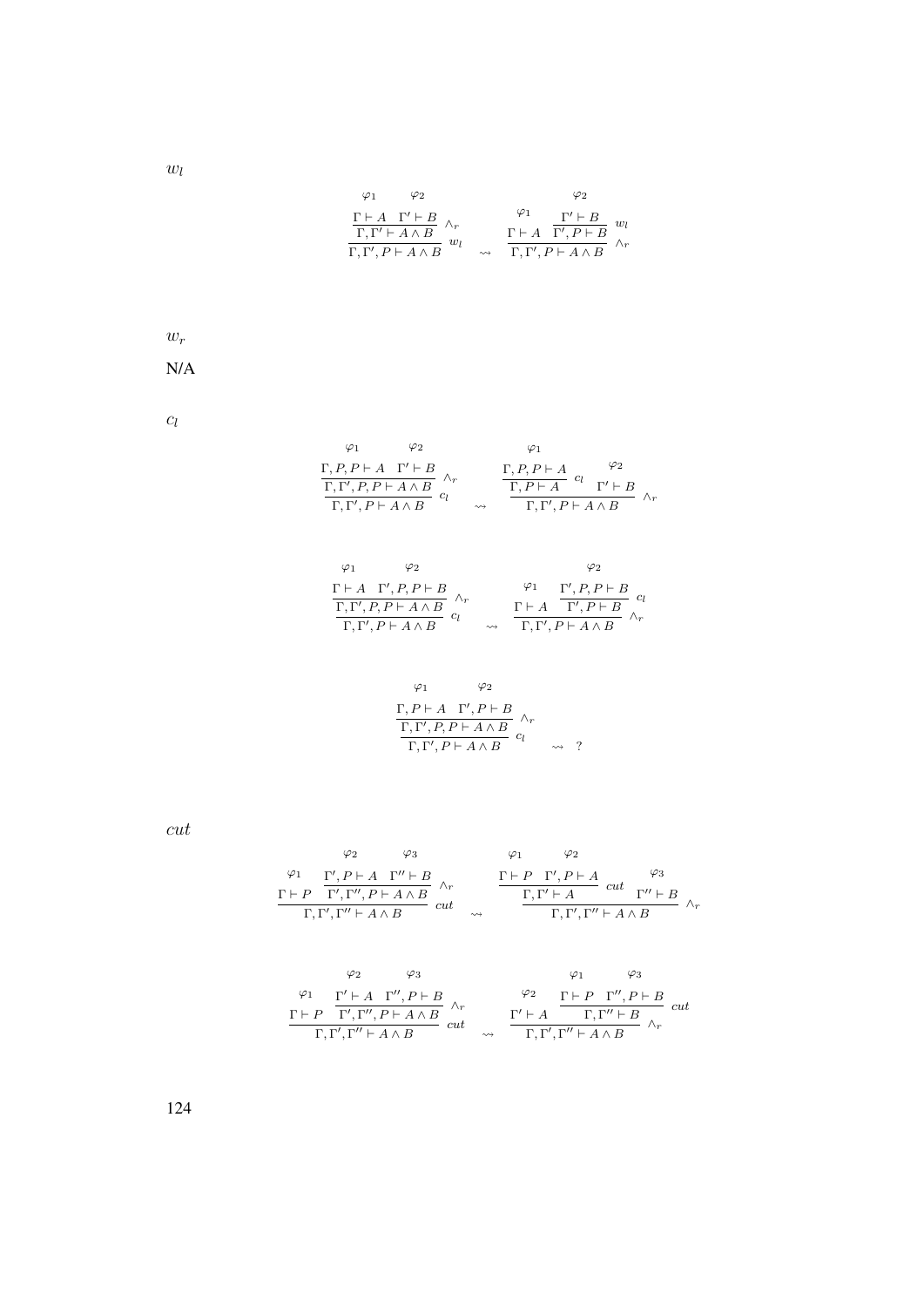$w_l$

$$
\dfrac{\dfrac{\overset{\varphi_1}{\Gamma \vdash A} \quad \overset{\varphi_2}{\Gamma' \vdash B}}{\Gamma, \Gamma' \vdash A \wedge B}\ \wedge_r}{\Gamma, \Gamma', P \vdash A \wedge B}\ w_l \quad \rightsquigarrow \quad \dfrac{\overset{\varphi_1}{\Gamma \vdash A} \quad \dfrac{\overset{\varphi_2}{\Gamma' \vdash B}}{\Gamma', P \vdash B}\ w_l}{\Gamma, \Gamma', P \vdash A \wedge B}\ \wedge_r
$$

$w_r$

N/A

$c_l$

$$
\dfrac{\dfrac{\overset{\varphi_1}{\Gamma, P, P \vdash A} \quad \overset{\varphi_2}{\Gamma' \vdash B}}{\Gamma, \Gamma', P, P \vdash A \wedge B}\ \wedge_r}{\Gamma, \Gamma', P \vdash A \wedge B}\ c_l \quad \rightsquigarrow \quad \dfrac{\dfrac{\overset{\varphi_1}{\Gamma, P, P \vdash A}}{\Gamma, P \vdash A}\ c_l \quad \overset{\varphi_2}{\Gamma' \vdash B}}{\Gamma, \Gamma', P \vdash A \wedge B}\ \wedge_r
$$

$$
\dfrac{\dfrac{\overset{\varphi_1}{\Gamma \vdash A} \quad \overset{\varphi_2}{\Gamma', P, P \vdash B}}{\Gamma, \Gamma', P, P \vdash A \wedge B}\ \wedge_r}{\Gamma, \Gamma', P \vdash A \wedge B}\ c_l \quad \rightsquigarrow \quad \dfrac{\overset{\varphi_1}{\Gamma \vdash A} \quad \dfrac{\overset{\varphi_2}{\Gamma', P, P \vdash B}}{\Gamma', P \vdash B}\ c_l}{\Gamma, \Gamma', P \vdash A \wedge B}\ \wedge_r
$$

$$
\dfrac{\dfrac{\overset{\varphi_1}{\Gamma, P \vdash A} \quad \overset{\varphi_2}{\Gamma', P \vdash B}}{\Gamma, \Gamma', P, P \vdash A \wedge B}\ \wedge_r}{\Gamma, \Gamma', P \vdash A \wedge B}\ c_l \quad \rightsquigarrow \quad ?
$$

$cut$

$$
\dfrac{\overset{\varphi_1}{\Gamma \vdash P} \quad \dfrac{\overset{\varphi_2}{\Gamma', P \vdash A} \quad \overset{\varphi_3}{\Gamma'' \vdash B}}{\Gamma', \Gamma'', P \vdash A \wedge B}\ \wedge_r}{\Gamma, \Gamma', \Gamma'' \vdash A \wedge B}\ cut \quad \rightsquigarrow \quad \dfrac{\dfrac{\overset{\varphi_1}{\Gamma \vdash P} \quad \overset{\varphi_2}{\Gamma', P \vdash A}}{\Gamma, \Gamma' \vdash A}\ cut \quad \overset{\varphi_3}{\Gamma'' \vdash B}}{\Gamma, \Gamma', \Gamma'' \vdash A \wedge B}\ \wedge_r
$$

$$
\dfrac{\overset{\varphi_1}{\Gamma \vdash P} \quad \dfrac{\overset{\varphi_2}{\Gamma' \vdash A} \quad \overset{\varphi_3}{\Gamma'', P \vdash B}}{\Gamma', \Gamma'', P \vdash A \wedge B}\ \wedge_r}{\Gamma, \Gamma', \Gamma'' \vdash A \wedge B}\ cut \quad \rightsquigarrow \quad \dfrac{\overset{\varphi_2}{\Gamma' \vdash A} \quad \dfrac{\overset{\varphi_1}{\Gamma \vdash P} \quad \overset{\varphi_3}{\Gamma'', P \vdash B}}{\Gamma, \Gamma'' \vdash B}\ cut}{\Gamma, \Gamma', \Gamma'' \vdash A \wedge B}\ \wedge_r
$$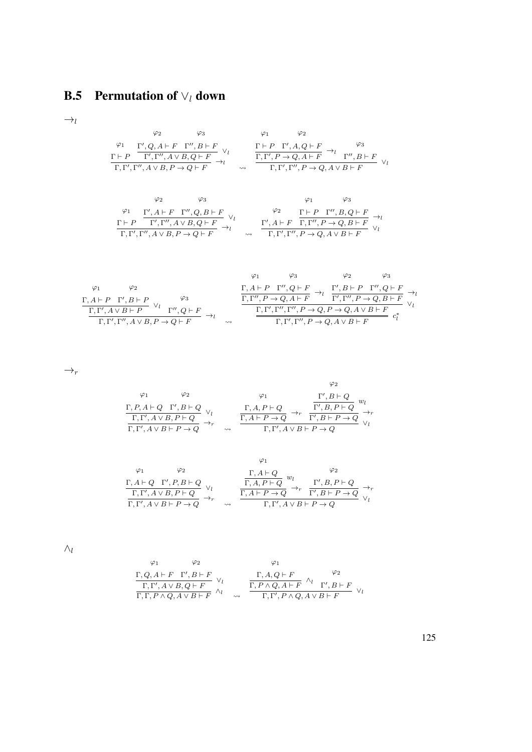## B.5 Permutation of $\vee_l$ down

$\rightarrow_l$

$$
\dfrac{\dfrac{\varphi_1}{\Gamma \vdash P} \quad \dfrac{\dfrac{\varphi_2}{\Gamma', Q, A \vdash F} \quad \dfrac{\varphi_3}{\Gamma'', B \vdash F}}{\Gamma', \Gamma'', A \vee B, Q \vdash F} \vee_l}{\Gamma, \Gamma', \Gamma'', A \vee B, P \rightarrow Q \vdash F} \rightarrow_l
\quad \rightsquigarrow \quad
\dfrac{\dfrac{\dfrac{\varphi_1}{\Gamma \vdash P} \quad \dfrac{\varphi_2}{\Gamma', A, Q \vdash F}}{\Gamma, \Gamma', P \rightarrow Q, A \vdash F} \rightarrow_l \quad \dfrac{\varphi_3}{\Gamma'', B \vdash F}}{\Gamma, \Gamma', \Gamma'', P \rightarrow Q, A \vee B \vdash F} \vee_l
$$

$$
\dfrac{\dfrac{\varphi_1}{\Gamma \vdash P} \quad \dfrac{\dfrac{\varphi_2}{\Gamma', A \vdash F} \quad \dfrac{\varphi_3}{\Gamma'', Q, B \vdash F}}{\Gamma', \Gamma'', A \vee B, Q \vdash F} \vee_l}{\Gamma, \Gamma', \Gamma'', A \vee B, P \rightarrow Q \vdash F} \rightarrow_l
\quad \rightsquigarrow \quad
\dfrac{\dfrac{\varphi_2}{\Gamma', A \vdash F} \quad \dfrac{\dfrac{\varphi_1}{\Gamma \vdash P} \quad \dfrac{\varphi_3}{\Gamma'', B, Q \vdash F}}{\Gamma, \Gamma'', P \rightarrow Q, B \vdash F} \rightarrow_l}{\Gamma, \Gamma', \Gamma'', P \rightarrow Q, A \vee B \vdash F} \vee_l
$$

$$
\dfrac{\dfrac{\dfrac{\varphi_1}{\Gamma, A \vdash P} \quad \dfrac{\varphi_2}{\Gamma', B \vdash P}}{\Gamma, \Gamma', A \vee B \vdash P} \vee_l \quad \dfrac{\varphi_3}{\Gamma'', Q \vdash F}}{\Gamma, \Gamma', \Gamma'', A \vee B, P \rightarrow Q \vdash F} \rightarrow_l
\quad \rightsquigarrow \quad
\dfrac{\dfrac{\dfrac{\dfrac{\varphi_1}{\Gamma, A \vdash P} \quad \dfrac{\varphi_3}{\Gamma'', Q \vdash F}}{\Gamma, \Gamma'', P \rightarrow Q, A \vdash F} \rightarrow_l \quad \dfrac{\dfrac{\varphi_2}{\Gamma', B \vdash P} \quad \dfrac{\varphi_3}{\Gamma'', Q \vdash F}}{\Gamma', \Gamma'', P \rightarrow Q, B \vdash F} \rightarrow_l}{\Gamma, \Gamma', \Gamma'', \Gamma'', P \rightarrow Q, P \rightarrow Q, A \vee B \vdash F} \vee_l}{\Gamma, \Gamma', \Gamma'', P \rightarrow Q, A \vee B \vdash F} c_l^*
$$

$\rightarrow_r$

$$
\dfrac{\dfrac{\dfrac{\varphi_1}{\Gamma, P, A \vdash Q} \quad \dfrac{\varphi_2}{\Gamma', B \vdash Q}}{\Gamma, \Gamma', A \vee B, P \vdash Q} \vee_l}{\Gamma, \Gamma', A \vee B \vdash P \rightarrow Q} \rightarrow_r
\quad \rightsquigarrow \quad
\dfrac{\dfrac{\dfrac{\varphi_1}{\Gamma, A, P \vdash Q}}{\Gamma, A \vdash P \rightarrow Q} \rightarrow_r \quad \dfrac{\dfrac{\dfrac{\varphi_2}{\Gamma', B \vdash Q}}{\Gamma', B, P \vdash Q} w_l}{\Gamma', B \vdash P \rightarrow Q} \rightarrow_r}{\Gamma, \Gamma', A \vee B \vdash P \rightarrow Q} \vee_l
$$

$$
\dfrac{\dfrac{\dfrac{\varphi_1}{\Gamma, A \vdash Q} \quad \dfrac{\varphi_2}{\Gamma', P, B \vdash Q}}{\Gamma, \Gamma', A \vee B, P \vdash Q} \vee_l}{\Gamma, \Gamma', A \vee B \vdash P \rightarrow Q} \rightarrow_r
\quad \rightsquigarrow \quad
\dfrac{\dfrac{\dfrac{\dfrac{\varphi_1}{\Gamma, A \vdash Q}}{\Gamma, A, P \vdash Q} w_l}{\Gamma, A \vdash P \rightarrow Q} \rightarrow_r \quad \dfrac{\dfrac{\varphi_2}{\Gamma', B, P \vdash Q}}{\Gamma', B \vdash P \rightarrow Q} \rightarrow_r}{\Gamma, \Gamma', A \vee B \vdash P \rightarrow Q} \vee_l
$$

$\wedge_l$

$$
\dfrac{\dfrac{\dfrac{\varphi_1}{\Gamma, Q, A \vdash F} \quad \dfrac{\varphi_2}{\Gamma', B \vdash F}}{\Gamma, \Gamma', A \vee B, Q \vdash F} \vee_l}{\Gamma, \Gamma, P \wedge Q, A \vee B \vdash F} \wedge_l
\quad \rightsquigarrow \quad
\dfrac{\dfrac{\dfrac{\varphi_1}{\Gamma, A, Q \vdash F}}{\Gamma, P \wedge Q, A \vdash F} \wedge_l \quad \dfrac{\varphi_2}{\Gamma', B \vdash F}}{\Gamma, \Gamma', P \wedge Q, A \vee B \vdash F} \vee_l
$$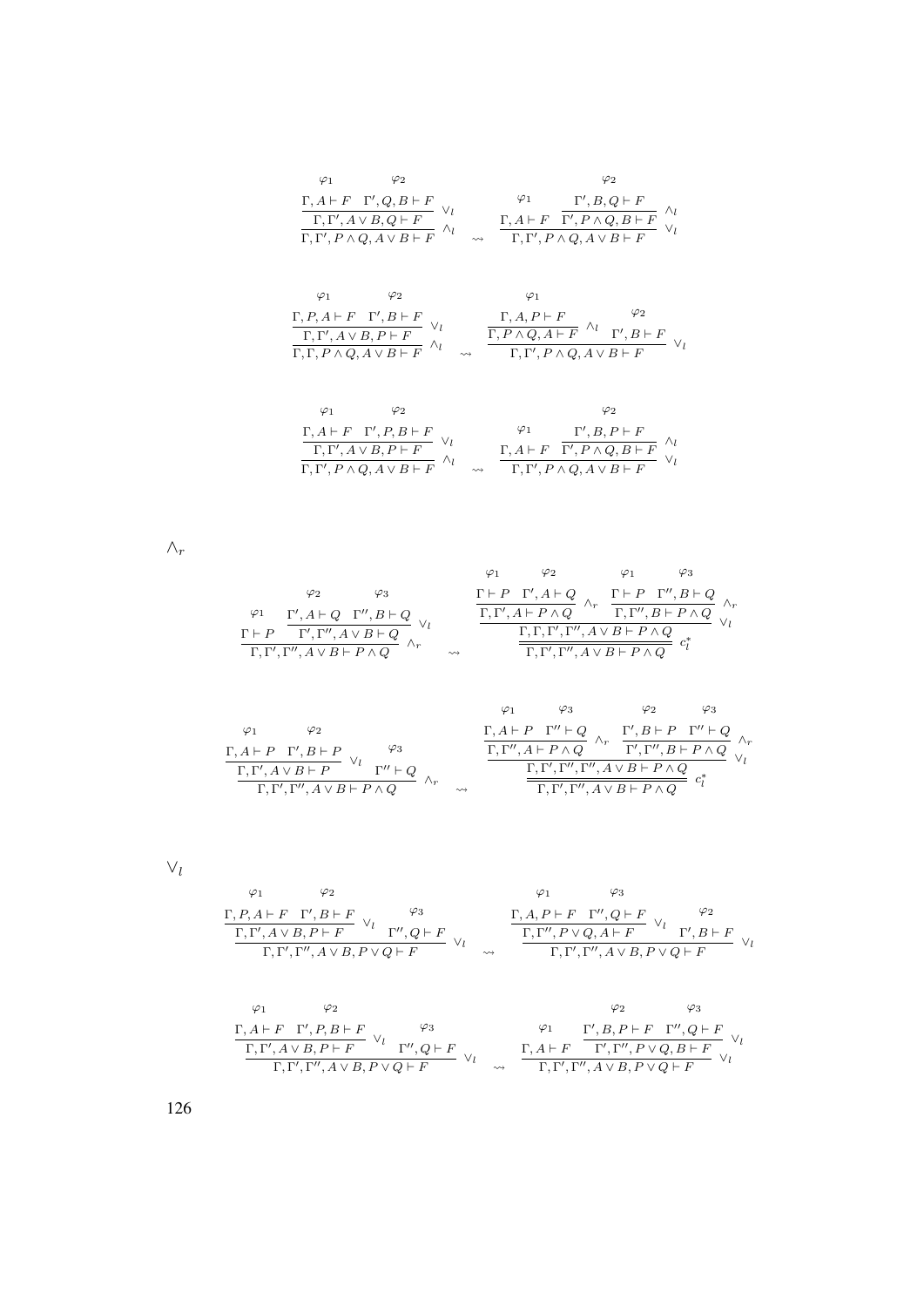$$
\dfrac{\dfrac{\overset{\varphi_1}{\Gamma, A \vdash F} \quad \overset{\varphi_2}{\Gamma', Q, B \vdash F}}{\Gamma, \Gamma', A \vee B, Q \vdash F}\ \vee_l}{\Gamma, \Gamma', P \wedge Q, A \vee B \vdash F}\ \wedge_l
\quad \rightsquigarrow \quad
\dfrac{\overset{\varphi_1}{\Gamma, A \vdash F} \quad \dfrac{\overset{\varphi_2}{\Gamma', B, Q \vdash F}}{\Gamma', P \wedge Q, B \vdash F}\ \wedge_l}{\Gamma, \Gamma', P \wedge Q, A \vee B \vdash F}\ \vee_l
$$

$$
\dfrac{\dfrac{\overset{\varphi_1}{\Gamma, P, A \vdash F} \quad \overset{\varphi_2}{\Gamma', B \vdash F}}{\Gamma, \Gamma', A \vee B, P \vdash F}\ \vee_l}{\Gamma, \Gamma, P \wedge Q, A \vee B \vdash F}\ \wedge_l
\quad \rightsquigarrow \quad
\dfrac{\dfrac{\overset{\varphi_1}{\Gamma, A, P \vdash F}}{\Gamma, P \wedge Q, A \vdash F}\ \wedge_l \quad \overset{\varphi_2}{\Gamma', B \vdash F}}{\Gamma, \Gamma', P \wedge Q, A \vee B \vdash F}\ \vee_l
$$

$$
\dfrac{\dfrac{\overset{\varphi_1}{\Gamma, A \vdash F} \quad \overset{\varphi_2}{\Gamma', P, B \vdash F}}{\Gamma, \Gamma', A \vee B, P \vdash F}\ \vee_l}{\Gamma, \Gamma', P \wedge Q, A \vee B \vdash F}\ \wedge_l
\quad \rightsquigarrow \quad
\dfrac{\overset{\varphi_1}{\Gamma, A \vdash F} \quad \dfrac{\overset{\varphi_2}{\Gamma', B, P \vdash F}}{\Gamma', P \wedge Q, B \vdash F}\ \wedge_l}{\Gamma, \Gamma', P \wedge Q, A \vee B \vdash F}\ \vee_l
$$

$\wedge_r$

$$
\dfrac{\overset{\varphi_1}{\Gamma \vdash P} \quad \dfrac{\overset{\varphi_2}{\Gamma', A \vdash Q} \quad \overset{\varphi_3}{\Gamma'', B \vdash Q}}{\Gamma', \Gamma'', A \vee B \vdash Q}\ \vee_l}{\Gamma, \Gamma', \Gamma'', A \vee B \vdash P \wedge Q}\ \wedge_r
\quad \rightsquigarrow \quad
\dfrac{\dfrac{\dfrac{\overset{\varphi_1}{\Gamma \vdash P} \quad \overset{\varphi_2}{\Gamma', A \vdash Q}}{\Gamma, \Gamma', A \vdash P \wedge Q}\ \wedge_r \quad \dfrac{\overset{\varphi_1}{\Gamma \vdash P} \quad \overset{\varphi_3}{\Gamma'', B \vdash Q}}{\Gamma, \Gamma'', B \vdash P \wedge Q}\ \wedge_r}{\Gamma, \Gamma, \Gamma', \Gamma'', A \vee B \vdash P \wedge Q}\ \vee_l}{\Gamma, \Gamma', \Gamma'', A \vee B \vdash P \wedge Q}\ c_l^*
$$

$$
\dfrac{\dfrac{\overset{\varphi_1}{\Gamma, A \vdash P} \quad \overset{\varphi_2}{\Gamma', B \vdash P}}{\Gamma, \Gamma', A \vee B \vdash P}\ \vee_l \quad \overset{\varphi_3}{\Gamma'' \vdash Q}}{\Gamma, \Gamma', \Gamma'', A \vee B \vdash P \wedge Q}\ \wedge_r
\quad \rightsquigarrow \quad
\dfrac{\dfrac{\dfrac{\overset{\varphi_1}{\Gamma, A \vdash P} \quad \overset{\varphi_3}{\Gamma'' \vdash Q}}{\Gamma, \Gamma'', A \vdash P \wedge Q}\ \wedge_r \quad \dfrac{\overset{\varphi_2}{\Gamma', B \vdash P} \quad \overset{\varphi_3}{\Gamma'' \vdash Q}}{\Gamma', \Gamma'', B \vdash P \wedge Q}\ \wedge_r}{\Gamma, \Gamma', \Gamma'', \Gamma'', A \vee B \vdash P \wedge Q}\ \vee_l}{\Gamma, \Gamma', \Gamma'', A \vee B \vdash P \wedge Q}\ c_l^*
$$

$\vee_l$

$$
\dfrac{\dfrac{\overset{\varphi_1}{\Gamma, P, A \vdash F} \quad \overset{\varphi_2}{\Gamma', B \vdash F}}{\Gamma, \Gamma', A \vee B, P \vdash F}\ \vee_l \quad \overset{\varphi_3}{\Gamma'', Q \vdash F}}{\Gamma, \Gamma', \Gamma'', A \vee B, P \vee Q \vdash F}\ \vee_l
\quad \rightsquigarrow \quad
\dfrac{\dfrac{\overset{\varphi_1}{\Gamma, A, P \vdash F} \quad \overset{\varphi_3}{\Gamma'', Q \vdash F}}{\Gamma, \Gamma'', P \vee Q, A \vdash F}\ \vee_l \quad \overset{\varphi_2}{\Gamma', B \vdash F}}{\Gamma, \Gamma', \Gamma'', A \vee B, P \vee Q \vdash F}\ \vee_l
$$

$$
\dfrac{\dfrac{\overset{\varphi_1}{\Gamma, A \vdash F} \quad \overset{\varphi_2}{\Gamma', P, B \vdash F}}{\Gamma, \Gamma', A \vee B, P \vdash F}\ \vee_l \quad \overset{\varphi_3}{\Gamma'', Q \vdash F}}{\Gamma, \Gamma', \Gamma'', A \vee B, P \vee Q \vdash F}\ \vee_l
\quad \rightsquigarrow \quad
\dfrac{\overset{\varphi_1}{\Gamma, A \vdash F} \quad \dfrac{\overset{\varphi_2}{\Gamma', B, P \vdash F} \quad \overset{\varphi_3}{\Gamma'', Q \vdash F}}{\Gamma', \Gamma'', P \vee Q, B \vdash F}\ \vee_l}{\Gamma, \Gamma', \Gamma'', A \vee B, P \vee Q \vdash F}\ \vee_l
$$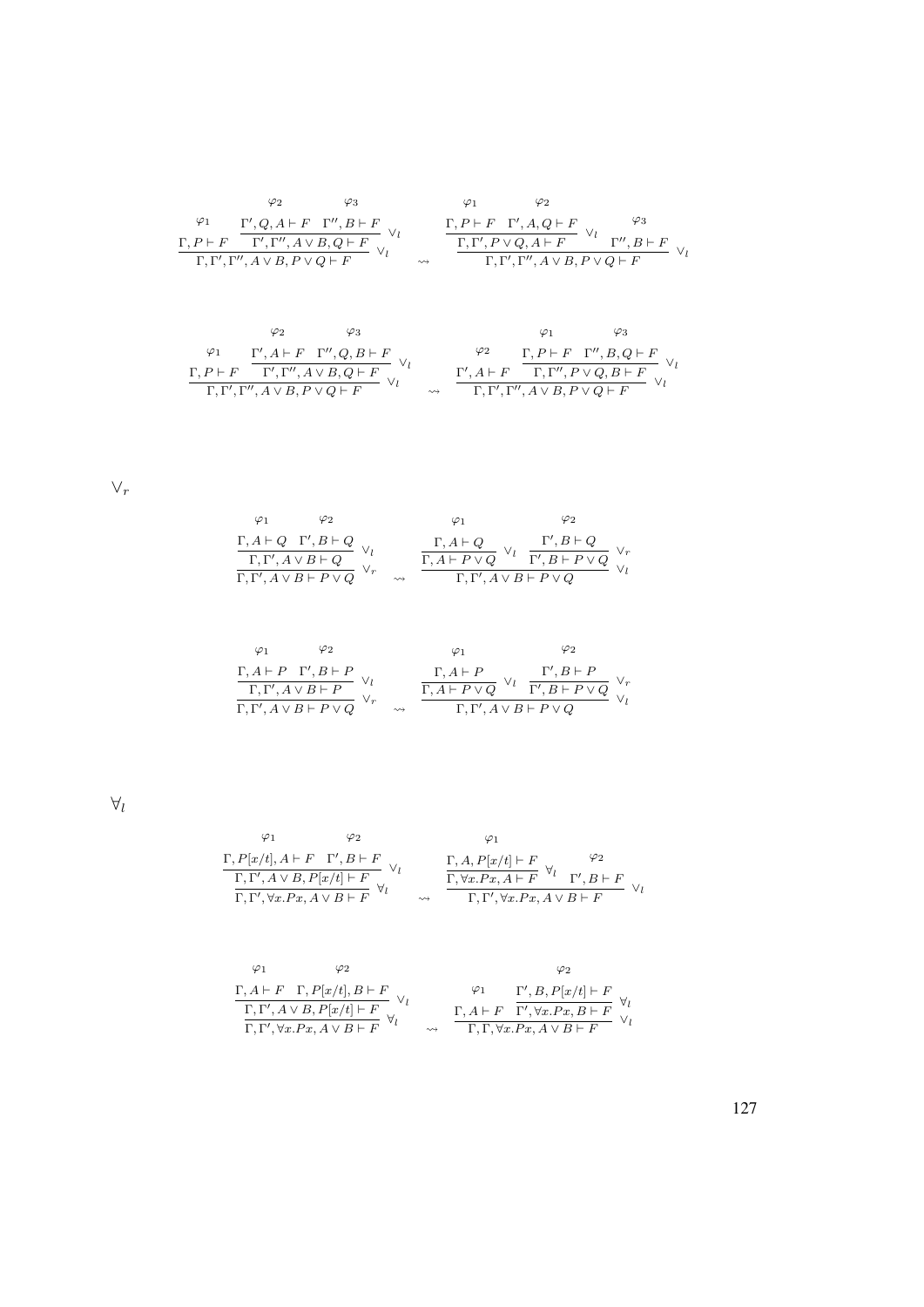$$
\dfrac{\overset{\varphi_1}{\Gamma, P \vdash F} \quad \dfrac{\overset{\varphi_2}{\Gamma', Q, A \vdash F} \quad \overset{\varphi_3}{\Gamma'', B \vdash F}}{\Gamma', \Gamma'', A \vee B, Q \vdash F} \vee_l}{\Gamma, \Gamma', \Gamma'', A \vee B, P \vee Q \vdash F} \vee_l
\quad \rightsquigarrow \quad
\dfrac{\dfrac{\overset{\varphi_1}{\Gamma, P \vdash F} \quad \overset{\varphi_2}{\Gamma', A, Q \vdash F}}{\Gamma, \Gamma', P \vee Q, A \vdash F} \vee_l \quad \overset{\varphi_3}{\Gamma'', B \vdash F}}{\Gamma, \Gamma', \Gamma'', A \vee B, P \vee Q \vdash F} \vee_l
$$

$$
\dfrac{\overset{\varphi_1}{\Gamma, P \vdash F} \quad \dfrac{\overset{\varphi_2}{\Gamma', A \vdash F} \quad \overset{\varphi_3}{\Gamma'', Q, B \vdash F}}{\Gamma', \Gamma'', A \vee B, Q \vdash F} \vee_l}{\Gamma, \Gamma', \Gamma'', A \vee B, P \vee Q \vdash F} \vee_l
\quad \rightsquigarrow \quad
\dfrac{\overset{\varphi_2}{\Gamma', A \vdash F} \quad \dfrac{\overset{\varphi_1}{\Gamma, P \vdash F} \quad \overset{\varphi_3}{\Gamma'', B, Q \vdash F}}{\Gamma, \Gamma'', P \vee Q, B \vdash F} \vee_l}{\Gamma, \Gamma', \Gamma'', A \vee B, P \vee Q \vdash F} \vee_l
$$

$\vee_r$

$$
\dfrac{\dfrac{\overset{\varphi_1}{\Gamma, A \vdash Q} \quad \overset{\varphi_2}{\Gamma', B \vdash Q}}{\Gamma, \Gamma', A \vee B \vdash Q} \vee_l}{\Gamma, \Gamma', A \vee B \vdash P \vee Q} \vee_r
\quad \rightsquigarrow \quad
\dfrac{\dfrac{\overset{\varphi_1}{\Gamma, A \vdash Q}}{\Gamma, A \vdash P \vee Q} \vee_l \quad \dfrac{\overset{\varphi_2}{\Gamma', B \vdash Q}}{\Gamma', B \vdash P \vee Q} \vee_r}{\Gamma, \Gamma', A \vee B \vdash P \vee Q} \vee_l
$$

$$
\dfrac{\dfrac{\overset{\varphi_1}{\Gamma, A \vdash P} \quad \overset{\varphi_2}{\Gamma', B \vdash P}}{\Gamma, \Gamma', A \vee B \vdash P} \vee_l}{\Gamma, \Gamma', A \vee B \vdash P \vee Q} \vee_r
\quad \rightsquigarrow \quad
\dfrac{\dfrac{\overset{\varphi_1}{\Gamma, A \vdash P}}{\Gamma, A \vdash P \vee Q} \vee_l \quad \dfrac{\overset{\varphi_2}{\Gamma', B \vdash P}}{\Gamma', B \vdash P \vee Q} \vee_r}{\Gamma, \Gamma', A \vee B \vdash P \vee Q} \vee_l
$$

$\forall_l$

$$
\dfrac{\dfrac{\overset{\varphi_1}{\Gamma, P[x/t], A \vdash F} \quad \overset{\varphi_2}{\Gamma', B \vdash F}}{\Gamma, \Gamma', A \vee B, P[x/t] \vdash F} \vee_l}{\Gamma, \Gamma', \forall x.Px, A \vee B \vdash F} \forall_l
\quad \rightsquigarrow \quad
\dfrac{\dfrac{\overset{\varphi_1}{\Gamma, A, P[x/t] \vdash F}}{\Gamma, \forall x.Px, A \vdash F} \forall_l \quad \overset{\varphi_2}{\Gamma', B \vdash F}}{\Gamma, \Gamma', \forall x.Px, A \vee B \vdash F} \vee_l
$$

$$
\dfrac{\dfrac{\overset{\varphi_1}{\Gamma, A \vdash F} \quad \overset{\varphi_2}{\Gamma, P[x/t], B \vdash F}}{\Gamma, \Gamma', A \vee B, P[x/t] \vdash F} \vee_l}{\Gamma, \Gamma', \forall x.Px, A \vee B \vdash F} \forall_l
\quad \rightsquigarrow \quad
\dfrac{\overset{\varphi_1}{\Gamma, A \vdash F} \quad \dfrac{\overset{\varphi_2}{\Gamma', B, P[x/t] \vdash F}}{\Gamma', \forall x.Px, B \vdash F} \forall_l}{\Gamma, \Gamma, \forall x.Px, A \vee B \vdash F} \vee_l
$$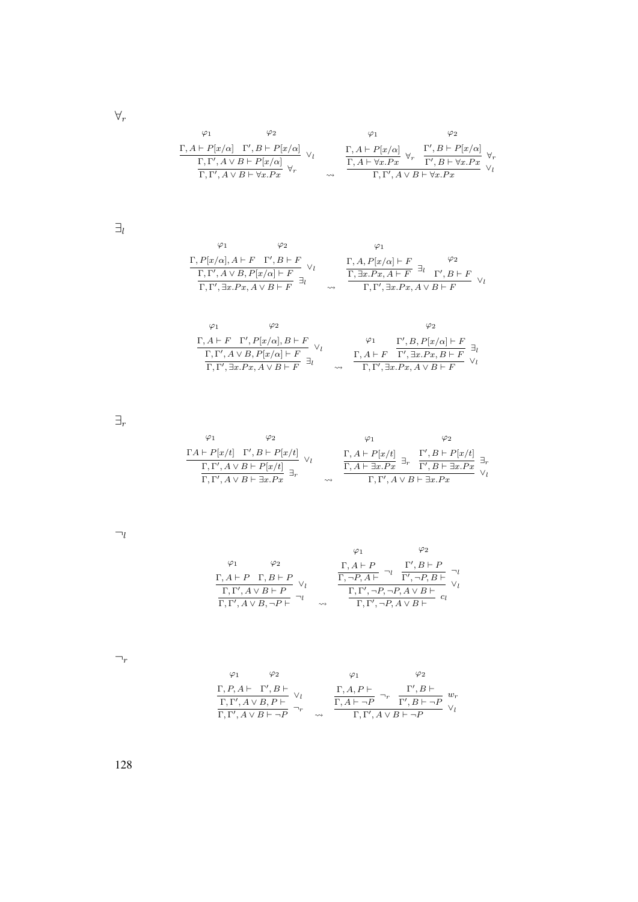$\forall_r$

$$
\dfrac{\dfrac{\overset{\varphi_1}{\Gamma, A \vdash P[x/\alpha]} \quad \overset{\varphi_2}{\Gamma', B \vdash P[x/\alpha]}}{\Gamma, \Gamma', A \vee B \vdash P[x/\alpha]} \vee_l}{\Gamma, \Gamma', A \vee B \vdash \forall x.Px} \forall_r
\quad \rightsquigarrow \quad
\dfrac{\dfrac{\overset{\varphi_1}{\Gamma, A \vdash P[x/\alpha]}}{\Gamma, A \vdash \forall x.Px} \forall_r \quad \dfrac{\overset{\varphi_2}{\Gamma', B \vdash P[x/\alpha]}}{\Gamma', B \vdash \forall x.Px} \forall_r}{\Gamma, \Gamma', A \vee B \vdash \forall x.Px} \vee_l
$$

$\exists_l$

$$
\dfrac{\dfrac{\overset{\varphi_1}{\Gamma, P[x/\alpha], A \vdash F} \quad \overset{\varphi_2}{\Gamma', B \vdash F}}{\Gamma, \Gamma', A \vee B, P[x/\alpha] \vdash F} \vee_l}{\Gamma, \Gamma', \exists x.Px, A \vee B \vdash F} \exists_l
\quad \rightsquigarrow \quad
\dfrac{\dfrac{\overset{\varphi_1}{\Gamma, A, P[x/\alpha] \vdash F}}{\Gamma, \exists x.Px, A \vdash F} \exists_l \quad \overset{\varphi_2}{\Gamma', B \vdash F}}{\Gamma, \Gamma', \exists x.Px, A \vee B \vdash F} \vee_l
$$

$$
\dfrac{\dfrac{\overset{\varphi_1}{\Gamma, A \vdash F} \quad \overset{\varphi_2}{\Gamma', P[x/\alpha], B \vdash F}}{\Gamma, \Gamma', A \vee B, P[x/\alpha] \vdash F} \vee_l}{\Gamma, \Gamma', \exists x.Px, A \vee B \vdash F} \exists_l
\quad \rightsquigarrow \quad
\dfrac{\overset{\varphi_1}{\Gamma, A \vdash F} \quad \dfrac{\overset{\varphi_2}{\Gamma', B, P[x/\alpha] \vdash F}}{\Gamma', \exists x.Px, B \vdash F} \exists_l}{\Gamma, \Gamma', \exists x.Px, A \vee B \vdash F} \vee_l
$$

$\exists_r$

$$
\dfrac{\dfrac{\overset{\varphi_1}{\Gamma A \vdash P[x/t]} \quad \overset{\varphi_2}{\Gamma', B \vdash P[x/t]}}{\Gamma, \Gamma', A \vee B \vdash P[x/t]} \vee_l}{\Gamma, \Gamma', A \vee B \vdash \exists x.Px} \exists_r
\quad \rightsquigarrow \quad
\dfrac{\dfrac{\overset{\varphi_1}{\Gamma, A \vdash P[x/t]}}{\Gamma, A \vdash \exists x.Px} \exists_r \quad \dfrac{\overset{\varphi_2}{\Gamma', B \vdash P[x/t]}}{\Gamma', B \vdash \exists x.Px} \exists_r}{\Gamma, \Gamma', A \vee B \vdash \exists x.Px} \vee_l
$$

$\neg_l$

$$
\dfrac{\dfrac{\overset{\varphi_1}{\Gamma, A \vdash P} \quad \overset{\varphi_2}{\Gamma, B \vdash P}}{\Gamma, \Gamma', A \vee B \vdash P} \vee_l}{\Gamma, \Gamma', A \vee B, \neg P \vdash} \neg_l
\quad \rightsquigarrow \quad
\dfrac{\dfrac{\dfrac{\overset{\varphi_1}{\Gamma, A \vdash P}}{\Gamma, \neg P, A \vdash} \neg_l \quad \dfrac{\overset{\varphi_2}{\Gamma', B \vdash P}}{\Gamma', \neg P, B \vdash} \neg_l}{\Gamma, \Gamma', \neg P, \neg P, A \vee B \vdash} \vee_l}{\Gamma, \Gamma', \neg P, A \vee B \vdash} c_l
$$

$\neg_r$

$$
\dfrac{\dfrac{\overset{\varphi_1}{\Gamma, P, A \vdash} \quad \overset{\varphi_2}{\Gamma', B \vdash}}{\Gamma, \Gamma', A \vee B, P \vdash} \vee_l}{\Gamma, \Gamma', A \vee B \vdash \neg P} \neg_r
\quad \rightsquigarrow \quad
\dfrac{\dfrac{\overset{\varphi_1}{\Gamma, A, P \vdash}}{\Gamma, A \vdash \neg P} \neg_r \quad \dfrac{\overset{\varphi_2}{\Gamma', B \vdash}}{\Gamma', B \vdash \neg P} w_r}{\Gamma, \Gamma', A \vee B \vdash \neg P} \vee_l
$$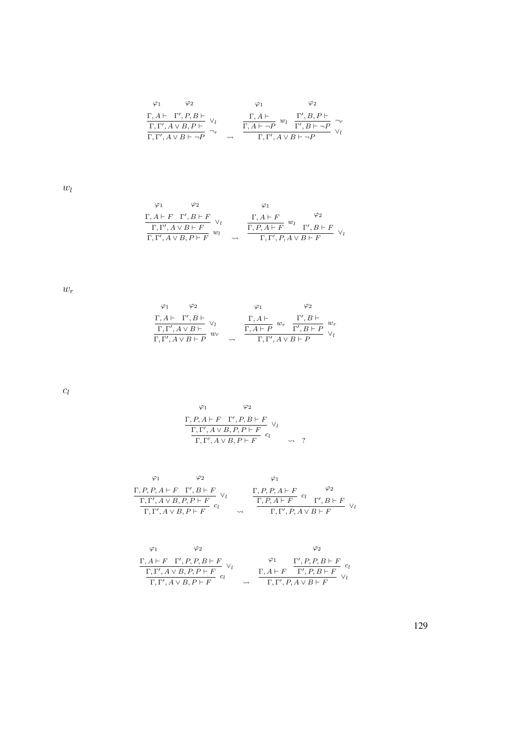$$
\dfrac{\dfrac{\overset{\varphi_1}{\Gamma, A \vdash} \quad \overset{\varphi_2}{\Gamma', P, B \vdash}}{\Gamma, \Gamma', A \vee B, P \vdash} \vee_l}{\Gamma, \Gamma', A \vee B \vdash \neg P} \neg_r
\quad \rightsquigarrow \quad
\dfrac{\dfrac{\overset{\varphi_1}{\Gamma, A \vdash}}{\Gamma, A \vdash \neg P} w_l \quad \dfrac{\overset{\varphi_2}{\Gamma', B, P \vdash}}{\Gamma', B \vdash \neg P} \neg_r}{\Gamma, \Gamma', A \vee B \vdash \neg P} \vee_l
$$

$w_l$

$$
\dfrac{\dfrac{\overset{\varphi_1}{\Gamma, A \vdash F} \quad \overset{\varphi_2}{\Gamma', B \vdash F}}{\Gamma, \Gamma', A \vee B \vdash F} \vee_l}{\Gamma, \Gamma', A \vee B, P \vdash F} w_l
\quad \rightsquigarrow \quad
\dfrac{\dfrac{\overset{\varphi_1}{\Gamma, A \vdash F}}{\Gamma, P, A \vdash F} w_l \quad \overset{\varphi_2}{\Gamma', B \vdash F}}{\Gamma, \Gamma', P, A \vee B \vdash F} \vee_l
$$

$w_r$

$$
\dfrac{\dfrac{\overset{\varphi_1}{\Gamma, A \vdash} \quad \overset{\varphi_2}{\Gamma', B \vdash}}{\Gamma, \Gamma', A \vee B \vdash} \vee_l}{\Gamma, \Gamma', A \vee B \vdash P} w_r
\quad \rightsquigarrow \quad
\dfrac{\dfrac{\overset{\varphi_1}{\Gamma, A \vdash}}{\Gamma, A \vdash P} w_r \quad \dfrac{\overset{\varphi_2}{\Gamma', B \vdash}}{\Gamma', B \vdash P} w_r}{\Gamma, \Gamma', A \vee B \vdash P} \vee_l
$$

$c_l$

$$
\dfrac{\dfrac{\overset{\varphi_1}{\Gamma, P, A \vdash F} \quad \overset{\varphi_2}{\Gamma', P, B \vdash F}}{\Gamma, \Gamma', A \vee B, P, P \vdash F} \vee_l}{\Gamma, \Gamma', A \vee B, P \vdash F} c_l
\quad \rightsquigarrow \quad ?
$$

$$
\dfrac{\dfrac{\overset{\varphi_1}{\Gamma, P, P, A \vdash F} \quad \overset{\varphi_2}{\Gamma', B \vdash F}}{\Gamma, \Gamma', A \vee B, P, P \vdash F} \vee_l}{\Gamma, \Gamma', A \vee B, P \vdash F} c_l
\quad \rightsquigarrow \quad
\dfrac{\dfrac{\overset{\varphi_1}{\Gamma, P, P, A \vdash F}}{\Gamma, P, A \vdash F} c_l \quad \overset{\varphi_2}{\Gamma', B \vdash F}}{\Gamma, \Gamma', P, A \vee B \vdash F} \vee_l
$$

$$
\dfrac{\dfrac{\overset{\varphi_1}{\Gamma, A \vdash F} \quad \overset{\varphi_2}{\Gamma', P, P, B \vdash F}}{\Gamma, \Gamma', A \vee B, P, P \vdash F} \vee_l}{\Gamma, \Gamma', A \vee B, P \vdash F} c_l
\quad \rightsquigarrow \quad
\dfrac{\overset{\varphi_1}{\Gamma, A \vdash F} \quad \dfrac{\overset{\varphi_2}{\Gamma', P, P, B \vdash F}}{\Gamma', P, B \vdash F} c_l}{\Gamma, \Gamma', P, A \vee B \vdash F} \vee_l
$$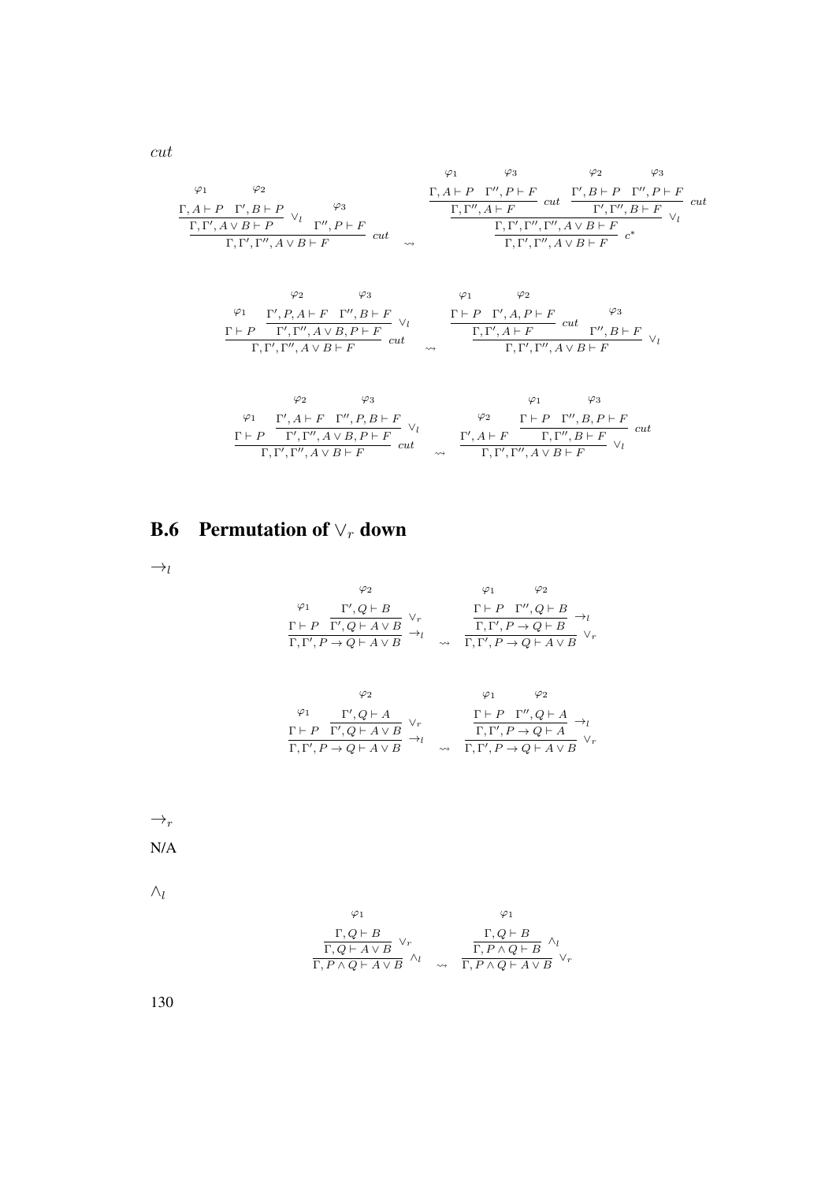$cut$

$$
\dfrac{\dfrac{\overset{\varphi_1}{\Gamma, A \vdash P} \quad \overset{\varphi_2}{\Gamma', B \vdash P}}{\Gamma, \Gamma', A \vee B \vdash P} \vee_l \quad \overset{\varphi_3}{\Gamma'', P \vdash F}}{\Gamma, \Gamma', \Gamma'', A \vee B \vdash F} cut \quad \rightsquigarrow \quad \dfrac{\dfrac{\dfrac{\overset{\varphi_1}{\Gamma, A \vdash P} \quad \overset{\varphi_3}{\Gamma'', P \vdash F}}{\Gamma, \Gamma'', A \vdash F} cut \quad \dfrac{\overset{\varphi_2}{\Gamma', B \vdash P} \quad \overset{\varphi_3}{\Gamma'', P \vdash F}}{\Gamma', \Gamma'', B \vdash F} cut}{\Gamma, \Gamma', \Gamma'', \Gamma'', A \vee B \vdash F} \vee_l}{\Gamma, \Gamma', \Gamma'', A \vee B \vdash F} c^*
$$

$$
\dfrac{\overset{\varphi_1}{\Gamma \vdash P} \quad \dfrac{\overset{\varphi_2}{\Gamma', P, A \vdash F} \quad \overset{\varphi_3}{\Gamma'', B \vdash F}}{\Gamma', \Gamma'', A \vee B, P \vdash F} \vee_l}{\Gamma, \Gamma', \Gamma'', A \vee B \vdash F} cut \quad \rightsquigarrow \quad \dfrac{\dfrac{\overset{\varphi_1}{\Gamma \vdash P} \quad \overset{\varphi_2}{\Gamma', A, P \vdash F}}{\Gamma, \Gamma', A \vdash F} cut \quad \overset{\varphi_3}{\Gamma'', B \vdash F}}{\Gamma, \Gamma', \Gamma'', A \vee B \vdash F} \vee_l
$$

$$
\dfrac{\overset{\varphi_1}{\Gamma \vdash P} \quad \dfrac{\overset{\varphi_2}{\Gamma', A \vdash F} \quad \overset{\varphi_3}{\Gamma'', P, B \vdash F}}{\Gamma', \Gamma'', A \vee B, P \vdash F} \vee_l}{\Gamma, \Gamma', \Gamma'', A \vee B \vdash F} cut \quad \rightsquigarrow \quad \dfrac{\overset{\varphi_2}{\Gamma', A \vdash F} \quad \dfrac{\overset{\varphi_1}{\Gamma \vdash P} \quad \overset{\varphi_3}{\Gamma'', B, P \vdash F}}{\Gamma, \Gamma'', B \vdash F} cut}{\Gamma, \Gamma', \Gamma'', A \vee B \vdash F} \vee_l
$$

## B.6 Permutation of $\vee_r$ down

$\rightarrow_l$

$$
\dfrac{\overset{\varphi_1}{\Gamma \vdash P} \quad \dfrac{\overset{\varphi_2}{\Gamma', Q \vdash B}}{\Gamma', Q \vdash A \vee B} \vee_r}{\Gamma, \Gamma', P \to Q \vdash A \vee B} \rightarrow_l \quad \rightsquigarrow \quad \dfrac{\dfrac{\overset{\varphi_1}{\Gamma \vdash P} \quad \overset{\varphi_2}{\Gamma'', Q \vdash B}}{\Gamma, \Gamma', P \to Q \vdash B} \rightarrow_l}{\Gamma, \Gamma', P \to Q \vdash A \vee B} \vee_r
$$

$$
\dfrac{\overset{\varphi_1}{\Gamma \vdash P} \quad \dfrac{\overset{\varphi_2}{\Gamma', Q \vdash A}}{\Gamma', Q \vdash A \vee B} \vee_r}{\Gamma, \Gamma', P \to Q \vdash A \vee B} \rightarrow_l \quad \rightsquigarrow \quad \dfrac{\dfrac{\overset{\varphi_1}{\Gamma \vdash P} \quad \overset{\varphi_2}{\Gamma'', Q \vdash A}}{\Gamma, \Gamma', P \to Q \vdash A} \rightarrow_l}{\Gamma, \Gamma', P \to Q \vdash A \vee B} \vee_r
$$

$\rightarrow_r$

N/A

$\wedge_l$

$$
\dfrac{\dfrac{\overset{\varphi_1}{\Gamma, Q \vdash B}}{\Gamma, Q \vdash A \vee B} \vee_r}{\Gamma, P \wedge Q \vdash A \vee B} \wedge_l \quad \rightsquigarrow \quad \dfrac{\dfrac{\overset{\varphi_1}{\Gamma, Q \vdash B}}{\Gamma, P \wedge Q \vdash B} \wedge_l}{\Gamma, P \wedge Q \vdash A \vee B} \vee_r
$$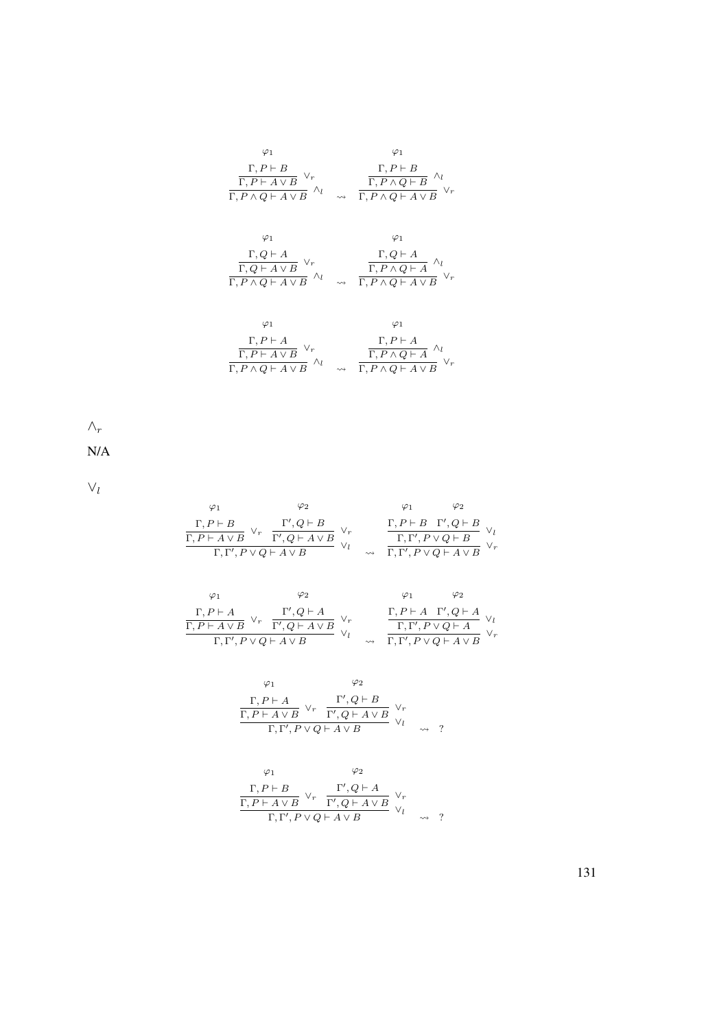$$
\dfrac{\dfrac{\overset{\varphi_1}{\Gamma, P \vdash B}}{\Gamma, P \vdash A \vee B}\ \vee_r}{\Gamma, P \wedge Q \vdash A \vee B}\ \wedge_l
\quad \rightsquigarrow \quad
\dfrac{\dfrac{\overset{\varphi_1}{\Gamma, P \vdash B}}{\Gamma, P \wedge Q \vdash B}\ \wedge_l}{\Gamma, P \wedge Q \vdash A \vee B}\ \vee_r
$$

$$
\dfrac{\dfrac{\overset{\varphi_1}{\Gamma, Q \vdash A}}{\Gamma, Q \vdash A \vee B}\ \vee_r}{\Gamma, P \wedge Q \vdash A \vee B}\ \wedge_l
\quad \rightsquigarrow \quad
\dfrac{\dfrac{\overset{\varphi_1}{\Gamma, Q \vdash A}}{\Gamma, P \wedge Q \vdash A}\ \wedge_l}{\Gamma, P \wedge Q \vdash A \vee B}\ \vee_r
$$

$$
\dfrac{\dfrac{\overset{\varphi_1}{\Gamma, P \vdash A}}{\Gamma, P \vdash A \vee B}\ \vee_r}{\Gamma, P \wedge Q \vdash A \vee B}\ \wedge_l
\quad \rightsquigarrow \quad
\dfrac{\dfrac{\overset{\varphi_1}{\Gamma, P \vdash A}}{\Gamma, P \wedge Q \vdash A}\ \wedge_l}{\Gamma, P \wedge Q \vdash A \vee B}\ \vee_r
$$

$\wedge_r$

**N/A**

$\vee_l$

$$
\dfrac{\dfrac{\overset{\varphi_1}{\Gamma, P \vdash B}}{\Gamma, P \vdash A \vee B}\ \vee_r \quad \dfrac{\overset{\varphi_2}{\Gamma', Q \vdash B}}{\Gamma', Q \vdash A \vee B}\ \vee_r}{\Gamma, \Gamma', P \vee Q \vdash A \vee B}\ \vee_l
\quad \rightsquigarrow \quad
\dfrac{\dfrac{\overset{\varphi_1}{\Gamma, P \vdash B} \quad \overset{\varphi_2}{\Gamma', Q \vdash B}}{\Gamma, \Gamma', P \vee Q \vdash B}\ \vee_l}{\Gamma, \Gamma', P \vee Q \vdash A \vee B}\ \vee_r
$$

$$
\dfrac{\dfrac{\overset{\varphi_1}{\Gamma, P \vdash A}}{\Gamma, P \vdash A \vee B}\ \vee_r \quad \dfrac{\overset{\varphi_2}{\Gamma', Q \vdash A}}{\Gamma', Q \vdash A \vee B}\ \vee_r}{\Gamma, \Gamma', P \vee Q \vdash A \vee B}\ \vee_l
\quad \rightsquigarrow \quad
\dfrac{\dfrac{\overset{\varphi_1}{\Gamma, P \vdash A} \quad \overset{\varphi_2}{\Gamma', Q \vdash A}}{\Gamma, \Gamma', P \vee Q \vdash A}\ \vee_l}{\Gamma, \Gamma', P \vee Q \vdash A \vee B}\ \vee_r
$$

$$
\dfrac{\dfrac{\overset{\varphi_1}{\Gamma, P \vdash A}}{\Gamma, P \vdash A \vee B}\ \vee_r \quad \dfrac{\overset{\varphi_2}{\Gamma', Q \vdash B}}{\Gamma', Q \vdash A \vee B}\ \vee_r}{\Gamma, \Gamma', P \vee Q \vdash A \vee B}\ \vee_l
\quad \rightsquigarrow \quad ?
$$

$$
\dfrac{\dfrac{\overset{\varphi_1}{\Gamma, P \vdash B}}{\Gamma, P \vdash A \vee B}\ \vee_r \quad \dfrac{\overset{\varphi_2}{\Gamma', Q \vdash A}}{\Gamma', Q \vdash A \vee B}\ \vee_r}{\Gamma, \Gamma', P \vee Q \vdash A \vee B}\ \vee_l
\quad \rightsquigarrow \quad ?
$$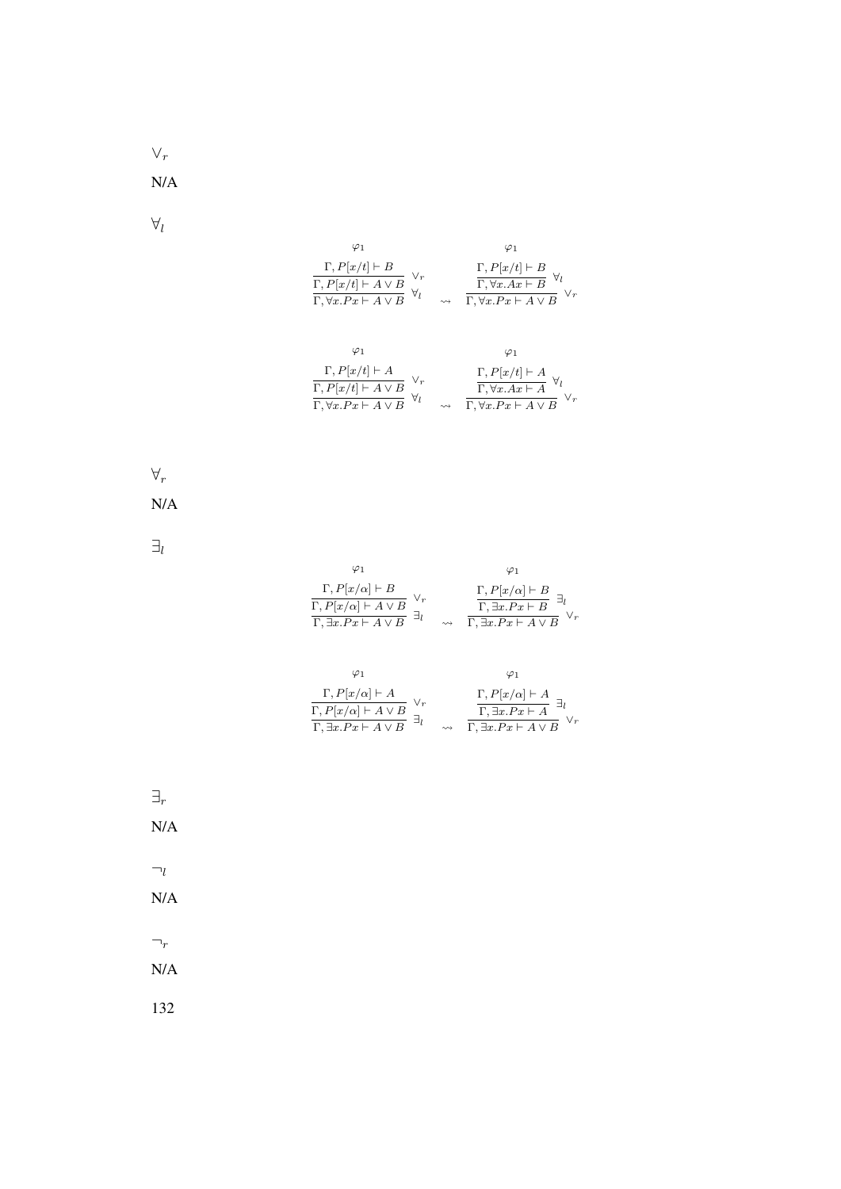$\vee_r$

N/A

$\forall_l$

$$\dfrac{\dfrac{\begin{matrix}\varphi_1 \\ \Gamma, P[x/t] \vdash B\end{matrix}}{\Gamma, P[x/t] \vdash A \vee B}\ \vee_r}{\Gamma, \forall x.Px \vdash A \vee B}\ \forall_l \quad \rightsquigarrow \quad \dfrac{\dfrac{\begin{matrix}\varphi_1 \\ \Gamma, P[x/t] \vdash B\end{matrix}}{\Gamma, \forall x.Ax \vdash B}\ \forall_l}{\Gamma, \forall x.Px \vdash A \vee B}\ \vee_r$$

$$\dfrac{\dfrac{\begin{matrix}\varphi_1 \\ \Gamma, P[x/t] \vdash A\end{matrix}}{\Gamma, P[x/t] \vdash A \vee B}\ \vee_r}{\Gamma, \forall x.Px \vdash A \vee B}\ \forall_l \quad \rightsquigarrow \quad \dfrac{\dfrac{\begin{matrix}\varphi_1 \\ \Gamma, P[x/t] \vdash A\end{matrix}}{\Gamma, \forall x.Ax \vdash A}\ \forall_l}{\Gamma, \forall x.Px \vdash A \vee B}\ \vee_r$$

$\forall_r$

N/A

$\exists_l$

$$\dfrac{\dfrac{\begin{matrix}\varphi_1 \\ \Gamma, P[x/\alpha] \vdash B\end{matrix}}{\Gamma, P[x/\alpha] \vdash A \vee B}\ \vee_r}{\Gamma, \exists x.Px \vdash A \vee B}\ \exists_l \quad \rightsquigarrow \quad \dfrac{\dfrac{\begin{matrix}\varphi_1 \\ \Gamma, P[x/\alpha] \vdash B\end{matrix}}{\Gamma, \exists x.Px \vdash B}\ \exists_l}{\Gamma, \exists x.Px \vdash A \vee B}\ \vee_r$$

$$\dfrac{\dfrac{\begin{matrix}\varphi_1 \\ \Gamma, P[x/\alpha] \vdash A\end{matrix}}{\Gamma, P[x/\alpha] \vdash A \vee B}\ \vee_r}{\Gamma, \exists x.Px \vdash A \vee B}\ \exists_l \quad \rightsquigarrow \quad \dfrac{\dfrac{\begin{matrix}\varphi_1 \\ \Gamma, P[x/\alpha] \vdash A\end{matrix}}{\Gamma, \exists x.Px \vdash A}\ \exists_l}{\Gamma, \exists x.Px \vdash A \vee B}\ \vee_r$$

$\exists_r$

N/A

$\neg_l$

N/A

$\neg_r$

N/A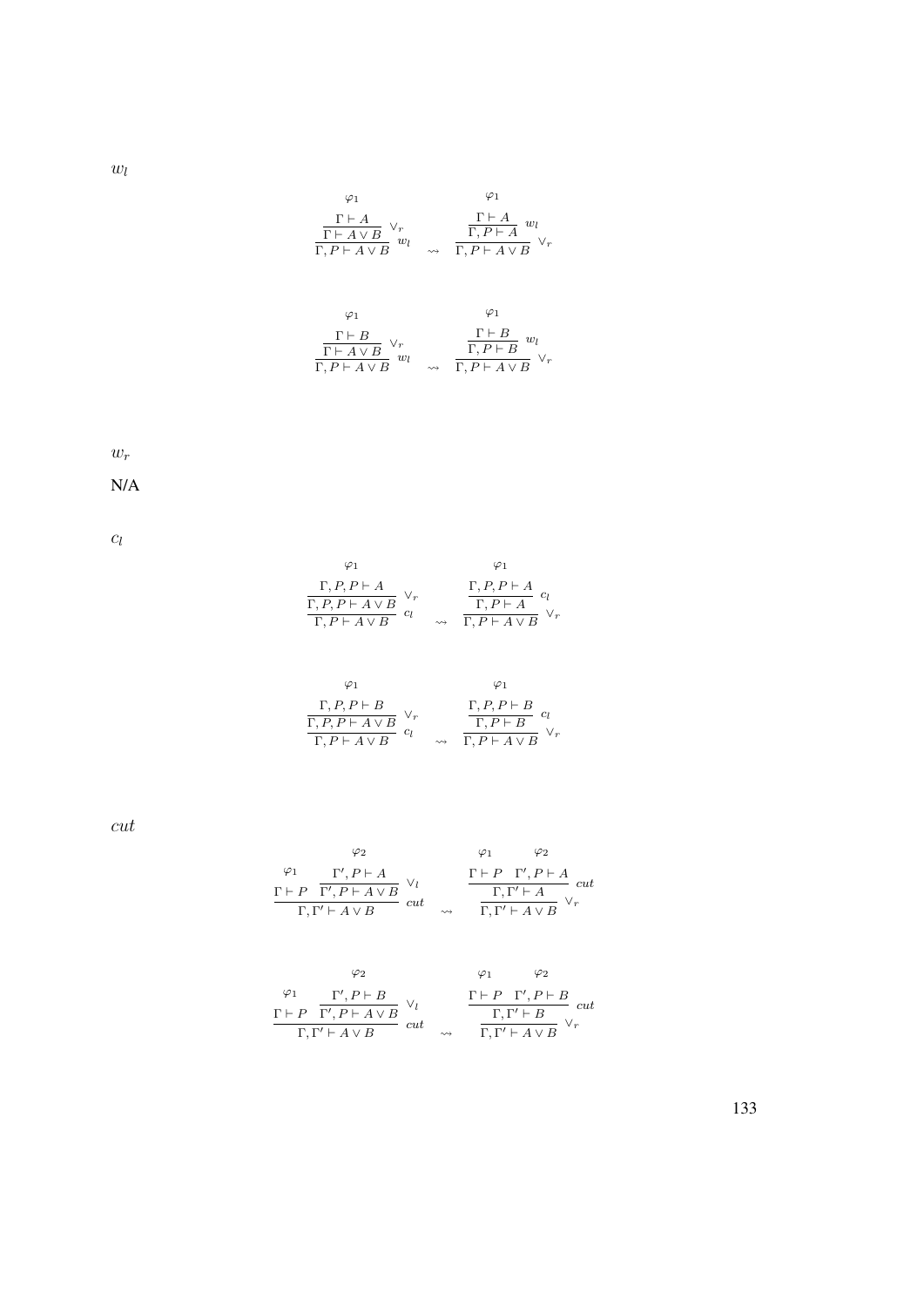$w_l$

$$
\dfrac{\dfrac{\overset{\varphi_1}{\Gamma \vdash A}}{\Gamma \vdash A \vee B}\ \vee_r}{\Gamma, P \vdash A \vee B}\ w_l
\quad \rightsquigarrow \quad
\dfrac{\dfrac{\overset{\varphi_1}{\Gamma \vdash A}}{\Gamma, P \vdash A}\ w_l}{\Gamma, P \vdash A \vee B}\ \vee_r
$$

$$
\dfrac{\dfrac{\overset{\varphi_1}{\Gamma \vdash B}}{\Gamma \vdash A \vee B}\ \vee_r}{\Gamma, P \vdash A \vee B}\ w_l
\quad \rightsquigarrow \quad
\dfrac{\dfrac{\overset{\varphi_1}{\Gamma \vdash B}}{\Gamma, P \vdash B}\ w_l}{\Gamma, P \vdash A \vee B}\ \vee_r
$$

$w_r$

N/A

$c_l$

$$
\dfrac{\dfrac{\overset{\varphi_1}{\Gamma, P, P \vdash A}}{\Gamma, P, P \vdash A \vee B}\ \vee_r}{\Gamma, P \vdash A \vee B}\ c_l
\quad \rightsquigarrow \quad
\dfrac{\dfrac{\overset{\varphi_1}{\Gamma, P, P \vdash A}}{\Gamma, P \vdash A}\ c_l}{\Gamma, P \vdash A \vee B}\ \vee_r
$$

$$
\dfrac{\dfrac{\overset{\varphi_1}{\Gamma, P, P \vdash B}}{\Gamma, P, P \vdash A \vee B}\ \vee_r}{\Gamma, P \vdash A \vee B}\ c_l
\quad \rightsquigarrow \quad
\dfrac{\dfrac{\overset{\varphi_1}{\Gamma, P, P \vdash B}}{\Gamma, P \vdash B}\ c_l}{\Gamma, P \vdash A \vee B}\ \vee_r
$$

$cut$

$$
\dfrac{\overset{\varphi_1}{\Gamma \vdash P} \quad \dfrac{\overset{\varphi_2}{\Gamma', P \vdash A}}{\Gamma', P \vdash A \vee B}\ \vee_l}{\Gamma, \Gamma' \vdash A \vee B}\ cut
\quad \rightsquigarrow \quad
\dfrac{\dfrac{\overset{\varphi_1}{\Gamma \vdash P} \quad \overset{\varphi_2}{\Gamma', P \vdash A}}{\Gamma, \Gamma' \vdash A}\ cut}{\Gamma, \Gamma' \vdash A \vee B}\ \vee_r
$$

$$
\dfrac{\overset{\varphi_1}{\Gamma \vdash P} \quad \dfrac{\overset{\varphi_2}{\Gamma', P \vdash B}}{\Gamma', P \vdash A \vee B}\ \vee_l}{\Gamma, \Gamma' \vdash A \vee B}\ cut
\quad \rightsquigarrow \quad
\dfrac{\dfrac{\overset{\varphi_1}{\Gamma \vdash P} \quad \overset{\varphi_2}{\Gamma', P \vdash B}}{\Gamma, \Gamma' \vdash B}\ cut}{\Gamma, \Gamma' \vdash A \vee B}\ \vee_r
$$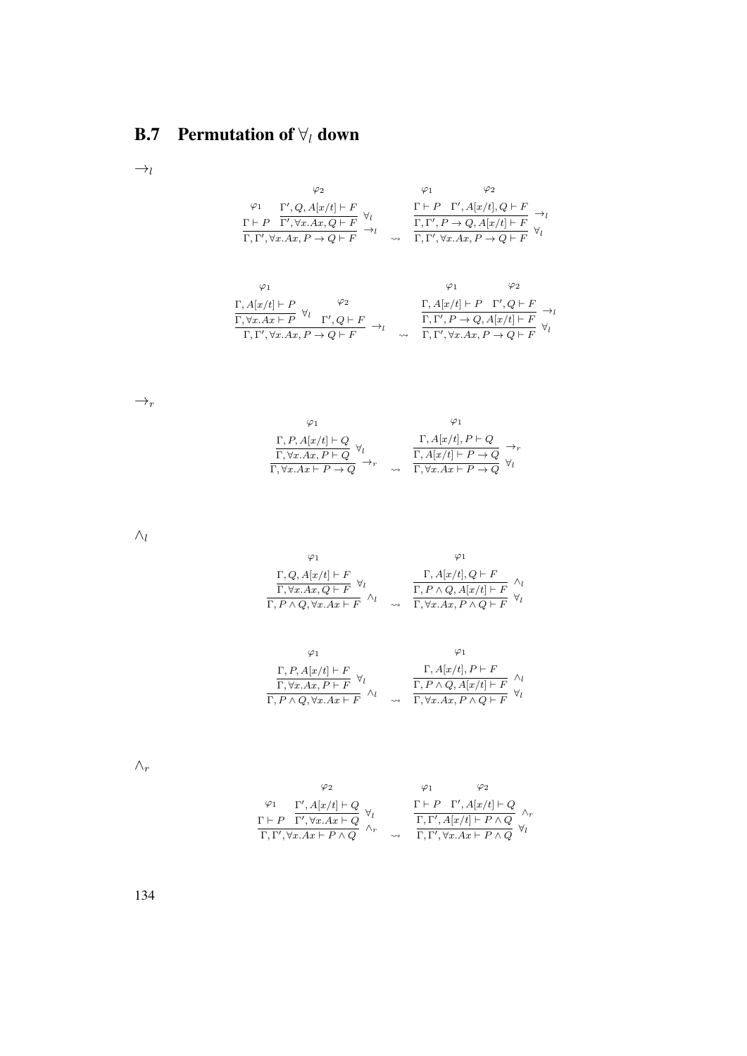## B.7 Permutation of $\forall_l$ down

$\rightarrow_l$

$$
\dfrac{\dfrac{\varphi_1}{\Gamma \vdash P} \quad \dfrac{\dfrac{\varphi_2}{\Gamma', Q, A[x/t] \vdash F}}{\Gamma', \forall x.Ax, Q \vdash F} \forall_l}{\Gamma, \Gamma', \forall x.Ax, P \rightarrow Q \vdash F} \rightarrow_l
\quad \rightsquigarrow \quad
\dfrac{\dfrac{\dfrac{\varphi_1}{\Gamma \vdash P} \quad \dfrac{\varphi_2}{\Gamma', A[x/t], Q \vdash F}}{\Gamma, \Gamma', P \rightarrow Q, A[x/t] \vdash F} \rightarrow_l}{\Gamma, \Gamma', \forall x.Ax, P \rightarrow Q \vdash F} \forall_l
$$

$$
\dfrac{\dfrac{\dfrac{\varphi_1}{\Gamma, A[x/t] \vdash P}}{\Gamma, \forall x.Ax \vdash P} \forall_l \quad \dfrac{\varphi_2}{\Gamma', Q \vdash F}}{\Gamma, \Gamma', \forall x.Ax, P \rightarrow Q \vdash F} \rightarrow_l
\quad \rightsquigarrow \quad
\dfrac{\dfrac{\dfrac{\varphi_1}{\Gamma, A[x/t] \vdash P} \quad \dfrac{\varphi_2}{\Gamma', Q \vdash F}}{\Gamma, \Gamma', P \rightarrow Q, A[x/t] \vdash F} \rightarrow_l}{\Gamma, \Gamma', \forall x.Ax, P \rightarrow Q \vdash F} \forall_l
$$

$\rightarrow_r$

$$
\dfrac{\dfrac{\dfrac{\varphi_1}{\Gamma, P, A[x/t] \vdash Q}}{\Gamma, \forall x.Ax, P \vdash Q} \forall_l}{\Gamma, \forall x.Ax \vdash P \rightarrow Q} \rightarrow_r
\quad \rightsquigarrow \quad
\dfrac{\dfrac{\dfrac{\varphi_1}{\Gamma, A[x/t], P \vdash Q}}{\Gamma, A[x/t] \vdash P \rightarrow Q} \rightarrow_r}{\Gamma, \forall x.Ax \vdash P \rightarrow Q} \forall_l
$$

$\wedge_l$

$$
\dfrac{\dfrac{\dfrac{\varphi_1}{\Gamma, Q, A[x/t] \vdash F}}{\Gamma, \forall x.Ax, Q \vdash F} \forall_l}{\Gamma, P \wedge Q, \forall x.Ax \vdash F} \wedge_l
\quad \rightsquigarrow \quad
\dfrac{\dfrac{\dfrac{\varphi_1}{\Gamma, A[x/t], Q \vdash F}}{\Gamma, P \wedge Q, A[x/t] \vdash F} \wedge_l}{\Gamma, \forall x.Ax, P \wedge Q \vdash F} \forall_l
$$

$$
\dfrac{\dfrac{\dfrac{\varphi_1}{\Gamma, P, A[x/t] \vdash F}}{\Gamma, \forall x.Ax, P \vdash F} \forall_l}{\Gamma, P \wedge Q, \forall x.Ax \vdash F} \wedge_l
\quad \rightsquigarrow \quad
\dfrac{\dfrac{\dfrac{\varphi_1}{\Gamma, A[x/t], P \vdash F}}{\Gamma, P \wedge Q, A[x/t] \vdash F} \wedge_l}{\Gamma, \forall x.Ax, P \wedge Q \vdash F} \forall_l
$$

$\wedge_r$

$$
\dfrac{\dfrac{\varphi_1}{\Gamma \vdash P} \quad \dfrac{\dfrac{\varphi_2}{\Gamma', A[x/t] \vdash Q}}{\Gamma', \forall x.Ax \vdash Q} \forall_l}{\Gamma, \Gamma', \forall x.Ax \vdash P \wedge Q} \wedge_r
\quad \rightsquigarrow \quad
\dfrac{\dfrac{\dfrac{\varphi_1}{\Gamma \vdash P} \quad \dfrac{\varphi_2}{\Gamma', A[x/t] \vdash Q}}{\Gamma, \Gamma', A[x/t] \vdash P \wedge Q} \wedge_r}{\Gamma, \Gamma', \forall x.Ax \vdash P \wedge Q} \forall_l
$$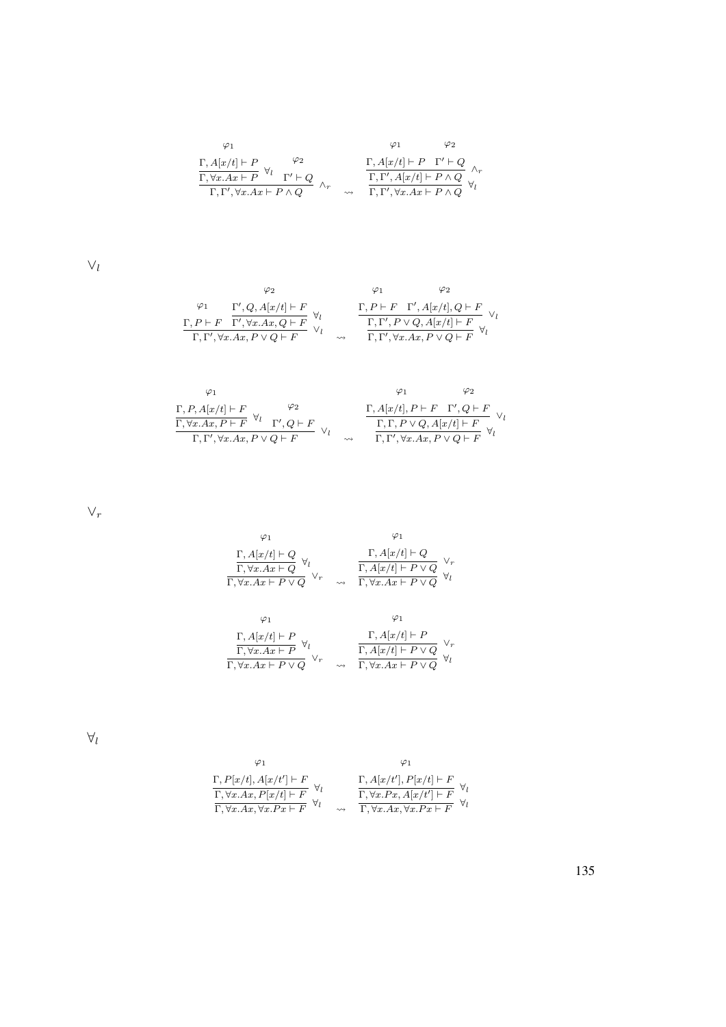$$
\dfrac{\dfrac{\overset{\varphi_1}{\Gamma, A[x/t] \vdash P}}{\Gamma, \forall x.Ax \vdash P}\ \forall_l \qquad \overset{\varphi_2}{\Gamma' \vdash Q}}{\Gamma, \Gamma', \forall x.Ax \vdash P \wedge Q}\ \wedge_r \quad \rightsquigarrow \quad \dfrac{\dfrac{\overset{\varphi_1}{\Gamma, A[x/t] \vdash P} \quad \overset{\varphi_2}{\Gamma' \vdash Q}}{\Gamma, \Gamma', A[x/t] \vdash P \wedge Q}\ \wedge_r}{\Gamma, \Gamma', \forall x.Ax \vdash P \wedge Q}\ \forall_l
$$

$\vee_l$

$$
\dfrac{\overset{\varphi_1}{\Gamma, P \vdash F} \qquad \dfrac{\overset{\varphi_2}{\Gamma', Q, A[x/t] \vdash F}}{\Gamma', \forall x.Ax, Q \vdash F}\ \forall_l}{\Gamma, \Gamma', \forall x.Ax, P \vee Q \vdash F}\ \vee_l \quad \rightsquigarrow \quad \dfrac{\dfrac{\overset{\varphi_1}{\Gamma, P \vdash F} \quad \overset{\varphi_2}{\Gamma', A[x/t], Q \vdash F}}{\Gamma, \Gamma', P \vee Q, A[x/t] \vdash F}\ \vee_l}{\Gamma, \Gamma', \forall x.Ax, P \vee Q \vdash F}\ \forall_l
$$

$$
\dfrac{\dfrac{\overset{\varphi_1}{\Gamma, P, A[x/t] \vdash F}}{\Gamma, \forall x.Ax, P \vdash F}\ \forall_l \qquad \overset{\varphi_2}{\Gamma', Q \vdash F}}{\Gamma, \Gamma', \forall x.Ax, P \vee Q \vdash F}\ \vee_l \quad \rightsquigarrow \quad \dfrac{\dfrac{\overset{\varphi_1}{\Gamma, A[x/t], P \vdash F} \quad \overset{\varphi_2}{\Gamma', Q \vdash F}}{\Gamma, \Gamma, P \vee Q, A[x/t] \vdash F}\ \vee_l}{\Gamma, \Gamma', \forall x.Ax, P \vee Q \vdash F}\ \forall_l
$$

$\vee_r$

$$
\dfrac{\dfrac{\overset{\varphi_1}{\Gamma, A[x/t] \vdash Q}}{\Gamma, \forall x.Ax \vdash Q}\ \forall_l}{\Gamma, \forall x.Ax \vdash P \vee Q}\ \vee_r \quad \rightsquigarrow \quad \dfrac{\dfrac{\overset{\varphi_1}{\Gamma, A[x/t] \vdash Q}}{\Gamma, A[x/t] \vdash P \vee Q}\ \vee_r}{\Gamma, \forall x.Ax \vdash P \vee Q}\ \forall_l
$$

$$
\dfrac{\dfrac{\overset{\varphi_1}{\Gamma, A[x/t] \vdash P}}{\Gamma, \forall x.Ax \vdash P}\ \forall_l}{\Gamma, \forall x.Ax \vdash P \vee Q}\ \vee_r \quad \rightsquigarrow \quad \dfrac{\dfrac{\overset{\varphi_1}{\Gamma, A[x/t] \vdash P}}{\Gamma, A[x/t] \vdash P \vee Q}\ \vee_r}{\Gamma, \forall x.Ax \vdash P \vee Q}\ \forall_l
$$

$\forall_l$

$$
\dfrac{\dfrac{\overset{\varphi_1}{\Gamma, P[x/t], A[x/t'] \vdash F}}{\Gamma, \forall x.Ax, P[x/t] \vdash F}\ \forall_l}{\Gamma, \forall x.Ax, \forall x.Px \vdash F}\ \forall_l \quad \rightsquigarrow \quad \dfrac{\dfrac{\overset{\varphi_1}{\Gamma, A[x/t'], P[x/t] \vdash F}}{\Gamma, \forall x.Px, A[x/t'] \vdash F}\ \forall_l}{\Gamma, \forall x.Ax, \forall x.Px \vdash F}\ \forall_l
$$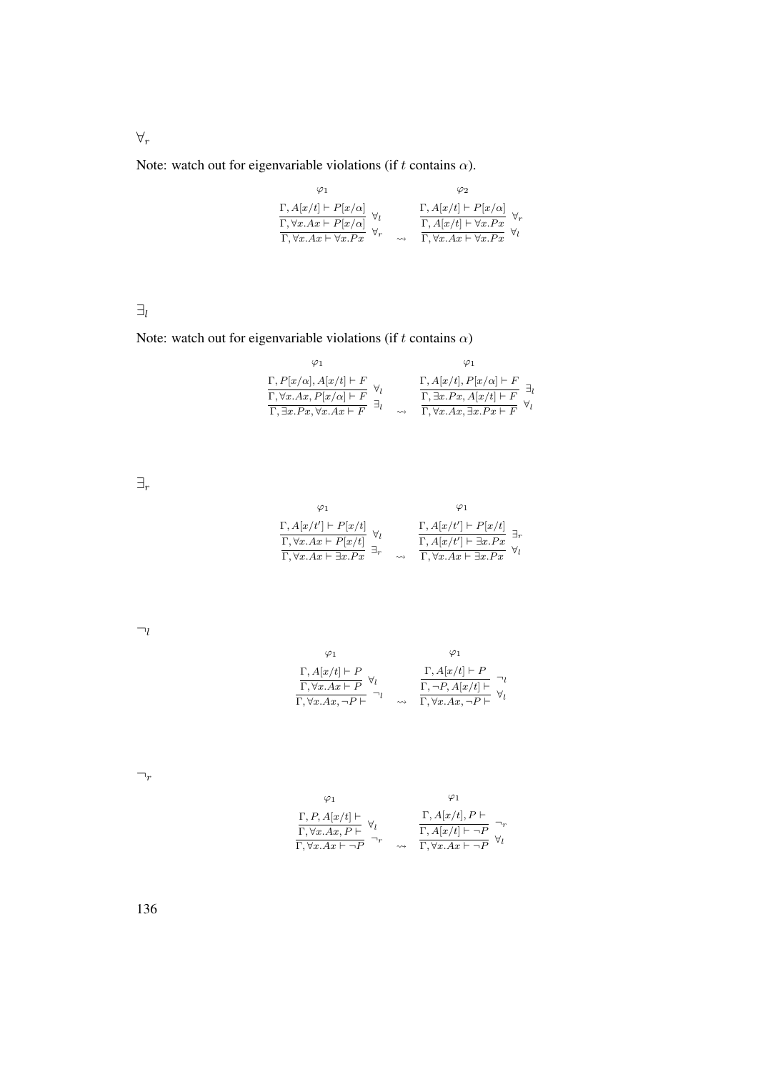$\forall_r$

Note: watch out for eigenvariable violations (if $t$ contains $\alpha$).

$$
\dfrac{\dfrac{\begin{matrix}\varphi_1 \\ \Gamma, A[x/t] \vdash P[x/\alpha]\end{matrix}}{\Gamma, \forall x.Ax \vdash P[x/\alpha]}\ \forall_l}{\Gamma, \forall x.Ax \vdash \forall x.Px}\ \forall_r
\quad \rightsquigarrow \quad
\dfrac{\dfrac{\begin{matrix}\varphi_2 \\ \Gamma, A[x/t] \vdash P[x/\alpha]\end{matrix}}{\Gamma, A[x/t] \vdash \forall x.Px}\ \forall_r}{\Gamma, \forall x.Ax \vdash \forall x.Px}\ \forall_l
$$

$\exists_l$

Note: watch out for eigenvariable violations (if $t$ contains $\alpha$)

$$
\dfrac{\dfrac{\begin{matrix}\varphi_1 \\ \Gamma, P[x/\alpha], A[x/t] \vdash F\end{matrix}}{\Gamma, \forall x.Ax, P[x/\alpha] \vdash F}\ \forall_l}{\Gamma, \exists x.Px, \forall x.Ax \vdash F}\ \exists_l
\quad \rightsquigarrow \quad
\dfrac{\dfrac{\begin{matrix}\varphi_1 \\ \Gamma, A[x/t], P[x/\alpha] \vdash F\end{matrix}}{\Gamma, \exists x.Px, A[x/t] \vdash F}\ \exists_l}{\Gamma, \forall x.Ax, \exists x.Px \vdash F}\ \forall_l
$$

$\exists_r$

$$
\dfrac{\dfrac{\begin{matrix}\varphi_1 \\ \Gamma, A[x/t'] \vdash P[x/t]\end{matrix}}{\Gamma, \forall x.Ax \vdash P[x/t]}\ \forall_l}{\Gamma, \forall x.Ax \vdash \exists x.Px}\ \exists_r
\quad \rightsquigarrow \quad
\dfrac{\dfrac{\begin{matrix}\varphi_1 \\ \Gamma, A[x/t'] \vdash P[x/t]\end{matrix}}{\Gamma, A[x/t'] \vdash \exists x.Px}\ \exists_r}{\Gamma, \forall x.Ax \vdash \exists x.Px}\ \forall_l
$$

$\neg_l$

$$
\dfrac{\dfrac{\begin{matrix}\varphi_1 \\ \Gamma, A[x/t] \vdash P\end{matrix}}{\Gamma, \forall x.Ax \vdash P}\ \forall_l}{\Gamma, \forall x.Ax, \neg P \vdash}\ \neg_l
\quad \rightsquigarrow \quad
\dfrac{\dfrac{\begin{matrix}\varphi_1 \\ \Gamma, A[x/t] \vdash P\end{matrix}}{\Gamma, \neg P, A[x/t] \vdash}\ \neg_l}{\Gamma, \forall x.Ax, \neg P \vdash}\ \forall_l
$$

$\neg_r$

$$
\dfrac{\dfrac{\begin{matrix}\varphi_1 \\ \Gamma, P, A[x/t] \vdash\end{matrix}}{\Gamma, \forall x.Ax, P \vdash}\ \forall_l}{\Gamma, \forall x.Ax \vdash \neg P}\ \neg_r
\quad \rightsquigarrow \quad
\dfrac{\dfrac{\begin{matrix}\varphi_1 \\ \Gamma, A[x/t], P \vdash\end{matrix}}{\Gamma, A[x/t] \vdash \neg P}\ \neg_r}{\Gamma, \forall x.Ax \vdash \neg P}\ \forall_l
$$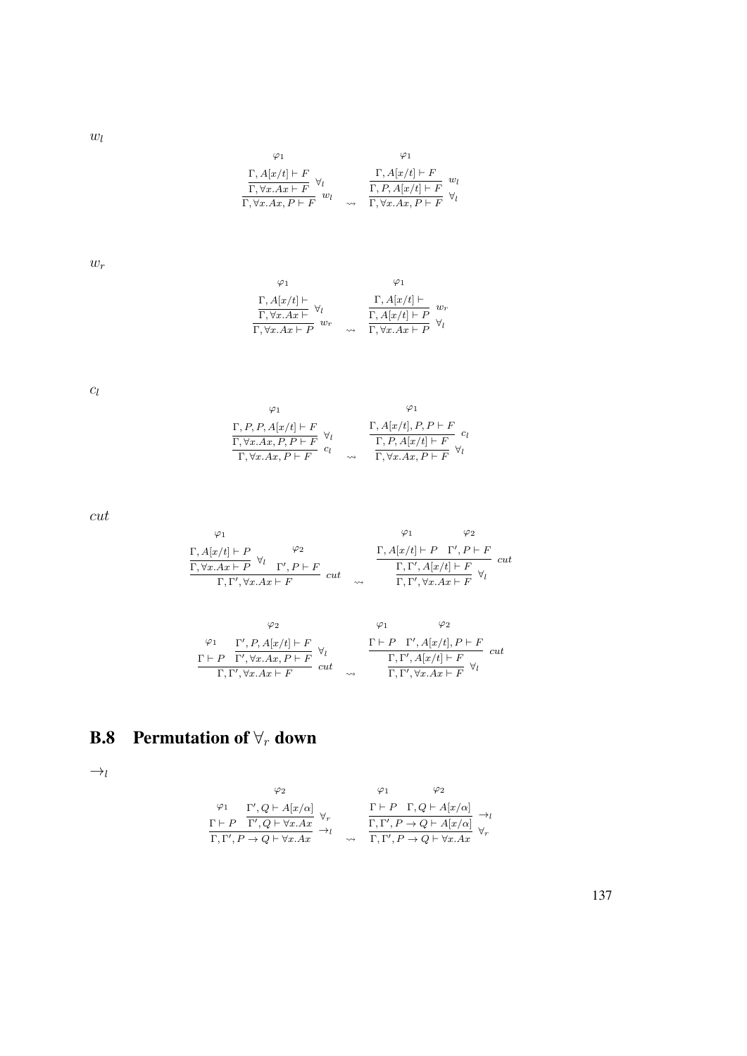$w_l$

$$\dfrac{\dfrac{\begin{array}{c}\varphi_1\\ \Gamma, A[x/t] \vdash F\end{array}}{\Gamma, \forall x.Ax \vdash F}\ \forall_l}{\Gamma, \forall x.Ax, P \vdash F}\ w_l \quad \rightsquigarrow \quad \dfrac{\dfrac{\begin{array}{c}\varphi_1\\ \Gamma, A[x/t] \vdash F\end{array}}{\Gamma, P, A[x/t] \vdash F}\ w_l}{\Gamma, \forall x.Ax, P \vdash F}\ \forall_l$$

$w_r$

$$\dfrac{\dfrac{\begin{array}{c}\varphi_1\\ \Gamma, A[x/t] \vdash\end{array}}{\Gamma, \forall x.Ax \vdash}\ \forall_l}{\Gamma, \forall x.Ax \vdash P}\ w_r \quad \rightsquigarrow \quad \dfrac{\dfrac{\begin{array}{c}\varphi_1\\ \Gamma, A[x/t] \vdash\end{array}}{\Gamma, A[x/t] \vdash P}\ w_r}{\Gamma, \forall x.Ax \vdash P}\ \forall_l$$

$c_l$

$$\dfrac{\dfrac{\begin{array}{c}\varphi_1\\ \Gamma, P, P, A[x/t] \vdash F\end{array}}{\Gamma, \forall x.Ax, P, P \vdash F}\ \forall_l}{\Gamma, \forall x.Ax, P \vdash F}\ c_l \quad \rightsquigarrow \quad \dfrac{\dfrac{\begin{array}{c}\varphi_1\\ \Gamma, A[x/t], P, P \vdash F\end{array}}{\Gamma, P, A[x/t] \vdash F}\ c_l}{\Gamma, \forall x.Ax, P \vdash F}\ \forall_l$$

$cut$

$$\dfrac{\dfrac{\begin{array}{c}\varphi_1\\ \Gamma, A[x/t] \vdash P\end{array}}{\Gamma, \forall x.Ax \vdash P}\ \forall_l \quad \begin{array}{c}\varphi_2\\ \Gamma', P \vdash F\end{array}}{\Gamma, \Gamma', \forall x.Ax \vdash F}\ cut \quad \rightsquigarrow \quad \dfrac{\dfrac{\begin{array}{c}\varphi_1\\ \Gamma, A[x/t] \vdash P\end{array} \quad \begin{array}{c}\varphi_2\\ \Gamma', P \vdash F\end{array}}{\Gamma, \Gamma', A[x/t] \vdash F}\ cut}{\Gamma, \Gamma', \forall x.Ax \vdash F}\ \forall_l$$

$$\dfrac{\begin{array}{c}\varphi_1\\ \Gamma \vdash P\end{array} \quad \dfrac{\begin{array}{c}\varphi_2\\ \Gamma', P, A[x/t] \vdash F\end{array}}{\Gamma', \forall x.Ax, P \vdash F}\ \forall_l}{\Gamma, \Gamma', \forall x.Ax \vdash F}\ cut \quad \rightsquigarrow \quad \dfrac{\dfrac{\begin{array}{c}\varphi_1\\ \Gamma \vdash P\end{array} \quad \begin{array}{c}\varphi_2\\ \Gamma', A[x/t], P \vdash F\end{array}}{\Gamma, \Gamma', A[x/t] \vdash F}\ cut}{\Gamma, \Gamma', \forall x.Ax \vdash F}\ \forall_l$$

## B.8 Permutation of $\forall_r$ down

$\rightarrow_l$

$$\dfrac{\begin{array}{c}\varphi_1\\ \Gamma \vdash P\end{array} \quad \dfrac{\begin{array}{c}\varphi_2\\ \Gamma', Q \vdash A[x/\alpha]\end{array}}{\Gamma', Q \vdash \forall x.Ax}\ \forall_r}{\Gamma, \Gamma', P \rightarrow Q \vdash \forall x.Ax}\ \rightarrow_l \quad \rightsquigarrow \quad \dfrac{\dfrac{\begin{array}{c}\varphi_1\\ \Gamma \vdash P\end{array} \quad \begin{array}{c}\varphi_2\\ \Gamma, Q \vdash A[x/\alpha]\end{array}}{\Gamma, \Gamma', P \rightarrow Q \vdash A[x/\alpha]}\ \rightarrow_l}{\Gamma, \Gamma', P \rightarrow Q \vdash \forall x.Ax}\ \forall_r$$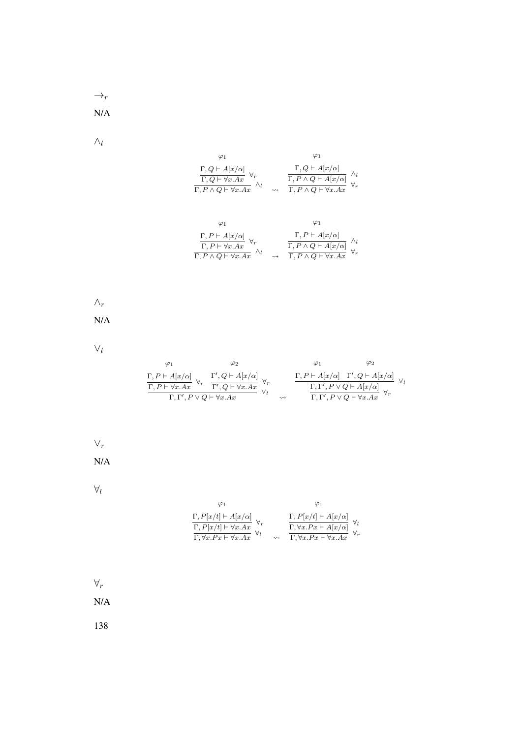$\rightarrow_r$

N/A

$\wedge_l$

$$\dfrac{\dfrac{\begin{matrix}\varphi_1\\ \Gamma, Q \vdash A[x/\alpha]\end{matrix}}{\Gamma, Q \vdash \forall x.Ax}\ \forall_r}{\Gamma, P \wedge Q \vdash \forall x.Ax}\ \wedge_l \quad \rightsquigarrow \quad \dfrac{\dfrac{\begin{matrix}\varphi_1\\ \Gamma, Q \vdash A[x/\alpha]\end{matrix}}{\Gamma, P \wedge Q \vdash A[x/\alpha]}\ \wedge_l}{\Gamma, P \wedge Q \vdash \forall x.Ax}\ \forall_r$$

$$\dfrac{\dfrac{\begin{matrix}\varphi_1\\ \Gamma, P \vdash A[x/\alpha]\end{matrix}}{\Gamma, P \vdash \forall x.Ax}\ \forall_r}{\Gamma, P \wedge Q \vdash \forall x.Ax}\ \wedge_l \quad \rightsquigarrow \quad \dfrac{\dfrac{\begin{matrix}\varphi_1\\ \Gamma, P \vdash A[x/\alpha]\end{matrix}}{\Gamma, P \wedge Q \vdash A[x/\alpha]}\ \wedge_l}{\Gamma, P \wedge Q \vdash \forall x.Ax}\ \forall_r$$

$\wedge_r$

N/A

$\vee_l$

$$\dfrac{\dfrac{\begin{matrix}\varphi_1\\ \Gamma, P \vdash A[x/\alpha]\end{matrix}}{\Gamma, P \vdash \forall x.Ax}\ \forall_r \quad \dfrac{\begin{matrix}\varphi_2\\ \Gamma', Q \vdash A[x/\alpha]\end{matrix}}{\Gamma', Q \vdash \forall x.Ax}\ \forall_r}{\Gamma, \Gamma', P \vee Q \vdash \forall x.Ax}\ \vee_l \quad \rightsquigarrow \quad \dfrac{\dfrac{\begin{matrix}\varphi_1\\ \Gamma, P \vdash A[x/\alpha]\end{matrix} \quad \begin{matrix}\varphi_2\\ \Gamma', Q \vdash A[x/\alpha]\end{matrix}}{\Gamma, \Gamma', P \vee Q \vdash A[x/\alpha]}\ \vee_l}{\Gamma, \Gamma', P \vee Q \vdash \forall x.Ax}\ \forall_r$$

$\vee_r$

N/A

$\forall_l$

$$\dfrac{\dfrac{\begin{matrix}\varphi_1\\ \Gamma, P[x/t] \vdash A[x/\alpha]\end{matrix}}{\Gamma, P[x/t] \vdash \forall x.Ax}\ \forall_r}{\Gamma, \forall x.Px \vdash \forall x.Ax}\ \forall_l \quad \rightsquigarrow \quad \dfrac{\dfrac{\begin{matrix}\varphi_1\\ \Gamma, P[x/t] \vdash A[x/\alpha]\end{matrix}}{\Gamma, \forall x.Px \vdash A[x/\alpha]}\ \forall_l}{\Gamma, \forall x.Px \vdash \forall x.Ax}\ \forall_r$$

$\forall_r$

N/A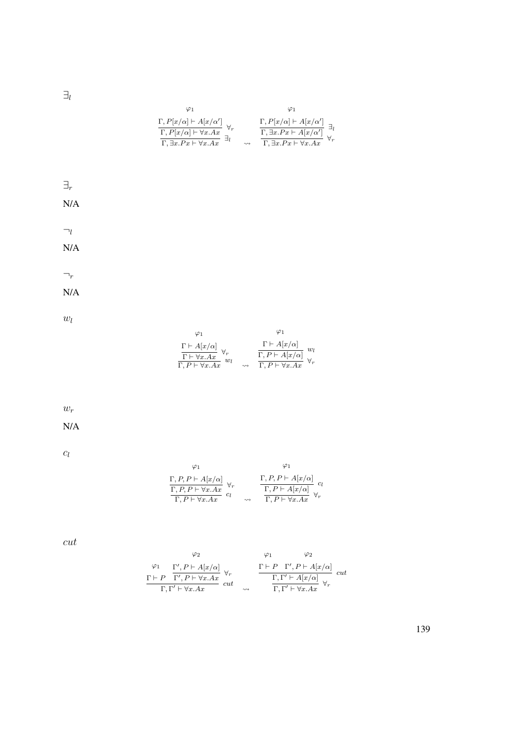$\exists_l$

$$
\dfrac{\dfrac{\overset{\varphi_1}{\Gamma, P[x/\alpha] \vdash A[x/\alpha']}}{\Gamma, P[x/\alpha] \vdash \forall x.Ax}\ \forall_r}{\Gamma, \exists x.Px \vdash \forall x.Ax}\ \exists_l
\quad \rightsquigarrow \quad
\dfrac{\dfrac{\overset{\varphi_1}{\Gamma, P[x/\alpha] \vdash A[x/\alpha']}}{\Gamma, \exists x.Px \vdash A[x/\alpha']}\ \exists_l}{\Gamma, \exists x.Px \vdash \forall x.Ax}\ \forall_r
$$

$\exists_r$

N/A

$\neg_l$

N/A

$\neg_r$

N/A

$w_l$

$$
\dfrac{\dfrac{\overset{\varphi_1}{\Gamma \vdash A[x/\alpha]}}{\Gamma \vdash \forall x.Ax}\ \forall_r}{\Gamma, P \vdash \forall x.Ax}\ w_l
\quad \rightsquigarrow \quad
\dfrac{\dfrac{\overset{\varphi_1}{\Gamma \vdash A[x/\alpha]}}{\Gamma, P \vdash A[x/\alpha]}\ w_l}{\Gamma, P \vdash \forall x.Ax}\ \forall_r
$$

$w_r$

N/A

$c_l$

$$
\dfrac{\dfrac{\overset{\varphi_1}{\Gamma, P, P \vdash A[x/\alpha]}}{\Gamma, P, P \vdash \forall x.Ax}\ \forall_r}{\Gamma, P \vdash \forall x.Ax}\ c_l
\quad \rightsquigarrow \quad
\dfrac{\dfrac{\overset{\varphi_1}{\Gamma, P, P \vdash A[x/\alpha]}}{\Gamma, P \vdash A[x/\alpha]}\ c_l}{\Gamma, P \vdash \forall x.Ax}\ \forall_r
$$

$cut$

$$
\dfrac{\overset{\varphi_1}{\Gamma \vdash P} \quad \dfrac{\overset{\varphi_2}{\Gamma', P \vdash A[x/\alpha]}}{\Gamma', P \vdash \forall x.Ax}\ \forall_r}{\Gamma, \Gamma' \vdash \forall x.Ax}\ cut
\quad \rightsquigarrow \quad
\dfrac{\dfrac{\overset{\varphi_1}{\Gamma \vdash P} \quad \overset{\varphi_2}{\Gamma', P \vdash A[x/\alpha]}}{\Gamma, \Gamma' \vdash A[x/\alpha]}\ cut}{\Gamma, \Gamma' \vdash \forall x.Ax}\ \forall_r
$$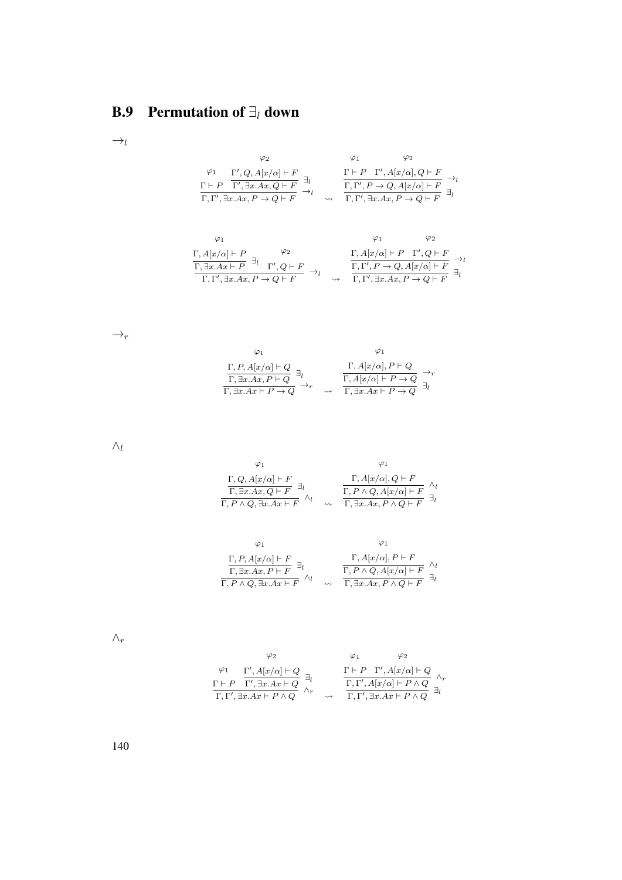## B.9 Permutation of $\exists_l$ down

$\rightarrow_l$

$$
\dfrac{\dfrac{}{\Gamma \vdash P}\varphi_1 \quad \dfrac{\dfrac{\varphi_2}{\Gamma', Q, A[x/\alpha] \vdash F}}{\Gamma', \exists x.Ax, Q \vdash F}\exists_l}{\Gamma, \Gamma', \exists x.Ax, P \rightarrow Q \vdash F}\rightarrow_l
\quad \rightsquigarrow \quad
\dfrac{\dfrac{\dfrac{\varphi_1}{\Gamma \vdash P} \quad \dfrac{\varphi_2}{\Gamma', A[x/\alpha], Q \vdash F}}{\Gamma, \Gamma', P \rightarrow Q, A[x/\alpha] \vdash F}\rightarrow_l}{\Gamma, \Gamma', \exists x.Ax, P \rightarrow Q \vdash F}\exists_l
$$

$$
\dfrac{\dfrac{\dfrac{\varphi_1}{\Gamma, A[x/\alpha] \vdash P}}{\Gamma, \exists x.Ax \vdash P}\exists_l \quad \dfrac{\varphi_2}{\Gamma', Q \vdash F}}{\Gamma, \Gamma', \exists x.Ax, P \rightarrow Q \vdash F}\rightarrow_l
\quad \rightsquigarrow \quad
\dfrac{\dfrac{\dfrac{\varphi_1}{\Gamma, A[x/\alpha] \vdash P} \quad \dfrac{\varphi_2}{\Gamma', Q \vdash F}}{\Gamma, \Gamma', P \rightarrow Q, A[x/\alpha] \vdash F}\rightarrow_l}{\Gamma, \Gamma', \exists x.Ax, P \rightarrow Q \vdash F}\exists_l
$$

$\rightarrow_r$

$$
\dfrac{\dfrac{\dfrac{\varphi_1}{\Gamma, P, A[x/\alpha] \vdash Q}}{\Gamma, \exists x.Ax, P \vdash Q}\exists_l}{\Gamma, \exists x.Ax \vdash P \rightarrow Q}\rightarrow_r
\quad \rightsquigarrow \quad
\dfrac{\dfrac{\dfrac{\varphi_1}{\Gamma, A[x/\alpha], P \vdash Q}}{\Gamma, A[x/\alpha] \vdash P \rightarrow Q}\rightarrow_r}{\Gamma, \exists x.Ax \vdash P \rightarrow Q}\exists_l
$$

$\wedge_l$

$$
\dfrac{\dfrac{\dfrac{\varphi_1}{\Gamma, Q, A[x/\alpha] \vdash F}}{\Gamma, \exists x.Ax, Q \vdash F}\exists_l}{\Gamma, P \wedge Q, \exists x.Ax \vdash F}\wedge_l
\quad \rightsquigarrow \quad
\dfrac{\dfrac{\dfrac{\varphi_1}{\Gamma, A[x/\alpha], Q \vdash F}}{\Gamma, P \wedge Q, A[x/\alpha] \vdash F}\wedge_l}{\Gamma, \exists x.Ax, P \wedge Q \vdash F}\exists_l
$$

$$
\dfrac{\dfrac{\dfrac{\varphi_1}{\Gamma, P, A[x/\alpha] \vdash F}}{\Gamma, \exists x.Ax, P \vdash F}\exists_l}{\Gamma, P \wedge Q, \exists x.Ax \vdash F}\wedge_l
\quad \rightsquigarrow \quad
\dfrac{\dfrac{\dfrac{\varphi_1}{\Gamma, A[x/\alpha], P \vdash F}}{\Gamma, P \wedge Q, A[x/\alpha] \vdash F}\wedge_l}{\Gamma, \exists x.Ax, P \wedge Q \vdash F}\exists_l
$$

$\wedge_r$

$$
\dfrac{\dfrac{\varphi_1}{\Gamma \vdash P} \quad \dfrac{\dfrac{\varphi_2}{\Gamma', A[x/\alpha] \vdash Q}}{\Gamma', \exists x.Ax \vdash Q}\exists_l}{\Gamma, \Gamma', \exists x.Ax \vdash P \wedge Q}\wedge_r
\quad \rightsquigarrow \quad
\dfrac{\dfrac{\dfrac{\varphi_1}{\Gamma \vdash P} \quad \dfrac{\varphi_2}{\Gamma', A[x/\alpha] \vdash Q}}{\Gamma, \Gamma', A[x/\alpha] \vdash P \wedge Q}\wedge_r}{\Gamma, \Gamma', \exists x.Ax \vdash P \wedge Q}\exists_l
$$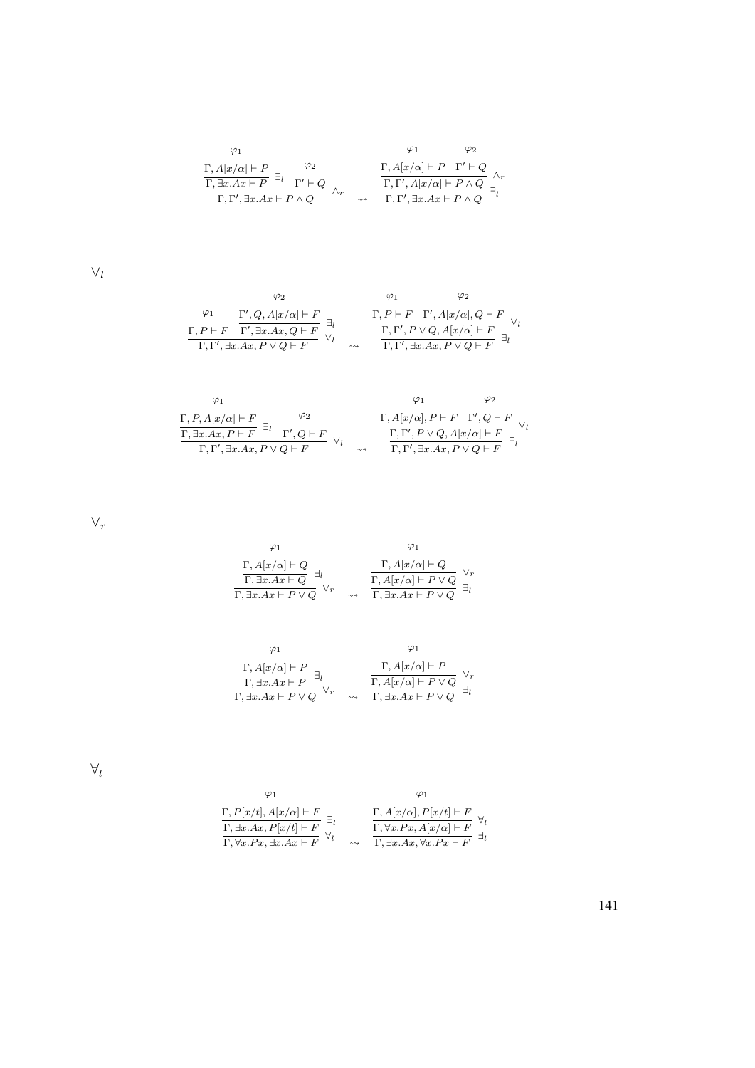$$\dfrac{\dfrac{\overset{\varphi_1}{\Gamma, A[x/\alpha] \vdash P}}{\Gamma, \exists x.Ax \vdash P}\ \exists_l \quad \overset{\varphi_2}{\Gamma' \vdash Q}}{\Gamma, \Gamma', \exists x.Ax \vdash P \wedge Q}\ \wedge_r \quad \rightsquigarrow \quad \dfrac{\dfrac{\overset{\varphi_1}{\Gamma, A[x/\alpha] \vdash P} \quad \overset{\varphi_2}{\Gamma' \vdash Q}}{\Gamma, \Gamma', A[x/\alpha] \vdash P \wedge Q}\ \wedge_r}{\Gamma, \Gamma', \exists x.Ax \vdash P \wedge Q}\ \exists_l$$

$\vee_l$

$$\dfrac{\overset{\varphi_1}{\Gamma, P \vdash F} \quad \dfrac{\overset{\varphi_2}{\Gamma', Q, A[x/\alpha] \vdash F}}{\Gamma', \exists x.Ax, Q \vdash F}\ \exists_l}{\Gamma, \Gamma', \exists x.Ax, P \vee Q \vdash F}\ \vee_l \quad \rightsquigarrow \quad \dfrac{\dfrac{\overset{\varphi_1}{\Gamma, P \vdash F} \quad \overset{\varphi_2}{\Gamma', A[x/\alpha], Q \vdash F}}{\Gamma, \Gamma', P \vee Q, A[x/\alpha] \vdash F}\ \vee_l}{\Gamma, \Gamma', \exists x.Ax, P \vee Q \vdash F}\ \exists_l$$

$$\dfrac{\dfrac{\overset{\varphi_1}{\Gamma, P, A[x/\alpha] \vdash F}}{\Gamma, \exists x.Ax, P \vdash F}\ \exists_l \quad \overset{\varphi_2}{\Gamma', Q \vdash F}}{\Gamma, \Gamma', \exists x.Ax, P \vee Q \vdash F}\ \vee_l \quad \rightsquigarrow \quad \dfrac{\dfrac{\overset{\varphi_1}{\Gamma, A[x/\alpha], P \vdash F} \quad \overset{\varphi_2}{\Gamma', Q \vdash F}}{\Gamma, \Gamma', P \vee Q, A[x/\alpha] \vdash F}\ \vee_l}{\Gamma, \Gamma', \exists x.Ax, P \vee Q \vdash F}\ \exists_l$$

$\vee_r$

$$\dfrac{\dfrac{\overset{\varphi_1}{\Gamma, A[x/\alpha] \vdash Q}}{\Gamma, \exists x.Ax \vdash Q}\ \exists_l}{\Gamma, \exists x.Ax \vdash P \vee Q}\ \vee_r \quad \rightsquigarrow \quad \dfrac{\dfrac{\overset{\varphi_1}{\Gamma, A[x/\alpha] \vdash Q}}{\Gamma, A[x/\alpha] \vdash P \vee Q}\ \vee_r}{\Gamma, \exists x.Ax \vdash P \vee Q}\ \exists_l$$

$$\dfrac{\dfrac{\overset{\varphi_1}{\Gamma, A[x/\alpha] \vdash P}}{\Gamma, \exists x.Ax \vdash P}\ \exists_l}{\Gamma, \exists x.Ax \vdash P \vee Q}\ \vee_r \quad \rightsquigarrow \quad \dfrac{\dfrac{\overset{\varphi_1}{\Gamma, A[x/\alpha] \vdash P}}{\Gamma, A[x/\alpha] \vdash P \vee Q}\ \vee_r}{\Gamma, \exists x.Ax \vdash P \vee Q}\ \exists_l$$

$\forall_l$

$$\dfrac{\dfrac{\overset{\varphi_1}{\Gamma, P[x/t], A[x/\alpha] \vdash F}}{\Gamma, \exists x.Ax, P[x/t] \vdash F}\ \exists_l}{\Gamma, \forall x.Px, \exists x.Ax \vdash F}\ \forall_l \quad \rightsquigarrow \quad \dfrac{\dfrac{\overset{\varphi_1}{\Gamma, A[x/\alpha], P[x/t] \vdash F}}{\Gamma, \forall x.Px, A[x/\alpha] \vdash F}\ \forall_l}{\Gamma, \exists x.Ax, \forall x.Px \vdash F}\ \exists_l$$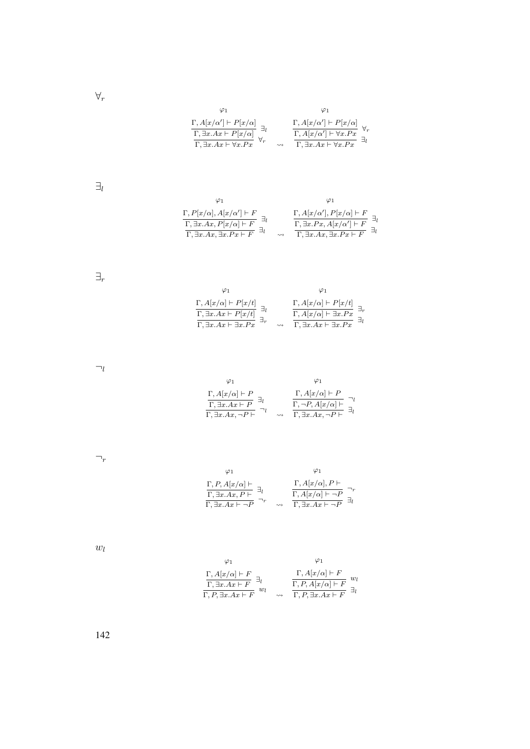$\forall_r$

$$
\dfrac{\dfrac{\begin{matrix}\varphi_1 \\ \Gamma, A[x/\alpha'] \vdash P[x/\alpha]\end{matrix}}{\Gamma, \exists x.Ax \vdash P[x/\alpha]}\ \exists_l}{\Gamma, \exists x.Ax \vdash \forall x.Px}\ \forall_r
\quad \rightsquigarrow \quad
\dfrac{\dfrac{\begin{matrix}\varphi_1 \\ \Gamma, A[x/\alpha'] \vdash P[x/\alpha]\end{matrix}}{\Gamma, A[x/\alpha'] \vdash \forall x.Px}\ \forall_r}{\Gamma, \exists x.Ax \vdash \forall x.Px}\ \exists_l
$$

$\exists_l$

$$
\dfrac{\dfrac{\begin{matrix}\varphi_1 \\ \Gamma, P[x/\alpha], A[x/\alpha'] \vdash F\end{matrix}}{\Gamma, \exists x.Ax, P[x/\alpha] \vdash F}\ \exists_l}{\Gamma, \exists x.Ax, \exists x.Px \vdash F}\ \exists_l
\quad \rightsquigarrow \quad
\dfrac{\dfrac{\begin{matrix}\varphi_1 \\ \Gamma, A[x/\alpha'], P[x/\alpha] \vdash F\end{matrix}}{\Gamma, \exists x.Px, A[x/\alpha'] \vdash F}\ \exists_l}{\Gamma, \exists x.Ax, \exists x.Px \vdash F}\ \exists_l
$$

$\exists_r$

$$
\dfrac{\dfrac{\begin{matrix}\varphi_1 \\ \Gamma, A[x/\alpha] \vdash P[x/t]\end{matrix}}{\Gamma, \exists x.Ax \vdash P[x/t]}\ \exists_l}{\Gamma, \exists x.Ax \vdash \exists x.Px}\ \exists_r
\quad \rightsquigarrow \quad
\dfrac{\dfrac{\begin{matrix}\varphi_1 \\ \Gamma, A[x/\alpha] \vdash P[x/t]\end{matrix}}{\Gamma, A[x/\alpha] \vdash \exists x.Px}\ \exists_r}{\Gamma, \exists x.Ax \vdash \exists x.Px}\ \exists_l
$$

$\neg_l$

$$
\dfrac{\dfrac{\begin{matrix}\varphi_1 \\ \Gamma, A[x/\alpha] \vdash P\end{matrix}}{\Gamma, \exists x.Ax \vdash P}\ \exists_l}{\Gamma, \exists x.Ax, \neg P \vdash}\ \neg_l
\quad \rightsquigarrow \quad
\dfrac{\dfrac{\begin{matrix}\varphi_1 \\ \Gamma, A[x/\alpha] \vdash P\end{matrix}}{\Gamma, \neg P, A[x/\alpha] \vdash}\ \neg_l}{\Gamma, \exists x.Ax, \neg P \vdash}\ \exists_l
$$

$\neg_r$

$$
\dfrac{\dfrac{\begin{matrix}\varphi_1 \\ \Gamma, P, A[x/\alpha] \vdash\end{matrix}}{\Gamma, \exists x.Ax, P \vdash}\ \exists_l}{\Gamma, \exists x.Ax \vdash \neg P}\ \neg_r
\quad \rightsquigarrow \quad
\dfrac{\dfrac{\begin{matrix}\varphi_1 \\ \Gamma, A[x/\alpha], P \vdash\end{matrix}}{\Gamma, A[x/\alpha] \vdash \neg P}\ \neg_r}{\Gamma, \exists x.Ax \vdash \neg P}\ \exists_l
$$

$w_l$

$$
\dfrac{\dfrac{\begin{matrix}\varphi_1 \\ \Gamma, A[x/\alpha] \vdash F\end{matrix}}{\Gamma, \exists x.Ax \vdash F}\ \exists_l}{\Gamma, P, \exists x.Ax \vdash F}\ w_l
\quad \rightsquigarrow \quad
\dfrac{\dfrac{\begin{matrix}\varphi_1 \\ \Gamma, A[x/\alpha] \vdash F\end{matrix}}{\Gamma, P, A[x/\alpha] \vdash F}\ w_l}{\Gamma, P, \exists x.Ax \vdash F}\ \exists_l
$$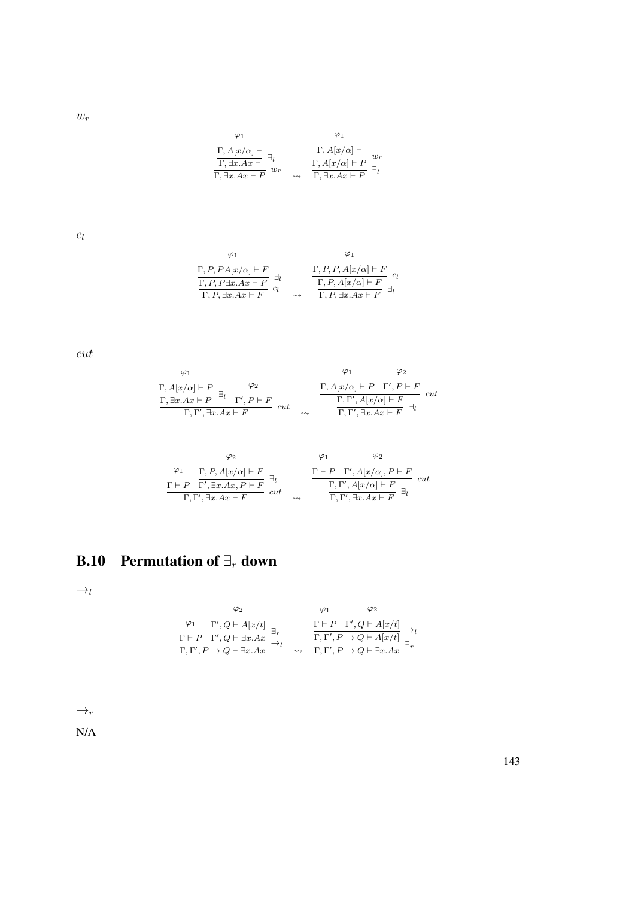$w_r$

$$
\dfrac{\dfrac{\overset{\varphi_1}{\Gamma, A[x/\alpha] \vdash}}{\Gamma, \exists x.Ax \vdash}\ \exists_l}{\Gamma, \exists x.Ax \vdash P}\ w_r
\quad \rightsquigarrow \quad
\dfrac{\dfrac{\overset{\varphi_1}{\Gamma, A[x/\alpha] \vdash}}{\Gamma, A[x/\alpha] \vdash P}\ w_r}{\Gamma, \exists x.Ax \vdash P}\ \exists_l
$$

$c_l$

$$
\dfrac{\dfrac{\overset{\varphi_1}{\Gamma, P, P A[x/\alpha] \vdash F}}{\Gamma, P, P \exists x.Ax \vdash F}\ \exists_l}{\Gamma, P, \exists x.Ax \vdash F}\ c_l
\quad \rightsquigarrow \quad
\dfrac{\dfrac{\overset{\varphi_1}{\Gamma, P, P, A[x/\alpha] \vdash F}}{\Gamma, P, A[x/\alpha] \vdash F}\ c_l}{\Gamma, P, \exists x.Ax \vdash F}\ \exists_l
$$

$cut$

$$
\dfrac{\dfrac{\overset{\varphi_1}{\Gamma, A[x/\alpha] \vdash P}}{\Gamma, \exists x.Ax \vdash P}\ \exists_l \quad \overset{\varphi_2}{\Gamma', P \vdash F}}{\Gamma, \Gamma', \exists x.Ax \vdash F}\ cut
\quad \rightsquigarrow \quad
\dfrac{\dfrac{\overset{\varphi_1}{\Gamma, A[x/\alpha] \vdash P} \quad \overset{\varphi_2}{\Gamma', P \vdash F}}{\Gamma, \Gamma', A[x/\alpha] \vdash F}\ cut}{\Gamma, \Gamma', \exists x.Ax \vdash F}\ \exists_l
$$

$$
\dfrac{\overset{\varphi_1}{\Gamma \vdash P} \quad \dfrac{\overset{\varphi_2}{\Gamma, P, A[x/\alpha] \vdash F}}{\Gamma', \exists x.Ax, P \vdash F}\ \exists_l}{\Gamma, \Gamma', \exists x.Ax \vdash F}\ cut
\quad \rightsquigarrow \quad
\dfrac{\dfrac{\overset{\varphi_1}{\Gamma \vdash P} \quad \overset{\varphi_2}{\Gamma', A[x/\alpha], P \vdash F}}{\Gamma, \Gamma', A[x/\alpha] \vdash F}\ cut}{\Gamma, \Gamma', \exists x.Ax \vdash F}\ \exists_l
$$

## B.10 Permutation of $\exists_r$ down

$\rightarrow_l$

$$
\dfrac{\overset{\varphi_1}{\Gamma \vdash P} \quad \dfrac{\overset{\varphi_2}{\Gamma', Q \vdash A[x/t]}}{\Gamma', Q \vdash \exists x.Ax}\ \exists_r}{\Gamma, \Gamma', P \to Q \vdash \exists x.Ax}\ \to_l
\quad \rightsquigarrow \quad
\dfrac{\dfrac{\overset{\varphi_1}{\Gamma \vdash P} \quad \overset{\varphi_2}{\Gamma', Q \vdash A[x/t]}}{\Gamma, \Gamma', P \to Q \vdash A[x/t]}\ \to_l}{\Gamma, \Gamma', P \to Q \vdash \exists x.Ax}\ \exists_r
$$

$\rightarrow_r$

N/A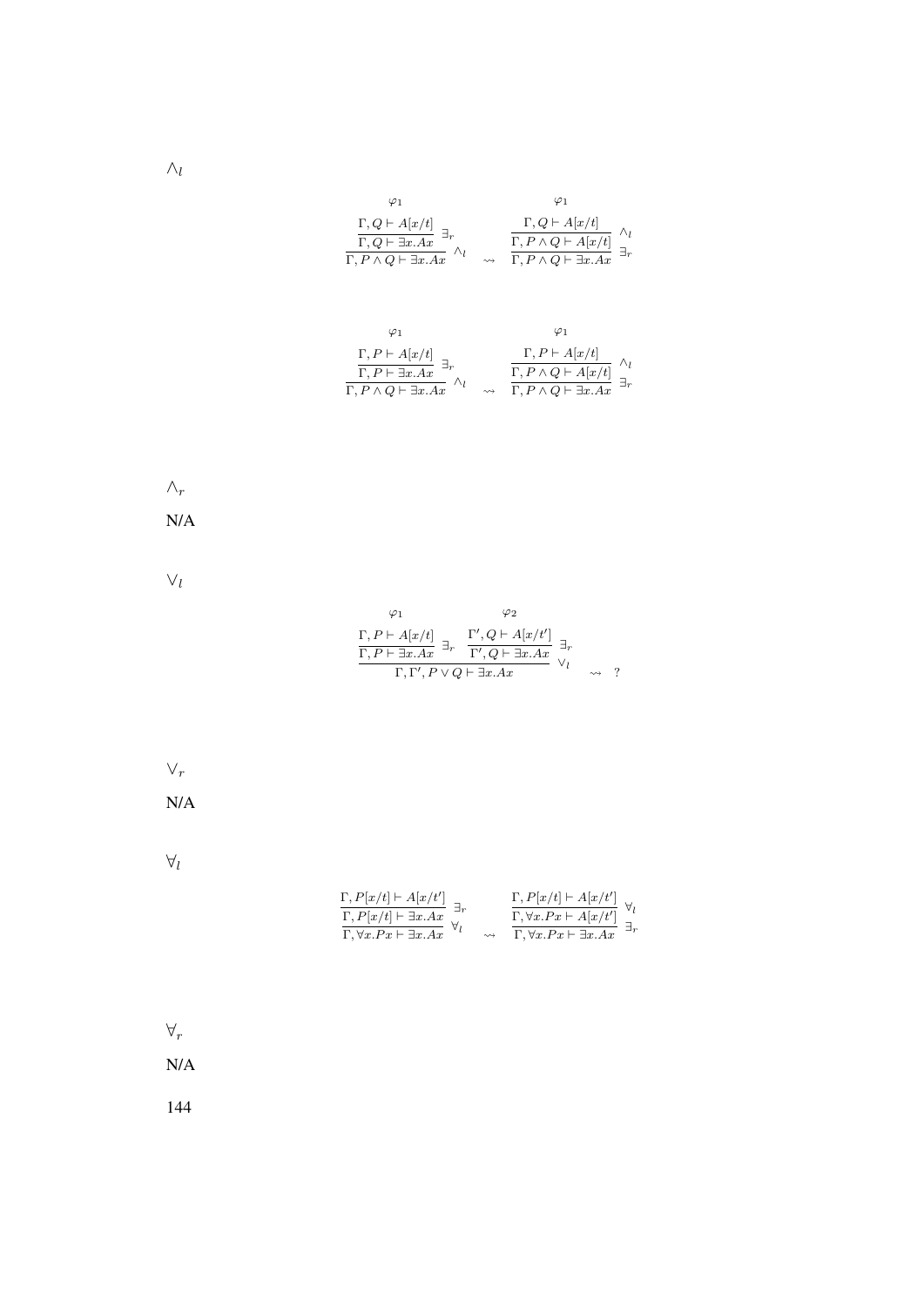$\wedge_l$

$$\dfrac{\dfrac{\dfrac{\varphi_1}{\Gamma, Q \vdash A[x/t]}}{\Gamma, Q \vdash \exists x.Ax}\ \exists_r}{\Gamma, P \wedge Q \vdash \exists x.Ax}\ \wedge_l \quad \rightsquigarrow \quad \dfrac{\dfrac{\dfrac{\varphi_1}{\Gamma, Q \vdash A[x/t]}}{\Gamma, P \wedge Q \vdash A[x/t]}\ \wedge_l}{\Gamma, P \wedge Q \vdash \exists x.Ax}\ \exists_r$$

$$\dfrac{\dfrac{\dfrac{\varphi_1}{\Gamma, P \vdash A[x/t]}}{\Gamma, P \vdash \exists x.Ax}\ \exists_r}{\Gamma, P \wedge Q \vdash \exists x.Ax}\ \wedge_l \quad \rightsquigarrow \quad \dfrac{\dfrac{\dfrac{\varphi_1}{\Gamma, P \vdash A[x/t]}}{\Gamma, P \wedge Q \vdash A[x/t]}\ \wedge_l}{\Gamma, P \wedge Q \vdash \exists x.Ax}\ \exists_r$$

$\wedge_r$

N/A

$\vee_l$

$$\dfrac{\dfrac{\dfrac{\varphi_1}{\Gamma, P \vdash A[x/t]}}{\Gamma, P \vdash \exists x.Ax}\ \exists_r \quad \dfrac{\dfrac{\varphi_2}{\Gamma', Q \vdash A[x/t']}}{\Gamma', Q \vdash \exists x.Ax}\ \exists_r}{\Gamma, \Gamma', P \vee Q \vdash \exists x.Ax}\ \vee_l \quad \rightsquigarrow \quad ?$$

$\vee_r$

N/A

$\forall_l$

$$\dfrac{\dfrac{\Gamma, P[x/t] \vdash A[x/t']}{\Gamma, P[x/t] \vdash \exists x.Ax}\ \exists_r}{\Gamma, \forall x.Px \vdash \exists x.Ax}\ \forall_l \quad \rightsquigarrow \quad \dfrac{\dfrac{\Gamma, P[x/t] \vdash A[x/t']}{\Gamma, \forall x.Px \vdash A[x/t']}\ \forall_l}{\Gamma, \forall x.Px \vdash \exists x.Ax}\ \exists_r$$

$\forall_r$

N/A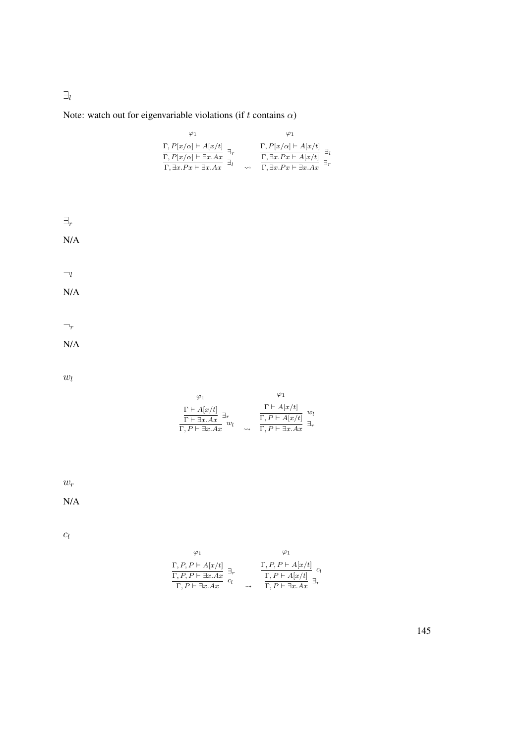$\exists_l$

Note: watch out for eigenvariable violations (if $t$ contains $\alpha$)

$$
\cfrac{\cfrac{\overset{\varphi_1}{\Gamma, P[x/\alpha] \vdash A[x/t]}}{\Gamma, P[x/\alpha] \vdash \exists x.Ax}\ \exists_r}{\Gamma, \exists x.Px \vdash \exists x.Ax}\ \exists_l
\quad \rightsquigarrow \quad
\cfrac{\cfrac{\overset{\varphi_1}{\Gamma, P[x/\alpha] \vdash A[x/t]}}{\Gamma, \exists x.Px \vdash A[x/t]}\ \exists_l}{\Gamma, \exists x.Px \vdash \exists x.Ax}\ \exists_r
$$

$\exists_r$

N/A

$\neg_l$

N/A

$\neg_r$

N/A

$w_l$

$$
\cfrac{\cfrac{\overset{\varphi_1}{\Gamma \vdash A[x/t]}}{\Gamma \vdash \exists x.Ax}\ \exists_r}{\Gamma, P \vdash \exists x.Ax}\ w_l
\quad \rightsquigarrow \quad
\cfrac{\cfrac{\overset{\varphi_1}{\Gamma \vdash A[x/t]}}{\Gamma, P \vdash A[x/t]}\ w_l}{\Gamma, P \vdash \exists x.Ax}\ \exists_r
$$

$w_r$

N/A

$c_l$

$$
\cfrac{\cfrac{\overset{\varphi_1}{\Gamma, P, P \vdash A[x/t]}}{\Gamma, P, P \vdash \exists x.Ax}\ \exists_r}{\Gamma, P \vdash \exists x.Ax}\ c_l
\quad \rightsquigarrow \quad
\cfrac{\cfrac{\overset{\varphi_1}{\Gamma, P, P \vdash A[x/t]}}{\Gamma, P \vdash A[x/t]}\ c_l}{\Gamma, P \vdash \exists x.Ax}\ \exists_r
$$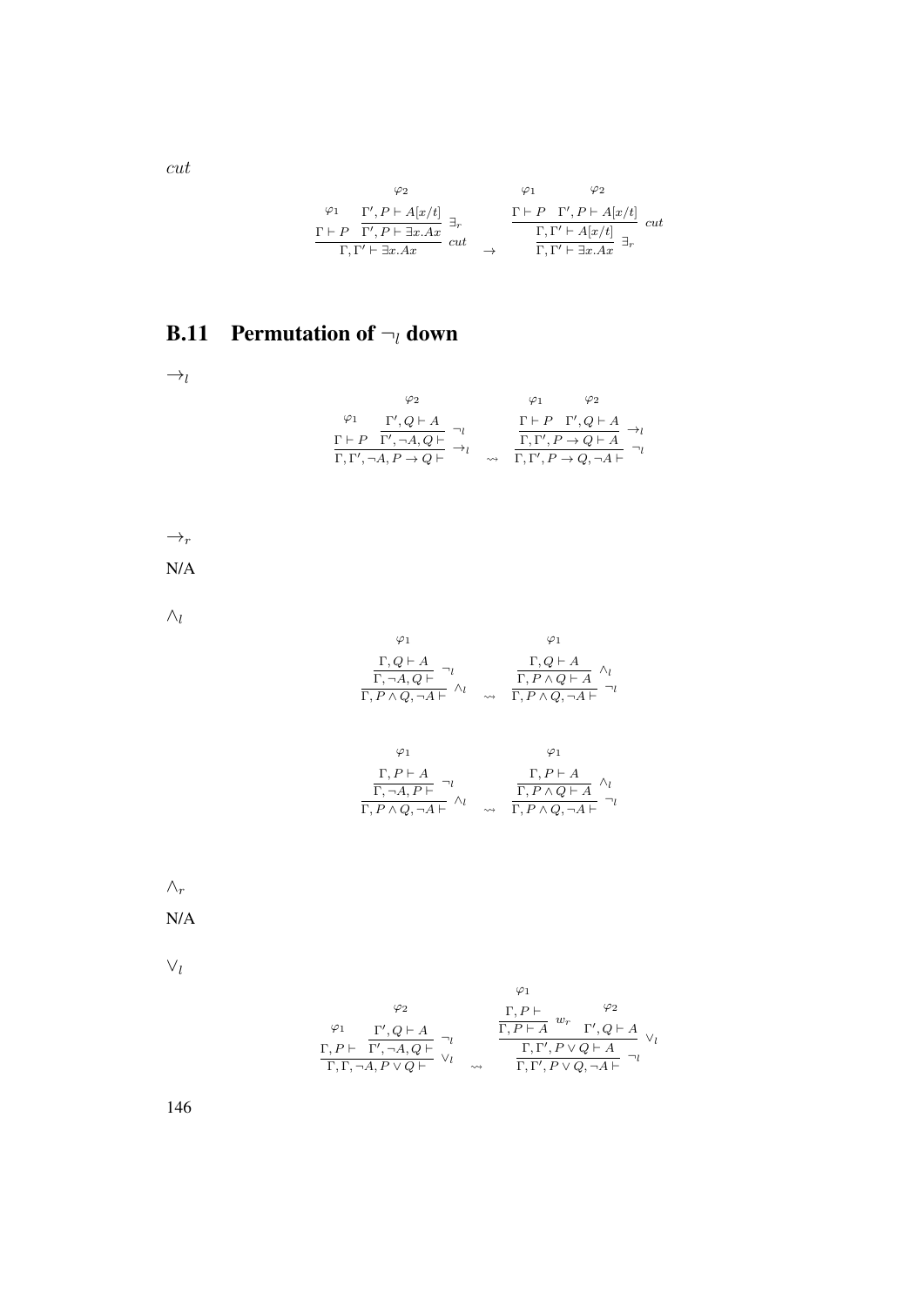*cut*

$$
\dfrac{\overset{\varphi_1}{\Gamma \vdash P} \quad \dfrac{\overset{\varphi_2}{\Gamma', P \vdash A[x/t]}}{\Gamma', P \vdash \exists x.Ax}\ \exists_r}{\Gamma, \Gamma' \vdash \exists x.Ax}\ cut \quad \rightarrow \quad \dfrac{\dfrac{\overset{\varphi_1}{\Gamma \vdash P} \quad \overset{\varphi_2}{\Gamma', P \vdash A[x/t]}}{\Gamma, \Gamma' \vdash A[x/t]}\ cut}{\Gamma, \Gamma' \vdash \exists x.Ax}\ \exists_r
$$

## B.11 Permutation of $\neg_l$ down

$\rightarrow_l$

$$
\dfrac{\overset{\varphi_1}{\Gamma \vdash P} \quad \dfrac{\overset{\varphi_2}{\Gamma', Q \vdash A}}{\Gamma', \neg A, Q \vdash}\ \neg_l}{\Gamma, \Gamma', \neg A, P \rightarrow Q \vdash}\ \rightarrow_l \quad \rightsquigarrow \quad \dfrac{\dfrac{\overset{\varphi_1}{\Gamma \vdash P} \quad \overset{\varphi_2}{\Gamma', Q \vdash A}}{\Gamma, \Gamma', P \rightarrow Q \vdash A}\ \rightarrow_l}{\Gamma, \Gamma', P \rightarrow Q, \neg A \vdash}\ \neg_l
$$

$\rightarrow_r$

N/A

$\wedge_l$

$$
\dfrac{\dfrac{\overset{\varphi_1}{\Gamma, Q \vdash A}}{\Gamma, \neg A, Q \vdash}\ \neg_l}{\Gamma, P \wedge Q, \neg A \vdash}\ \wedge_l \quad \rightsquigarrow \quad \dfrac{\dfrac{\overset{\varphi_1}{\Gamma, Q \vdash A}}{\Gamma, P \wedge Q \vdash A}\ \wedge_l}{\Gamma, P \wedge Q, \neg A \vdash}\ \neg_l
$$

$$
\dfrac{\dfrac{\overset{\varphi_1}{\Gamma, P \vdash A}}{\Gamma, \neg A, P \vdash}\ \neg_l}{\Gamma, P \wedge Q, \neg A \vdash}\ \wedge_l \quad \rightsquigarrow \quad \dfrac{\dfrac{\overset{\varphi_1}{\Gamma, P \vdash A}}{\Gamma, P \wedge Q \vdash A}\ \wedge_l}{\Gamma, P \wedge Q, \neg A \vdash}\ \neg_l
$$

$\wedge_r$

N/A

$\vee_l$

$$
\dfrac{\overset{\varphi_1}{\Gamma, P \vdash} \quad \dfrac{\overset{\varphi_2}{\Gamma', Q \vdash A}}{\Gamma', \neg A, Q \vdash}\ \neg_l}{\Gamma, \Gamma, \neg A, P \vee Q \vdash}\ \vee_l \quad \rightsquigarrow \quad \dfrac{\dfrac{\dfrac{\overset{\varphi_1}{\Gamma, P \vdash}}{\Gamma, P \vdash A}\ w_r \quad \overset{\varphi_2}{\Gamma', Q \vdash A}}{\Gamma, \Gamma', P \vee Q \vdash A}\ \vee_l}{\Gamma, \Gamma', P \vee Q, \neg A \vdash}\ \neg_l
$$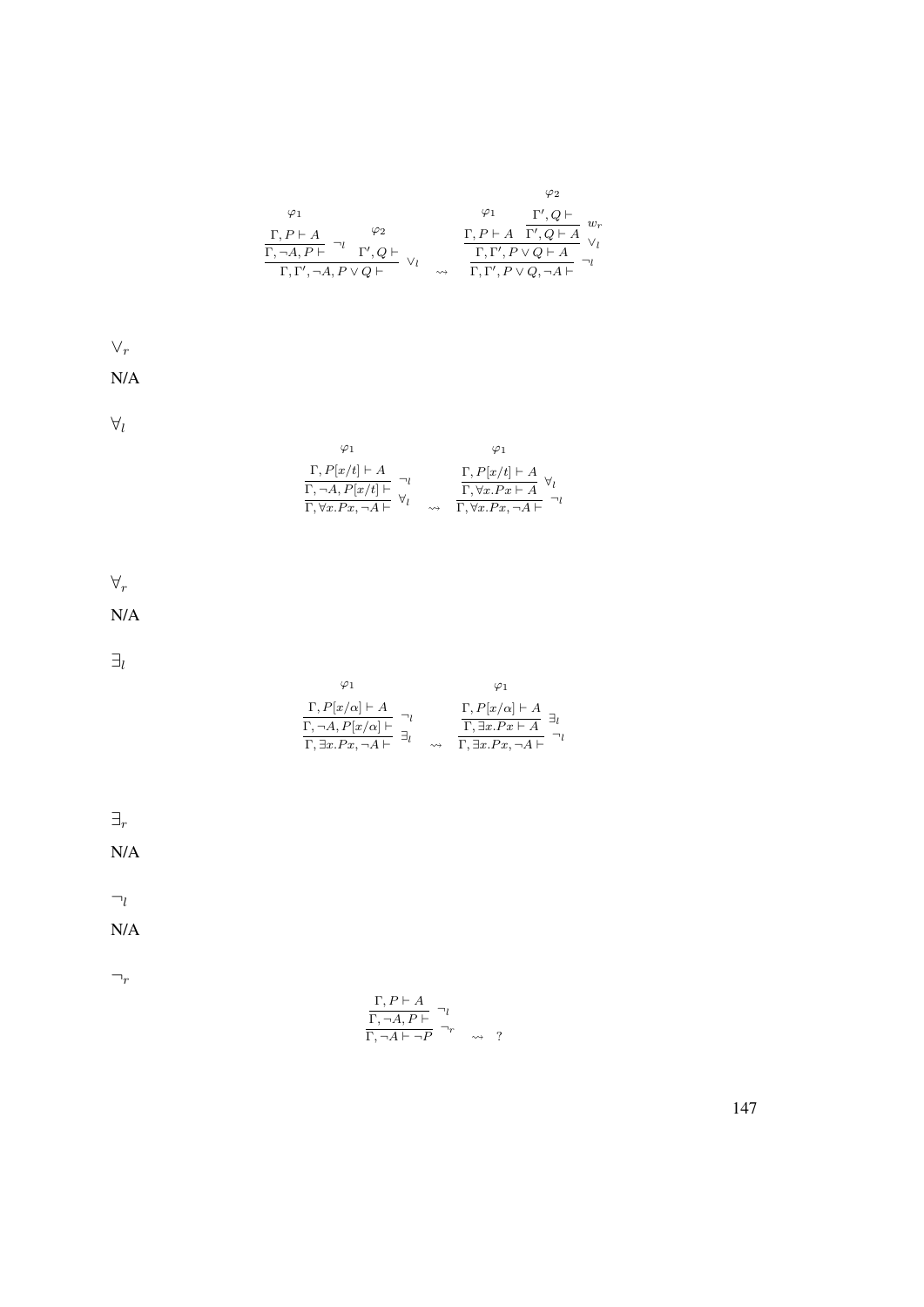$$
\dfrac{\dfrac{\overset{\varphi_1}{\Gamma, P \vdash A}}{\Gamma, \neg A, P \vdash} \neg_l \quad \overset{\varphi_2}{\Gamma', Q \vdash}}{\Gamma, \Gamma', \neg A, P \vee Q \vdash} \vee_l \quad \rightsquigarrow \quad \dfrac{\dfrac{\overset{\varphi_1}{\Gamma, P \vdash A} \quad \dfrac{\overset{\varphi_2}{\Gamma', Q \vdash}}{\Gamma', Q \vdash A} w_r}{\Gamma, \Gamma', P \vee Q \vdash A} \vee_l}{\Gamma, \Gamma', P \vee Q, \neg A \vdash} \neg_l
$$

$\vee_r$

N/A

$\forall_l$

$$
\dfrac{\dfrac{\overset{\varphi_1}{\Gamma, P[x/t] \vdash A}}{\Gamma, \neg A, P[x/t] \vdash} \neg_l}{\Gamma, \forall x.Px, \neg A \vdash} \forall_l \quad \rightsquigarrow \quad \dfrac{\dfrac{\overset{\varphi_1}{\Gamma, P[x/t] \vdash A}}{\Gamma, \forall x.Px \vdash A} \forall_l}{\Gamma, \forall x.Px, \neg A \vdash} \neg_l
$$

$\forall_r$

N/A

$\exists_l$

$$
\dfrac{\dfrac{\overset{\varphi_1}{\Gamma, P[x/\alpha] \vdash A}}{\Gamma, \neg A, P[x/\alpha] \vdash} \neg_l}{\Gamma, \exists x.Px, \neg A \vdash} \exists_l \quad \rightsquigarrow \quad \dfrac{\dfrac{\overset{\varphi_1}{\Gamma, P[x/\alpha] \vdash A}}{\Gamma, \exists x.Px \vdash A} \exists_l}{\Gamma, \exists x.Px, \neg A \vdash} \neg_l
$$

$\exists_r$

N/A

$\neg_l$

N/A

$\neg_r$

$$
\dfrac{\dfrac{\Gamma, P \vdash A}{\Gamma, \neg A, P \vdash} \neg_l}{\Gamma, \neg A \vdash \neg P} \neg_r \quad \rightsquigarrow \quad ?
$$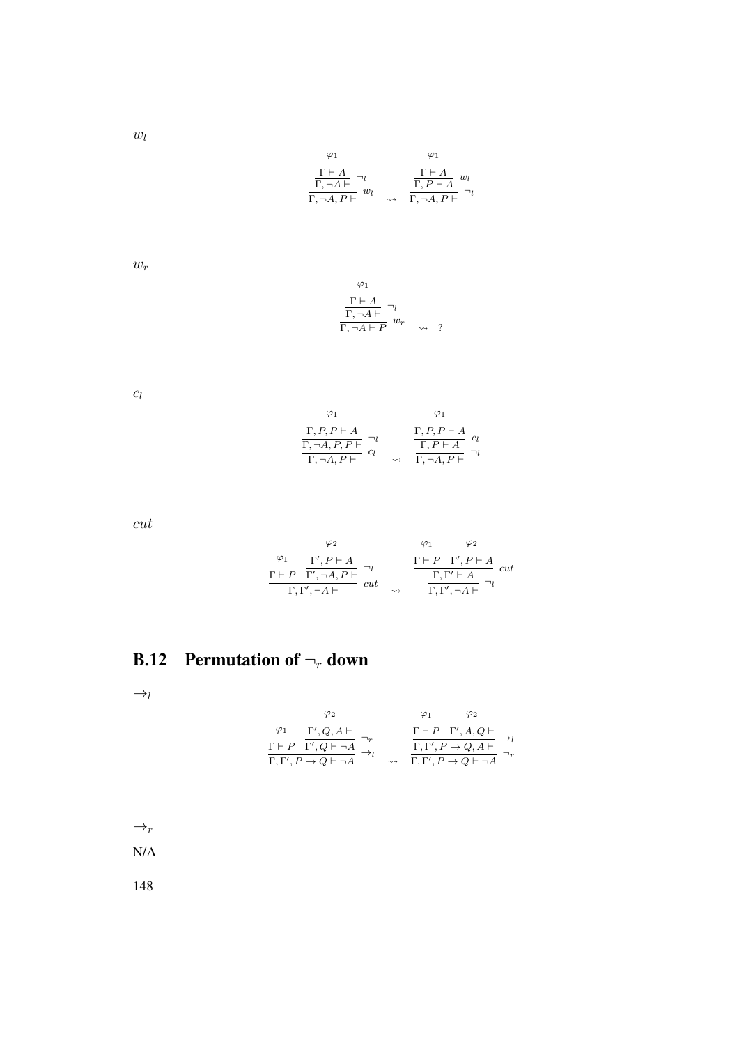$w_l$

$$
\dfrac{\dfrac{\overset{\varphi_1}{\Gamma \vdash A}}{\Gamma, \neg A \vdash}\ \neg_l}{\Gamma, \neg A, P \vdash}\ w_l
\quad \rightsquigarrow \quad
\dfrac{\dfrac{\overset{\varphi_1}{\Gamma \vdash A}}{\Gamma, P \vdash A}\ w_l}{\Gamma, \neg A, P \vdash}\ \neg_l
$$

$w_r$

$$
\dfrac{\dfrac{\overset{\varphi_1}{\Gamma \vdash A}}{\Gamma, \neg A \vdash}\ \neg_l}{\Gamma, \neg A \vdash P}\ w_r
\quad \rightsquigarrow \quad ?
$$

$c_l$

$$
\dfrac{\dfrac{\overset{\varphi_1}{\Gamma, P, P \vdash A}}{\Gamma, \neg A, P, P \vdash}\ \neg_l}{\Gamma, \neg A, P \vdash}\ c_l
\quad \rightsquigarrow \quad
\dfrac{\dfrac{\overset{\varphi_1}{\Gamma, P, P \vdash A}}{\Gamma, P \vdash A}\ c_l}{\Gamma, \neg A, P \vdash}\ \neg_l
$$

$cut$

$$
\dfrac{\overset{\varphi_1}{\Gamma \vdash P} \quad \dfrac{\overset{\varphi_2}{\Gamma', P \vdash A}}{\Gamma', \neg A, P \vdash}\ \neg_l}{\Gamma, \Gamma', \neg A \vdash}\ cut
\quad \rightsquigarrow \quad
\dfrac{\dfrac{\overset{\varphi_1}{\Gamma \vdash P} \quad \overset{\varphi_2}{\Gamma', P \vdash A}}{\Gamma, \Gamma' \vdash A}\ cut}{\Gamma, \Gamma', \neg A \vdash}\ \neg_l
$$

## B.12 Permutation of $\neg_r$ down

$\rightarrow_l$

$$
\dfrac{\overset{\varphi_1}{\Gamma \vdash P} \quad \dfrac{\overset{\varphi_2}{\Gamma', Q, A \vdash}}{\Gamma', Q \vdash \neg A}\ \neg_r}{\Gamma, \Gamma', P \rightarrow Q \vdash \neg A}\ \rightarrow_l
\quad \rightsquigarrow \quad
\dfrac{\dfrac{\overset{\varphi_1}{\Gamma \vdash P} \quad \overset{\varphi_2}{\Gamma', A, Q \vdash}}{\Gamma, \Gamma', P \rightarrow Q, A \vdash}\ \rightarrow_l}{\Gamma, \Gamma', P \rightarrow Q \vdash \neg A}\ \neg_r
$$

$\rightarrow_r$

N/A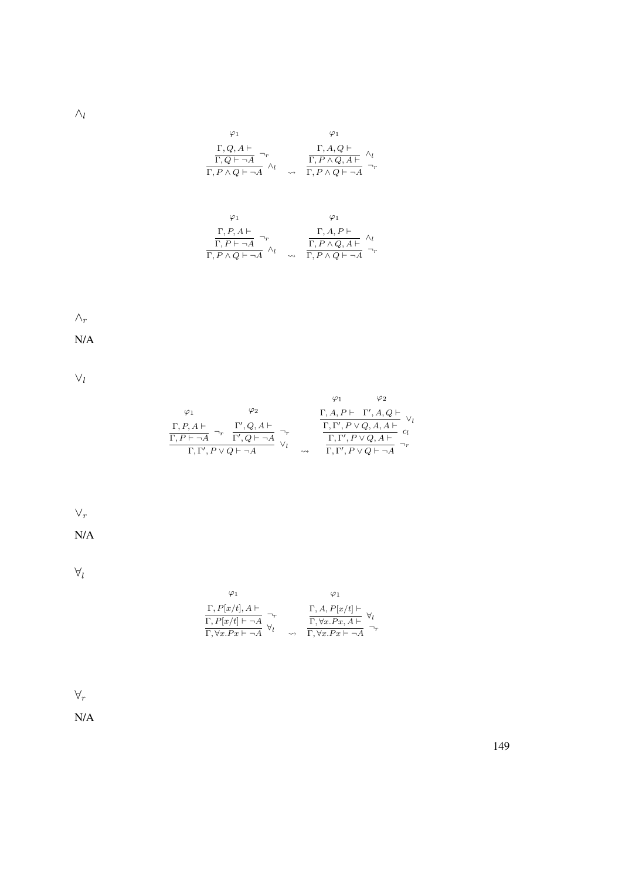$\wedge_l$

$$
\dfrac{\dfrac{\dfrac{\varphi_1}{\Gamma, Q, A \vdash}}{\Gamma, Q \vdash \neg A}\,\neg_r}{\Gamma, P \wedge Q \vdash \neg A}\,\wedge_l
\quad\rightsquigarrow\quad
\dfrac{\dfrac{\dfrac{\varphi_1}{\Gamma, A, Q \vdash}}{\Gamma, P \wedge Q, A \vdash}\,\wedge_l}{\Gamma, P \wedge Q \vdash \neg A}\,\neg_r
$$

$$
\dfrac{\dfrac{\dfrac{\varphi_1}{\Gamma, P, A \vdash}}{\Gamma, P \vdash \neg A}\,\neg_r}{\Gamma, P \wedge Q \vdash \neg A}\,\wedge_l
\quad\rightsquigarrow\quad
\dfrac{\dfrac{\dfrac{\varphi_1}{\Gamma, A, P \vdash}}{\Gamma, P \wedge Q, A \vdash}\,\wedge_l}{\Gamma, P \wedge Q \vdash \neg A}\,\neg_r
$$

$\wedge_r$

N/A

$\vee_l$

$$
\dfrac{\dfrac{\dfrac{\varphi_1}{\Gamma, P, A \vdash}}{\Gamma, P \vdash \neg A}\,\neg_r \quad \dfrac{\dfrac{\varphi_2}{\Gamma', Q, A \vdash}}{\Gamma', Q \vdash \neg A}\,\neg_r}{\Gamma, \Gamma', P \vee Q \vdash \neg A}\,\vee_l
\quad\rightsquigarrow\quad
\dfrac{\dfrac{\dfrac{\dfrac{\varphi_1}{\Gamma, A, P \vdash} \quad \dfrac{\varphi_2}{\Gamma', A, Q \vdash}}{\Gamma, \Gamma', P \vee Q, A, A \vdash}\,\vee_l}{\Gamma, \Gamma', P \vee Q, A \vdash}\,c_l}{\Gamma, \Gamma', P \vee Q \vdash \neg A}\,\neg_r
$$

$\vee_r$

N/A

$\forall_l$

$$
\dfrac{\dfrac{\dfrac{\varphi_1}{\Gamma, P[x/t], A \vdash}}{\Gamma, P[x/t] \vdash \neg A}\,\neg_r}{\Gamma, \forall x.Px \vdash \neg A}\,\forall_l
\quad\rightsquigarrow\quad
\dfrac{\dfrac{\dfrac{\varphi_1}{\Gamma, A, P[x/t] \vdash}}{\Gamma, \forall x.Px, A \vdash}\,\forall_l}{\Gamma, \forall x.Px \vdash \neg A}\,\neg_r
$$

$\forall_r$

N/A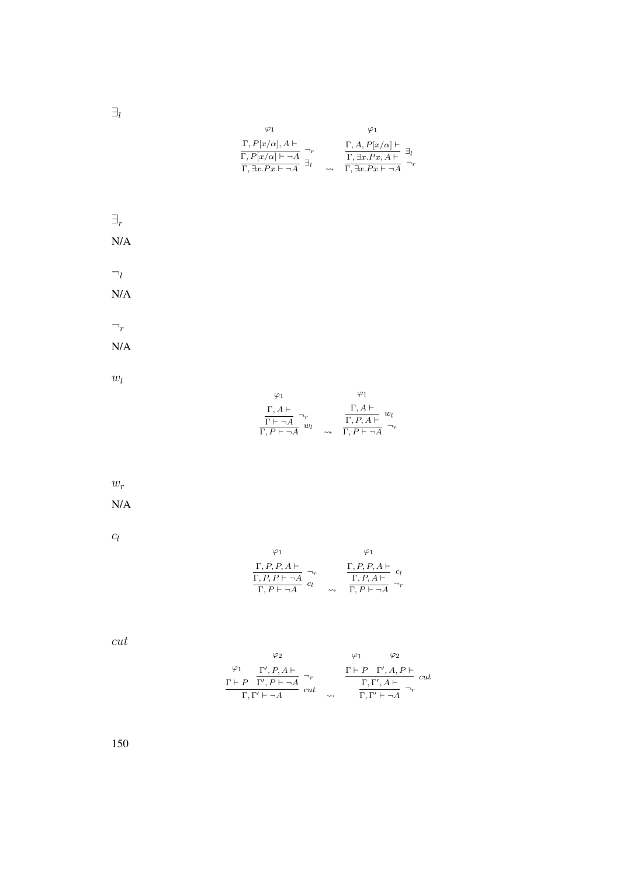$\exists_l$

$$\dfrac{\dfrac{\overset{\varphi_1}{\Gamma, P[x/\alpha], A \vdash}}{\Gamma, P[x/\alpha] \vdash \neg A}\ \neg_r}{\Gamma, \exists x.Px \vdash \neg A}\ \exists_l \quad \rightsquigarrow \quad \dfrac{\dfrac{\overset{\varphi_1}{\Gamma, A, P[x/\alpha] \vdash}}{\Gamma, \exists x.Px, A \vdash}\ \exists_l}{\Gamma, \exists x.Px \vdash \neg A}\ \neg_r$$

$\exists_r$

N/A

$\neg_l$

N/A

$\neg_r$

N/A

$w_l$

$$\dfrac{\dfrac{\overset{\varphi_1}{\Gamma, A \vdash}}{\Gamma \vdash \neg A}\ \neg_r}{\Gamma, P \vdash \neg A}\ w_l \quad \rightsquigarrow \quad \dfrac{\dfrac{\overset{\varphi_1}{\Gamma, A \vdash}}{\Gamma, P, A \vdash}\ w_l}{\Gamma, P \vdash \neg A}\ \neg_r$$

$w_r$

N/A

$c_l$

$$\dfrac{\dfrac{\overset{\varphi_1}{\Gamma, P, P, A \vdash}}{\Gamma, P, P \vdash \neg A}\ \neg_r}{\Gamma, P \vdash \neg A}\ c_l \quad \rightsquigarrow \quad \dfrac{\dfrac{\overset{\varphi_1}{\Gamma, P, P, A \vdash}}{\Gamma, P, A \vdash}\ c_l}{\Gamma, P \vdash \neg A}\ \neg_r$$

$cut$

$$\dfrac{\overset{\varphi_1}{\Gamma \vdash P} \quad \dfrac{\overset{\varphi_2}{\Gamma', P, A \vdash}}{\Gamma', P \vdash \neg A}\ \neg_r}{\Gamma, \Gamma' \vdash \neg A}\ cut \quad \rightsquigarrow \quad \dfrac{\dfrac{\overset{\varphi_1}{\Gamma \vdash P} \quad \overset{\varphi_2}{\Gamma', A, P \vdash}}{\Gamma, \Gamma', A \vdash}\ cut}{\Gamma, \Gamma' \vdash \neg A}\ \neg_r$$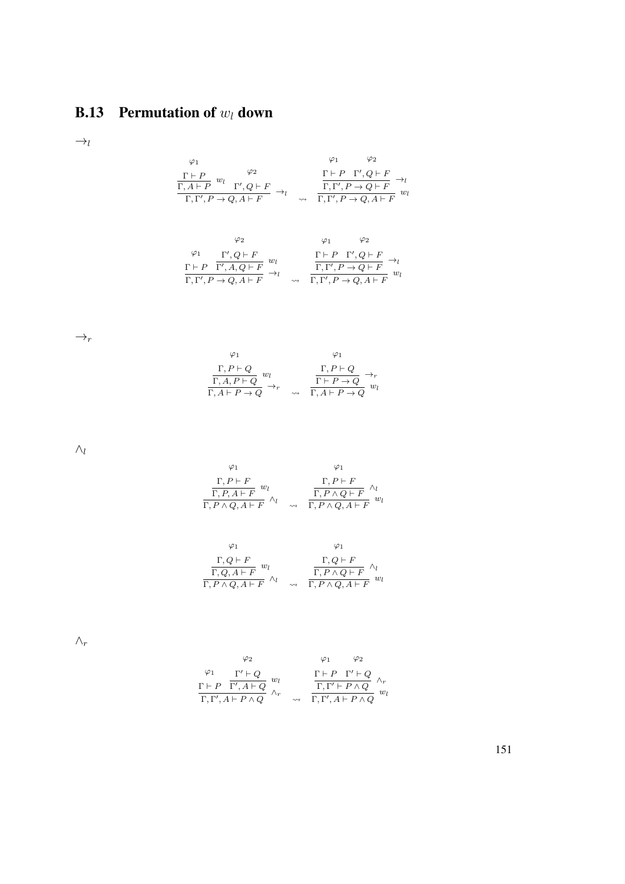## B.13 Permutation of $w_l$ down

$\to_l$

$$
\dfrac{\dfrac{\overset{\varphi_1}{\Gamma \vdash P}}{\Gamma, A \vdash P}\, w_l \qquad \overset{\varphi_2}{\Gamma', Q \vdash F}}{\Gamma, \Gamma', P \to Q, A \vdash F}\, \to_l
\quad \rightsquigarrow \quad
\dfrac{\dfrac{\overset{\varphi_1}{\Gamma \vdash P} \quad \overset{\varphi_2}{\Gamma', Q \vdash F}}{\Gamma, \Gamma', P \to Q \vdash F}\, \to_l}{\Gamma, \Gamma', P \to Q, A \vdash F}\, w_l
$$

$$
\dfrac{\overset{\varphi_1}{\Gamma \vdash P} \qquad \dfrac{\overset{\varphi_2}{\Gamma', Q \vdash F}}{\Gamma', A, Q \vdash F}\, w_l}{\Gamma, \Gamma', P \to Q, A \vdash F}\, \to_l
\quad \rightsquigarrow \quad
\dfrac{\dfrac{\overset{\varphi_1}{\Gamma \vdash P} \quad \overset{\varphi_2}{\Gamma', Q \vdash F}}{\Gamma, \Gamma', P \to Q \vdash F}\, \to_l}{\Gamma, \Gamma', P \to Q, A \vdash F}\, w_l
$$

$\to_r$

$$
\dfrac{\dfrac{\overset{\varphi_1}{\Gamma, P \vdash Q}}{\Gamma, A, P \vdash Q}\, w_l}{\Gamma, A \vdash P \to Q}\, \to_r
\quad \rightsquigarrow \quad
\dfrac{\dfrac{\overset{\varphi_1}{\Gamma, P \vdash Q}}{\Gamma \vdash P \to Q}\, \to_r}{\Gamma, A \vdash P \to Q}\, w_l
$$

$\wedge_l$

$$
\dfrac{\dfrac{\overset{\varphi_1}{\Gamma, P \vdash F}}{\Gamma, P, A \vdash F}\, w_l}{\Gamma, P \wedge Q, A \vdash F}\, \wedge_l
\quad \rightsquigarrow \quad
\dfrac{\dfrac{\overset{\varphi_1}{\Gamma, P \vdash F}}{\Gamma, P \wedge Q \vdash F}\, \wedge_l}{\Gamma, P \wedge Q, A \vdash F}\, w_l
$$

$$
\dfrac{\dfrac{\overset{\varphi_1}{\Gamma, Q \vdash F}}{\Gamma, Q, A \vdash F}\, w_l}{\Gamma, P \wedge Q, A \vdash F}\, \wedge_l
\quad \rightsquigarrow \quad
\dfrac{\dfrac{\overset{\varphi_1}{\Gamma, Q \vdash F}}{\Gamma, P \wedge Q \vdash F}\, \wedge_l}{\Gamma, P \wedge Q, A \vdash F}\, w_l
$$

$\wedge_r$

$$
\dfrac{\overset{\varphi_1}{\Gamma \vdash P} \qquad \dfrac{\overset{\varphi_2}{\Gamma' \vdash Q}}{\Gamma', A \vdash Q}\, w_l}{\Gamma, \Gamma', A \vdash P \wedge Q}\, \wedge_r
\quad \rightsquigarrow \quad
\dfrac{\dfrac{\overset{\varphi_1}{\Gamma \vdash P} \quad \overset{\varphi_2}{\Gamma' \vdash Q}}{\Gamma, \Gamma' \vdash P \wedge Q}\, \wedge_r}{\Gamma, \Gamma', A \vdash P \wedge Q}\, w_l
$$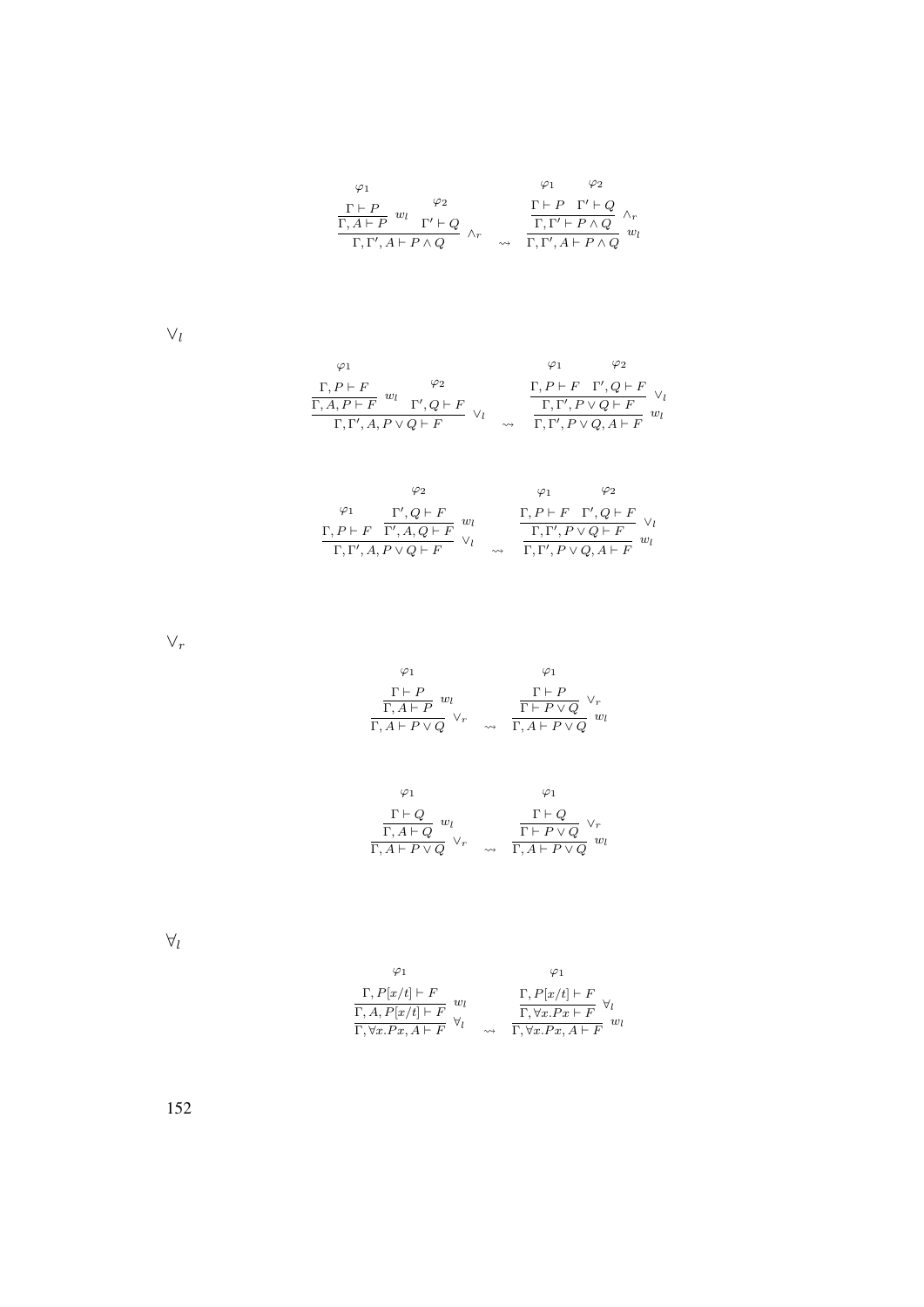$$
\dfrac{\dfrac{\overset{\varphi_1}{\Gamma \vdash P}}{\Gamma, A \vdash P}\; w_l \quad \overset{\varphi_2}{\Gamma' \vdash Q}}{\Gamma, \Gamma', A \vdash P \wedge Q}\; \wedge_r
\quad \rightsquigarrow \quad
\dfrac{\dfrac{\overset{\varphi_1}{\Gamma \vdash P} \quad \overset{\varphi_2}{\Gamma' \vdash Q}}{\Gamma, \Gamma' \vdash P \wedge Q}\; \wedge_r}{\Gamma, \Gamma', A \vdash P \wedge Q}\; w_l
$$

$\vee_l$

$$
\dfrac{\dfrac{\overset{\varphi_1}{\Gamma, P \vdash F}}{\Gamma, A, P \vdash F}\; w_l \quad \overset{\varphi_2}{\Gamma', Q \vdash F}}{\Gamma, \Gamma', A, P \vee Q \vdash F}\; \vee_l
\quad \rightsquigarrow \quad
\dfrac{\dfrac{\overset{\varphi_1}{\Gamma, P \vdash F} \quad \overset{\varphi_2}{\Gamma', Q \vdash F}}{\Gamma, \Gamma', P \vee Q \vdash F}\; \vee_l}{\Gamma, \Gamma', P \vee Q, A \vdash F}\; w_l
$$

$$
\dfrac{\overset{\varphi_1}{\Gamma, P \vdash F} \quad \dfrac{\overset{\varphi_2}{\Gamma', Q \vdash F}}{\Gamma', A, Q \vdash F}\; w_l}{\Gamma, \Gamma', A, P \vee Q \vdash F}\; \vee_l
\quad \rightsquigarrow \quad
\dfrac{\dfrac{\overset{\varphi_1}{\Gamma, P \vdash F} \quad \overset{\varphi_2}{\Gamma', Q \vdash F}}{\Gamma, \Gamma', P \vee Q \vdash F}\; \vee_l}{\Gamma, \Gamma', P \vee Q, A \vdash F}\; w_l
$$

$\vee_r$

$$
\dfrac{\dfrac{\overset{\varphi_1}{\Gamma \vdash P}}{\Gamma, A \vdash P}\; w_l}{\Gamma, A \vdash P \vee Q}\; \vee_r
\quad \rightsquigarrow \quad
\dfrac{\dfrac{\overset{\varphi_1}{\Gamma \vdash P}}{\Gamma \vdash P \vee Q}\; \vee_r}{\Gamma, A \vdash P \vee Q}\; w_l
$$

$$
\dfrac{\dfrac{\overset{\varphi_1}{\Gamma \vdash Q}}{\Gamma, A \vdash Q}\; w_l}{\Gamma, A \vdash P \vee Q}\; \vee_r
\quad \rightsquigarrow \quad
\dfrac{\dfrac{\overset{\varphi_1}{\Gamma \vdash Q}}{\Gamma \vdash P \vee Q}\; \vee_r}{\Gamma, A \vdash P \vee Q}\; w_l
$$

$\forall_l$

$$
\dfrac{\dfrac{\overset{\varphi_1}{\Gamma, P[x/t] \vdash F}}{\Gamma, A, P[x/t] \vdash F}\; w_l}{\Gamma, \forall x.Px, A \vdash F}\; \forall_l
\quad \rightsquigarrow \quad
\dfrac{\dfrac{\overset{\varphi_1}{\Gamma, P[x/t] \vdash F}}{\Gamma, \forall x.Px \vdash F}\; \forall_l}{\Gamma, \forall x.Px, A \vdash F}\; w_l
$$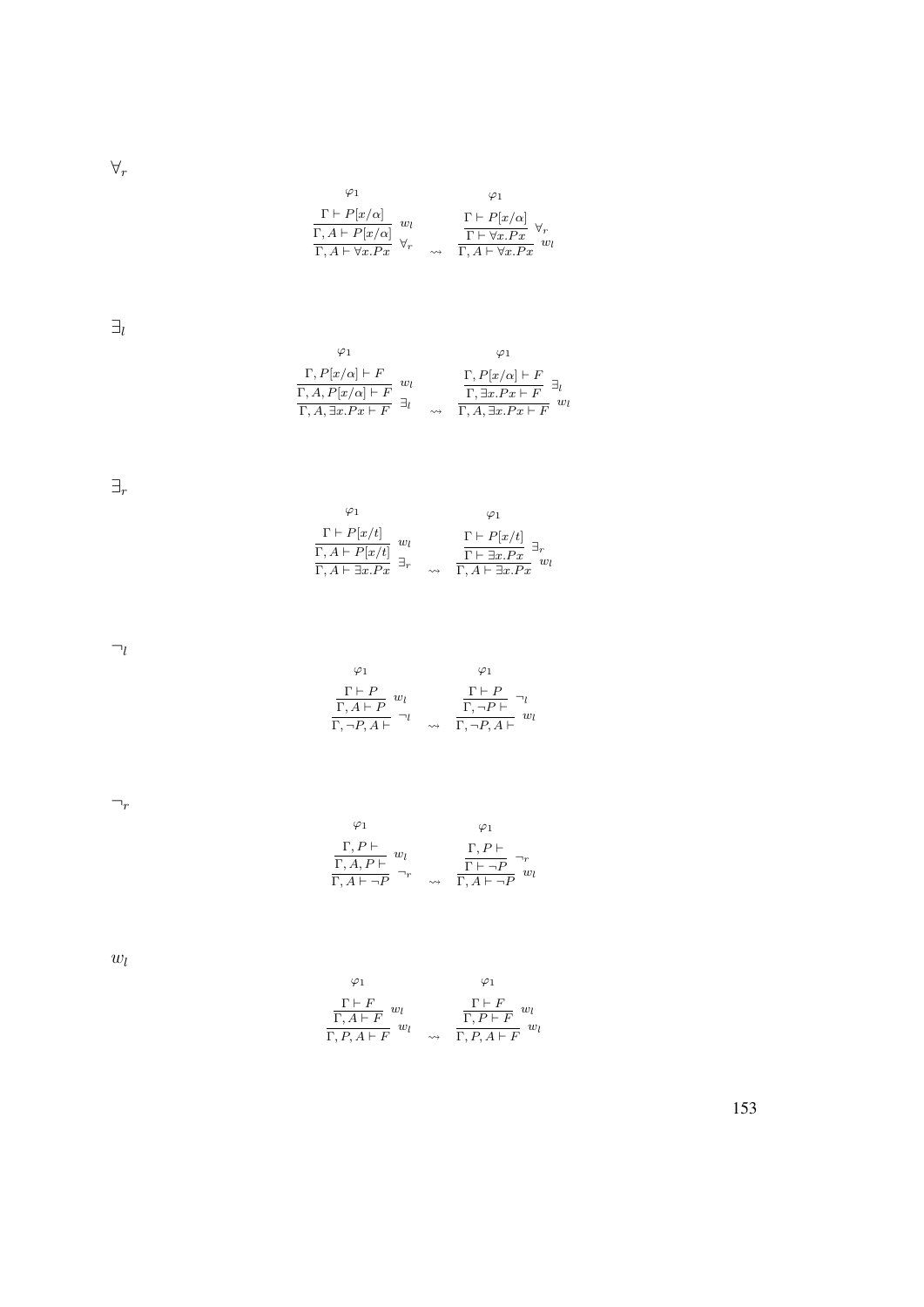$\forall_r$

$$
\dfrac{\dfrac{\overset{\varphi_1}{\Gamma \vdash P[x/\alpha]}}{\Gamma, A \vdash P[x/\alpha]}\; w_l}{\Gamma, A \vdash \forall x.Px}\; \forall_r
\quad \rightsquigarrow \quad
\dfrac{\dfrac{\overset{\varphi_1}{\Gamma \vdash P[x/\alpha]}}{\Gamma \vdash \forall x.Px}\; \forall_r}{\Gamma, A \vdash \forall x.Px}\; w_l
$$

$\exists_l$

$$
\dfrac{\dfrac{\overset{\varphi_1}{\Gamma, P[x/\alpha] \vdash F}}{\Gamma, A, P[x/\alpha] \vdash F}\; w_l}{\Gamma, A, \exists x.Px \vdash F}\; \exists_l
\quad \rightsquigarrow \quad
\dfrac{\dfrac{\overset{\varphi_1}{\Gamma, P[x/\alpha] \vdash F}}{\Gamma, \exists x.Px \vdash F}\; \exists_l}{\Gamma, A, \exists x.Px \vdash F}\; w_l
$$

$\exists_r$

$$
\dfrac{\dfrac{\overset{\varphi_1}{\Gamma \vdash P[x/t]}}{\Gamma, A \vdash P[x/t]}\; w_l}{\Gamma, A \vdash \exists x.Px}\; \exists_r
\quad \rightsquigarrow \quad
\dfrac{\dfrac{\overset{\varphi_1}{\Gamma \vdash P[x/t]}}{\Gamma \vdash \exists x.Px}\; \exists_r}{\Gamma, A \vdash \exists x.Px}\; w_l
$$

$\neg_l$

$$
\dfrac{\dfrac{\overset{\varphi_1}{\Gamma \vdash P}}{\Gamma, A \vdash P}\; w_l}{\Gamma, \neg P, A \vdash}\; \neg_l
\quad \rightsquigarrow \quad
\dfrac{\dfrac{\overset{\varphi_1}{\Gamma \vdash P}}{\Gamma, \neg P \vdash}\; \neg_l}{\Gamma, \neg P, A \vdash}\; w_l
$$

$\neg_r$

$$
\dfrac{\dfrac{\overset{\varphi_1}{\Gamma, P \vdash}}{\Gamma, A, P \vdash}\; w_l}{\Gamma, A \vdash \neg P}\; \neg_r
\quad \rightsquigarrow \quad
\dfrac{\dfrac{\overset{\varphi_1}{\Gamma, P \vdash}}{\Gamma \vdash \neg P}\; \neg_r}{\Gamma, A \vdash \neg P}\; w_l
$$

$w_l$

$$
\dfrac{\dfrac{\overset{\varphi_1}{\Gamma \vdash F}}{\Gamma, A \vdash F}\; w_l}{\Gamma, P, A \vdash F}\; w_l
\quad \rightsquigarrow \quad
\dfrac{\dfrac{\overset{\varphi_1}{\Gamma \vdash F}}{\Gamma, P \vdash F}\; w_l}{\Gamma, P, A \vdash F}\; w_l
$$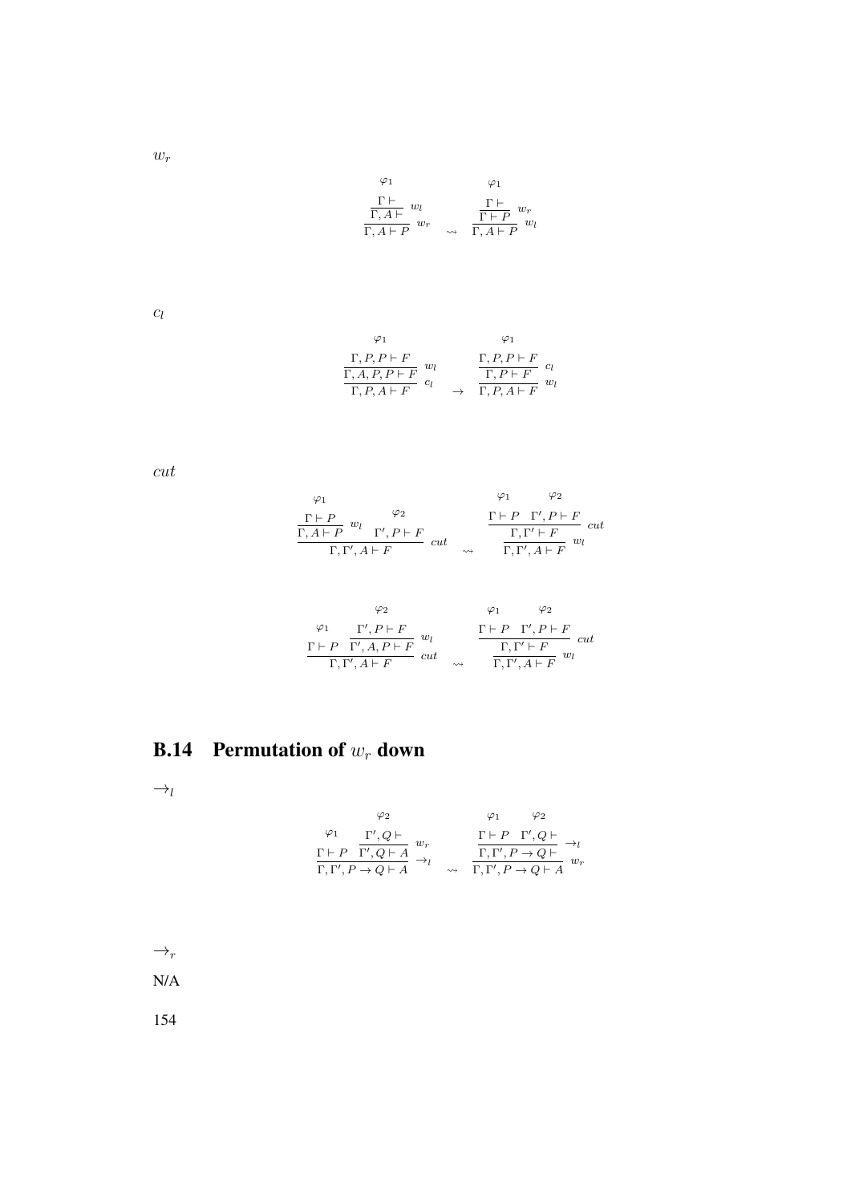$w_r$

$$
\dfrac{\dfrac{\overset{\varphi_1}{\Gamma \vdash}}{\Gamma, A \vdash}\, w_l}{\Gamma, A \vdash P}\, w_r
\quad \rightsquigarrow \quad
\dfrac{\dfrac{\overset{\varphi_1}{\Gamma \vdash}}{\Gamma \vdash P}\, w_r}{\Gamma, A \vdash P}\, w_l
$$

$c_l$

$$
\dfrac{\dfrac{\overset{\varphi_1}{\Gamma, P, P \vdash F}}{\Gamma, A, P, P \vdash F}\, w_l}{\Gamma, P, A \vdash F}\, c_l
\quad \rightarrow \quad
\dfrac{\dfrac{\overset{\varphi_1}{\Gamma, P, P \vdash F}}{\Gamma, P \vdash F}\, c_l}{\Gamma, P, A \vdash F}\, w_l
$$

$cut$

$$
\dfrac{\dfrac{\overset{\varphi_1}{\Gamma \vdash P}}{\Gamma, A \vdash P}\, w_l \quad \overset{\varphi_2}{\Gamma', P \vdash F}}{\Gamma, \Gamma', A \vdash F}\, cut
\quad \rightsquigarrow \quad
\dfrac{\dfrac{\overset{\varphi_1}{\Gamma \vdash P} \quad \overset{\varphi_2}{\Gamma', P \vdash F}}{\Gamma, \Gamma' \vdash F}\, cut}{\Gamma, \Gamma', A \vdash F}\, w_l
$$

$$
\dfrac{\overset{\varphi_1}{\Gamma \vdash P} \quad \dfrac{\overset{\varphi_2}{\Gamma', P \vdash F}}{\Gamma', A, P \vdash F}\, w_l}{\Gamma, \Gamma', A \vdash F}\, cut
\quad \rightsquigarrow \quad
\dfrac{\dfrac{\overset{\varphi_1}{\Gamma \vdash P} \quad \overset{\varphi_2}{\Gamma', P \vdash F}}{\Gamma, \Gamma' \vdash F}\, cut}{\Gamma, \Gamma', A \vdash F}\, w_l
$$

## B.14 Permutation of $w_r$ down

$\rightarrow_l$

$$
\dfrac{\overset{\varphi_1}{\Gamma \vdash P} \quad \dfrac{\overset{\varphi_2}{\Gamma', Q \vdash}}{\Gamma', Q \vdash A}\, w_r}{\Gamma, \Gamma', P \rightarrow Q \vdash A}\, \rightarrow_l
\quad \rightsquigarrow \quad
\dfrac{\dfrac{\overset{\varphi_1}{\Gamma \vdash P} \quad \overset{\varphi_2}{\Gamma', Q \vdash}}{\Gamma, \Gamma', P \rightarrow Q \vdash}\, \rightarrow_l}{\Gamma, \Gamma', P \rightarrow Q \vdash A}\, w_r
$$

$\rightarrow_r$

N/A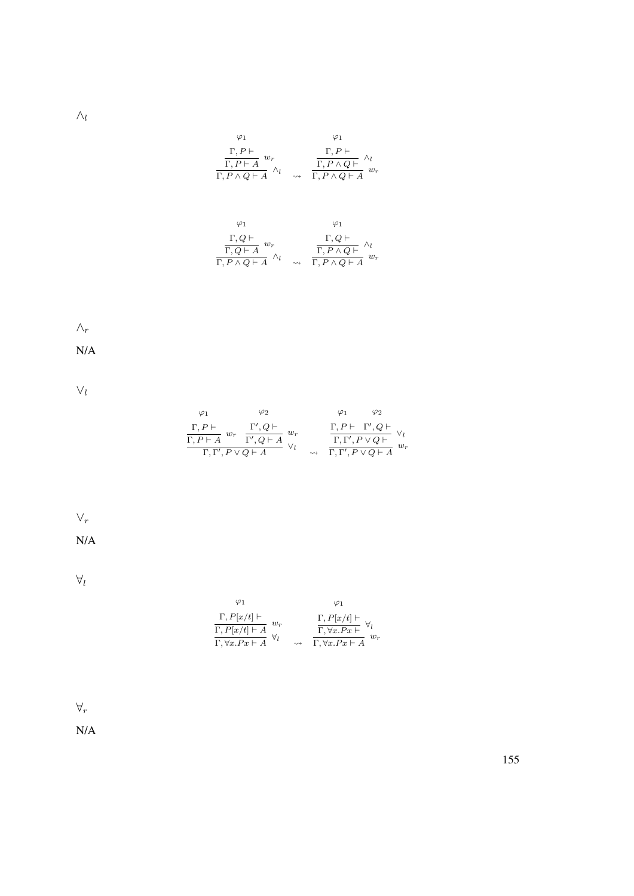$\wedge_l$

$$
\dfrac{\dfrac{\begin{matrix}\varphi_1\\ \Gamma, P \vdash\end{matrix}}{\Gamma, P \vdash A}\ w_r}{\Gamma, P \wedge Q \vdash A}\ \wedge_l
\quad \rightsquigarrow \quad
\dfrac{\dfrac{\begin{matrix}\varphi_1\\ \Gamma, P \vdash\end{matrix}}{\Gamma, P \wedge Q \vdash}\ \wedge_l}{\Gamma, P \wedge Q \vdash A}\ w_r
$$

$$
\dfrac{\dfrac{\begin{matrix}\varphi_1\\ \Gamma, Q \vdash\end{matrix}}{\Gamma, Q \vdash A}\ w_r}{\Gamma, P \wedge Q \vdash A}\ \wedge_l
\quad \rightsquigarrow \quad
\dfrac{\dfrac{\begin{matrix}\varphi_1\\ \Gamma, Q \vdash\end{matrix}}{\Gamma, P \wedge Q \vdash}\ \wedge_l}{\Gamma, P \wedge Q \vdash A}\ w_r
$$

$\wedge_r$

N/A

$\vee_l$

$$
\dfrac{\dfrac{\begin{matrix}\varphi_1\\ \Gamma, P \vdash\end{matrix}}{\Gamma, P \vdash A}\ w_r \qquad \dfrac{\begin{matrix}\varphi_2\\ \Gamma', Q \vdash\end{matrix}}{\Gamma', Q \vdash A}\ w_r}{\Gamma, \Gamma', P \vee Q \vdash A}\ \vee_l
\quad \rightsquigarrow \quad
\dfrac{\dfrac{\begin{matrix}\varphi_1\\ \Gamma, P \vdash\end{matrix} \qquad \begin{matrix}\varphi_2\\ \Gamma', Q \vdash\end{matrix}}{\Gamma, \Gamma', P \vee Q \vdash}\ \vee_l}{\Gamma, \Gamma', P \vee Q \vdash A}\ w_r
$$

$\vee_r$

N/A

$\forall_l$

$$
\dfrac{\dfrac{\begin{matrix}\varphi_1\\ \Gamma, P[x/t] \vdash\end{matrix}}{\Gamma, P[x/t] \vdash A}\ w_r}{\Gamma, \forall x.Px \vdash A}\ \forall_l
\quad \rightsquigarrow \quad
\dfrac{\dfrac{\begin{matrix}\varphi_1\\ \Gamma, P[x/t] \vdash\end{matrix}}{\Gamma, \forall x.Px \vdash}\ \forall_l}{\Gamma, \forall x.Px \vdash A}\ w_r
$$

$\forall_r$

N/A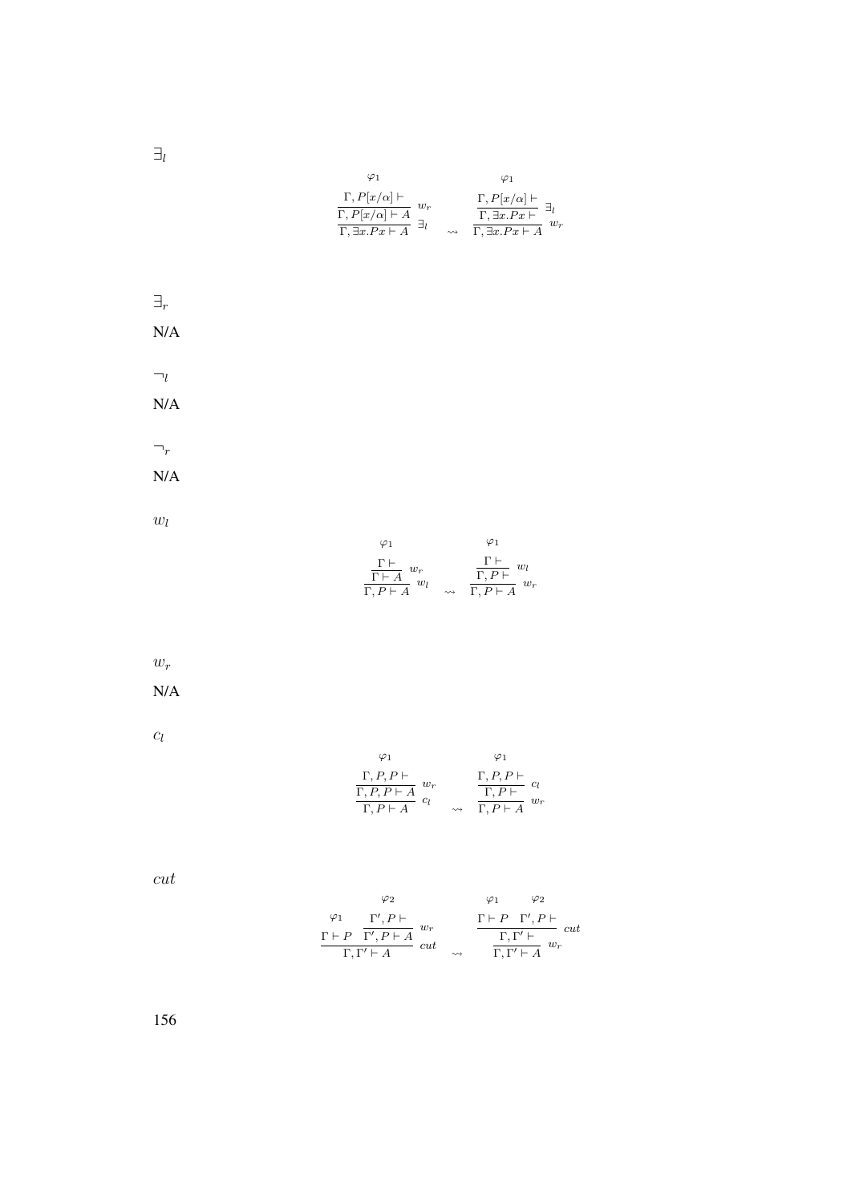$\exists_l$

$$
\dfrac{\dfrac{\dfrac{\varphi_1}{\Gamma, P[x/\alpha] \vdash}}{\Gamma, P[x/\alpha] \vdash A}\ w_r}{\Gamma, \exists x.Px \vdash A}\ \exists_l
\quad \rightsquigarrow \quad
\dfrac{\dfrac{\dfrac{\varphi_1}{\Gamma, P[x/\alpha] \vdash}}{\Gamma, \exists x.Px \vdash}\ \exists_l}{\Gamma, \exists x.Px \vdash A}\ w_r
$$

$\exists_r$

N/A

$\neg_l$

N/A

$\neg_r$

N/A

$w_l$

$$
\dfrac{\dfrac{\dfrac{\varphi_1}{\Gamma \vdash}}{\Gamma \vdash A}\ w_r}{\Gamma, P \vdash A}\ w_l
\quad \rightsquigarrow \quad
\dfrac{\dfrac{\dfrac{\varphi_1}{\Gamma \vdash}}{\Gamma, P \vdash}\ w_l}{\Gamma, P \vdash A}\ w_r
$$

$w_r$

N/A

$c_l$

$$
\dfrac{\dfrac{\dfrac{\varphi_1}{\Gamma, P, P \vdash}}{\Gamma, P, P \vdash A}\ w_r}{\Gamma, P \vdash A}\ c_l
\quad \rightsquigarrow \quad
\dfrac{\dfrac{\dfrac{\varphi_1}{\Gamma, P, P \vdash}}{\Gamma, P \vdash}\ c_l}{\Gamma, P \vdash A}\ w_r
$$

$cut$

$$
\dfrac{\dfrac{\varphi_1}{\Gamma \vdash P} \quad \dfrac{\dfrac{\varphi_2}{\Gamma', P \vdash}}{\Gamma', P \vdash A}\ w_r}{\Gamma, \Gamma' \vdash A}\ cut
\quad \rightsquigarrow \quad
\dfrac{\dfrac{\dfrac{\varphi_1}{\Gamma \vdash P} \quad \dfrac{\varphi_2}{\Gamma', P \vdash}}{\Gamma, \Gamma' \vdash}\ cut}{\Gamma, \Gamma' \vdash A}\ w_r
$$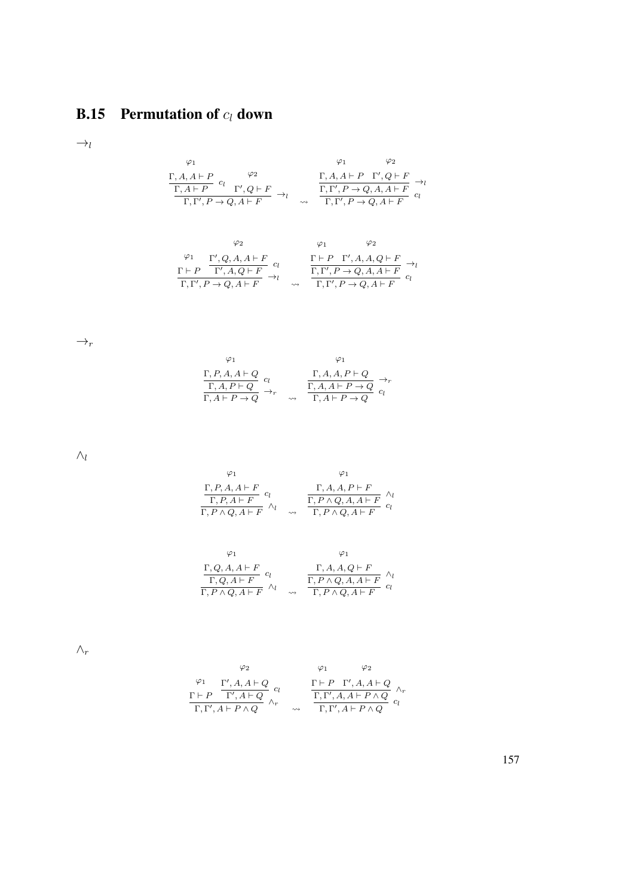## B.15 Permutation of $c_l$ down

$\to_l$

$$
\dfrac{\dfrac{\overset{\varphi_1}{\Gamma, A, A \vdash P}}{\Gamma, A \vdash P}\, c_l \qquad \overset{\varphi_2}{\Gamma', Q \vdash F}}{\Gamma, \Gamma', P \to Q, A \vdash F}\, \to_l \quad \rightsquigarrow \quad \dfrac{\dfrac{\overset{\varphi_1}{\Gamma, A, A \vdash P} \quad \overset{\varphi_2}{\Gamma', Q \vdash F}}{\Gamma, \Gamma', P \to Q, A, A \vdash F}\, \to_l}{\Gamma, \Gamma', P \to Q, A \vdash F}\, c_l
$$

$$
\dfrac{\overset{\varphi_1}{\Gamma \vdash P} \qquad \dfrac{\overset{\varphi_2}{\Gamma', Q, A, A \vdash F}}{\Gamma', A, Q \vdash F}\, c_l}{\Gamma, \Gamma', P \to Q, A \vdash F}\, \to_l \quad \rightsquigarrow \quad \dfrac{\dfrac{\overset{\varphi_1}{\Gamma \vdash P} \quad \overset{\varphi_2}{\Gamma', A, A, Q \vdash F}}{\Gamma, \Gamma', P \to Q, A, A \vdash F}\, \to_l}{\Gamma, \Gamma', P \to Q, A \vdash F}\, c_l
$$

$\to_r$

$$
\dfrac{\dfrac{\overset{\varphi_1}{\Gamma, P, A, A \vdash Q}}{\Gamma, A, P \vdash Q}\, c_l}{\Gamma, A \vdash P \to Q}\, \to_r \quad \rightsquigarrow \quad \dfrac{\dfrac{\overset{\varphi_1}{\Gamma, A, A, P \vdash Q}}{\Gamma, A, A \vdash P \to Q}\, \to_r}{\Gamma, A \vdash P \to Q}\, c_l
$$

$\wedge_l$

$$
\dfrac{\dfrac{\overset{\varphi_1}{\Gamma, P, A, A \vdash F}}{\Gamma, P, A \vdash F}\, c_l}{\Gamma, P \wedge Q, A \vdash F}\, \wedge_l \quad \rightsquigarrow \quad \dfrac{\dfrac{\overset{\varphi_1}{\Gamma, A, A, P \vdash F}}{\Gamma, P \wedge Q, A, A \vdash F}\, \wedge_l}{\Gamma, P \wedge Q, A \vdash F}\, c_l
$$

$$
\dfrac{\dfrac{\overset{\varphi_1}{\Gamma, Q, A, A \vdash F}}{\Gamma, Q, A \vdash F}\, c_l}{\Gamma, P \wedge Q, A \vdash F}\, \wedge_l \quad \rightsquigarrow \quad \dfrac{\dfrac{\overset{\varphi_1}{\Gamma, A, A, Q \vdash F}}{\Gamma, P \wedge Q, A, A \vdash F}\, \wedge_l}{\Gamma, P \wedge Q, A \vdash F}\, c_l
$$

$\wedge_r$

$$
\dfrac{\overset{\varphi_1}{\Gamma \vdash P} \qquad \dfrac{\overset{\varphi_2}{\Gamma', A, A \vdash Q}}{\Gamma', A \vdash Q}\, c_l}{\Gamma, \Gamma', A \vdash P \wedge Q}\, \wedge_r \quad \rightsquigarrow \quad \dfrac{\dfrac{\overset{\varphi_1}{\Gamma \vdash P} \quad \overset{\varphi_2}{\Gamma', A, A \vdash Q}}{\Gamma, \Gamma', A, A \vdash P \wedge Q}\, \wedge_r}{\Gamma, \Gamma', A \vdash P \wedge Q}\, c_l
$$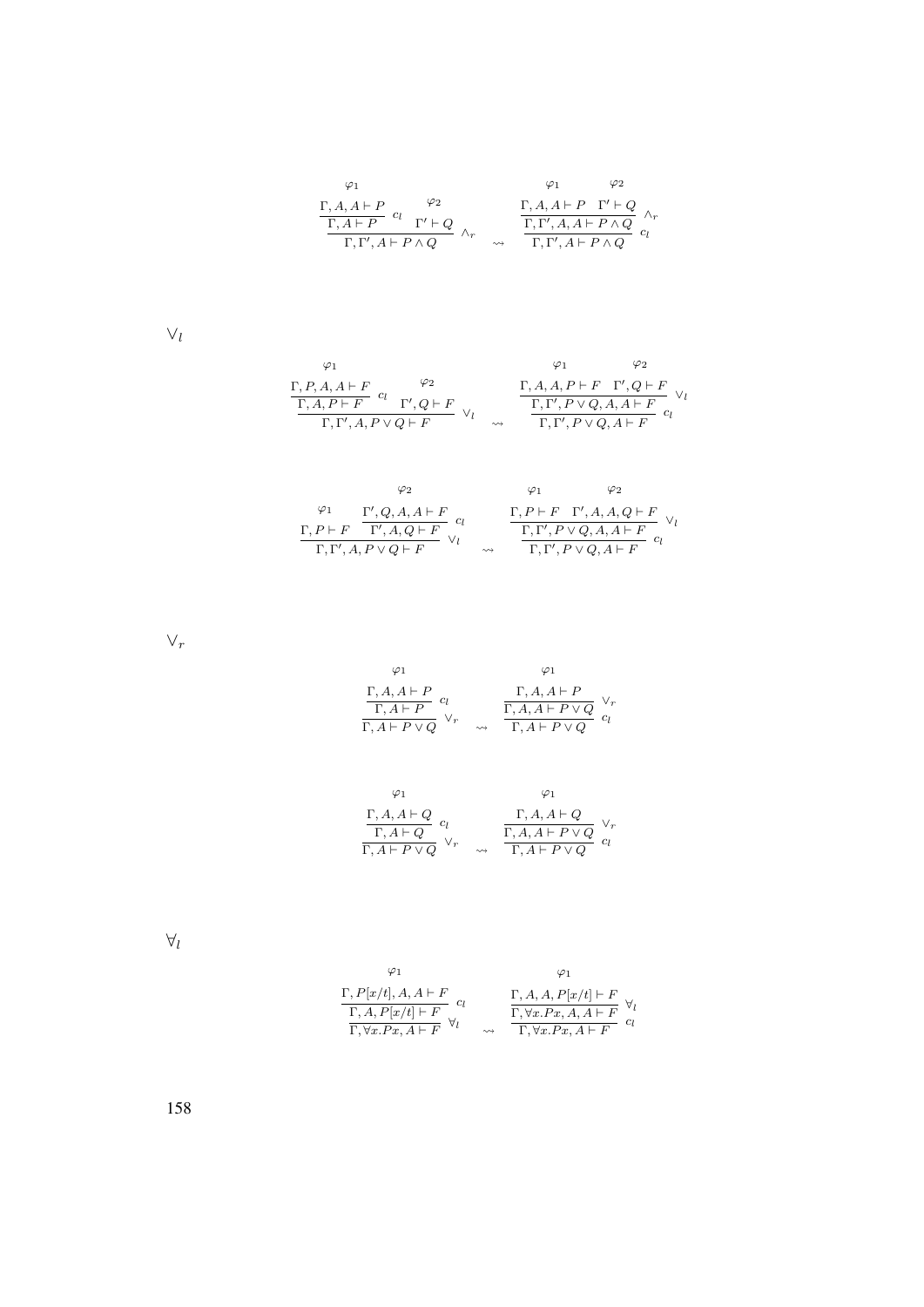$$
\dfrac{\dfrac{\overset{\varphi_1}{\Gamma, A, A \vdash P}}{\Gamma, A \vdash P}\, c_l \quad \overset{\varphi_2}{\Gamma' \vdash Q}}{\Gamma, \Gamma', A \vdash P \wedge Q}\, \wedge_r \quad \rightsquigarrow \quad \dfrac{\dfrac{\overset{\varphi_1}{\Gamma, A, A \vdash P} \quad \overset{\varphi_2}{\Gamma' \vdash Q}}{\Gamma, \Gamma', A, A \vdash P \wedge Q}\, \wedge_r}{\Gamma, \Gamma', A \vdash P \wedge Q}\, c_l
$$

$\vee_l$

$$
\dfrac{\dfrac{\overset{\varphi_1}{\Gamma, P, A, A \vdash F}}{\Gamma, A, P \vdash F}\, c_l \quad \overset{\varphi_2}{\Gamma', Q \vdash F}}{\Gamma, \Gamma', A, P \vee Q \vdash F}\, \vee_l \quad \rightsquigarrow \quad \dfrac{\dfrac{\overset{\varphi_1}{\Gamma, A, A, P \vdash F} \quad \overset{\varphi_2}{\Gamma', Q \vdash F}}{\Gamma, \Gamma', P \vee Q, A, A \vdash F}\, \vee_l}{\Gamma, \Gamma', P \vee Q, A \vdash F}\, c_l
$$

$$
\dfrac{\overset{\varphi_1}{\Gamma, P \vdash F} \quad \dfrac{\overset{\varphi_2}{\Gamma', Q, A, A \vdash F}}{\Gamma', A, Q \vdash F}\, c_l}{\Gamma, \Gamma', A, P \vee Q \vdash F}\, \vee_l \quad \rightsquigarrow \quad \dfrac{\dfrac{\overset{\varphi_1}{\Gamma, P \vdash F} \quad \overset{\varphi_2}{\Gamma', A, A, Q \vdash F}}{\Gamma, \Gamma', P \vee Q, A, A \vdash F}\, \vee_l}{\Gamma, \Gamma', P \vee Q, A \vdash F}\, c_l
$$

$\vee_r$

$$
\dfrac{\dfrac{\overset{\varphi_1}{\Gamma, A, A \vdash P}}{\Gamma, A \vdash P}\, c_l}{\Gamma, A \vdash P \vee Q}\, \vee_r \quad \rightsquigarrow \quad \dfrac{\dfrac{\overset{\varphi_1}{\Gamma, A, A \vdash P}}{\Gamma, A, A \vdash P \vee Q}\, \vee_r}{\Gamma, A \vdash P \vee Q}\, c_l
$$

$$
\dfrac{\dfrac{\overset{\varphi_1}{\Gamma, A, A \vdash Q}}{\Gamma, A \vdash Q}\, c_l}{\Gamma, A \vdash P \vee Q}\, \vee_r \quad \rightsquigarrow \quad \dfrac{\dfrac{\overset{\varphi_1}{\Gamma, A, A \vdash Q}}{\Gamma, A, A \vdash P \vee Q}\, \vee_r}{\Gamma, A \vdash P \vee Q}\, c_l
$$

$\forall_l$

$$
\dfrac{\dfrac{\overset{\varphi_1}{\Gamma, P[x/t], A, A \vdash F}}{\Gamma, A, P[x/t] \vdash F}\, c_l}{\Gamma, \forall x.Px, A \vdash F}\, \forall_l \quad \rightsquigarrow \quad \dfrac{\dfrac{\overset{\varphi_1}{\Gamma, A, A, P[x/t] \vdash F}}{\Gamma, \forall x.Px, A, A \vdash F}\, \forall_l}{\Gamma, \forall x.Px, A \vdash F}\, c_l
$$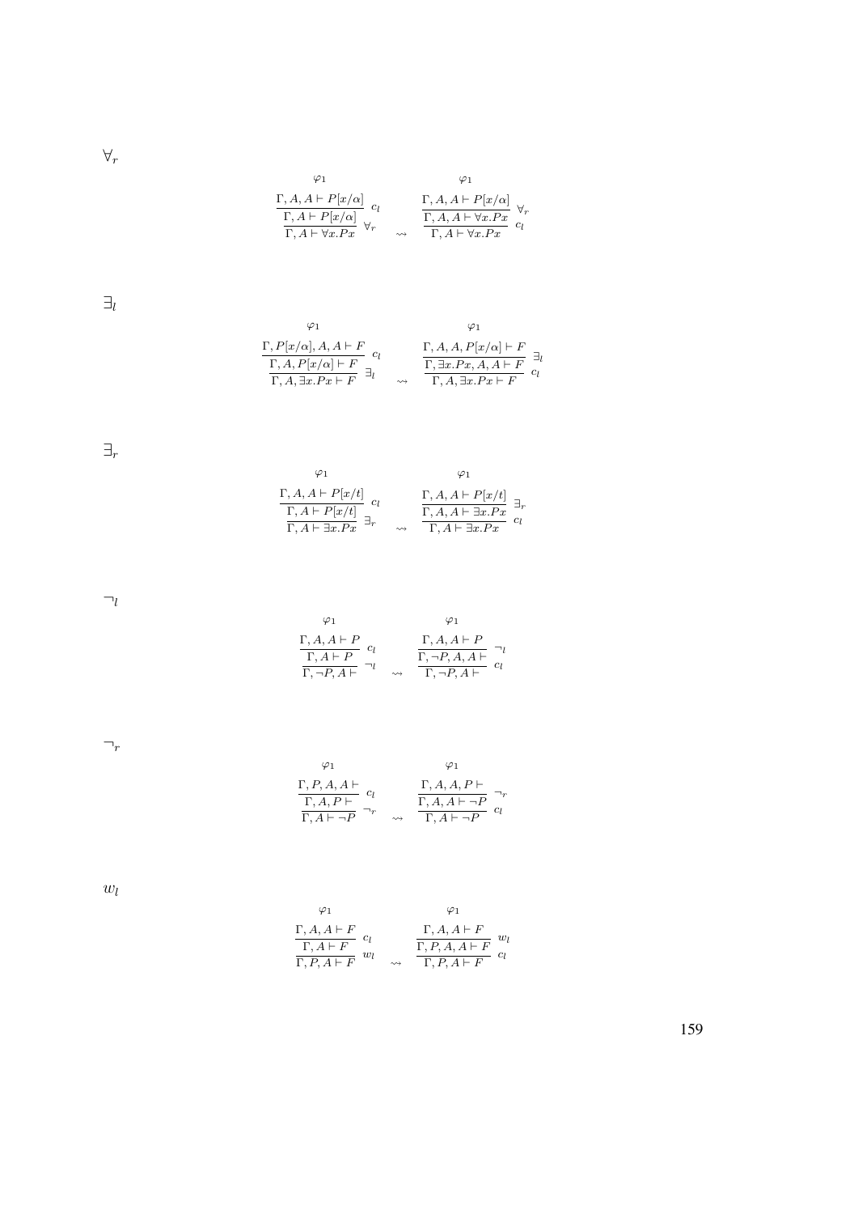$\forall_r$

$$
\dfrac{\dfrac{\overset{\varphi_1}{\Gamma, A, A \vdash P[x/\alpha]}}{\Gamma, A \vdash P[x/\alpha]}\ c_l}{\Gamma, A \vdash \forall x.Px}\ \forall_r
\quad \rightsquigarrow \quad
\dfrac{\dfrac{\overset{\varphi_1}{\Gamma, A, A \vdash P[x/\alpha]}}{\Gamma, A, A \vdash \forall x.Px}\ \forall_r}{\Gamma, A \vdash \forall x.Px}\ c_l
$$

$\exists_l$

$$
\dfrac{\dfrac{\overset{\varphi_1}{\Gamma, P[x/\alpha], A, A \vdash F}}{\Gamma, A, P[x/\alpha] \vdash F}\ c_l}{\Gamma, A, \exists x.Px \vdash F}\ \exists_l
\quad \rightsquigarrow \quad
\dfrac{\dfrac{\overset{\varphi_1}{\Gamma, A, A, P[x/\alpha] \vdash F}}{\Gamma, \exists x.Px, A, A \vdash F}\ \exists_l}{\Gamma, A, \exists x.Px \vdash F}\ c_l
$$

$\exists_r$

$$
\dfrac{\dfrac{\overset{\varphi_1}{\Gamma, A, A \vdash P[x/t]}}{\Gamma, A \vdash P[x/t]}\ c_l}{\Gamma, A \vdash \exists x.Px}\ \exists_r
\quad \rightsquigarrow \quad
\dfrac{\dfrac{\overset{\varphi_1}{\Gamma, A, A \vdash P[x/t]}}{\Gamma, A, A \vdash \exists x.Px}\ \exists_r}{\Gamma, A \vdash \exists x.Px}\ c_l
$$

$\neg_l$

$$
\dfrac{\dfrac{\overset{\varphi_1}{\Gamma, A, A \vdash P}}{\Gamma, A \vdash P}\ c_l}{\Gamma, \neg P, A \vdash}\ \neg_l
\quad \rightsquigarrow \quad
\dfrac{\dfrac{\overset{\varphi_1}{\Gamma, A, A \vdash P}}{\Gamma, \neg P, A, A \vdash}\ \neg_l}{\Gamma, \neg P, A \vdash}\ c_l
$$

$\neg_r$

$$
\dfrac{\dfrac{\overset{\varphi_1}{\Gamma, P, A, A \vdash}}{\Gamma, A, P \vdash}\ c_l}{\Gamma, A \vdash \neg P}\ \neg_r
\quad \rightsquigarrow \quad
\dfrac{\dfrac{\overset{\varphi_1}{\Gamma, A, A, P \vdash}}{\Gamma, A, A \vdash \neg P}\ \neg_r}{\Gamma, A \vdash \neg P}\ c_l
$$

$w_l$

$$
\dfrac{\dfrac{\overset{\varphi_1}{\Gamma, A, A \vdash F}}{\Gamma, A \vdash F}\ c_l}{\Gamma, P, A \vdash F}\ w_l
\quad \rightsquigarrow \quad
\dfrac{\dfrac{\overset{\varphi_1}{\Gamma, A, A \vdash F}}{\Gamma, P, A, A \vdash F}\ w_l}{\Gamma, P, A \vdash F}\ c_l
$$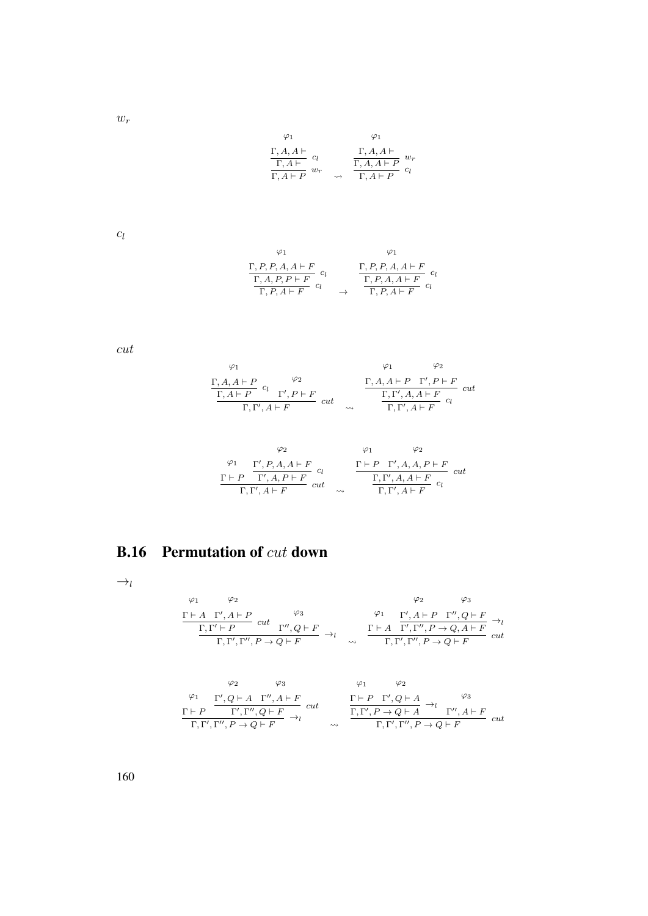$w_r$

$$\dfrac{\dfrac{\dfrac{\varphi_1}{\Gamma, A, A \vdash}}{\Gamma, A \vdash}\ c_l}{\Gamma, A \vdash P}\ w_r \quad \rightsquigarrow \quad \dfrac{\dfrac{\dfrac{\varphi_1}{\Gamma, A, A \vdash}}{\Gamma, A, A \vdash P}\ w_r}{\Gamma, A \vdash P}\ c_l$$

$c_l$

$$\dfrac{\dfrac{\dfrac{\varphi_1}{\Gamma, P, P, A, A \vdash F}}{\Gamma, A, P, P \vdash F}\ c_l}{\Gamma, P, A \vdash F}\ c_l \quad \rightarrow \quad \dfrac{\dfrac{\dfrac{\varphi_1}{\Gamma, P, P, A, A \vdash F}}{\Gamma, P, A, A \vdash F}\ c_l}{\Gamma, P, A \vdash F}\ c_l$$

$cut$

$$\dfrac{\dfrac{\dfrac{\varphi_1}{\Gamma, A, A \vdash P}}{\Gamma, A \vdash P}\ c_l \quad \dfrac{\varphi_2}{\Gamma', P \vdash F}}{\Gamma, \Gamma', A \vdash F}\ cut \quad \rightsquigarrow \quad \dfrac{\dfrac{\dfrac{\varphi_1}{\Gamma, A, A \vdash P} \quad \dfrac{\varphi_2}{\Gamma', P \vdash F}}{\Gamma, \Gamma', A, A \vdash F}\ cut}{\Gamma, \Gamma', A \vdash F}\ c_l$$

$$\dfrac{\dfrac{\varphi_1}{\Gamma \vdash P} \quad \dfrac{\dfrac{\varphi_2}{\Gamma', P, A, A \vdash F}}{\Gamma', A, P \vdash F}\ c_l}{\Gamma, \Gamma', A \vdash F}\ cut \quad \rightsquigarrow \quad \dfrac{\dfrac{\dfrac{\varphi_1}{\Gamma \vdash P} \quad \dfrac{\varphi_2}{\Gamma', A, A, P \vdash F}}{\Gamma, \Gamma', A, A \vdash F}\ cut}{\Gamma, \Gamma', A \vdash F}\ c_l$$

## B.16 Permutation of $cut$ down

$\rightarrow_l$

$$\dfrac{\dfrac{\dfrac{\varphi_1}{\Gamma \vdash A} \quad \dfrac{\varphi_2}{\Gamma', A \vdash P}}{\Gamma, \Gamma' \vdash P}\ cut \quad \dfrac{\varphi_3}{\Gamma'', Q \vdash F}}{\Gamma, \Gamma', \Gamma'', P \to Q \vdash F}\ \rightarrow_l \quad \rightsquigarrow \quad \dfrac{\dfrac{\varphi_1}{\Gamma \vdash A} \quad \dfrac{\dfrac{\varphi_2}{\Gamma', A \vdash P} \quad \dfrac{\varphi_3}{\Gamma'', Q \vdash F}}{\Gamma', \Gamma'', P \to Q, A \vdash F}\ \rightarrow_l}{\Gamma, \Gamma', \Gamma'', P \to Q \vdash F}\ cut$$

$$\dfrac{\dfrac{\varphi_1}{\Gamma \vdash P} \quad \dfrac{\dfrac{\varphi_2}{\Gamma', Q \vdash A} \quad \dfrac{\varphi_3}{\Gamma'', A \vdash F}}{\Gamma', \Gamma'', Q \vdash F}\ cut}{\Gamma, \Gamma', \Gamma'', P \to Q \vdash F}\ \rightarrow_l \quad \rightsquigarrow \quad \dfrac{\dfrac{\dfrac{\varphi_1}{\Gamma \vdash P} \quad \dfrac{\varphi_2}{\Gamma', Q \vdash A}}{\Gamma, \Gamma', P \to Q \vdash A}\ \rightarrow_l \quad \dfrac{\varphi_3}{\Gamma'', A \vdash F}}{\Gamma, \Gamma', \Gamma'', P \to Q \vdash F}\ cut$$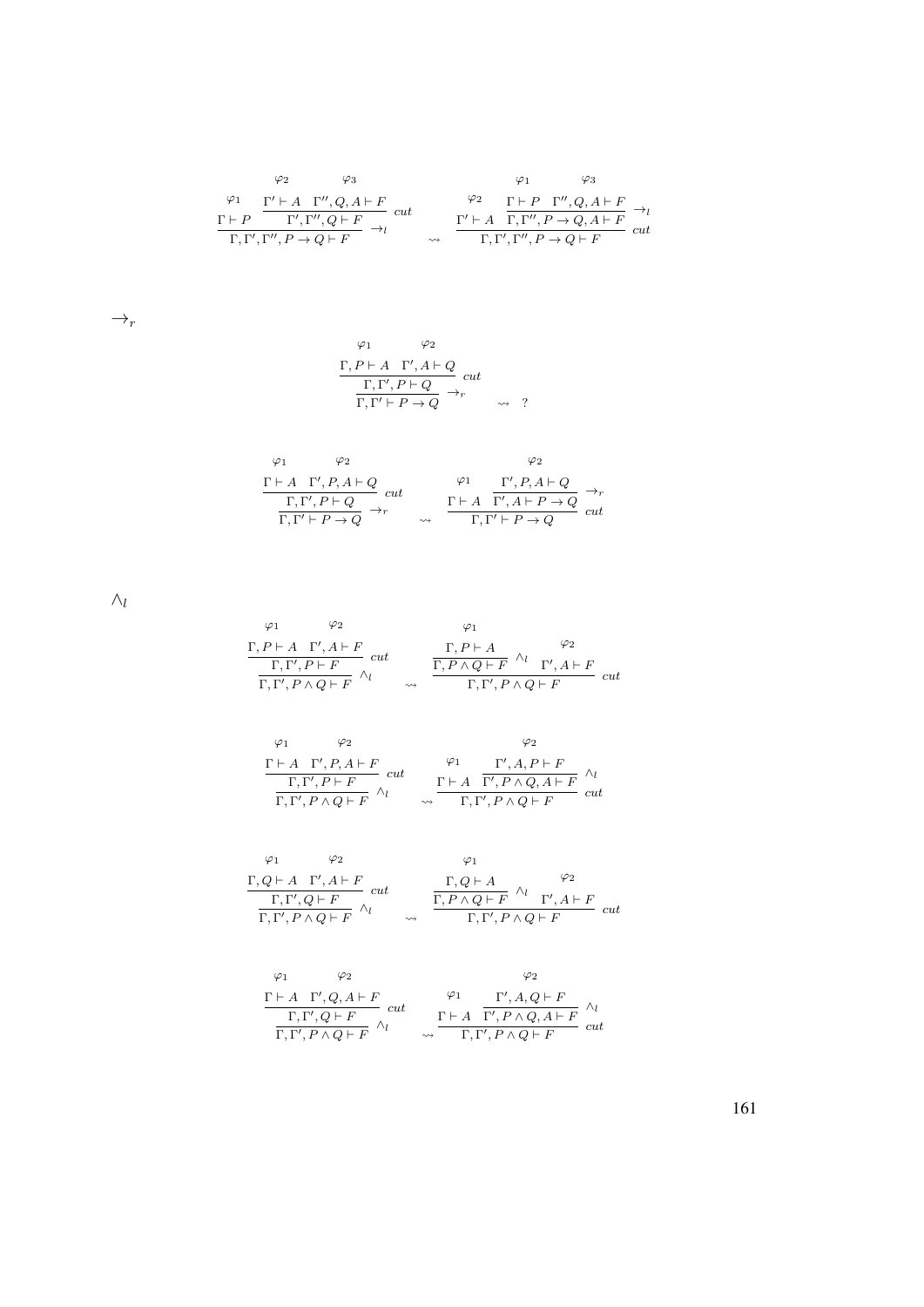$$
\cfrac{\overset{\varphi_1}{\Gamma \vdash P} \quad \cfrac{\overset{\varphi_2}{\Gamma' \vdash A} \quad \overset{\varphi_3}{\Gamma'', Q, A \vdash F}}{\Gamma', \Gamma'', Q \vdash F}\ cut}{\Gamma, \Gamma', \Gamma'', P \to Q \vdash F}\ \to_l
\quad \rightsquigarrow \quad
\cfrac{\overset{\varphi_2}{\Gamma' \vdash A} \quad \cfrac{\overset{\varphi_1}{\Gamma \vdash P} \quad \overset{\varphi_3}{\Gamma'', Q, A \vdash F}}{\Gamma, \Gamma'', P \to Q, A \vdash F}\ \to_l}{\Gamma, \Gamma', \Gamma'', P \to Q \vdash F}\ cut
$$

$\to_r$

$$
\cfrac{\cfrac{\overset{\varphi_1}{\Gamma, P \vdash A} \quad \overset{\varphi_2}{\Gamma', A \vdash Q}}{\Gamma, \Gamma', P \vdash Q}\ cut}{\Gamma, \Gamma' \vdash P \to Q}\ \to_r
\quad \rightsquigarrow \quad ?
$$

$$
\cfrac{\cfrac{\overset{\varphi_1}{\Gamma \vdash A} \quad \overset{\varphi_2}{\Gamma', P, A \vdash Q}}{\Gamma, \Gamma', P \vdash Q}\ cut}{\Gamma, \Gamma' \vdash P \to Q}\ \to_r
\quad \rightsquigarrow \quad
\cfrac{\overset{\varphi_1}{\Gamma \vdash A} \quad \cfrac{\overset{\varphi_2}{\Gamma', P, A \vdash Q}}{\Gamma', A \vdash P \to Q}\ \to_r}{\Gamma, \Gamma' \vdash P \to Q}\ cut
$$

$\wedge_l$

$$
\cfrac{\cfrac{\overset{\varphi_1}{\Gamma, P \vdash A} \quad \overset{\varphi_2}{\Gamma', A \vdash F}}{\Gamma, \Gamma', P \vdash F}\ cut}{\Gamma, \Gamma', P \wedge Q \vdash F}\ \wedge_l
\quad \rightsquigarrow \quad
\cfrac{\cfrac{\overset{\varphi_1}{\Gamma, P \vdash A}}{\Gamma, P \wedge Q \vdash F}\ \wedge_l \quad \overset{\varphi_2}{\Gamma', A \vdash F}}{\Gamma, \Gamma', P \wedge Q \vdash F}\ cut
$$

$$
\cfrac{\cfrac{\overset{\varphi_1}{\Gamma \vdash A} \quad \overset{\varphi_2}{\Gamma', P, A \vdash F}}{\Gamma, \Gamma', P \vdash F}\ cut}{\Gamma, \Gamma', P \wedge Q \vdash F}\ \wedge_l
\quad \rightsquigarrow \quad
\cfrac{\overset{\varphi_1}{\Gamma \vdash A} \quad \cfrac{\overset{\varphi_2}{\Gamma', A, P \vdash F}}{\Gamma', P \wedge Q, A \vdash F}\ \wedge_l}{\Gamma, \Gamma', P \wedge Q \vdash F}\ cut
$$

$$
\cfrac{\cfrac{\overset{\varphi_1}{\Gamma, Q \vdash A} \quad \overset{\varphi_2}{\Gamma', A \vdash F}}{\Gamma, \Gamma', Q \vdash F}\ cut}{\Gamma, \Gamma', P \wedge Q \vdash F}\ \wedge_l
\quad \rightsquigarrow \quad
\cfrac{\cfrac{\overset{\varphi_1}{\Gamma, Q \vdash A}}{\Gamma, P \wedge Q \vdash F}\ \wedge_l \quad \overset{\varphi_2}{\Gamma', A \vdash F}}{\Gamma, \Gamma', P \wedge Q \vdash F}\ cut
$$

$$
\cfrac{\cfrac{\overset{\varphi_1}{\Gamma \vdash A} \quad \overset{\varphi_2}{\Gamma', Q, A \vdash F}}{\Gamma, \Gamma', Q \vdash F}\ cut}{\Gamma, \Gamma', P \wedge Q \vdash F}\ \wedge_l
\quad \rightsquigarrow \quad
\cfrac{\overset{\varphi_1}{\Gamma \vdash A} \quad \cfrac{\overset{\varphi_2}{\Gamma', A, Q \vdash F}}{\Gamma', P \wedge Q, A \vdash F}\ \wedge_l}{\Gamma, \Gamma', P \wedge Q \vdash F}\ cut
$$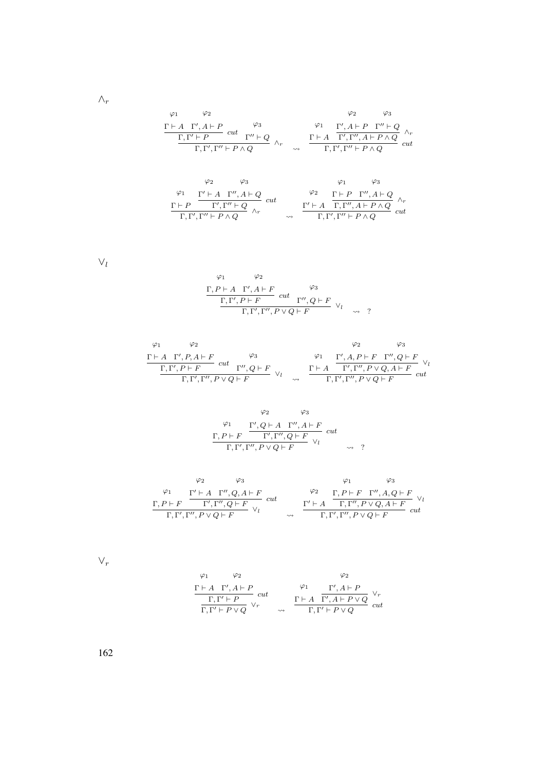$\wedge_r$

$$
\dfrac{\dfrac{\overset{\varphi_1}{\Gamma \vdash A} \quad \overset{\varphi_2}{\Gamma', A \vdash P}}{\Gamma, \Gamma' \vdash P}\ cut \quad \overset{\varphi_3}{\Gamma'' \vdash Q}}{\Gamma, \Gamma', \Gamma'' \vdash P \wedge Q}\ \wedge_r \quad \rightsquigarrow \quad \dfrac{\overset{\varphi_1}{\Gamma \vdash A} \quad \dfrac{\overset{\varphi_2}{\Gamma', A \vdash P} \quad \overset{\varphi_3}{\Gamma'' \vdash Q}}{\Gamma', \Gamma'', A \vdash P \wedge Q}\ \wedge_r}{\Gamma, \Gamma', \Gamma'' \vdash P \wedge Q}\ cut
$$

$$
\dfrac{\overset{\varphi_1}{\Gamma \vdash P} \quad \dfrac{\overset{\varphi_2}{\Gamma' \vdash A} \quad \overset{\varphi_3}{\Gamma'', A \vdash Q}}{\Gamma', \Gamma'' \vdash Q}\ cut}{\Gamma, \Gamma', \Gamma'' \vdash P \wedge Q}\ \wedge_r \quad \rightsquigarrow \quad \dfrac{\overset{\varphi_2}{\Gamma' \vdash A} \quad \dfrac{\overset{\varphi_1}{\Gamma \vdash P} \quad \overset{\varphi_3}{\Gamma'', A \vdash Q}}{\Gamma, \Gamma'', A \vdash P \wedge Q}\ \wedge_r}{\Gamma, \Gamma', \Gamma'' \vdash P \wedge Q}\ cut
$$

$\vee_l$

$$
\dfrac{\dfrac{\overset{\varphi_1}{\Gamma, P \vdash A} \quad \overset{\varphi_2}{\Gamma', A \vdash F}}{\Gamma, \Gamma', P \vdash F}\ cut \quad \overset{\varphi_3}{\Gamma'', Q \vdash F}}{\Gamma, \Gamma', \Gamma'', P \vee Q \vdash F}\ \vee_l \quad \rightsquigarrow \quad ?
$$

$$
\dfrac{\dfrac{\overset{\varphi_1}{\Gamma \vdash A} \quad \overset{\varphi_2}{\Gamma', P, A \vdash F}}{\Gamma, \Gamma', P \vdash F}\ cut \quad \overset{\varphi_3}{\Gamma'', Q \vdash F}}{\Gamma, \Gamma', \Gamma'', P \vee Q \vdash F}\ \vee_l \quad \rightsquigarrow \quad \dfrac{\overset{\varphi_1}{\Gamma \vdash A} \quad \dfrac{\overset{\varphi_2}{\Gamma', A, P \vdash F} \quad \overset{\varphi_3}{\Gamma'', Q \vdash F}}{\Gamma', \Gamma'', P \vee Q, A \vdash F}\ \vee_l}{\Gamma, \Gamma', \Gamma'', P \vee Q \vdash F}\ cut
$$

$$
\dfrac{\overset{\varphi_1}{\Gamma, P \vdash F} \quad \dfrac{\overset{\varphi_2}{\Gamma', Q \vdash A} \quad \overset{\varphi_3}{\Gamma'', A \vdash F}}{\Gamma', \Gamma'', Q \vdash F}\ cut}{\Gamma, \Gamma', \Gamma'', P \vee Q \vdash F}\ \vee_l \quad \rightsquigarrow \quad ?
$$

$$
\dfrac{\overset{\varphi_1}{\Gamma, P \vdash F} \quad \dfrac{\overset{\varphi_2}{\Gamma' \vdash A} \quad \overset{\varphi_3}{\Gamma'', Q, A \vdash F}}{\Gamma', \Gamma'', Q \vdash F}\ cut}{\Gamma, \Gamma', \Gamma'', P \vee Q \vdash F}\ \vee_l \quad \rightsquigarrow \quad \dfrac{\overset{\varphi_2}{\Gamma' \vdash A} \quad \dfrac{\overset{\varphi_1}{\Gamma, P \vdash F} \quad \overset{\varphi_3}{\Gamma'', A, Q \vdash F}}{\Gamma, \Gamma'', P \vee Q, A \vdash F}\ \vee_l}{\Gamma, \Gamma', \Gamma'', P \vee Q \vdash F}\ cut
$$

$\vee_r$

$$
\dfrac{\dfrac{\overset{\varphi_1}{\Gamma \vdash A} \quad \overset{\varphi_2}{\Gamma', A \vdash P}}{\Gamma, \Gamma' \vdash P}\ cut}{\Gamma, \Gamma' \vdash P \vee Q}\ \vee_r \quad \rightsquigarrow \quad \dfrac{\overset{\varphi_1}{\Gamma \vdash A} \quad \dfrac{\overset{\varphi_2}{\Gamma', A \vdash P}}{\Gamma', A \vdash P \vee Q}\ \vee_r}{\Gamma, \Gamma' \vdash P \vee Q}\ cut
$$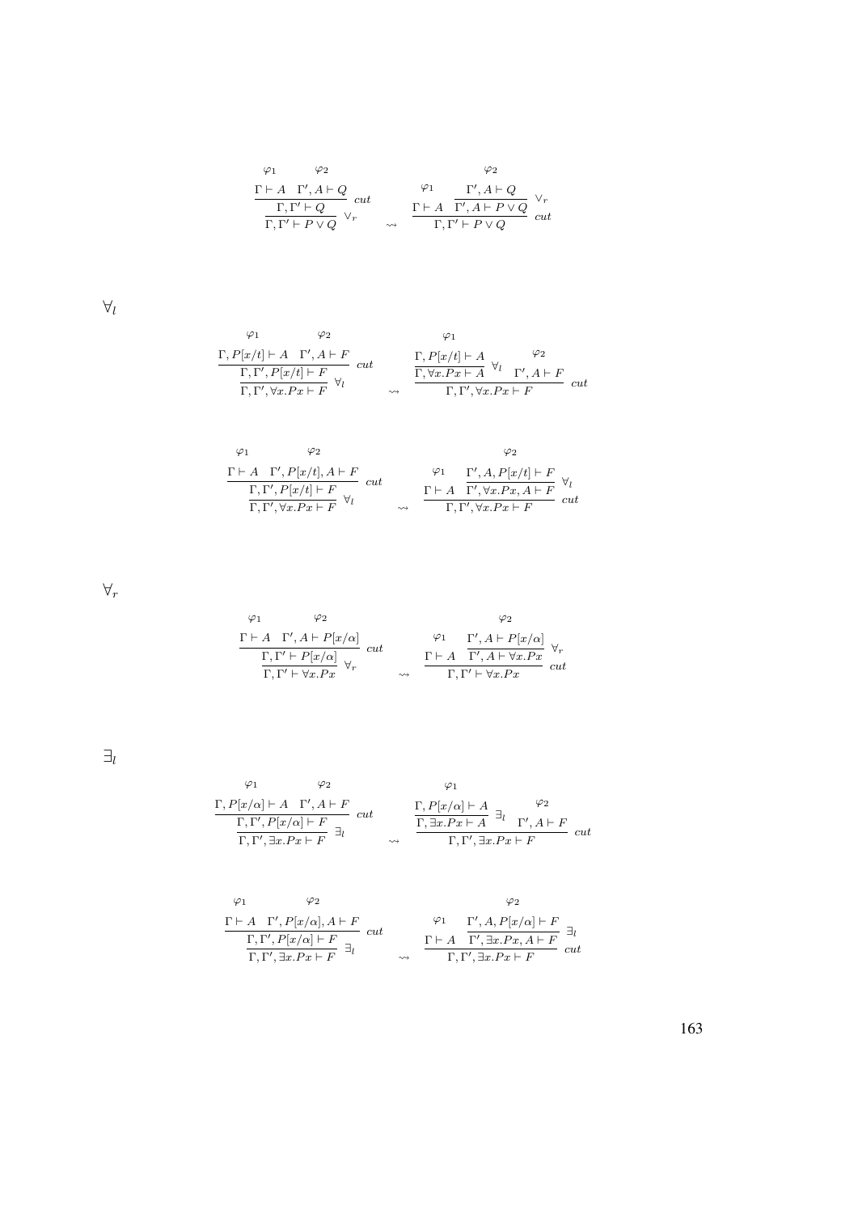$$
\dfrac{\dfrac{\overset{\varphi_1}{\Gamma \vdash A} \quad \overset{\varphi_2}{\Gamma', A \vdash Q}}{\Gamma, \Gamma' \vdash Q}\ cut}{\Gamma, \Gamma' \vdash P \vee Q}\ \vee_r
\quad \rightsquigarrow \quad
\dfrac{\overset{\varphi_1}{\Gamma \vdash A} \quad \dfrac{\overset{\varphi_2}{\Gamma', A \vdash Q}}{\Gamma', A \vdash P \vee Q}\ \vee_r}{\Gamma, \Gamma' \vdash P \vee Q}\ cut
$$

$\forall_l$

$$
\dfrac{\dfrac{\overset{\varphi_1}{\Gamma, P[x/t] \vdash A} \quad \overset{\varphi_2}{\Gamma', A \vdash F}}{\Gamma, \Gamma', P[x/t] \vdash F}\ cut}{\Gamma, \Gamma', \forall x.Px \vdash F}\ \forall_l
\quad \rightsquigarrow \quad
\dfrac{\dfrac{\overset{\varphi_1}{\Gamma, P[x/t] \vdash A}}{\Gamma, \forall x.Px \vdash A}\ \forall_l \quad \overset{\varphi_2}{\Gamma', A \vdash F}}{\Gamma, \Gamma', \forall x.Px \vdash F}\ cut
$$

$$
\dfrac{\dfrac{\overset{\varphi_1}{\Gamma \vdash A} \quad \overset{\varphi_2}{\Gamma', P[x/t], A \vdash F}}{\Gamma, \Gamma', P[x/t] \vdash F}\ cut}{\Gamma, \Gamma', \forall x.Px \vdash F}\ \forall_l
\quad \rightsquigarrow \quad
\dfrac{\overset{\varphi_1}{\Gamma \vdash A} \quad \dfrac{\overset{\varphi_2}{\Gamma', A, P[x/t] \vdash F}}{\Gamma', \forall x.Px, A \vdash F}\ \forall_l}{\Gamma, \Gamma', \forall x.Px \vdash F}\ cut
$$

$\forall_r$

$$
\dfrac{\dfrac{\overset{\varphi_1}{\Gamma \vdash A} \quad \overset{\varphi_2}{\Gamma', A \vdash P[x/\alpha]}}{\Gamma, \Gamma' \vdash P[x/\alpha]}\ cut}{\Gamma, \Gamma' \vdash \forall x.Px}\ \forall_r
\quad \rightsquigarrow \quad
\dfrac{\overset{\varphi_1}{\Gamma \vdash A} \quad \dfrac{\overset{\varphi_2}{\Gamma', A \vdash P[x/\alpha]}}{\Gamma', A \vdash \forall x.Px}\ \forall_r}{\Gamma, \Gamma' \vdash \forall x.Px}\ cut
$$

$\exists_l$

$$
\dfrac{\dfrac{\overset{\varphi_1}{\Gamma, P[x/\alpha] \vdash A} \quad \overset{\varphi_2}{\Gamma', A \vdash F}}{\Gamma, \Gamma', P[x/\alpha] \vdash F}\ cut}{\Gamma, \Gamma', \exists x.Px \vdash F}\ \exists_l
\quad \rightsquigarrow \quad
\dfrac{\dfrac{\overset{\varphi_1}{\Gamma, P[x/\alpha] \vdash A}}{\Gamma, \exists x.Px \vdash A}\ \exists_l \quad \overset{\varphi_2}{\Gamma', A \vdash F}}{\Gamma, \Gamma', \exists x.Px \vdash F}\ cut
$$

$$
\dfrac{\dfrac{\overset{\varphi_1}{\Gamma \vdash A} \quad \overset{\varphi_2}{\Gamma', P[x/\alpha], A \vdash F}}{\Gamma, \Gamma', P[x/\alpha] \vdash F}\ cut}{\Gamma, \Gamma', \exists x.Px \vdash F}\ \exists_l
\quad \rightsquigarrow \quad
\dfrac{\overset{\varphi_1}{\Gamma \vdash A} \quad \dfrac{\overset{\varphi_2}{\Gamma', A, P[x/\alpha] \vdash F}}{\Gamma', \exists x.Px, A \vdash F}\ \exists_l}{\Gamma, \Gamma', \exists x.Px \vdash F}\ cut
$$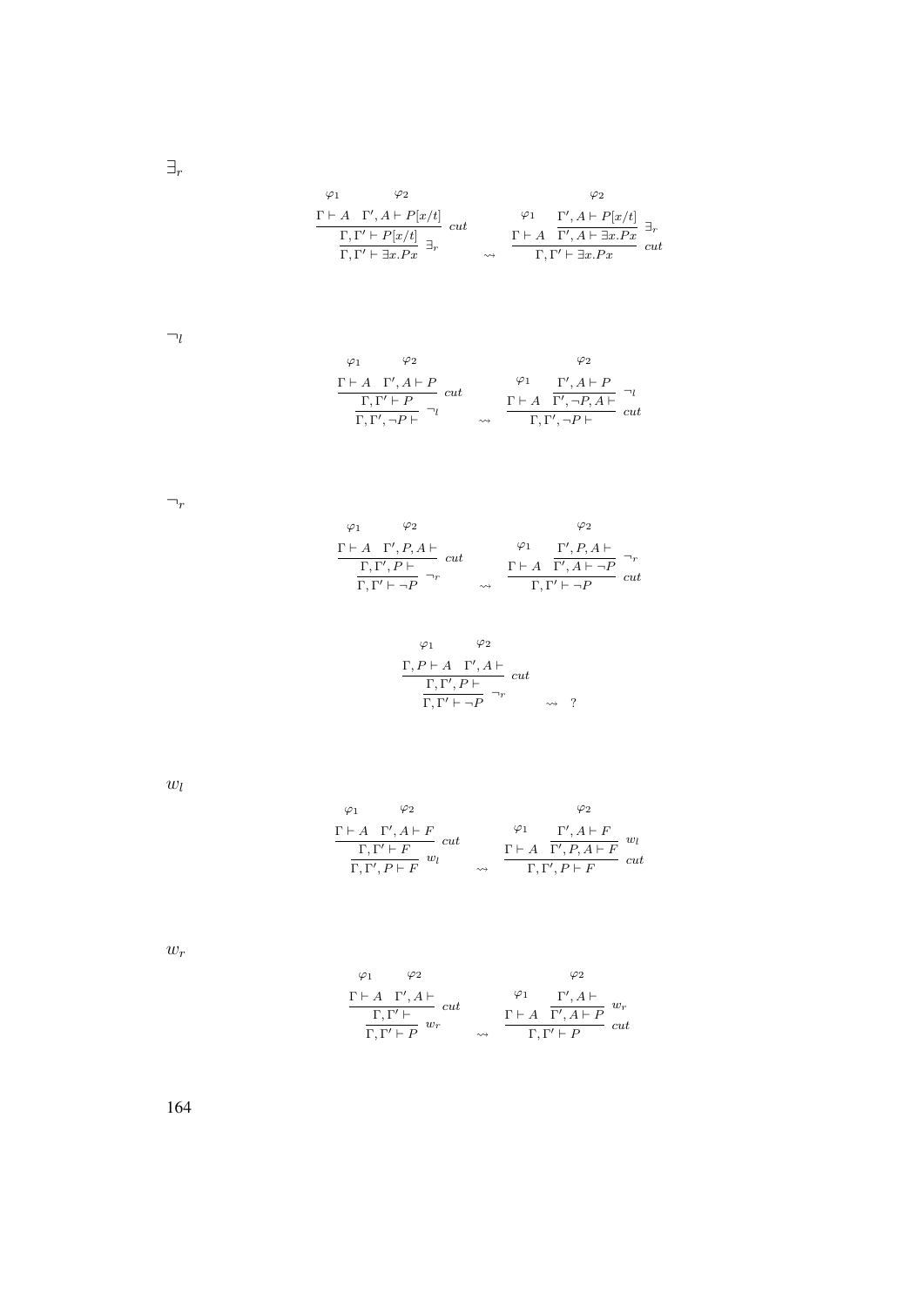$\exists_r$

$$
\dfrac{\dfrac{\overset{\varphi_1}{\Gamma \vdash A} \quad \overset{\varphi_2}{\Gamma', A \vdash P[x/t]}}{\Gamma, \Gamma' \vdash P[x/t]}\, cut}{\Gamma, \Gamma' \vdash \exists x.Px}\, \exists_r
\quad \rightsquigarrow \quad
\dfrac{\overset{\varphi_1}{\Gamma \vdash A} \quad \dfrac{\overset{\varphi_2}{\Gamma', A \vdash P[x/t]}}{\Gamma', A \vdash \exists x.Px}\, \exists_r}{\Gamma, \Gamma' \vdash \exists x.Px}\, cut
$$

$\neg_l$

$$
\dfrac{\dfrac{\overset{\varphi_1}{\Gamma \vdash A} \quad \overset{\varphi_2}{\Gamma', A \vdash P}}{\Gamma, \Gamma' \vdash P}\, cut}{\Gamma, \Gamma', \neg P \vdash}\, \neg_l
\quad \rightsquigarrow \quad
\dfrac{\overset{\varphi_1}{\Gamma \vdash A} \quad \dfrac{\overset{\varphi_2}{\Gamma', A \vdash P}}{\Gamma', \neg P, A \vdash}\, \neg_l}{\Gamma, \Gamma', \neg P \vdash}\, cut
$$

$\neg_r$

$$
\dfrac{\dfrac{\overset{\varphi_1}{\Gamma \vdash A} \quad \overset{\varphi_2}{\Gamma', P, A \vdash}}{\Gamma, \Gamma', P \vdash}\, cut}{\Gamma, \Gamma' \vdash \neg P}\, \neg_r
\quad \rightsquigarrow \quad
\dfrac{\overset{\varphi_1}{\Gamma \vdash A} \quad \dfrac{\overset{\varphi_2}{\Gamma', P, A \vdash}}{\Gamma', A \vdash \neg P}\, \neg_r}{\Gamma, \Gamma' \vdash \neg P}\, cut
$$

$$
\dfrac{\dfrac{\overset{\varphi_1}{\Gamma, P \vdash A} \quad \overset{\varphi_2}{\Gamma', A \vdash}}{\Gamma, \Gamma', P \vdash}\, cut}{\Gamma, \Gamma' \vdash \neg P}\, \neg_r
\quad \rightsquigarrow \quad ?
$$

$w_l$

$$
\dfrac{\dfrac{\overset{\varphi_1}{\Gamma \vdash A} \quad \overset{\varphi_2}{\Gamma', A \vdash F}}{\Gamma, \Gamma' \vdash F}\, cut}{\Gamma, \Gamma', P \vdash F}\, w_l
\quad \rightsquigarrow \quad
\dfrac{\overset{\varphi_1}{\Gamma \vdash A} \quad \dfrac{\overset{\varphi_2}{\Gamma', A \vdash F}}{\Gamma', P, A \vdash F}\, w_l}{\Gamma, \Gamma', P \vdash F}\, cut
$$

$w_r$

$$
\dfrac{\dfrac{\overset{\varphi_1}{\Gamma \vdash A} \quad \overset{\varphi_2}{\Gamma', A \vdash}}{\Gamma, \Gamma' \vdash}\, cut}{\Gamma, \Gamma' \vdash P}\, w_r
\quad \rightsquigarrow \quad
\dfrac{\overset{\varphi_1}{\Gamma \vdash A} \quad \dfrac{\overset{\varphi_2}{\Gamma', A \vdash}}{\Gamma', A \vdash P}\, w_r}{\Gamma, \Gamma' \vdash P}\, cut
$$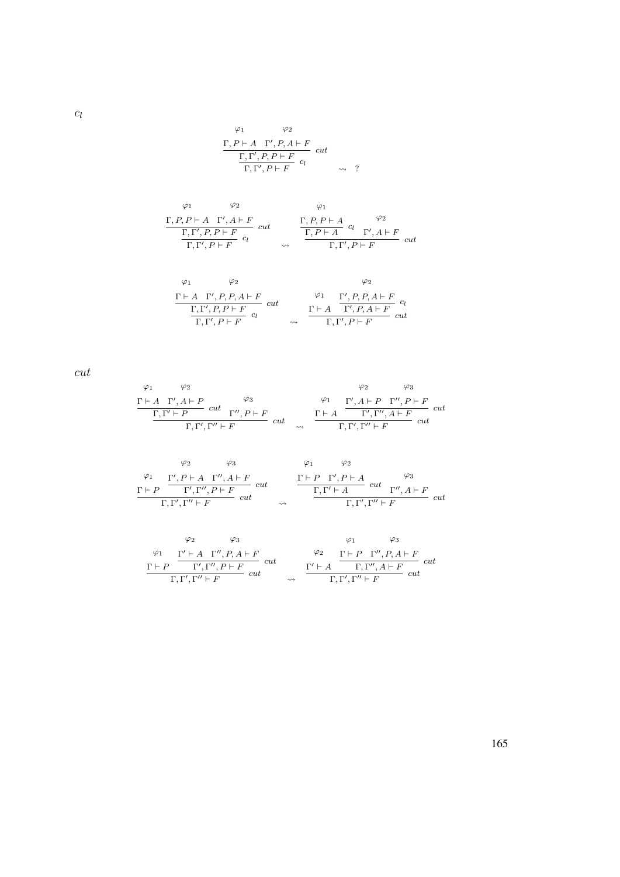$c_l$

$$\dfrac{\dfrac{\overset{\varphi_1}{\Gamma, P \vdash A} \quad \overset{\varphi_2}{\Gamma', P, A \vdash F}}{\Gamma, \Gamma', P, P \vdash F}\ cut}{\Gamma, \Gamma', P \vdash F}\ c_l \quad \rightsquigarrow \quad ?$$

$$\dfrac{\dfrac{\overset{\varphi_1}{\Gamma, P, P \vdash A} \quad \overset{\varphi_2}{\Gamma', A \vdash F}}{\Gamma, \Gamma', P, P \vdash F}\ cut}{\Gamma, \Gamma', P \vdash F}\ c_l \quad \rightsquigarrow \quad \dfrac{\dfrac{\overset{\varphi_1}{\Gamma, P, P \vdash A}}{\Gamma, P \vdash A}\ c_l \quad \overset{\varphi_2}{\Gamma', A \vdash F}}{\Gamma, \Gamma', P \vdash F}\ cut$$

$$\dfrac{\dfrac{\overset{\varphi_1}{\Gamma \vdash A} \quad \overset{\varphi_2}{\Gamma', P, P, A \vdash F}}{\Gamma, \Gamma', P, P \vdash F}\ cut}{\Gamma, \Gamma', P \vdash F}\ c_l \quad \rightsquigarrow \quad \dfrac{\overset{\varphi_1}{\Gamma \vdash A} \quad \dfrac{\overset{\varphi_2}{\Gamma', P, P, A \vdash F}}{\Gamma', P, A \vdash F}\ c_l}{\Gamma, \Gamma', P \vdash F}\ cut$$

$cut$

$$\dfrac{\dfrac{\overset{\varphi_1}{\Gamma \vdash A} \quad \overset{\varphi_2}{\Gamma', A \vdash P}}{\Gamma, \Gamma' \vdash P}\ cut \quad \overset{\varphi_3}{\Gamma'', P \vdash F}}{\Gamma, \Gamma', \Gamma'' \vdash F}\ cut \quad \rightsquigarrow \quad \dfrac{\overset{\varphi_1}{\Gamma \vdash A} \quad \dfrac{\overset{\varphi_2}{\Gamma', A \vdash P} \quad \overset{\varphi_3}{\Gamma'', P \vdash F}}{\Gamma', \Gamma'', A \vdash F}\ cut}{\Gamma, \Gamma', \Gamma'' \vdash F}\ cut$$

$$\dfrac{\overset{\varphi_1}{\Gamma \vdash P} \quad \dfrac{\overset{\varphi_2}{\Gamma', P \vdash A} \quad \overset{\varphi_3}{\Gamma'', A \vdash F}}{\Gamma', \Gamma'', P \vdash F}\ cut}{\Gamma, \Gamma', \Gamma'' \vdash F}\ cut \quad \rightsquigarrow \quad \dfrac{\dfrac{\overset{\varphi_1}{\Gamma \vdash P} \quad \overset{\varphi_2}{\Gamma', P \vdash A}}{\Gamma, \Gamma' \vdash A}\ cut \quad \overset{\varphi_3}{\Gamma'', A \vdash F}}{\Gamma, \Gamma', \Gamma'' \vdash F}\ cut$$

$$\dfrac{\overset{\varphi_1}{\Gamma \vdash P} \quad \dfrac{\overset{\varphi_2}{\Gamma' \vdash A} \quad \overset{\varphi_3}{\Gamma'', P, A \vdash F}}{\Gamma', \Gamma'', P \vdash F}\ cut}{\Gamma, \Gamma', \Gamma'' \vdash F}\ cut \quad \rightsquigarrow \quad \dfrac{\overset{\varphi_2}{\Gamma' \vdash A} \quad \dfrac{\overset{\varphi_1}{\Gamma \vdash P} \quad \overset{\varphi_3}{\Gamma'', P, A \vdash F}}{\Gamma, \Gamma'', A \vdash F}\ cut}{\Gamma, \Gamma', \Gamma'' \vdash F}\ cut$$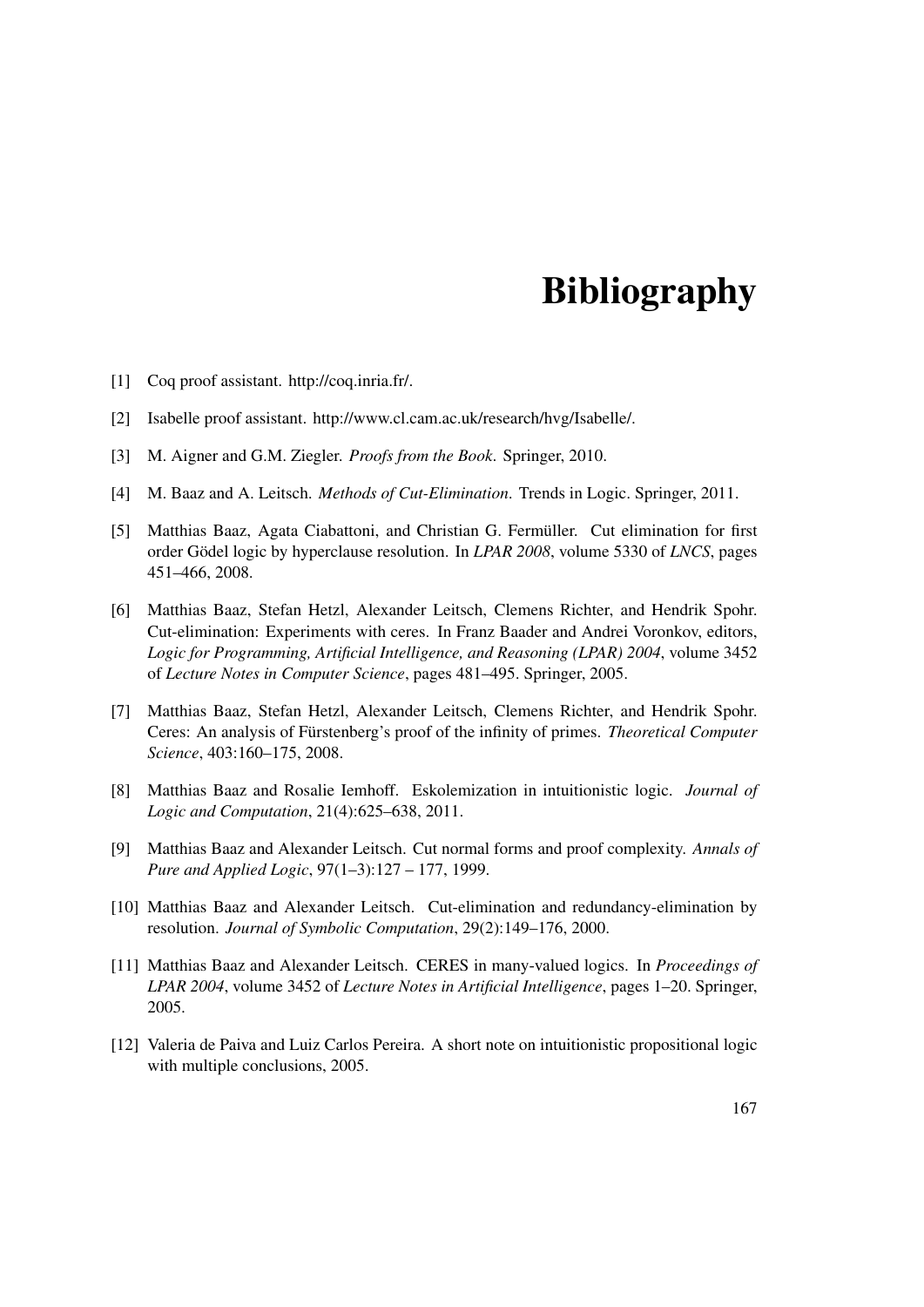# Bibliography

[1] Coq proof assistant. http://coq.inria.fr/.

[2] Isabelle proof assistant. http://www.cl.cam.ac.uk/research/hvg/Isabelle/.

[3] M. Aigner and G.M. Ziegler. *Proofs from the Book*. Springer, 2010.

[4] M. Baaz and A. Leitsch. *Methods of Cut-Elimination*. Trends in Logic. Springer, 2011.

[5] Matthias Baaz, Agata Ciabattoni, and Christian G. Fermüller. Cut elimination for first order Gödel logic by hyperclause resolution. In *LPAR 2008*, volume 5330 of *LNCS*, pages 451–466, 2008.

[6] Matthias Baaz, Stefan Hetzl, Alexander Leitsch, Clemens Richter, and Hendrik Spohr. Cut-elimination: Experiments with ceres. In Franz Baader and Andrei Voronkov, editors, *Logic for Programming, Artificial Intelligence, and Reasoning (LPAR) 2004*, volume 3452 of *Lecture Notes in Computer Science*, pages 481–495. Springer, 2005.

[7] Matthias Baaz, Stefan Hetzl, Alexander Leitsch, Clemens Richter, and Hendrik Spohr. Ceres: An analysis of Fürstenberg's proof of the infinity of primes. *Theoretical Computer Science*, 403:160–175, 2008.

[8] Matthias Baaz and Rosalie Iemhoff. Eskolemization in intuitionistic logic. *Journal of Logic and Computation*, 21(4):625–638, 2011.

[9] Matthias Baaz and Alexander Leitsch. Cut normal forms and proof complexity. *Annals of Pure and Applied Logic*, 97(1–3):127 – 177, 1999.

[10] Matthias Baaz and Alexander Leitsch. Cut-elimination and redundancy-elimination by resolution. *Journal of Symbolic Computation*, 29(2):149–176, 2000.

[11] Matthias Baaz and Alexander Leitsch. CERES in many-valued logics. In *Proceedings of LPAR 2004*, volume 3452 of *Lecture Notes in Artificial Intelligence*, pages 1–20. Springer, 2005.

[12] Valeria de Paiva and Luiz Carlos Pereira. A short note on intuitionistic propositional logic with multiple conclusions, 2005.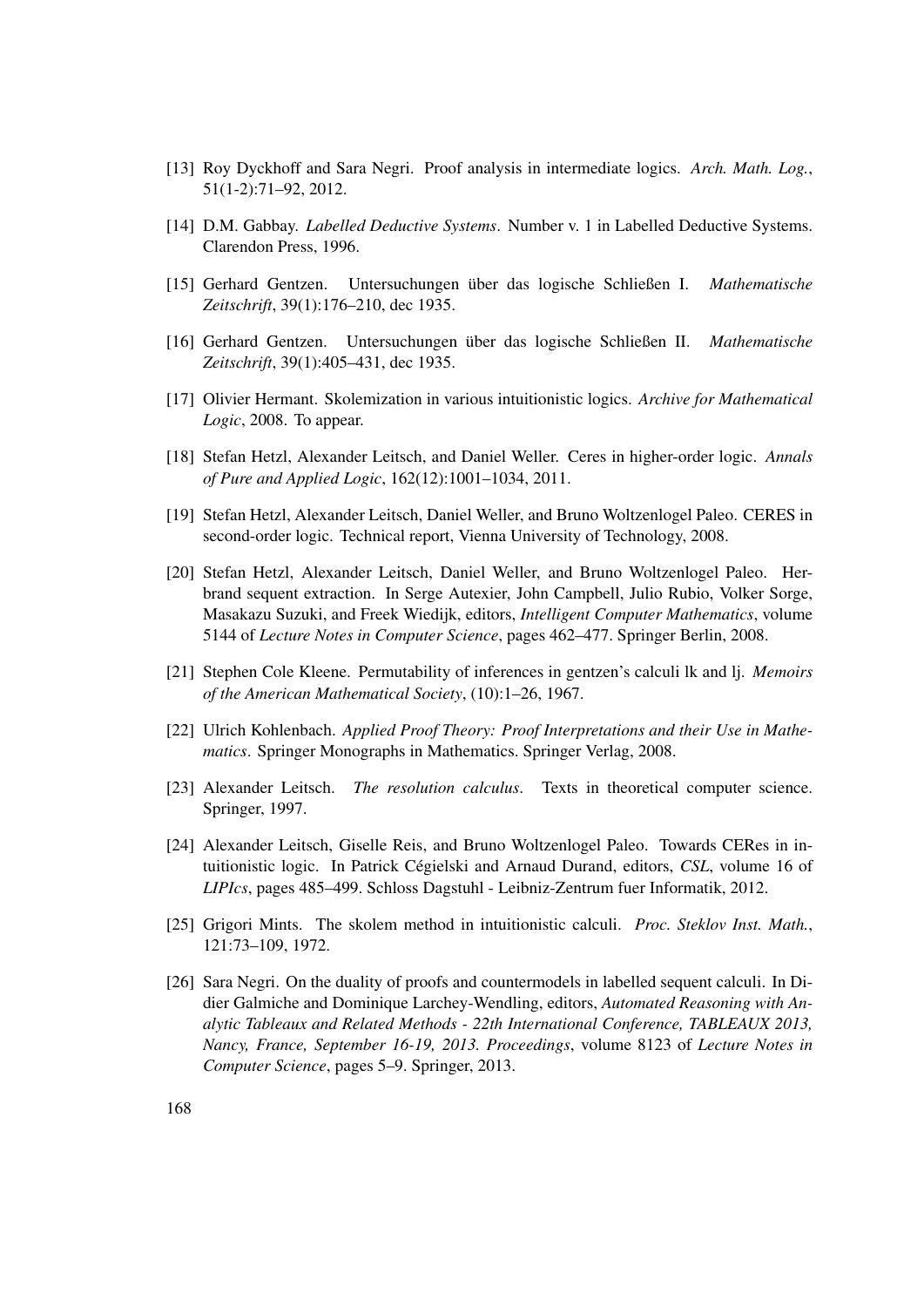[13] Roy Dyckhoff and Sara Negri. Proof analysis in intermediate logics. *Arch. Math. Log.*, 51(1-2):71–92, 2012.

[14] D.M. Gabbay. *Labelled Deductive Systems*. Number v. 1 in Labelled Deductive Systems. Clarendon Press, 1996.

[15] Gerhard Gentzen. Untersuchungen über das logische Schließen I. *Mathematische Zeitschrift*, 39(1):176–210, dec 1935.

[16] Gerhard Gentzen. Untersuchungen über das logische Schließen II. *Mathematische Zeitschrift*, 39(1):405–431, dec 1935.

[17] Olivier Hermant. Skolemization in various intuitionistic logics. *Archive for Mathematical Logic*, 2008. To appear.

[18] Stefan Hetzl, Alexander Leitsch, and Daniel Weller. Ceres in higher-order logic. *Annals of Pure and Applied Logic*, 162(12):1001–1034, 2011.

[19] Stefan Hetzl, Alexander Leitsch, Daniel Weller, and Bruno Woltzenlogel Paleo. CERES in second-order logic. Technical report, Vienna University of Technology, 2008.

[20] Stefan Hetzl, Alexander Leitsch, Daniel Weller, and Bruno Woltzenlogel Paleo. Herbrand sequent extraction. In Serge Autexier, John Campbell, Julio Rubio, Volker Sorge, Masakazu Suzuki, and Freek Wiedijk, editors, *Intelligent Computer Mathematics*, volume 5144 of *Lecture Notes in Computer Science*, pages 462–477. Springer Berlin, 2008.

[21] Stephen Cole Kleene. Permutability of inferences in gentzen's calculi lk and lj. *Memoirs of the American Mathematical Society*, (10):1–26, 1967.

[22] Ulrich Kohlenbach. *Applied Proof Theory: Proof Interpretations and their Use in Mathematics*. Springer Monographs in Mathematics. Springer Verlag, 2008.

[23] Alexander Leitsch. *The resolution calculus*. Texts in theoretical computer science. Springer, 1997.

[24] Alexander Leitsch, Giselle Reis, and Bruno Woltzenlogel Paleo. Towards CERes in intuitionistic logic. In Patrick Cégielski and Arnaud Durand, editors, *CSL*, volume 16 of *LIPIcs*, pages 485–499. Schloss Dagstuhl - Leibniz-Zentrum fuer Informatik, 2012.

[25] Grigori Mints. The skolem method in intuitionistic calculi. *Proc. Steklov Inst. Math.*, 121:73–109, 1972.

[26] Sara Negri. On the duality of proofs and countermodels in labelled sequent calculi. In Didier Galmiche and Dominique Larchey-Wendling, editors, *Automated Reasoning with Analytic Tableaux and Related Methods - 22th International Conference, TABLEAUX 2013, Nancy, France, September 16-19, 2013. Proceedings*, volume 8123 of *Lecture Notes in Computer Science*, pages 5–9. Springer, 2013.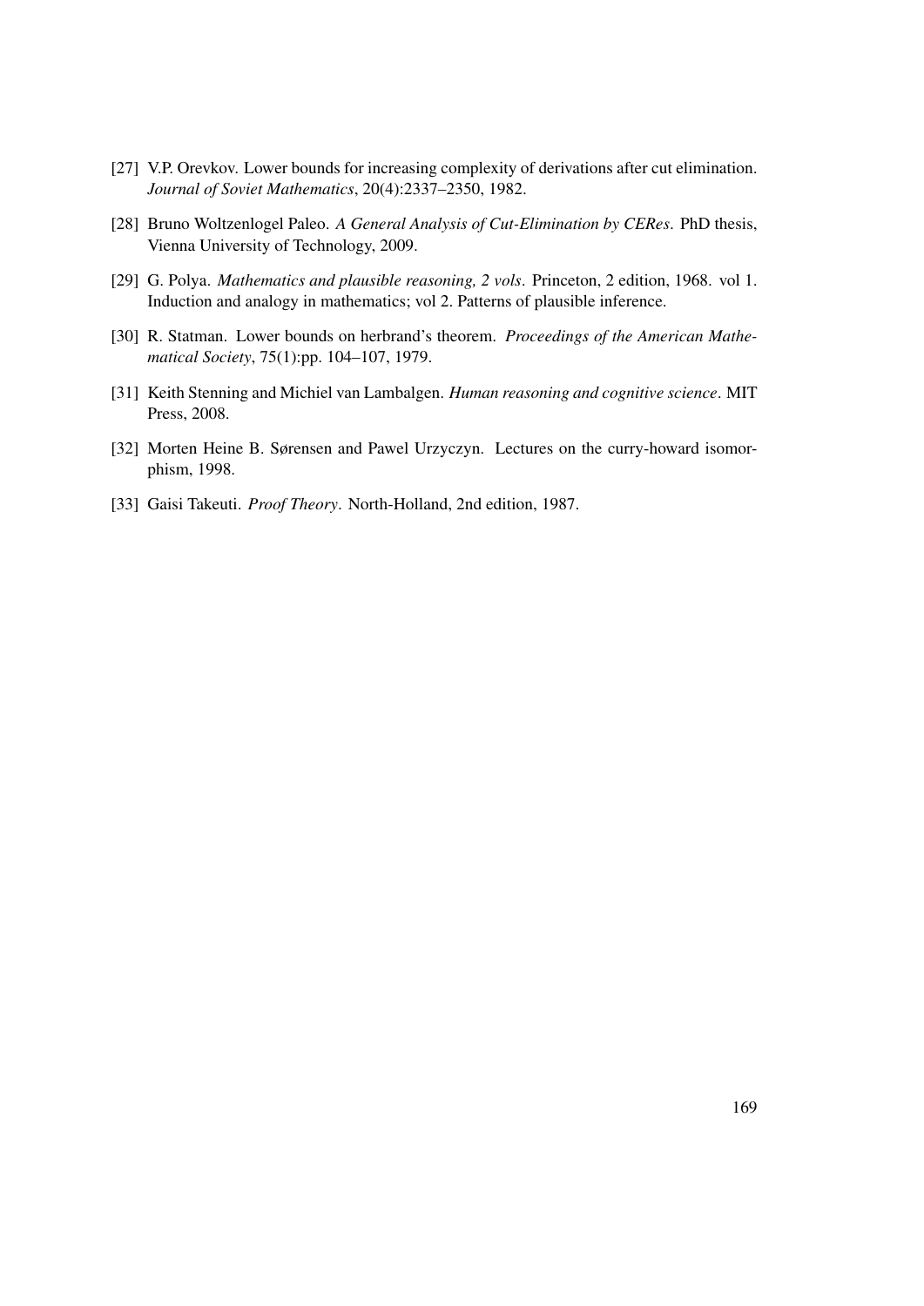[27] V.P. Orevkov. Lower bounds for increasing complexity of derivations after cut elimination. *Journal of Soviet Mathematics*, 20(4):2337–2350, 1982.

[28] Bruno Woltzenlogel Paleo. *A General Analysis of Cut-Elimination by CERes*. PhD thesis, Vienna University of Technology, 2009.

[29] G. Polya. *Mathematics and plausible reasoning, 2 vols*. Princeton, 2 edition, 1968. vol 1. Induction and analogy in mathematics; vol 2. Patterns of plausible inference.

[30] R. Statman. Lower bounds on herbrand's theorem. *Proceedings of the American Mathematical Society*, 75(1):pp. 104–107, 1979.

[31] Keith Stenning and Michiel van Lambalgen. *Human reasoning and cognitive science*. MIT Press, 2008.

[32] Morten Heine B. Sørensen and Pawel Urzyczyn. Lectures on the curry-howard isomorphism, 1998.

[33] Gaisi Takeuti. *Proof Theory*. North-Holland, 2nd edition, 1987.